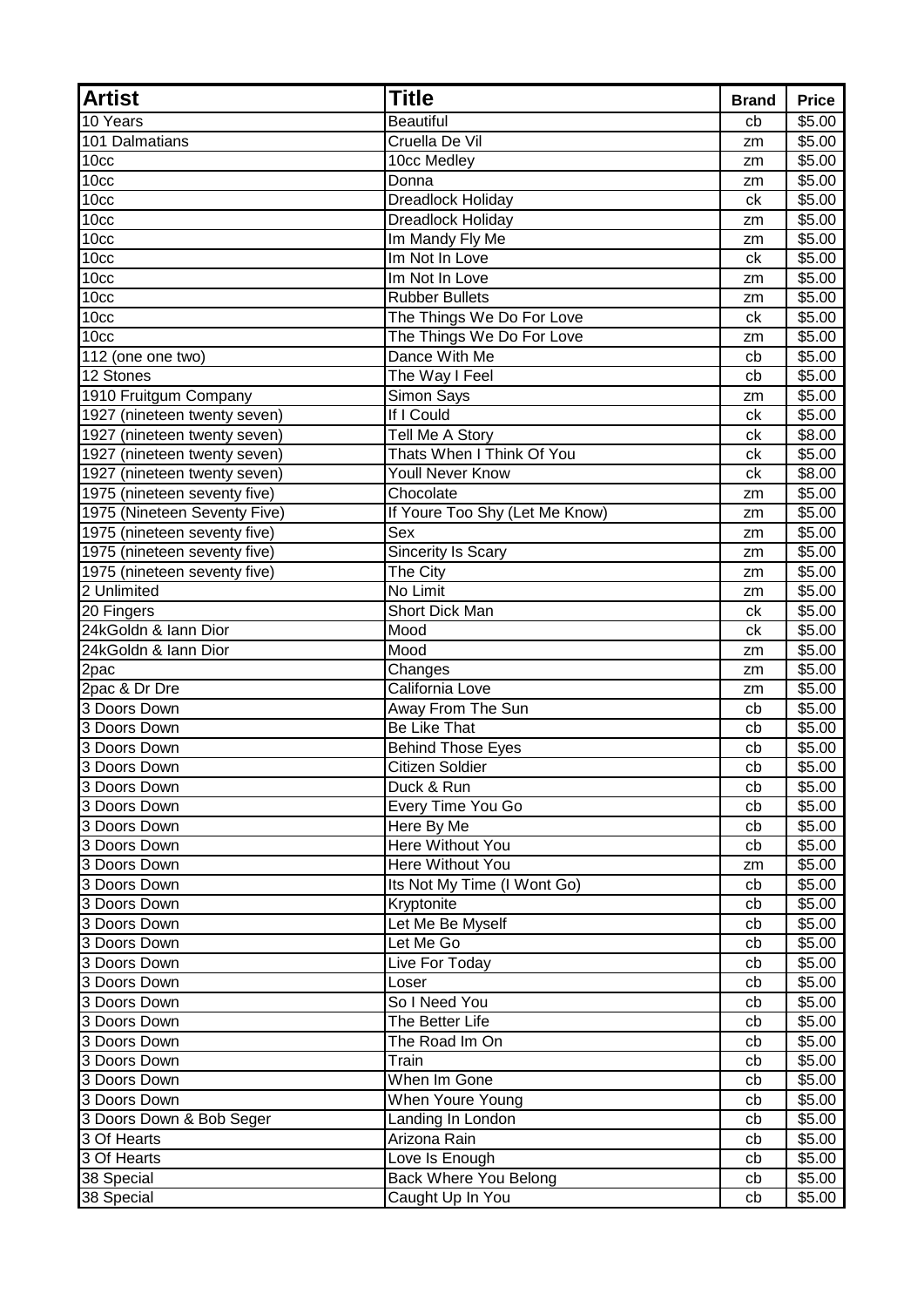| Artist | Title | Brand | Price |
|---|---|---|---|
| 10 Years | Beautiful | cb | $5.00 |
| 101 Dalmatians | Cruella De Vil | zm | $5.00 |
| 10cc | 10cc Medley | zm | $5.00 |
| 10cc | Donna | zm | $5.00 |
| 10cc | Dreadlock Holiday | ck | $5.00 |
| 10cc | Dreadlock Holiday | zm | $5.00 |
| 10cc | Im Mandy Fly Me | zm | $5.00 |
| 10cc | Im Not In Love | ck | $5.00 |
| 10cc | Im Not In Love | zm | $5.00 |
| 10cc | Rubber Bullets | zm | $5.00 |
| 10cc | The Things We Do For Love | ck | $5.00 |
| 10cc | The Things We Do For Love | zm | $5.00 |
| 112 (one one two) | Dance With Me | cb | $5.00 |
| 12 Stones | The Way I Feel | cb | $5.00 |
| 1910 Fruitgum Company | Simon Says | zm | $5.00 |
| 1927 (nineteen twenty seven) | If I Could | ck | $5.00 |
| 1927 (nineteen twenty seven) | Tell Me A Story | ck | $8.00 |
| 1927 (nineteen twenty seven) | Thats When I Think Of You | ck | $5.00 |
| 1927 (nineteen twenty seven) | Youll Never Know | ck | $8.00 |
| 1975 (nineteen seventy five) | Chocolate | zm | $5.00 |
| 1975 (Nineteen Seventy Five) | If Youre Too Shy (Let Me Know) | zm | $5.00 |
| 1975 (nineteen seventy five) | Sex | zm | $5.00 |
| 1975 (nineteen seventy five) | Sincerity Is Scary | zm | $5.00 |
| 1975 (nineteen seventy five) | The City | zm | $5.00 |
| 2 Unlimited | No Limit | zm | $5.00 |
| 20 Fingers | Short Dick Man | ck | $5.00 |
| 24kGoldn & Iann Dior | Mood | ck | $5.00 |
| 24kGoldn & Iann Dior | Mood | zm | $5.00 |
| 2pac | Changes | zm | $5.00 |
| 2pac & Dr Dre | California Love | zm | $5.00 |
| 3 Doors Down | Away From The Sun | cb | $5.00 |
| 3 Doors Down | Be Like That | cb | $5.00 |
| 3 Doors Down | Behind Those Eyes | cb | $5.00 |
| 3 Doors Down | Citizen Soldier | cb | $5.00 |
| 3 Doors Down | Duck & Run | cb | $5.00 |
| 3 Doors Down | Every Time You Go | cb | $5.00 |
| 3 Doors Down | Here By Me | cb | $5.00 |
| 3 Doors Down | Here Without You | cb | $5.00 |
| 3 Doors Down | Here Without You | zm | $5.00 |
| 3 Doors Down | Its Not My Time (I Wont Go) | cb | $5.00 |
| 3 Doors Down | Kryptonite | cb | $5.00 |
| 3 Doors Down | Let Me Be Myself | cb | $5.00 |
| 3 Doors Down | Let Me Go | cb | $5.00 |
| 3 Doors Down | Live For Today | cb | $5.00 |
| 3 Doors Down | Loser | cb | $5.00 |
| 3 Doors Down | So I Need You | cb | $5.00 |
| 3 Doors Down | The Better Life | cb | $5.00 |
| 3 Doors Down | The Road Im On | cb | $5.00 |
| 3 Doors Down | Train | cb | $5.00 |
| 3 Doors Down | When Im Gone | cb | $5.00 |
| 3 Doors Down | When Youre Young | cb | $5.00 |
| 3 Doors Down & Bob Seger | Landing In London | cb | $5.00 |
| 3 Of Hearts | Arizona Rain | cb | $5.00 |
| 3 Of Hearts | Love Is Enough | cb | $5.00 |
| 38 Special | Back Where You Belong | cb | $5.00 |
| 38 Special | Caught Up In You | cb | $5.00 |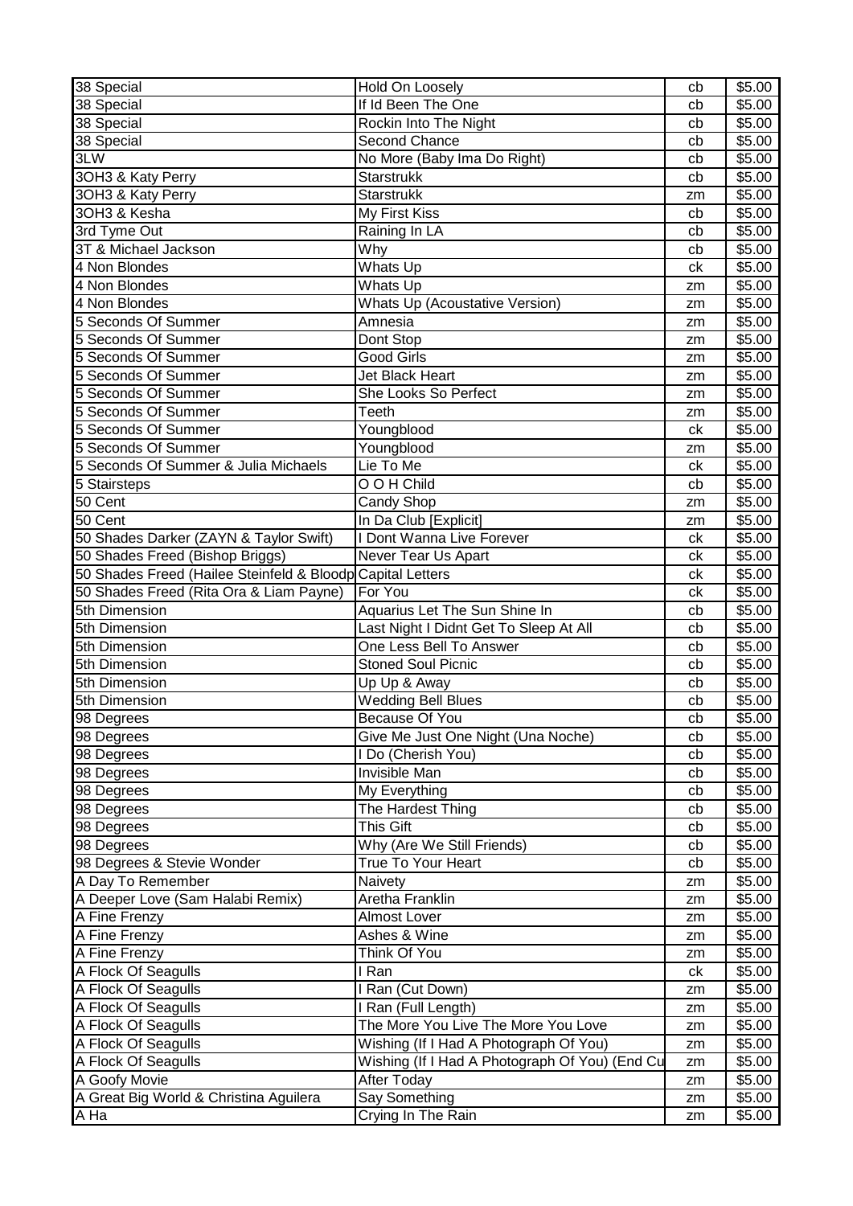| 38 Special | Hold On Loosely | cb | $5.00 |
|---|---|---|---|
| 38 Special | If Id Been The One | cb | $5.00 |
| 38 Special | Rockin Into The Night | cb | $5.00 |
| 38 Special | Second Chance | cb | $5.00 |
| 3LW | No More (Baby Ima Do Right) | cb | $5.00 |
| 3OH3 & Katy Perry | Starstrukk | cb | $5.00 |
| 3OH3 & Katy Perry | Starstrukk | zm | $5.00 |
| 3OH3 & Kesha | My First Kiss | cb | $5.00 |
| 3rd Tyme Out | Raining In LA | cb | $5.00 |
| 3T & Michael Jackson | Why | cb | $5.00 |
| 4 Non Blondes | Whats Up | ck | $5.00 |
| 4 Non Blondes | Whats Up | zm | $5.00 |
| 4 Non Blondes | Whats Up (Acoustative Version) | zm | $5.00 |
| 5 Seconds Of Summer | Amnesia | zm | $5.00 |
| 5 Seconds Of Summer | Dont Stop | zm | $5.00 |
| 5 Seconds Of Summer | Good Girls | zm | $5.00 |
| 5 Seconds Of Summer | Jet Black Heart | zm | $5.00 |
| 5 Seconds Of Summer | She Looks So Perfect | zm | $5.00 |
| 5 Seconds Of Summer | Teeth | zm | $5.00 |
| 5 Seconds Of Summer | Youngblood | ck | $5.00 |
| 5 Seconds Of Summer | Youngblood | zm | $5.00 |
| 5 Seconds Of Summer & Julia Michaels | Lie To Me | ck | $5.00 |
| 5 Stairsteps | O O H Child | cb | $5.00 |
| 50 Cent | Candy Shop | zm | $5.00 |
| 50 Cent | In Da Club [Explicit] | zm | $5.00 |
| 50 Shades Darker (ZAYN & Taylor Swift) | I Dont Wanna Live Forever | ck | $5.00 |
| 50 Shades Freed (Bishop Briggs) | Never Tear Us Apart | ck | $5.00 |
| 50 Shades Freed (Hailee Steinfeld & Bloodp | Capital Letters | ck | $5.00 |
| 50 Shades Freed (Rita Ora & Liam Payne) | For You | ck | $5.00 |
| 5th Dimension | Aquarius Let The Sun Shine In | cb | $5.00 |
| 5th Dimension | Last Night I Didnt Get To Sleep At All | cb | $5.00 |
| 5th Dimension | One Less Bell To Answer | cb | $5.00 |
| 5th Dimension | Stoned Soul Picnic | cb | $5.00 |
| 5th Dimension | Up Up & Away | cb | $5.00 |
| 5th Dimension | Wedding Bell Blues | cb | $5.00 |
| 98 Degrees | Because Of You | cb | $5.00 |
| 98 Degrees | Give Me Just One Night (Una Noche) | cb | $5.00 |
| 98 Degrees | I Do (Cherish You) | cb | $5.00 |
| 98 Degrees | Invisible Man | cb | $5.00 |
| 98 Degrees | My Everything | cb | $5.00 |
| 98 Degrees | The Hardest Thing | cb | $5.00 |
| 98 Degrees | This Gift | cb | $5.00 |
| 98 Degrees | Why (Are We Still Friends) | cb | $5.00 |
| 98 Degrees & Stevie Wonder | True To Your Heart | cb | $5.00 |
| A Day To Remember | Naivety | zm | $5.00 |
| A Deeper Love (Sam Halabi Remix) | Aretha Franklin | zm | $5.00 |
| A Fine Frenzy | Almost Lover | zm | $5.00 |
| A Fine Frenzy | Ashes & Wine | zm | $5.00 |
| A Fine Frenzy | Think Of You | zm | $5.00 |
| A Flock Of Seagulls | I Ran | ck | $5.00 |
| A Flock Of Seagulls | I Ran (Cut Down) | zm | $5.00 |
| A Flock Of Seagulls | I Ran (Full Length) | zm | $5.00 |
| A Flock Of Seagulls | The More You Live The More You Love | zm | $5.00 |
| A Flock Of Seagulls | Wishing (If I Had A Photograph Of You) | zm | $5.00 |
| A Flock Of Seagulls | Wishing (If I Had A Photograph Of You) (End Cu | zm | $5.00 |
| A Goofy Movie | After Today | zm | $5.00 |
| A Great Big World & Christina Aguilera | Say Something | zm | $5.00 |
| A Ha | Crying In The Rain | zm | $5.00 |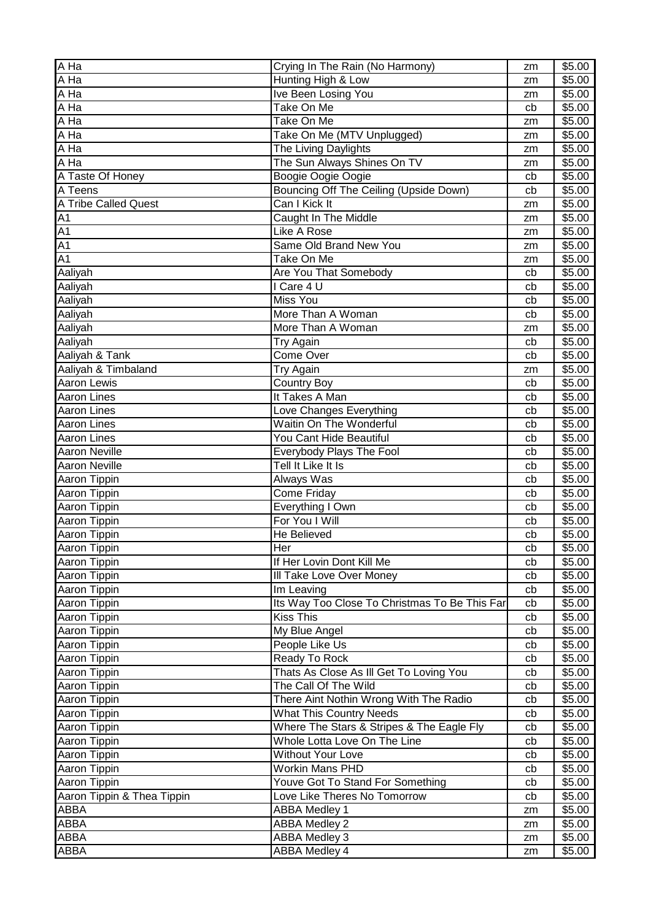| A Ha | Crying In The Rain (No Harmony) | zm | $5.00 |
|---|---|---|---|
| A Ha | Hunting High & Low | zm | $5.00 |
| A Ha | Ive Been Losing You | zm | $5.00 |
| A Ha | Take On Me | cb | $5.00 |
| A Ha | Take On Me | zm | $5.00 |
| A Ha | Take On Me (MTV Unplugged) | zm | $5.00 |
| A Ha | The Living Daylights | zm | $5.00 |
| A Ha | The Sun Always Shines On TV | zm | $5.00 |
| A Taste Of Honey | Boogie Oogie Oogie | cb | $5.00 |
| A Teens | Bouncing Off The Ceiling (Upside Down) | cb | $5.00 |
| A Tribe Called Quest | Can I Kick It | zm | $5.00 |
| A1 | Caught In The Middle | zm | $5.00 |
| A1 | Like A Rose | zm | $5.00 |
| A1 | Same Old Brand New You | zm | $5.00 |
| A1 | Take On Me | zm | $5.00 |
| Aaliyah | Are You That Somebody | cb | $5.00 |
| Aaliyah | I Care 4 U | cb | $5.00 |
| Aaliyah | Miss You | cb | $5.00 |
| Aaliyah | More Than A Woman | cb | $5.00 |
| Aaliyah | More Than A Woman | zm | $5.00 |
| Aaliyah | Try Again | cb | $5.00 |
| Aaliyah & Tank | Come Over | cb | $5.00 |
| Aaliyah & Timbaland | Try Again | zm | $5.00 |
| Aaron Lewis | Country Boy | cb | $5.00 |
| Aaron Lines | It Takes A Man | cb | $5.00 |
| Aaron Lines | Love Changes Everything | cb | $5.00 |
| Aaron Lines | Waitin On The Wonderful | cb | $5.00 |
| Aaron Lines | You Cant Hide Beautiful | cb | $5.00 |
| Aaron Neville | Everybody Plays The Fool | cb | $5.00 |
| Aaron Neville | Tell It Like It Is | cb | $5.00 |
| Aaron Tippin | Always Was | cb | $5.00 |
| Aaron Tippin | Come Friday | cb | $5.00 |
| Aaron Tippin | Everything I Own | cb | $5.00 |
| Aaron Tippin | For You I Will | cb | $5.00 |
| Aaron Tippin | He Believed | cb | $5.00 |
| Aaron Tippin | Her | cb | $5.00 |
| Aaron Tippin | If Her Lovin Dont Kill Me | cb | $5.00 |
| Aaron Tippin | Ill Take Love Over Money | cb | $5.00 |
| Aaron Tippin | Im Leaving | cb | $5.00 |
| Aaron Tippin | Its Way Too Close To Christmas To Be This Far | cb | $5.00 |
| Aaron Tippin | Kiss This | cb | $5.00 |
| Aaron Tippin | My Blue Angel | cb | $5.00 |
| Aaron Tippin | People Like Us | cb | $5.00 |
| Aaron Tippin | Ready To Rock | cb | $5.00 |
| Aaron Tippin | Thats As Close As Ill Get To Loving You | cb | $5.00 |
| Aaron Tippin | The Call Of The Wild | cb | $5.00 |
| Aaron Tippin | There Aint Nothin Wrong With The Radio | cb | $5.00 |
| Aaron Tippin | What This Country Needs | cb | $5.00 |
| Aaron Tippin | Where The Stars & Stripes & The Eagle Fly | cb | $5.00 |
| Aaron Tippin | Whole Lotta Love On The Line | cb | $5.00 |
| Aaron Tippin | Without Your Love | cb | $5.00 |
| Aaron Tippin | Workin Mans PHD | cb | $5.00 |
| Aaron Tippin | Youve Got To Stand For Something | cb | $5.00 |
| Aaron Tippin & Thea Tippin | Love Like Theres No Tomorrow | cb | $5.00 |
| ABBA | ABBA Medley 1 | zm | $5.00 |
| ABBA | ABBA Medley 2 | zm | $5.00 |
| ABBA | ABBA Medley 3 | zm | $5.00 |
| ABBA | ABBA Medley 4 | zm | $5.00 |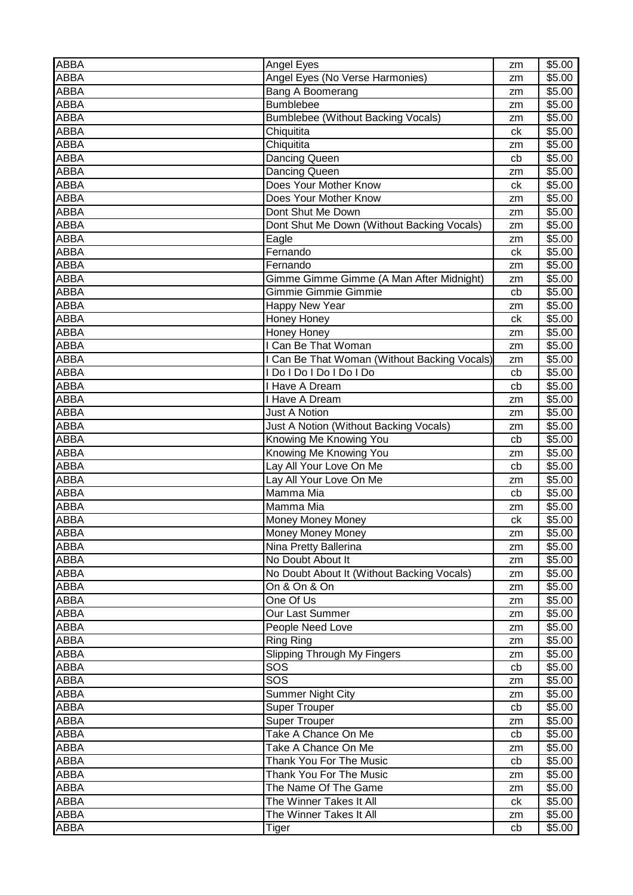| ABBA | Angel Eyes | zm | $5.00 |
|---|---|---|---|
| ABBA | Angel Eyes (No Verse Harmonies) | zm | $5.00 |
| ABBA | Bang A Boomerang | zm | $5.00 |
| ABBA | Bumblebee | zm | $5.00 |
| ABBA | Bumblebee (Without Backing Vocals) | zm | $5.00 |
| ABBA | Chiquitita | ck | $5.00 |
| ABBA | Chiquitita | zm | $5.00 |
| ABBA | Dancing Queen | cb | $5.00 |
| ABBA | Dancing Queen | zm | $5.00 |
| ABBA | Does Your Mother Know | ck | $5.00 |
| ABBA | Does Your Mother Know | zm | $5.00 |
| ABBA | Dont Shut Me Down | zm | $5.00 |
| ABBA | Dont Shut Me Down (Without Backing Vocals) | zm | $5.00 |
| ABBA | Eagle | zm | $5.00 |
| ABBA | Fernando | ck | $5.00 |
| ABBA | Fernando | zm | $5.00 |
| ABBA | Gimme Gimme Gimme (A Man After Midnight) | zm | $5.00 |
| ABBA | Gimmie Gimmie Gimmie | cb | $5.00 |
| ABBA | Happy New Year | zm | $5.00 |
| ABBA | Honey Honey | ck | $5.00 |
| ABBA | Honey Honey | zm | $5.00 |
| ABBA | I Can Be That Woman | zm | $5.00 |
| ABBA | I Can Be That Woman (Without Backing Vocals) | zm | $5.00 |
| ABBA | I Do I Do I Do I Do I Do | cb | $5.00 |
| ABBA | I Have A Dream | cb | $5.00 |
| ABBA | I Have A Dream | zm | $5.00 |
| ABBA | Just A Notion | zm | $5.00 |
| ABBA | Just A Notion (Without Backing Vocals) | zm | $5.00 |
| ABBA | Knowing Me Knowing You | cb | $5.00 |
| ABBA | Knowing Me Knowing You | zm | $5.00 |
| ABBA | Lay All Your Love On Me | cb | $5.00 |
| ABBA | Lay All Your Love On Me | zm | $5.00 |
| ABBA | Mamma Mia | cb | $5.00 |
| ABBA | Mamma Mia | zm | $5.00 |
| ABBA | Money Money Money | ck | $5.00 |
| ABBA | Money Money Money | zm | $5.00 |
| ABBA | Nina Pretty Ballerina | zm | $5.00 |
| ABBA | No Doubt About It | zm | $5.00 |
| ABBA | No Doubt About It (Without Backing Vocals) | zm | $5.00 |
| ABBA | On & On & On | zm | $5.00 |
| ABBA | One Of Us | zm | $5.00 |
| ABBA | Our Last Summer | zm | $5.00 |
| ABBA | People Need Love | zm | $5.00 |
| ABBA | Ring Ring | zm | $5.00 |
| ABBA | Slipping Through My Fingers | zm | $5.00 |
| ABBA | SOS | cb | $5.00 |
| ABBA | SOS | zm | $5.00 |
| ABBA | Summer Night City | zm | $5.00 |
| ABBA | Super Trouper | cb | $5.00 |
| ABBA | Super Trouper | zm | $5.00 |
| ABBA | Take A Chance On Me | cb | $5.00 |
| ABBA | Take A Chance On Me | zm | $5.00 |
| ABBA | Thank You For The Music | cb | $5.00 |
| ABBA | Thank You For The Music | zm | $5.00 |
| ABBA | The Name Of The Game | zm | $5.00 |
| ABBA | The Winner Takes It All | ck | $5.00 |
| ABBA | The Winner Takes It All | zm | $5.00 |
| ABBA | Tiger | cb | $5.00 |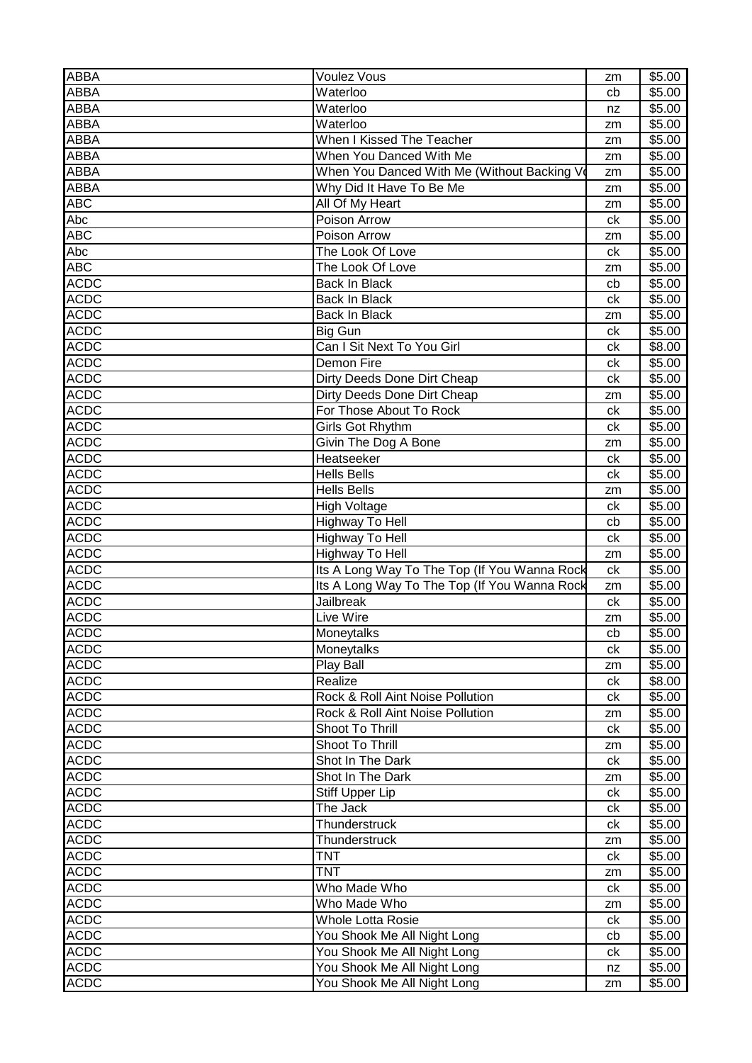| ABBA | Voulez Vous | zm | $5.00 |
|---|---|---|---|
| ABBA | Waterloo | cb | $5.00 |
| ABBA | Waterloo | nz | $5.00 |
| ABBA | Waterloo | zm | $5.00 |
| ABBA | When I Kissed The Teacher | zm | $5.00 |
| ABBA | When You Danced With Me | zm | $5.00 |
| ABBA | When You Danced With Me (Without Backing Vo | zm | $5.00 |
| ABBA | Why Did It Have To Be Me | zm | $5.00 |
| ABC | All Of My Heart | zm | $5.00 |
| Abc | Poison Arrow | ck | $5.00 |
| ABC | Poison Arrow | zm | $5.00 |
| Abc | The Look Of Love | ck | $5.00 |
| ABC | The Look Of Love | zm | $5.00 |
| ACDC | Back In Black | cb | $5.00 |
| ACDC | Back In Black | ck | $5.00 |
| ACDC | Back In Black | zm | $5.00 |
| ACDC | Big Gun | ck | $5.00 |
| ACDC | Can I Sit Next To You Girl | ck | $8.00 |
| ACDC | Demon Fire | ck | $5.00 |
| ACDC | Dirty Deeds Done Dirt Cheap | ck | $5.00 |
| ACDC | Dirty Deeds Done Dirt Cheap | zm | $5.00 |
| ACDC | For Those About To Rock | ck | $5.00 |
| ACDC | Girls Got Rhythm | ck | $5.00 |
| ACDC | Givin The Dog A Bone | zm | $5.00 |
| ACDC | Heatseeker | ck | $5.00 |
| ACDC | Hells Bells | ck | $5.00 |
| ACDC | Hells Bells | zm | $5.00 |
| ACDC | High Voltage | ck | $5.00 |
| ACDC | Highway To Hell | cb | $5.00 |
| ACDC | Highway To Hell | ck | $5.00 |
| ACDC | Highway To Hell | zm | $5.00 |
| ACDC | Its A Long Way To The Top (If You Wanna Rock | ck | $5.00 |
| ACDC | Its A Long Way To The Top (If You Wanna Rock | zm | $5.00 |
| ACDC | Jailbreak | ck | $5.00 |
| ACDC | Live Wire | zm | $5.00 |
| ACDC | Moneytalks | cb | $5.00 |
| ACDC | Moneytalks | ck | $5.00 |
| ACDC | Play Ball | zm | $5.00 |
| ACDC | Realize | ck | $8.00 |
| ACDC | Rock & Roll Aint Noise Pollution | ck | $5.00 |
| ACDC | Rock & Roll Aint Noise Pollution | zm | $5.00 |
| ACDC | Shoot To Thrill | ck | $5.00 |
| ACDC | Shoot To Thrill | zm | $5.00 |
| ACDC | Shot In The Dark | ck | $5.00 |
| ACDC | Shot In The Dark | zm | $5.00 |
| ACDC | Stiff Upper Lip | ck | $5.00 |
| ACDC | The Jack | ck | $5.00 |
| ACDC | Thunderstruck | ck | $5.00 |
| ACDC | Thunderstruck | zm | $5.00 |
| ACDC | TNT | ck | $5.00 |
| ACDC | TNT | zm | $5.00 |
| ACDC | Who Made Who | ck | $5.00 |
| ACDC | Who Made Who | zm | $5.00 |
| ACDC | Whole Lotta Rosie | ck | $5.00 |
| ACDC | You Shook Me All Night Long | cb | $5.00 |
| ACDC | You Shook Me All Night Long | ck | $5.00 |
| ACDC | You Shook Me All Night Long | nz | $5.00 |
| ACDC | You Shook Me All Night Long | zm | $5.00 |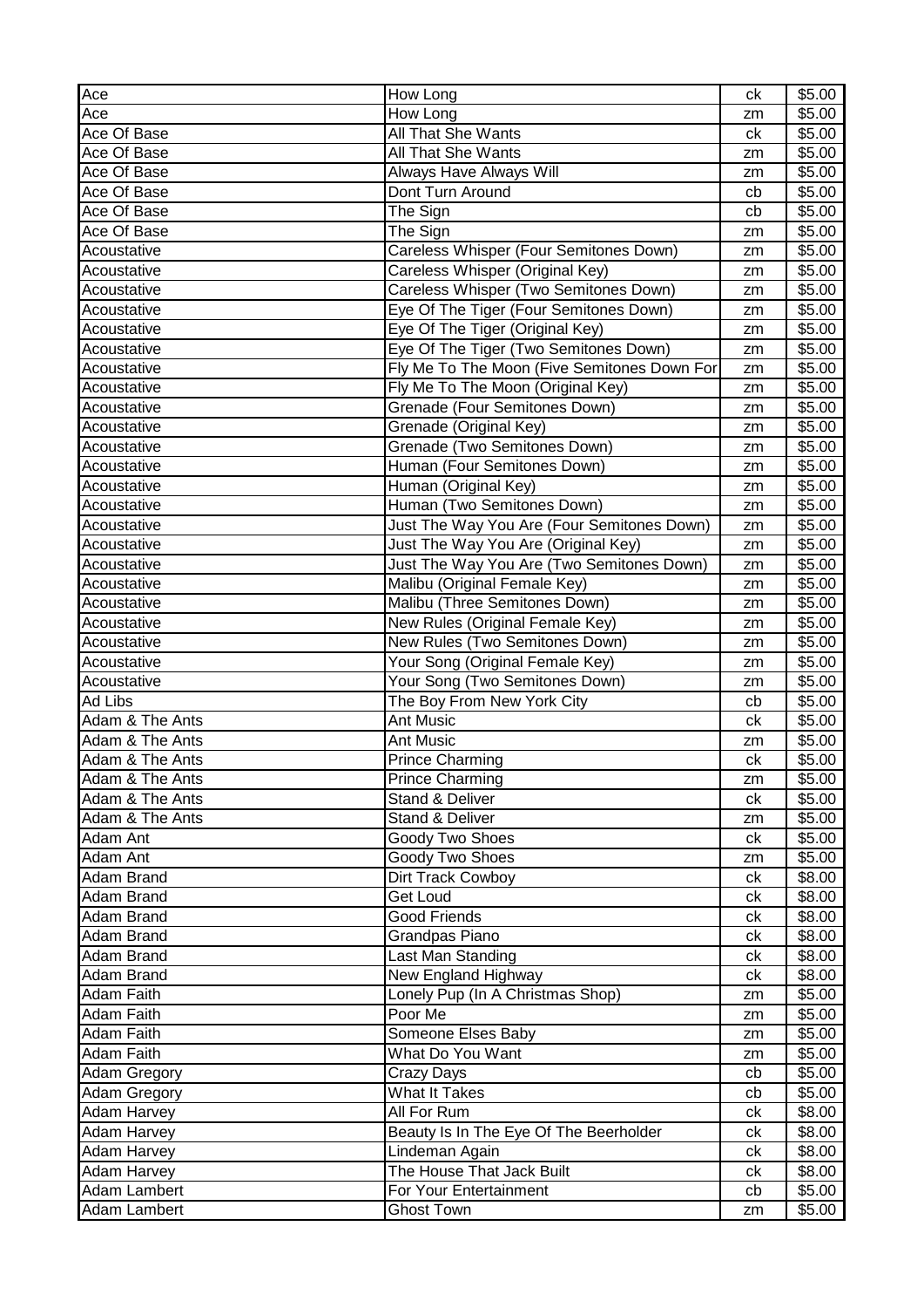| Ace | How Long | ck | $5.00 |
|---|---|---|---|
| Ace | How Long | zm | $5.00 |
| Ace Of Base | All That She Wants | ck | $5.00 |
| Ace Of Base | All That She Wants | zm | $5.00 |
| Ace Of Base | Always Have Always Will | zm | $5.00 |
| Ace Of Base | Dont Turn Around | cb | $5.00 |
| Ace Of Base | The Sign | cb | $5.00 |
| Ace Of Base | The Sign | zm | $5.00 |
| Acoustative | Careless Whisper (Four Semitones Down) | zm | $5.00 |
| Acoustative | Careless Whisper (Original Key) | zm | $5.00 |
| Acoustative | Careless Whisper (Two Semitones Down) | zm | $5.00 |
| Acoustative | Eye Of The Tiger (Four Semitones Down) | zm | $5.00 |
| Acoustative | Eye Of The Tiger (Original Key) | zm | $5.00 |
| Acoustative | Eye Of The Tiger (Two Semitones Down) | zm | $5.00 |
| Acoustative | Fly Me To The Moon (Five Semitones Down For | zm | $5.00 |
| Acoustative | Fly Me To The Moon (Original Key) | zm | $5.00 |
| Acoustative | Grenade (Four Semitones Down) | zm | $5.00 |
| Acoustative | Grenade (Original Key) | zm | $5.00 |
| Acoustative | Grenade (Two Semitones Down) | zm | $5.00 |
| Acoustative | Human (Four Semitones Down) | zm | $5.00 |
| Acoustative | Human (Original Key) | zm | $5.00 |
| Acoustative | Human (Two Semitones Down) | zm | $5.00 |
| Acoustative | Just The Way You Are (Four Semitones Down) | zm | $5.00 |
| Acoustative | Just The Way You Are (Original Key) | zm | $5.00 |
| Acoustative | Just The Way You Are (Two Semitones Down) | zm | $5.00 |
| Acoustative | Malibu (Original Female Key) | zm | $5.00 |
| Acoustative | Malibu (Three Semitones Down) | zm | $5.00 |
| Acoustative | New Rules (Original Female Key) | zm | $5.00 |
| Acoustative | New Rules (Two Semitones Down) | zm | $5.00 |
| Acoustative | Your Song (Original Female Key) | zm | $5.00 |
| Acoustative | Your Song (Two Semitones Down) | zm | $5.00 |
| Ad Libs | The Boy From New York City | cb | $5.00 |
| Adam & The Ants | Ant Music | ck | $5.00 |
| Adam & The Ants | Ant Music | zm | $5.00 |
| Adam & The Ants | Prince Charming | ck | $5.00 |
| Adam & The Ants | Prince Charming | zm | $5.00 |
| Adam & The Ants | Stand & Deliver | ck | $5.00 |
| Adam & The Ants | Stand & Deliver | zm | $5.00 |
| Adam Ant | Goody Two Shoes | ck | $5.00 |
| Adam Ant | Goody Two Shoes | zm | $5.00 |
| Adam Brand | Dirt Track Cowboy | ck | $8.00 |
| Adam Brand | Get Loud | ck | $8.00 |
| Adam Brand | Good Friends | ck | $8.00 |
| Adam Brand | Grandpas Piano | ck | $8.00 |
| Adam Brand | Last Man Standing | ck | $8.00 |
| Adam Brand | New England Highway | ck | $8.00 |
| Adam Faith | Lonely Pup (In A Christmas Shop) | zm | $5.00 |
| Adam Faith | Poor Me | zm | $5.00 |
| Adam Faith | Someone Elses Baby | zm | $5.00 |
| Adam Faith | What Do You Want | zm | $5.00 |
| Adam Gregory | Crazy Days | cb | $5.00 |
| Adam Gregory | What It Takes | cb | $5.00 |
| Adam Harvey | All For Rum | ck | $8.00 |
| Adam Harvey | Beauty Is In The Eye Of The Beerholder | ck | $8.00 |
| Adam Harvey | Lindeman Again | ck | $8.00 |
| Adam Harvey | The House That Jack Built | ck | $8.00 |
| Adam Lambert | For Your Entertainment | cb | $5.00 |
| Adam Lambert | Ghost Town | zm | $5.00 |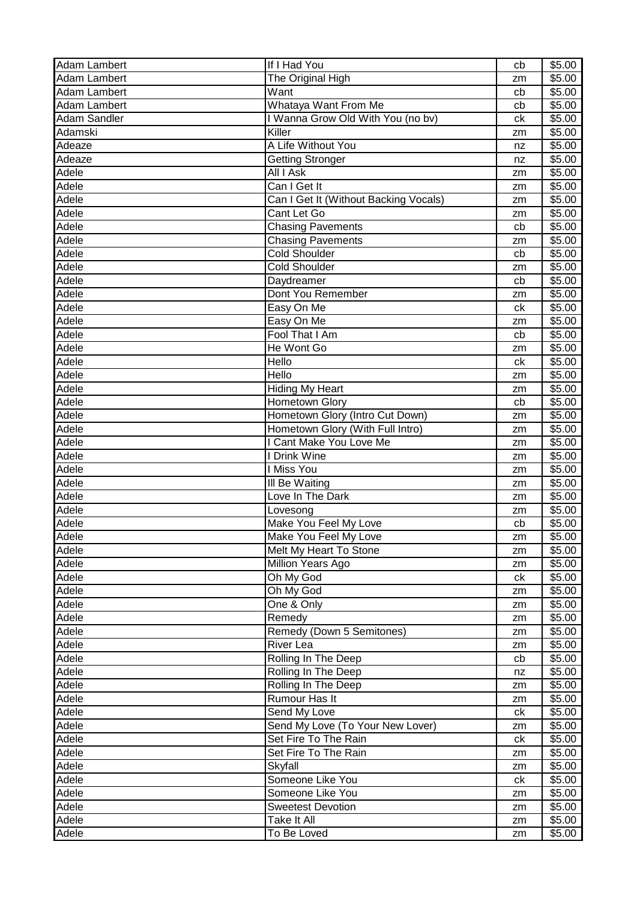| Adam Lambert | If I Had You | cb | $5.00 |
|---|---|---|---|
| Adam Lambert | The Original High | zm | $5.00 |
| Adam Lambert | Want | cb | $5.00 |
| Adam Lambert | Whataya Want From Me | cb | $5.00 |
| Adam Sandler | I Wanna Grow Old With You (no bv) | ck | $5.00 |
| Adamski | Killer | zm | $5.00 |
| Adeaze | A Life Without You | nz | $5.00 |
| Adeaze | Getting Stronger | nz | $5.00 |
| Adele | All I Ask | zm | $5.00 |
| Adele | Can I Get It | zm | $5.00 |
| Adele | Can I Get It (Without Backing Vocals) | zm | $5.00 |
| Adele | Cant Let Go | zm | $5.00 |
| Adele | Chasing Pavements | cb | $5.00 |
| Adele | Chasing Pavements | zm | $5.00 |
| Adele | Cold Shoulder | cb | $5.00 |
| Adele | Cold Shoulder | zm | $5.00 |
| Adele | Daydreamer | cb | $5.00 |
| Adele | Dont You Remember | zm | $5.00 |
| Adele | Easy On Me | ck | $5.00 |
| Adele | Easy On Me | zm | $5.00 |
| Adele | Fool That I Am | cb | $5.00 |
| Adele | He Wont Go | zm | $5.00 |
| Adele | Hello | ck | $5.00 |
| Adele | Hello | zm | $5.00 |
| Adele | Hiding My Heart | zm | $5.00 |
| Adele | Hometown Glory | cb | $5.00 |
| Adele | Hometown Glory (Intro Cut Down) | zm | $5.00 |
| Adele | Hometown Glory (With Full Intro) | zm | $5.00 |
| Adele | I Cant Make You Love Me | zm | $5.00 |
| Adele | I Drink Wine | zm | $5.00 |
| Adele | I Miss You | zm | $5.00 |
| Adele | Ill Be Waiting | zm | $5.00 |
| Adele | Love In The Dark | zm | $5.00 |
| Adele | Lovesong | zm | $5.00 |
| Adele | Make You Feel My Love | cb | $5.00 |
| Adele | Make You Feel My Love | zm | $5.00 |
| Adele | Melt My Heart To Stone | zm | $5.00 |
| Adele | Million Years Ago | zm | $5.00 |
| Adele | Oh My God | ck | $5.00 |
| Adele | Oh My God | zm | $5.00 |
| Adele | One & Only | zm | $5.00 |
| Adele | Remedy | zm | $5.00 |
| Adele | Remedy (Down 5 Semitones) | zm | $5.00 |
| Adele | River Lea | zm | $5.00 |
| Adele | Rolling In The Deep | cb | $5.00 |
| Adele | Rolling In The Deep | nz | $5.00 |
| Adele | Rolling In The Deep | zm | $5.00 |
| Adele | Rumour Has It | zm | $5.00 |
| Adele | Send My Love | ck | $5.00 |
| Adele | Send My Love (To Your New Lover) | zm | $5.00 |
| Adele | Set Fire To The Rain | ck | $5.00 |
| Adele | Set Fire To The Rain | zm | $5.00 |
| Adele | Skyfall | zm | $5.00 |
| Adele | Someone Like You | ck | $5.00 |
| Adele | Someone Like You | zm | $5.00 |
| Adele | Sweetest Devotion | zm | $5.00 |
| Adele | Take It All | zm | $5.00 |
| Adele | To Be Loved | zm | $5.00 |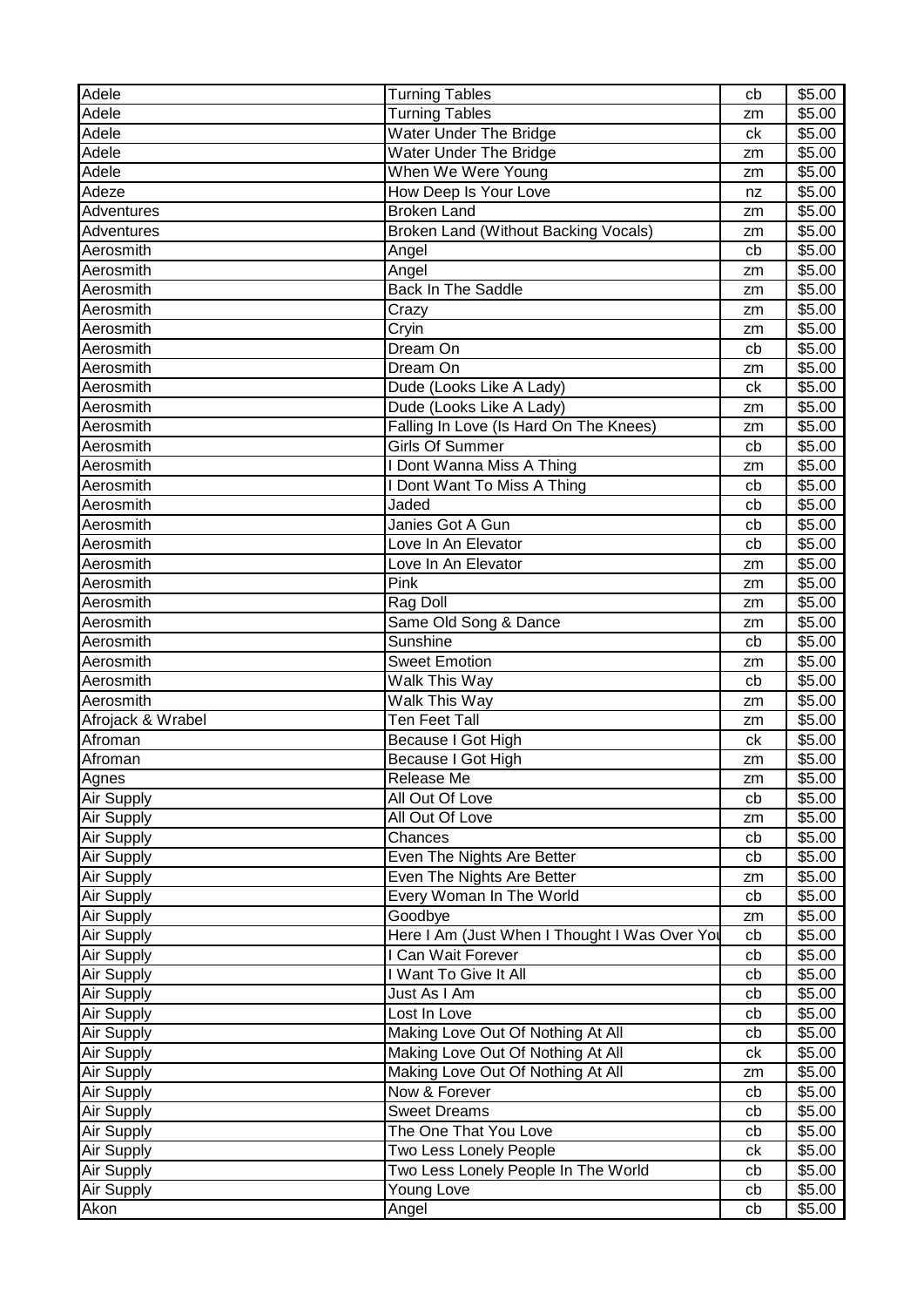| Adele | Turning Tables | cb | $5.00 |
|---|---|---|---|
| Adele | Turning Tables | zm | $5.00 |
| Adele | Water Under The Bridge | ck | $5.00 |
| Adele | Water Under The Bridge | zm | $5.00 |
| Adele | When We Were Young | zm | $5.00 |
| Adeze | How Deep Is Your Love | nz | $5.00 |
| Adventures | Broken Land | zm | $5.00 |
| Adventures | Broken Land (Without Backing Vocals) | zm | $5.00 |
| Aerosmith | Angel | cb | $5.00 |
| Aerosmith | Angel | zm | $5.00 |
| Aerosmith | Back In The Saddle | zm | $5.00 |
| Aerosmith | Crazy | zm | $5.00 |
| Aerosmith | Cryin | zm | $5.00 |
| Aerosmith | Dream On | cb | $5.00 |
| Aerosmith | Dream On | zm | $5.00 |
| Aerosmith | Dude (Looks Like A Lady) | ck | $5.00 |
| Aerosmith | Dude (Looks Like A Lady) | zm | $5.00 |
| Aerosmith | Falling In Love (Is Hard On The Knees) | zm | $5.00 |
| Aerosmith | Girls Of Summer | cb | $5.00 |
| Aerosmith | I Dont Wanna Miss A Thing | zm | $5.00 |
| Aerosmith | I Dont Want To Miss A Thing | cb | $5.00 |
| Aerosmith | Jaded | cb | $5.00 |
| Aerosmith | Janies Got A Gun | cb | $5.00 |
| Aerosmith | Love In An Elevator | cb | $5.00 |
| Aerosmith | Love In An Elevator | zm | $5.00 |
| Aerosmith | Pink | zm | $5.00 |
| Aerosmith | Rag Doll | zm | $5.00 |
| Aerosmith | Same Old Song & Dance | zm | $5.00 |
| Aerosmith | Sunshine | cb | $5.00 |
| Aerosmith | Sweet Emotion | zm | $5.00 |
| Aerosmith | Walk This Way | cb | $5.00 |
| Aerosmith | Walk This Way | zm | $5.00 |
| Afrojack & Wrabel | Ten Feet Tall | zm | $5.00 |
| Afroman | Because I Got High | ck | $5.00 |
| Afroman | Because I Got High | zm | $5.00 |
| Agnes | Release Me | zm | $5.00 |
| Air Supply | All Out Of Love | cb | $5.00 |
| Air Supply | All Out Of Love | zm | $5.00 |
| Air Supply | Chances | cb | $5.00 |
| Air Supply | Even The Nights Are Better | cb | $5.00 |
| Air Supply | Even The Nights Are Better | zm | $5.00 |
| Air Supply | Every Woman In The World | cb | $5.00 |
| Air Supply | Goodbye | zm | $5.00 |
| Air Supply | Here I Am (Just When I Thought I Was Over You | cb | $5.00 |
| Air Supply | I Can Wait Forever | cb | $5.00 |
| Air Supply | I Want To Give It All | cb | $5.00 |
| Air Supply | Just As I Am | cb | $5.00 |
| Air Supply | Lost In Love | cb | $5.00 |
| Air Supply | Making Love Out Of Nothing At All | cb | $5.00 |
| Air Supply | Making Love Out Of Nothing At All | ck | $5.00 |
| Air Supply | Making Love Out Of Nothing At All | zm | $5.00 |
| Air Supply | Now & Forever | cb | $5.00 |
| Air Supply | Sweet Dreams | cb | $5.00 |
| Air Supply | The One That You Love | cb | $5.00 |
| Air Supply | Two Less Lonely People | ck | $5.00 |
| Air Supply | Two Less Lonely People In The World | cb | $5.00 |
| Air Supply | Young Love | cb | $5.00 |
| Akon | Angel | cb | $5.00 |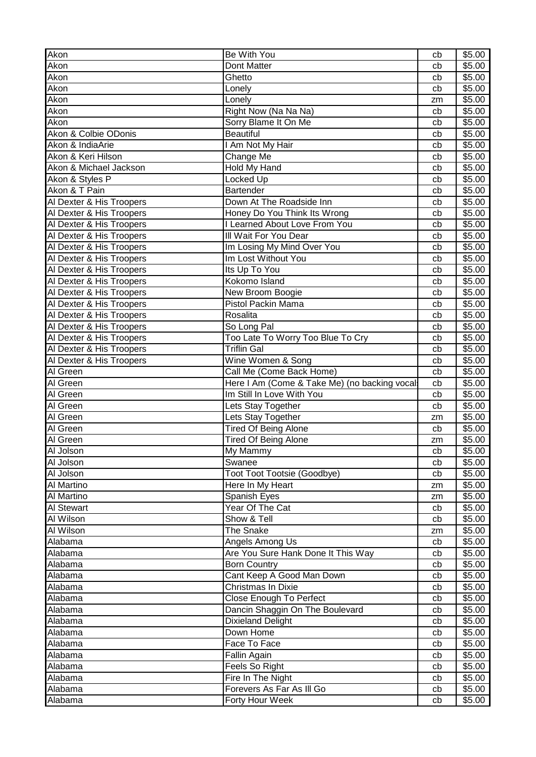| Akon | Be With You | cb | $5.00 |
|---|---|---|---|
| Akon | Dont Matter | cb | $5.00 |
| Akon | Ghetto | cb | $5.00 |
| Akon | Lonely | cb | $5.00 |
| Akon | Lonely | zm | $5.00 |
| Akon | Right Now (Na Na Na) | cb | $5.00 |
| Akon | Sorry Blame It On Me | cb | $5.00 |
| Akon & Colbie ODonis | Beautiful | cb | $5.00 |
| Akon & IndiaArie | I Am Not My Hair | cb | $5.00 |
| Akon & Keri Hilson | Change Me | cb | $5.00 |
| Akon & Michael Jackson | Hold My Hand | cb | $5.00 |
| Akon & Styles P | Locked Up | cb | $5.00 |
| Akon & T Pain | Bartender | cb | $5.00 |
| Al Dexter & His Troopers | Down At The Roadside Inn | cb | $5.00 |
| Al Dexter & His Troopers | Honey Do You Think Its Wrong | cb | $5.00 |
| Al Dexter & His Troopers | I Learned About Love From You | cb | $5.00 |
| Al Dexter & His Troopers | Ill Wait For You Dear | cb | $5.00 |
| Al Dexter & His Troopers | Im Losing My Mind Over You | cb | $5.00 |
| Al Dexter & His Troopers | Im Lost Without You | cb | $5.00 |
| Al Dexter & His Troopers | Its Up To You | cb | $5.00 |
| Al Dexter & His Troopers | Kokomo Island | cb | $5.00 |
| Al Dexter & His Troopers | New Broom Boogie | cb | $5.00 |
| Al Dexter & His Troopers | Pistol Packin Mama | cb | $5.00 |
| Al Dexter & His Troopers | Rosalita | cb | $5.00 |
| Al Dexter & His Troopers | So Long Pal | cb | $5.00 |
| Al Dexter & His Troopers | Too Late To Worry Too Blue To Cry | cb | $5.00 |
| Al Dexter & His Troopers | Triflin Gal | cb | $5.00 |
| Al Dexter & His Troopers | Wine Women & Song | cb | $5.00 |
| Al Green | Call Me (Come Back Home) | cb | $5.00 |
| Al Green | Here I Am (Come & Take Me) (no backing vocal | cb | $5.00 |
| Al Green | Im Still In Love With You | cb | $5.00 |
| Al Green | Lets Stay Together | cb | $5.00 |
| Al Green | Lets Stay Together | zm | $5.00 |
| Al Green | Tired Of Being Alone | cb | $5.00 |
| Al Green | Tired Of Being Alone | zm | $5.00 |
| Al Jolson | My Mammy | cb | $5.00 |
| Al Jolson | Swanee | cb | $5.00 |
| Al Jolson | Toot Toot Tootsie (Goodbye) | cb | $5.00 |
| Al Martino | Here In My Heart | zm | $5.00 |
| Al Martino | Spanish Eyes | zm | $5.00 |
| Al Stewart | Year Of The Cat | cb | $5.00 |
| Al Wilson | Show & Tell | cb | $5.00 |
| Al Wilson | The Snake | zm | $5.00 |
| Alabama | Angels Among Us | cb | $5.00 |
| Alabama | Are You Sure Hank Done It This Way | cb | $5.00 |
| Alabama | Born Country | cb | $5.00 |
| Alabama | Cant Keep A Good Man Down | cb | $5.00 |
| Alabama | Christmas In Dixie | cb | $5.00 |
| Alabama | Close Enough To Perfect | cb | $5.00 |
| Alabama | Dancin Shaggin On The Boulevard | cb | $5.00 |
| Alabama | Dixieland Delight | cb | $5.00 |
| Alabama | Down Home | cb | $5.00 |
| Alabama | Face To Face | cb | $5.00 |
| Alabama | Fallin Again | cb | $5.00 |
| Alabama | Feels So Right | cb | $5.00 |
| Alabama | Fire In The Night | cb | $5.00 |
| Alabama | Forevers As Far As Ill Go | cb | $5.00 |
| Alabama | Forty Hour Week | cb | $5.00 |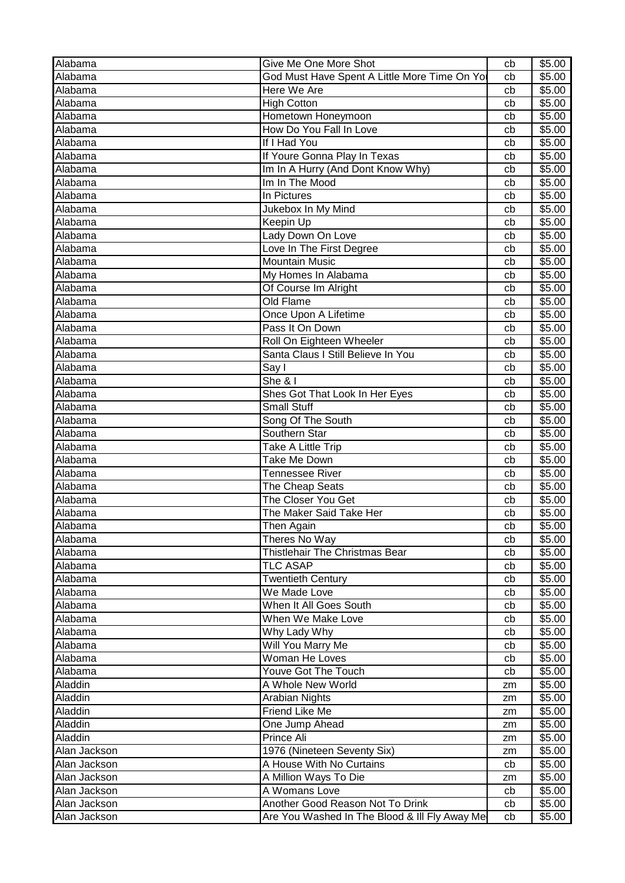| | | | |
|---|---|---|---|
| Alabama | Give Me One More Shot | cb | $5.00 |
| Alabama | God Must Have Spent A Little More Time On Yo | cb | $5.00 |
| Alabama | Here We Are | cb | $5.00 |
| Alabama | High Cotton | cb | $5.00 |
| Alabama | Hometown Honeymoon | cb | $5.00 |
| Alabama | How Do You Fall In Love | cb | $5.00 |
| Alabama | If I Had You | cb | $5.00 |
| Alabama | If Youre Gonna Play In Texas | cb | $5.00 |
| Alabama | Im In A Hurry (And Dont Know Why) | cb | $5.00 |
| Alabama | Im In The Mood | cb | $5.00 |
| Alabama | In Pictures | cb | $5.00 |
| Alabama | Jukebox In My Mind | cb | $5.00 |
| Alabama | Keepin Up | cb | $5.00 |
| Alabama | Lady Down On Love | cb | $5.00 |
| Alabama | Love In The First Degree | cb | $5.00 |
| Alabama | Mountain Music | cb | $5.00 |
| Alabama | My Homes In Alabama | cb | $5.00 |
| Alabama | Of Course Im Alright | cb | $5.00 |
| Alabama | Old Flame | cb | $5.00 |
| Alabama | Once Upon A Lifetime | cb | $5.00 |
| Alabama | Pass It On Down | cb | $5.00 |
| Alabama | Roll On Eighteen Wheeler | cb | $5.00 |
| Alabama | Santa Claus I Still Believe In You | cb | $5.00 |
| Alabama | Say I | cb | $5.00 |
| Alabama | She & I | cb | $5.00 |
| Alabama | Shes Got That Look In Her Eyes | cb | $5.00 |
| Alabama | Small Stuff | cb | $5.00 |
| Alabama | Song Of The South | cb | $5.00 |
| Alabama | Southern Star | cb | $5.00 |
| Alabama | Take A Little Trip | cb | $5.00 |
| Alabama | Take Me Down | cb | $5.00 |
| Alabama | Tennessee River | cb | $5.00 |
| Alabama | The Cheap Seats | cb | $5.00 |
| Alabama | The Closer You Get | cb | $5.00 |
| Alabama | The Maker Said Take Her | cb | $5.00 |
| Alabama | Then Again | cb | $5.00 |
| Alabama | Theres No Way | cb | $5.00 |
| Alabama | Thistlehair The Christmas Bear | cb | $5.00 |
| Alabama | TLC ASAP | cb | $5.00 |
| Alabama | Twentieth Century | cb | $5.00 |
| Alabama | We Made Love | cb | $5.00 |
| Alabama | When It All Goes South | cb | $5.00 |
| Alabama | When We Make Love | cb | $5.00 |
| Alabama | Why Lady Why | cb | $5.00 |
| Alabama | Will You Marry Me | cb | $5.00 |
| Alabama | Woman He Loves | cb | $5.00 |
| Alabama | Youve Got The Touch | cb | $5.00 |
| Aladdin | A Whole New World | zm | $5.00 |
| Aladdin | Arabian Nights | zm | $5.00 |
| Aladdin | Friend Like Me | zm | $5.00 |
| Aladdin | One Jump Ahead | zm | $5.00 |
| Aladdin | Prince Ali | zm | $5.00 |
| Alan Jackson | 1976 (Nineteen Seventy Six) | zm | $5.00 |
| Alan Jackson | A House With No Curtains | cb | $5.00 |
| Alan Jackson | A Million Ways To Die | zm | $5.00 |
| Alan Jackson | A Womans Love | cb | $5.00 |
| Alan Jackson | Another Good Reason Not To Drink | cb | $5.00 |
| Alan Jackson | Are You Washed In The Blood & Ill Fly Away Me | cb | $5.00 |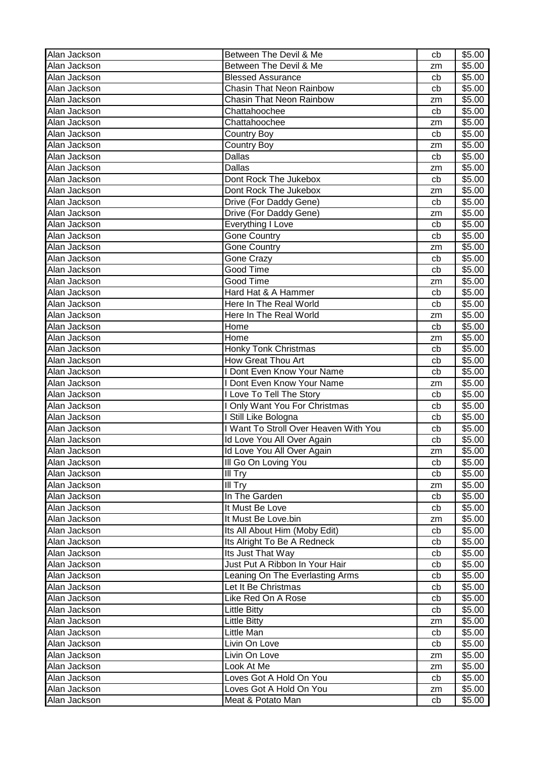| Alan Jackson | Between The Devil & Me | cb | $5.00 |
|---|---|---|---|
| Alan Jackson | Between The Devil & Me | zm | $5.00 |
| Alan Jackson | Blessed Assurance | cb | $5.00 |
| Alan Jackson | Chasin That Neon Rainbow | cb | $5.00 |
| Alan Jackson | Chasin That Neon Rainbow | zm | $5.00 |
| Alan Jackson | Chattahoochee | cb | $5.00 |
| Alan Jackson | Chattahoochee | zm | $5.00 |
| Alan Jackson | Country Boy | cb | $5.00 |
| Alan Jackson | Country Boy | zm | $5.00 |
| Alan Jackson | Dallas | cb | $5.00 |
| Alan Jackson | Dallas | zm | $5.00 |
| Alan Jackson | Dont Rock The Jukebox | cb | $5.00 |
| Alan Jackson | Dont Rock The Jukebox | zm | $5.00 |
| Alan Jackson | Drive (For Daddy Gene) | cb | $5.00 |
| Alan Jackson | Drive (For Daddy Gene) | zm | $5.00 |
| Alan Jackson | Everything I Love | cb | $5.00 |
| Alan Jackson | Gone Country | cb | $5.00 |
| Alan Jackson | Gone Country | zm | $5.00 |
| Alan Jackson | Gone Crazy | cb | $5.00 |
| Alan Jackson | Good Time | cb | $5.00 |
| Alan Jackson | Good Time | zm | $5.00 |
| Alan Jackson | Hard Hat & A Hammer | cb | $5.00 |
| Alan Jackson | Here In The Real World | cb | $5.00 |
| Alan Jackson | Here In The Real World | zm | $5.00 |
| Alan Jackson | Home | cb | $5.00 |
| Alan Jackson | Home | zm | $5.00 |
| Alan Jackson | Honky Tonk Christmas | cb | $5.00 |
| Alan Jackson | How Great Thou Art | cb | $5.00 |
| Alan Jackson | I Dont Even Know Your Name | cb | $5.00 |
| Alan Jackson | I Dont Even Know Your Name | zm | $5.00 |
| Alan Jackson | I Love To Tell The Story | cb | $5.00 |
| Alan Jackson | I Only Want You For Christmas | cb | $5.00 |
| Alan Jackson | I Still Like Bologna | cb | $5.00 |
| Alan Jackson | I Want To Stroll Over Heaven With You | cb | $5.00 |
| Alan Jackson | Id Love You All Over Again | cb | $5.00 |
| Alan Jackson | Id Love You All Over Again | zm | $5.00 |
| Alan Jackson | Ill Go On Loving You | cb | $5.00 |
| Alan Jackson | Ill Try | cb | $5.00 |
| Alan Jackson | Ill Try | zm | $5.00 |
| Alan Jackson | In The Garden | cb | $5.00 |
| Alan Jackson | It Must Be Love | cb | $5.00 |
| Alan Jackson | It Must Be Love.bin | zm | $5.00 |
| Alan Jackson | Its All About Him (Moby Edit) | cb | $5.00 |
| Alan Jackson | Its Alright To Be A Redneck | cb | $5.00 |
| Alan Jackson | Its Just That Way | cb | $5.00 |
| Alan Jackson | Just Put A Ribbon In Your Hair | cb | $5.00 |
| Alan Jackson | Leaning On The Everlasting Arms | cb | $5.00 |
| Alan Jackson | Let It Be Christmas | cb | $5.00 |
| Alan Jackson | Like Red On A Rose | cb | $5.00 |
| Alan Jackson | Little Bitty | cb | $5.00 |
| Alan Jackson | Little Bitty | zm | $5.00 |
| Alan Jackson | Little Man | cb | $5.00 |
| Alan Jackson | Livin On Love | cb | $5.00 |
| Alan Jackson | Livin On Love | zm | $5.00 |
| Alan Jackson | Look At Me | zm | $5.00 |
| Alan Jackson | Loves Got A Hold On You | cb | $5.00 |
| Alan Jackson | Loves Got A Hold On You | zm | $5.00 |
| Alan Jackson | Meat & Potato Man | cb | $5.00 |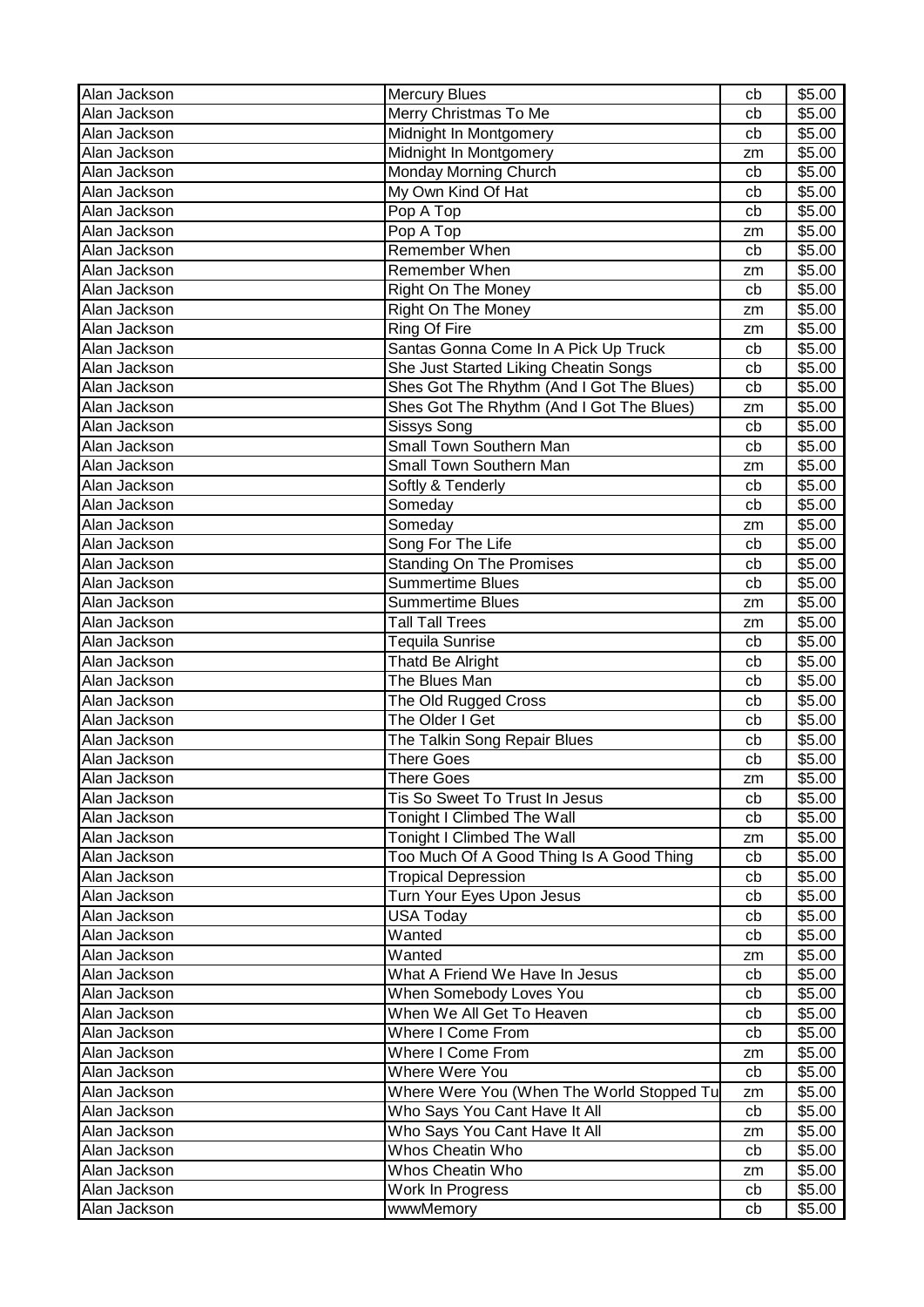| | | | |
|---|---|---|---|
| Alan Jackson | Mercury Blues | cb | $5.00 |
| Alan Jackson | Merry Christmas To Me | cb | $5.00 |
| Alan Jackson | Midnight In Montgomery | cb | $5.00 |
| Alan Jackson | Midnight In Montgomery | zm | $5.00 |
| Alan Jackson | Monday Morning Church | cb | $5.00 |
| Alan Jackson | My Own Kind Of Hat | cb | $5.00 |
| Alan Jackson | Pop A Top | cb | $5.00 |
| Alan Jackson | Pop A Top | zm | $5.00 |
| Alan Jackson | Remember When | cb | $5.00 |
| Alan Jackson | Remember When | zm | $5.00 |
| Alan Jackson | Right On The Money | cb | $5.00 |
| Alan Jackson | Right On The Money | zm | $5.00 |
| Alan Jackson | Ring Of Fire | zm | $5.00 |
| Alan Jackson | Santas Gonna Come In A Pick Up Truck | cb | $5.00 |
| Alan Jackson | She Just Started Liking Cheatin Songs | cb | $5.00 |
| Alan Jackson | Shes Got The Rhythm (And I Got The Blues) | cb | $5.00 |
| Alan Jackson | Shes Got The Rhythm (And I Got The Blues) | zm | $5.00 |
| Alan Jackson | Sissys Song | cb | $5.00 |
| Alan Jackson | Small Town Southern Man | cb | $5.00 |
| Alan Jackson | Small Town Southern Man | zm | $5.00 |
| Alan Jackson | Softly & Tenderly | cb | $5.00 |
| Alan Jackson | Someday | cb | $5.00 |
| Alan Jackson | Someday | zm | $5.00 |
| Alan Jackson | Song For The Life | cb | $5.00 |
| Alan Jackson | Standing On The Promises | cb | $5.00 |
| Alan Jackson | Summertime Blues | cb | $5.00 |
| Alan Jackson | Summertime Blues | zm | $5.00 |
| Alan Jackson | Tall Tall Trees | zm | $5.00 |
| Alan Jackson | Tequila Sunrise | cb | $5.00 |
| Alan Jackson | Thatd Be Alright | cb | $5.00 |
| Alan Jackson | The Blues Man | cb | $5.00 |
| Alan Jackson | The Old Rugged Cross | cb | $5.00 |
| Alan Jackson | The Older I Get | cb | $5.00 |
| Alan Jackson | The Talkin Song Repair Blues | cb | $5.00 |
| Alan Jackson | There Goes | cb | $5.00 |
| Alan Jackson | There Goes | zm | $5.00 |
| Alan Jackson | Tis So Sweet To Trust In Jesus | cb | $5.00 |
| Alan Jackson | Tonight I Climbed The Wall | cb | $5.00 |
| Alan Jackson | Tonight I Climbed The Wall | zm | $5.00 |
| Alan Jackson | Too Much Of A Good Thing Is A Good Thing | cb | $5.00 |
| Alan Jackson | Tropical Depression | cb | $5.00 |
| Alan Jackson | Turn Your Eyes Upon Jesus | cb | $5.00 |
| Alan Jackson | USA Today | cb | $5.00 |
| Alan Jackson | Wanted | cb | $5.00 |
| Alan Jackson | Wanted | zm | $5.00 |
| Alan Jackson | What A Friend We Have In Jesus | cb | $5.00 |
| Alan Jackson | When Somebody Loves You | cb | $5.00 |
| Alan Jackson | When We All Get To Heaven | cb | $5.00 |
| Alan Jackson | Where I Come From | cb | $5.00 |
| Alan Jackson | Where I Come From | zm | $5.00 |
| Alan Jackson | Where Were You | cb | $5.00 |
| Alan Jackson | Where Were You (When The World Stopped Tu | zm | $5.00 |
| Alan Jackson | Who Says You Cant Have It All | cb | $5.00 |
| Alan Jackson | Who Says You Cant Have It All | zm | $5.00 |
| Alan Jackson | Whos Cheatin Who | cb | $5.00 |
| Alan Jackson | Whos Cheatin Who | zm | $5.00 |
| Alan Jackson | Work In Progress | cb | $5.00 |
| Alan Jackson | wwwMemory | cb | $5.00 |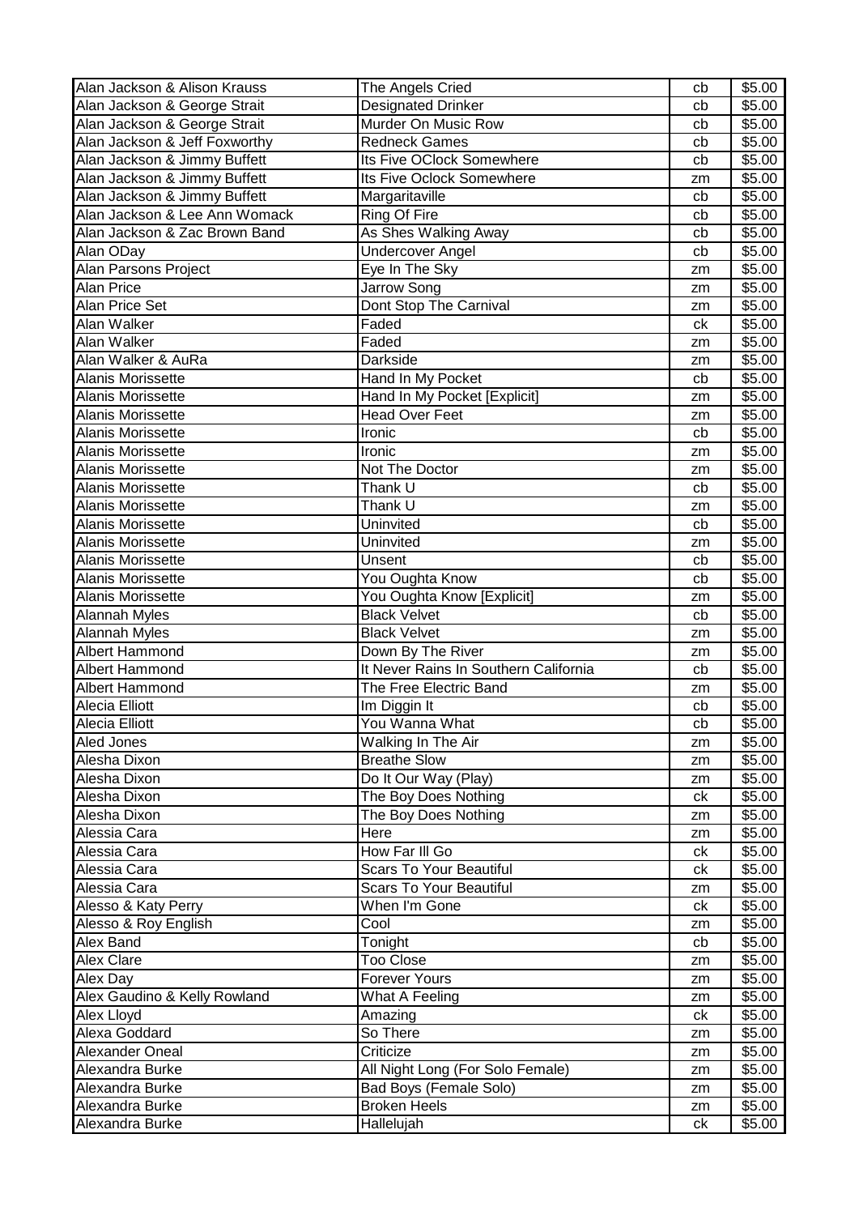| Alan Jackson & Alison Krauss | The Angels Cried | cb | $5.00 |
|---|---|---|---|
| Alan Jackson & George Strait | Designated Drinker | cb | $5.00 |
| Alan Jackson & George Strait | Murder On Music Row | cb | $5.00 |
| Alan Jackson & Jeff Foxworthy | Redneck Games | cb | $5.00 |
| Alan Jackson & Jimmy Buffett | Its Five OClock Somewhere | cb | $5.00 |
| Alan Jackson & Jimmy Buffett | Its Five Oclock Somewhere | zm | $5.00 |
| Alan Jackson & Jimmy Buffett | Margaritaville | cb | $5.00 |
| Alan Jackson & Lee Ann Womack | Ring Of Fire | cb | $5.00 |
| Alan Jackson & Zac Brown Band | As Shes Walking Away | cb | $5.00 |
| Alan ODay | Undercover Angel | cb | $5.00 |
| Alan Parsons Project | Eye In The Sky | zm | $5.00 |
| Alan Price | Jarrow Song | zm | $5.00 |
| Alan Price Set | Dont Stop The Carnival | zm | $5.00 |
| Alan Walker | Faded | ck | $5.00 |
| Alan Walker | Faded | zm | $5.00 |
| Alan Walker & AuRa | Darkside | zm | $5.00 |
| Alanis Morissette | Hand In My Pocket | cb | $5.00 |
| Alanis Morissette | Hand In My Pocket [Explicit] | zm | $5.00 |
| Alanis Morissette | Head Over Feet | zm | $5.00 |
| Alanis Morissette | Ironic | cb | $5.00 |
| Alanis Morissette | Ironic | zm | $5.00 |
| Alanis Morissette | Not The Doctor | zm | $5.00 |
| Alanis Morissette | Thank U | cb | $5.00 |
| Alanis Morissette | Thank U | zm | $5.00 |
| Alanis Morissette | Uninvited | cb | $5.00 |
| Alanis Morissette | Uninvited | zm | $5.00 |
| Alanis Morissette | Unsent | cb | $5.00 |
| Alanis Morissette | You Oughta Know | cb | $5.00 |
| Alanis Morissette | You Oughta Know [Explicit] | zm | $5.00 |
| Alannah Myles | Black Velvet | cb | $5.00 |
| Alannah Myles | Black Velvet | zm | $5.00 |
| Albert Hammond | Down By The River | zm | $5.00 |
| Albert Hammond | It Never Rains In Southern California | cb | $5.00 |
| Albert Hammond | The Free Electric Band | zm | $5.00 |
| Alecia Elliott | Im Diggin It | cb | $5.00 |
| Alecia Elliott | You Wanna What | cb | $5.00 |
| Aled Jones | Walking In The Air | zm | $5.00 |
| Alesha Dixon | Breathe Slow | zm | $5.00 |
| Alesha Dixon | Do It Our Way (Play) | zm | $5.00 |
| Alesha Dixon | The Boy Does Nothing | ck | $5.00 |
| Alesha Dixon | The Boy Does Nothing | zm | $5.00 |
| Alessia Cara | Here | zm | $5.00 |
| Alessia Cara | How Far Ill Go | ck | $5.00 |
| Alessia Cara | Scars To Your Beautiful | ck | $5.00 |
| Alessia Cara | Scars To Your Beautiful | zm | $5.00 |
| Alesso & Katy Perry | When I'm Gone | ck | $5.00 |
| Alesso & Roy English | Cool | zm | $5.00 |
| Alex Band | Tonight | cb | $5.00 |
| Alex Clare | Too Close | zm | $5.00 |
| Alex Day | Forever Yours | zm | $5.00 |
| Alex Gaudino & Kelly Rowland | What A Feeling | zm | $5.00 |
| Alex Lloyd | Amazing | ck | $5.00 |
| Alexa Goddard | So There | zm | $5.00 |
| Alexander Oneal | Criticize | zm | $5.00 |
| Alexandra Burke | All Night Long (For Solo Female) | zm | $5.00 |
| Alexandra Burke | Bad Boys (Female Solo) | zm | $5.00 |
| Alexandra Burke | Broken Heels | zm | $5.00 |
| Alexandra Burke | Hallelujah | ck | $5.00 |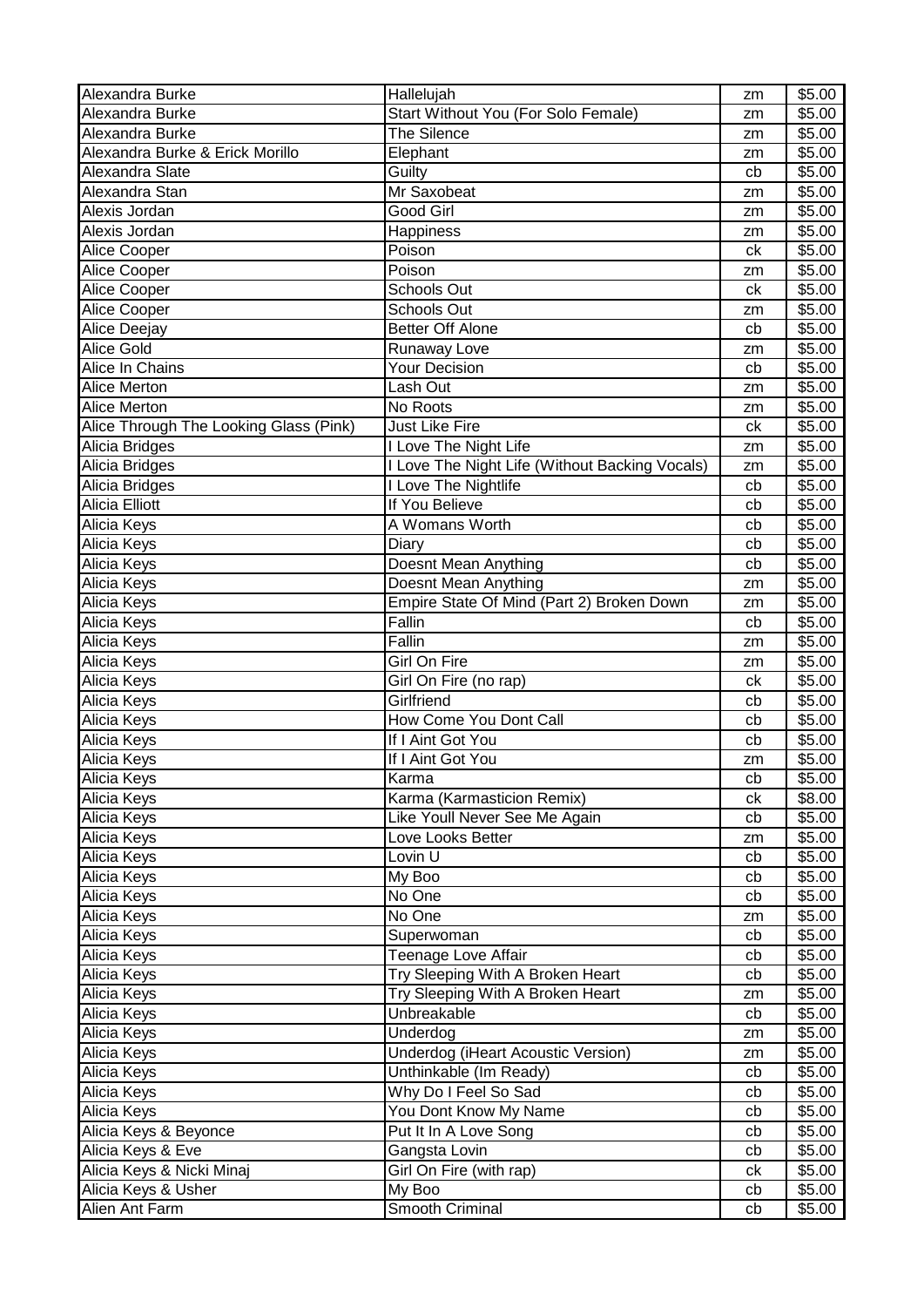| Alexandra Burke | Hallelujah | zm | $5.00 |
|---|---|---|---|
| Alexandra Burke | Start Without You (For Solo Female) | zm | $5.00 |
| Alexandra Burke | The Silence | zm | $5.00 |
| Alexandra Burke & Erick Morillo | Elephant | zm | $5.00 |
| Alexandra Slate | Guilty | cb | $5.00 |
| Alexandra Stan | Mr Saxobeat | zm | $5.00 |
| Alexis Jordan | Good Girl | zm | $5.00 |
| Alexis Jordan | Happiness | zm | $5.00 |
| Alice Cooper | Poison | ck | $5.00 |
| Alice Cooper | Poison | zm | $5.00 |
| Alice Cooper | Schools Out | ck | $5.00 |
| Alice Cooper | Schools Out | zm | $5.00 |
| Alice Deejay | Better Off Alone | cb | $5.00 |
| Alice Gold | Runaway Love | zm | $5.00 |
| Alice In Chains | Your Decision | cb | $5.00 |
| Alice Merton | Lash Out | zm | $5.00 |
| Alice Merton | No Roots | zm | $5.00 |
| Alice Through The Looking Glass (Pink) | Just Like Fire | ck | $5.00 |
| Alicia Bridges | I Love The Night Life | zm | $5.00 |
| Alicia Bridges | I Love The Night Life (Without Backing Vocals) | zm | $5.00 |
| Alicia Bridges | I Love The Nightlife | cb | $5.00 |
| Alicia Elliott | If You Believe | cb | $5.00 |
| Alicia Keys | A Womans Worth | cb | $5.00 |
| Alicia Keys | Diary | cb | $5.00 |
| Alicia Keys | Doesnt Mean Anything | cb | $5.00 |
| Alicia Keys | Doesnt Mean Anything | zm | $5.00 |
| Alicia Keys | Empire State Of Mind (Part 2) Broken Down | zm | $5.00 |
| Alicia Keys | Fallin | cb | $5.00 |
| Alicia Keys | Fallin | zm | $5.00 |
| Alicia Keys | Girl On Fire | zm | $5.00 |
| Alicia Keys | Girl On Fire (no rap) | ck | $5.00 |
| Alicia Keys | Girlfriend | cb | $5.00 |
| Alicia Keys | How Come You Dont Call | cb | $5.00 |
| Alicia Keys | If I Aint Got You | cb | $5.00 |
| Alicia Keys | If I Aint Got You | zm | $5.00 |
| Alicia Keys | Karma | cb | $5.00 |
| Alicia Keys | Karma (Karmasticion Remix) | ck | $8.00 |
| Alicia Keys | Like Youll Never See Me Again | cb | $5.00 |
| Alicia Keys | Love Looks Better | zm | $5.00 |
| Alicia Keys | Lovin U | cb | $5.00 |
| Alicia Keys | My Boo | cb | $5.00 |
| Alicia Keys | No One | cb | $5.00 |
| Alicia Keys | No One | zm | $5.00 |
| Alicia Keys | Superwoman | cb | $5.00 |
| Alicia Keys | Teenage Love Affair | cb | $5.00 |
| Alicia Keys | Try Sleeping With A Broken Heart | cb | $5.00 |
| Alicia Keys | Try Sleeping With A Broken Heart | zm | $5.00 |
| Alicia Keys | Unbreakable | cb | $5.00 |
| Alicia Keys | Underdog | zm | $5.00 |
| Alicia Keys | Underdog (iHeart Acoustic Version) | zm | $5.00 |
| Alicia Keys | Unthinkable (Im Ready) | cb | $5.00 |
| Alicia Keys | Why Do I Feel So Sad | cb | $5.00 |
| Alicia Keys | You Dont Know My Name | cb | $5.00 |
| Alicia Keys & Beyonce | Put It In A Love Song | cb | $5.00 |
| Alicia Keys & Eve | Gangsta Lovin | cb | $5.00 |
| Alicia Keys & Nicki Minaj | Girl On Fire (with rap) | ck | $5.00 |
| Alicia Keys & Usher | My Boo | cb | $5.00 |
| Alien Ant Farm | Smooth Criminal | cb | $5.00 |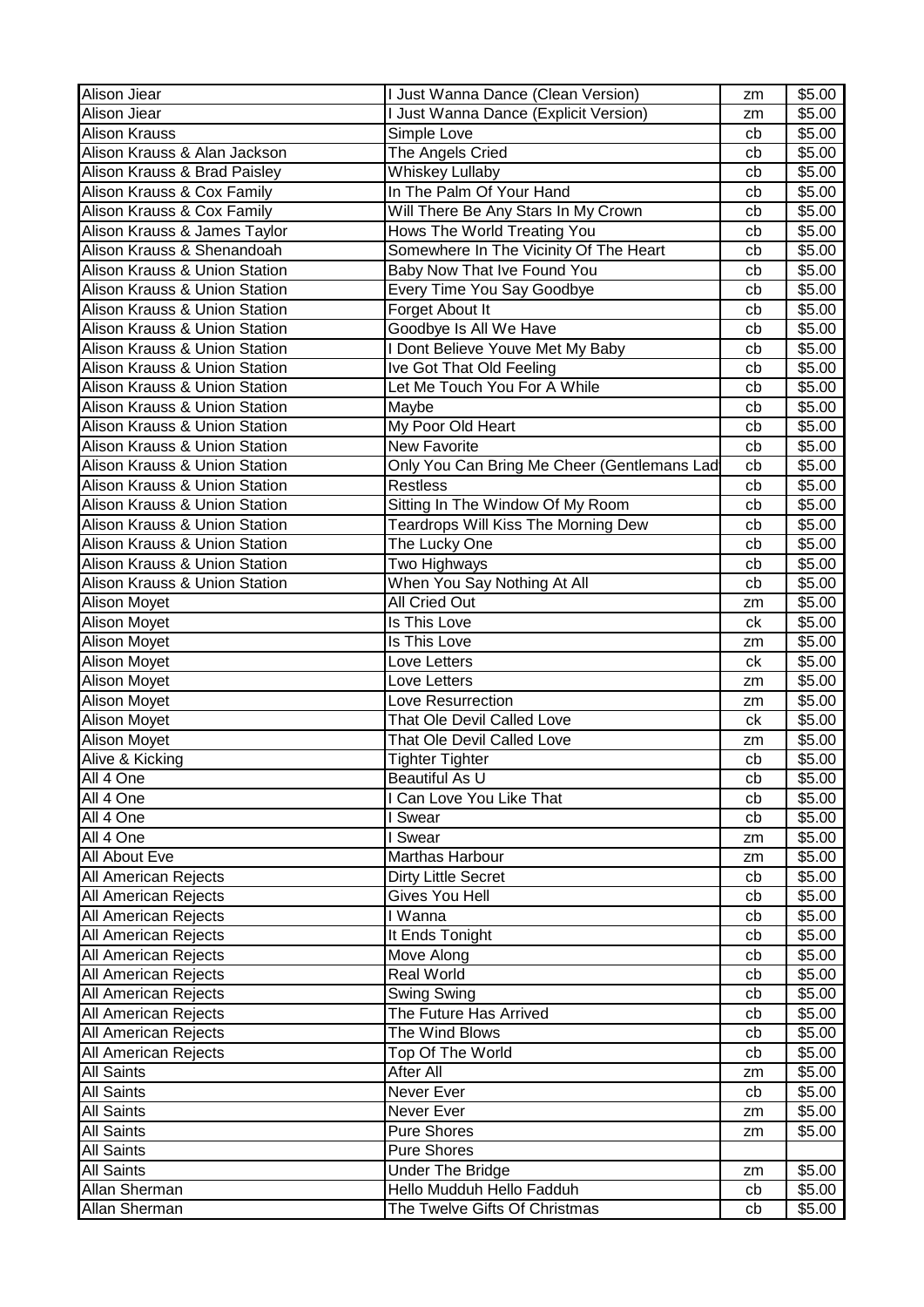| | | | |
|---|---|---|---|
| Alison Jiear | I Just Wanna Dance (Clean Version) | zm | $5.00 |
| Alison Jiear | I Just Wanna Dance (Explicit Version) | zm | $5.00 |
| Alison Krauss | Simple Love | cb | $5.00 |
| Alison Krauss & Alan Jackson | The Angels Cried | cb | $5.00 |
| Alison Krauss & Brad Paisley | Whiskey Lullaby | cb | $5.00 |
| Alison Krauss & Cox Family | In The Palm Of Your Hand | cb | $5.00 |
| Alison Krauss & Cox Family | Will There Be Any Stars In My Crown | cb | $5.00 |
| Alison Krauss & James Taylor | Hows The World Treating You | cb | $5.00 |
| Alison Krauss & Shenandoah | Somewhere In The Vicinity Of The Heart | cb | $5.00 |
| Alison Krauss & Union Station | Baby Now That Ive Found You | cb | $5.00 |
| Alison Krauss & Union Station | Every Time You Say Goodbye | cb | $5.00 |
| Alison Krauss & Union Station | Forget About It | cb | $5.00 |
| Alison Krauss & Union Station | Goodbye Is All We Have | cb | $5.00 |
| Alison Krauss & Union Station | I Dont Believe Youve Met My Baby | cb | $5.00 |
| Alison Krauss & Union Station | Ive Got That Old Feeling | cb | $5.00 |
| Alison Krauss & Union Station | Let Me Touch You For A While | cb | $5.00 |
| Alison Krauss & Union Station | Maybe | cb | $5.00 |
| Alison Krauss & Union Station | My Poor Old Heart | cb | $5.00 |
| Alison Krauss & Union Station | New Favorite | cb | $5.00 |
| Alison Krauss & Union Station | Only You Can Bring Me Cheer (Gentlemans Lad | cb | $5.00 |
| Alison Krauss & Union Station | Restless | cb | $5.00 |
| Alison Krauss & Union Station | Sitting In The Window Of My Room | cb | $5.00 |
| Alison Krauss & Union Station | Teardrops Will Kiss The Morning Dew | cb | $5.00 |
| Alison Krauss & Union Station | The Lucky One | cb | $5.00 |
| Alison Krauss & Union Station | Two Highways | cb | $5.00 |
| Alison Krauss & Union Station | When You Say Nothing At All | cb | $5.00 |
| Alison Moyet | All Cried Out | zm | $5.00 |
| Alison Moyet | Is This Love | ck | $5.00 |
| Alison Moyet | Is This Love | zm | $5.00 |
| Alison Moyet | Love Letters | ck | $5.00 |
| Alison Moyet | Love Letters | zm | $5.00 |
| Alison Moyet | Love Resurrection | zm | $5.00 |
| Alison Moyet | That Ole Devil Called Love | ck | $5.00 |
| Alison Moyet | That Ole Devil Called Love | zm | $5.00 |
| Alive & Kicking | Tighter Tighter | cb | $5.00 |
| All 4 One | Beautiful As U | cb | $5.00 |
| All 4 One | I Can Love You Like That | cb | $5.00 |
| All 4 One | I Swear | cb | $5.00 |
| All 4 One | I Swear | zm | $5.00 |
| All About Eve | Marthas Harbour | zm | $5.00 |
| All American Rejects | Dirty Little Secret | cb | $5.00 |
| All American Rejects | Gives You Hell | cb | $5.00 |
| All American Rejects | I Wanna | cb | $5.00 |
| All American Rejects | It Ends Tonight | cb | $5.00 |
| All American Rejects | Move Along | cb | $5.00 |
| All American Rejects | Real World | cb | $5.00 |
| All American Rejects | Swing Swing | cb | $5.00 |
| All American Rejects | The Future Has Arrived | cb | $5.00 |
| All American Rejects | The Wind Blows | cb | $5.00 |
| All American Rejects | Top Of The World | cb | $5.00 |
| All Saints | After All | zm | $5.00 |
| All Saints | Never Ever | cb | $5.00 |
| All Saints | Never Ever | zm | $5.00 |
| All Saints | Pure Shores | zm | $5.00 |
| All Saints | Pure Shores | | |
| All Saints | Under The Bridge | zm | $5.00 |
| Allan Sherman | Hello Mudduh Hello Fadduh | cb | $5.00 |
| Allan Sherman | The Twelve Gifts Of Christmas | cb | $5.00 |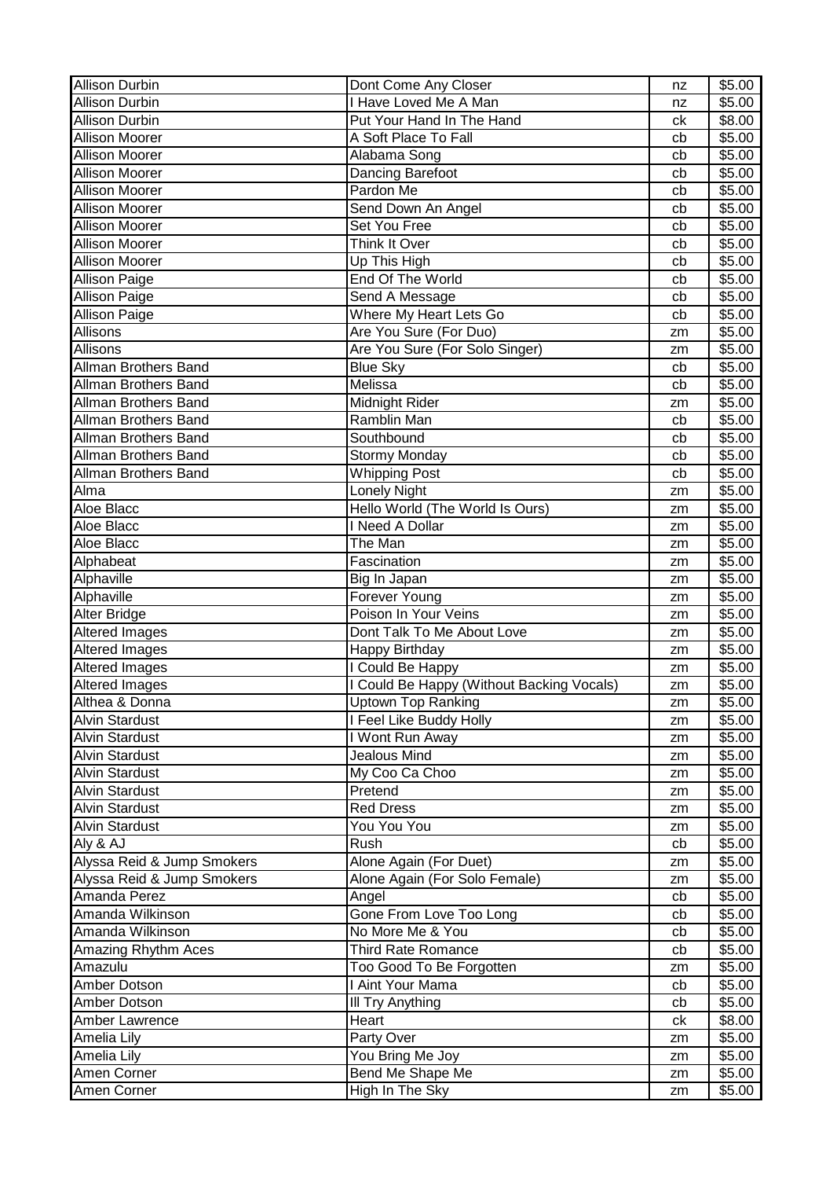| | | | |
|---|---|---|---|
| Allison Durbin | Dont Come Any Closer | nz | $5.00 |
| Allison Durbin | I Have Loved Me A Man | nz | $5.00 |
| Allison Durbin | Put Your Hand In The Hand | ck | $8.00 |
| Allison Moorer | A Soft Place To Fall | cb | $5.00 |
| Allison Moorer | Alabama Song | cb | $5.00 |
| Allison Moorer | Dancing Barefoot | cb | $5.00 |
| Allison Moorer | Pardon Me | cb | $5.00 |
| Allison Moorer | Send Down An Angel | cb | $5.00 |
| Allison Moorer | Set You Free | cb | $5.00 |
| Allison Moorer | Think It Over | cb | $5.00 |
| Allison Moorer | Up This High | cb | $5.00 |
| Allison Paige | End Of The World | cb | $5.00 |
| Allison Paige | Send A Message | cb | $5.00 |
| Allison Paige | Where My Heart Lets Go | cb | $5.00 |
| Allisons | Are You Sure (For Duo) | zm | $5.00 |
| Allisons | Are You Sure (For Solo Singer) | zm | $5.00 |
| Allman Brothers Band | Blue Sky | cb | $5.00 |
| Allman Brothers Band | Melissa | cb | $5.00 |
| Allman Brothers Band | Midnight Rider | zm | $5.00 |
| Allman Brothers Band | Ramblin Man | cb | $5.00 |
| Allman Brothers Band | Southbound | cb | $5.00 |
| Allman Brothers Band | Stormy Monday | cb | $5.00 |
| Allman Brothers Band | Whipping Post | cb | $5.00 |
| Alma | Lonely Night | zm | $5.00 |
| Aloe Blacc | Hello World (The World Is Ours) | zm | $5.00 |
| Aloe Blacc | I Need A Dollar | zm | $5.00 |
| Aloe Blacc | The Man | zm | $5.00 |
| Alphabeat | Fascination | zm | $5.00 |
| Alphaville | Big In Japan | zm | $5.00 |
| Alphaville | Forever Young | zm | $5.00 |
| Alter Bridge | Poison In Your Veins | zm | $5.00 |
| Altered Images | Dont Talk To Me About Love | zm | $5.00 |
| Altered Images | Happy Birthday | zm | $5.00 |
| Altered Images | I Could Be Happy | zm | $5.00 |
| Altered Images | I Could Be Happy (Without Backing Vocals) | zm | $5.00 |
| Althea & Donna | Uptown Top Ranking | zm | $5.00 |
| Alvin Stardust | I Feel Like Buddy Holly | zm | $5.00 |
| Alvin Stardust | I Wont Run Away | zm | $5.00 |
| Alvin Stardust | Jealous Mind | zm | $5.00 |
| Alvin Stardust | My Coo Ca Choo | zm | $5.00 |
| Alvin Stardust | Pretend | zm | $5.00 |
| Alvin Stardust | Red Dress | zm | $5.00 |
| Alvin Stardust | You You You | zm | $5.00 |
| Aly & AJ | Rush | cb | $5.00 |
| Alyssa Reid & Jump Smokers | Alone Again (For Duet) | zm | $5.00 |
| Alyssa Reid & Jump Smokers | Alone Again (For Solo Female) | zm | $5.00 |
| Amanda Perez | Angel | cb | $5.00 |
| Amanda Wilkinson | Gone From Love Too Long | cb | $5.00 |
| Amanda Wilkinson | No More Me & You | cb | $5.00 |
| Amazing Rhythm Aces | Third Rate Romance | cb | $5.00 |
| Amazulu | Too Good To Be Forgotten | zm | $5.00 |
| Amber Dotson | I Aint Your Mama | cb | $5.00 |
| Amber Dotson | Ill Try Anything | cb | $5.00 |
| Amber Lawrence | Heart | ck | $8.00 |
| Amelia Lily | Party Over | zm | $5.00 |
| Amelia Lily | You Bring Me Joy | zm | $5.00 |
| Amen Corner | Bend Me Shape Me | zm | $5.00 |
| Amen Corner | High In The Sky | zm | $5.00 |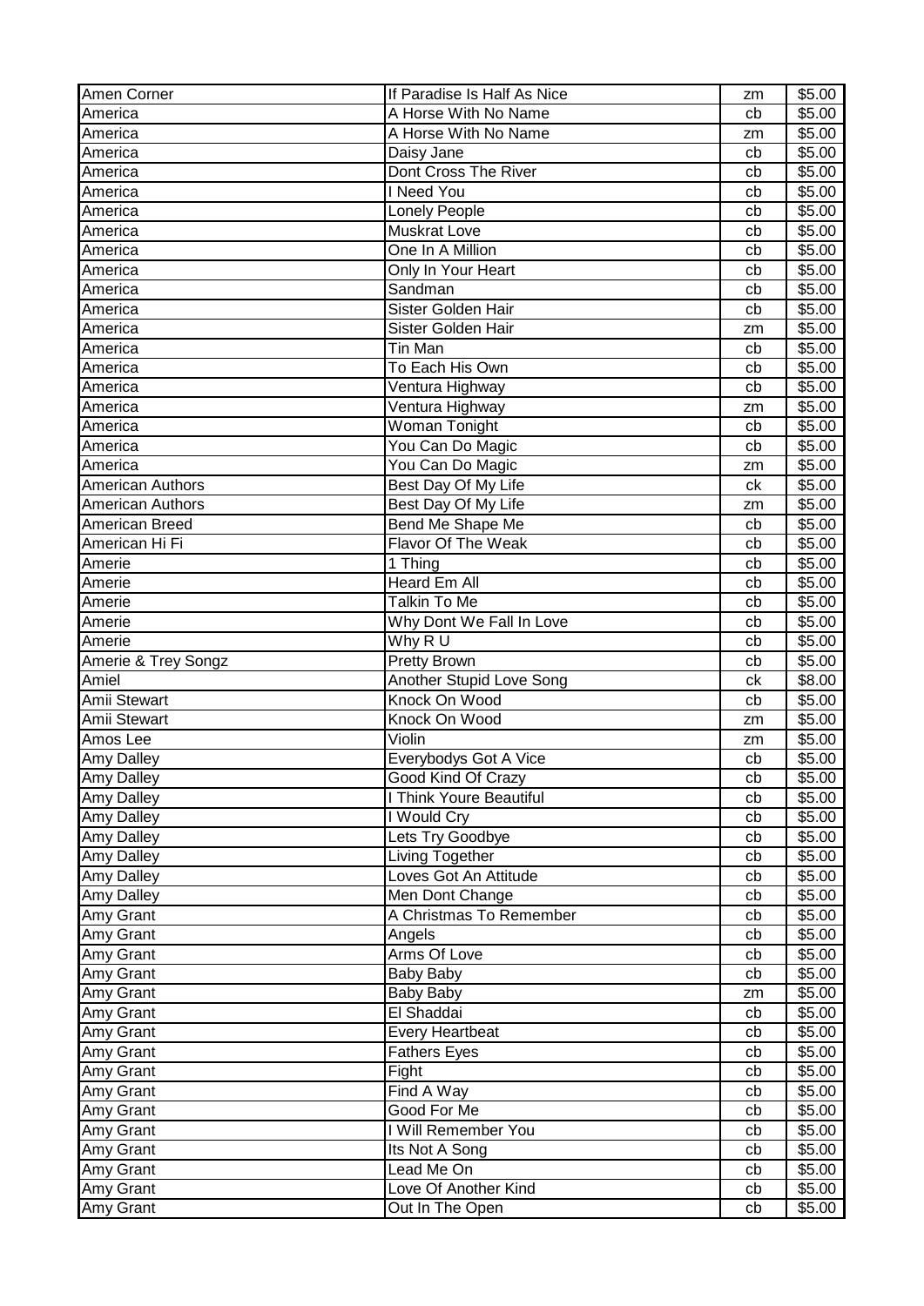| | | | |
|---|---|---|---|
| Amen Corner | If Paradise Is Half As Nice | zm | $5.00 |
| America | A Horse With No Name | cb | $5.00 |
| America | A Horse With No Name | zm | $5.00 |
| America | Daisy Jane | cb | $5.00 |
| America | Dont Cross The River | cb | $5.00 |
| America | I Need You | cb | $5.00 |
| America | Lonely People | cb | $5.00 |
| America | Muskrat Love | cb | $5.00 |
| America | One In A Million | cb | $5.00 |
| America | Only In Your Heart | cb | $5.00 |
| America | Sandman | cb | $5.00 |
| America | Sister Golden Hair | cb | $5.00 |
| America | Sister Golden Hair | zm | $5.00 |
| America | Tin Man | cb | $5.00 |
| America | To Each His Own | cb | $5.00 |
| America | Ventura Highway | cb | $5.00 |
| America | Ventura Highway | zm | $5.00 |
| America | Woman Tonight | cb | $5.00 |
| America | You Can Do Magic | cb | $5.00 |
| America | You Can Do Magic | zm | $5.00 |
| American Authors | Best Day Of My Life | ck | $5.00 |
| American Authors | Best Day Of My Life | zm | $5.00 |
| American Breed | Bend Me Shape Me | cb | $5.00 |
| American Hi Fi | Flavor Of The Weak | cb | $5.00 |
| Amerie | 1 Thing | cb | $5.00 |
| Amerie | Heard Em All | cb | $5.00 |
| Amerie | Talkin To Me | cb | $5.00 |
| Amerie | Why Dont We Fall In Love | cb | $5.00 |
| Amerie | Why R U | cb | $5.00 |
| Amerie & Trey Songz | Pretty Brown | cb | $5.00 |
| Amiel | Another Stupid Love Song | ck | $8.00 |
| Amii Stewart | Knock On Wood | cb | $5.00 |
| Amii Stewart | Knock On Wood | zm | $5.00 |
| Amos Lee | Violin | zm | $5.00 |
| Amy Dalley | Everybodys Got A Vice | cb | $5.00 |
| Amy Dalley | Good Kind Of Crazy | cb | $5.00 |
| Amy Dalley | I Think Youre Beautiful | cb | $5.00 |
| Amy Dalley | I Would Cry | cb | $5.00 |
| Amy Dalley | Lets Try Goodbye | cb | $5.00 |
| Amy Dalley | Living Together | cb | $5.00 |
| Amy Dalley | Loves Got An Attitude | cb | $5.00 |
| Amy Dalley | Men Dont Change | cb | $5.00 |
| Amy Grant | A Christmas To Remember | cb | $5.00 |
| Amy Grant | Angels | cb | $5.00 |
| Amy Grant | Arms Of Love | cb | $5.00 |
| Amy Grant | Baby Baby | cb | $5.00 |
| Amy Grant | Baby Baby | zm | $5.00 |
| Amy Grant | El Shaddai | cb | $5.00 |
| Amy Grant | Every Heartbeat | cb | $5.00 |
| Amy Grant | Fathers Eyes | cb | $5.00 |
| Amy Grant | Fight | cb | $5.00 |
| Amy Grant | Find A Way | cb | $5.00 |
| Amy Grant | Good For Me | cb | $5.00 |
| Amy Grant | I Will Remember You | cb | $5.00 |
| Amy Grant | Its Not A Song | cb | $5.00 |
| Amy Grant | Lead Me On | cb | $5.00 |
| Amy Grant | Love Of Another Kind | cb | $5.00 |
| Amy Grant | Out In The Open | cb | $5.00 |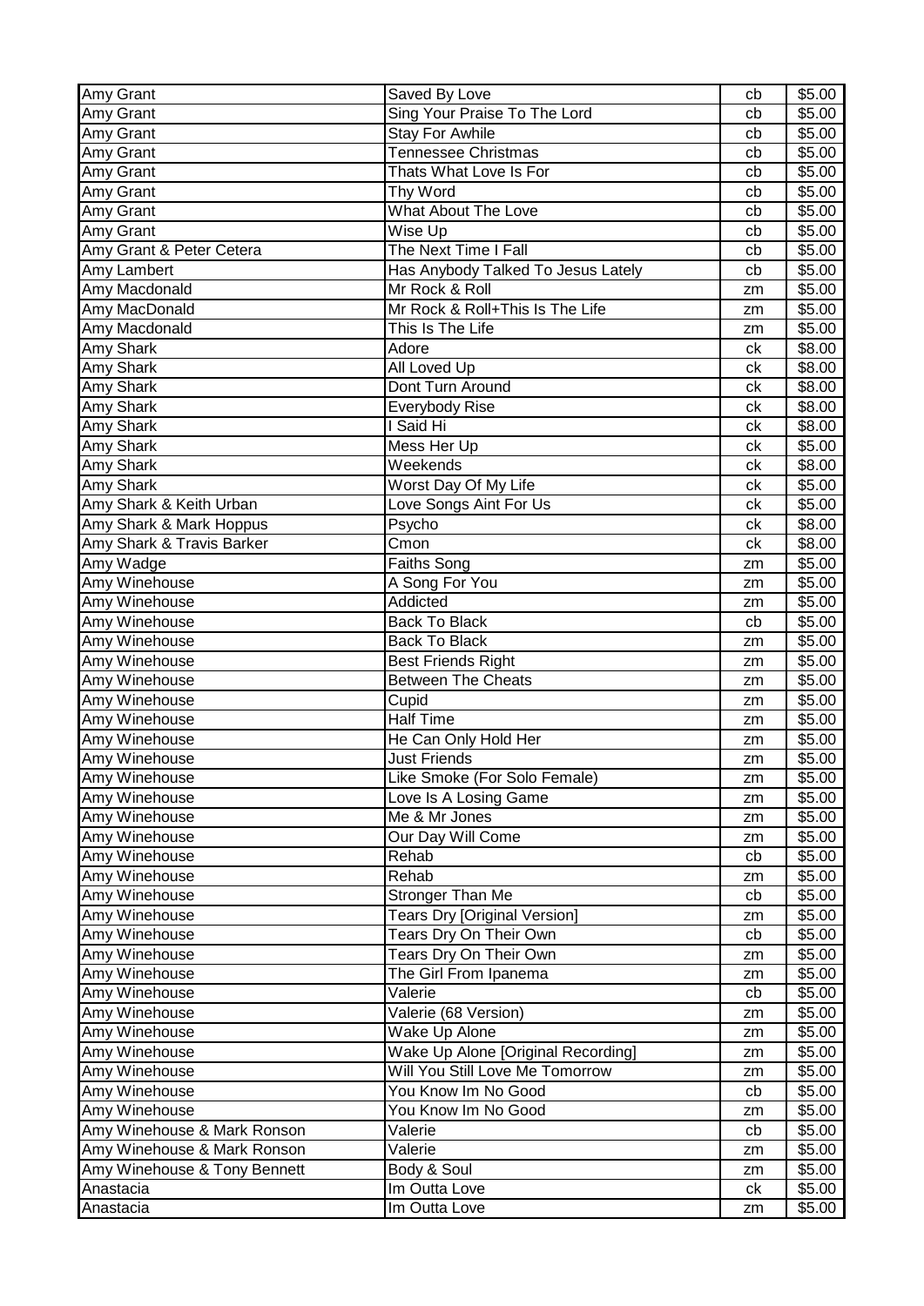| Amy Grant | Saved By Love | cb | $5.00 |
|---|---|---|---|
| Amy Grant | Sing Your Praise To The Lord | cb | $5.00 |
| Amy Grant | Stay For Awhile | cb | $5.00 |
| Amy Grant | Tennessee Christmas | cb | $5.00 |
| Amy Grant | Thats What Love Is For | cb | $5.00 |
| Amy Grant | Thy Word | cb | $5.00 |
| Amy Grant | What About The Love | cb | $5.00 |
| Amy Grant | Wise Up | cb | $5.00 |
| Amy Grant & Peter Cetera | The Next Time I Fall | cb | $5.00 |
| Amy Lambert | Has Anybody Talked To Jesus Lately | cb | $5.00 |
| Amy Macdonald | Mr Rock & Roll | zm | $5.00 |
| Amy MacDonald | Mr Rock & Roll+This Is The Life | zm | $5.00 |
| Amy Macdonald | This Is The Life | zm | $5.00 |
| Amy Shark | Adore | ck | $8.00 |
| Amy Shark | All Loved Up | ck | $8.00 |
| Amy Shark | Dont Turn Around | ck | $8.00 |
| Amy Shark | Everybody Rise | ck | $8.00 |
| Amy Shark | I Said Hi | ck | $8.00 |
| Amy Shark | Mess Her Up | ck | $5.00 |
| Amy Shark | Weekends | ck | $8.00 |
| Amy Shark | Worst Day Of My Life | ck | $5.00 |
| Amy Shark & Keith Urban | Love Songs Aint For Us | ck | $5.00 |
| Amy Shark & Mark Hoppus | Psycho | ck | $8.00 |
| Amy Shark & Travis Barker | Cmon | ck | $8.00 |
| Amy Wadge | Faiths Song | zm | $5.00 |
| Amy Winehouse | A Song For You | zm | $5.00 |
| Amy Winehouse | Addicted | zm | $5.00 |
| Amy Winehouse | Back To Black | cb | $5.00 |
| Amy Winehouse | Back To Black | zm | $5.00 |
| Amy Winehouse | Best Friends Right | zm | $5.00 |
| Amy Winehouse | Between The Cheats | zm | $5.00 |
| Amy Winehouse | Cupid | zm | $5.00 |
| Amy Winehouse | Half Time | zm | $5.00 |
| Amy Winehouse | He Can Only Hold Her | zm | $5.00 |
| Amy Winehouse | Just Friends | zm | $5.00 |
| Amy Winehouse | Like Smoke (For Solo Female) | zm | $5.00 |
| Amy Winehouse | Love Is A Losing Game | zm | $5.00 |
| Amy Winehouse | Me & Mr Jones | zm | $5.00 |
| Amy Winehouse | Our Day Will Come | zm | $5.00 |
| Amy Winehouse | Rehab | cb | $5.00 |
| Amy Winehouse | Rehab | zm | $5.00 |
| Amy Winehouse | Stronger Than Me | cb | $5.00 |
| Amy Winehouse | Tears Dry [Original Version] | zm | $5.00 |
| Amy Winehouse | Tears Dry On Their Own | cb | $5.00 |
| Amy Winehouse | Tears Dry On Their Own | zm | $5.00 |
| Amy Winehouse | The Girl From Ipanema | zm | $5.00 |
| Amy Winehouse | Valerie | cb | $5.00 |
| Amy Winehouse | Valerie (68 Version) | zm | $5.00 |
| Amy Winehouse | Wake Up Alone | zm | $5.00 |
| Amy Winehouse | Wake Up Alone [Original Recording] | zm | $5.00 |
| Amy Winehouse | Will You Still Love Me Tomorrow | zm | $5.00 |
| Amy Winehouse | You Know Im No Good | cb | $5.00 |
| Amy Winehouse | You Know Im No Good | zm | $5.00 |
| Amy Winehouse & Mark Ronson | Valerie | cb | $5.00 |
| Amy Winehouse & Mark Ronson | Valerie | zm | $5.00 |
| Amy Winehouse & Tony Bennett | Body & Soul | zm | $5.00 |
| Anastacia | Im Outta Love | ck | $5.00 |
| Anastacia | Im Outta Love | zm | $5.00 |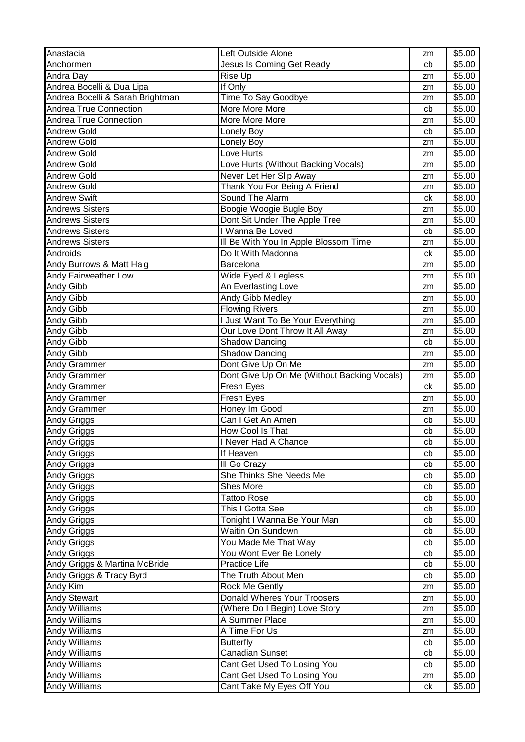| Anastacia | Left Outside Alone | zm | $5.00 |
|---|---|---|---|
| Anchormen | Jesus Is Coming Get Ready | cb | $5.00 |
| Andra Day | Rise Up | zm | $5.00 |
| Andrea Bocelli & Dua Lipa | If Only | zm | $5.00 |
| Andrea Bocelli & Sarah Brightman | Time To Say Goodbye | zm | $5.00 |
| Andrea True Connection | More More More | cb | $5.00 |
| Andrea True Connection | More More More | zm | $5.00 |
| Andrew Gold | Lonely Boy | cb | $5.00 |
| Andrew Gold | Lonely Boy | zm | $5.00 |
| Andrew Gold | Love Hurts | zm | $5.00 |
| Andrew Gold | Love Hurts (Without Backing Vocals) | zm | $5.00 |
| Andrew Gold | Never Let Her Slip Away | zm | $5.00 |
| Andrew Gold | Thank You For Being A Friend | zm | $5.00 |
| Andrew Swift | Sound The Alarm | ck | $8.00 |
| Andrews Sisters | Boogie Woogie Bugle Boy | zm | $5.00 |
| Andrews Sisters | Dont Sit Under The Apple Tree | zm | $5.00 |
| Andrews Sisters | I Wanna Be Loved | cb | $5.00 |
| Andrews Sisters | Ill Be With You In Apple Blossom Time | zm | $5.00 |
| Androids | Do It With Madonna | ck | $5.00 |
| Andy Burrows & Matt Haig | Barcelona | zm | $5.00 |
| Andy Fairweather Low | Wide Eyed & Legless | zm | $5.00 |
| Andy Gibb | An Everlasting Love | zm | $5.00 |
| Andy Gibb | Andy Gibb Medley | zm | $5.00 |
| Andy Gibb | Flowing Rivers | zm | $5.00 |
| Andy Gibb | I Just Want To Be Your Everything | zm | $5.00 |
| Andy Gibb | Our Love Dont Throw It All Away | zm | $5.00 |
| Andy Gibb | Shadow Dancing | cb | $5.00 |
| Andy Gibb | Shadow Dancing | zm | $5.00 |
| Andy Grammer | Dont Give Up On Me | zm | $5.00 |
| Andy Grammer | Dont Give Up On Me (Without Backing Vocals) | zm | $5.00 |
| Andy Grammer | Fresh Eyes | ck | $5.00 |
| Andy Grammer | Fresh Eyes | zm | $5.00 |
| Andy Grammer | Honey Im Good | zm | $5.00 |
| Andy Griggs | Can I Get An Amen | cb | $5.00 |
| Andy Griggs | How Cool Is That | cb | $5.00 |
| Andy Griggs | I Never Had A Chance | cb | $5.00 |
| Andy Griggs | If Heaven | cb | $5.00 |
| Andy Griggs | Ill Go Crazy | cb | $5.00 |
| Andy Griggs | She Thinks She Needs Me | cb | $5.00 |
| Andy Griggs | Shes More | cb | $5.00 |
| Andy Griggs | Tattoo Rose | cb | $5.00 |
| Andy Griggs | This I Gotta See | cb | $5.00 |
| Andy Griggs | Tonight I Wanna Be Your Man | cb | $5.00 |
| Andy Griggs | Waitin On Sundown | cb | $5.00 |
| Andy Griggs | You Made Me That Way | cb | $5.00 |
| Andy Griggs | You Wont Ever Be Lonely | cb | $5.00 |
| Andy Griggs & Martina McBride | Practice Life | cb | $5.00 |
| Andy Griggs & Tracy Byrd | The Truth About Men | cb | $5.00 |
| Andy Kim | Rock Me Gently | zm | $5.00 |
| Andy Stewart | Donald Wheres Your Troosers | zm | $5.00 |
| Andy Williams | (Where Do I Begin) Love Story | zm | $5.00 |
| Andy Williams | A Summer Place | zm | $5.00 |
| Andy Williams | A Time For Us | zm | $5.00 |
| Andy Williams | Butterfly | cb | $5.00 |
| Andy Williams | Canadian Sunset | cb | $5.00 |
| Andy Williams | Cant Get Used To Losing You | cb | $5.00 |
| Andy Williams | Cant Get Used To Losing You | zm | $5.00 |
| Andy Williams | Cant Take My Eyes Off You | ck | $5.00 |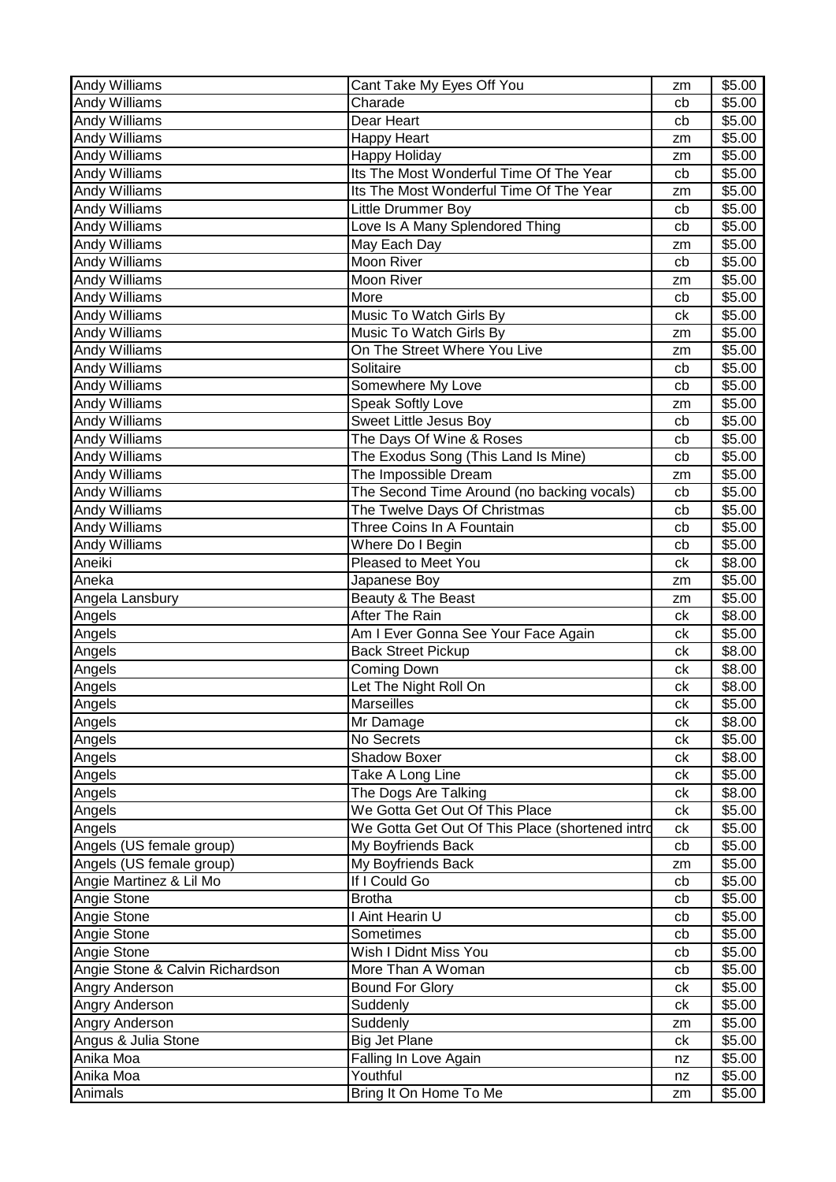| Andy Williams | Cant Take My Eyes Off You | zm | $5.00 |
|---|---|---|---|
| Andy Williams | Charade | cb | $5.00 |
| Andy Williams | Dear Heart | cb | $5.00 |
| Andy Williams | Happy Heart | zm | $5.00 |
| Andy Williams | Happy Holiday | zm | $5.00 |
| Andy Williams | Its The Most Wonderful Time Of The Year | cb | $5.00 |
| Andy Williams | Its The Most Wonderful Time Of The Year | zm | $5.00 |
| Andy Williams | Little Drummer Boy | cb | $5.00 |
| Andy Williams | Love Is A Many Splendored Thing | cb | $5.00 |
| Andy Williams | May Each Day | zm | $5.00 |
| Andy Williams | Moon River | cb | $5.00 |
| Andy Williams | Moon River | zm | $5.00 |
| Andy Williams | More | cb | $5.00 |
| Andy Williams | Music To Watch Girls By | ck | $5.00 |
| Andy Williams | Music To Watch Girls By | zm | $5.00 |
| Andy Williams | On The Street Where You Live | zm | $5.00 |
| Andy Williams | Solitaire | cb | $5.00 |
| Andy Williams | Somewhere My Love | cb | $5.00 |
| Andy Williams | Speak Softly Love | zm | $5.00 |
| Andy Williams | Sweet Little Jesus Boy | cb | $5.00 |
| Andy Williams | The Days Of Wine & Roses | cb | $5.00 |
| Andy Williams | The Exodus Song (This Land Is Mine) | cb | $5.00 |
| Andy Williams | The Impossible Dream | zm | $5.00 |
| Andy Williams | The Second Time Around (no backing vocals) | cb | $5.00 |
| Andy Williams | The Twelve Days Of Christmas | cb | $5.00 |
| Andy Williams | Three Coins In A Fountain | cb | $5.00 |
| Andy Williams | Where Do I Begin | cb | $5.00 |
| Aneiki | Pleased to Meet You | ck | $8.00 |
| Aneka | Japanese Boy | zm | $5.00 |
| Angela Lansbury | Beauty & The Beast | zm | $5.00 |
| Angels | After The Rain | ck | $8.00 |
| Angels | Am I Ever Gonna See Your Face Again | ck | $5.00 |
| Angels | Back Street Pickup | ck | $8.00 |
| Angels | Coming Down | ck | $8.00 |
| Angels | Let The Night Roll On | ck | $8.00 |
| Angels | Marseilles | ck | $5.00 |
| Angels | Mr Damage | ck | $8.00 |
| Angels | No Secrets | ck | $5.00 |
| Angels | Shadow Boxer | ck | $8.00 |
| Angels | Take A Long Line | ck | $5.00 |
| Angels | The Dogs Are Talking | ck | $8.00 |
| Angels | We Gotta Get Out Of This Place | ck | $5.00 |
| Angels | We Gotta Get Out Of This Place (shortened intro | ck | $5.00 |
| Angels (US female group) | My Boyfriends Back | cb | $5.00 |
| Angels (US female group) | My Boyfriends Back | zm | $5.00 |
| Angie Martinez & Lil Mo | If I Could Go | cb | $5.00 |
| Angie Stone | Brotha | cb | $5.00 |
| Angie Stone | I Aint Hearin U | cb | $5.00 |
| Angie Stone | Sometimes | cb | $5.00 |
| Angie Stone | Wish I Didnt Miss You | cb | $5.00 |
| Angie Stone & Calvin Richardson | More Than A Woman | cb | $5.00 |
| Angry Anderson | Bound For Glory | ck | $5.00 |
| Angry Anderson | Suddenly | ck | $5.00 |
| Angry Anderson | Suddenly | zm | $5.00 |
| Angus & Julia Stone | Big Jet Plane | ck | $5.00 |
| Anika Moa | Falling In Love Again | nz | $5.00 |
| Anika Moa | Youthful | nz | $5.00 |
| Animals | Bring It On Home To Me | zm | $5.00 |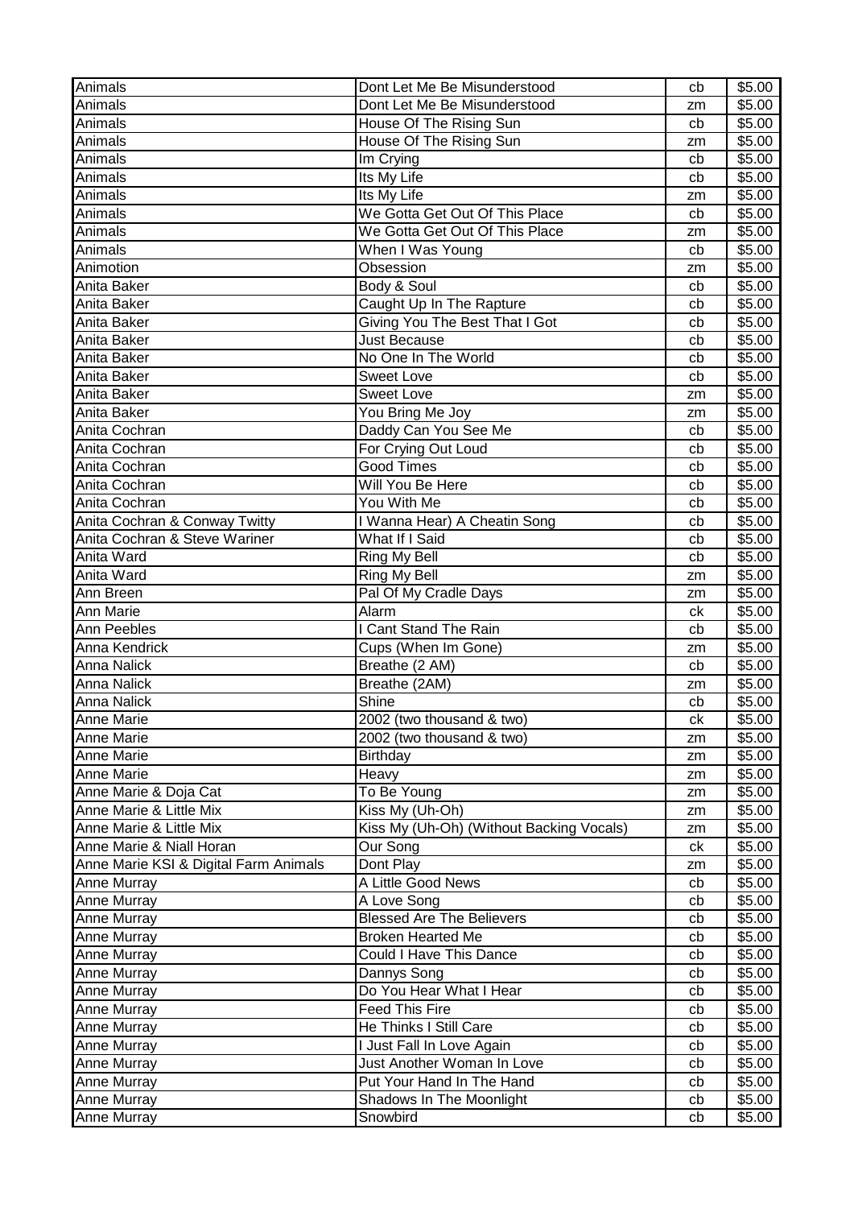| Animals | Dont Let Me Be Misunderstood | cb | $5.00 |
|---|---|---|---|
| Animals | Dont Let Me Be Misunderstood | zm | $5.00 |
| Animals | House Of The Rising Sun | cb | $5.00 |
| Animals | House Of The Rising Sun | zm | $5.00 |
| Animals | Im Crying | cb | $5.00 |
| Animals | Its My Life | cb | $5.00 |
| Animals | Its My Life | zm | $5.00 |
| Animals | We Gotta Get Out Of This Place | cb | $5.00 |
| Animals | We Gotta Get Out Of This Place | zm | $5.00 |
| Animals | When I Was Young | cb | $5.00 |
| Animotion | Obsession | zm | $5.00 |
| Anita Baker | Body & Soul | cb | $5.00 |
| Anita Baker | Caught Up In The Rapture | cb | $5.00 |
| Anita Baker | Giving You The Best That I Got | cb | $5.00 |
| Anita Baker | Just Because | cb | $5.00 |
| Anita Baker | No One In The World | cb | $5.00 |
| Anita Baker | Sweet Love | cb | $5.00 |
| Anita Baker | Sweet Love | zm | $5.00 |
| Anita Baker | You Bring Me Joy | zm | $5.00 |
| Anita Cochran | Daddy Can You See Me | cb | $5.00 |
| Anita Cochran | For Crying Out Loud | cb | $5.00 |
| Anita Cochran | Good Times | cb | $5.00 |
| Anita Cochran | Will You Be Here | cb | $5.00 |
| Anita Cochran | You With Me | cb | $5.00 |
| Anita Cochran & Conway Twitty | I Wanna Hear) A Cheatin Song | cb | $5.00 |
| Anita Cochran & Steve Wariner | What If I Said | cb | $5.00 |
| Anita Ward | Ring My Bell | cb | $5.00 |
| Anita Ward | Ring My Bell | zm | $5.00 |
| Ann Breen | Pal Of My Cradle Days | zm | $5.00 |
| Ann Marie | Alarm | ck | $5.00 |
| Ann Peebles | I Cant Stand The Rain | cb | $5.00 |
| Anna Kendrick | Cups (When Im Gone) | zm | $5.00 |
| Anna Nalick | Breathe (2 AM) | cb | $5.00 |
| Anna Nalick | Breathe (2AM) | zm | $5.00 |
| Anna Nalick | Shine | cb | $5.00 |
| Anne Marie | 2002 (two thousand & two) | ck | $5.00 |
| Anne Marie | 2002 (two thousand & two) | zm | $5.00 |
| Anne Marie | Birthday | zm | $5.00 |
| Anne Marie | Heavy | zm | $5.00 |
| Anne Marie & Doja Cat | To Be Young | zm | $5.00 |
| Anne Marie & Little Mix | Kiss My (Uh-Oh) | zm | $5.00 |
| Anne Marie & Little Mix | Kiss My (Uh-Oh) (Without Backing Vocals) | zm | $5.00 |
| Anne Marie & Niall Horan | Our Song | ck | $5.00 |
| Anne Marie KSI & Digital Farm Animals | Dont Play | zm | $5.00 |
| Anne Murray | A Little Good News | cb | $5.00 |
| Anne Murray | A Love Song | cb | $5.00 |
| Anne Murray | Blessed Are The Believers | cb | $5.00 |
| Anne Murray | Broken Hearted Me | cb | $5.00 |
| Anne Murray | Could I Have This Dance | cb | $5.00 |
| Anne Murray | Dannys Song | cb | $5.00 |
| Anne Murray | Do You Hear What I Hear | cb | $5.00 |
| Anne Murray | Feed This Fire | cb | $5.00 |
| Anne Murray | He Thinks I Still Care | cb | $5.00 |
| Anne Murray | I Just Fall In Love Again | cb | $5.00 |
| Anne Murray | Just Another Woman In Love | cb | $5.00 |
| Anne Murray | Put Your Hand In The Hand | cb | $5.00 |
| Anne Murray | Shadows In The Moonlight | cb | $5.00 |
| Anne Murray | Snowbird | cb | $5.00 |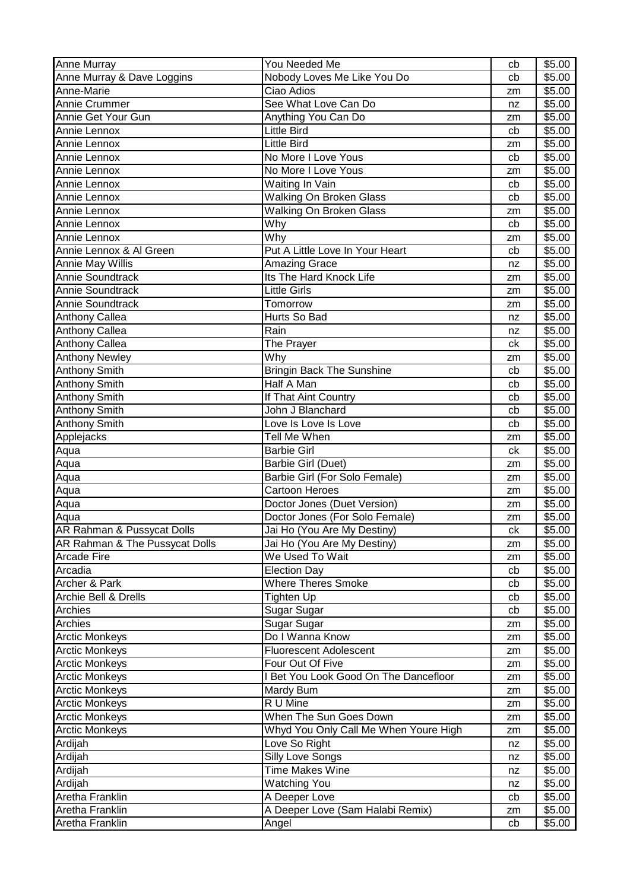| Anne Murray | You Needed Me | cb | $5.00 |
|---|---|---|---|
| Anne Murray & Dave Loggins | Nobody Loves Me Like You Do | cb | $5.00 |
| Anne-Marie | Ciao Adios | zm | $5.00 |
| Annie Crummer | See What Love Can Do | nz | $5.00 |
| Annie Get Your Gun | Anything You Can Do | zm | $5.00 |
| Annie Lennox | Little Bird | cb | $5.00 |
| Annie Lennox | Little Bird | zm | $5.00 |
| Annie Lennox | No More I Love Yous | cb | $5.00 |
| Annie Lennox | No More I Love Yous | zm | $5.00 |
| Annie Lennox | Waiting In Vain | cb | $5.00 |
| Annie Lennox | Walking On Broken Glass | cb | $5.00 |
| Annie Lennox | Walking On Broken Glass | zm | $5.00 |
| Annie Lennox | Why | cb | $5.00 |
| Annie Lennox | Why | zm | $5.00 |
| Annie Lennox & Al Green | Put A Little Love In Your Heart | cb | $5.00 |
| Annie May Willis | Amazing Grace | nz | $5.00 |
| Annie Soundtrack | Its The Hard Knock Life | zm | $5.00 |
| Annie Soundtrack | Little Girls | zm | $5.00 |
| Annie Soundtrack | Tomorrow | zm | $5.00 |
| Anthony Callea | Hurts So Bad | nz | $5.00 |
| Anthony Callea | Rain | nz | $5.00 |
| Anthony Callea | The Prayer | ck | $5.00 |
| Anthony Newley | Why | zm | $5.00 |
| Anthony Smith | Bringin Back The Sunshine | cb | $5.00 |
| Anthony Smith | Half A Man | cb | $5.00 |
| Anthony Smith | If That Aint Country | cb | $5.00 |
| Anthony Smith | John J Blanchard | cb | $5.00 |
| Anthony Smith | Love Is Love Is Love | cb | $5.00 |
| Applejacks | Tell Me When | zm | $5.00 |
| Aqua | Barbie Girl | ck | $5.00 |
| Aqua | Barbie Girl (Duet) | zm | $5.00 |
| Aqua | Barbie Girl (For Solo Female) | zm | $5.00 |
| Aqua | Cartoon Heroes | zm | $5.00 |
| Aqua | Doctor Jones (Duet Version) | zm | $5.00 |
| Aqua | Doctor Jones (For Solo Female) | zm | $5.00 |
| AR Rahman & Pussycat Dolls | Jai Ho (You Are My Destiny) | ck | $5.00 |
| AR Rahman & The Pussycat Dolls | Jai Ho (You Are My Destiny) | zm | $5.00 |
| Arcade Fire | We Used To Wait | zm | $5.00 |
| Arcadia | Election Day | cb | $5.00 |
| Archer & Park | Where Theres Smoke | cb | $5.00 |
| Archie Bell & Drells | Tighten Up | cb | $5.00 |
| Archies | Sugar Sugar | cb | $5.00 |
| Archies | Sugar Sugar | zm | $5.00 |
| Arctic Monkeys | Do I Wanna Know | zm | $5.00 |
| Arctic Monkeys | Fluorescent Adolescent | zm | $5.00 |
| Arctic Monkeys | Four Out Of Five | zm | $5.00 |
| Arctic Monkeys | I Bet You Look Good On The Dancefloor | zm | $5.00 |
| Arctic Monkeys | Mardy Bum | zm | $5.00 |
| Arctic Monkeys | R U Mine | zm | $5.00 |
| Arctic Monkeys | When The Sun Goes Down | zm | $5.00 |
| Arctic Monkeys | Whyd You Only Call Me When Youre High | zm | $5.00 |
| Ardijah | Love So Right | nz | $5.00 |
| Ardijah | Silly Love Songs | nz | $5.00 |
| Ardijah | Time Makes Wine | nz | $5.00 |
| Ardijah | Watching You | nz | $5.00 |
| Aretha Franklin | A Deeper Love | cb | $5.00 |
| Aretha Franklin | A Deeper Love (Sam Halabi Remix) | zm | $5.00 |
| Aretha Franklin | Angel | cb | $5.00 |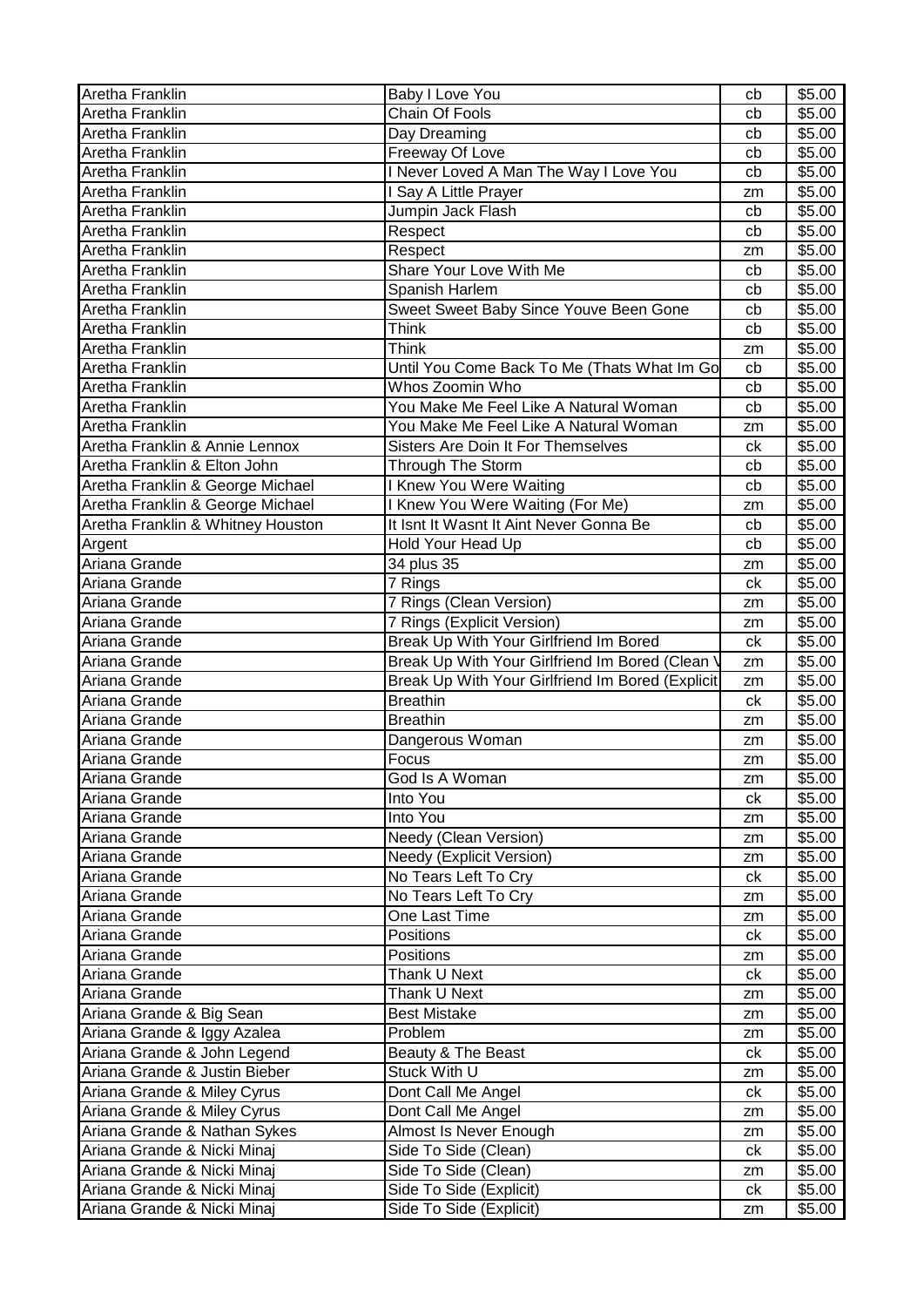| Aretha Franklin | Baby I Love You | cb | $5.00 |
|---|---|---|---|
| Aretha Franklin | Chain Of Fools | cb | $5.00 |
| Aretha Franklin | Day Dreaming | cb | $5.00 |
| Aretha Franklin | Freeway Of Love | cb | $5.00 |
| Aretha Franklin | I Never Loved A Man The Way I Love You | cb | $5.00 |
| Aretha Franklin | I Say A Little Prayer | zm | $5.00 |
| Aretha Franklin | Jumpin Jack Flash | cb | $5.00 |
| Aretha Franklin | Respect | cb | $5.00 |
| Aretha Franklin | Respect | zm | $5.00 |
| Aretha Franklin | Share Your Love With Me | cb | $5.00 |
| Aretha Franklin | Spanish Harlem | cb | $5.00 |
| Aretha Franklin | Sweet Sweet Baby Since Youve Been Gone | cb | $5.00 |
| Aretha Franklin | Think | cb | $5.00 |
| Aretha Franklin | Think | zm | $5.00 |
| Aretha Franklin | Until You Come Back To Me (Thats What Im Go | cb | $5.00 |
| Aretha Franklin | Whos Zoomin Who | cb | $5.00 |
| Aretha Franklin | You Make Me Feel Like A Natural Woman | cb | $5.00 |
| Aretha Franklin | You Make Me Feel Like A Natural Woman | zm | $5.00 |
| Aretha Franklin & Annie Lennox | Sisters Are Doin It For Themselves | ck | $5.00 |
| Aretha Franklin & Elton John | Through The Storm | cb | $5.00 |
| Aretha Franklin & George Michael | I Knew You Were Waiting | cb | $5.00 |
| Aretha Franklin & George Michael | I Knew You Were Waiting (For Me) | zm | $5.00 |
| Aretha Franklin & Whitney Houston | It Isnt It Wasnt It Aint Never Gonna Be | cb | $5.00 |
| Argent | Hold Your Head Up | cb | $5.00 |
| Ariana Grande | 34 plus 35 | zm | $5.00 |
| Ariana Grande | 7 Rings | ck | $5.00 |
| Ariana Grande | 7 Rings (Clean Version) | zm | $5.00 |
| Ariana Grande | 7 Rings (Explicit Version) | zm | $5.00 |
| Ariana Grande | Break Up With Your Girlfriend Im Bored | ck | $5.00 |
| Ariana Grande | Break Up With Your Girlfriend Im Bored (Clean V | zm | $5.00 |
| Ariana Grande | Break Up With Your Girlfriend Im Bored (Explicit | zm | $5.00 |
| Ariana Grande | Breathin | ck | $5.00 |
| Ariana Grande | Breathin | zm | $5.00 |
| Ariana Grande | Dangerous Woman | zm | $5.00 |
| Ariana Grande | Focus | zm | $5.00 |
| Ariana Grande | God Is A Woman | zm | $5.00 |
| Ariana Grande | Into You | ck | $5.00 |
| Ariana Grande | Into You | zm | $5.00 |
| Ariana Grande | Needy (Clean Version) | zm | $5.00 |
| Ariana Grande | Needy (Explicit Version) | zm | $5.00 |
| Ariana Grande | No Tears Left To Cry | ck | $5.00 |
| Ariana Grande | No Tears Left To Cry | zm | $5.00 |
| Ariana Grande | One Last Time | zm | $5.00 |
| Ariana Grande | Positions | ck | $5.00 |
| Ariana Grande | Positions | zm | $5.00 |
| Ariana Grande | Thank U Next | ck | $5.00 |
| Ariana Grande | Thank U Next | zm | $5.00 |
| Ariana Grande & Big Sean | Best Mistake | zm | $5.00 |
| Ariana Grande & Iggy Azalea | Problem | zm | $5.00 |
| Ariana Grande & John Legend | Beauty & The Beast | ck | $5.00 |
| Ariana Grande & Justin Bieber | Stuck With U | zm | $5.00 |
| Ariana Grande & Miley Cyrus | Dont Call Me Angel | ck | $5.00 |
| Ariana Grande & Miley Cyrus | Dont Call Me Angel | zm | $5.00 |
| Ariana Grande & Nathan Sykes | Almost Is Never Enough | zm | $5.00 |
| Ariana Grande & Nicki Minaj | Side To Side (Clean) | ck | $5.00 |
| Ariana Grande & Nicki Minaj | Side To Side (Clean) | zm | $5.00 |
| Ariana Grande & Nicki Minaj | Side To Side (Explicit) | ck | $5.00 |
| Ariana Grande & Nicki Minaj | Side To Side (Explicit) | zm | $5.00 |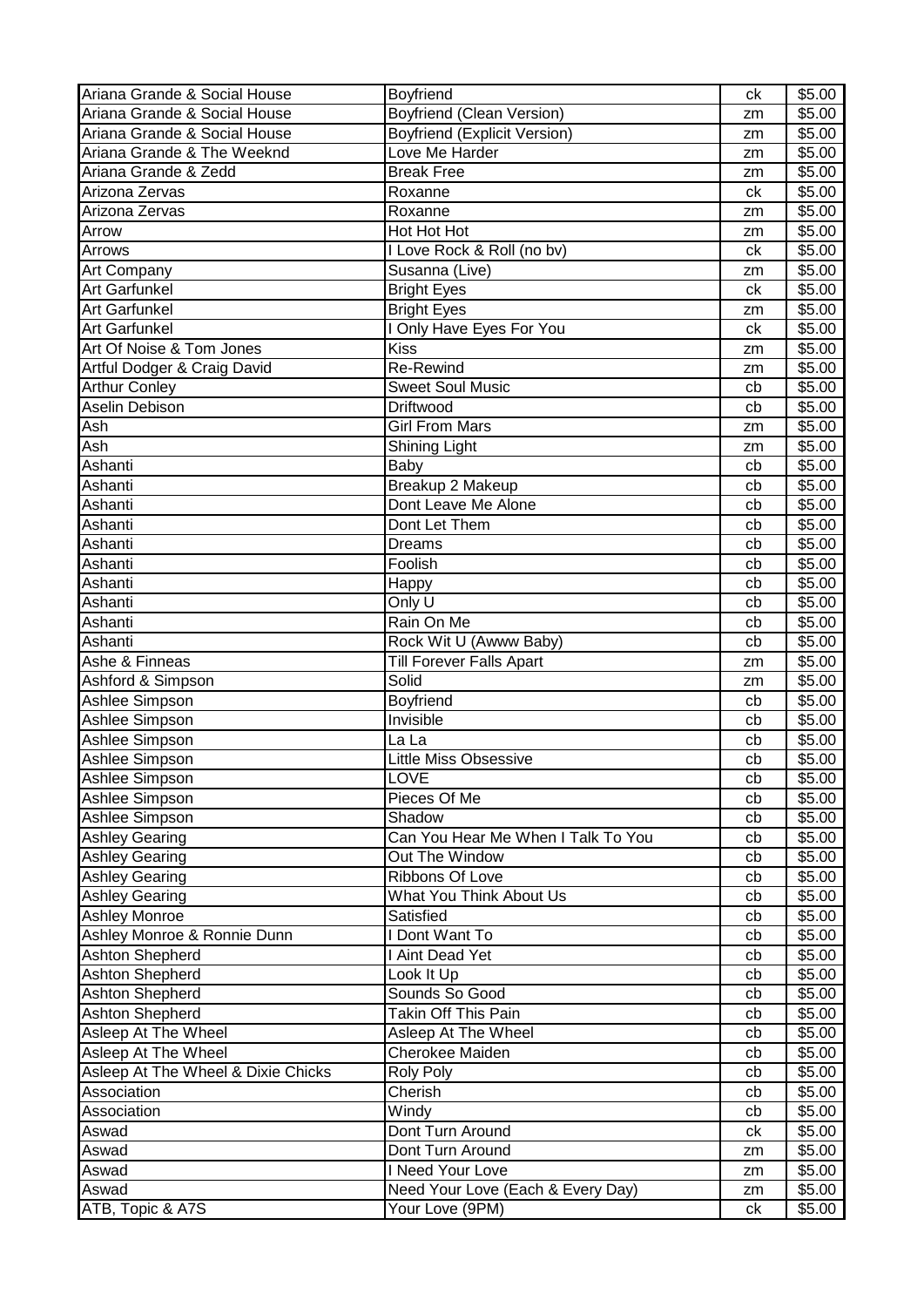| Ariana Grande & Social House | Boyfriend | ck | $5.00 |
|---|---|---|---|
| Ariana Grande & Social House | Boyfriend (Clean Version) | zm | $5.00 |
| Ariana Grande & Social House | Boyfriend (Explicit Version) | zm | $5.00 |
| Ariana Grande & The Weeknd | Love Me Harder | zm | $5.00 |
| Ariana Grande & Zedd | Break Free | zm | $5.00 |
| Arizona Zervas | Roxanne | ck | $5.00 |
| Arizona Zervas | Roxanne | zm | $5.00 |
| Arrow | Hot Hot Hot | zm | $5.00 |
| Arrows | I Love Rock & Roll (no bv) | ck | $5.00 |
| Art Company | Susanna (Live) | zm | $5.00 |
| Art Garfunkel | Bright Eyes | ck | $5.00 |
| Art Garfunkel | Bright Eyes | zm | $5.00 |
| Art Garfunkel | I Only Have Eyes For You | ck | $5.00 |
| Art Of Noise & Tom Jones | Kiss | zm | $5.00 |
| Artful Dodger & Craig David | Re-Rewind | zm | $5.00 |
| Arthur Conley | Sweet Soul Music | cb | $5.00 |
| Aselin Debison | Driftwood | cb | $5.00 |
| Ash | Girl From Mars | zm | $5.00 |
| Ash | Shining Light | zm | $5.00 |
| Ashanti | Baby | cb | $5.00 |
| Ashanti | Breakup 2 Makeup | cb | $5.00 |
| Ashanti | Dont Leave Me Alone | cb | $5.00 |
| Ashanti | Dont Let Them | cb | $5.00 |
| Ashanti | Dreams | cb | $5.00 |
| Ashanti | Foolish | cb | $5.00 |
| Ashanti | Happy | cb | $5.00 |
| Ashanti | Only U | cb | $5.00 |
| Ashanti | Rain On Me | cb | $5.00 |
| Ashanti | Rock Wit U (Awww Baby) | cb | $5.00 |
| Ashe & Finneas | Till Forever Falls Apart | zm | $5.00 |
| Ashford & Simpson | Solid | zm | $5.00 |
| Ashlee Simpson | Boyfriend | cb | $5.00 |
| Ashlee Simpson | Invisible | cb | $5.00 |
| Ashlee Simpson | La La | cb | $5.00 |
| Ashlee Simpson | Little Miss Obsessive | cb | $5.00 |
| Ashlee Simpson | LOVE | cb | $5.00 |
| Ashlee Simpson | Pieces Of Me | cb | $5.00 |
| Ashlee Simpson | Shadow | cb | $5.00 |
| Ashley Gearing | Can You Hear Me When I Talk To You | cb | $5.00 |
| Ashley Gearing | Out The Window | cb | $5.00 |
| Ashley Gearing | Ribbons Of Love | cb | $5.00 |
| Ashley Gearing | What You Think About Us | cb | $5.00 |
| Ashley Monroe | Satisfied | cb | $5.00 |
| Ashley Monroe & Ronnie Dunn | I Dont Want To | cb | $5.00 |
| Ashton Shepherd | I Aint Dead Yet | cb | $5.00 |
| Ashton Shepherd | Look It Up | cb | $5.00 |
| Ashton Shepherd | Sounds So Good | cb | $5.00 |
| Ashton Shepherd | Takin Off This Pain | cb | $5.00 |
| Asleep At The Wheel | Asleep At The Wheel | cb | $5.00 |
| Asleep At The Wheel | Cherokee Maiden | cb | $5.00 |
| Asleep At The Wheel & Dixie Chicks | Roly Poly | cb | $5.00 |
| Association | Cherish | cb | $5.00 |
| Association | Windy | cb | $5.00 |
| Aswad | Dont Turn Around | ck | $5.00 |
| Aswad | Dont Turn Around | zm | $5.00 |
| Aswad | I Need Your Love | zm | $5.00 |
| Aswad | Need Your Love (Each & Every Day) | zm | $5.00 |
| ATB, Topic & A7S | Your Love (9PM) | ck | $5.00 |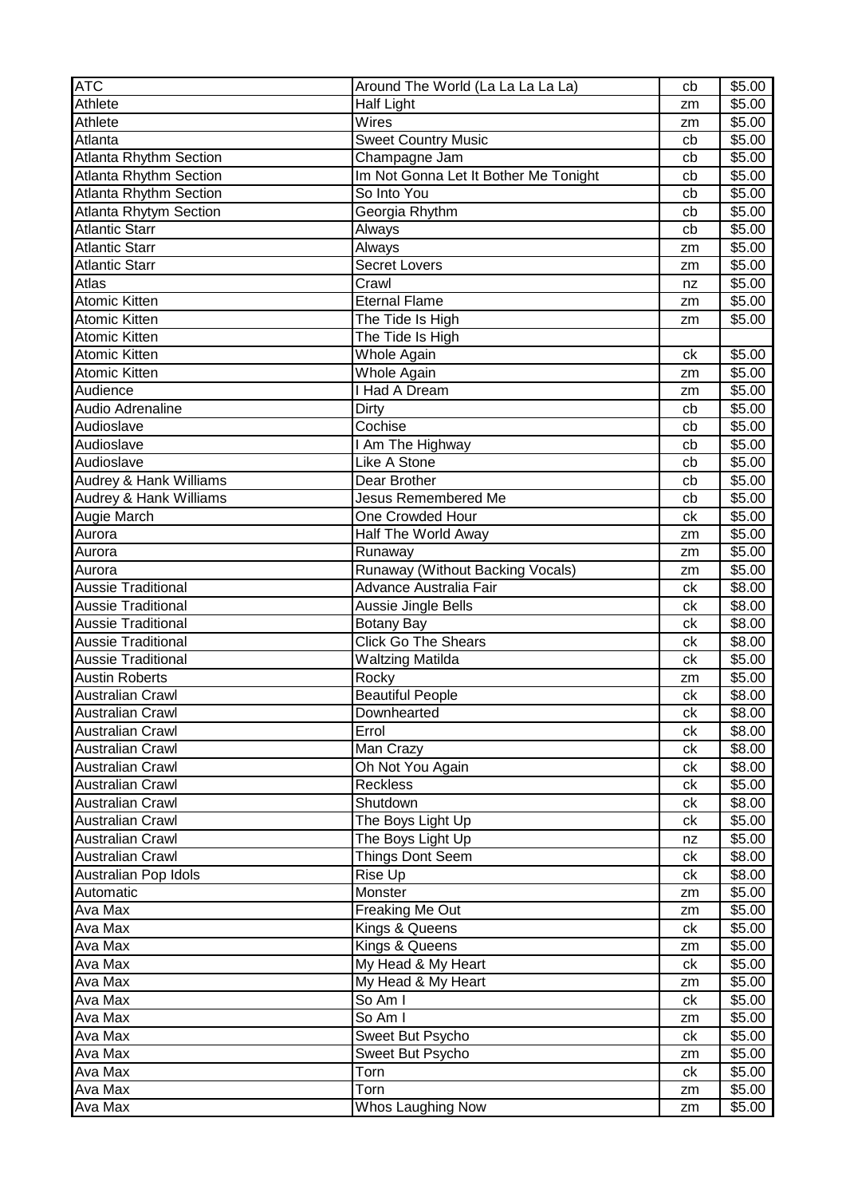| ATC | Around The World (La La La La La) | cb | $5.00 |
|---|---|---|---|
| Athlete | Half Light | zm | $5.00 |
| Athlete | Wires | zm | $5.00 |
| Atlanta | Sweet Country Music | cb | $5.00 |
| Atlanta Rhythm Section | Champagne Jam | cb | $5.00 |
| Atlanta Rhythm Section | Im Not Gonna Let It Bother Me Tonight | cb | $5.00 |
| Atlanta Rhythm Section | So Into You | cb | $5.00 |
| Atlanta Rhytym Section | Georgia Rhythm | cb | $5.00 |
| Atlantic Starr | Always | cb | $5.00 |
| Atlantic Starr | Always | zm | $5.00 |
| Atlantic Starr | Secret Lovers | zm | $5.00 |
| Atlas | Crawl | nz | $5.00 |
| Atomic Kitten | Eternal Flame | zm | $5.00 |
| Atomic Kitten | The Tide Is High | zm | $5.00 |
| Atomic Kitten | The Tide Is High | | |
| Atomic Kitten | Whole Again | ck | $5.00 |
| Atomic Kitten | Whole Again | zm | $5.00 |
| Audience | I Had A Dream | zm | $5.00 |
| Audio Adrenaline | Dirty | cb | $5.00 |
| Audioslave | Cochise | cb | $5.00 |
| Audioslave | I Am The Highway | cb | $5.00 |
| Audioslave | Like A Stone | cb | $5.00 |
| Audrey & Hank Williams | Dear Brother | cb | $5.00 |
| Audrey & Hank Williams | Jesus Remembered Me | cb | $5.00 |
| Augie March | One Crowded Hour | ck | $5.00 |
| Aurora | Half The World Away | zm | $5.00 |
| Aurora | Runaway | zm | $5.00 |
| Aurora | Runaway (Without Backing Vocals) | zm | $5.00 |
| Aussie Traditional | Advance Australia Fair | ck | $8.00 |
| Aussie Traditional | Aussie Jingle Bells | ck | $8.00 |
| Aussie Traditional | Botany Bay | ck | $8.00 |
| Aussie Traditional | Click Go The Shears | ck | $8.00 |
| Aussie Traditional | Waltzing Matilda | ck | $5.00 |
| Austin Roberts | Rocky | zm | $5.00 |
| Australian Crawl | Beautiful People | ck | $8.00 |
| Australian Crawl | Downhearted | ck | $8.00 |
| Australian Crawl | Errol | ck | $8.00 |
| Australian Crawl | Man Crazy | ck | $8.00 |
| Australian Crawl | Oh Not You Again | ck | $8.00 |
| Australian Crawl | Reckless | ck | $5.00 |
| Australian Crawl | Shutdown | ck | $8.00 |
| Australian Crawl | The Boys Light Up | ck | $5.00 |
| Australian Crawl | The Boys Light Up | nz | $5.00 |
| Australian Crawl | Things Dont Seem | ck | $8.00 |
| Australian Pop Idols | Rise Up | ck | $8.00 |
| Automatic | Monster | zm | $5.00 |
| Ava Max | Freaking Me Out | zm | $5.00 |
| Ava Max | Kings & Queens | ck | $5.00 |
| Ava Max | Kings & Queens | zm | $5.00 |
| Ava Max | My Head & My Heart | ck | $5.00 |
| Ava Max | My Head & My Heart | zm | $5.00 |
| Ava Max | So Am I | ck | $5.00 |
| Ava Max | So Am I | zm | $5.00 |
| Ava Max | Sweet But Psycho | ck | $5.00 |
| Ava Max | Sweet But Psycho | zm | $5.00 |
| Ava Max | Torn | ck | $5.00 |
| Ava Max | Torn | zm | $5.00 |
| Ava Max | Whos Laughing Now | zm | $5.00 |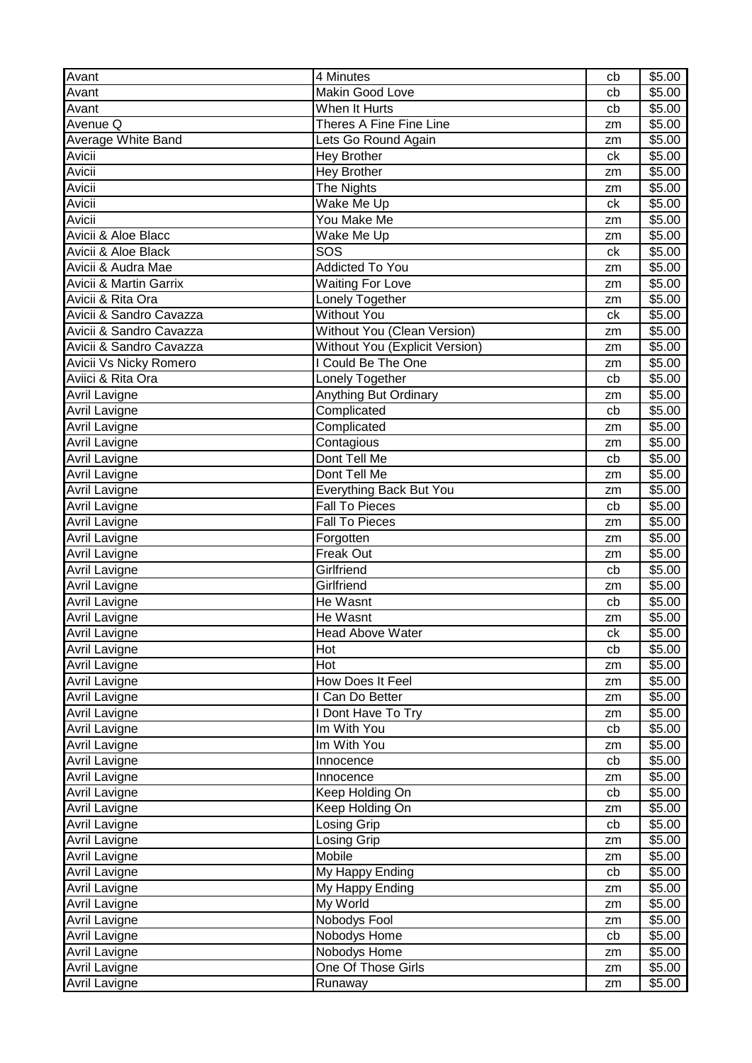| Avant | 4 Minutes | cb | $5.00 |
|---|---|---|---|
| Avant | Makin Good Love | cb | $5.00 |
| Avant | When It Hurts | cb | $5.00 |
| Avenue Q | Theres A Fine Fine Line | zm | $5.00 |
| Average White Band | Lets Go Round Again | zm | $5.00 |
| Avicii | Hey Brother | ck | $5.00 |
| Avicii | Hey Brother | zm | $5.00 |
| Avicii | The Nights | zm | $5.00 |
| Avicii | Wake Me Up | ck | $5.00 |
| Avicii | You Make Me | zm | $5.00 |
| Avicii & Aloe Blacc | Wake Me Up | zm | $5.00 |
| Avicii & Aloe Black | SOS | ck | $5.00 |
| Avicii & Audra Mae | Addicted To You | zm | $5.00 |
| Avicii & Martin Garrix | Waiting For Love | zm | $5.00 |
| Avicii & Rita Ora | Lonely Together | zm | $5.00 |
| Avicii & Sandro Cavazza | Without You | ck | $5.00 |
| Avicii & Sandro Cavazza | Without You (Clean Version) | zm | $5.00 |
| Avicii & Sandro Cavazza | Without You (Explicit Version) | zm | $5.00 |
| Avicii Vs Nicky Romero | I Could Be The One | zm | $5.00 |
| Aviici & Rita Ora | Lonely Together | cb | $5.00 |
| Avril Lavigne | Anything But Ordinary | zm | $5.00 |
| Avril Lavigne | Complicated | cb | $5.00 |
| Avril Lavigne | Complicated | zm | $5.00 |
| Avril Lavigne | Contagious | zm | $5.00 |
| Avril Lavigne | Dont Tell Me | cb | $5.00 |
| Avril Lavigne | Dont Tell Me | zm | $5.00 |
| Avril Lavigne | Everything Back But You | zm | $5.00 |
| Avril Lavigne | Fall To Pieces | cb | $5.00 |
| Avril Lavigne | Fall To Pieces | zm | $5.00 |
| Avril Lavigne | Forgotten | zm | $5.00 |
| Avril Lavigne | Freak Out | zm | $5.00 |
| Avril Lavigne | Girlfriend | cb | $5.00 |
| Avril Lavigne | Girlfriend | zm | $5.00 |
| Avril Lavigne | He Wasnt | cb | $5.00 |
| Avril Lavigne | He Wasnt | zm | $5.00 |
| Avril Lavigne | Head Above Water | ck | $5.00 |
| Avril Lavigne | Hot | cb | $5.00 |
| Avril Lavigne | Hot | zm | $5.00 |
| Avril Lavigne | How Does It Feel | zm | $5.00 |
| Avril Lavigne | I Can Do Better | zm | $5.00 |
| Avril Lavigne | I Dont Have To Try | zm | $5.00 |
| Avril Lavigne | Im With You | cb | $5.00 |
| Avril Lavigne | Im With You | zm | $5.00 |
| Avril Lavigne | Innocence | cb | $5.00 |
| Avril Lavigne | Innocence | zm | $5.00 |
| Avril Lavigne | Keep Holding On | cb | $5.00 |
| Avril Lavigne | Keep Holding On | zm | $5.00 |
| Avril Lavigne | Losing Grip | cb | $5.00 |
| Avril Lavigne | Losing Grip | zm | $5.00 |
| Avril Lavigne | Mobile | zm | $5.00 |
| Avril Lavigne | My Happy Ending | cb | $5.00 |
| Avril Lavigne | My Happy Ending | zm | $5.00 |
| Avril Lavigne | My World | zm | $5.00 |
| Avril Lavigne | Nobodys Fool | zm | $5.00 |
| Avril Lavigne | Nobodys Home | cb | $5.00 |
| Avril Lavigne | Nobodys Home | zm | $5.00 |
| Avril Lavigne | One Of Those Girls | zm | $5.00 |
| Avril Lavigne | Runaway | zm | $5.00 |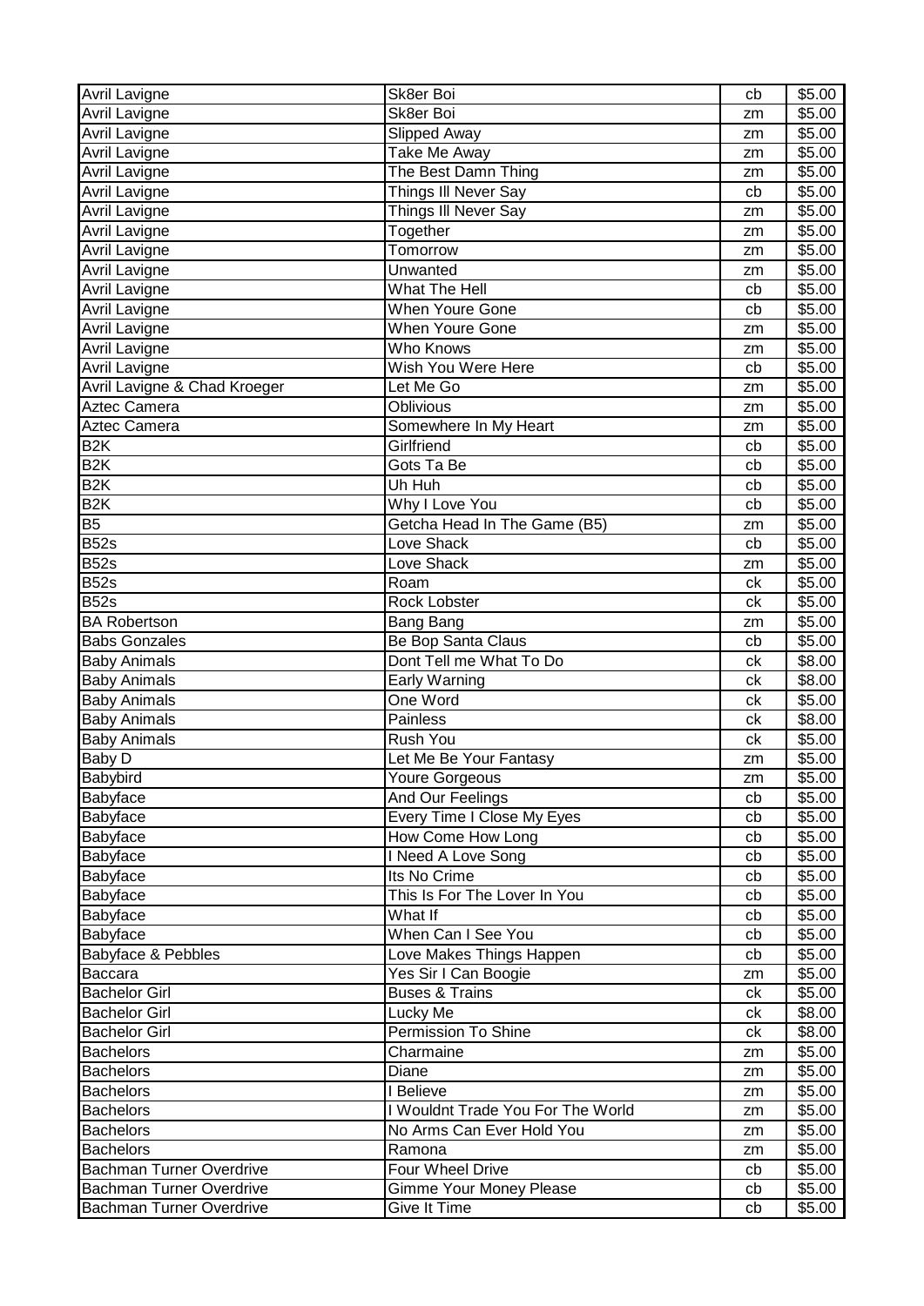| | | | |
|---|---|---|---|
| Avril Lavigne | Sk8er Boi | cb | $5.00 |
| Avril Lavigne | Sk8er Boi | zm | $5.00 |
| Avril Lavigne | Slipped Away | zm | $5.00 |
| Avril Lavigne | Take Me Away | zm | $5.00 |
| Avril Lavigne | The Best Damn Thing | zm | $5.00 |
| Avril Lavigne | Things Ill Never Say | cb | $5.00 |
| Avril Lavigne | Things Ill Never Say | zm | $5.00 |
| Avril Lavigne | Together | zm | $5.00 |
| Avril Lavigne | Tomorrow | zm | $5.00 |
| Avril Lavigne | Unwanted | zm | $5.00 |
| Avril Lavigne | What The Hell | cb | $5.00 |
| Avril Lavigne | When Youre Gone | cb | $5.00 |
| Avril Lavigne | When Youre Gone | zm | $5.00 |
| Avril Lavigne | Who Knows | zm | $5.00 |
| Avril Lavigne | Wish You Were Here | cb | $5.00 |
| Avril Lavigne & Chad Kroeger | Let Me Go | zm | $5.00 |
| Aztec Camera | Oblivious | zm | $5.00 |
| Aztec Camera | Somewhere In My Heart | zm | $5.00 |
| B2K | Girlfriend | cb | $5.00 |
| B2K | Gots Ta Be | cb | $5.00 |
| B2K | Uh Huh | cb | $5.00 |
| B2K | Why I Love You | cb | $5.00 |
| B5 | Getcha Head In The Game (B5) | zm | $5.00 |
| B52s | Love Shack | cb | $5.00 |
| B52s | Love Shack | zm | $5.00 |
| B52s | Roam | ck | $5.00 |
| B52s | Rock Lobster | ck | $5.00 |
| BA Robertson | Bang Bang | zm | $5.00 |
| Babs Gonzales | Be Bop Santa Claus | cb | $5.00 |
| Baby Animals | Dont Tell me What To Do | ck | $8.00 |
| Baby Animals | Early Warning | ck | $8.00 |
| Baby Animals | One Word | ck | $5.00 |
| Baby Animals | Painless | ck | $8.00 |
| Baby Animals | Rush You | ck | $5.00 |
| Baby D | Let Me Be Your Fantasy | zm | $5.00 |
| Babybird | Youre Gorgeous | zm | $5.00 |
| Babyface | And Our Feelings | cb | $5.00 |
| Babyface | Every Time I Close My Eyes | cb | $5.00 |
| Babyface | How Come How Long | cb | $5.00 |
| Babyface | I Need A Love Song | cb | $5.00 |
| Babyface | Its No Crime | cb | $5.00 |
| Babyface | This Is For The Lover In You | cb | $5.00 |
| Babyface | What If | cb | $5.00 |
| Babyface | When Can I See You | cb | $5.00 |
| Babyface & Pebbles | Love Makes Things Happen | cb | $5.00 |
| Baccara | Yes Sir I Can Boogie | zm | $5.00 |
| Bachelor Girl | Buses & Trains | ck | $5.00 |
| Bachelor Girl | Lucky Me | ck | $8.00 |
| Bachelor Girl | Permission To Shine | ck | $8.00 |
| Bachelors | Charmaine | zm | $5.00 |
| Bachelors | Diane | zm | $5.00 |
| Bachelors | I Believe | zm | $5.00 |
| Bachelors | I Wouldnt Trade You For The World | zm | $5.00 |
| Bachelors | No Arms Can Ever Hold You | zm | $5.00 |
| Bachelors | Ramona | zm | $5.00 |
| Bachman Turner Overdrive | Four Wheel Drive | cb | $5.00 |
| Bachman Turner Overdrive | Gimme Your Money Please | cb | $5.00 |
| Bachman Turner Overdrive | Give It Time | cb | $5.00 |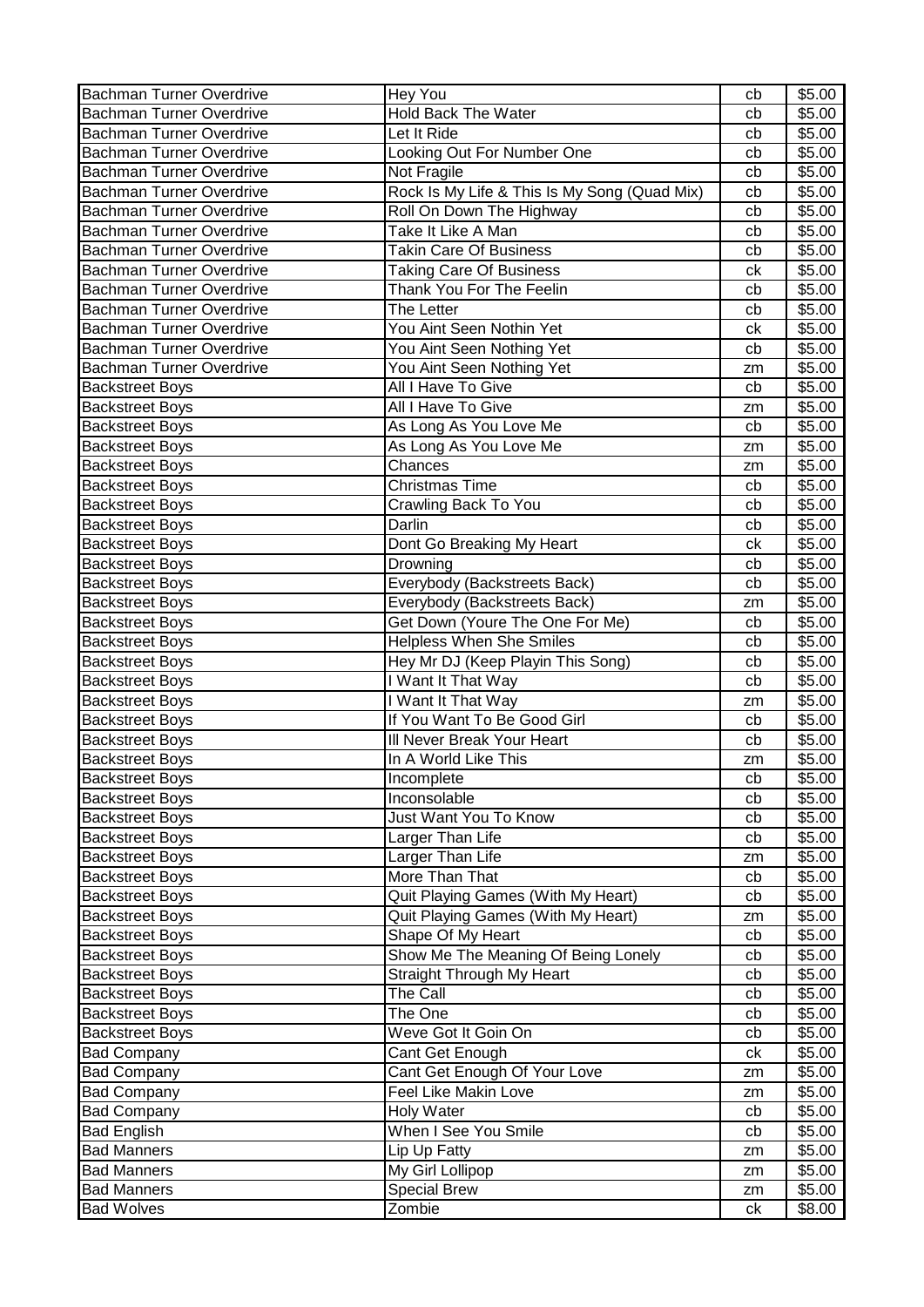| Bachman Turner Overdrive | Hey You | cb | $5.00 |
|---|---|---|---|
| Bachman Turner Overdrive | Hold Back The Water | cb | $5.00 |
| Bachman Turner Overdrive | Let It Ride | cb | $5.00 |
| Bachman Turner Overdrive | Looking Out For Number One | cb | $5.00 |
| Bachman Turner Overdrive | Not Fragile | cb | $5.00 |
| Bachman Turner Overdrive | Rock Is My Life & This Is My Song (Quad Mix) | cb | $5.00 |
| Bachman Turner Overdrive | Roll On Down The Highway | cb | $5.00 |
| Bachman Turner Overdrive | Take It Like A Man | cb | $5.00 |
| Bachman Turner Overdrive | Takin Care Of Business | cb | $5.00 |
| Bachman Turner Overdrive | Taking Care Of Business | ck | $5.00 |
| Bachman Turner Overdrive | Thank You For The Feelin | cb | $5.00 |
| Bachman Turner Overdrive | The Letter | cb | $5.00 |
| Bachman Turner Overdrive | You Aint Seen Nothin Yet | ck | $5.00 |
| Bachman Turner Overdrive | You Aint Seen Nothing Yet | cb | $5.00 |
| Bachman Turner Overdrive | You Aint Seen Nothing Yet | zm | $5.00 |
| Backstreet Boys | All I Have To Give | cb | $5.00 |
| Backstreet Boys | All I Have To Give | zm | $5.00 |
| Backstreet Boys | As Long As You Love Me | cb | $5.00 |
| Backstreet Boys | As Long As You Love Me | zm | $5.00 |
| Backstreet Boys | Chances | zm | $5.00 |
| Backstreet Boys | Christmas Time | cb | $5.00 |
| Backstreet Boys | Crawling Back To You | cb | $5.00 |
| Backstreet Boys | Darlin | cb | $5.00 |
| Backstreet Boys | Dont Go Breaking My Heart | ck | $5.00 |
| Backstreet Boys | Drowning | cb | $5.00 |
| Backstreet Boys | Everybody (Backstreets Back) | cb | $5.00 |
| Backstreet Boys | Everybody (Backstreets Back) | zm | $5.00 |
| Backstreet Boys | Get Down (Youre The One For Me) | cb | $5.00 |
| Backstreet Boys | Helpless When She Smiles | cb | $5.00 |
| Backstreet Boys | Hey Mr DJ (Keep Playin This Song) | cb | $5.00 |
| Backstreet Boys | I Want It That Way | cb | $5.00 |
| Backstreet Boys | I Want It That Way | zm | $5.00 |
| Backstreet Boys | If You Want To Be Good Girl | cb | $5.00 |
| Backstreet Boys | Ill Never Break Your Heart | cb | $5.00 |
| Backstreet Boys | In A World Like This | zm | $5.00 |
| Backstreet Boys | Incomplete | cb | $5.00 |
| Backstreet Boys | Inconsolable | cb | $5.00 |
| Backstreet Boys | Just Want You To Know | cb | $5.00 |
| Backstreet Boys | Larger Than Life | cb | $5.00 |
| Backstreet Boys | Larger Than Life | zm | $5.00 |
| Backstreet Boys | More Than That | cb | $5.00 |
| Backstreet Boys | Quit Playing Games (With My Heart) | cb | $5.00 |
| Backstreet Boys | Quit Playing Games (With My Heart) | zm | $5.00 |
| Backstreet Boys | Shape Of My Heart | cb | $5.00 |
| Backstreet Boys | Show Me The Meaning Of Being Lonely | cb | $5.00 |
| Backstreet Boys | Straight Through My Heart | cb | $5.00 |
| Backstreet Boys | The Call | cb | $5.00 |
| Backstreet Boys | The One | cb | $5.00 |
| Backstreet Boys | Weve Got It Goin On | cb | $5.00 |
| Bad Company | Cant Get Enough | ck | $5.00 |
| Bad Company | Cant Get Enough Of Your Love | zm | $5.00 |
| Bad Company | Feel Like Makin Love | zm | $5.00 |
| Bad Company | Holy Water | cb | $5.00 |
| Bad English | When I See You Smile | cb | $5.00 |
| Bad Manners | Lip Up Fatty | zm | $5.00 |
| Bad Manners | My Girl Lollipop | zm | $5.00 |
| Bad Manners | Special Brew | zm | $5.00 |
| Bad Wolves | Zombie | ck | $8.00 |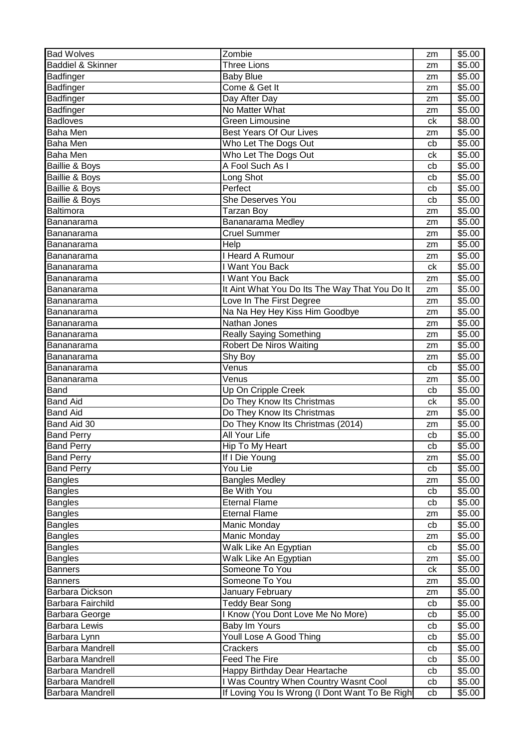| Bad Wolves | Zombie | zm | $5.00 |
|---|---|---|---|
| Baddiel & Skinner | Three Lions | zm | $5.00 |
| Badfinger | Baby Blue | zm | $5.00 |
| Badfinger | Come & Get It | zm | $5.00 |
| Badfinger | Day After Day | zm | $5.00 |
| Badfinger | No Matter What | zm | $5.00 |
| Badloves | Green Limousine | ck | $8.00 |
| Baha Men | Best Years Of Our Lives | zm | $5.00 |
| Baha Men | Who Let The Dogs Out | cb | $5.00 |
| Baha Men | Who Let The Dogs Out | ck | $5.00 |
| Baillie & Boys | A Fool Such As I | cb | $5.00 |
| Baillie & Boys | Long Shot | cb | $5.00 |
| Baillie & Boys | Perfect | cb | $5.00 |
| Baillie & Boys | She Deserves You | cb | $5.00 |
| Baltimora | Tarzan Boy | zm | $5.00 |
| Bananarama | Bananarama Medley | zm | $5.00 |
| Bananarama | Cruel Summer | zm | $5.00 |
| Bananarama | Help | zm | $5.00 |
| Bananarama | I Heard A Rumour | zm | $5.00 |
| Bananarama | I Want You Back | ck | $5.00 |
| Bananarama | I Want You Back | zm | $5.00 |
| Bananarama | It Aint What You Do Its The Way That You Do It | zm | $5.00 |
| Bananarama | Love In The First Degree | zm | $5.00 |
| Bananarama | Na Na Hey Hey Kiss Him Goodbye | zm | $5.00 |
| Bananarama | Nathan Jones | zm | $5.00 |
| Bananarama | Really Saying Something | zm | $5.00 |
| Bananarama | Robert De Niros Waiting | zm | $5.00 |
| Bananarama | Shy Boy | zm | $5.00 |
| Bananarama | Venus | cb | $5.00 |
| Bananarama | Venus | zm | $5.00 |
| Band | Up On Cripple Creek | cb | $5.00 |
| Band Aid | Do They Know Its Christmas | ck | $5.00 |
| Band Aid | Do They Know Its Christmas | zm | $5.00 |
| Band Aid 30 | Do They Know Its Christmas (2014) | zm | $5.00 |
| Band Perry | All Your Life | cb | $5.00 |
| Band Perry | Hip To My Heart | cb | $5.00 |
| Band Perry | If I Die Young | zm | $5.00 |
| Band Perry | You Lie | cb | $5.00 |
| Bangles | Bangles Medley | zm | $5.00 |
| Bangles | Be With You | cb | $5.00 |
| Bangles | Eternal Flame | cb | $5.00 |
| Bangles | Eternal Flame | zm | $5.00 |
| Bangles | Manic Monday | cb | $5.00 |
| Bangles | Manic Monday | zm | $5.00 |
| Bangles | Walk Like An Egyptian | cb | $5.00 |
| Bangles | Walk Like An Egyptian | zm | $5.00 |
| Banners | Someone To You | ck | $5.00 |
| Banners | Someone To You | zm | $5.00 |
| Barbara Dickson | January February | zm | $5.00 |
| Barbara Fairchild | Teddy Bear Song | cb | $5.00 |
| Barbara George | I Know (You Dont Love Me No More) | cb | $5.00 |
| Barbara Lewis | Baby Im Yours | cb | $5.00 |
| Barbara Lynn | Youll Lose A Good Thing | cb | $5.00 |
| Barbara Mandrell | Crackers | cb | $5.00 |
| Barbara Mandrell | Feed The Fire | cb | $5.00 |
| Barbara Mandrell | Happy Birthday Dear Heartache | cb | $5.00 |
| Barbara Mandrell | I Was Country When Country Wasnt Cool | cb | $5.00 |
| Barbara Mandrell | If Loving You Is Wrong (I Dont Want To Be Righ | cb | $5.00 |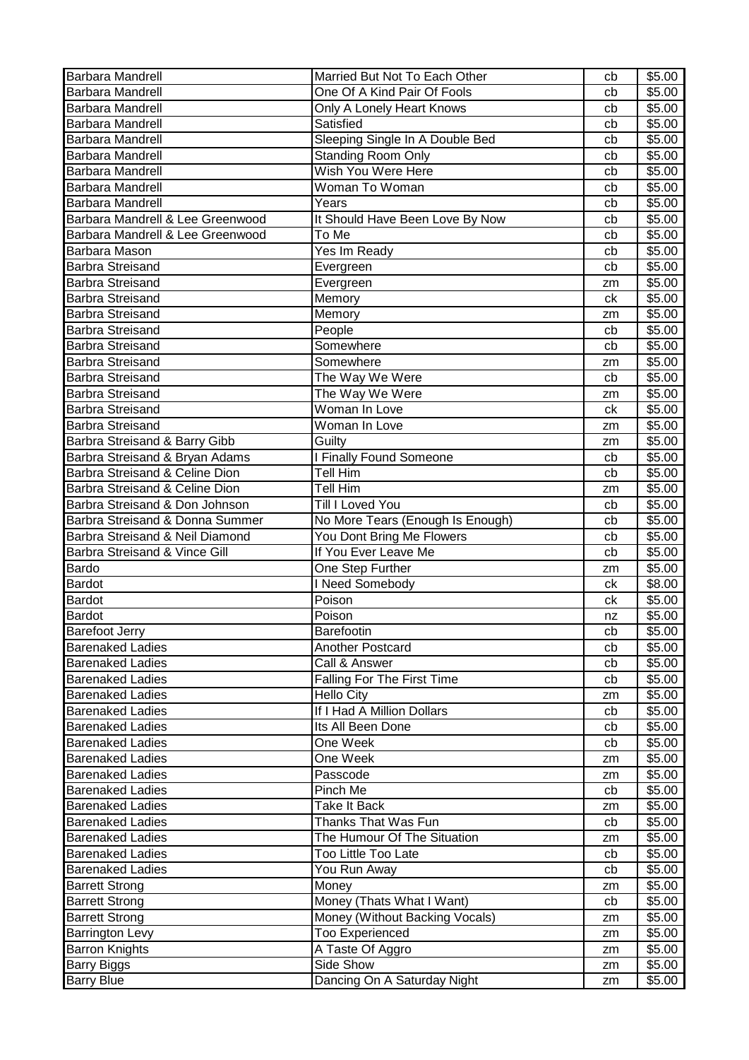| Barbara Mandrell | Married But Not To Each Other | cb | $5.00 |
|---|---|---|---|
| Barbara Mandrell | One Of A Kind Pair Of Fools | cb | $5.00 |
| Barbara Mandrell | Only A Lonely Heart Knows | cb | $5.00 |
| Barbara Mandrell | Satisfied | cb | $5.00 |
| Barbara Mandrell | Sleeping Single In A Double Bed | cb | $5.00 |
| Barbara Mandrell | Standing Room Only | cb | $5.00 |
| Barbara Mandrell | Wish You Were Here | cb | $5.00 |
| Barbara Mandrell | Woman To Woman | cb | $5.00 |
| Barbara Mandrell | Years | cb | $5.00 |
| Barbara Mandrell & Lee Greenwood | It Should Have Been Love By Now | cb | $5.00 |
| Barbara Mandrell & Lee Greenwood | To Me | cb | $5.00 |
| Barbara Mason | Yes Im Ready | cb | $5.00 |
| Barbra Streisand | Evergreen | cb | $5.00 |
| Barbra Streisand | Evergreen | zm | $5.00 |
| Barbra Streisand | Memory | ck | $5.00 |
| Barbra Streisand | Memory | zm | $5.00 |
| Barbra Streisand | People | cb | $5.00 |
| Barbra Streisand | Somewhere | cb | $5.00 |
| Barbra Streisand | Somewhere | zm | $5.00 |
| Barbra Streisand | The Way We Were | cb | $5.00 |
| Barbra Streisand | The Way We Were | zm | $5.00 |
| Barbra Streisand | Woman In Love | ck | $5.00 |
| Barbra Streisand | Woman In Love | zm | $5.00 |
| Barbra Streisand & Barry Gibb | Guilty | zm | $5.00 |
| Barbra Streisand & Bryan Adams | I Finally Found Someone | cb | $5.00 |
| Barbra Streisand & Celine Dion | Tell Him | cb | $5.00 |
| Barbra Streisand & Celine Dion | Tell Him | zm | $5.00 |
| Barbra Streisand & Don Johnson | Till I Loved You | cb | $5.00 |
| Barbra Streisand & Donna Summer | No More Tears (Enough Is Enough) | cb | $5.00 |
| Barbra Streisand & Neil Diamond | You Dont Bring Me Flowers | cb | $5.00 |
| Barbra Streisand & Vince Gill | If You Ever Leave Me | cb | $5.00 |
| Bardo | One Step Further | zm | $5.00 |
| Bardot | I Need Somebody | ck | $8.00 |
| Bardot | Poison | ck | $5.00 |
| Bardot | Poison | nz | $5.00 |
| Barefoot Jerry | Barefootin | cb | $5.00 |
| Barenaked Ladies | Another Postcard | cb | $5.00 |
| Barenaked Ladies | Call & Answer | cb | $5.00 |
| Barenaked Ladies | Falling For The First Time | cb | $5.00 |
| Barenaked Ladies | Hello City | zm | $5.00 |
| Barenaked Ladies | If I Had A Million Dollars | cb | $5.00 |
| Barenaked Ladies | Its All Been Done | cb | $5.00 |
| Barenaked Ladies | One Week | cb | $5.00 |
| Barenaked Ladies | One Week | zm | $5.00 |
| Barenaked Ladies | Passcode | zm | $5.00 |
| Barenaked Ladies | Pinch Me | cb | $5.00 |
| Barenaked Ladies | Take It Back | zm | $5.00 |
| Barenaked Ladies | Thanks That Was Fun | cb | $5.00 |
| Barenaked Ladies | The Humour Of The Situation | zm | $5.00 |
| Barenaked Ladies | Too Little Too Late | cb | $5.00 |
| Barenaked Ladies | You Run Away | cb | $5.00 |
| Barrett Strong | Money | zm | $5.00 |
| Barrett Strong | Money (Thats What I Want) | cb | $5.00 |
| Barrett Strong | Money (Without Backing Vocals) | zm | $5.00 |
| Barrington Levy | Too Experienced | zm | $5.00 |
| Barron Knights | A Taste Of Aggro | zm | $5.00 |
| Barry Biggs | Side Show | zm | $5.00 |
| Barry Blue | Dancing On A Saturday Night | zm | $5.00 |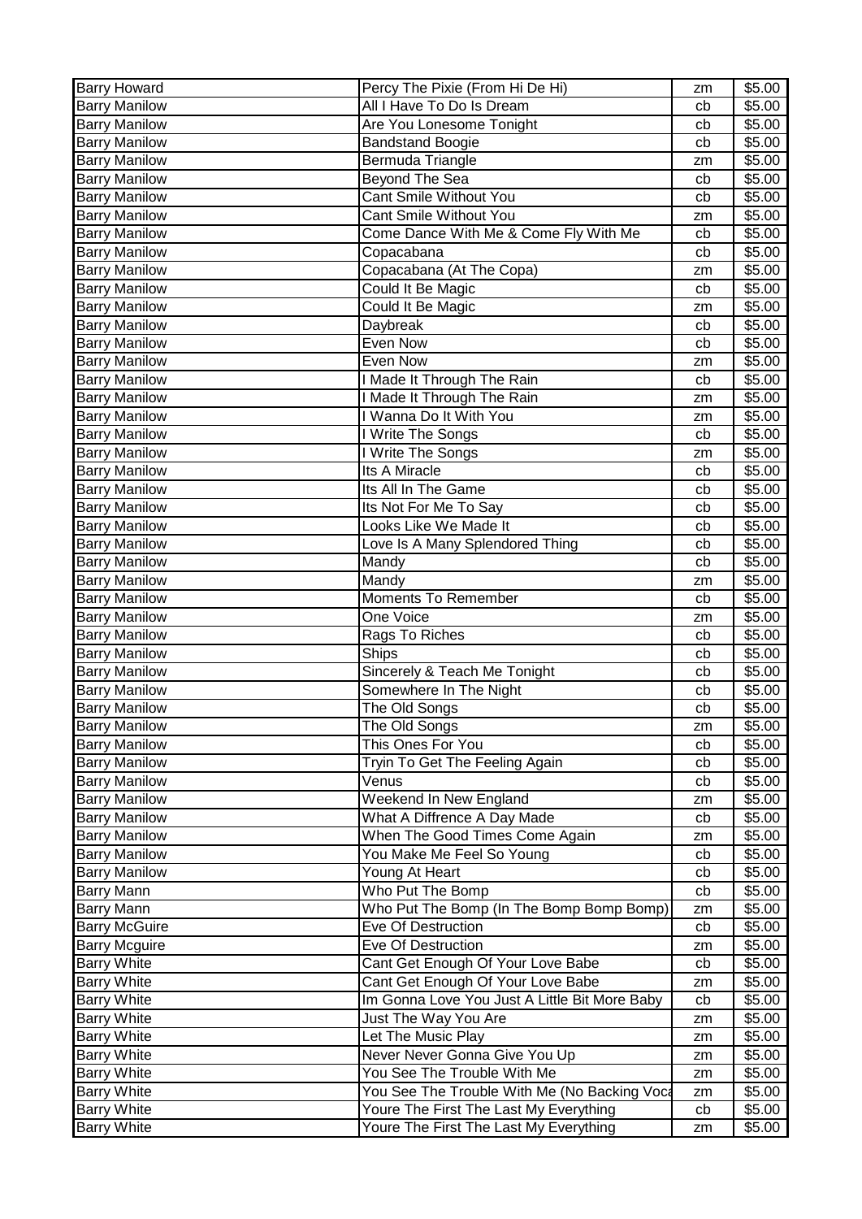| Barry Howard | Percy The Pixie (From Hi De Hi) | zm | $5.00 |
|---|---|---|---|
| Barry Manilow | All I Have To Do Is Dream | cb | $5.00 |
| Barry Manilow | Are You Lonesome Tonight | cb | $5.00 |
| Barry Manilow | Bandstand Boogie | cb | $5.00 |
| Barry Manilow | Bermuda Triangle | zm | $5.00 |
| Barry Manilow | Beyond The Sea | cb | $5.00 |
| Barry Manilow | Cant Smile Without You | cb | $5.00 |
| Barry Manilow | Cant Smile Without You | zm | $5.00 |
| Barry Manilow | Come Dance With Me & Come Fly With Me | cb | $5.00 |
| Barry Manilow | Copacabana | cb | $5.00 |
| Barry Manilow | Copacabana (At The Copa) | zm | $5.00 |
| Barry Manilow | Could It Be Magic | cb | $5.00 |
| Barry Manilow | Could It Be Magic | zm | $5.00 |
| Barry Manilow | Daybreak | cb | $5.00 |
| Barry Manilow | Even Now | cb | $5.00 |
| Barry Manilow | Even Now | zm | $5.00 |
| Barry Manilow | I Made It Through The Rain | cb | $5.00 |
| Barry Manilow | I Made It Through The Rain | zm | $5.00 |
| Barry Manilow | I Wanna Do It With You | zm | $5.00 |
| Barry Manilow | I Write The Songs | cb | $5.00 |
| Barry Manilow | I Write The Songs | zm | $5.00 |
| Barry Manilow | Its A Miracle | cb | $5.00 |
| Barry Manilow | Its All In The Game | cb | $5.00 |
| Barry Manilow | Its Not For Me To Say | cb | $5.00 |
| Barry Manilow | Looks Like We Made It | cb | $5.00 |
| Barry Manilow | Love Is A Many Splendored Thing | cb | $5.00 |
| Barry Manilow | Mandy | cb | $5.00 |
| Barry Manilow | Mandy | zm | $5.00 |
| Barry Manilow | Moments To Remember | cb | $5.00 |
| Barry Manilow | One Voice | zm | $5.00 |
| Barry Manilow | Rags To Riches | cb | $5.00 |
| Barry Manilow | Ships | cb | $5.00 |
| Barry Manilow | Sincerely & Teach Me Tonight | cb | $5.00 |
| Barry Manilow | Somewhere In The Night | cb | $5.00 |
| Barry Manilow | The Old Songs | cb | $5.00 |
| Barry Manilow | The Old Songs | zm | $5.00 |
| Barry Manilow | This Ones For You | cb | $5.00 |
| Barry Manilow | Tryin To Get The Feeling Again | cb | $5.00 |
| Barry Manilow | Venus | cb | $5.00 |
| Barry Manilow | Weekend In New England | zm | $5.00 |
| Barry Manilow | What A Diffrence A Day Made | cb | $5.00 |
| Barry Manilow | When The Good Times Come Again | zm | $5.00 |
| Barry Manilow | You Make Me Feel So Young | cb | $5.00 |
| Barry Manilow | Young At Heart | cb | $5.00 |
| Barry Mann | Who Put The Bomp | cb | $5.00 |
| Barry Mann | Who Put The Bomp (In The Bomp Bomp Bomp) | zm | $5.00 |
| Barry McGuire | Eve Of Destruction | cb | $5.00 |
| Barry Mcguire | Eve Of Destruction | zm | $5.00 |
| Barry White | Cant Get Enough Of Your Love Babe | cb | $5.00 |
| Barry White | Cant Get Enough Of Your Love Babe | zm | $5.00 |
| Barry White | Im Gonna Love You Just A Little Bit More Baby | cb | $5.00 |
| Barry White | Just The Way You Are | zm | $5.00 |
| Barry White | Let The Music Play | zm | $5.00 |
| Barry White | Never Never Gonna Give You Up | zm | $5.00 |
| Barry White | You See The Trouble With Me | zm | $5.00 |
| Barry White | You See The Trouble With Me (No Backing Voca | zm | $5.00 |
| Barry White | Youre The First The Last My Everything | cb | $5.00 |
| Barry White | Youre The First The Last My Everything | zm | $5.00 |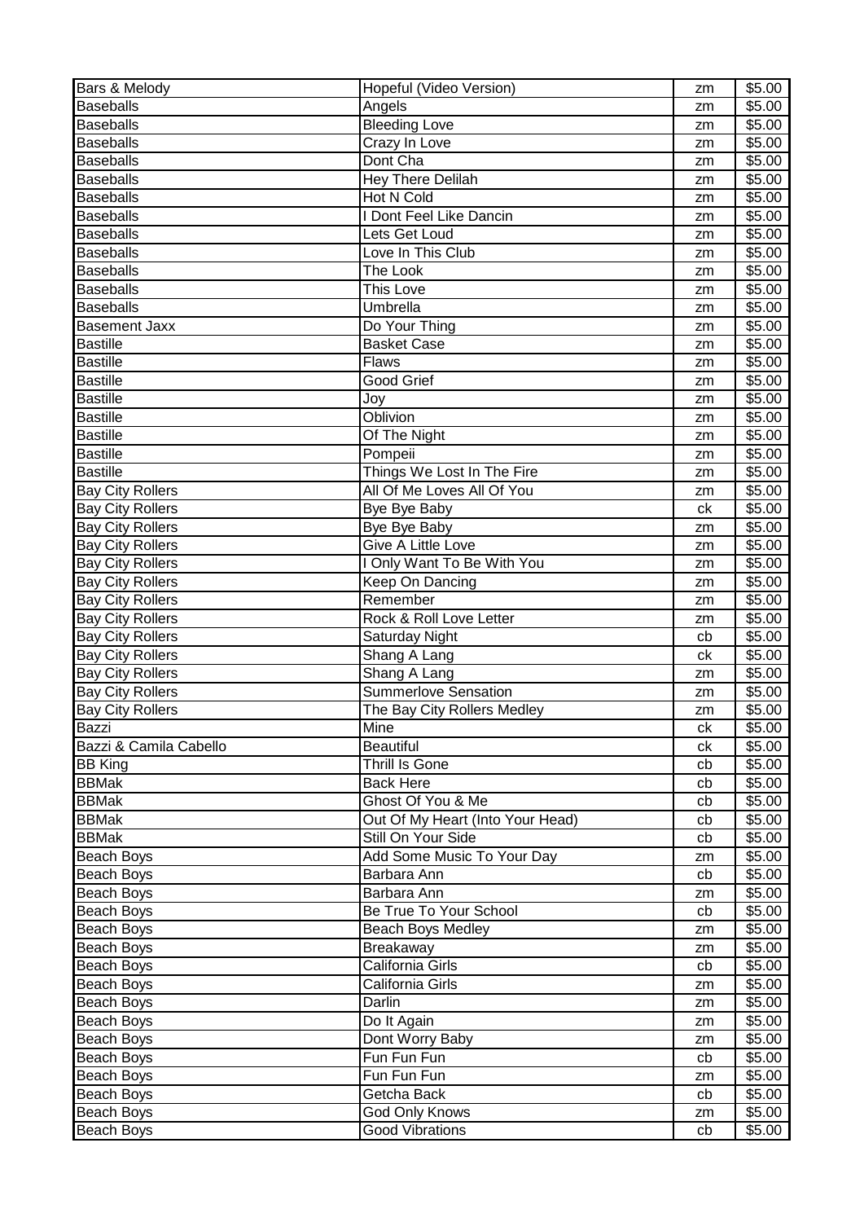| Bars & Melody | Hopeful (Video Version) | zm | $5.00 |
|---|---|---|---|
| Baseballs | Angels | zm | $5.00 |
| Baseballs | Bleeding Love | zm | $5.00 |
| Baseballs | Crazy In Love | zm | $5.00 |
| Baseballs | Dont Cha | zm | $5.00 |
| Baseballs | Hey There Delilah | zm | $5.00 |
| Baseballs | Hot N Cold | zm | $5.00 |
| Baseballs | I Dont Feel Like Dancin | zm | $5.00 |
| Baseballs | Lets Get Loud | zm | $5.00 |
| Baseballs | Love In This Club | zm | $5.00 |
| Baseballs | The Look | zm | $5.00 |
| Baseballs | This Love | zm | $5.00 |
| Baseballs | Umbrella | zm | $5.00 |
| Basement Jaxx | Do Your Thing | zm | $5.00 |
| Bastille | Basket Case | zm | $5.00 |
| Bastille | Flaws | zm | $5.00 |
| Bastille | Good Grief | zm | $5.00 |
| Bastille | Joy | zm | $5.00 |
| Bastille | Oblivion | zm | $5.00 |
| Bastille | Of The Night | zm | $5.00 |
| Bastille | Pompeii | zm | $5.00 |
| Bastille | Things We Lost In The Fire | zm | $5.00 |
| Bay City Rollers | All Of Me Loves All Of You | zm | $5.00 |
| Bay City Rollers | Bye Bye Baby | ck | $5.00 |
| Bay City Rollers | Bye Bye Baby | zm | $5.00 |
| Bay City Rollers | Give A Little Love | zm | $5.00 |
| Bay City Rollers | I Only Want To Be With You | zm | $5.00 |
| Bay City Rollers | Keep On Dancing | zm | $5.00 |
| Bay City Rollers | Remember | zm | $5.00 |
| Bay City Rollers | Rock & Roll Love Letter | zm | $5.00 |
| Bay City Rollers | Saturday Night | cb | $5.00 |
| Bay City Rollers | Shang A Lang | ck | $5.00 |
| Bay City Rollers | Shang A Lang | zm | $5.00 |
| Bay City Rollers | Summerlove Sensation | zm | $5.00 |
| Bay City Rollers | The Bay City Rollers Medley | zm | $5.00 |
| Bazzi | Mine | ck | $5.00 |
| Bazzi & Camila Cabello | Beautiful | ck | $5.00 |
| BB King | Thrill Is Gone | cb | $5.00 |
| BBMak | Back Here | cb | $5.00 |
| BBMak | Ghost Of You & Me | cb | $5.00 |
| BBMak | Out Of My Heart (Into Your Head) | cb | $5.00 |
| BBMak | Still On Your Side | cb | $5.00 |
| Beach Boys | Add Some Music To Your Day | zm | $5.00 |
| Beach Boys | Barbara Ann | cb | $5.00 |
| Beach Boys | Barbara Ann | zm | $5.00 |
| Beach Boys | Be True To Your School | cb | $5.00 |
| Beach Boys | Beach Boys Medley | zm | $5.00 |
| Beach Boys | Breakaway | zm | $5.00 |
| Beach Boys | California Girls | cb | $5.00 |
| Beach Boys | California Girls | zm | $5.00 |
| Beach Boys | Darlin | zm | $5.00 |
| Beach Boys | Do It Again | zm | $5.00 |
| Beach Boys | Dont Worry Baby | zm | $5.00 |
| Beach Boys | Fun Fun Fun | cb | $5.00 |
| Beach Boys | Fun Fun Fun | zm | $5.00 |
| Beach Boys | Getcha Back | cb | $5.00 |
| Beach Boys | God Only Knows | zm | $5.00 |
| Beach Boys | Good Vibrations | cb | $5.00 |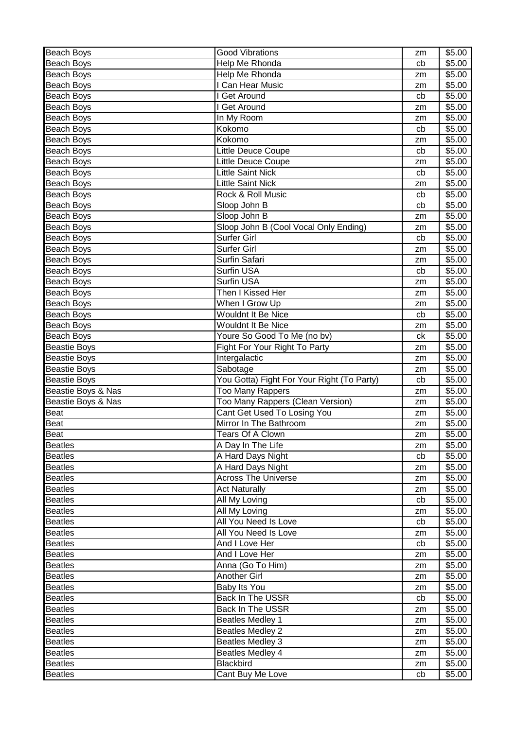| Beach Boys | Good Vibrations | zm | $5.00 |
|---|---|---|---|
| Beach Boys | Help Me Rhonda | cb | $5.00 |
| Beach Boys | Help Me Rhonda | zm | $5.00 |
| Beach Boys | I Can Hear Music | zm | $5.00 |
| Beach Boys | I Get Around | cb | $5.00 |
| Beach Boys | I Get Around | zm | $5.00 |
| Beach Boys | In My Room | zm | $5.00 |
| Beach Boys | Kokomo | cb | $5.00 |
| Beach Boys | Kokomo | zm | $5.00 |
| Beach Boys | Little Deuce Coupe | cb | $5.00 |
| Beach Boys | Little Deuce Coupe | zm | $5.00 |
| Beach Boys | Little Saint Nick | cb | $5.00 |
| Beach Boys | Little Saint Nick | zm | $5.00 |
| Beach Boys | Rock & Roll Music | cb | $5.00 |
| Beach Boys | Sloop John B | cb | $5.00 |
| Beach Boys | Sloop John B | zm | $5.00 |
| Beach Boys | Sloop John B (Cool Vocal Only Ending) | zm | $5.00 |
| Beach Boys | Surfer Girl | cb | $5.00 |
| Beach Boys | Surfer Girl | zm | $5.00 |
| Beach Boys | Surfin Safari | zm | $5.00 |
| Beach Boys | Surfin USA | cb | $5.00 |
| Beach Boys | Surfin USA | zm | $5.00 |
| Beach Boys | Then I Kissed Her | zm | $5.00 |
| Beach Boys | When I Grow Up | zm | $5.00 |
| Beach Boys | Wouldnt It Be Nice | cb | $5.00 |
| Beach Boys | Wouldnt It Be Nice | zm | $5.00 |
| Beach Boys | Youre So Good To Me (no bv) | ck | $5.00 |
| Beastie Boys | Fight For Your Right To Party | zm | $5.00 |
| Beastie Boys | Intergalactic | zm | $5.00 |
| Beastie Boys | Sabotage | zm | $5.00 |
| Beastie Boys | You Gotta) Fight For Your Right (To Party) | cb | $5.00 |
| Beastie Boys & Nas | Too Many Rappers | zm | $5.00 |
| Beastie Boys & Nas | Too Many Rappers (Clean Version) | zm | $5.00 |
| Beat | Cant Get Used To Losing You | zm | $5.00 |
| Beat | Mirror In The Bathroom | zm | $5.00 |
| Beat | Tears Of A Clown | zm | $5.00 |
| Beatles | A Day In The Life | zm | $5.00 |
| Beatles | A Hard Days Night | cb | $5.00 |
| Beatles | A Hard Days Night | zm | $5.00 |
| Beatles | Across The Universe | zm | $5.00 |
| Beatles | Act Naturally | zm | $5.00 |
| Beatles | All My Loving | cb | $5.00 |
| Beatles | All My Loving | zm | $5.00 |
| Beatles | All You Need Is Love | cb | $5.00 |
| Beatles | All You Need Is Love | zm | $5.00 |
| Beatles | And I Love Her | cb | $5.00 |
| Beatles | And I Love Her | zm | $5.00 |
| Beatles | Anna (Go To Him) | zm | $5.00 |
| Beatles | Another Girl | zm | $5.00 |
| Beatles | Baby Its You | zm | $5.00 |
| Beatles | Back In The USSR | cb | $5.00 |
| Beatles | Back In The USSR | zm | $5.00 |
| Beatles | Beatles Medley 1 | zm | $5.00 |
| Beatles | Beatles Medley 2 | zm | $5.00 |
| Beatles | Beatles Medley 3 | zm | $5.00 |
| Beatles | Beatles Medley 4 | zm | $5.00 |
| Beatles | Blackbird | zm | $5.00 |
| Beatles | Cant Buy Me Love | cb | $5.00 |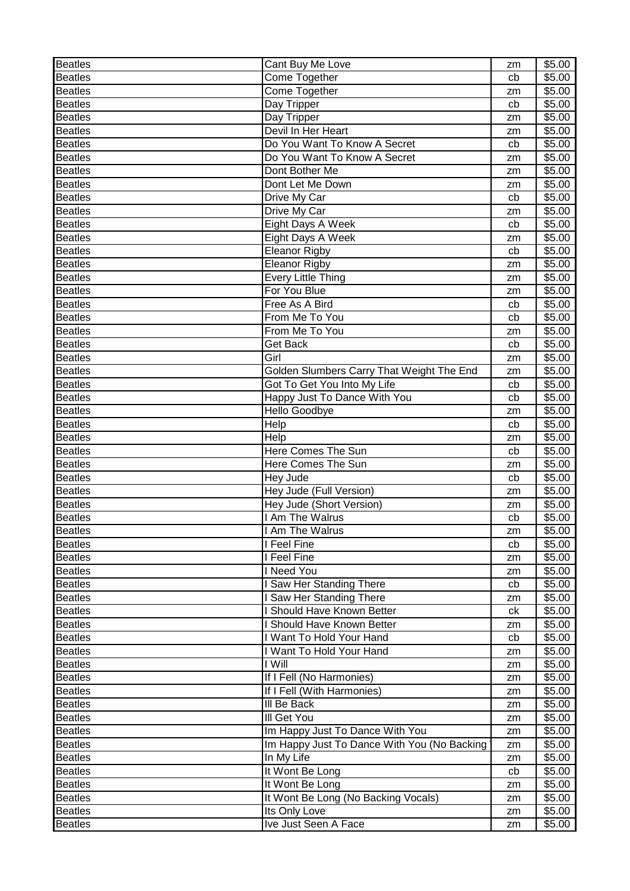| | | | |
|---|---|---|---|
| Beatles | Cant Buy Me Love | zm | $5.00 |
| Beatles | Come Together | cb | $5.00 |
| Beatles | Come Together | zm | $5.00 |
| Beatles | Day Tripper | cb | $5.00 |
| Beatles | Day Tripper | zm | $5.00 |
| Beatles | Devil In Her Heart | zm | $5.00 |
| Beatles | Do You Want To Know A Secret | cb | $5.00 |
| Beatles | Do You Want To Know A Secret | zm | $5.00 |
| Beatles | Dont Bother Me | zm | $5.00 |
| Beatles | Dont Let Me Down | zm | $5.00 |
| Beatles | Drive My Car | cb | $5.00 |
| Beatles | Drive My Car | zm | $5.00 |
| Beatles | Eight Days A Week | cb | $5.00 |
| Beatles | Eight Days A Week | zm | $5.00 |
| Beatles | Eleanor Rigby | cb | $5.00 |
| Beatles | Eleanor Rigby | zm | $5.00 |
| Beatles | Every Little Thing | zm | $5.00 |
| Beatles | For You Blue | zm | $5.00 |
| Beatles | Free As A Bird | cb | $5.00 |
| Beatles | From Me To You | cb | $5.00 |
| Beatles | From Me To You | zm | $5.00 |
| Beatles | Get Back | cb | $5.00 |
| Beatles | Girl | zm | $5.00 |
| Beatles | Golden Slumbers Carry That Weight The End | zm | $5.00 |
| Beatles | Got To Get You Into My Life | cb | $5.00 |
| Beatles | Happy Just To Dance With You | cb | $5.00 |
| Beatles | Hello Goodbye | zm | $5.00 |
| Beatles | Help | cb | $5.00 |
| Beatles | Help | zm | $5.00 |
| Beatles | Here Comes The Sun | cb | $5.00 |
| Beatles | Here Comes The Sun | zm | $5.00 |
| Beatles | Hey Jude | cb | $5.00 |
| Beatles | Hey Jude (Full Version) | zm | $5.00 |
| Beatles | Hey Jude (Short Version) | zm | $5.00 |
| Beatles | I Am The Walrus | cb | $5.00 |
| Beatles | I Am The Walrus | zm | $5.00 |
| Beatles | I Feel Fine | cb | $5.00 |
| Beatles | I Feel Fine | zm | $5.00 |
| Beatles | I Need You | zm | $5.00 |
| Beatles | I Saw Her Standing There | cb | $5.00 |
| Beatles | I Saw Her Standing There | zm | $5.00 |
| Beatles | I Should Have Known Better | ck | $5.00 |
| Beatles | I Should Have Known Better | zm | $5.00 |
| Beatles | I Want To Hold Your Hand | cb | $5.00 |
| Beatles | I Want To Hold Your Hand | zm | $5.00 |
| Beatles | I Will | zm | $5.00 |
| Beatles | If I Fell (No Harmonies) | zm | $5.00 |
| Beatles | If I Fell (With Harmonies) | zm | $5.00 |
| Beatles | Ill Be Back | zm | $5.00 |
| Beatles | Ill Get You | zm | $5.00 |
| Beatles | Im Happy Just To Dance With You | zm | $5.00 |
| Beatles | Im Happy Just To Dance With You (No Backing | zm | $5.00 |
| Beatles | In My Life | zm | $5.00 |
| Beatles | It Wont Be Long | cb | $5.00 |
| Beatles | It Wont Be Long | zm | $5.00 |
| Beatles | It Wont Be Long (No Backing Vocals) | zm | $5.00 |
| Beatles | Its Only Love | zm | $5.00 |
| Beatles | Ive Just Seen A Face | zm | $5.00 |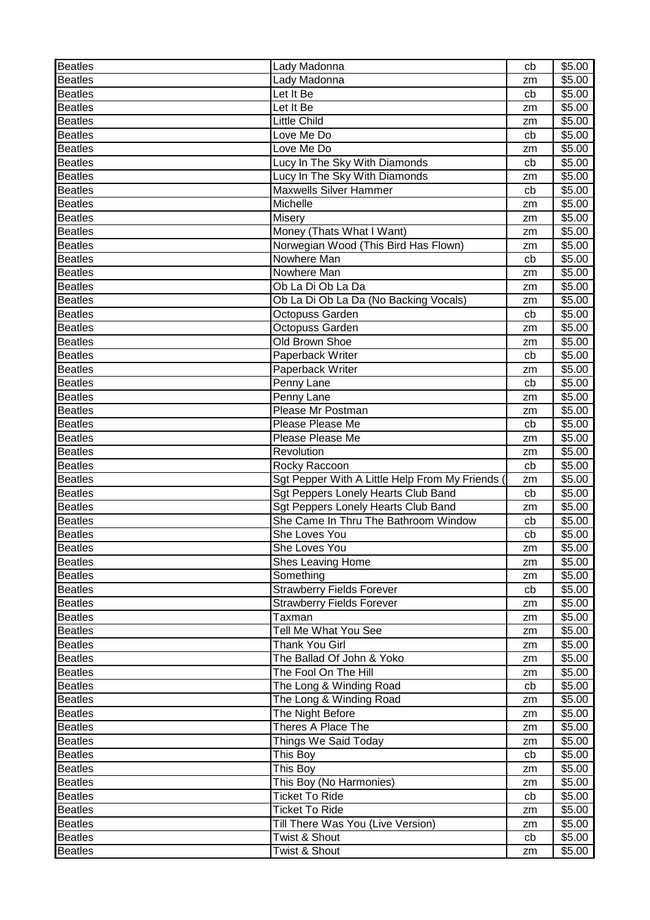| Beatles | Lady Madonna | cb | $5.00 |
|---|---|---|---|
| Beatles | Lady Madonna | zm | $5.00 |
| Beatles | Let It Be | cb | $5.00 |
| Beatles | Let It Be | zm | $5.00 |
| Beatles | Little Child | zm | $5.00 |
| Beatles | Love Me Do | cb | $5.00 |
| Beatles | Love Me Do | zm | $5.00 |
| Beatles | Lucy In The Sky With Diamonds | cb | $5.00 |
| Beatles | Lucy In The Sky With Diamonds | zm | $5.00 |
| Beatles | Maxwells Silver Hammer | cb | $5.00 |
| Beatles | Michelle | zm | $5.00 |
| Beatles | Misery | zm | $5.00 |
| Beatles | Money (Thats What I Want) | zm | $5.00 |
| Beatles | Norwegian Wood (This Bird Has Flown) | zm | $5.00 |
| Beatles | Nowhere Man | cb | $5.00 |
| Beatles | Nowhere Man | zm | $5.00 |
| Beatles | Ob La Di Ob La Da | zm | $5.00 |
| Beatles | Ob La Di Ob La Da (No Backing Vocals) | zm | $5.00 |
| Beatles | Octopuss Garden | cb | $5.00 |
| Beatles | Octopuss Garden | zm | $5.00 |
| Beatles | Old Brown Shoe | zm | $5.00 |
| Beatles | Paperback Writer | cb | $5.00 |
| Beatles | Paperback Writer | zm | $5.00 |
| Beatles | Penny Lane | cb | $5.00 |
| Beatles | Penny Lane | zm | $5.00 |
| Beatles | Please Mr Postman | zm | $5.00 |
| Beatles | Please Please Me | cb | $5.00 |
| Beatles | Please Please Me | zm | $5.00 |
| Beatles | Revolution | zm | $5.00 |
| Beatles | Rocky Raccoon | cb | $5.00 |
| Beatles | Sgt Pepper With A Little Help From My Friends ( | zm | $5.00 |
| Beatles | Sgt Peppers Lonely Hearts Club Band | cb | $5.00 |
| Beatles | Sgt Peppers Lonely Hearts Club Band | zm | $5.00 |
| Beatles | She Came In Thru The Bathroom Window | cb | $5.00 |
| Beatles | She Loves You | cb | $5.00 |
| Beatles | She Loves You | zm | $5.00 |
| Beatles | Shes Leaving Home | zm | $5.00 |
| Beatles | Something | zm | $5.00 |
| Beatles | Strawberry Fields Forever | cb | $5.00 |
| Beatles | Strawberry Fields Forever | zm | $5.00 |
| Beatles | Taxman | zm | $5.00 |
| Beatles | Tell Me What You See | zm | $5.00 |
| Beatles | Thank You Girl | zm | $5.00 |
| Beatles | The Ballad Of John & Yoko | zm | $5.00 |
| Beatles | The Fool On The Hill | zm | $5.00 |
| Beatles | The Long & Winding Road | cb | $5.00 |
| Beatles | The Long & Winding Road | zm | $5.00 |
| Beatles | The Night Before | zm | $5.00 |
| Beatles | Theres A Place The | zm | $5.00 |
| Beatles | Things We Said Today | zm | $5.00 |
| Beatles | This Boy | cb | $5.00 |
| Beatles | This Boy | zm | $5.00 |
| Beatles | This Boy (No Harmonies) | zm | $5.00 |
| Beatles | Ticket To Ride | cb | $5.00 |
| Beatles | Ticket To Ride | zm | $5.00 |
| Beatles | Till There Was You (Live Version) | zm | $5.00 |
| Beatles | Twist & Shout | cb | $5.00 |
| Beatles | Twist & Shout | zm | $5.00 |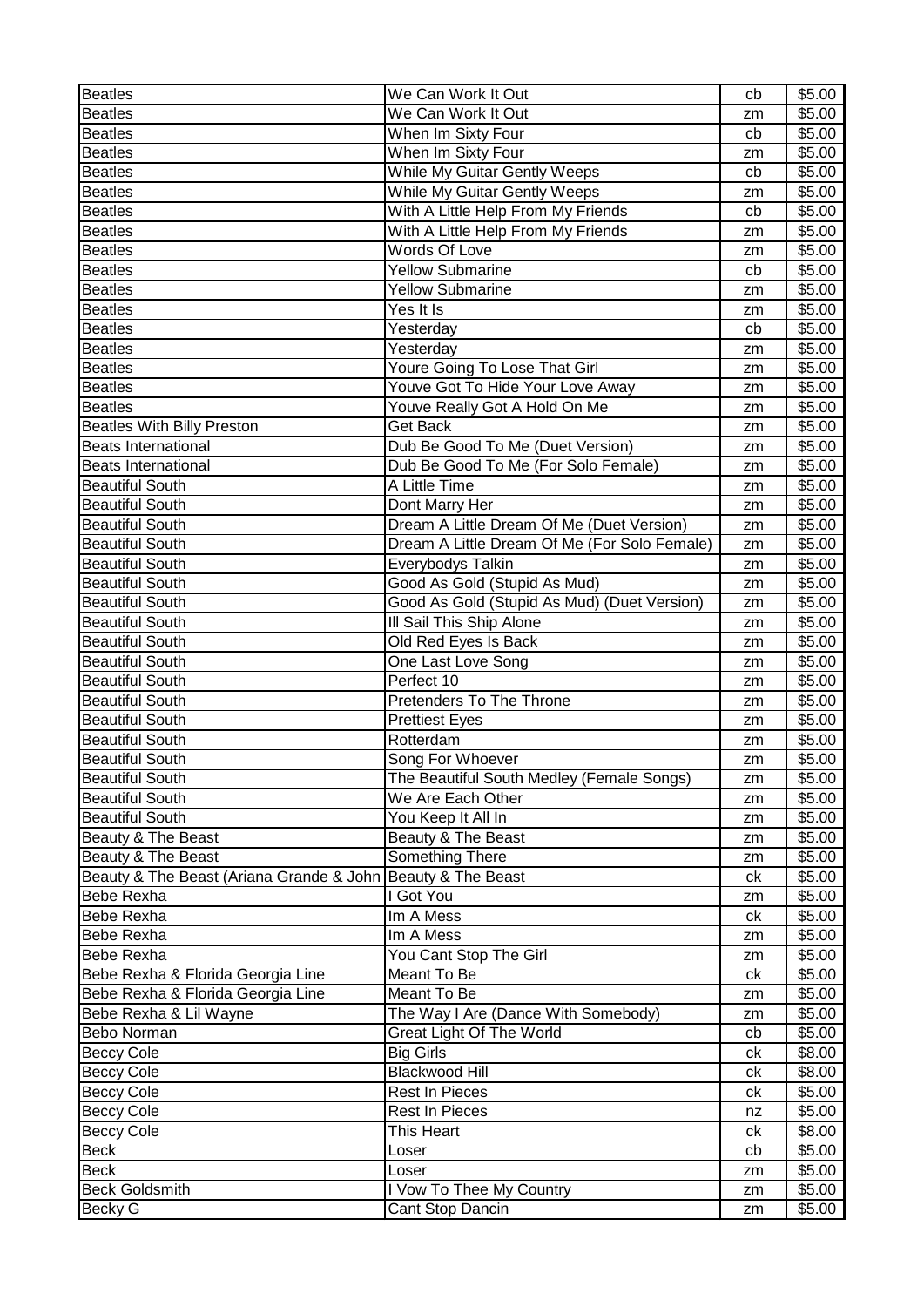| Beatles | We Can Work It Out | cb | $5.00 |
|---|---|---|---|
| Beatles | We Can Work It Out | zm | $5.00 |
| Beatles | When Im Sixty Four | cb | $5.00 |
| Beatles | When Im Sixty Four | zm | $5.00 |
| Beatles | While My Guitar Gently Weeps | cb | $5.00 |
| Beatles | While My Guitar Gently Weeps | zm | $5.00 |
| Beatles | With A Little Help From My Friends | cb | $5.00 |
| Beatles | With A Little Help From My Friends | zm | $5.00 |
| Beatles | Words Of Love | zm | $5.00 |
| Beatles | Yellow Submarine | cb | $5.00 |
| Beatles | Yellow Submarine | zm | $5.00 |
| Beatles | Yes It Is | zm | $5.00 |
| Beatles | Yesterday | cb | $5.00 |
| Beatles | Yesterday | zm | $5.00 |
| Beatles | Youre Going To Lose That Girl | zm | $5.00 |
| Beatles | Youve Got To Hide Your Love Away | zm | $5.00 |
| Beatles | Youve Really Got A Hold On Me | zm | $5.00 |
| Beatles With Billy Preston | Get Back | zm | $5.00 |
| Beats International | Dub Be Good To Me (Duet Version) | zm | $5.00 |
| Beats International | Dub Be Good To Me (For Solo Female) | zm | $5.00 |
| Beautiful South | A Little Time | zm | $5.00 |
| Beautiful South | Dont Marry Her | zm | $5.00 |
| Beautiful South | Dream A Little Dream Of Me (Duet Version) | zm | $5.00 |
| Beautiful South | Dream A Little Dream Of Me (For Solo Female) | zm | $5.00 |
| Beautiful South | Everybodys Talkin | zm | $5.00 |
| Beautiful South | Good As Gold (Stupid As Mud) | zm | $5.00 |
| Beautiful South | Good As Gold (Stupid As Mud) (Duet Version) | zm | $5.00 |
| Beautiful South | Ill Sail This Ship Alone | zm | $5.00 |
| Beautiful South | Old Red Eyes Is Back | zm | $5.00 |
| Beautiful South | One Last Love Song | zm | $5.00 |
| Beautiful South | Perfect 10 | zm | $5.00 |
| Beautiful South | Pretenders To The Throne | zm | $5.00 |
| Beautiful South | Prettiest Eyes | zm | $5.00 |
| Beautiful South | Rotterdam | zm | $5.00 |
| Beautiful South | Song For Whoever | zm | $5.00 |
| Beautiful South | The Beautiful South Medley (Female Songs) | zm | $5.00 |
| Beautiful South | We Are Each Other | zm | $5.00 |
| Beautiful South | You Keep It All In | zm | $5.00 |
| Beauty & The Beast | Beauty & The Beast | zm | $5.00 |
| Beauty & The Beast | Something There | zm | $5.00 |
| Beauty & The Beast (Ariana Grande & John | Beauty & The Beast | ck | $5.00 |
| Bebe Rexha | I Got You | zm | $5.00 |
| Bebe Rexha | Im A Mess | ck | $5.00 |
| Bebe Rexha | Im A Mess | zm | $5.00 |
| Bebe Rexha | You Cant Stop The Girl | zm | $5.00 |
| Bebe Rexha & Florida Georgia Line | Meant To Be | ck | $5.00 |
| Bebe Rexha & Florida Georgia Line | Meant To Be | zm | $5.00 |
| Bebe Rexha & Lil Wayne | The Way I Are (Dance With Somebody) | zm | $5.00 |
| Bebo Norman | Great Light Of The World | cb | $5.00 |
| Beccy Cole | Big Girls | ck | $8.00 |
| Beccy Cole | Blackwood Hill | ck | $8.00 |
| Beccy Cole | Rest In Pieces | ck | $5.00 |
| Beccy Cole | Rest In Pieces | nz | $5.00 |
| Beccy Cole | This Heart | ck | $8.00 |
| Beck | Loser | cb | $5.00 |
| Beck | Loser | zm | $5.00 |
| Beck Goldsmith | I Vow To Thee My Country | zm | $5.00 |
| Becky G | Cant Stop Dancin | zm | $5.00 |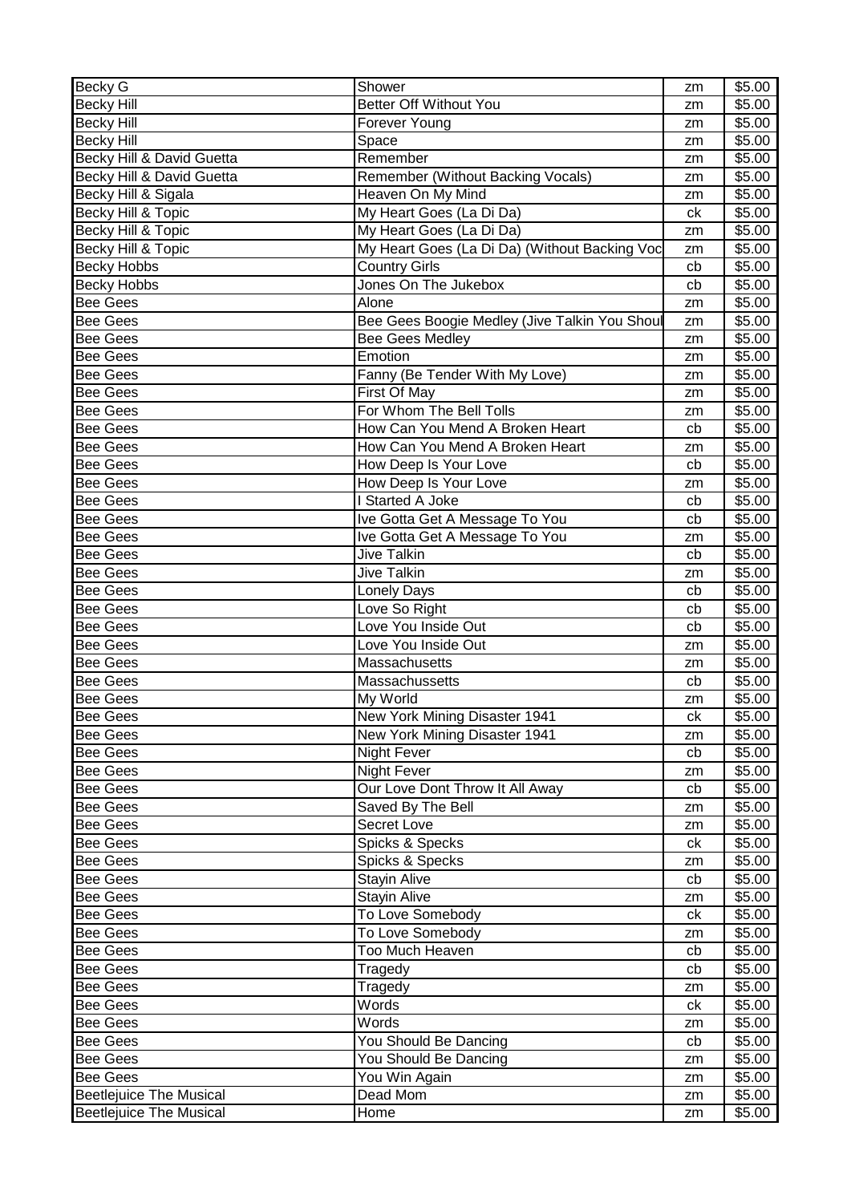| Becky G | Shower | zm | $5.00 |
|---|---|---|---|
| Becky Hill | Better Off Without You | zm | $5.00 |
| Becky Hill | Forever Young | zm | $5.00 |
| Becky Hill | Space | zm | $5.00 |
| Becky Hill & David Guetta | Remember | zm | $5.00 |
| Becky Hill & David Guetta | Remember (Without Backing Vocals) | zm | $5.00 |
| Becky Hill & Sigala | Heaven On My Mind | zm | $5.00 |
| Becky Hill & Topic | My Heart Goes (La Di Da) | ck | $5.00 |
| Becky Hill & Topic | My Heart Goes (La Di Da) | zm | $5.00 |
| Becky Hill & Topic | My Heart Goes (La Di Da) (Without Backing Voc | zm | $5.00 |
| Becky Hobbs | Country Girls | cb | $5.00 |
| Becky Hobbs | Jones On The Jukebox | cb | $5.00 |
| Bee Gees | Alone | zm | $5.00 |
| Bee Gees | Bee Gees Boogie Medley (Jive Talkin You Shoul | zm | $5.00 |
| Bee Gees | Bee Gees Medley | zm | $5.00 |
| Bee Gees | Emotion | zm | $5.00 |
| Bee Gees | Fanny (Be Tender With My Love) | zm | $5.00 |
| Bee Gees | First Of May | zm | $5.00 |
| Bee Gees | For Whom The Bell Tolls | zm | $5.00 |
| Bee Gees | How Can You Mend A Broken Heart | cb | $5.00 |
| Bee Gees | How Can You Mend A Broken Heart | zm | $5.00 |
| Bee Gees | How Deep Is Your Love | cb | $5.00 |
| Bee Gees | How Deep Is Your Love | zm | $5.00 |
| Bee Gees | I Started A Joke | cb | $5.00 |
| Bee Gees | Ive Gotta Get A Message To You | cb | $5.00 |
| Bee Gees | Ive Gotta Get A Message To You | zm | $5.00 |
| Bee Gees | Jive Talkin | cb | $5.00 |
| Bee Gees | Jive Talkin | zm | $5.00 |
| Bee Gees | Lonely Days | cb | $5.00 |
| Bee Gees | Love So Right | cb | $5.00 |
| Bee Gees | Love You Inside Out | cb | $5.00 |
| Bee Gees | Love You Inside Out | zm | $5.00 |
| Bee Gees | Massachusetts | zm | $5.00 |
| Bee Gees | Massachussetts | cb | $5.00 |
| Bee Gees | My World | zm | $5.00 |
| Bee Gees | New York Mining Disaster 1941 | ck | $5.00 |
| Bee Gees | New York Mining Disaster 1941 | zm | $5.00 |
| Bee Gees | Night Fever | cb | $5.00 |
| Bee Gees | Night Fever | zm | $5.00 |
| Bee Gees | Our Love Dont Throw It All Away | cb | $5.00 |
| Bee Gees | Saved By The Bell | zm | $5.00 |
| Bee Gees | Secret Love | zm | $5.00 |
| Bee Gees | Spicks & Specks | ck | $5.00 |
| Bee Gees | Spicks & Specks | zm | $5.00 |
| Bee Gees | Stayin Alive | cb | $5.00 |
| Bee Gees | Stayin Alive | zm | $5.00 |
| Bee Gees | To Love Somebody | ck | $5.00 |
| Bee Gees | To Love Somebody | zm | $5.00 |
| Bee Gees | Too Much Heaven | cb | $5.00 |
| Bee Gees | Tragedy | cb | $5.00 |
| Bee Gees | Tragedy | zm | $5.00 |
| Bee Gees | Words | ck | $5.00 |
| Bee Gees | Words | zm | $5.00 |
| Bee Gees | You Should Be Dancing | cb | $5.00 |
| Bee Gees | You Should Be Dancing | zm | $5.00 |
| Bee Gees | You Win Again | zm | $5.00 |
| Beetlejuice The Musical | Dead Mom | zm | $5.00 |
| Beetlejuice The Musical | Home | zm | $5.00 |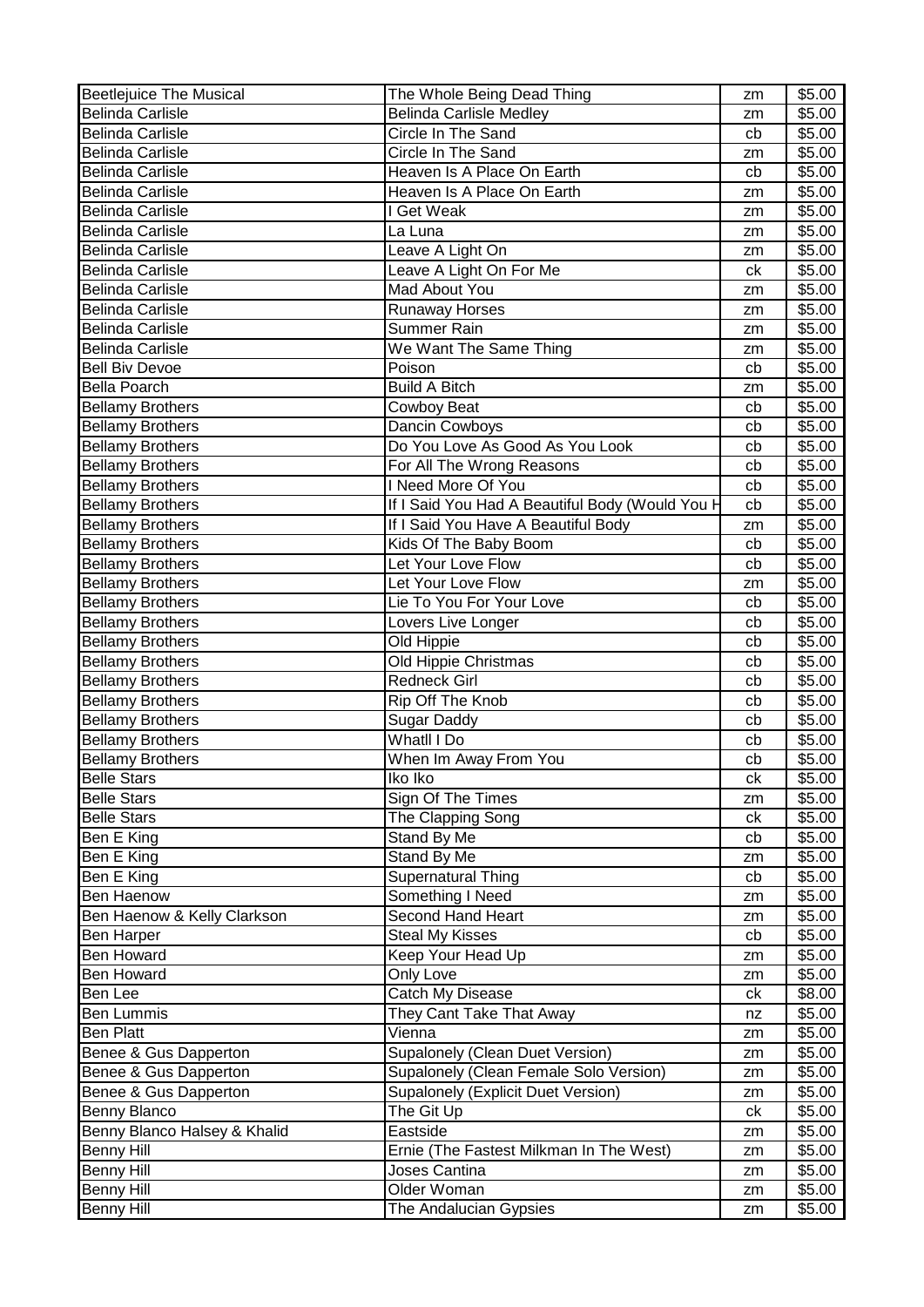| Beetlejuice The Musical | The Whole Being Dead Thing | zm | $5.00 |
|---|---|---|---|
| Belinda Carlisle | Belinda Carlisle Medley | zm | $5.00 |
| Belinda Carlisle | Circle In The Sand | cb | $5.00 |
| Belinda Carlisle | Circle In The Sand | zm | $5.00 |
| Belinda Carlisle | Heaven Is A Place On Earth | cb | $5.00 |
| Belinda Carlisle | Heaven Is A Place On Earth | zm | $5.00 |
| Belinda Carlisle | I Get Weak | zm | $5.00 |
| Belinda Carlisle | La Luna | zm | $5.00 |
| Belinda Carlisle | Leave A Light On | zm | $5.00 |
| Belinda Carlisle | Leave A Light On For Me | ck | $5.00 |
| Belinda Carlisle | Mad About You | zm | $5.00 |
| Belinda Carlisle | Runaway Horses | zm | $5.00 |
| Belinda Carlisle | Summer Rain | zm | $5.00 |
| Belinda Carlisle | We Want The Same Thing | zm | $5.00 |
| Bell Biv Devoe | Poison | cb | $5.00 |
| Bella Poarch | Build A Bitch | zm | $5.00 |
| Bellamy Brothers | Cowboy Beat | cb | $5.00 |
| Bellamy Brothers | Dancin Cowboys | cb | $5.00 |
| Bellamy Brothers | Do You Love As Good As You Look | cb | $5.00 |
| Bellamy Brothers | For All The Wrong Reasons | cb | $5.00 |
| Bellamy Brothers | I Need More Of You | cb | $5.00 |
| Bellamy Brothers | If I Said You Had A Beautiful Body (Would You H | cb | $5.00 |
| Bellamy Brothers | If I Said You Have A Beautiful Body | zm | $5.00 |
| Bellamy Brothers | Kids Of The Baby Boom | cb | $5.00 |
| Bellamy Brothers | Let Your Love Flow | cb | $5.00 |
| Bellamy Brothers | Let Your Love Flow | zm | $5.00 |
| Bellamy Brothers | Lie To You For Your Love | cb | $5.00 |
| Bellamy Brothers | Lovers Live Longer | cb | $5.00 |
| Bellamy Brothers | Old Hippie | cb | $5.00 |
| Bellamy Brothers | Old Hippie Christmas | cb | $5.00 |
| Bellamy Brothers | Redneck Girl | cb | $5.00 |
| Bellamy Brothers | Rip Off The Knob | cb | $5.00 |
| Bellamy Brothers | Sugar Daddy | cb | $5.00 |
| Bellamy Brothers | Whatll I Do | cb | $5.00 |
| Bellamy Brothers | When Im Away From You | cb | $5.00 |
| Belle Stars | Iko Iko | ck | $5.00 |
| Belle Stars | Sign Of The Times | zm | $5.00 |
| Belle Stars | The Clapping Song | ck | $5.00 |
| Ben E King | Stand By Me | cb | $5.00 |
| Ben E King | Stand By Me | zm | $5.00 |
| Ben E King | Supernatural Thing | cb | $5.00 |
| Ben Haenow | Something I Need | zm | $5.00 |
| Ben Haenow & Kelly Clarkson | Second Hand Heart | zm | $5.00 |
| Ben Harper | Steal My Kisses | cb | $5.00 |
| Ben Howard | Keep Your Head Up | zm | $5.00 |
| Ben Howard | Only Love | zm | $5.00 |
| Ben Lee | Catch My Disease | ck | $8.00 |
| Ben Lummis | They Cant Take That Away | nz | $5.00 |
| Ben Platt | Vienna | zm | $5.00 |
| Benee & Gus Dapperton | Supalonely (Clean Duet Version) | zm | $5.00 |
| Benee & Gus Dapperton | Supalonely (Clean Female Solo Version) | zm | $5.00 |
| Benee & Gus Dapperton | Supalonely (Explicit Duet Version) | zm | $5.00 |
| Benny Blanco | The Git Up | ck | $5.00 |
| Benny Blanco Halsey & Khalid | Eastside | zm | $5.00 |
| Benny Hill | Ernie (The Fastest Milkman In The West) | zm | $5.00 |
| Benny Hill | Joses Cantina | zm | $5.00 |
| Benny Hill | Older Woman | zm | $5.00 |
| Benny Hill | The Andalucian Gypsies | zm | $5.00 |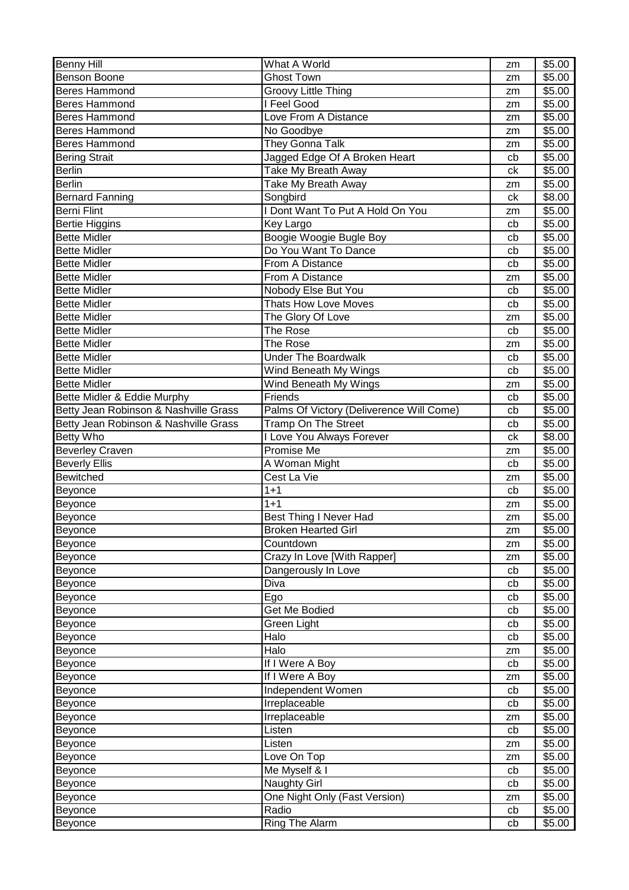| | | | |
|---|---|---|---|
| Benny Hill | What A World | zm | $5.00 |
| Benson Boone | Ghost Town | zm | $5.00 |
| Beres Hammond | Groovy Little Thing | zm | $5.00 |
| Beres Hammond | I Feel Good | zm | $5.00 |
| Beres Hammond | Love From A Distance | zm | $5.00 |
| Beres Hammond | No Goodbye | zm | $5.00 |
| Beres Hammond | They Gonna Talk | zm | $5.00 |
| Bering Strait | Jagged Edge Of A Broken Heart | cb | $5.00 |
| Berlin | Take My Breath Away | ck | $5.00 |
| Berlin | Take My Breath Away | zm | $5.00 |
| Bernard Fanning | Songbird | ck | $8.00 |
| Berni Flint | I Dont Want To Put A Hold On You | zm | $5.00 |
| Bertie Higgins | Key Largo | cb | $5.00 |
| Bette Midler | Boogie Woogie Bugle Boy | cb | $5.00 |
| Bette Midler | Do You Want To Dance | cb | $5.00 |
| Bette Midler | From A Distance | cb | $5.00 |
| Bette Midler | From A Distance | zm | $5.00 |
| Bette Midler | Nobody Else But You | cb | $5.00 |
| Bette Midler | Thats How Love Moves | cb | $5.00 |
| Bette Midler | The Glory Of Love | zm | $5.00 |
| Bette Midler | The Rose | cb | $5.00 |
| Bette Midler | The Rose | zm | $5.00 |
| Bette Midler | Under The Boardwalk | cb | $5.00 |
| Bette Midler | Wind Beneath My Wings | cb | $5.00 |
| Bette Midler | Wind Beneath My Wings | zm | $5.00 |
| Bette Midler & Eddie Murphy | Friends | cb | $5.00 |
| Betty Jean Robinson & Nashville Grass | Palms Of Victory (Deliverence Will Come) | cb | $5.00 |
| Betty Jean Robinson & Nashville Grass | Tramp On The Street | cb | $5.00 |
| Betty Who | I Love You Always Forever | ck | $8.00 |
| Beverley Craven | Promise Me | zm | $5.00 |
| Beverly Ellis | A Woman Might | cb | $5.00 |
| Bewitched | Cest La Vie | zm | $5.00 |
| Beyonce | 1+1 | cb | $5.00 |
| Beyonce | 1+1 | zm | $5.00 |
| Beyonce | Best Thing I Never Had | zm | $5.00 |
| Beyonce | Broken Hearted Girl | zm | $5.00 |
| Beyonce | Countdown | zm | $5.00 |
| Beyonce | Crazy In Love [With Rapper] | zm | $5.00 |
| Beyonce | Dangerously In Love | cb | $5.00 |
| Beyonce | Diva | cb | $5.00 |
| Beyonce | Ego | cb | $5.00 |
| Beyonce | Get Me Bodied | cb | $5.00 |
| Beyonce | Green Light | cb | $5.00 |
| Beyonce | Halo | cb | $5.00 |
| Beyonce | Halo | zm | $5.00 |
| Beyonce | If I Were A Boy | cb | $5.00 |
| Beyonce | If I Were A Boy | zm | $5.00 |
| Beyonce | Independent Women | cb | $5.00 |
| Beyonce | Irreplaceable | cb | $5.00 |
| Beyonce | Irreplaceable | zm | $5.00 |
| Beyonce | Listen | cb | $5.00 |
| Beyonce | Listen | zm | $5.00 |
| Beyonce | Love On Top | zm | $5.00 |
| Beyonce | Me Myself & I | cb | $5.00 |
| Beyonce | Naughty Girl | cb | $5.00 |
| Beyonce | One Night Only (Fast Version) | zm | $5.00 |
| Beyonce | Radio | cb | $5.00 |
| Beyonce | Ring The Alarm | cb | $5.00 |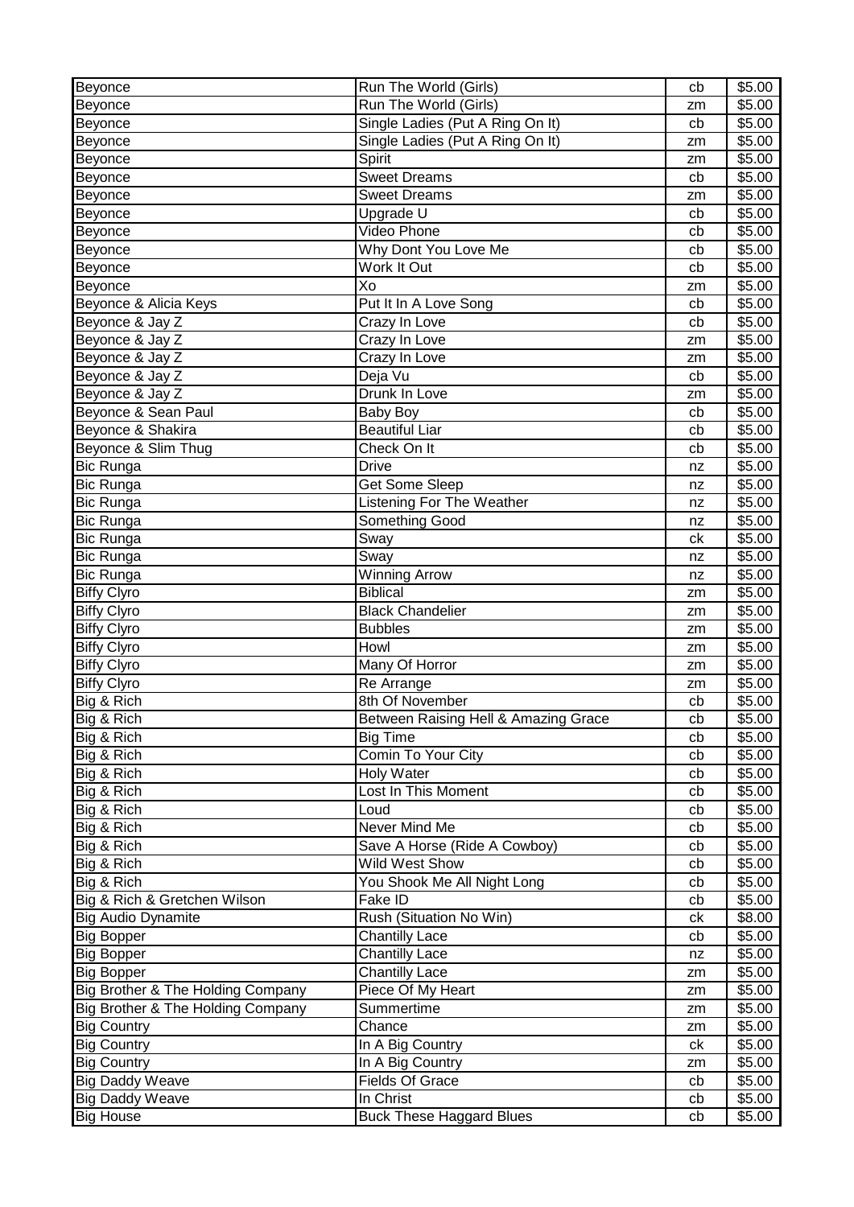| Beyonce | Run The World (Girls) | cb | $5.00 |
|---|---|---|---|
| Beyonce | Run The World (Girls) | zm | $5.00 |
| Beyonce | Single Ladies (Put A Ring On It) | cb | $5.00 |
| Beyonce | Single Ladies (Put A Ring On It) | zm | $5.00 |
| Beyonce | Spirit | zm | $5.00 |
| Beyonce | Sweet Dreams | cb | $5.00 |
| Beyonce | Sweet Dreams | zm | $5.00 |
| Beyonce | Upgrade U | cb | $5.00 |
| Beyonce | Video Phone | cb | $5.00 |
| Beyonce | Why Dont You Love Me | cb | $5.00 |
| Beyonce | Work It Out | cb | $5.00 |
| Beyonce | Xo | zm | $5.00 |
| Beyonce & Alicia Keys | Put It In A Love Song | cb | $5.00 |
| Beyonce & Jay Z | Crazy In Love | cb | $5.00 |
| Beyonce & Jay Z | Crazy In Love | zm | $5.00 |
| Beyonce & Jay Z | Crazy In Love | zm | $5.00 |
| Beyonce & Jay Z | Deja Vu | cb | $5.00 |
| Beyonce & Jay Z | Drunk In Love | zm | $5.00 |
| Beyonce & Sean Paul | Baby Boy | cb | $5.00 |
| Beyonce & Shakira | Beautiful Liar | cb | $5.00 |
| Beyonce & Slim Thug | Check On It | cb | $5.00 |
| Bic Runga | Drive | nz | $5.00 |
| Bic Runga | Get Some Sleep | nz | $5.00 |
| Bic Runga | Listening For The Weather | nz | $5.00 |
| Bic Runga | Something Good | nz | $5.00 |
| Bic Runga | Sway | ck | $5.00 |
| Bic Runga | Sway | nz | $5.00 |
| Bic Runga | Winning Arrow | nz | $5.00 |
| Biffy Clyro | Biblical | zm | $5.00 |
| Biffy Clyro | Black Chandelier | zm | $5.00 |
| Biffy Clyro | Bubbles | zm | $5.00 |
| Biffy Clyro | Howl | zm | $5.00 |
| Biffy Clyro | Many Of Horror | zm | $5.00 |
| Biffy Clyro | Re Arrange | zm | $5.00 |
| Big & Rich | 8th Of November | cb | $5.00 |
| Big & Rich | Between Raising Hell & Amazing Grace | cb | $5.00 |
| Big & Rich | Big Time | cb | $5.00 |
| Big & Rich | Comin To Your City | cb | $5.00 |
| Big & Rich | Holy Water | cb | $5.00 |
| Big & Rich | Lost In This Moment | cb | $5.00 |
| Big & Rich | Loud | cb | $5.00 |
| Big & Rich | Never Mind Me | cb | $5.00 |
| Big & Rich | Save A Horse (Ride A Cowboy) | cb | $5.00 |
| Big & Rich | Wild West Show | cb | $5.00 |
| Big & Rich | You Shook Me All Night Long | cb | $5.00 |
| Big & Rich & Gretchen Wilson | Fake ID | cb | $5.00 |
| Big Audio Dynamite | Rush (Situation No Win) | ck | $8.00 |
| Big Bopper | Chantilly Lace | cb | $5.00 |
| Big Bopper | Chantilly Lace | nz | $5.00 |
| Big Bopper | Chantilly Lace | zm | $5.00 |
| Big Brother & The Holding Company | Piece Of My Heart | zm | $5.00 |
| Big Brother & The Holding Company | Summertime | zm | $5.00 |
| Big Country | Chance | zm | $5.00 |
| Big Country | In A Big Country | ck | $5.00 |
| Big Country | In A Big Country | zm | $5.00 |
| Big Daddy Weave | Fields Of Grace | cb | $5.00 |
| Big Daddy Weave | In Christ | cb | $5.00 |
| Big House | Buck These Haggard Blues | cb | $5.00 |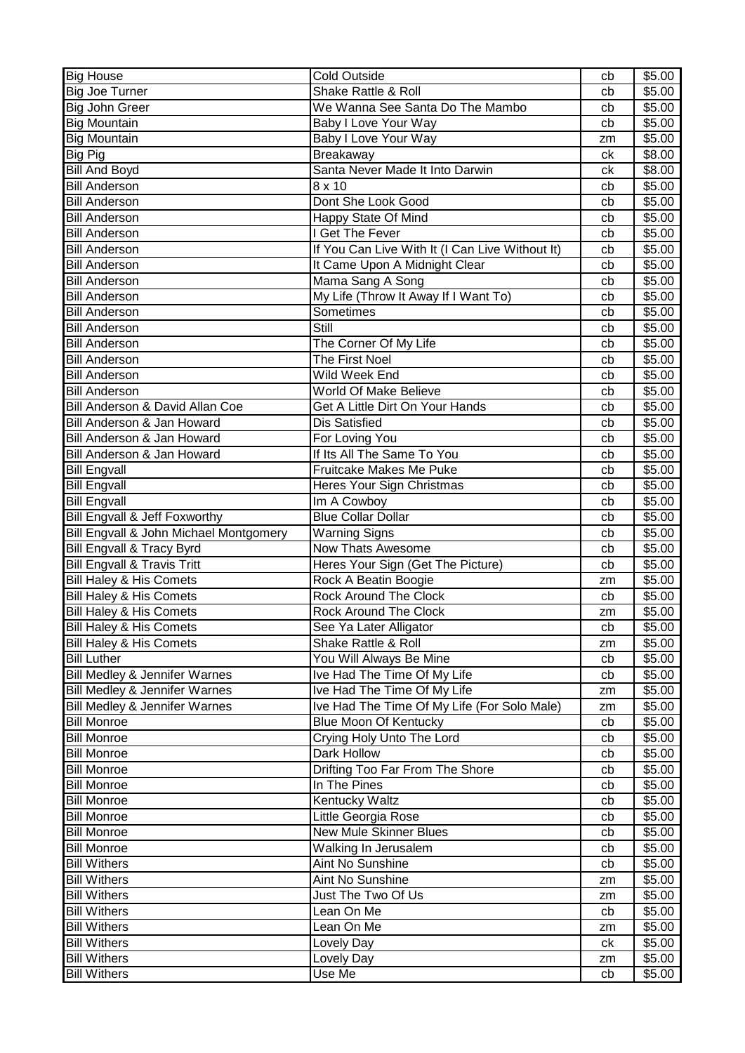| Big House | Cold Outside | cb | $5.00 |
|---|---|---|---|
| Big Joe Turner | Shake Rattle & Roll | cb | $5.00 |
| Big John Greer | We Wanna See Santa Do The Mambo | cb | $5.00 |
| Big Mountain | Baby I Love Your Way | cb | $5.00 |
| Big Mountain | Baby I Love Your Way | zm | $5.00 |
| Big Pig | Breakaway | ck | $8.00 |
| Bill And Boyd | Santa Never Made It Into Darwin | ck | $8.00 |
| Bill Anderson | 8 x 10 | cb | $5.00 |
| Bill Anderson | Dont She Look Good | cb | $5.00 |
| Bill Anderson | Happy State Of Mind | cb | $5.00 |
| Bill Anderson | I Get The Fever | cb | $5.00 |
| Bill Anderson | If You Can Live With It (I Can Live Without It) | cb | $5.00 |
| Bill Anderson | It Came Upon A Midnight Clear | cb | $5.00 |
| Bill Anderson | Mama Sang A Song | cb | $5.00 |
| Bill Anderson | My Life (Throw It Away If I Want To) | cb | $5.00 |
| Bill Anderson | Sometimes | cb | $5.00 |
| Bill Anderson | Still | cb | $5.00 |
| Bill Anderson | The Corner Of My Life | cb | $5.00 |
| Bill Anderson | The First Noel | cb | $5.00 |
| Bill Anderson | Wild Week End | cb | $5.00 |
| Bill Anderson | World Of Make Believe | cb | $5.00 |
| Bill Anderson & David Allan Coe | Get A Little Dirt On Your Hands | cb | $5.00 |
| Bill Anderson & Jan Howard | Dis Satisfied | cb | $5.00 |
| Bill Anderson & Jan Howard | For Loving You | cb | $5.00 |
| Bill Anderson & Jan Howard | If Its All The Same To You | cb | $5.00 |
| Bill Engvall | Fruitcake Makes Me Puke | cb | $5.00 |
| Bill Engvall | Heres Your Sign Christmas | cb | $5.00 |
| Bill Engvall | Im A Cowboy | cb | $5.00 |
| Bill Engvall & Jeff Foxworthy | Blue Collar Dollar | cb | $5.00 |
| Bill Engvall & John Michael Montgomery | Warning Signs | cb | $5.00 |
| Bill Engvall & Tracy Byrd | Now Thats Awesome | cb | $5.00 |
| Bill Engvall & Travis Tritt | Heres Your Sign (Get The Picture) | cb | $5.00 |
| Bill Haley & His Comets | Rock A Beatin Boogie | zm | $5.00 |
| Bill Haley & His Comets | Rock Around The Clock | cb | $5.00 |
| Bill Haley & His Comets | Rock Around The Clock | zm | $5.00 |
| Bill Haley & His Comets | See Ya Later Alligator | cb | $5.00 |
| Bill Haley & His Comets | Shake Rattle & Roll | zm | $5.00 |
| Bill Luther | You Will Always Be Mine | cb | $5.00 |
| Bill Medley & Jennifer Warnes | Ive Had The Time Of My Life | cb | $5.00 |
| Bill Medley & Jennifer Warnes | Ive Had The Time Of My Life | zm | $5.00 |
| Bill Medley & Jennifer Warnes | Ive Had The Time Of My Life (For Solo Male) | zm | $5.00 |
| Bill Monroe | Blue Moon Of Kentucky | cb | $5.00 |
| Bill Monroe | Crying Holy Unto The Lord | cb | $5.00 |
| Bill Monroe | Dark Hollow | cb | $5.00 |
| Bill Monroe | Drifting Too Far From The Shore | cb | $5.00 |
| Bill Monroe | In The Pines | cb | $5.00 |
| Bill Monroe | Kentucky Waltz | cb | $5.00 |
| Bill Monroe | Little Georgia Rose | cb | $5.00 |
| Bill Monroe | New Mule Skinner Blues | cb | $5.00 |
| Bill Monroe | Walking In Jerusalem | cb | $5.00 |
| Bill Withers | Aint No Sunshine | cb | $5.00 |
| Bill Withers | Aint No Sunshine | zm | $5.00 |
| Bill Withers | Just The Two Of Us | zm | $5.00 |
| Bill Withers | Lean On Me | cb | $5.00 |
| Bill Withers | Lean On Me | zm | $5.00 |
| Bill Withers | Lovely Day | ck | $5.00 |
| Bill Withers | Lovely Day | zm | $5.00 |
| Bill Withers | Use Me | cb | $5.00 |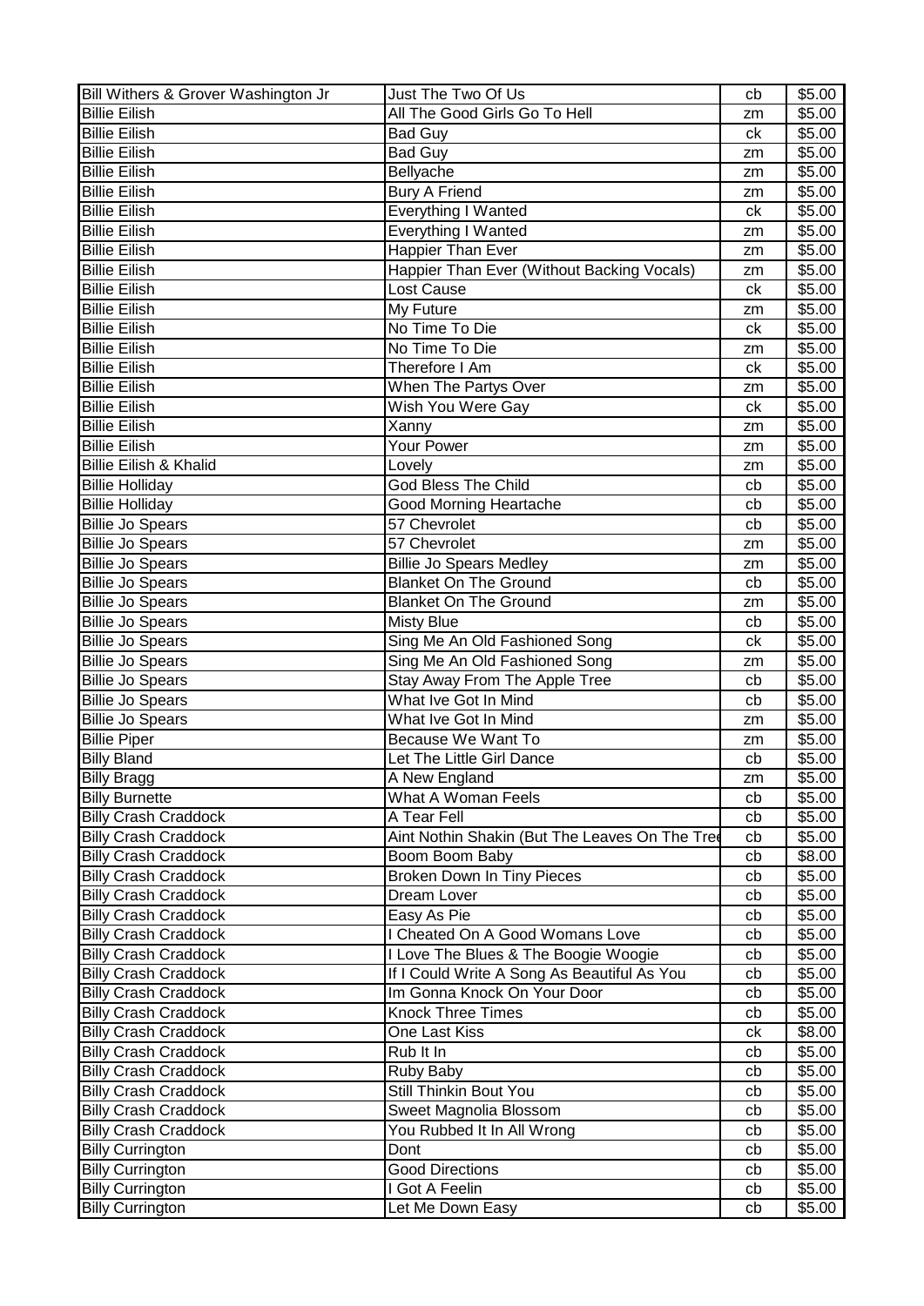| | | | |
|---|---|---|---|
| Bill Withers & Grover Washington Jr | Just The Two Of Us | cb | $5.00 |
| Billie Eilish | All The Good Girls Go To Hell | zm | $5.00 |
| Billie Eilish | Bad Guy | ck | $5.00 |
| Billie Eilish | Bad Guy | zm | $5.00 |
| Billie Eilish | Bellyache | zm | $5.00 |
| Billie Eilish | Bury A Friend | zm | $5.00 |
| Billie Eilish | Everything I Wanted | ck | $5.00 |
| Billie Eilish | Everything I Wanted | zm | $5.00 |
| Billie Eilish | Happier Than Ever | zm | $5.00 |
| Billie Eilish | Happier Than Ever (Without Backing Vocals) | zm | $5.00 |
| Billie Eilish | Lost Cause | ck | $5.00 |
| Billie Eilish | My Future | zm | $5.00 |
| Billie Eilish | No Time To Die | ck | $5.00 |
| Billie Eilish | No Time To Die | zm | $5.00 |
| Billie Eilish | Therefore I Am | ck | $5.00 |
| Billie Eilish | When The Partys Over | zm | $5.00 |
| Billie Eilish | Wish You Were Gay | ck | $5.00 |
| Billie Eilish | Xanny | zm | $5.00 |
| Billie Eilish | Your Power | zm | $5.00 |
| Billie Eilish & Khalid | Lovely | zm | $5.00 |
| Billie Holliday | God Bless The Child | cb | $5.00 |
| Billie Holliday | Good Morning Heartache | cb | $5.00 |
| Billie Jo Spears | 57 Chevrolet | cb | $5.00 |
| Billie Jo Spears | 57 Chevrolet | zm | $5.00 |
| Billie Jo Spears | Billie Jo Spears Medley | zm | $5.00 |
| Billie Jo Spears | Blanket On The Ground | cb | $5.00 |
| Billie Jo Spears | Blanket On The Ground | zm | $5.00 |
| Billie Jo Spears | Misty Blue | cb | $5.00 |
| Billie Jo Spears | Sing Me An Old Fashioned Song | ck | $5.00 |
| Billie Jo Spears | Sing Me An Old Fashioned Song | zm | $5.00 |
| Billie Jo Spears | Stay Away From The Apple Tree | cb | $5.00 |
| Billie Jo Spears | What Ive Got In Mind | cb | $5.00 |
| Billie Jo Spears | What Ive Got In Mind | zm | $5.00 |
| Billie Piper | Because We Want To | zm | $5.00 |
| Billy Bland | Let The Little Girl Dance | cb | $5.00 |
| Billy Bragg | A New England | zm | $5.00 |
| Billy Burnette | What A Woman Feels | cb | $5.00 |
| Billy Crash Craddock | A Tear Fell | cb | $5.00 |
| Billy Crash Craddock | Aint Nothin Shakin (But The Leaves On The Tree | cb | $5.00 |
| Billy Crash Craddock | Boom Boom Baby | cb | $8.00 |
| Billy Crash Craddock | Broken Down In Tiny Pieces | cb | $5.00 |
| Billy Crash Craddock | Dream Lover | cb | $5.00 |
| Billy Crash Craddock | Easy As Pie | cb | $5.00 |
| Billy Crash Craddock | I Cheated On A Good Womans Love | cb | $5.00 |
| Billy Crash Craddock | I Love The Blues & The Boogie Woogie | cb | $5.00 |
| Billy Crash Craddock | If I Could Write A Song As Beautiful As You | cb | $5.00 |
| Billy Crash Craddock | Im Gonna Knock On Your Door | cb | $5.00 |
| Billy Crash Craddock | Knock Three Times | cb | $5.00 |
| Billy Crash Craddock | One Last Kiss | ck | $8.00 |
| Billy Crash Craddock | Rub It In | cb | $5.00 |
| Billy Crash Craddock | Ruby Baby | cb | $5.00 |
| Billy Crash Craddock | Still Thinkin Bout You | cb | $5.00 |
| Billy Crash Craddock | Sweet Magnolia Blossom | cb | $5.00 |
| Billy Crash Craddock | You Rubbed It In All Wrong | cb | $5.00 |
| Billy Currington | Dont | cb | $5.00 |
| Billy Currington | Good Directions | cb | $5.00 |
| Billy Currington | I Got A Feelin | cb | $5.00 |
| Billy Currington | Let Me Down Easy | cb | $5.00 |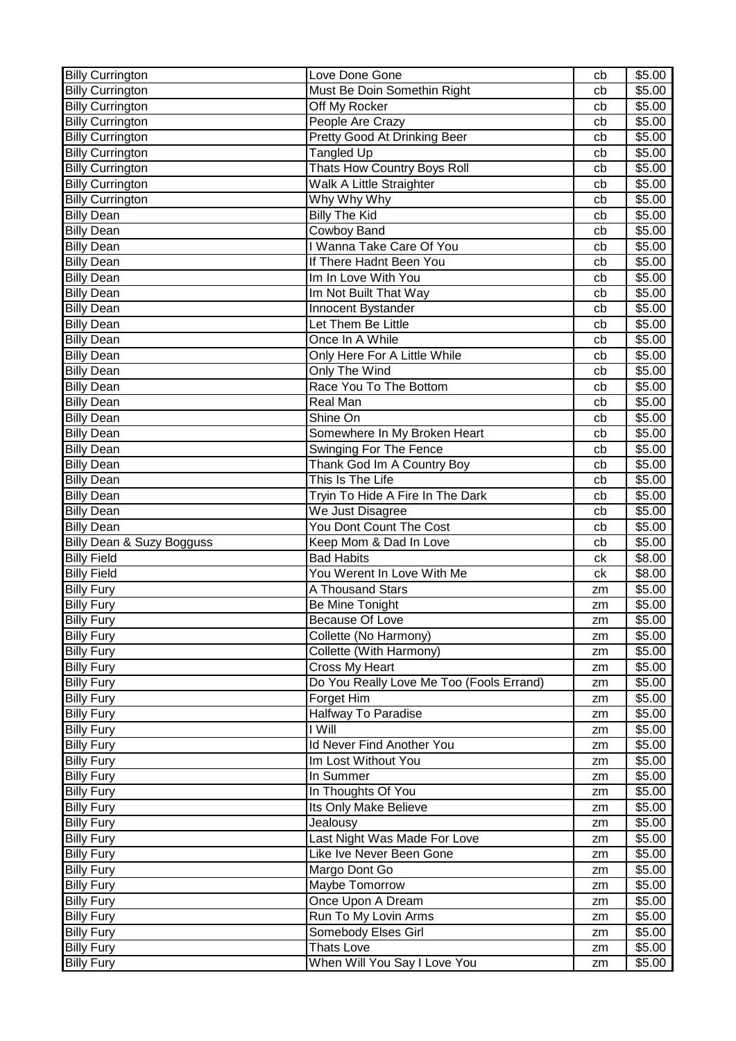| Billy Currington | Love Done Gone | cb | $5.00 |
|---|---|---|---|
| Billy Currington | Must Be Doin Somethin Right | cb | $5.00 |
| Billy Currington | Off My Rocker | cb | $5.00 |
| Billy Currington | People Are Crazy | cb | $5.00 |
| Billy Currington | Pretty Good At Drinking Beer | cb | $5.00 |
| Billy Currington | Tangled Up | cb | $5.00 |
| Billy Currington | Thats How Country Boys Roll | cb | $5.00 |
| Billy Currington | Walk A Little Straighter | cb | $5.00 |
| Billy Currington | Why Why Why | cb | $5.00 |
| Billy Dean | Billy The Kid | cb | $5.00 |
| Billy Dean | Cowboy Band | cb | $5.00 |
| Billy Dean | I Wanna Take Care Of You | cb | $5.00 |
| Billy Dean | If There Hadnt Been You | cb | $5.00 |
| Billy Dean | Im In Love With You | cb | $5.00 |
| Billy Dean | Im Not Built That Way | cb | $5.00 |
| Billy Dean | Innocent Bystander | cb | $5.00 |
| Billy Dean | Let Them Be Little | cb | $5.00 |
| Billy Dean | Once In A While | cb | $5.00 |
| Billy Dean | Only Here For A Little While | cb | $5.00 |
| Billy Dean | Only The Wind | cb | $5.00 |
| Billy Dean | Race You To The Bottom | cb | $5.00 |
| Billy Dean | Real Man | cb | $5.00 |
| Billy Dean | Shine On | cb | $5.00 |
| Billy Dean | Somewhere In My Broken Heart | cb | $5.00 |
| Billy Dean | Swinging For The Fence | cb | $5.00 |
| Billy Dean | Thank God Im A Country Boy | cb | $5.00 |
| Billy Dean | This Is The Life | cb | $5.00 |
| Billy Dean | Tryin To Hide A Fire In The Dark | cb | $5.00 |
| Billy Dean | We Just Disagree | cb | $5.00 |
| Billy Dean | You Dont Count The Cost | cb | $5.00 |
| Billy Dean & Suzy Bogguss | Keep Mom & Dad In Love | cb | $5.00 |
| Billy Field | Bad Habits | ck | $8.00 |
| Billy Field | You Werent In Love With Me | ck | $8.00 |
| Billy Fury | A Thousand Stars | zm | $5.00 |
| Billy Fury | Be Mine Tonight | zm | $5.00 |
| Billy Fury | Because Of Love | zm | $5.00 |
| Billy Fury | Collette (No Harmony) | zm | $5.00 |
| Billy Fury | Collette (With Harmony) | zm | $5.00 |
| Billy Fury | Cross My Heart | zm | $5.00 |
| Billy Fury | Do You Really Love Me Too (Fools Errand) | zm | $5.00 |
| Billy Fury | Forget Him | zm | $5.00 |
| Billy Fury | Halfway To Paradise | zm | $5.00 |
| Billy Fury | I Will | zm | $5.00 |
| Billy Fury | Id Never Find Another You | zm | $5.00 |
| Billy Fury | Im Lost Without You | zm | $5.00 |
| Billy Fury | In Summer | zm | $5.00 |
| Billy Fury | In Thoughts Of You | zm | $5.00 |
| Billy Fury | Its Only Make Believe | zm | $5.00 |
| Billy Fury | Jealousy | zm | $5.00 |
| Billy Fury | Last Night Was Made For Love | zm | $5.00 |
| Billy Fury | Like Ive Never Been Gone | zm | $5.00 |
| Billy Fury | Margo Dont Go | zm | $5.00 |
| Billy Fury | Maybe Tomorrow | zm | $5.00 |
| Billy Fury | Once Upon A Dream | zm | $5.00 |
| Billy Fury | Run To My Lovin Arms | zm | $5.00 |
| Billy Fury | Somebody Elses Girl | zm | $5.00 |
| Billy Fury | Thats Love | zm | $5.00 |
| Billy Fury | When Will You Say I Love You | zm | $5.00 |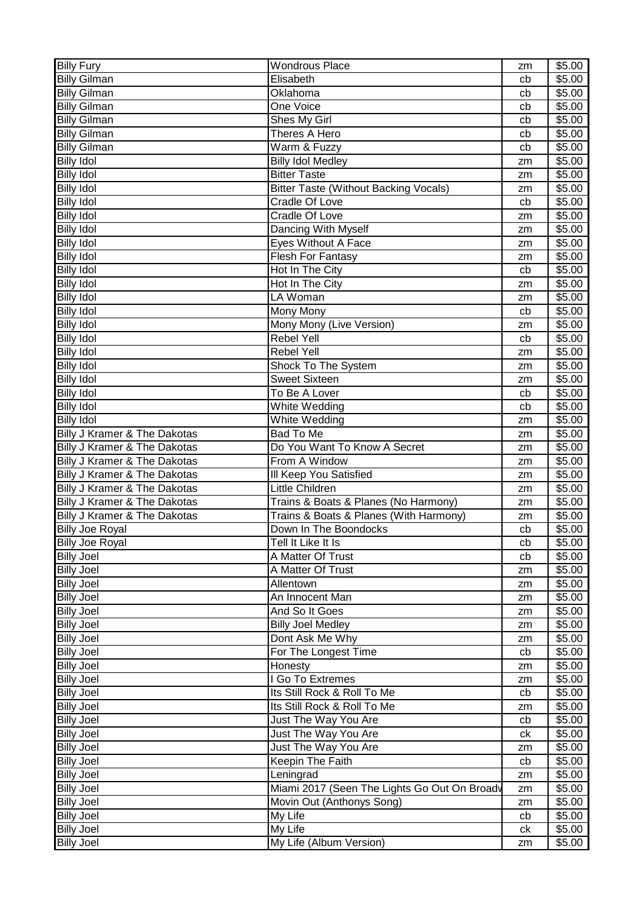| Billy Fury | Wondrous Place | zm | $5.00 |
|---|---|---|---|
| Billy Gilman | Elisabeth | cb | $5.00 |
| Billy Gilman | Oklahoma | cb | $5.00 |
| Billy Gilman | One Voice | cb | $5.00 |
| Billy Gilman | Shes My Girl | cb | $5.00 |
| Billy Gilman | Theres A Hero | cb | $5.00 |
| Billy Gilman | Warm & Fuzzy | cb | $5.00 |
| Billy Idol | Billy Idol Medley | zm | $5.00 |
| Billy Idol | Bitter Taste | zm | $5.00 |
| Billy Idol | Bitter Taste (Without Backing Vocals) | zm | $5.00 |
| Billy Idol | Cradle Of Love | cb | $5.00 |
| Billy Idol | Cradle Of Love | zm | $5.00 |
| Billy Idol | Dancing With Myself | zm | $5.00 |
| Billy Idol | Eyes Without A Face | zm | $5.00 |
| Billy Idol | Flesh For Fantasy | zm | $5.00 |
| Billy Idol | Hot In The City | cb | $5.00 |
| Billy Idol | Hot In The City | zm | $5.00 |
| Billy Idol | LA Woman | zm | $5.00 |
| Billy Idol | Mony Mony | cb | $5.00 |
| Billy Idol | Mony Mony (Live Version) | zm | $5.00 |
| Billy Idol | Rebel Yell | cb | $5.00 |
| Billy Idol | Rebel Yell | zm | $5.00 |
| Billy Idol | Shock To The System | zm | $5.00 |
| Billy Idol | Sweet Sixteen | zm | $5.00 |
| Billy Idol | To Be A Lover | cb | $5.00 |
| Billy Idol | White Wedding | cb | $5.00 |
| Billy Idol | White Wedding | zm | $5.00 |
| Billy J Kramer & The Dakotas | Bad To Me | zm | $5.00 |
| Billy J Kramer & The Dakotas | Do You Want To Know A Secret | zm | $5.00 |
| Billy J Kramer & The Dakotas | From A Window | zm | $5.00 |
| Billy J Kramer & The Dakotas | Ill Keep You Satisfied | zm | $5.00 |
| Billy J Kramer & The Dakotas | Little Children | zm | $5.00 |
| Billy J Kramer & The Dakotas | Trains & Boats & Planes (No Harmony) | zm | $5.00 |
| Billy J Kramer & The Dakotas | Trains & Boats & Planes (With Harmony) | zm | $5.00 |
| Billy Joe Royal | Down In The Boondocks | cb | $5.00 |
| Billy Joe Royal | Tell It Like It Is | cb | $5.00 |
| Billy Joel | A Matter Of Trust | cb | $5.00 |
| Billy Joel | A Matter Of Trust | zm | $5.00 |
| Billy Joel | Allentown | zm | $5.00 |
| Billy Joel | An Innocent Man | zm | $5.00 |
| Billy Joel | And So It Goes | zm | $5.00 |
| Billy Joel | Billy Joel Medley | zm | $5.00 |
| Billy Joel | Dont Ask Me Why | zm | $5.00 |
| Billy Joel | For The Longest Time | cb | $5.00 |
| Billy Joel | Honesty | zm | $5.00 |
| Billy Joel | I Go To Extremes | zm | $5.00 |
| Billy Joel | Its Still Rock & Roll To Me | cb | $5.00 |
| Billy Joel | Its Still Rock & Roll To Me | zm | $5.00 |
| Billy Joel | Just The Way You Are | cb | $5.00 |
| Billy Joel | Just The Way You Are | ck | $5.00 |
| Billy Joel | Just The Way You Are | zm | $5.00 |
| Billy Joel | Keepin The Faith | cb | $5.00 |
| Billy Joel | Leningrad | zm | $5.00 |
| Billy Joel | Miami 2017 (Seen The Lights Go Out On Broadv | zm | $5.00 |
| Billy Joel | Movin Out (Anthonys Song) | zm | $5.00 |
| Billy Joel | My Life | cb | $5.00 |
| Billy Joel | My Life | ck | $5.00 |
| Billy Joel | My Life (Album Version) | zm | $5.00 |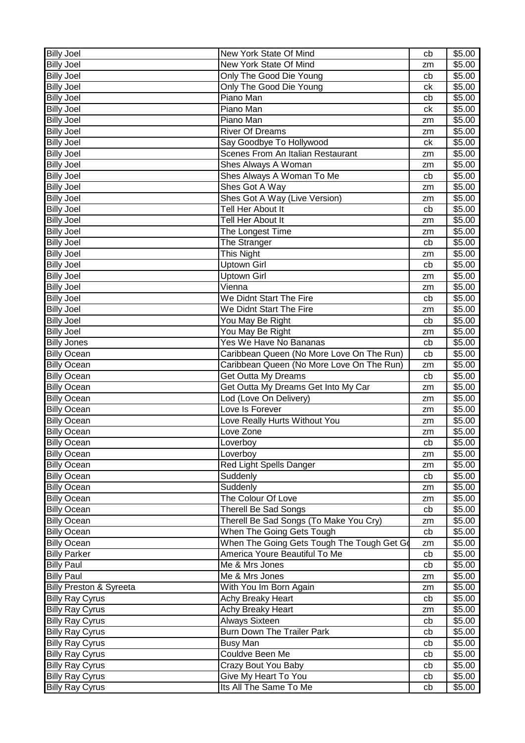| Billy Joel | New York State Of Mind | cb | $5.00 |
|---|---|---|---|
| Billy Joel | New York State Of Mind | zm | $5.00 |
| Billy Joel | Only The Good Die Young | cb | $5.00 |
| Billy Joel | Only The Good Die Young | ck | $5.00 |
| Billy Joel | Piano Man | cb | $5.00 |
| Billy Joel | Piano Man | ck | $5.00 |
| Billy Joel | Piano Man | zm | $5.00 |
| Billy Joel | River Of Dreams | zm | $5.00 |
| Billy Joel | Say Goodbye To Hollywood | ck | $5.00 |
| Billy Joel | Scenes From An Italian Restaurant | zm | $5.00 |
| Billy Joel | Shes Always A Woman | zm | $5.00 |
| Billy Joel | Shes Always A Woman To Me | cb | $5.00 |
| Billy Joel | Shes Got A Way | zm | $5.00 |
| Billy Joel | Shes Got A Way (Live Version) | zm | $5.00 |
| Billy Joel | Tell Her About It | cb | $5.00 |
| Billy Joel | Tell Her About It | zm | $5.00 |
| Billy Joel | The Longest Time | zm | $5.00 |
| Billy Joel | The Stranger | cb | $5.00 |
| Billy Joel | This Night | zm | $5.00 |
| Billy Joel | Uptown Girl | cb | $5.00 |
| Billy Joel | Uptown Girl | zm | $5.00 |
| Billy Joel | Vienna | zm | $5.00 |
| Billy Joel | We Didnt Start The Fire | cb | $5.00 |
| Billy Joel | We Didnt Start The Fire | zm | $5.00 |
| Billy Joel | You May Be Right | cb | $5.00 |
| Billy Joel | You May Be Right | zm | $5.00 |
| Billy Jones | Yes We Have No Bananas | cb | $5.00 |
| Billy Ocean | Caribbean Queen (No More Love On The Run) | cb | $5.00 |
| Billy Ocean | Caribbean Queen (No More Love On The Run) | zm | $5.00 |
| Billy Ocean | Get Outta My Dreams | cb | $5.00 |
| Billy Ocean | Get Outta My Dreams Get Into My Car | zm | $5.00 |
| Billy Ocean | Lod (Love On Delivery) | zm | $5.00 |
| Billy Ocean | Love Is Forever | zm | $5.00 |
| Billy Ocean | Love Really Hurts Without You | zm | $5.00 |
| Billy Ocean | Love Zone | zm | $5.00 |
| Billy Ocean | Loverboy | cb | $5.00 |
| Billy Ocean | Loverboy | zm | $5.00 |
| Billy Ocean | Red Light Spells Danger | zm | $5.00 |
| Billy Ocean | Suddenly | cb | $5.00 |
| Billy Ocean | Suddenly | zm | $5.00 |
| Billy Ocean | The Colour Of Love | zm | $5.00 |
| Billy Ocean | Therell Be Sad Songs | cb | $5.00 |
| Billy Ocean | Therell Be Sad Songs (To Make You Cry) | zm | $5.00 |
| Billy Ocean | When The Going Gets Tough | cb | $5.00 |
| Billy Ocean | When The Going Gets Tough The Tough Get Go | zm | $5.00 |
| Billy Parker | America Youre Beautiful To Me | cb | $5.00 |
| Billy Paul | Me & Mrs Jones | cb | $5.00 |
| Billy Paul | Me & Mrs Jones | zm | $5.00 |
| Billy Preston & Syreeta | With You Im Born Again | zm | $5.00 |
| Billy Ray Cyrus | Achy Breaky Heart | cb | $5.00 |
| Billy Ray Cyrus | Achy Breaky Heart | zm | $5.00 |
| Billy Ray Cyrus | Always Sixteen | cb | $5.00 |
| Billy Ray Cyrus | Burn Down The Trailer Park | cb | $5.00 |
| Billy Ray Cyrus | Busy Man | cb | $5.00 |
| Billy Ray Cyrus | Couldve Been Me | cb | $5.00 |
| Billy Ray Cyrus | Crazy Bout You Baby | cb | $5.00 |
| Billy Ray Cyrus | Give My Heart To You | cb | $5.00 |
| Billy Ray Cyrus | Its All The Same To Me | cb | $5.00 |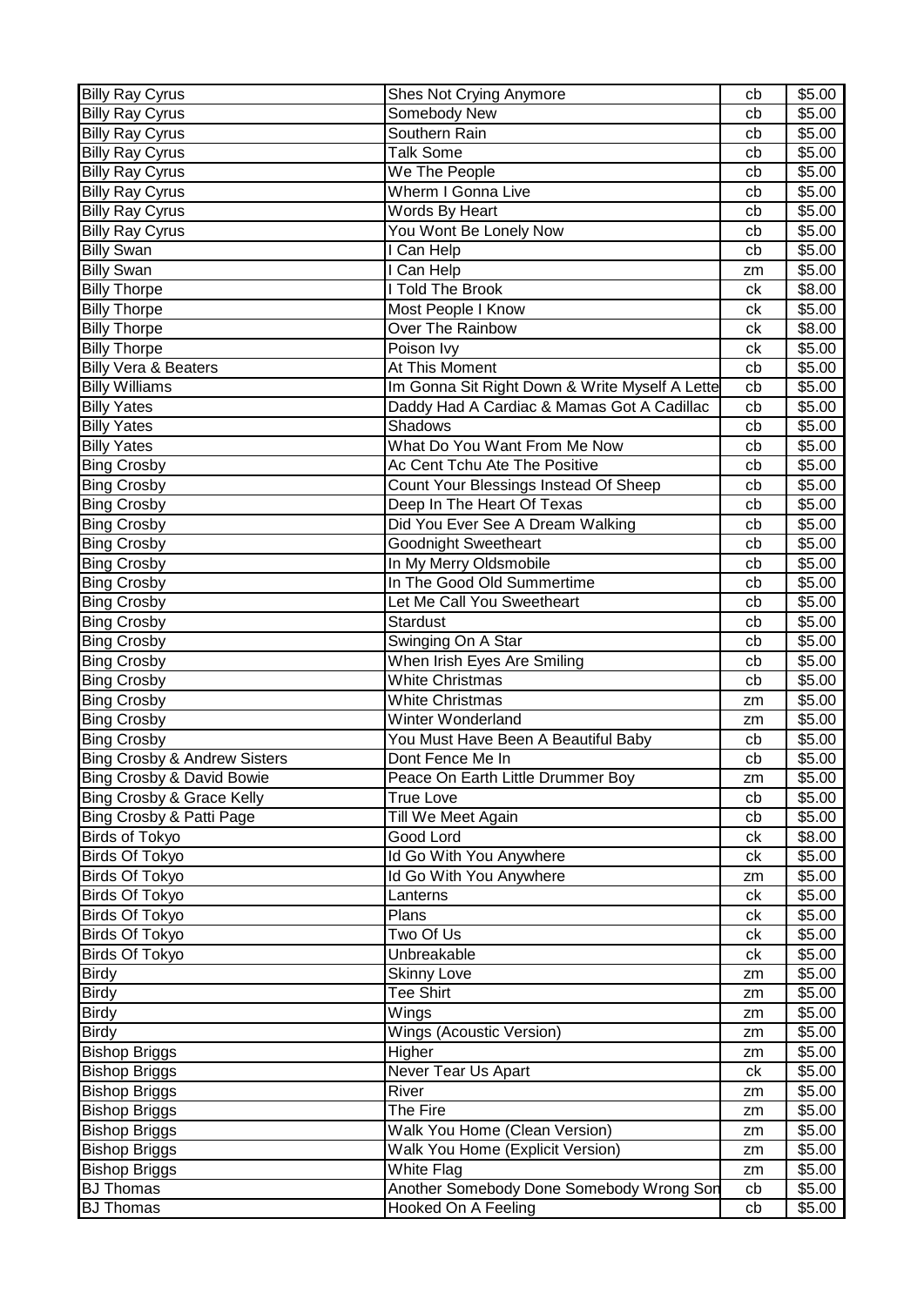| | | | |
|---|---|---|---|
| Billy Ray Cyrus | Shes Not Crying Anymore | cb | $5.00 |
| Billy Ray Cyrus | Somebody New | cb | $5.00 |
| Billy Ray Cyrus | Southern Rain | cb | $5.00 |
| Billy Ray Cyrus | Talk Some | cb | $5.00 |
| Billy Ray Cyrus | We The People | cb | $5.00 |
| Billy Ray Cyrus | Wherm I Gonna Live | cb | $5.00 |
| Billy Ray Cyrus | Words By Heart | cb | $5.00 |
| Billy Ray Cyrus | You Wont Be Lonely Now | cb | $5.00 |
| Billy Swan | I Can Help | cb | $5.00 |
| Billy Swan | I Can Help | zm | $5.00 |
| Billy Thorpe | I Told The Brook | ck | $8.00 |
| Billy Thorpe | Most People I Know | ck | $5.00 |
| Billy Thorpe | Over The Rainbow | ck | $8.00 |
| Billy Thorpe | Poison Ivy | ck | $5.00 |
| Billy Vera & Beaters | At This Moment | cb | $5.00 |
| Billy Williams | Im Gonna Sit Right Down & Write Myself A Lette | cb | $5.00 |
| Billy Yates | Daddy Had A Cardiac & Mamas Got A Cadillac | cb | $5.00 |
| Billy Yates | Shadows | cb | $5.00 |
| Billy Yates | What Do You Want From Me Now | cb | $5.00 |
| Bing Crosby | Ac Cent Tchu Ate The Positive | cb | $5.00 |
| Bing Crosby | Count Your Blessings Instead Of Sheep | cb | $5.00 |
| Bing Crosby | Deep In The Heart Of Texas | cb | $5.00 |
| Bing Crosby | Did You Ever See A Dream Walking | cb | $5.00 |
| Bing Crosby | Goodnight Sweetheart | cb | $5.00 |
| Bing Crosby | In My Merry Oldsmobile | cb | $5.00 |
| Bing Crosby | In The Good Old Summertime | cb | $5.00 |
| Bing Crosby | Let Me Call You Sweetheart | cb | $5.00 |
| Bing Crosby | Stardust | cb | $5.00 |
| Bing Crosby | Swinging On A Star | cb | $5.00 |
| Bing Crosby | When Irish Eyes Are Smiling | cb | $5.00 |
| Bing Crosby | White Christmas | cb | $5.00 |
| Bing Crosby | White Christmas | zm | $5.00 |
| Bing Crosby | Winter Wonderland | zm | $5.00 |
| Bing Crosby | You Must Have Been A Beautiful Baby | cb | $5.00 |
| Bing Crosby & Andrew Sisters | Dont Fence Me In | cb | $5.00 |
| Bing Crosby & David Bowie | Peace On Earth Little Drummer Boy | zm | $5.00 |
| Bing Crosby & Grace Kelly | True Love | cb | $5.00 |
| Bing Crosby & Patti Page | Till We Meet Again | cb | $5.00 |
| Birds of Tokyo | Good Lord | ck | $8.00 |
| Birds Of Tokyo | Id Go With You Anywhere | ck | $5.00 |
| Birds Of Tokyo | Id Go With You Anywhere | zm | $5.00 |
| Birds Of Tokyo | Lanterns | ck | $5.00 |
| Birds Of Tokyo | Plans | ck | $5.00 |
| Birds Of Tokyo | Two Of Us | ck | $5.00 |
| Birds Of Tokyo | Unbreakable | ck | $5.00 |
| Birdy | Skinny Love | zm | $5.00 |
| Birdy | Tee Shirt | zm | $5.00 |
| Birdy | Wings | zm | $5.00 |
| Birdy | Wings (Acoustic Version) | zm | $5.00 |
| Bishop Briggs | Higher | zm | $5.00 |
| Bishop Briggs | Never Tear Us Apart | ck | $5.00 |
| Bishop Briggs | River | zm | $5.00 |
| Bishop Briggs | The Fire | zm | $5.00 |
| Bishop Briggs | Walk You Home (Clean Version) | zm | $5.00 |
| Bishop Briggs | Walk You Home (Explicit Version) | zm | $5.00 |
| Bishop Briggs | White Flag | zm | $5.00 |
| BJ Thomas | Another Somebody Done Somebody Wrong Son | cb | $5.00 |
| BJ Thomas | Hooked On A Feeling | cb | $5.00 |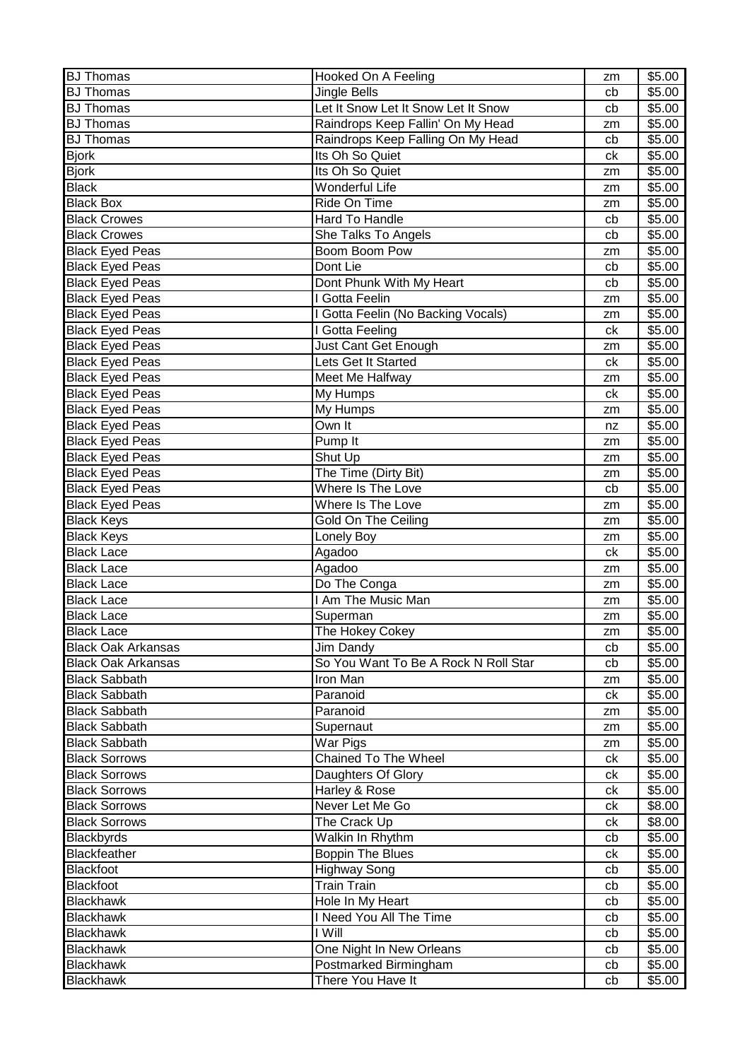| BJ Thomas | Hooked On A Feeling | zm | $5.00 |
|---|---|---|---|
| BJ Thomas | Jingle Bells | cb | $5.00 |
| BJ Thomas | Let It Snow Let It Snow Let It Snow | cb | $5.00 |
| BJ Thomas | Raindrops Keep Fallin' On My Head | zm | $5.00 |
| BJ Thomas | Raindrops Keep Falling On My Head | cb | $5.00 |
| Bjork | Its Oh So Quiet | ck | $5.00 |
| Bjork | Its Oh So Quiet | zm | $5.00 |
| Black | Wonderful Life | zm | $5.00 |
| Black Box | Ride On Time | zm | $5.00 |
| Black Crowes | Hard To Handle | cb | $5.00 |
| Black Crowes | She Talks To Angels | cb | $5.00 |
| Black Eyed Peas | Boom Boom Pow | zm | $5.00 |
| Black Eyed Peas | Dont Lie | cb | $5.00 |
| Black Eyed Peas | Dont Phunk With My Heart | cb | $5.00 |
| Black Eyed Peas | I Gotta Feelin | zm | $5.00 |
| Black Eyed Peas | I Gotta Feelin (No Backing Vocals) | zm | $5.00 |
| Black Eyed Peas | I Gotta Feeling | ck | $5.00 |
| Black Eyed Peas | Just Cant Get Enough | zm | $5.00 |
| Black Eyed Peas | Lets Get It Started | ck | $5.00 |
| Black Eyed Peas | Meet Me Halfway | zm | $5.00 |
| Black Eyed Peas | My Humps | ck | $5.00 |
| Black Eyed Peas | My Humps | zm | $5.00 |
| Black Eyed Peas | Own It | nz | $5.00 |
| Black Eyed Peas | Pump It | zm | $5.00 |
| Black Eyed Peas | Shut Up | zm | $5.00 |
| Black Eyed Peas | The Time (Dirty Bit) | zm | $5.00 |
| Black Eyed Peas | Where Is The Love | cb | $5.00 |
| Black Eyed Peas | Where Is The Love | zm | $5.00 |
| Black Keys | Gold On The Ceiling | zm | $5.00 |
| Black Keys | Lonely Boy | zm | $5.00 |
| Black Lace | Agadoo | ck | $5.00 |
| Black Lace | Agadoo | zm | $5.00 |
| Black Lace | Do The Conga | zm | $5.00 |
| Black Lace | I Am The Music Man | zm | $5.00 |
| Black Lace | Superman | zm | $5.00 |
| Black Lace | The Hokey Cokey | zm | $5.00 |
| Black Oak Arkansas | Jim Dandy | cb | $5.00 |
| Black Oak Arkansas | So You Want To Be A Rock N Roll Star | cb | $5.00 |
| Black Sabbath | Iron Man | zm | $5.00 |
| Black Sabbath | Paranoid | ck | $5.00 |
| Black Sabbath | Paranoid | zm | $5.00 |
| Black Sabbath | Supernaut | zm | $5.00 |
| Black Sabbath | War Pigs | zm | $5.00 |
| Black Sorrows | Chained To The Wheel | ck | $5.00 |
| Black Sorrows | Daughters Of Glory | ck | $5.00 |
| Black Sorrows | Harley & Rose | ck | $5.00 |
| Black Sorrows | Never Let Me Go | ck | $8.00 |
| Black Sorrows | The Crack Up | ck | $8.00 |
| Blackbyrds | Walkin In Rhythm | cb | $5.00 |
| Blackfeather | Boppin The Blues | ck | $5.00 |
| Blackfoot | Highway Song | cb | $5.00 |
| Blackfoot | Train Train | cb | $5.00 |
| Blackhawk | Hole In My Heart | cb | $5.00 |
| Blackhawk | I Need You All The Time | cb | $5.00 |
| Blackhawk | I Will | cb | $5.00 |
| Blackhawk | One Night In New Orleans | cb | $5.00 |
| Blackhawk | Postmarked Birmingham | cb | $5.00 |
| Blackhawk | There You Have It | cb | $5.00 |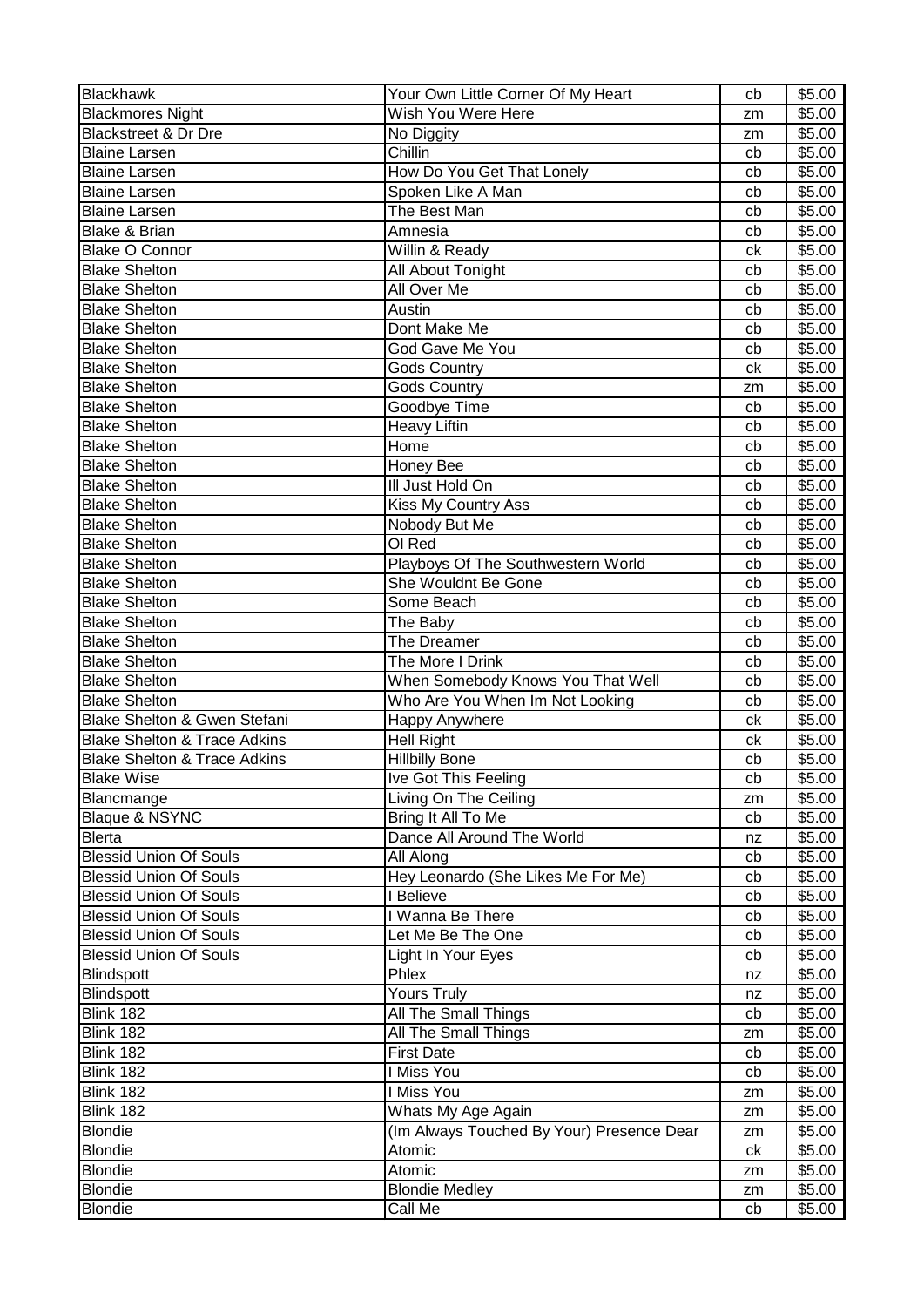| Blackhawk | Your Own Little Corner Of My Heart | cb | $5.00 |
|---|---|---|---|
| Blackmores Night | Wish You Were Here | zm | $5.00 |
| Blackstreet & Dr Dre | No Diggity | zm | $5.00 |
| Blaine Larsen | Chillin | cb | $5.00 |
| Blaine Larsen | How Do You Get That Lonely | cb | $5.00 |
| Blaine Larsen | Spoken Like A Man | cb | $5.00 |
| Blaine Larsen | The Best Man | cb | $5.00 |
| Blake & Brian | Amnesia | cb | $5.00 |
| Blake O Connor | Willin & Ready | ck | $5.00 |
| Blake Shelton | All About Tonight | cb | $5.00 |
| Blake Shelton | All Over Me | cb | $5.00 |
| Blake Shelton | Austin | cb | $5.00 |
| Blake Shelton | Dont Make Me | cb | $5.00 |
| Blake Shelton | God Gave Me You | cb | $5.00 |
| Blake Shelton | Gods Country | ck | $5.00 |
| Blake Shelton | Gods Country | zm | $5.00 |
| Blake Shelton | Goodbye Time | cb | $5.00 |
| Blake Shelton | Heavy Liftin | cb | $5.00 |
| Blake Shelton | Home | cb | $5.00 |
| Blake Shelton | Honey Bee | cb | $5.00 |
| Blake Shelton | Ill Just Hold On | cb | $5.00 |
| Blake Shelton | Kiss My Country Ass | cb | $5.00 |
| Blake Shelton | Nobody But Me | cb | $5.00 |
| Blake Shelton | Ol Red | cb | $5.00 |
| Blake Shelton | Playboys Of The Southwestern World | cb | $5.00 |
| Blake Shelton | She Wouldnt Be Gone | cb | $5.00 |
| Blake Shelton | Some Beach | cb | $5.00 |
| Blake Shelton | The Baby | cb | $5.00 |
| Blake Shelton | The Dreamer | cb | $5.00 |
| Blake Shelton | The More I Drink | cb | $5.00 |
| Blake Shelton | When Somebody Knows You That Well | cb | $5.00 |
| Blake Shelton | Who Are You When Im Not Looking | cb | $5.00 |
| Blake Shelton & Gwen Stefani | Happy Anywhere | ck | $5.00 |
| Blake Shelton & Trace Adkins | Hell Right | ck | $5.00 |
| Blake Shelton & Trace Adkins | Hillbilly Bone | cb | $5.00 |
| Blake Wise | Ive Got This Feeling | cb | $5.00 |
| Blancmange | Living On The Ceiling | zm | $5.00 |
| Blaque & NSYNC | Bring It All To Me | cb | $5.00 |
| Blerta | Dance All Around The World | nz | $5.00 |
| Blessid Union Of Souls | All Along | cb | $5.00 |
| Blessid Union Of Souls | Hey Leonardo (She Likes Me For Me) | cb | $5.00 |
| Blessid Union Of Souls | I Believe | cb | $5.00 |
| Blessid Union Of Souls | I Wanna Be There | cb | $5.00 |
| Blessid Union Of Souls | Let Me Be The One | cb | $5.00 |
| Blessid Union Of Souls | Light In Your Eyes | cb | $5.00 |
| Blindspott | Phlex | nz | $5.00 |
| Blindspott | Yours Truly | nz | $5.00 |
| Blink 182 | All The Small Things | cb | $5.00 |
| Blink 182 | All The Small Things | zm | $5.00 |
| Blink 182 | First Date | cb | $5.00 |
| Blink 182 | I Miss You | cb | $5.00 |
| Blink 182 | I Miss You | zm | $5.00 |
| Blink 182 | Whats My Age Again | zm | $5.00 |
| Blondie | (Im Always Touched By Your) Presence Dear | zm | $5.00 |
| Blondie | Atomic | ck | $5.00 |
| Blondie | Atomic | zm | $5.00 |
| Blondie | Blondie Medley | zm | $5.00 |
| Blondie | Call Me | cb | $5.00 |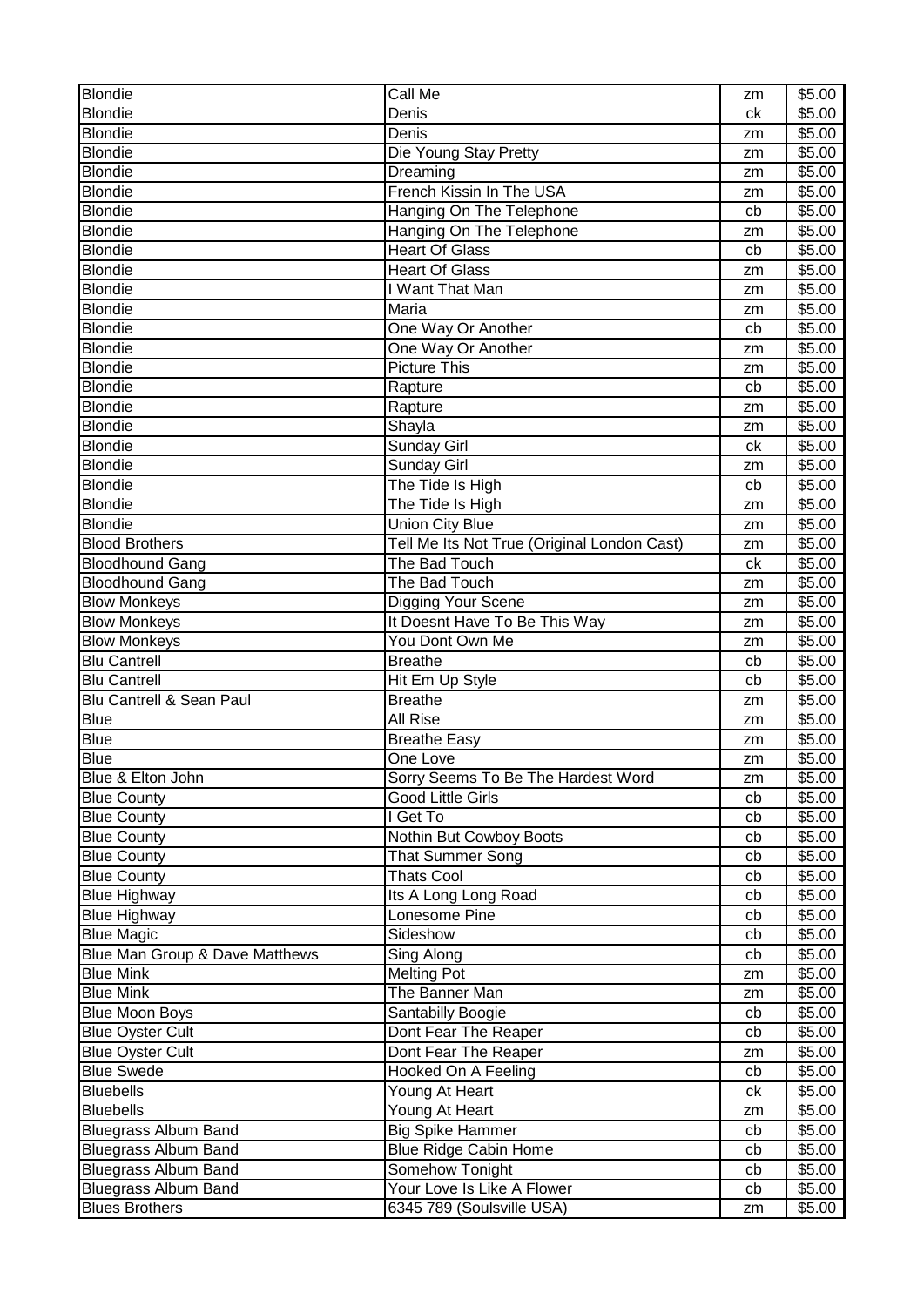| Blondie | Call Me | zm | $5.00 |
|---|---|---|---|
| Blondie | Denis | ck | $5.00 |
| Blondie | Denis | zm | $5.00 |
| Blondie | Die Young Stay Pretty | zm | $5.00 |
| Blondie | Dreaming | zm | $5.00 |
| Blondie | French Kissin In The USA | zm | $5.00 |
| Blondie | Hanging On The Telephone | cb | $5.00 |
| Blondie | Hanging On The Telephone | zm | $5.00 |
| Blondie | Heart Of Glass | cb | $5.00 |
| Blondie | Heart Of Glass | zm | $5.00 |
| Blondie | I Want That Man | zm | $5.00 |
| Blondie | Maria | zm | $5.00 |
| Blondie | One Way Or Another | cb | $5.00 |
| Blondie | One Way Or Another | zm | $5.00 |
| Blondie | Picture This | zm | $5.00 |
| Blondie | Rapture | cb | $5.00 |
| Blondie | Rapture | zm | $5.00 |
| Blondie | Shayla | zm | $5.00 |
| Blondie | Sunday Girl | ck | $5.00 |
| Blondie | Sunday Girl | zm | $5.00 |
| Blondie | The Tide Is High | cb | $5.00 |
| Blondie | The Tide Is High | zm | $5.00 |
| Blondie | Union City Blue | zm | $5.00 |
| Blood Brothers | Tell Me Its Not True (Original London Cast) | zm | $5.00 |
| Bloodhound Gang | The Bad Touch | ck | $5.00 |
| Bloodhound Gang | The Bad Touch | zm | $5.00 |
| Blow Monkeys | Digging Your Scene | zm | $5.00 |
| Blow Monkeys | It Doesnt Have To Be This Way | zm | $5.00 |
| Blow Monkeys | You Dont Own Me | zm | $5.00 |
| Blu Cantrell | Breathe | cb | $5.00 |
| Blu Cantrell | Hit Em Up Style | cb | $5.00 |
| Blu Cantrell & Sean Paul | Breathe | zm | $5.00 |
| Blue | All Rise | zm | $5.00 |
| Blue | Breathe Easy | zm | $5.00 |
| Blue | One Love | zm | $5.00 |
| Blue & Elton John | Sorry Seems To Be The Hardest Word | zm | $5.00 |
| Blue County | Good Little Girls | cb | $5.00 |
| Blue County | I Get To | cb | $5.00 |
| Blue County | Nothin But Cowboy Boots | cb | $5.00 |
| Blue County | That Summer Song | cb | $5.00 |
| Blue County | Thats Cool | cb | $5.00 |
| Blue Highway | Its A Long Long Road | cb | $5.00 |
| Blue Highway | Lonesome Pine | cb | $5.00 |
| Blue Magic | Sideshow | cb | $5.00 |
| Blue Man Group & Dave Matthews | Sing Along | cb | $5.00 |
| Blue Mink | Melting Pot | zm | $5.00 |
| Blue Mink | The Banner Man | zm | $5.00 |
| Blue Moon Boys | Santabilly Boogie | cb | $5.00 |
| Blue Oyster Cult | Dont Fear The Reaper | cb | $5.00 |
| Blue Oyster Cult | Dont Fear The Reaper | zm | $5.00 |
| Blue Swede | Hooked On A Feeling | cb | $5.00 |
| Bluebells | Young At Heart | ck | $5.00 |
| Bluebells | Young At Heart | zm | $5.00 |
| Bluegrass Album Band | Big Spike Hammer | cb | $5.00 |
| Bluegrass Album Band | Blue Ridge Cabin Home | cb | $5.00 |
| Bluegrass Album Band | Somehow Tonight | cb | $5.00 |
| Bluegrass Album Band | Your Love Is Like A Flower | cb | $5.00 |
| Blues Brothers | 6345 789 (Soulsville USA) | zm | $5.00 |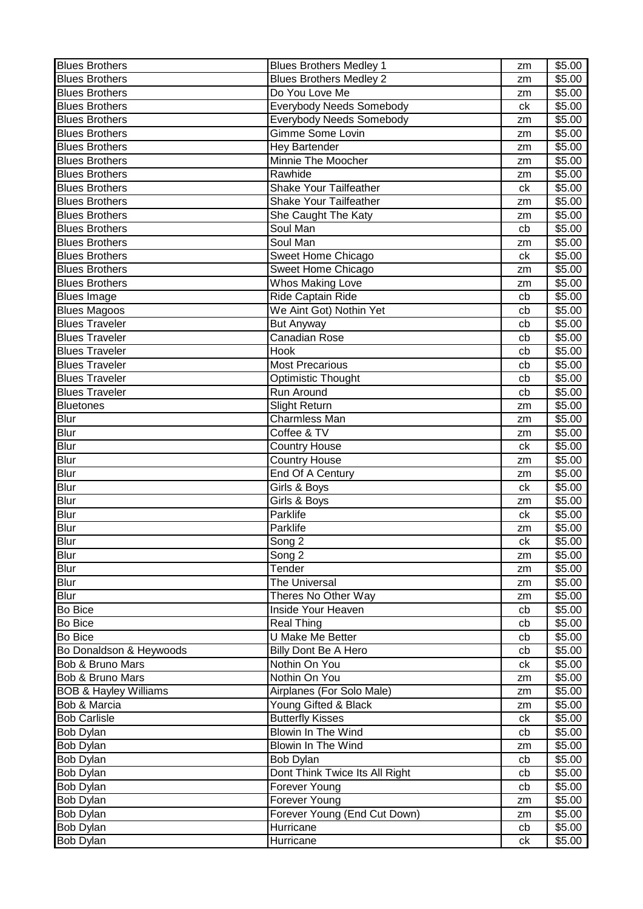| | | | |
|---|---|---|---|
| Blues Brothers | Blues Brothers Medley 1 | zm | $5.00 |
| Blues Brothers | Blues Brothers Medley 2 | zm | $5.00 |
| Blues Brothers | Do You Love Me | zm | $5.00 |
| Blues Brothers | Everybody Needs Somebody | ck | $5.00 |
| Blues Brothers | Everybody Needs Somebody | zm | $5.00 |
| Blues Brothers | Gimme Some Lovin | zm | $5.00 |
| Blues Brothers | Hey Bartender | zm | $5.00 |
| Blues Brothers | Minnie The Moocher | zm | $5.00 |
| Blues Brothers | Rawhide | zm | $5.00 |
| Blues Brothers | Shake Your Tailfeather | ck | $5.00 |
| Blues Brothers | Shake Your Tailfeather | zm | $5.00 |
| Blues Brothers | She Caught The Katy | zm | $5.00 |
| Blues Brothers | Soul Man | cb | $5.00 |
| Blues Brothers | Soul Man | zm | $5.00 |
| Blues Brothers | Sweet Home Chicago | ck | $5.00 |
| Blues Brothers | Sweet Home Chicago | zm | $5.00 |
| Blues Brothers | Whos Making Love | zm | $5.00 |
| Blues Image | Ride Captain Ride | cb | $5.00 |
| Blues Magoos | We Aint Got) Nothin Yet | cb | $5.00 |
| Blues Traveler | But Anyway | cb | $5.00 |
| Blues Traveler | Canadian Rose | cb | $5.00 |
| Blues Traveler | Hook | cb | $5.00 |
| Blues Traveler | Most Precarious | cb | $5.00 |
| Blues Traveler | Optimistic Thought | cb | $5.00 |
| Blues Traveler | Run Around | cb | $5.00 |
| Bluetones | Slight Return | zm | $5.00 |
| Blur | Charmless Man | zm | $5.00 |
| Blur | Coffee & TV | zm | $5.00 |
| Blur | Country House | ck | $5.00 |
| Blur | Country House | zm | $5.00 |
| Blur | End Of A Century | zm | $5.00 |
| Blur | Girls & Boys | ck | $5.00 |
| Blur | Girls & Boys | zm | $5.00 |
| Blur | Parklife | ck | $5.00 |
| Blur | Parklife | zm | $5.00 |
| Blur | Song 2 | ck | $5.00 |
| Blur | Song 2 | zm | $5.00 |
| Blur | Tender | zm | $5.00 |
| Blur | The Universal | zm | $5.00 |
| Blur | Theres No Other Way | zm | $5.00 |
| Bo Bice | Inside Your Heaven | cb | $5.00 |
| Bo Bice | Real Thing | cb | $5.00 |
| Bo Bice | U Make Me Better | cb | $5.00 |
| Bo Donaldson & Heywoods | Billy Dont Be A Hero | cb | $5.00 |
| Bob & Bruno Mars | Nothin On You | ck | $5.00 |
| Bob & Bruno Mars | Nothin On You | zm | $5.00 |
| BOB & Hayley Williams | Airplanes (For Solo Male) | zm | $5.00 |
| Bob & Marcia | Young Gifted & Black | zm | $5.00 |
| Bob Carlisle | Butterfly Kisses | ck | $5.00 |
| Bob Dylan | Blowin In The Wind | cb | $5.00 |
| Bob Dylan | Blowin In The Wind | zm | $5.00 |
| Bob Dylan | Bob Dylan | cb | $5.00 |
| Bob Dylan | Dont Think Twice Its All Right | cb | $5.00 |
| Bob Dylan | Forever Young | cb | $5.00 |
| Bob Dylan | Forever Young | zm | $5.00 |
| Bob Dylan | Forever Young (End Cut Down) | zm | $5.00 |
| Bob Dylan | Hurricane | cb | $5.00 |
| Bob Dylan | Hurricane | ck | $5.00 |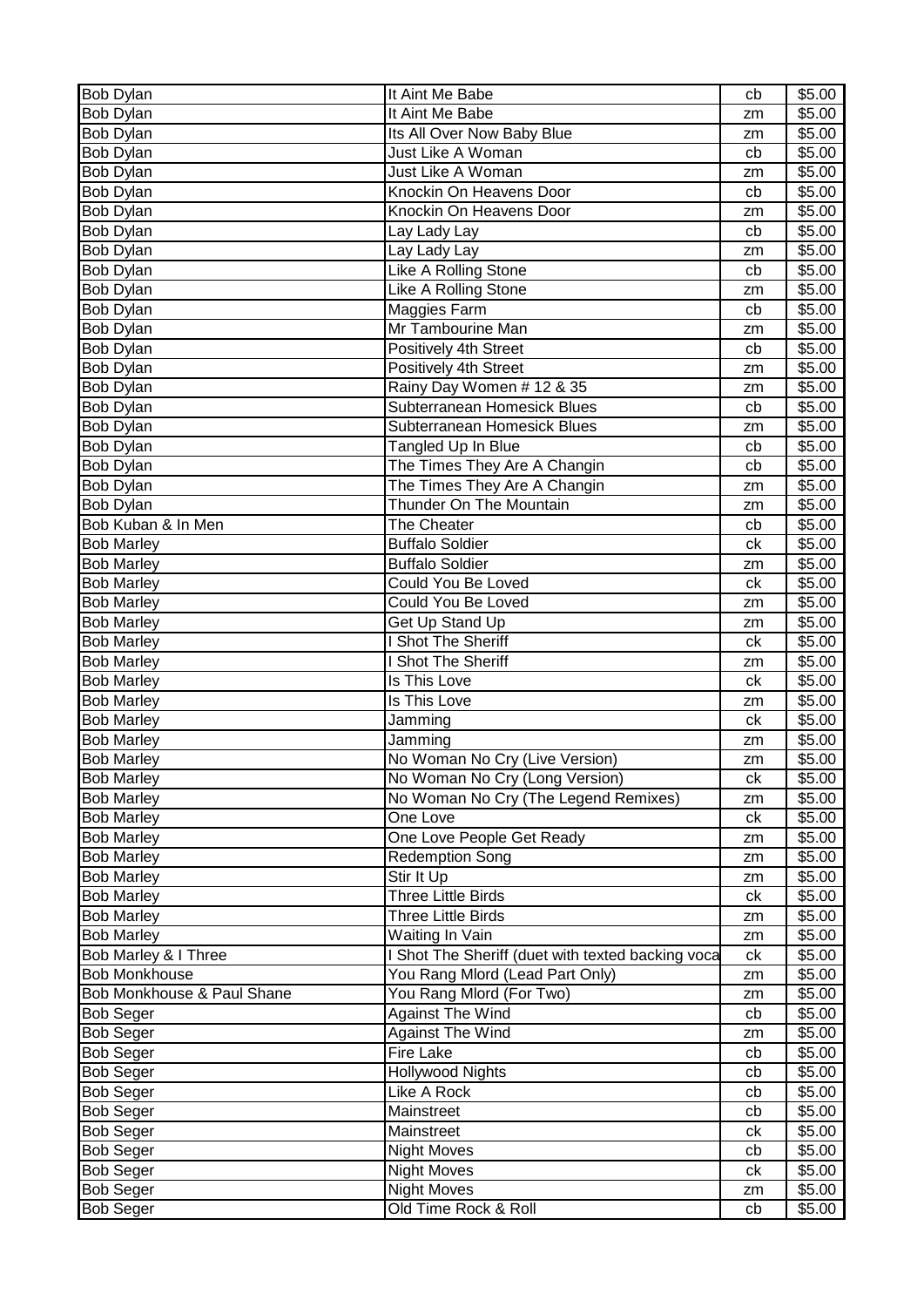| | | | |
|---|---|---|---|
| Bob Dylan | It Aint Me Babe | cb | $5.00 |
| Bob Dylan | It Aint Me Babe | zm | $5.00 |
| Bob Dylan | Its All Over Now Baby Blue | zm | $5.00 |
| Bob Dylan | Just Like A Woman | cb | $5.00 |
| Bob Dylan | Just Like A Woman | zm | $5.00 |
| Bob Dylan | Knockin On Heavens Door | cb | $5.00 |
| Bob Dylan | Knockin On Heavens Door | zm | $5.00 |
| Bob Dylan | Lay Lady Lay | cb | $5.00 |
| Bob Dylan | Lay Lady Lay | zm | $5.00 |
| Bob Dylan | Like A Rolling Stone | cb | $5.00 |
| Bob Dylan | Like A Rolling Stone | zm | $5.00 |
| Bob Dylan | Maggies Farm | cb | $5.00 |
| Bob Dylan | Mr Tambourine Man | zm | $5.00 |
| Bob Dylan | Positively 4th Street | cb | $5.00 |
| Bob Dylan | Positively 4th Street | zm | $5.00 |
| Bob Dylan | Rainy Day Women # 12 & 35 | zm | $5.00 |
| Bob Dylan | Subterranean Homesick Blues | cb | $5.00 |
| Bob Dylan | Subterranean Homesick Blues | zm | $5.00 |
| Bob Dylan | Tangled Up In Blue | cb | $5.00 |
| Bob Dylan | The Times They Are A Changin | cb | $5.00 |
| Bob Dylan | The Times They Are A Changin | zm | $5.00 |
| Bob Dylan | Thunder On The Mountain | zm | $5.00 |
| Bob Kuban & In Men | The Cheater | cb | $5.00 |
| Bob Marley | Buffalo Soldier | ck | $5.00 |
| Bob Marley | Buffalo Soldier | zm | $5.00 |
| Bob Marley | Could You Be Loved | ck | $5.00 |
| Bob Marley | Could You Be Loved | zm | $5.00 |
| Bob Marley | Get Up Stand Up | zm | $5.00 |
| Bob Marley | I Shot The Sheriff | ck | $5.00 |
| Bob Marley | I Shot The Sheriff | zm | $5.00 |
| Bob Marley | Is This Love | ck | $5.00 |
| Bob Marley | Is This Love | zm | $5.00 |
| Bob Marley | Jamming | ck | $5.00 |
| Bob Marley | Jamming | zm | $5.00 |
| Bob Marley | No Woman No Cry (Live Version) | zm | $5.00 |
| Bob Marley | No Woman No Cry (Long Version) | ck | $5.00 |
| Bob Marley | No Woman No Cry (The Legend Remixes) | zm | $5.00 |
| Bob Marley | One Love | ck | $5.00 |
| Bob Marley | One Love People Get Ready | zm | $5.00 |
| Bob Marley | Redemption Song | zm | $5.00 |
| Bob Marley | Stir It Up | zm | $5.00 |
| Bob Marley | Three Little Birds | ck | $5.00 |
| Bob Marley | Three Little Birds | zm | $5.00 |
| Bob Marley | Waiting In Vain | zm | $5.00 |
| Bob Marley & I Three | I Shot The Sheriff (duet with texted backing voca | ck | $5.00 |
| Bob Monkhouse | You Rang Mlord (Lead Part Only) | zm | $5.00 |
| Bob Monkhouse & Paul Shane | You Rang Mlord (For Two) | zm | $5.00 |
| Bob Seger | Against The Wind | cb | $5.00 |
| Bob Seger | Against The Wind | zm | $5.00 |
| Bob Seger | Fire Lake | cb | $5.00 |
| Bob Seger | Hollywood Nights | cb | $5.00 |
| Bob Seger | Like A Rock | cb | $5.00 |
| Bob Seger | Mainstreet | cb | $5.00 |
| Bob Seger | Mainstreet | ck | $5.00 |
| Bob Seger | Night Moves | cb | $5.00 |
| Bob Seger | Night Moves | ck | $5.00 |
| Bob Seger | Night Moves | zm | $5.00 |
| Bob Seger | Old Time Rock & Roll | cb | $5.00 |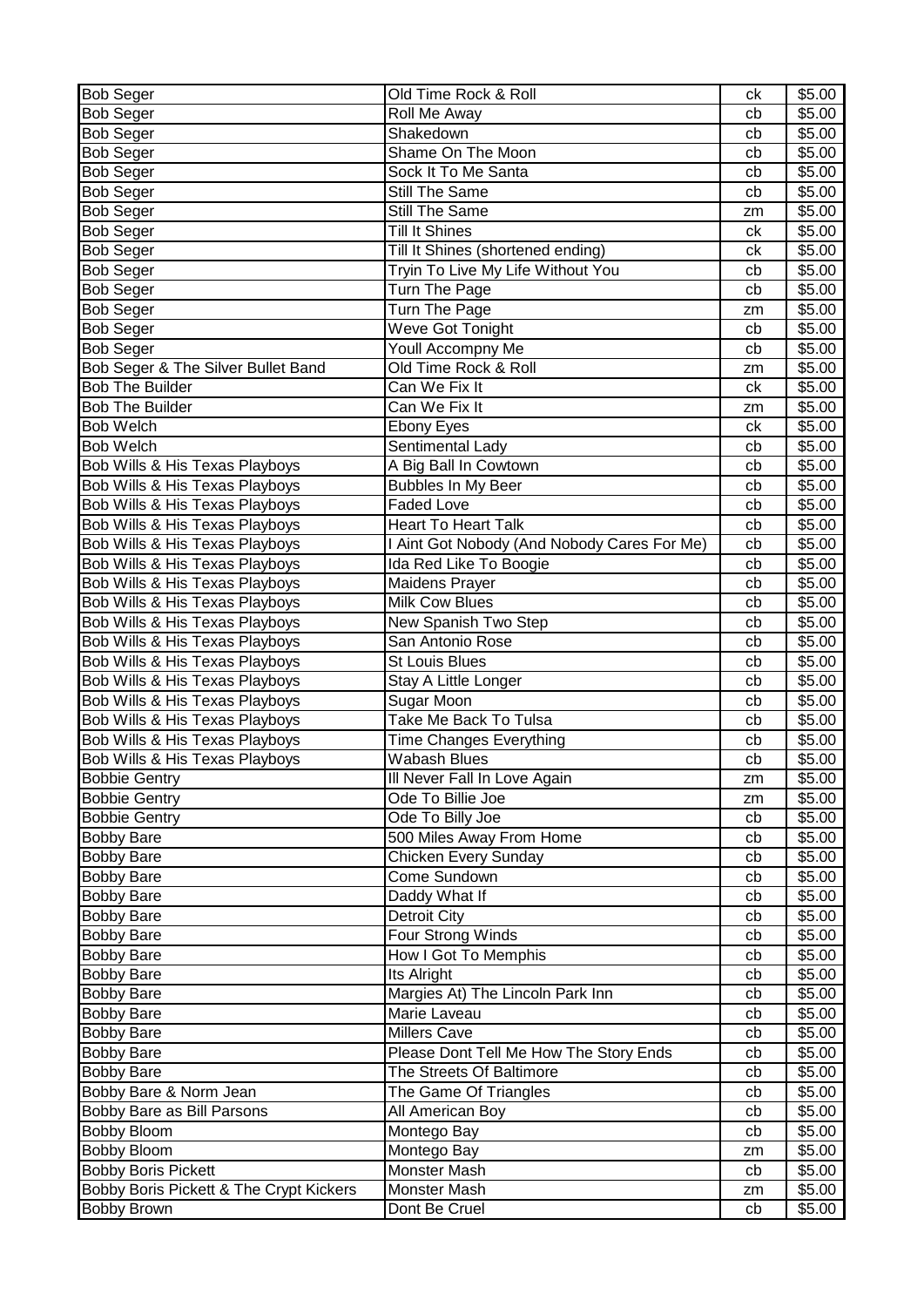| Bob Seger | Old Time Rock & Roll | ck | $5.00 |
|---|---|---|---|
| Bob Seger | Roll Me Away | cb | $5.00 |
| Bob Seger | Shakedown | cb | $5.00 |
| Bob Seger | Shame On The Moon | cb | $5.00 |
| Bob Seger | Sock It To Me Santa | cb | $5.00 |
| Bob Seger | Still The Same | cb | $5.00 |
| Bob Seger | Still The Same | zm | $5.00 |
| Bob Seger | Till It Shines | ck | $5.00 |
| Bob Seger | Till It Shines (shortened ending) | ck | $5.00 |
| Bob Seger | Tryin To Live My Life Without You | cb | $5.00 |
| Bob Seger | Turn The Page | cb | $5.00 |
| Bob Seger | Turn The Page | zm | $5.00 |
| Bob Seger | Weve Got Tonight | cb | $5.00 |
| Bob Seger | Youll Accompny Me | cb | $5.00 |
| Bob Seger & The Silver Bullet Band | Old Time Rock & Roll | zm | $5.00 |
| Bob The Builder | Can We Fix It | ck | $5.00 |
| Bob The Builder | Can We Fix It | zm | $5.00 |
| Bob Welch | Ebony Eyes | ck | $5.00 |
| Bob Welch | Sentimental Lady | cb | $5.00 |
| Bob Wills & His Texas Playboys | A Big Ball In Cowtown | cb | $5.00 |
| Bob Wills & His Texas Playboys | Bubbles In My Beer | cb | $5.00 |
| Bob Wills & His Texas Playboys | Faded Love | cb | $5.00 |
| Bob Wills & His Texas Playboys | Heart To Heart Talk | cb | $5.00 |
| Bob Wills & His Texas Playboys | I Aint Got Nobody (And Nobody Cares For Me) | cb | $5.00 |
| Bob Wills & His Texas Playboys | Ida Red Like To Boogie | cb | $5.00 |
| Bob Wills & His Texas Playboys | Maidens Prayer | cb | $5.00 |
| Bob Wills & His Texas Playboys | Milk Cow Blues | cb | $5.00 |
| Bob Wills & His Texas Playboys | New Spanish Two Step | cb | $5.00 |
| Bob Wills & His Texas Playboys | San Antonio Rose | cb | $5.00 |
| Bob Wills & His Texas Playboys | St Louis Blues | cb | $5.00 |
| Bob Wills & His Texas Playboys | Stay A Little Longer | cb | $5.00 |
| Bob Wills & His Texas Playboys | Sugar Moon | cb | $5.00 |
| Bob Wills & His Texas Playboys | Take Me Back To Tulsa | cb | $5.00 |
| Bob Wills & His Texas Playboys | Time Changes Everything | cb | $5.00 |
| Bob Wills & His Texas Playboys | Wabash Blues | cb | $5.00 |
| Bobbie Gentry | Ill Never Fall In Love Again | zm | $5.00 |
| Bobbie Gentry | Ode To Billie Joe | zm | $5.00 |
| Bobbie Gentry | Ode To Billy Joe | cb | $5.00 |
| Bobby Bare | 500 Miles Away From Home | cb | $5.00 |
| Bobby Bare | Chicken Every Sunday | cb | $5.00 |
| Bobby Bare | Come Sundown | cb | $5.00 |
| Bobby Bare | Daddy What If | cb | $5.00 |
| Bobby Bare | Detroit City | cb | $5.00 |
| Bobby Bare | Four Strong Winds | cb | $5.00 |
| Bobby Bare | How I Got To Memphis | cb | $5.00 |
| Bobby Bare | Its Alright | cb | $5.00 |
| Bobby Bare | Margies At) The Lincoln Park Inn | cb | $5.00 |
| Bobby Bare | Marie Laveau | cb | $5.00 |
| Bobby Bare | Millers Cave | cb | $5.00 |
| Bobby Bare | Please Dont Tell Me How The Story Ends | cb | $5.00 |
| Bobby Bare | The Streets Of Baltimore | cb | $5.00 |
| Bobby Bare & Norm Jean | The Game Of Triangles | cb | $5.00 |
| Bobby Bare as Bill Parsons | All American Boy | cb | $5.00 |
| Bobby Bloom | Montego Bay | cb | $5.00 |
| Bobby Bloom | Montego Bay | zm | $5.00 |
| Bobby Boris Pickett | Monster Mash | cb | $5.00 |
| Bobby Boris Pickett & The Crypt Kickers | Monster Mash | zm | $5.00 |
| Bobby Brown | Dont Be Cruel | cb | $5.00 |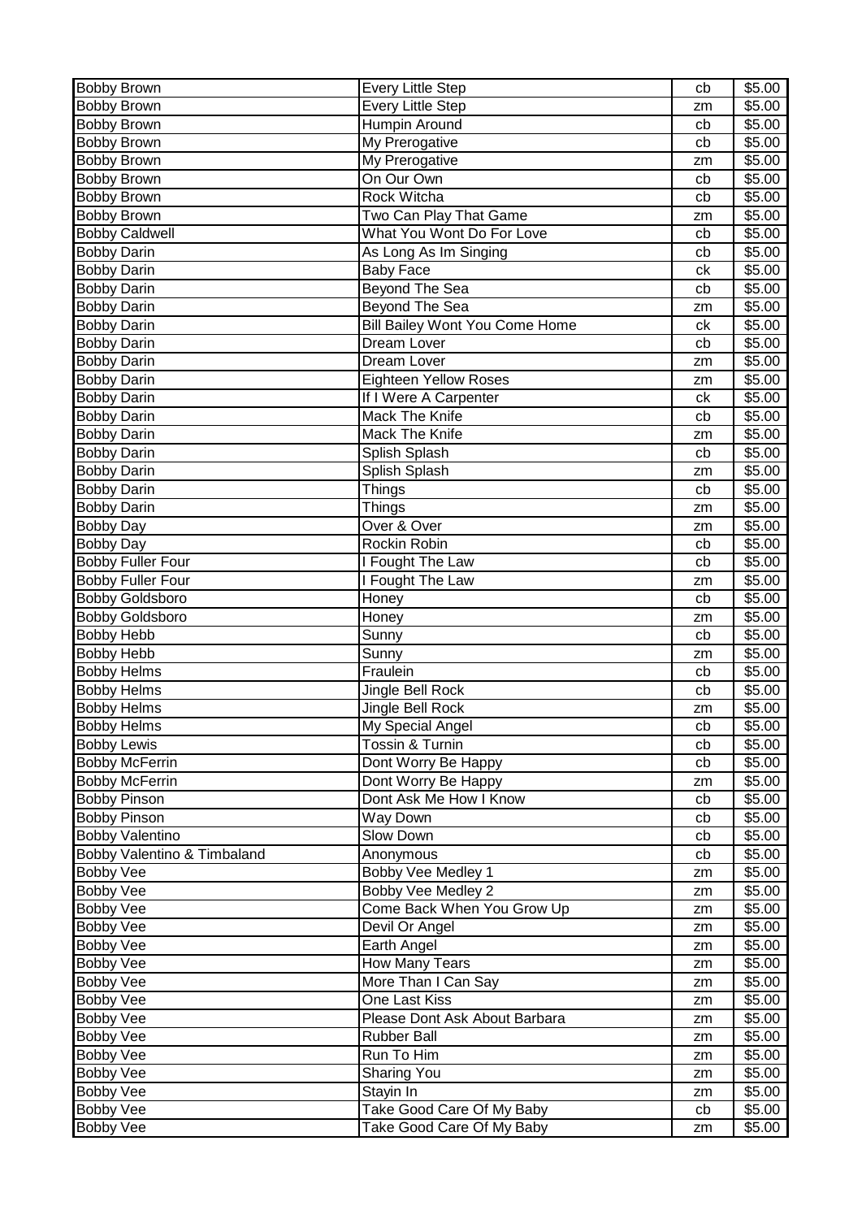| Bobby Brown | Every Little Step | cb | $5.00 |
|---|---|---|---|
| Bobby Brown | Every Little Step | zm | $5.00 |
| Bobby Brown | Humpin Around | cb | $5.00 |
| Bobby Brown | My Prerogative | cb | $5.00 |
| Bobby Brown | My Prerogative | zm | $5.00 |
| Bobby Brown | On Our Own | cb | $5.00 |
| Bobby Brown | Rock Witcha | cb | $5.00 |
| Bobby Brown | Two Can Play That Game | zm | $5.00 |
| Bobby Caldwell | What You Wont Do For Love | cb | $5.00 |
| Bobby Darin | As Long As Im Singing | cb | $5.00 |
| Bobby Darin | Baby Face | ck | $5.00 |
| Bobby Darin | Beyond The Sea | cb | $5.00 |
| Bobby Darin | Beyond The Sea | zm | $5.00 |
| Bobby Darin | Bill Bailey Wont You Come Home | ck | $5.00 |
| Bobby Darin | Dream Lover | cb | $5.00 |
| Bobby Darin | Dream Lover | zm | $5.00 |
| Bobby Darin | Eighteen Yellow Roses | zm | $5.00 |
| Bobby Darin | If I Were A Carpenter | ck | $5.00 |
| Bobby Darin | Mack The Knife | cb | $5.00 |
| Bobby Darin | Mack The Knife | zm | $5.00 |
| Bobby Darin | Splish Splash | cb | $5.00 |
| Bobby Darin | Splish Splash | zm | $5.00 |
| Bobby Darin | Things | cb | $5.00 |
| Bobby Darin | Things | zm | $5.00 |
| Bobby Day | Over & Over | zm | $5.00 |
| Bobby Day | Rockin Robin | cb | $5.00 |
| Bobby Fuller Four | I Fought The Law | cb | $5.00 |
| Bobby Fuller Four | I Fought The Law | zm | $5.00 |
| Bobby Goldsboro | Honey | cb | $5.00 |
| Bobby Goldsboro | Honey | zm | $5.00 |
| Bobby Hebb | Sunny | cb | $5.00 |
| Bobby Hebb | Sunny | zm | $5.00 |
| Bobby Helms | Fraulein | cb | $5.00 |
| Bobby Helms | Jingle Bell Rock | cb | $5.00 |
| Bobby Helms | Jingle Bell Rock | zm | $5.00 |
| Bobby Helms | My Special Angel | cb | $5.00 |
| Bobby Lewis | Tossin & Turnin | cb | $5.00 |
| Bobby McFerrin | Dont Worry Be Happy | cb | $5.00 |
| Bobby McFerrin | Dont Worry Be Happy | zm | $5.00 |
| Bobby Pinson | Dont Ask Me How I Know | cb | $5.00 |
| Bobby Pinson | Way Down | cb | $5.00 |
| Bobby Valentino | Slow Down | cb | $5.00 |
| Bobby Valentino & Timbaland | Anonymous | cb | $5.00 |
| Bobby Vee | Bobby Vee Medley 1 | zm | $5.00 |
| Bobby Vee | Bobby Vee Medley 2 | zm | $5.00 |
| Bobby Vee | Come Back When You Grow Up | zm | $5.00 |
| Bobby Vee | Devil Or Angel | zm | $5.00 |
| Bobby Vee | Earth Angel | zm | $5.00 |
| Bobby Vee | How Many Tears | zm | $5.00 |
| Bobby Vee | More Than I Can Say | zm | $5.00 |
| Bobby Vee | One Last Kiss | zm | $5.00 |
| Bobby Vee | Please Dont Ask About Barbara | zm | $5.00 |
| Bobby Vee | Rubber Ball | zm | $5.00 |
| Bobby Vee | Run To Him | zm | $5.00 |
| Bobby Vee | Sharing You | zm | $5.00 |
| Bobby Vee | Stayin In | zm | $5.00 |
| Bobby Vee | Take Good Care Of My Baby | cb | $5.00 |
| Bobby Vee | Take Good Care Of My Baby | zm | $5.00 |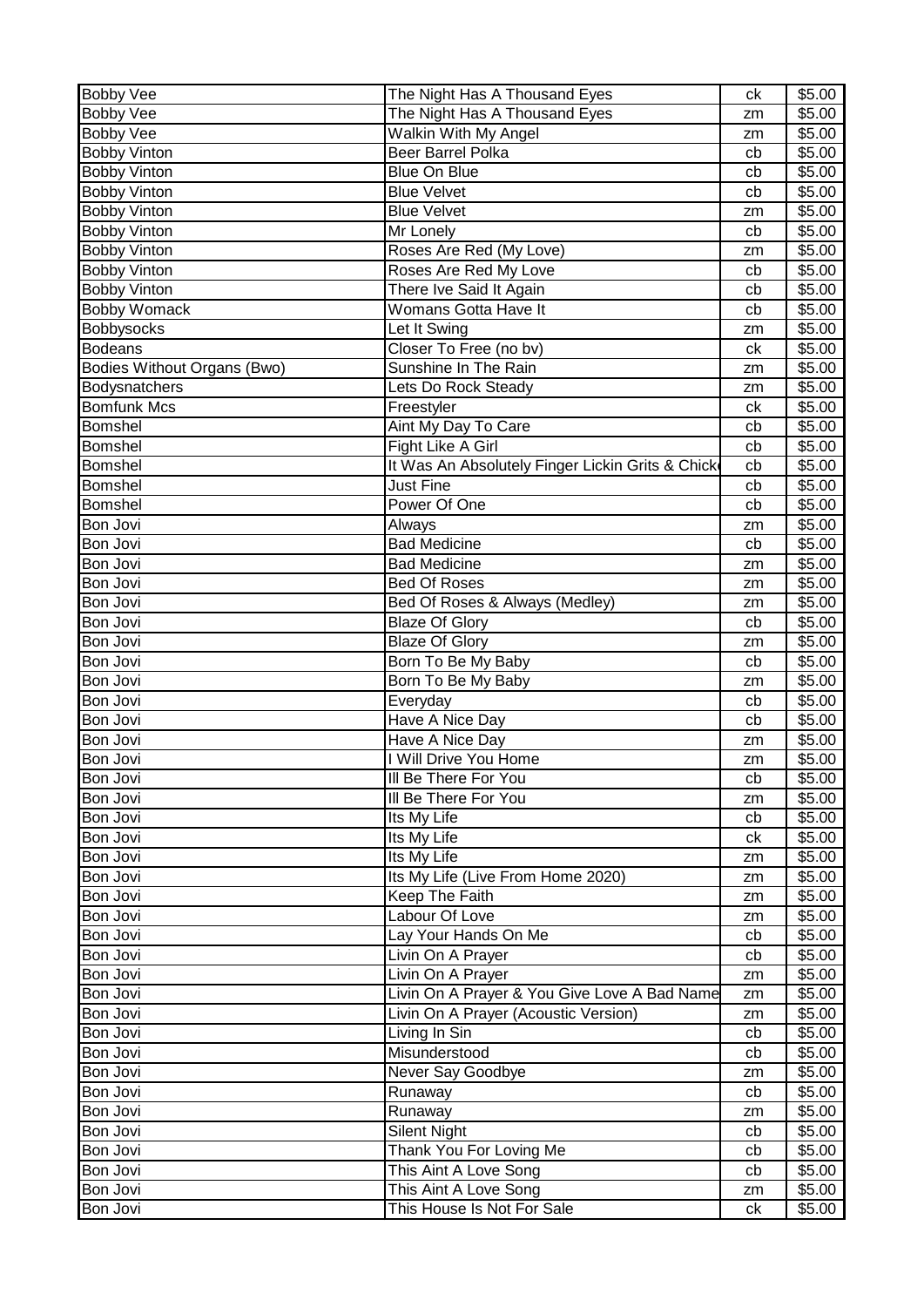| | | | |
|---|---|---|---|
| Bobby Vee | The Night Has A Thousand Eyes | ck | $5.00 |
| Bobby Vee | The Night Has A Thousand Eyes | zm | $5.00 |
| Bobby Vee | Walkin With My Angel | zm | $5.00 |
| Bobby Vinton | Beer Barrel Polka | cb | $5.00 |
| Bobby Vinton | Blue On Blue | cb | $5.00 |
| Bobby Vinton | Blue Velvet | cb | $5.00 |
| Bobby Vinton | Blue Velvet | zm | $5.00 |
| Bobby Vinton | Mr Lonely | cb | $5.00 |
| Bobby Vinton | Roses Are Red (My Love) | zm | $5.00 |
| Bobby Vinton | Roses Are Red My Love | cb | $5.00 |
| Bobby Vinton | There Ive Said It Again | cb | $5.00 |
| Bobby Womack | Womans Gotta Have It | cb | $5.00 |
| Bobbysocks | Let It Swing | zm | $5.00 |
| Bodeans | Closer To Free (no bv) | ck | $5.00 |
| Bodies Without Organs (Bwo) | Sunshine In The Rain | zm | $5.00 |
| Bodysnatchers | Lets Do Rock Steady | zm | $5.00 |
| Bomfunk Mcs | Freestyler | ck | $5.00 |
| Bomshel | Aint My Day To Care | cb | $5.00 |
| Bomshel | Fight Like A Girl | cb | $5.00 |
| Bomshel | It Was An Absolutely Finger Lickin Grits & Chick | cb | $5.00 |
| Bomshel | Just Fine | cb | $5.00 |
| Bomshel | Power Of One | cb | $5.00 |
| Bon Jovi | Always | zm | $5.00 |
| Bon Jovi | Bad Medicine | cb | $5.00 |
| Bon Jovi | Bad Medicine | zm | $5.00 |
| Bon Jovi | Bed Of Roses | zm | $5.00 |
| Bon Jovi | Bed Of Roses & Always (Medley) | zm | $5.00 |
| Bon Jovi | Blaze Of Glory | cb | $5.00 |
| Bon Jovi | Blaze Of Glory | zm | $5.00 |
| Bon Jovi | Born To Be My Baby | cb | $5.00 |
| Bon Jovi | Born To Be My Baby | zm | $5.00 |
| Bon Jovi | Everyday | cb | $5.00 |
| Bon Jovi | Have A Nice Day | cb | $5.00 |
| Bon Jovi | Have A Nice Day | zm | $5.00 |
| Bon Jovi | I Will Drive You Home | zm | $5.00 |
| Bon Jovi | Ill Be There For You | cb | $5.00 |
| Bon Jovi | Ill Be There For You | zm | $5.00 |
| Bon Jovi | Its My Life | cb | $5.00 |
| Bon Jovi | Its My Life | ck | $5.00 |
| Bon Jovi | Its My Life | zm | $5.00 |
| Bon Jovi | Its My Life (Live From Home 2020) | zm | $5.00 |
| Bon Jovi | Keep The Faith | zm | $5.00 |
| Bon Jovi | Labour Of Love | zm | $5.00 |
| Bon Jovi | Lay Your Hands On Me | cb | $5.00 |
| Bon Jovi | Livin On A Prayer | cb | $5.00 |
| Bon Jovi | Livin On A Prayer | zm | $5.00 |
| Bon Jovi | Livin On A Prayer & You Give Love A Bad Name | zm | $5.00 |
| Bon Jovi | Livin On A Prayer (Acoustic Version) | zm | $5.00 |
| Bon Jovi | Living In Sin | cb | $5.00 |
| Bon Jovi | Misunderstood | cb | $5.00 |
| Bon Jovi | Never Say Goodbye | zm | $5.00 |
| Bon Jovi | Runaway | cb | $5.00 |
| Bon Jovi | Runaway | zm | $5.00 |
| Bon Jovi | Silent Night | cb | $5.00 |
| Bon Jovi | Thank You For Loving Me | cb | $5.00 |
| Bon Jovi | This Aint A Love Song | cb | $5.00 |
| Bon Jovi | This Aint A Love Song | zm | $5.00 |
| Bon Jovi | This House Is Not For Sale | ck | $5.00 |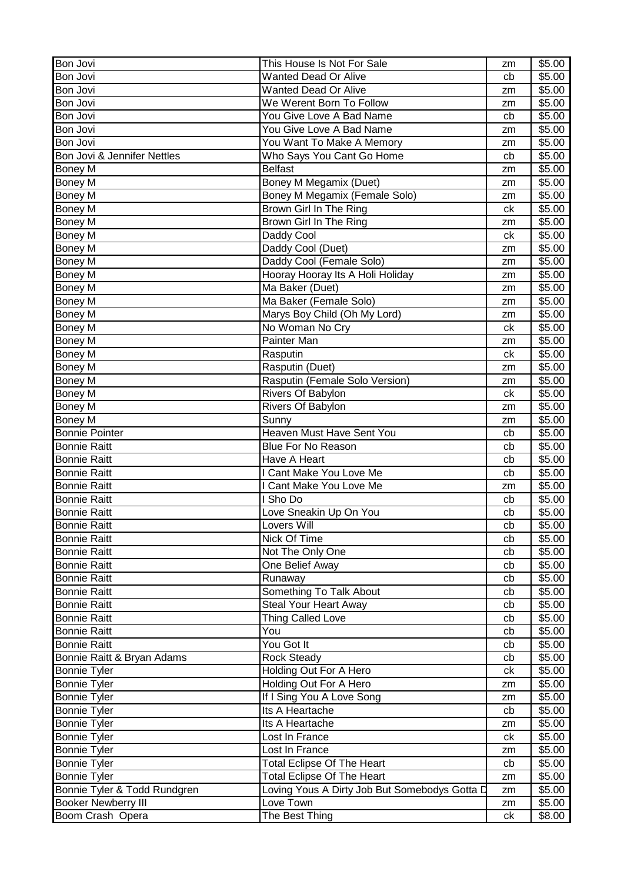| | | | |
|---|---|---|---|
| Bon Jovi | This House Is Not For Sale | zm | $5.00 |
| Bon Jovi | Wanted Dead Or Alive | cb | $5.00 |
| Bon Jovi | Wanted Dead Or Alive | zm | $5.00 |
| Bon Jovi | We Werent Born To Follow | zm | $5.00 |
| Bon Jovi | You Give Love A Bad Name | cb | $5.00 |
| Bon Jovi | You Give Love A Bad Name | zm | $5.00 |
| Bon Jovi | You Want To Make A Memory | zm | $5.00 |
| Bon Jovi & Jennifer Nettles | Who Says You Cant Go Home | cb | $5.00 |
| Boney M | Belfast | zm | $5.00 |
| Boney M | Boney M Megamix (Duet) | zm | $5.00 |
| Boney M | Boney M Megamix (Female Solo) | zm | $5.00 |
| Boney M | Brown Girl In The Ring | ck | $5.00 |
| Boney M | Brown Girl In The Ring | zm | $5.00 |
| Boney M | Daddy Cool | ck | $5.00 |
| Boney M | Daddy Cool (Duet) | zm | $5.00 |
| Boney M | Daddy Cool (Female Solo) | zm | $5.00 |
| Boney M | Hooray Hooray Its A Holi Holiday | zm | $5.00 |
| Boney M | Ma Baker (Duet) | zm | $5.00 |
| Boney M | Ma Baker (Female Solo) | zm | $5.00 |
| Boney M | Marys Boy Child (Oh My Lord) | zm | $5.00 |
| Boney M | No Woman No Cry | ck | $5.00 |
| Boney M | Painter Man | zm | $5.00 |
| Boney M | Rasputin | ck | $5.00 |
| Boney M | Rasputin (Duet) | zm | $5.00 |
| Boney M | Rasputin (Female Solo Version) | zm | $5.00 |
| Boney M | Rivers Of Babylon | ck | $5.00 |
| Boney M | Rivers Of Babylon | zm | $5.00 |
| Boney M | Sunny | zm | $5.00 |
| Bonnie Pointer | Heaven Must Have Sent You | cb | $5.00 |
| Bonnie Raitt | Blue For No Reason | cb | $5.00 |
| Bonnie Raitt | Have A Heart | cb | $5.00 |
| Bonnie Raitt | I Cant Make You Love Me | cb | $5.00 |
| Bonnie Raitt | I Cant Make You Love Me | zm | $5.00 |
| Bonnie Raitt | I Sho Do | cb | $5.00 |
| Bonnie Raitt | Love Sneakin Up On You | cb | $5.00 |
| Bonnie Raitt | Lovers Will | cb | $5.00 |
| Bonnie Raitt | Nick Of Time | cb | $5.00 |
| Bonnie Raitt | Not The Only One | cb | $5.00 |
| Bonnie Raitt | One Belief Away | cb | $5.00 |
| Bonnie Raitt | Runaway | cb | $5.00 |
| Bonnie Raitt | Something To Talk About | cb | $5.00 |
| Bonnie Raitt | Steal Your Heart Away | cb | $5.00 |
| Bonnie Raitt | Thing Called Love | cb | $5.00 |
| Bonnie Raitt | You | cb | $5.00 |
| Bonnie Raitt | You Got It | cb | $5.00 |
| Bonnie Raitt & Bryan Adams | Rock Steady | cb | $5.00 |
| Bonnie Tyler | Holding Out For A Hero | ck | $5.00 |
| Bonnie Tyler | Holding Out For A Hero | zm | $5.00 |
| Bonnie Tyler | If I Sing You A Love Song | zm | $5.00 |
| Bonnie Tyler | Its A Heartache | cb | $5.00 |
| Bonnie Tyler | Its A Heartache | zm | $5.00 |
| Bonnie Tyler | Lost In France | ck | $5.00 |
| Bonnie Tyler | Lost In France | zm | $5.00 |
| Bonnie Tyler | Total Eclipse Of The Heart | cb | $5.00 |
| Bonnie Tyler | Total Eclipse Of The Heart | zm | $5.00 |
| Bonnie Tyler & Todd Rundgren | Loving Yous A Dirty Job But Somebodys Gotta D | zm | $5.00 |
| Booker Newberry III | Love Town | zm | $5.00 |
| Boom Crash Opera | The Best Thing | ck | $8.00 |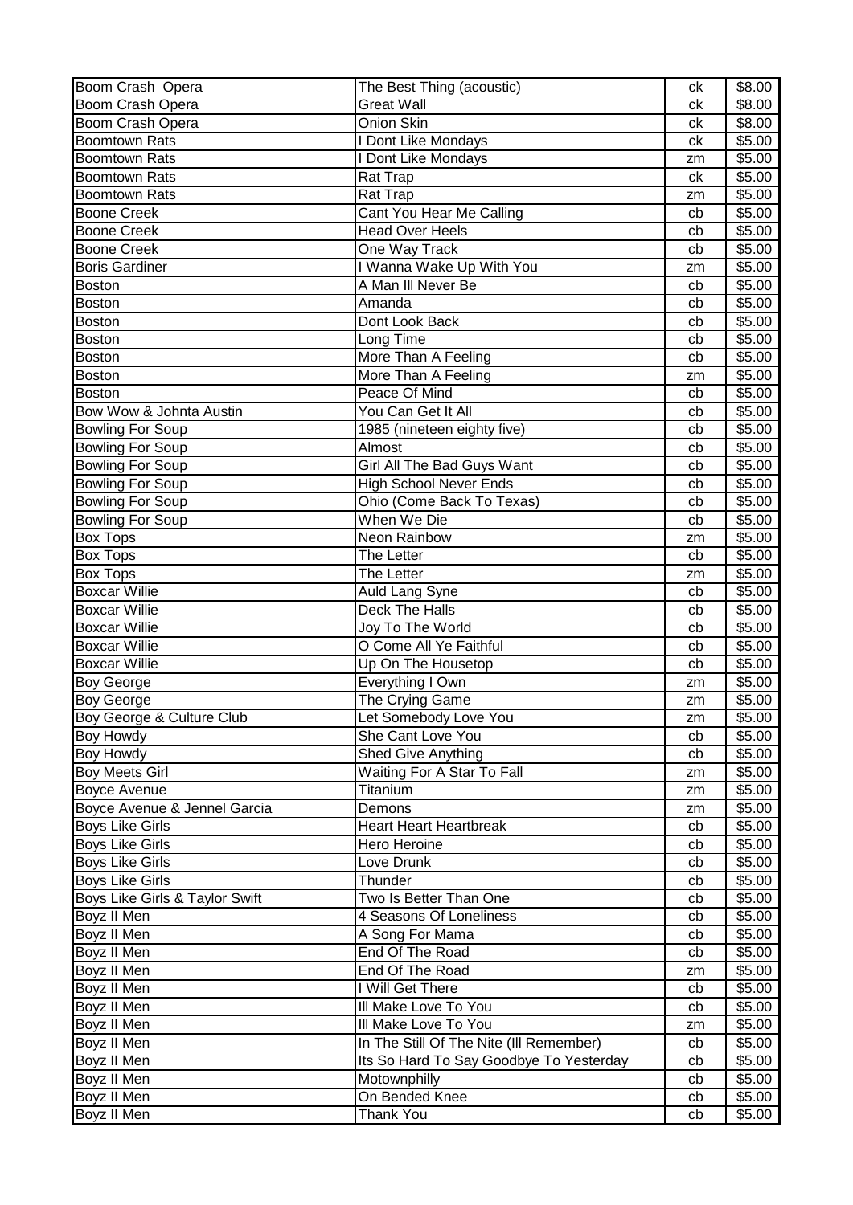| Boom Crash Opera | The Best Thing (acoustic) | ck | $8.00 |
|---|---|---|---|
| Boom Crash Opera | Great Wall | ck | $8.00 |
| Boom Crash Opera | Onion Skin | ck | $8.00 |
| Boomtown Rats | I Dont Like Mondays | ck | $5.00 |
| Boomtown Rats | I Dont Like Mondays | zm | $5.00 |
| Boomtown Rats | Rat Trap | ck | $5.00 |
| Boomtown Rats | Rat Trap | zm | $5.00 |
| Boone Creek | Cant You Hear Me Calling | cb | $5.00 |
| Boone Creek | Head Over Heels | cb | $5.00 |
| Boone Creek | One Way Track | cb | $5.00 |
| Boris Gardiner | I Wanna Wake Up With You | zm | $5.00 |
| Boston | A Man Ill Never Be | cb | $5.00 |
| Boston | Amanda | cb | $5.00 |
| Boston | Dont Look Back | cb | $5.00 |
| Boston | Long Time | cb | $5.00 |
| Boston | More Than A Feeling | cb | $5.00 |
| Boston | More Than A Feeling | zm | $5.00 |
| Boston | Peace Of Mind | cb | $5.00 |
| Bow Wow & Johnta Austin | You Can Get It All | cb | $5.00 |
| Bowling For Soup | 1985 (nineteen eighty five) | cb | $5.00 |
| Bowling For Soup | Almost | cb | $5.00 |
| Bowling For Soup | Girl All The Bad Guys Want | cb | $5.00 |
| Bowling For Soup | High School Never Ends | cb | $5.00 |
| Bowling For Soup | Ohio (Come Back To Texas) | cb | $5.00 |
| Bowling For Soup | When We Die | cb | $5.00 |
| Box Tops | Neon Rainbow | zm | $5.00 |
| Box Tops | The Letter | cb | $5.00 |
| Box Tops | The Letter | zm | $5.00 |
| Boxcar Willie | Auld Lang Syne | cb | $5.00 |
| Boxcar Willie | Deck The Halls | cb | $5.00 |
| Boxcar Willie | Joy To The World | cb | $5.00 |
| Boxcar Willie | O Come All Ye Faithful | cb | $5.00 |
| Boxcar Willie | Up On The Housetop | cb | $5.00 |
| Boy George | Everything I Own | zm | $5.00 |
| Boy George | The Crying Game | zm | $5.00 |
| Boy George & Culture Club | Let Somebody Love You | zm | $5.00 |
| Boy Howdy | She Cant Love You | cb | $5.00 |
| Boy Howdy | Shed Give Anything | cb | $5.00 |
| Boy Meets Girl | Waiting For A Star To Fall | zm | $5.00 |
| Boyce Avenue | Titanium | zm | $5.00 |
| Boyce Avenue & Jennel Garcia | Demons | zm | $5.00 |
| Boys Like Girls | Heart Heart Heartbreak | cb | $5.00 |
| Boys Like Girls | Hero Heroine | cb | $5.00 |
| Boys Like Girls | Love Drunk | cb | $5.00 |
| Boys Like Girls | Thunder | cb | $5.00 |
| Boys Like Girls & Taylor Swift | Two Is Better Than One | cb | $5.00 |
| Boyz II Men | 4 Seasons Of Loneliness | cb | $5.00 |
| Boyz II Men | A Song For Mama | cb | $5.00 |
| Boyz II Men | End Of The Road | cb | $5.00 |
| Boyz II Men | End Of The Road | zm | $5.00 |
| Boyz II Men | I Will Get There | cb | $5.00 |
| Boyz II Men | Ill Make Love To You | cb | $5.00 |
| Boyz II Men | Ill Make Love To You | zm | $5.00 |
| Boyz II Men | In The Still Of The Nite (Ill Remember) | cb | $5.00 |
| Boyz II Men | Its So Hard To Say Goodbye To Yesterday | cb | $5.00 |
| Boyz II Men | Motownphilly | cb | $5.00 |
| Boyz II Men | On Bended Knee | cb | $5.00 |
| Boyz II Men | Thank You | cb | $5.00 |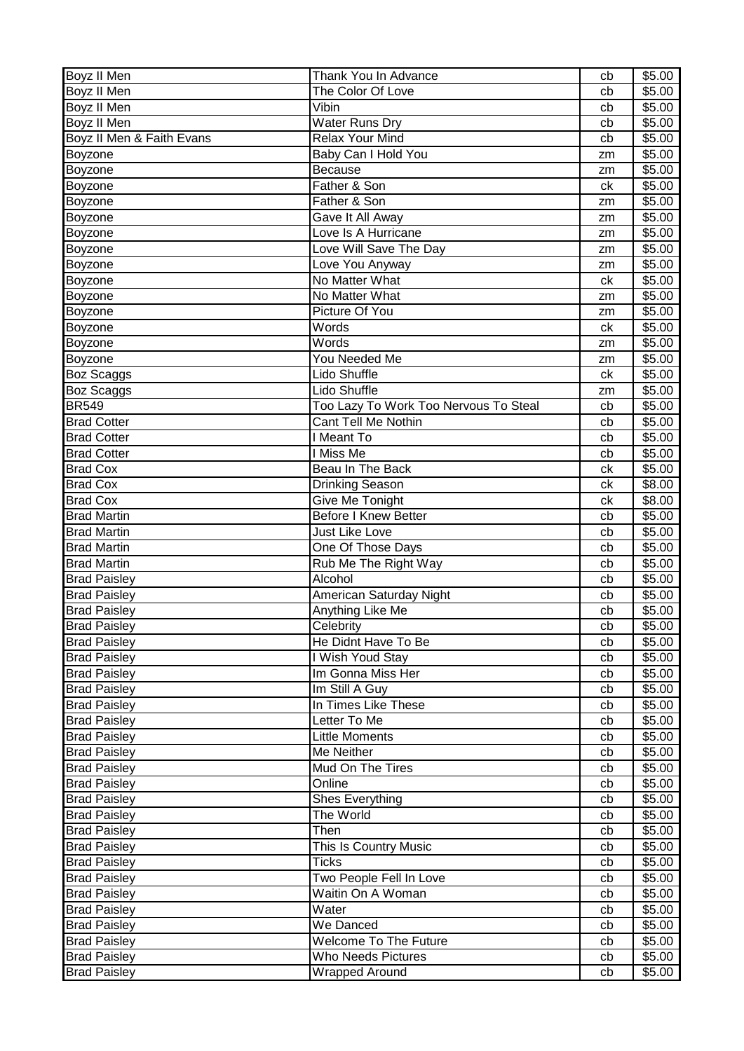| Boyz II Men | Thank You In Advance | cb | $5.00 |
|---|---|---|---|
| Boyz II Men | The Color Of Love | cb | $5.00 |
| Boyz II Men | Vibin | cb | $5.00 |
| Boyz II Men | Water Runs Dry | cb | $5.00 |
| Boyz II Men & Faith Evans | Relax Your Mind | cb | $5.00 |
| Boyzone | Baby Can I Hold You | zm | $5.00 |
| Boyzone | Because | zm | $5.00 |
| Boyzone | Father & Son | ck | $5.00 |
| Boyzone | Father & Son | zm | $5.00 |
| Boyzone | Gave It All Away | zm | $5.00 |
| Boyzone | Love Is A Hurricane | zm | $5.00 |
| Boyzone | Love Will Save The Day | zm | $5.00 |
| Boyzone | Love You Anyway | zm | $5.00 |
| Boyzone | No Matter What | ck | $5.00 |
| Boyzone | No Matter What | zm | $5.00 |
| Boyzone | Picture Of You | zm | $5.00 |
| Boyzone | Words | ck | $5.00 |
| Boyzone | Words | zm | $5.00 |
| Boyzone | You Needed Me | zm | $5.00 |
| Boz Scaggs | Lido Shuffle | ck | $5.00 |
| Boz Scaggs | Lido Shuffle | zm | $5.00 |
| BR549 | Too Lazy To Work Too Nervous To Steal | cb | $5.00 |
| Brad Cotter | Cant Tell Me Nothin | cb | $5.00 |
| Brad Cotter | I Meant To | cb | $5.00 |
| Brad Cotter | I Miss Me | cb | $5.00 |
| Brad Cox | Beau In The Back | ck | $5.00 |
| Brad Cox | Drinking Season | ck | $8.00 |
| Brad Cox | Give Me Tonight | ck | $8.00 |
| Brad Martin | Before I Knew Better | cb | $5.00 |
| Brad Martin | Just Like Love | cb | $5.00 |
| Brad Martin | One Of Those Days | cb | $5.00 |
| Brad Martin | Rub Me The Right Way | cb | $5.00 |
| Brad Paisley | Alcohol | cb | $5.00 |
| Brad Paisley | American Saturday Night | cb | $5.00 |
| Brad Paisley | Anything Like Me | cb | $5.00 |
| Brad Paisley | Celebrity | cb | $5.00 |
| Brad Paisley | He Didnt Have To Be | cb | $5.00 |
| Brad Paisley | I Wish Youd Stay | cb | $5.00 |
| Brad Paisley | Im Gonna Miss Her | cb | $5.00 |
| Brad Paisley | Im Still A Guy | cb | $5.00 |
| Brad Paisley | In Times Like These | cb | $5.00 |
| Brad Paisley | Letter To Me | cb | $5.00 |
| Brad Paisley | Little Moments | cb | $5.00 |
| Brad Paisley | Me Neither | cb | $5.00 |
| Brad Paisley | Mud On The Tires | cb | $5.00 |
| Brad Paisley | Online | cb | $5.00 |
| Brad Paisley | Shes Everything | cb | $5.00 |
| Brad Paisley | The World | cb | $5.00 |
| Brad Paisley | Then | cb | $5.00 |
| Brad Paisley | This Is Country Music | cb | $5.00 |
| Brad Paisley | Ticks | cb | $5.00 |
| Brad Paisley | Two People Fell In Love | cb | $5.00 |
| Brad Paisley | Waitin On A Woman | cb | $5.00 |
| Brad Paisley | Water | cb | $5.00 |
| Brad Paisley | We Danced | cb | $5.00 |
| Brad Paisley | Welcome To The Future | cb | $5.00 |
| Brad Paisley | Who Needs Pictures | cb | $5.00 |
| Brad Paisley | Wrapped Around | cb | $5.00 |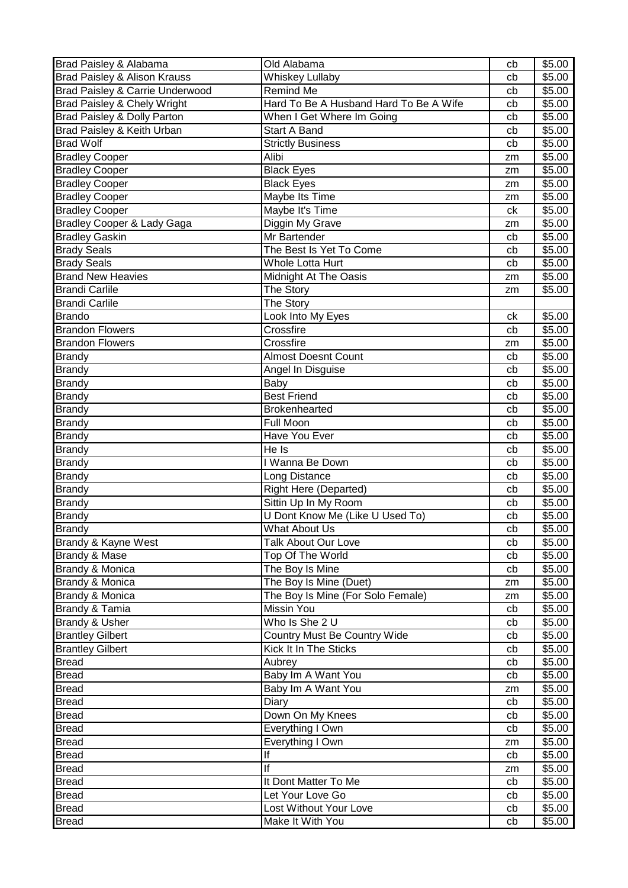| | | | |
|---|---|---|---|
| Brad Paisley & Alabama | Old Alabama | cb | $5.00 |
| Brad Paisley & Alison Krauss | Whiskey Lullaby | cb | $5.00 |
| Brad Paisley & Carrie Underwood | Remind Me | cb | $5.00 |
| Brad Paisley & Chely Wright | Hard To Be A Husband Hard To Be A Wife | cb | $5.00 |
| Brad Paisley & Dolly Parton | When I Get Where Im Going | cb | $5.00 |
| Brad Paisley & Keith Urban | Start A Band | cb | $5.00 |
| Brad Wolf | Strictly Business | cb | $5.00 |
| Bradley Cooper | Alibi | zm | $5.00 |
| Bradley Cooper | Black Eyes | zm | $5.00 |
| Bradley Cooper | Black Eyes | zm | $5.00 |
| Bradley Cooper | Maybe Its Time | zm | $5.00 |
| Bradley Cooper | Maybe It's Time | ck | $5.00 |
| Bradley Cooper & Lady Gaga | Diggin My Grave | zm | $5.00 |
| Bradley Gaskin | Mr Bartender | cb | $5.00 |
| Brady Seals | The Best Is Yet To Come | cb | $5.00 |
| Brady Seals | Whole Lotta Hurt | cb | $5.00 |
| Brand New Heavies | Midnight At The Oasis | zm | $5.00 |
| Brandi Carlile | The Story | zm | $5.00 |
| Brandi Carlile | The Story | | |
| Brando | Look Into My Eyes | ck | $5.00 |
| Brandon Flowers | Crossfire | cb | $5.00 |
| Brandon Flowers | Crossfire | zm | $5.00 |
| Brandy | Almost Doesnt Count | cb | $5.00 |
| Brandy | Angel In Disguise | cb | $5.00 |
| Brandy | Baby | cb | $5.00 |
| Brandy | Best Friend | cb | $5.00 |
| Brandy | Brokenhearted | cb | $5.00 |
| Brandy | Full Moon | cb | $5.00 |
| Brandy | Have You Ever | cb | $5.00 |
| Brandy | He Is | cb | $5.00 |
| Brandy | I Wanna Be Down | cb | $5.00 |
| Brandy | Long Distance | cb | $5.00 |
| Brandy | Right Here (Departed) | cb | $5.00 |
| Brandy | Sittin Up In My Room | cb | $5.00 |
| Brandy | U Dont Know Me (Like U Used To) | cb | $5.00 |
| Brandy | What About Us | cb | $5.00 |
| Brandy & Kayne West | Talk About Our Love | cb | $5.00 |
| Brandy & Mase | Top Of The World | cb | $5.00 |
| Brandy & Monica | The Boy Is Mine | cb | $5.00 |
| Brandy & Monica | The Boy Is Mine (Duet) | zm | $5.00 |
| Brandy & Monica | The Boy Is Mine (For Solo Female) | zm | $5.00 |
| Brandy & Tamia | Missin You | cb | $5.00 |
| Brandy & Usher | Who Is She 2 U | cb | $5.00 |
| Brantley Gilbert | Country Must Be Country Wide | cb | $5.00 |
| Brantley Gilbert | Kick It In The Sticks | cb | $5.00 |
| Bread | Aubrey | cb | $5.00 |
| Bread | Baby Im A Want You | cb | $5.00 |
| Bread | Baby Im A Want You | zm | $5.00 |
| Bread | Diary | cb | $5.00 |
| Bread | Down On My Knees | cb | $5.00 |
| Bread | Everything I Own | cb | $5.00 |
| Bread | Everything I Own | zm | $5.00 |
| Bread | If | cb | $5.00 |
| Bread | If | zm | $5.00 |
| Bread | It Dont Matter To Me | cb | $5.00 |
| Bread | Let Your Love Go | cb | $5.00 |
| Bread | Lost Without Your Love | cb | $5.00 |
| Bread | Make It With You | cb | $5.00 |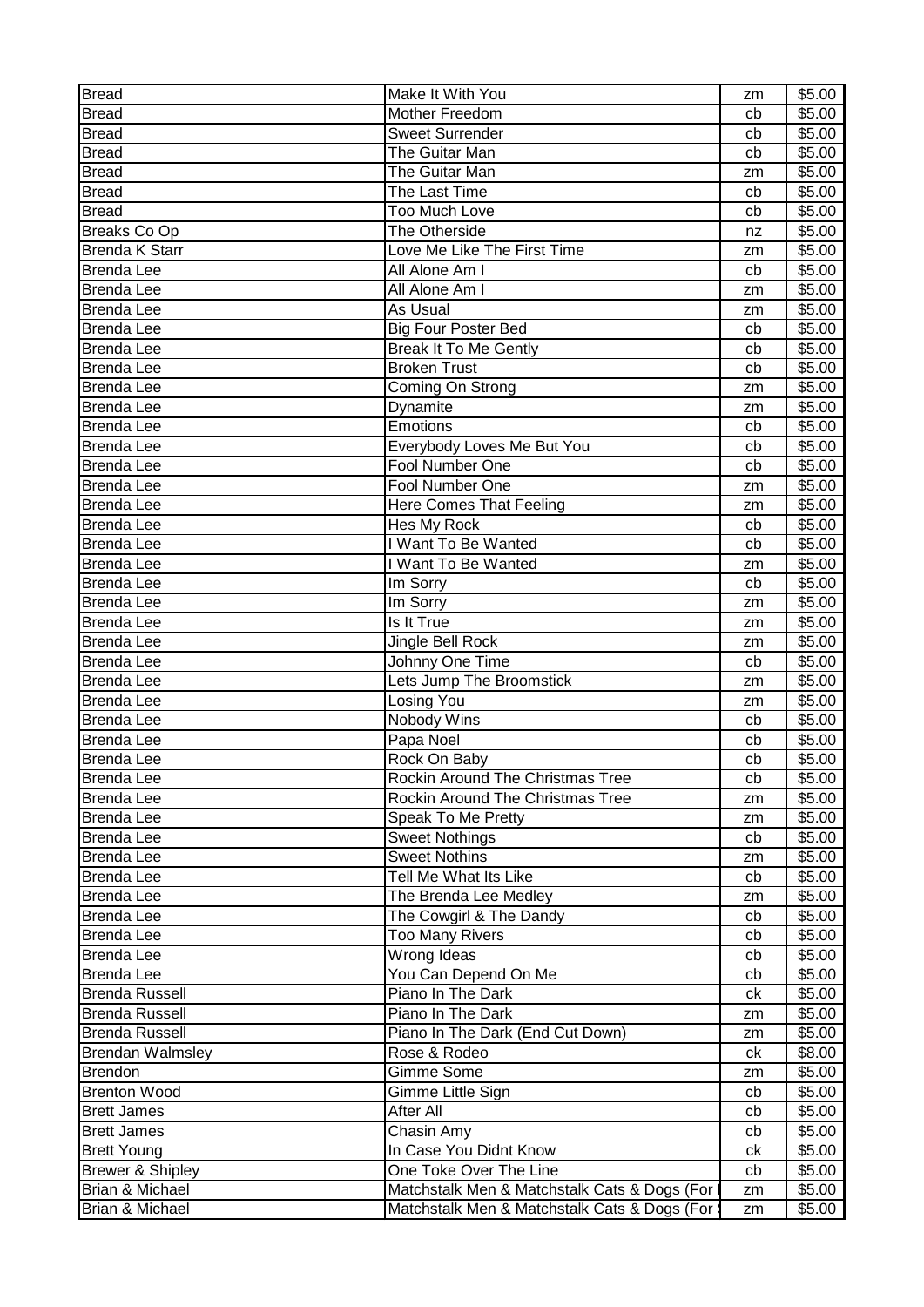| Bread | Make It With You | zm | $5.00 |
|---|---|---|---|
| Bread | Mother Freedom | cb | $5.00 |
| Bread | Sweet Surrender | cb | $5.00 |
| Bread | The Guitar Man | cb | $5.00 |
| Bread | The Guitar Man | zm | $5.00 |
| Bread | The Last Time | cb | $5.00 |
| Bread | Too Much Love | cb | $5.00 |
| Breaks Co Op | The Otherside | nz | $5.00 |
| Brenda K Starr | Love Me Like The First Time | zm | $5.00 |
| Brenda Lee | All Alone Am I | cb | $5.00 |
| Brenda Lee | All Alone Am I | zm | $5.00 |
| Brenda Lee | As Usual | zm | $5.00 |
| Brenda Lee | Big Four Poster Bed | cb | $5.00 |
| Brenda Lee | Break It To Me Gently | cb | $5.00 |
| Brenda Lee | Broken Trust | cb | $5.00 |
| Brenda Lee | Coming On Strong | zm | $5.00 |
| Brenda Lee | Dynamite | zm | $5.00 |
| Brenda Lee | Emotions | cb | $5.00 |
| Brenda Lee | Everybody Loves Me But You | cb | $5.00 |
| Brenda Lee | Fool Number One | cb | $5.00 |
| Brenda Lee | Fool Number One | zm | $5.00 |
| Brenda Lee | Here Comes That Feeling | zm | $5.00 |
| Brenda Lee | Hes My Rock | cb | $5.00 |
| Brenda Lee | I Want To Be Wanted | cb | $5.00 |
| Brenda Lee | I Want To Be Wanted | zm | $5.00 |
| Brenda Lee | Im Sorry | cb | $5.00 |
| Brenda Lee | Im Sorry | zm | $5.00 |
| Brenda Lee | Is It True | zm | $5.00 |
| Brenda Lee | Jingle Bell Rock | zm | $5.00 |
| Brenda Lee | Johnny One Time | cb | $5.00 |
| Brenda Lee | Lets Jump The Broomstick | zm | $5.00 |
| Brenda Lee | Losing You | zm | $5.00 |
| Brenda Lee | Nobody Wins | cb | $5.00 |
| Brenda Lee | Papa Noel | cb | $5.00 |
| Brenda Lee | Rock On Baby | cb | $5.00 |
| Brenda Lee | Rockin Around The Christmas Tree | cb | $5.00 |
| Brenda Lee | Rockin Around The Christmas Tree | zm | $5.00 |
| Brenda Lee | Speak To Me Pretty | zm | $5.00 |
| Brenda Lee | Sweet Nothings | cb | $5.00 |
| Brenda Lee | Sweet Nothins | zm | $5.00 |
| Brenda Lee | Tell Me What Its Like | cb | $5.00 |
| Brenda Lee | The Brenda Lee Medley | zm | $5.00 |
| Brenda Lee | The Cowgirl & The Dandy | cb | $5.00 |
| Brenda Lee | Too Many Rivers | cb | $5.00 |
| Brenda Lee | Wrong Ideas | cb | $5.00 |
| Brenda Lee | You Can Depend On Me | cb | $5.00 |
| Brenda Russell | Piano In The Dark | ck | $5.00 |
| Brenda Russell | Piano In The Dark | zm | $5.00 |
| Brenda Russell | Piano In The Dark (End Cut Down) | zm | $5.00 |
| Brendan Walmsley | Rose & Rodeo | ck | $8.00 |
| Brendon | Gimme Some | zm | $5.00 |
| Brenton Wood | Gimme Little Sign | cb | $5.00 |
| Brett James | After All | cb | $5.00 |
| Brett James | Chasin Amy | cb | $5.00 |
| Brett Young | In Case You Didnt Know | ck | $5.00 |
| Brewer & Shipley | One Toke Over The Line | cb | $5.00 |
| Brian & Michael | Matchstalk Men & Matchstalk Cats & Dogs (For | zm | $5.00 |
| Brian & Michael | Matchstalk Men & Matchstalk Cats & Dogs (For | zm | $5.00 |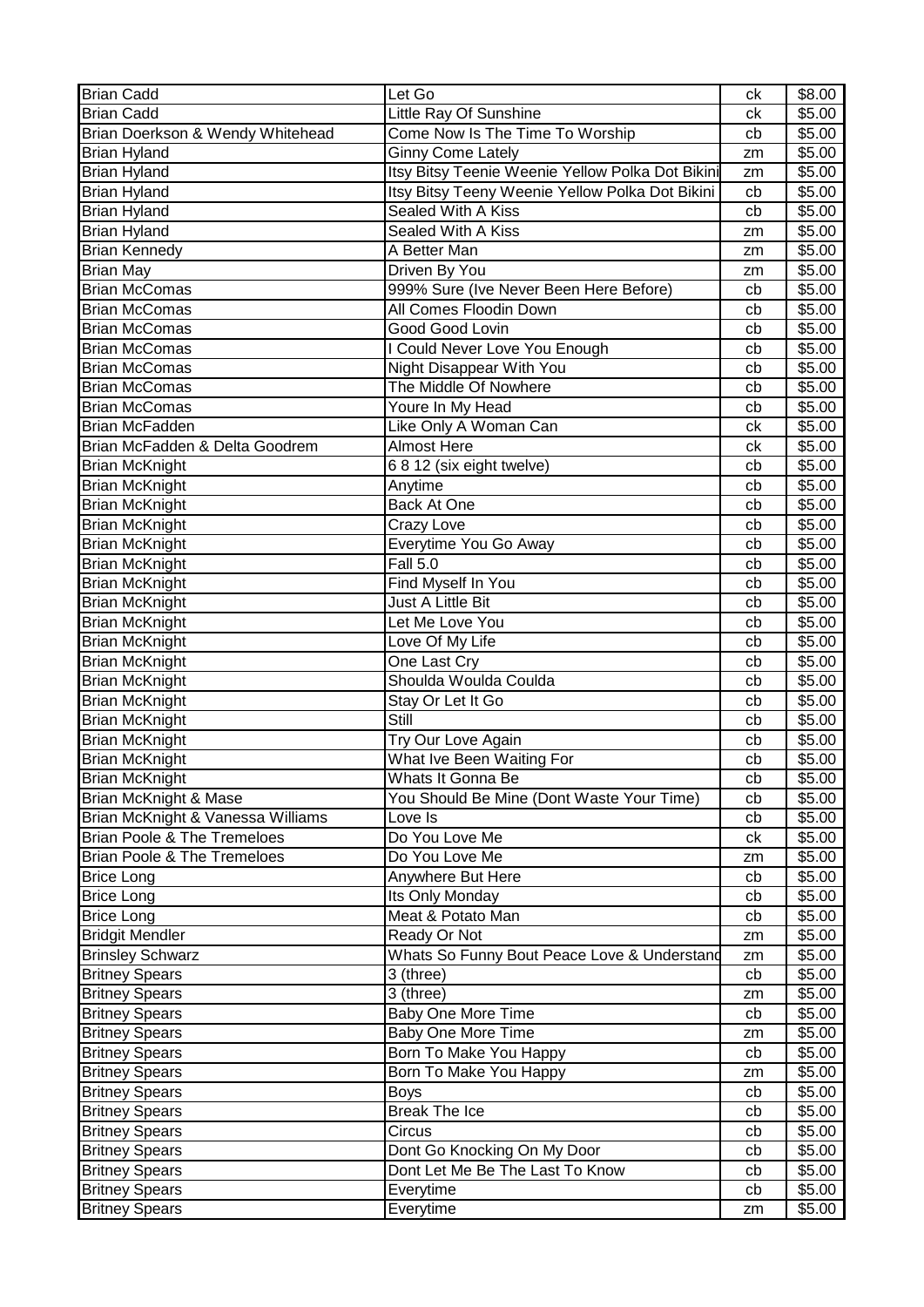| Brian Cadd | Let Go | ck | $8.00 |
|---|---|---|---|
| Brian Cadd | Little Ray Of Sunshine | ck | $5.00 |
| Brian Doerkson & Wendy Whitehead | Come Now Is The Time To Worship | cb | $5.00 |
| Brian Hyland | Ginny Come Lately | zm | $5.00 |
| Brian Hyland | Itsy Bitsy Teenie Weenie Yellow Polka Dot Bikini | zm | $5.00 |
| Brian Hyland | Itsy Bitsy Teeny Weenie Yellow Polka Dot Bikini | cb | $5.00 |
| Brian Hyland | Sealed With A Kiss | cb | $5.00 |
| Brian Hyland | Sealed With A Kiss | zm | $5.00 |
| Brian Kennedy | A Better Man | zm | $5.00 |
| Brian May | Driven By You | zm | $5.00 |
| Brian McComas | 999% Sure (Ive Never Been Here Before) | cb | $5.00 |
| Brian McComas | All Comes Floodin Down | cb | $5.00 |
| Brian McComas | Good Good Lovin | cb | $5.00 |
| Brian McComas | I Could Never Love You Enough | cb | $5.00 |
| Brian McComas | Night Disappear With You | cb | $5.00 |
| Brian McComas | The Middle Of Nowhere | cb | $5.00 |
| Brian McComas | Youre In My Head | cb | $5.00 |
| Brian McFadden | Like Only A Woman Can | ck | $5.00 |
| Brian McFadden & Delta Goodrem | Almost Here | ck | $5.00 |
| Brian McKnight | 6 8 12 (six eight twelve) | cb | $5.00 |
| Brian McKnight | Anytime | cb | $5.00 |
| Brian McKnight | Back At One | cb | $5.00 |
| Brian McKnight | Crazy Love | cb | $5.00 |
| Brian McKnight | Everytime You Go Away | cb | $5.00 |
| Brian McKnight | Fall 5.0 | cb | $5.00 |
| Brian McKnight | Find Myself In You | cb | $5.00 |
| Brian McKnight | Just A Little Bit | cb | $5.00 |
| Brian McKnight | Let Me Love You | cb | $5.00 |
| Brian McKnight | Love Of My Life | cb | $5.00 |
| Brian McKnight | One Last Cry | cb | $5.00 |
| Brian McKnight | Shoulda Woulda Coulda | cb | $5.00 |
| Brian McKnight | Stay Or Let It Go | cb | $5.00 |
| Brian McKnight | Still | cb | $5.00 |
| Brian McKnight | Try Our Love Again | cb | $5.00 |
| Brian McKnight | What Ive Been Waiting For | cb | $5.00 |
| Brian McKnight | Whats It Gonna Be | cb | $5.00 |
| Brian McKnight & Mase | You Should Be Mine (Dont Waste Your Time) | cb | $5.00 |
| Brian McKnight & Vanessa Williams | Love Is | cb | $5.00 |
| Brian Poole & The Tremeloes | Do You Love Me | ck | $5.00 |
| Brian Poole & The Tremeloes | Do You Love Me | zm | $5.00 |
| Brice Long | Anywhere But Here | cb | $5.00 |
| Brice Long | Its Only Monday | cb | $5.00 |
| Brice Long | Meat & Potato Man | cb | $5.00 |
| Bridgit Mendler | Ready Or Not | zm | $5.00 |
| Brinsley Schwarz | Whats So Funny Bout Peace Love & Understand | zm | $5.00 |
| Britney Spears | 3 (three) | cb | $5.00 |
| Britney Spears | 3 (three) | zm | $5.00 |
| Britney Spears | Baby One More Time | cb | $5.00 |
| Britney Spears | Baby One More Time | zm | $5.00 |
| Britney Spears | Born To Make You Happy | cb | $5.00 |
| Britney Spears | Born To Make You Happy | zm | $5.00 |
| Britney Spears | Boys | cb | $5.00 |
| Britney Spears | Break The Ice | cb | $5.00 |
| Britney Spears | Circus | cb | $5.00 |
| Britney Spears | Dont Go Knocking On My Door | cb | $5.00 |
| Britney Spears | Dont Let Me Be The Last To Know | cb | $5.00 |
| Britney Spears | Everytime | cb | $5.00 |
| Britney Spears | Everytime | zm | $5.00 |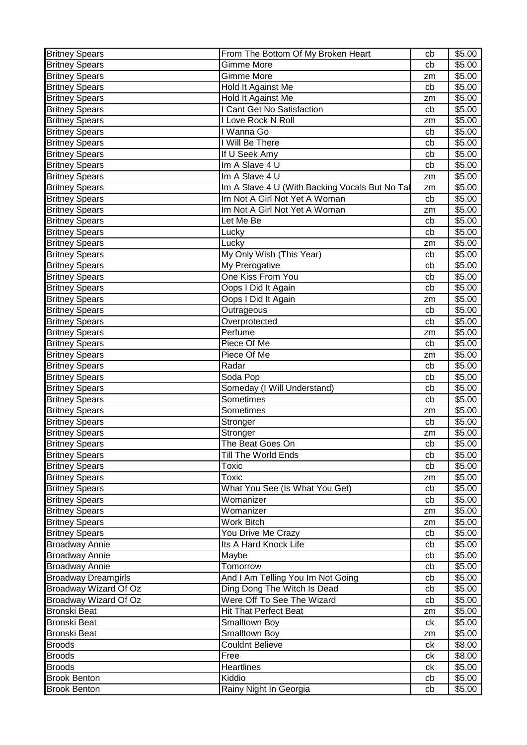| | | | |
|---|---|---|---|
| Britney Spears | From The Bottom Of My Broken Heart | cb | $5.00 |
| Britney Spears | Gimme More | cb | $5.00 |
| Britney Spears | Gimme More | zm | $5.00 |
| Britney Spears | Hold It Against Me | cb | $5.00 |
| Britney Spears | Hold It Against Me | zm | $5.00 |
| Britney Spears | I Cant Get No Satisfaction | cb | $5.00 |
| Britney Spears | I Love Rock N Roll | zm | $5.00 |
| Britney Spears | I Wanna Go | cb | $5.00 |
| Britney Spears | I Will Be There | cb | $5.00 |
| Britney Spears | If U Seek Amy | cb | $5.00 |
| Britney Spears | Im A Slave 4 U | cb | $5.00 |
| Britney Spears | Im A Slave 4 U | zm | $5.00 |
| Britney Spears | Im A Slave 4 U (With Backing Vocals But No Tal | zm | $5.00 |
| Britney Spears | Im Not A Girl Not Yet A Woman | cb | $5.00 |
| Britney Spears | Im Not A Girl Not Yet A Woman | zm | $5.00 |
| Britney Spears | Let Me Be | cb | $5.00 |
| Britney Spears | Lucky | cb | $5.00 |
| Britney Spears | Lucky | zm | $5.00 |
| Britney Spears | My Only Wish (This Year) | cb | $5.00 |
| Britney Spears | My Prerogative | cb | $5.00 |
| Britney Spears | One Kiss From You | cb | $5.00 |
| Britney Spears | Oops I Did It Again | cb | $5.00 |
| Britney Spears | Oops I Did It Again | zm | $5.00 |
| Britney Spears | Outrageous | cb | $5.00 |
| Britney Spears | Overprotected | cb | $5.00 |
| Britney Spears | Perfume | zm | $5.00 |
| Britney Spears | Piece Of Me | cb | $5.00 |
| Britney Spears | Piece Of Me | zm | $5.00 |
| Britney Spears | Radar | cb | $5.00 |
| Britney Spears | Soda Pop | cb | $5.00 |
| Britney Spears | Someday (I Will Understand) | cb | $5.00 |
| Britney Spears | Sometimes | cb | $5.00 |
| Britney Spears | Sometimes | zm | $5.00 |
| Britney Spears | Stronger | cb | $5.00 |
| Britney Spears | Stronger | zm | $5.00 |
| Britney Spears | The Beat Goes On | cb | $5.00 |
| Britney Spears | Till The World Ends | cb | $5.00 |
| Britney Spears | Toxic | cb | $5.00 |
| Britney Spears | Toxic | zm | $5.00 |
| Britney Spears | What You See (Is What You Get) | cb | $5.00 |
| Britney Spears | Womanizer | cb | $5.00 |
| Britney Spears | Womanizer | zm | $5.00 |
| Britney Spears | Work Bitch | zm | $5.00 |
| Britney Spears | You Drive Me Crazy | cb | $5.00 |
| Broadway Annie | Its A Hard Knock Life | cb | $5.00 |
| Broadway Annie | Maybe | cb | $5.00 |
| Broadway Annie | Tomorrow | cb | $5.00 |
| Broadway Dreamgirls | And I Am Telling You Im Not Going | cb | $5.00 |
| Broadway Wizard Of Oz | Ding Dong The Witch Is Dead | cb | $5.00 |
| Broadway Wizard Of Oz | Were Off To See The Wizard | cb | $5.00 |
| Bronski Beat | Hit That Perfect Beat | zm | $5.00 |
| Bronski Beat | Smalltown Boy | ck | $5.00 |
| Bronski Beat | Smalltown Boy | zm | $5.00 |
| Broods | Couldnt Believe | ck | $8.00 |
| Broods | Free | ck | $8.00 |
| Broods | Heartlines | ck | $5.00 |
| Brook Benton | Kiddio | cb | $5.00 |
| Brook Benton | Rainy Night In Georgia | cb | $5.00 |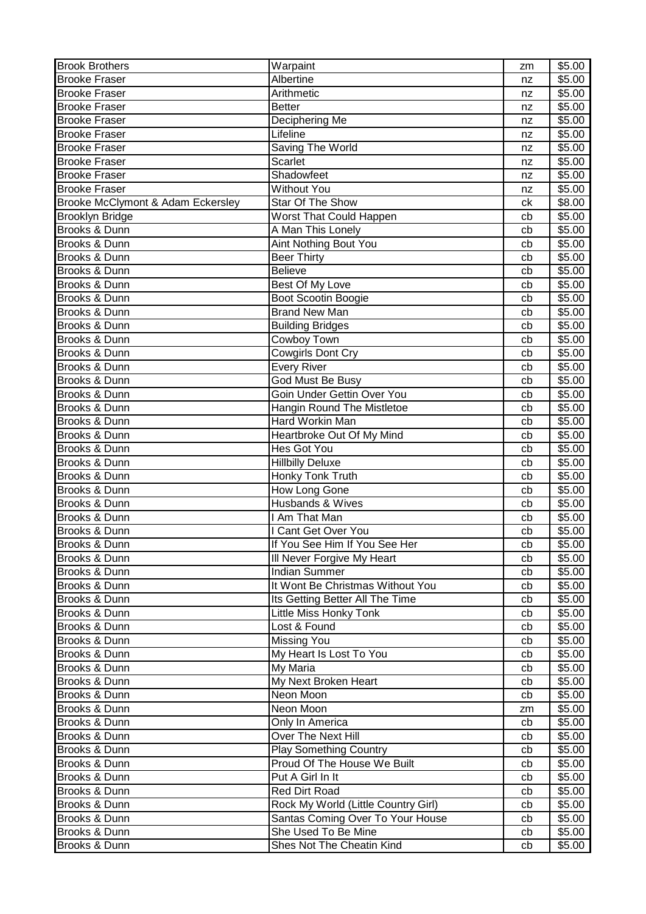| Brook Brothers | Warpaint | zm | $5.00 |
|---|---|---|---|
| Brooke Fraser | Albertine | nz | $5.00 |
| Brooke Fraser | Arithmetic | nz | $5.00 |
| Brooke Fraser | Better | nz | $5.00 |
| Brooke Fraser | Deciphering Me | nz | $5.00 |
| Brooke Fraser | Lifeline | nz | $5.00 |
| Brooke Fraser | Saving The World | nz | $5.00 |
| Brooke Fraser | Scarlet | nz | $5.00 |
| Brooke Fraser | Shadowfeet | nz | $5.00 |
| Brooke Fraser | Without You | nz | $5.00 |
| Brooke McClymont & Adam Eckersley | Star Of The Show | ck | $8.00 |
| Brooklyn Bridge | Worst That Could Happen | cb | $5.00 |
| Brooks & Dunn | A Man This Lonely | cb | $5.00 |
| Brooks & Dunn | Aint Nothing Bout You | cb | $5.00 |
| Brooks & Dunn | Beer Thirty | cb | $5.00 |
| Brooks & Dunn | Believe | cb | $5.00 |
| Brooks & Dunn | Best Of My Love | cb | $5.00 |
| Brooks & Dunn | Boot Scootin Boogie | cb | $5.00 |
| Brooks & Dunn | Brand New Man | cb | $5.00 |
| Brooks & Dunn | Building Bridges | cb | $5.00 |
| Brooks & Dunn | Cowboy Town | cb | $5.00 |
| Brooks & Dunn | Cowgirls Dont Cry | cb | $5.00 |
| Brooks & Dunn | Every River | cb | $5.00 |
| Brooks & Dunn | God Must Be Busy | cb | $5.00 |
| Brooks & Dunn | Goin Under Gettin Over You | cb | $5.00 |
| Brooks & Dunn | Hangin Round The Mistletoe | cb | $5.00 |
| Brooks & Dunn | Hard Workin Man | cb | $5.00 |
| Brooks & Dunn | Heartbroke Out Of My Mind | cb | $5.00 |
| Brooks & Dunn | Hes Got You | cb | $5.00 |
| Brooks & Dunn | Hillbilly Deluxe | cb | $5.00 |
| Brooks & Dunn | Honky Tonk Truth | cb | $5.00 |
| Brooks & Dunn | How Long Gone | cb | $5.00 |
| Brooks & Dunn | Husbands & Wives | cb | $5.00 |
| Brooks & Dunn | I Am That Man | cb | $5.00 |
| Brooks & Dunn | I Cant Get Over You | cb | $5.00 |
| Brooks & Dunn | If You See Him If You See Her | cb | $5.00 |
| Brooks & Dunn | Ill Never Forgive My Heart | cb | $5.00 |
| Brooks & Dunn | Indian Summer | cb | $5.00 |
| Brooks & Dunn | It Wont Be Christmas Without You | cb | $5.00 |
| Brooks & Dunn | Its Getting Better All The Time | cb | $5.00 |
| Brooks & Dunn | Little Miss Honky Tonk | cb | $5.00 |
| Brooks & Dunn | Lost & Found | cb | $5.00 |
| Brooks & Dunn | Missing You | cb | $5.00 |
| Brooks & Dunn | My Heart Is Lost To You | cb | $5.00 |
| Brooks & Dunn | My Maria | cb | $5.00 |
| Brooks & Dunn | My Next Broken Heart | cb | $5.00 |
| Brooks & Dunn | Neon Moon | cb | $5.00 |
| Brooks & Dunn | Neon Moon | zm | $5.00 |
| Brooks & Dunn | Only In America | cb | $5.00 |
| Brooks & Dunn | Over The Next Hill | cb | $5.00 |
| Brooks & Dunn | Play Something Country | cb | $5.00 |
| Brooks & Dunn | Proud Of The House We Built | cb | $5.00 |
| Brooks & Dunn | Put A Girl In It | cb | $5.00 |
| Brooks & Dunn | Red Dirt Road | cb | $5.00 |
| Brooks & Dunn | Rock My World (Little Country Girl) | cb | $5.00 |
| Brooks & Dunn | Santas Coming Over To Your House | cb | $5.00 |
| Brooks & Dunn | She Used To Be Mine | cb | $5.00 |
| Brooks & Dunn | Shes Not The Cheatin Kind | cb | $5.00 |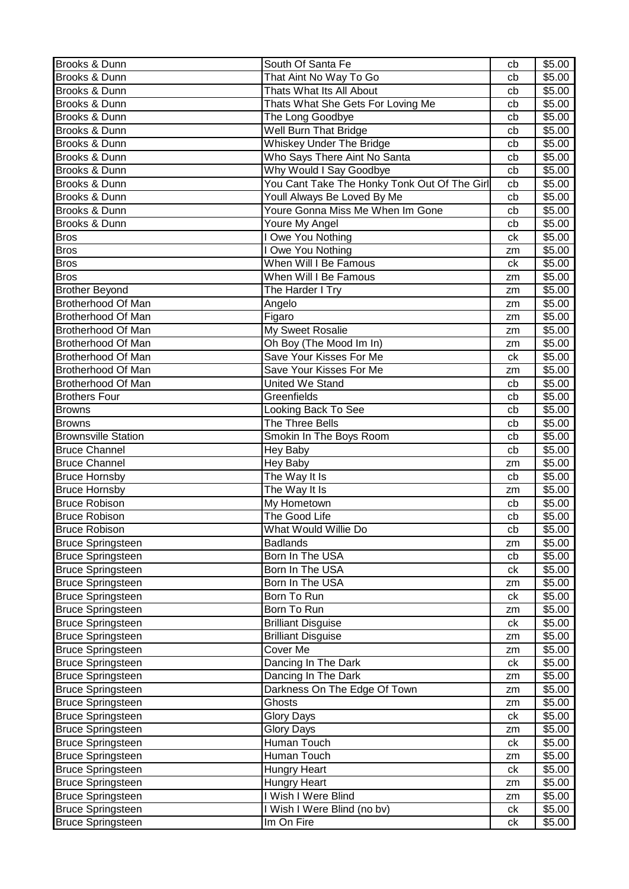| Brooks & Dunn | South Of Santa Fe | cb | $5.00 |
|---|---|---|---|
| Brooks & Dunn | That Aint No Way To Go | cb | $5.00 |
| Brooks & Dunn | Thats What Its All About | cb | $5.00 |
| Brooks & Dunn | Thats What She Gets For Loving Me | cb | $5.00 |
| Brooks & Dunn | The Long Goodbye | cb | $5.00 |
| Brooks & Dunn | Well Burn That Bridge | cb | $5.00 |
| Brooks & Dunn | Whiskey Under The Bridge | cb | $5.00 |
| Brooks & Dunn | Who Says There Aint No Santa | cb | $5.00 |
| Brooks & Dunn | Why Would I Say Goodbye | cb | $5.00 |
| Brooks & Dunn | You Cant Take The Honky Tonk Out Of The Girl | cb | $5.00 |
| Brooks & Dunn | Youll Always Be Loved By Me | cb | $5.00 |
| Brooks & Dunn | Youre Gonna Miss Me When Im Gone | cb | $5.00 |
| Brooks & Dunn | Youre My Angel | cb | $5.00 |
| Bros | I Owe You Nothing | ck | $5.00 |
| Bros | I Owe You Nothing | zm | $5.00 |
| Bros | When Will I Be Famous | ck | $5.00 |
| Bros | When Will I Be Famous | zm | $5.00 |
| Brother Beyond | The Harder I Try | zm | $5.00 |
| Brotherhood Of Man | Angelo | zm | $5.00 |
| Brotherhood Of Man | Figaro | zm | $5.00 |
| Brotherhood Of Man | My Sweet Rosalie | zm | $5.00 |
| Brotherhood Of Man | Oh Boy (The Mood Im In) | zm | $5.00 |
| Brotherhood Of Man | Save Your Kisses For Me | ck | $5.00 |
| Brotherhood Of Man | Save Your Kisses For Me | zm | $5.00 |
| Brotherhood Of Man | United We Stand | cb | $5.00 |
| Brothers Four | Greenfields | cb | $5.00 |
| Browns | Looking Back To See | cb | $5.00 |
| Browns | The Three Bells | cb | $5.00 |
| Brownsville Station | Smokin In The Boys Room | cb | $5.00 |
| Bruce Channel | Hey Baby | cb | $5.00 |
| Bruce Channel | Hey Baby | zm | $5.00 |
| Bruce Hornsby | The Way It Is | cb | $5.00 |
| Bruce Hornsby | The Way It Is | zm | $5.00 |
| Bruce Robison | My Hometown | cb | $5.00 |
| Bruce Robison | The Good Life | cb | $5.00 |
| Bruce Robison | What Would Willie Do | cb | $5.00 |
| Bruce Springsteen | Badlands | zm | $5.00 |
| Bruce Springsteen | Born In The USA | cb | $5.00 |
| Bruce Springsteen | Born In The USA | ck | $5.00 |
| Bruce Springsteen | Born In The USA | zm | $5.00 |
| Bruce Springsteen | Born To Run | ck | $5.00 |
| Bruce Springsteen | Born To Run | zm | $5.00 |
| Bruce Springsteen | Brilliant Disguise | ck | $5.00 |
| Bruce Springsteen | Brilliant Disguise | zm | $5.00 |
| Bruce Springsteen | Cover Me | zm | $5.00 |
| Bruce Springsteen | Dancing In The Dark | ck | $5.00 |
| Bruce Springsteen | Dancing In The Dark | zm | $5.00 |
| Bruce Springsteen | Darkness On The Edge Of Town | zm | $5.00 |
| Bruce Springsteen | Ghosts | zm | $5.00 |
| Bruce Springsteen | Glory Days | ck | $5.00 |
| Bruce Springsteen | Glory Days | zm | $5.00 |
| Bruce Springsteen | Human Touch | ck | $5.00 |
| Bruce Springsteen | Human Touch | zm | $5.00 |
| Bruce Springsteen | Hungry Heart | ck | $5.00 |
| Bruce Springsteen | Hungry Heart | zm | $5.00 |
| Bruce Springsteen | I Wish I Were Blind | zm | $5.00 |
| Bruce Springsteen | I Wish I Were Blind (no bv) | ck | $5.00 |
| Bruce Springsteen | Im On Fire | ck | $5.00 |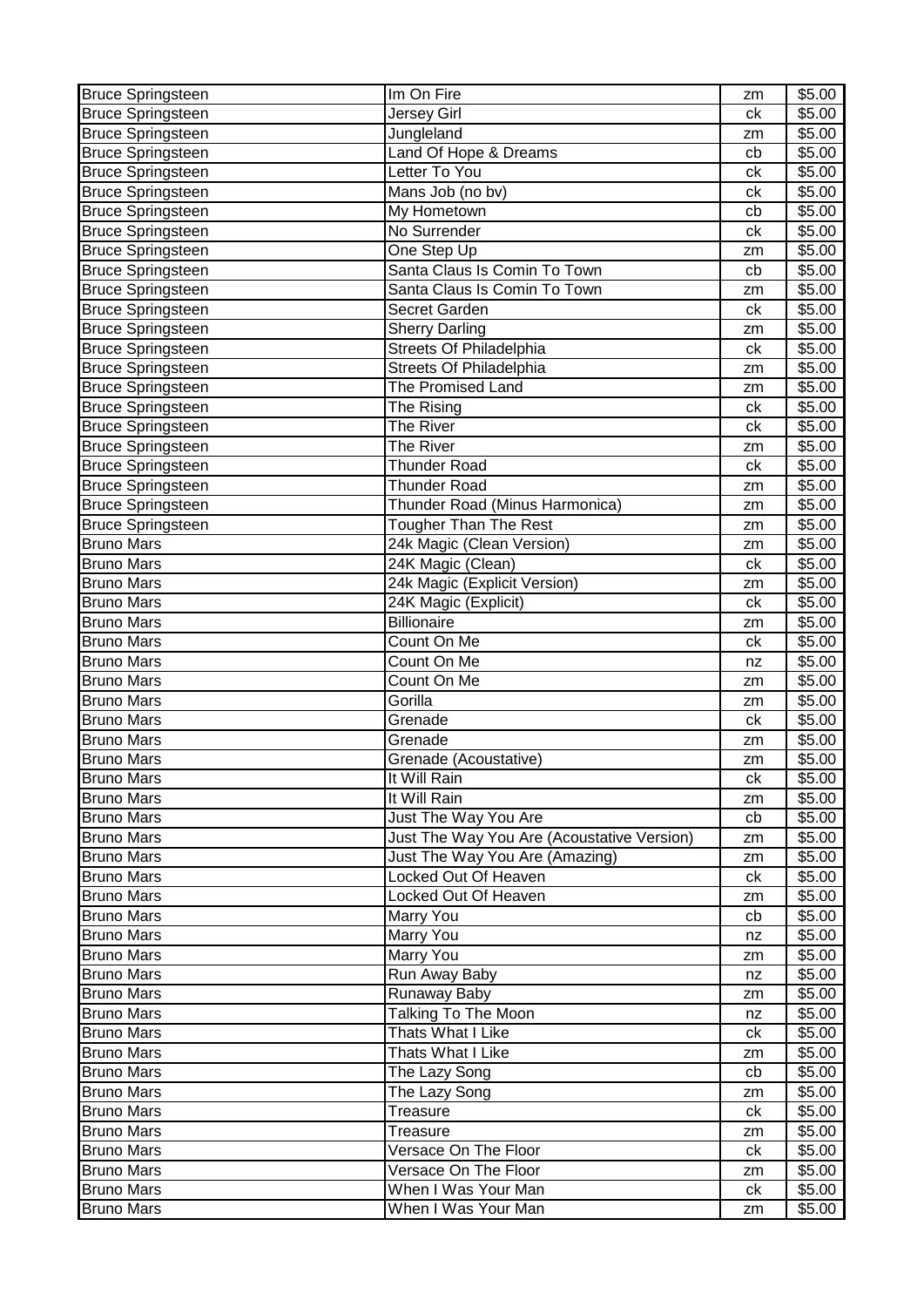| Bruce Springsteen | Im On Fire | zm | $5.00 |
|---|---|---|---|
| Bruce Springsteen | Jersey Girl | ck | $5.00 |
| Bruce Springsteen | Jungleland | zm | $5.00 |
| Bruce Springsteen | Land Of Hope & Dreams | cb | $5.00 |
| Bruce Springsteen | Letter To You | ck | $5.00 |
| Bruce Springsteen | Mans Job (no bv) | ck | $5.00 |
| Bruce Springsteen | My Hometown | cb | $5.00 |
| Bruce Springsteen | No Surrender | ck | $5.00 |
| Bruce Springsteen | One Step Up | zm | $5.00 |
| Bruce Springsteen | Santa Claus Is Comin To Town | cb | $5.00 |
| Bruce Springsteen | Santa Claus Is Comin To Town | zm | $5.00 |
| Bruce Springsteen | Secret Garden | ck | $5.00 |
| Bruce Springsteen | Sherry Darling | zm | $5.00 |
| Bruce Springsteen | Streets Of Philadelphia | ck | $5.00 |
| Bruce Springsteen | Streets Of Philadelphia | zm | $5.00 |
| Bruce Springsteen | The Promised Land | zm | $5.00 |
| Bruce Springsteen | The Rising | ck | $5.00 |
| Bruce Springsteen | The River | ck | $5.00 |
| Bruce Springsteen | The River | zm | $5.00 |
| Bruce Springsteen | Thunder Road | ck | $5.00 |
| Bruce Springsteen | Thunder Road | zm | $5.00 |
| Bruce Springsteen | Thunder Road (Minus Harmonica) | zm | $5.00 |
| Bruce Springsteen | Tougher Than The Rest | zm | $5.00 |
| Bruno Mars | 24k Magic (Clean Version) | zm | $5.00 |
| Bruno Mars | 24K Magic (Clean) | ck | $5.00 |
| Bruno Mars | 24k Magic (Explicit Version) | zm | $5.00 |
| Bruno Mars | 24K Magic (Explicit) | ck | $5.00 |
| Bruno Mars | Billionaire | zm | $5.00 |
| Bruno Mars | Count On Me | ck | $5.00 |
| Bruno Mars | Count On Me | nz | $5.00 |
| Bruno Mars | Count On Me | zm | $5.00 |
| Bruno Mars | Gorilla | zm | $5.00 |
| Bruno Mars | Grenade | ck | $5.00 |
| Bruno Mars | Grenade | zm | $5.00 |
| Bruno Mars | Grenade (Acoustative) | zm | $5.00 |
| Bruno Mars | It Will Rain | ck | $5.00 |
| Bruno Mars | It Will Rain | zm | $5.00 |
| Bruno Mars | Just The Way You Are | cb | $5.00 |
| Bruno Mars | Just The Way You Are (Acoustative Version) | zm | $5.00 |
| Bruno Mars | Just The Way You Are (Amazing) | zm | $5.00 |
| Bruno Mars | Locked Out Of Heaven | ck | $5.00 |
| Bruno Mars | Locked Out Of Heaven | zm | $5.00 |
| Bruno Mars | Marry You | cb | $5.00 |
| Bruno Mars | Marry You | nz | $5.00 |
| Bruno Mars | Marry You | zm | $5.00 |
| Bruno Mars | Run Away Baby | nz | $5.00 |
| Bruno Mars | Runaway Baby | zm | $5.00 |
| Bruno Mars | Talking To The Moon | nz | $5.00 |
| Bruno Mars | Thats What I Like | ck | $5.00 |
| Bruno Mars | Thats What I Like | zm | $5.00 |
| Bruno Mars | The Lazy Song | cb | $5.00 |
| Bruno Mars | The Lazy Song | zm | $5.00 |
| Bruno Mars | Treasure | ck | $5.00 |
| Bruno Mars | Treasure | zm | $5.00 |
| Bruno Mars | Versace On The Floor | ck | $5.00 |
| Bruno Mars | Versace On The Floor | zm | $5.00 |
| Bruno Mars | When I Was Your Man | ck | $5.00 |
| Bruno Mars | When I Was Your Man | zm | $5.00 |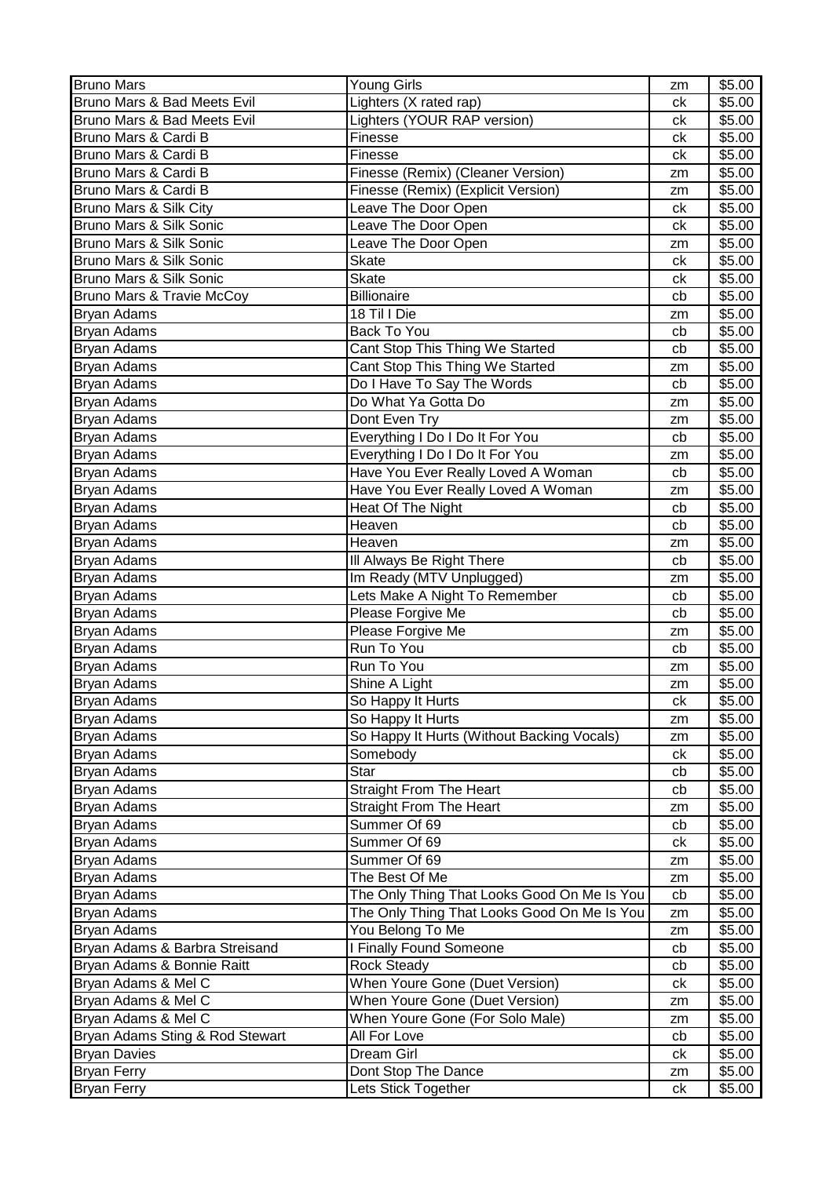| Bruno Mars | Young Girls | zm | $5.00 |
|---|---|---|---|
| Bruno Mars & Bad Meets Evil | Lighters (X rated rap) | ck | $5.00 |
| Bruno Mars & Bad Meets Evil | Lighters (YOUR RAP version) | ck | $5.00 |
| Bruno Mars & Cardi B | Finesse | ck | $5.00 |
| Bruno Mars & Cardi B | Finesse | ck | $5.00 |
| Bruno Mars & Cardi B | Finesse (Remix) (Cleaner Version) | zm | $5.00 |
| Bruno Mars & Cardi B | Finesse (Remix) (Explicit Version) | zm | $5.00 |
| Bruno Mars & Silk City | Leave The Door Open | ck | $5.00 |
| Bruno Mars & Silk Sonic | Leave The Door Open | ck | $5.00 |
| Bruno Mars & Silk Sonic | Leave The Door Open | zm | $5.00 |
| Bruno Mars & Silk Sonic | Skate | ck | $5.00 |
| Bruno Mars & Silk Sonic | Skate | ck | $5.00 |
| Bruno Mars & Travie McCoy | Billionaire | cb | $5.00 |
| Bryan Adams | 18 Til I Die | zm | $5.00 |
| Bryan Adams | Back To You | cb | $5.00 |
| Bryan Adams | Cant Stop This Thing We Started | cb | $5.00 |
| Bryan Adams | Cant Stop This Thing We Started | zm | $5.00 |
| Bryan Adams | Do I Have To Say The Words | cb | $5.00 |
| Bryan Adams | Do What Ya Gotta Do | zm | $5.00 |
| Bryan Adams | Dont Even Try | zm | $5.00 |
| Bryan Adams | Everything I Do I Do It For You | cb | $5.00 |
| Bryan Adams | Everything I Do I Do It For You | zm | $5.00 |
| Bryan Adams | Have You Ever Really Loved A Woman | cb | $5.00 |
| Bryan Adams | Have You Ever Really Loved A Woman | zm | $5.00 |
| Bryan Adams | Heat Of The Night | cb | $5.00 |
| Bryan Adams | Heaven | cb | $5.00 |
| Bryan Adams | Heaven | zm | $5.00 |
| Bryan Adams | Ill Always Be Right There | cb | $5.00 |
| Bryan Adams | Im Ready (MTV Unplugged) | zm | $5.00 |
| Bryan Adams | Lets Make A Night To Remember | cb | $5.00 |
| Bryan Adams | Please Forgive Me | cb | $5.00 |
| Bryan Adams | Please Forgive Me | zm | $5.00 |
| Bryan Adams | Run To You | cb | $5.00 |
| Bryan Adams | Run To You | zm | $5.00 |
| Bryan Adams | Shine A Light | zm | $5.00 |
| Bryan Adams | So Happy It Hurts | ck | $5.00 |
| Bryan Adams | So Happy It Hurts | zm | $5.00 |
| Bryan Adams | So Happy It Hurts (Without Backing Vocals) | zm | $5.00 |
| Bryan Adams | Somebody | ck | $5.00 |
| Bryan Adams | Star | cb | $5.00 |
| Bryan Adams | Straight From The Heart | cb | $5.00 |
| Bryan Adams | Straight From The Heart | zm | $5.00 |
| Bryan Adams | Summer Of 69 | cb | $5.00 |
| Bryan Adams | Summer Of 69 | ck | $5.00 |
| Bryan Adams | Summer Of 69 | zm | $5.00 |
| Bryan Adams | The Best Of Me | zm | $5.00 |
| Bryan Adams | The Only Thing That Looks Good On Me Is You | cb | $5.00 |
| Bryan Adams | The Only Thing That Looks Good On Me Is You | zm | $5.00 |
| Bryan Adams | You Belong To Me | zm | $5.00 |
| Bryan Adams & Barbra Streisand | I Finally Found Someone | cb | $5.00 |
| Bryan Adams & Bonnie Raitt | Rock Steady | cb | $5.00 |
| Bryan Adams & Mel C | When Youre Gone (Duet Version) | ck | $5.00 |
| Bryan Adams & Mel C | When Youre Gone (Duet Version) | zm | $5.00 |
| Bryan Adams & Mel C | When Youre Gone (For Solo Male) | zm | $5.00 |
| Bryan Adams Sting & Rod Stewart | All For Love | cb | $5.00 |
| Bryan Davies | Dream Girl | ck | $5.00 |
| Bryan Ferry | Dont Stop The Dance | zm | $5.00 |
| Bryan Ferry | Lets Stick Together | ck | $5.00 |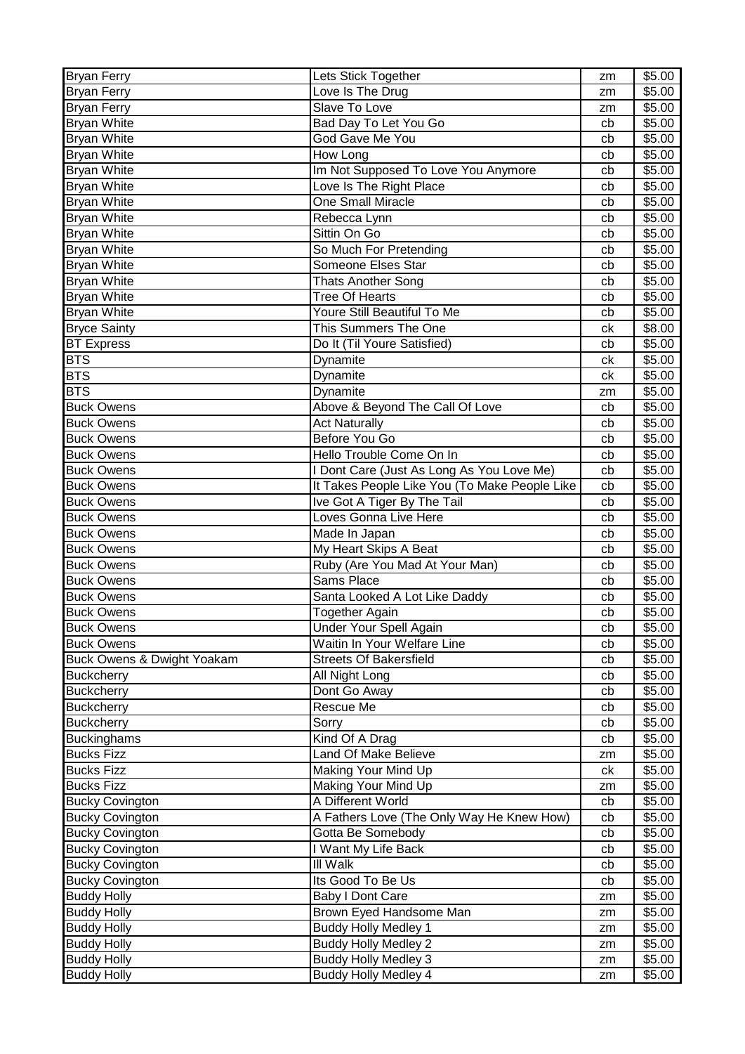| Bryan Ferry | Lets Stick Together | zm | $5.00 |
|---|---|---|---|
| Bryan Ferry | Love Is The Drug | zm | $5.00 |
| Bryan Ferry | Slave To Love | zm | $5.00 |
| Bryan White | Bad Day To Let You Go | cb | $5.00 |
| Bryan White | God Gave Me You | cb | $5.00 |
| Bryan White | How Long | cb | $5.00 |
| Bryan White | Im Not Supposed To Love You Anymore | cb | $5.00 |
| Bryan White | Love Is The Right Place | cb | $5.00 |
| Bryan White | One Small Miracle | cb | $5.00 |
| Bryan White | Rebecca Lynn | cb | $5.00 |
| Bryan White | Sittin On Go | cb | $5.00 |
| Bryan White | So Much For Pretending | cb | $5.00 |
| Bryan White | Someone Elses Star | cb | $5.00 |
| Bryan White | Thats Another Song | cb | $5.00 |
| Bryan White | Tree Of Hearts | cb | $5.00 |
| Bryan White | Youre Still Beautiful To Me | cb | $5.00 |
| Bryce Sainty | This Summers The One | ck | $8.00 |
| BT Express | Do It (Til Youre Satisfied) | cb | $5.00 |
| BTS | Dynamite | ck | $5.00 |
| BTS | Dynamite | ck | $5.00 |
| BTS | Dynamite | zm | $5.00 |
| Buck Owens | Above & Beyond The Call Of Love | cb | $5.00 |
| Buck Owens | Act Naturally | cb | $5.00 |
| Buck Owens | Before You Go | cb | $5.00 |
| Buck Owens | Hello Trouble Come On In | cb | $5.00 |
| Buck Owens | I Dont Care (Just As Long As You Love Me) | cb | $5.00 |
| Buck Owens | It Takes People Like You (To Make People Like | cb | $5.00 |
| Buck Owens | Ive Got A Tiger By The Tail | cb | $5.00 |
| Buck Owens | Loves Gonna Live Here | cb | $5.00 |
| Buck Owens | Made In Japan | cb | $5.00 |
| Buck Owens | My Heart Skips A Beat | cb | $5.00 |
| Buck Owens | Ruby (Are You Mad At Your Man) | cb | $5.00 |
| Buck Owens | Sams Place | cb | $5.00 |
| Buck Owens | Santa Looked A Lot Like Daddy | cb | $5.00 |
| Buck Owens | Together Again | cb | $5.00 |
| Buck Owens | Under Your Spell Again | cb | $5.00 |
| Buck Owens | Waitin In Your Welfare Line | cb | $5.00 |
| Buck Owens & Dwight Yoakam | Streets Of Bakersfield | cb | $5.00 |
| Buckcherry | All Night Long | cb | $5.00 |
| Buckcherry | Dont Go Away | cb | $5.00 |
| Buckcherry | Rescue Me | cb | $5.00 |
| Buckcherry | Sorry | cb | $5.00 |
| Buckinghams | Kind Of A Drag | cb | $5.00 |
| Bucks Fizz | Land Of Make Believe | zm | $5.00 |
| Bucks Fizz | Making Your Mind Up | ck | $5.00 |
| Bucks Fizz | Making Your Mind Up | zm | $5.00 |
| Bucky Covington | A Different World | cb | $5.00 |
| Bucky Covington | A Fathers Love (The Only Way He Knew How) | cb | $5.00 |
| Bucky Covington | Gotta Be Somebody | cb | $5.00 |
| Bucky Covington | I Want My Life Back | cb | $5.00 |
| Bucky Covington | Ill Walk | cb | $5.00 |
| Bucky Covington | Its Good To Be Us | cb | $5.00 |
| Buddy Holly | Baby I Dont Care | zm | $5.00 |
| Buddy Holly | Brown Eyed Handsome Man | zm | $5.00 |
| Buddy Holly | Buddy Holly Medley 1 | zm | $5.00 |
| Buddy Holly | Buddy Holly Medley 2 | zm | $5.00 |
| Buddy Holly | Buddy Holly Medley 3 | zm | $5.00 |
| Buddy Holly | Buddy Holly Medley 4 | zm | $5.00 |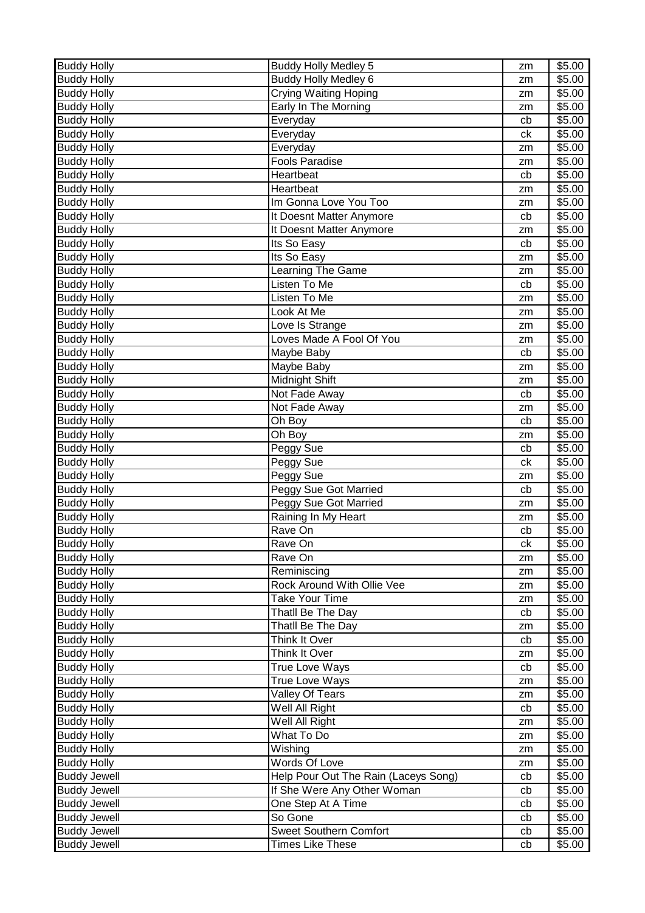| Buddy Holly | Buddy Holly Medley 5 | zm | $5.00 |
|---|---|---|---|
| Buddy Holly | Buddy Holly Medley 6 | zm | $5.00 |
| Buddy Holly | Crying Waiting Hoping | zm | $5.00 |
| Buddy Holly | Early In The Morning | zm | $5.00 |
| Buddy Holly | Everyday | cb | $5.00 |
| Buddy Holly | Everyday | ck | $5.00 |
| Buddy Holly | Everyday | zm | $5.00 |
| Buddy Holly | Fools Paradise | zm | $5.00 |
| Buddy Holly | Heartbeat | cb | $5.00 |
| Buddy Holly | Heartbeat | zm | $5.00 |
| Buddy Holly | Im Gonna Love You Too | zm | $5.00 |
| Buddy Holly | It Doesnt Matter Anymore | cb | $5.00 |
| Buddy Holly | It Doesnt Matter Anymore | zm | $5.00 |
| Buddy Holly | Its So Easy | cb | $5.00 |
| Buddy Holly | Its So Easy | zm | $5.00 |
| Buddy Holly | Learning The Game | zm | $5.00 |
| Buddy Holly | Listen To Me | cb | $5.00 |
| Buddy Holly | Listen To Me | zm | $5.00 |
| Buddy Holly | Look At Me | zm | $5.00 |
| Buddy Holly | Love Is Strange | zm | $5.00 |
| Buddy Holly | Loves Made A Fool Of You | zm | $5.00 |
| Buddy Holly | Maybe Baby | cb | $5.00 |
| Buddy Holly | Maybe Baby | zm | $5.00 |
| Buddy Holly | Midnight Shift | zm | $5.00 |
| Buddy Holly | Not Fade Away | cb | $5.00 |
| Buddy Holly | Not Fade Away | zm | $5.00 |
| Buddy Holly | Oh Boy | cb | $5.00 |
| Buddy Holly | Oh Boy | zm | $5.00 |
| Buddy Holly | Peggy Sue | cb | $5.00 |
| Buddy Holly | Peggy Sue | ck | $5.00 |
| Buddy Holly | Peggy Sue | zm | $5.00 |
| Buddy Holly | Peggy Sue Got Married | cb | $5.00 |
| Buddy Holly | Peggy Sue Got Married | zm | $5.00 |
| Buddy Holly | Raining In My Heart | zm | $5.00 |
| Buddy Holly | Rave On | cb | $5.00 |
| Buddy Holly | Rave On | ck | $5.00 |
| Buddy Holly | Rave On | zm | $5.00 |
| Buddy Holly | Reminiscing | zm | $5.00 |
| Buddy Holly | Rock Around With Ollie Vee | zm | $5.00 |
| Buddy Holly | Take Your Time | zm | $5.00 |
| Buddy Holly | Thatll Be The Day | cb | $5.00 |
| Buddy Holly | Thatll Be The Day | zm | $5.00 |
| Buddy Holly | Think It Over | cb | $5.00 |
| Buddy Holly | Think It Over | zm | $5.00 |
| Buddy Holly | True Love Ways | cb | $5.00 |
| Buddy Holly | True Love Ways | zm | $5.00 |
| Buddy Holly | Valley Of Tears | zm | $5.00 |
| Buddy Holly | Well All Right | cb | $5.00 |
| Buddy Holly | Well All Right | zm | $5.00 |
| Buddy Holly | What To Do | zm | $5.00 |
| Buddy Holly | Wishing | zm | $5.00 |
| Buddy Holly | Words Of Love | zm | $5.00 |
| Buddy Jewell | Help Pour Out The Rain (Laceys Song) | cb | $5.00 |
| Buddy Jewell | If She Were Any Other Woman | cb | $5.00 |
| Buddy Jewell | One Step At A Time | cb | $5.00 |
| Buddy Jewell | So Gone | cb | $5.00 |
| Buddy Jewell | Sweet Southern Comfort | cb | $5.00 |
| Buddy Jewell | Times Like These | cb | $5.00 |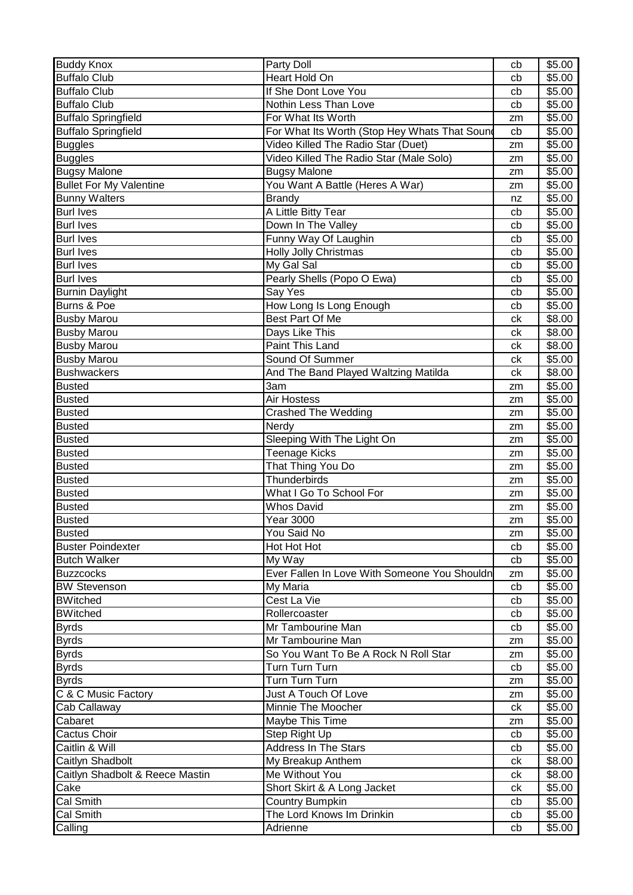| | | | |
|---|---|---|---|
| Buddy Knox | Party Doll | cb | $5.00 |
| Buffalo Club | Heart Hold On | cb | $5.00 |
| Buffalo Club | If She Dont Love You | cb | $5.00 |
| Buffalo Club | Nothin Less Than Love | cb | $5.00 |
| Buffalo Springfield | For What Its Worth | zm | $5.00 |
| Buffalo Springfield | For What Its Worth (Stop Hey Whats That Sound | cb | $5.00 |
| Buggles | Video Killed The Radio Star (Duet) | zm | $5.00 |
| Buggles | Video Killed The Radio Star (Male Solo) | zm | $5.00 |
| Bugsy Malone | Bugsy Malone | zm | $5.00 |
| Bullet For My Valentine | You Want A Battle (Heres A War) | zm | $5.00 |
| Bunny Walters | Brandy | nz | $5.00 |
| Burl Ives | A Little Bitty Tear | cb | $5.00 |
| Burl Ives | Down In The Valley | cb | $5.00 |
| Burl Ives | Funny Way Of Laughin | cb | $5.00 |
| Burl Ives | Holly Jolly Christmas | cb | $5.00 |
| Burl Ives | My Gal Sal | cb | $5.00 |
| Burl Ives | Pearly Shells (Popo O Ewa) | cb | $5.00 |
| Burnin Daylight | Say Yes | cb | $5.00 |
| Burns & Poe | How Long Is Long Enough | cb | $5.00 |
| Busby Marou | Best Part Of Me | ck | $8.00 |
| Busby Marou | Days Like This | ck | $8.00 |
| Busby Marou | Paint This Land | ck | $8.00 |
| Busby Marou | Sound Of Summer | ck | $5.00 |
| Bushwackers | And The Band Played Waltzing Matilda | ck | $8.00 |
| Busted | 3am | zm | $5.00 |
| Busted | Air Hostess | zm | $5.00 |
| Busted | Crashed The Wedding | zm | $5.00 |
| Busted | Nerdy | zm | $5.00 |
| Busted | Sleeping With The Light On | zm | $5.00 |
| Busted | Teenage Kicks | zm | $5.00 |
| Busted | That Thing You Do | zm | $5.00 |
| Busted | Thunderbirds | zm | $5.00 |
| Busted | What I Go To School For | zm | $5.00 |
| Busted | Whos David | zm | $5.00 |
| Busted | Year 3000 | zm | $5.00 |
| Busted | You Said No | zm | $5.00 |
| Buster Poindexter | Hot Hot Hot | cb | $5.00 |
| Butch Walker | My Way | cb | $5.00 |
| Buzzcocks | Ever Fallen In Love With Someone You Shouldn | zm | $5.00 |
| BW Stevenson | My Maria | cb | $5.00 |
| BWitched | Cest La Vie | cb | $5.00 |
| BWitched | Rollercoaster | cb | $5.00 |
| Byrds | Mr Tambourine Man | cb | $5.00 |
| Byrds | Mr Tambourine Man | zm | $5.00 |
| Byrds | So You Want To Be A Rock N Roll Star | zm | $5.00 |
| Byrds | Turn Turn Turn | cb | $5.00 |
| Byrds | Turn Turn Turn | zm | $5.00 |
| C & C Music Factory | Just A Touch Of Love | zm | $5.00 |
| Cab Callaway | Minnie The Moocher | ck | $5.00 |
| Cabaret | Maybe This Time | zm | $5.00 |
| Cactus Choir | Step Right Up | cb | $5.00 |
| Caitlin & Will | Address In The Stars | cb | $5.00 |
| Caitlyn Shadbolt | My Breakup Anthem | ck | $8.00 |
| Caitlyn Shadbolt & Reece Mastin | Me Without You | ck | $8.00 |
| Cake | Short Skirt & A Long Jacket | ck | $5.00 |
| Cal Smith | Country Bumpkin | cb | $5.00 |
| Cal Smith | The Lord Knows Im Drinkin | cb | $5.00 |
| Calling | Adrienne | cb | $5.00 |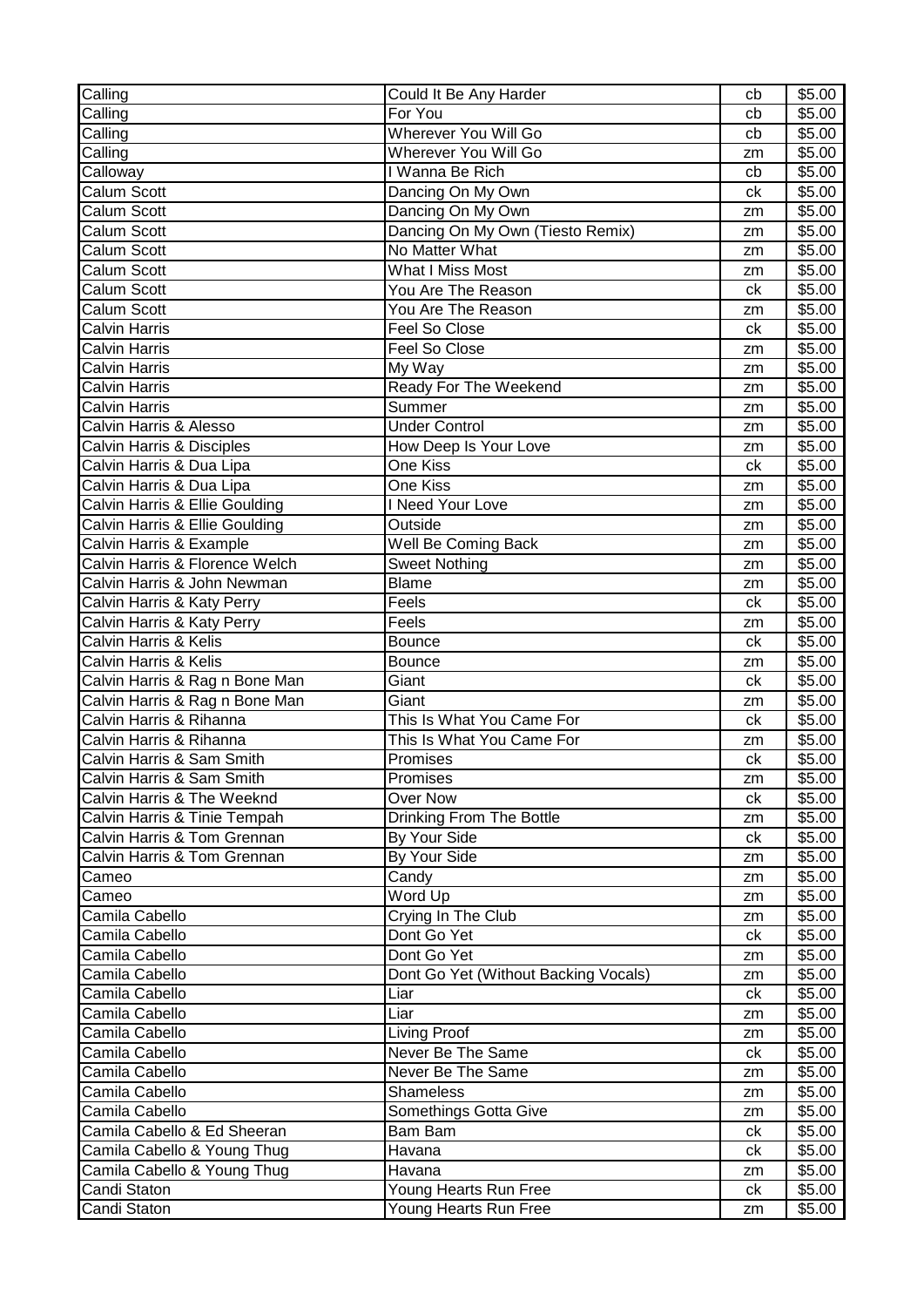| Calling | Could It Be Any Harder | cb | $5.00 |
|---|---|---|---|
| Calling | For You | cb | $5.00 |
| Calling | Wherever You Will Go | cb | $5.00 |
| Calling | Wherever You Will Go | zm | $5.00 |
| Calloway | I Wanna Be Rich | cb | $5.00 |
| Calum Scott | Dancing On My Own | ck | $5.00 |
| Calum Scott | Dancing On My Own | zm | $5.00 |
| Calum Scott | Dancing On My Own (Tiesto Remix) | zm | $5.00 |
| Calum Scott | No Matter What | zm | $5.00 |
| Calum Scott | What I Miss Most | zm | $5.00 |
| Calum Scott | You Are The Reason | ck | $5.00 |
| Calum Scott | You Are The Reason | zm | $5.00 |
| Calvin Harris | Feel So Close | ck | $5.00 |
| Calvin Harris | Feel So Close | zm | $5.00 |
| Calvin Harris | My Way | zm | $5.00 |
| Calvin Harris | Ready For The Weekend | zm | $5.00 |
| Calvin Harris | Summer | zm | $5.00 |
| Calvin Harris & Alesso | Under Control | zm | $5.00 |
| Calvin Harris & Disciples | How Deep Is Your Love | zm | $5.00 |
| Calvin Harris & Dua Lipa | One Kiss | ck | $5.00 |
| Calvin Harris & Dua Lipa | One Kiss | zm | $5.00 |
| Calvin Harris & Ellie Goulding | I Need Your Love | zm | $5.00 |
| Calvin Harris & Ellie Goulding | Outside | zm | $5.00 |
| Calvin Harris & Example | Well Be Coming Back | zm | $5.00 |
| Calvin Harris & Florence Welch | Sweet Nothing | zm | $5.00 |
| Calvin Harris & John Newman | Blame | zm | $5.00 |
| Calvin Harris & Katy Perry | Feels | ck | $5.00 |
| Calvin Harris & Katy Perry | Feels | zm | $5.00 |
| Calvin Harris & Kelis | Bounce | ck | $5.00 |
| Calvin Harris & Kelis | Bounce | zm | $5.00 |
| Calvin Harris & Rag n Bone Man | Giant | ck | $5.00 |
| Calvin Harris & Rag n Bone Man | Giant | zm | $5.00 |
| Calvin Harris & Rihanna | This Is What You Came For | ck | $5.00 |
| Calvin Harris & Rihanna | This Is What You Came For | zm | $5.00 |
| Calvin Harris & Sam Smith | Promises | ck | $5.00 |
| Calvin Harris & Sam Smith | Promises | zm | $5.00 |
| Calvin Harris & The Weeknd | Over Now | ck | $5.00 |
| Calvin Harris & Tinie Tempah | Drinking From The Bottle | zm | $5.00 |
| Calvin Harris & Tom Grennan | By Your Side | ck | $5.00 |
| Calvin Harris & Tom Grennan | By Your Side | zm | $5.00 |
| Cameo | Candy | zm | $5.00 |
| Cameo | Word Up | zm | $5.00 |
| Camila Cabello | Crying In The Club | zm | $5.00 |
| Camila Cabello | Dont Go Yet | ck | $5.00 |
| Camila Cabello | Dont Go Yet | zm | $5.00 |
| Camila Cabello | Dont Go Yet (Without Backing Vocals) | zm | $5.00 |
| Camila Cabello | Liar | ck | $5.00 |
| Camila Cabello | Liar | zm | $5.00 |
| Camila Cabello | Living Proof | zm | $5.00 |
| Camila Cabello | Never Be The Same | ck | $5.00 |
| Camila Cabello | Never Be The Same | zm | $5.00 |
| Camila Cabello | Shameless | zm | $5.00 |
| Camila Cabello | Somethings Gotta Give | zm | $5.00 |
| Camila Cabello & Ed Sheeran | Bam Bam | ck | $5.00 |
| Camila Cabello & Young Thug | Havana | ck | $5.00 |
| Camila Cabello & Young Thug | Havana | zm | $5.00 |
| Candi Staton | Young Hearts Run Free | ck | $5.00 |
| Candi Staton | Young Hearts Run Free | zm | $5.00 |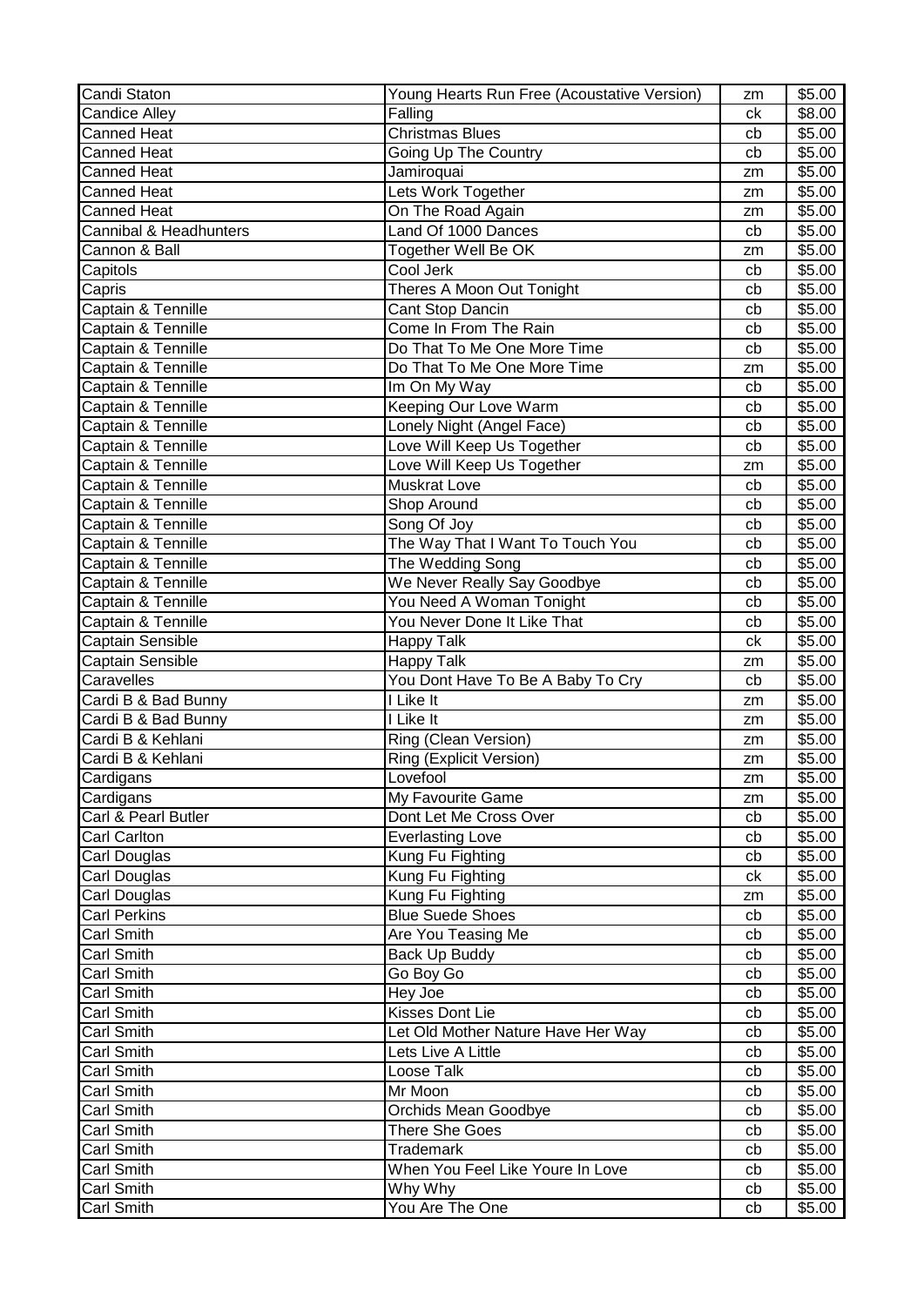| Candi Staton | Young Hearts Run Free (Acoustative Version) | zm | $5.00 |
|---|---|---|---|
| Candice Alley | Falling | ck | $8.00 |
| Canned Heat | Christmas Blues | cb | $5.00 |
| Canned Heat | Going Up The Country | cb | $5.00 |
| Canned Heat | Jamiroquai | zm | $5.00 |
| Canned Heat | Lets Work Together | zm | $5.00 |
| Canned Heat | On The Road Again | zm | $5.00 |
| Cannibal & Headhunters | Land Of 1000 Dances | cb | $5.00 |
| Cannon & Ball | Together Well Be OK | zm | $5.00 |
| Capitols | Cool Jerk | cb | $5.00 |
| Capris | Theres A Moon Out Tonight | cb | $5.00 |
| Captain & Tennille | Cant Stop Dancin | cb | $5.00 |
| Captain & Tennille | Come In From The Rain | cb | $5.00 |
| Captain & Tennille | Do That To Me One More Time | cb | $5.00 |
| Captain & Tennille | Do That To Me One More Time | zm | $5.00 |
| Captain & Tennille | Im On My Way | cb | $5.00 |
| Captain & Tennille | Keeping Our Love Warm | cb | $5.00 |
| Captain & Tennille | Lonely Night (Angel Face) | cb | $5.00 |
| Captain & Tennille | Love Will Keep Us Together | cb | $5.00 |
| Captain & Tennille | Love Will Keep Us Together | zm | $5.00 |
| Captain & Tennille | Muskrat Love | cb | $5.00 |
| Captain & Tennille | Shop Around | cb | $5.00 |
| Captain & Tennille | Song Of Joy | cb | $5.00 |
| Captain & Tennille | The Way That I Want To Touch You | cb | $5.00 |
| Captain & Tennille | The Wedding Song | cb | $5.00 |
| Captain & Tennille | We Never Really Say Goodbye | cb | $5.00 |
| Captain & Tennille | You Need A Woman Tonight | cb | $5.00 |
| Captain & Tennille | You Never Done It Like That | cb | $5.00 |
| Captain Sensible | Happy Talk | ck | $5.00 |
| Captain Sensible | Happy Talk | zm | $5.00 |
| Caravelles | You Dont Have To Be A Baby To Cry | cb | $5.00 |
| Cardi B & Bad Bunny | I Like It | zm | $5.00 |
| Cardi B & Bad Bunny | I Like It | zm | $5.00 |
| Cardi B & Kehlani | Ring (Clean Version) | zm | $5.00 |
| Cardi B & Kehlani | Ring (Explicit Version) | zm | $5.00 |
| Cardigans | Lovefool | zm | $5.00 |
| Cardigans | My Favourite Game | zm | $5.00 |
| Carl & Pearl Butler | Dont Let Me Cross Over | cb | $5.00 |
| Carl Carlton | Everlasting Love | cb | $5.00 |
| Carl Douglas | Kung Fu Fighting | cb | $5.00 |
| Carl Douglas | Kung Fu Fighting | ck | $5.00 |
| Carl Douglas | Kung Fu Fighting | zm | $5.00 |
| Carl Perkins | Blue Suede Shoes | cb | $5.00 |
| Carl Smith | Are You Teasing Me | cb | $5.00 |
| Carl Smith | Back Up Buddy | cb | $5.00 |
| Carl Smith | Go Boy Go | cb | $5.00 |
| Carl Smith | Hey Joe | cb | $5.00 |
| Carl Smith | Kisses Dont Lie | cb | $5.00 |
| Carl Smith | Let Old Mother Nature Have Her Way | cb | $5.00 |
| Carl Smith | Lets Live A Little | cb | $5.00 |
| Carl Smith | Loose Talk | cb | $5.00 |
| Carl Smith | Mr Moon | cb | $5.00 |
| Carl Smith | Orchids Mean Goodbye | cb | $5.00 |
| Carl Smith | There She Goes | cb | $5.00 |
| Carl Smith | Trademark | cb | $5.00 |
| Carl Smith | When You Feel Like Youre In Love | cb | $5.00 |
| Carl Smith | Why Why | cb | $5.00 |
| Carl Smith | You Are The One | cb | $5.00 |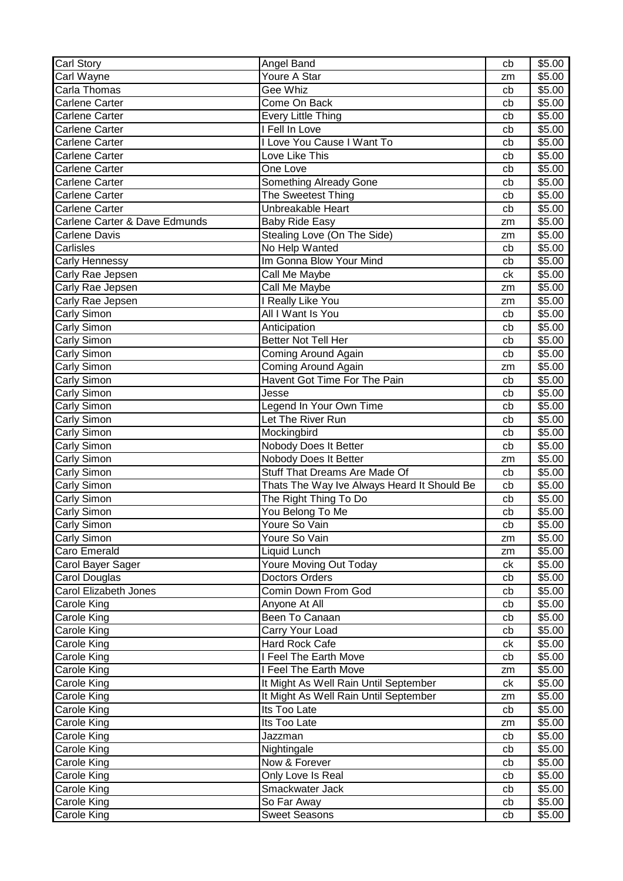| Carl Story | Angel Band | cb | $5.00 |
|---|---|---|---|
| Carl Wayne | Youre A Star | zm | $5.00 |
| Carla Thomas | Gee Whiz | cb | $5.00 |
| Carlene Carter | Come On Back | cb | $5.00 |
| Carlene Carter | Every Little Thing | cb | $5.00 |
| Carlene Carter | I Fell In Love | cb | $5.00 |
| Carlene Carter | I Love You Cause I Want To | cb | $5.00 |
| Carlene Carter | Love Like This | cb | $5.00 |
| Carlene Carter | One Love | cb | $5.00 |
| Carlene Carter | Something Already Gone | cb | $5.00 |
| Carlene Carter | The Sweetest Thing | cb | $5.00 |
| Carlene Carter | Unbreakable Heart | cb | $5.00 |
| Carlene Carter & Dave Edmunds | Baby Ride Easy | zm | $5.00 |
| Carlene Davis | Stealing Love (On The Side) | zm | $5.00 |
| Carlisles | No Help Wanted | cb | $5.00 |
| Carly Hennessy | Im Gonna Blow Your Mind | cb | $5.00 |
| Carly Rae Jepsen | Call Me Maybe | ck | $5.00 |
| Carly Rae Jepsen | Call Me Maybe | zm | $5.00 |
| Carly Rae Jepsen | I Really Like You | zm | $5.00 |
| Carly Simon | All I Want Is You | cb | $5.00 |
| Carly Simon | Anticipation | cb | $5.00 |
| Carly Simon | Better Not Tell Her | cb | $5.00 |
| Carly Simon | Coming Around Again | cb | $5.00 |
| Carly Simon | Coming Around Again | zm | $5.00 |
| Carly Simon | Havent Got Time For The Pain | cb | $5.00 |
| Carly Simon | Jesse | cb | $5.00 |
| Carly Simon | Legend In Your Own Time | cb | $5.00 |
| Carly Simon | Let The River Run | cb | $5.00 |
| Carly Simon | Mockingbird | cb | $5.00 |
| Carly Simon | Nobody Does It Better | cb | $5.00 |
| Carly Simon | Nobody Does It Better | zm | $5.00 |
| Carly Simon | Stuff That Dreams Are Made Of | cb | $5.00 |
| Carly Simon | Thats The Way Ive Always Heard It Should Be | cb | $5.00 |
| Carly Simon | The Right Thing To Do | cb | $5.00 |
| Carly Simon | You Belong To Me | cb | $5.00 |
| Carly Simon | Youre So Vain | cb | $5.00 |
| Carly Simon | Youre So Vain | zm | $5.00 |
| Caro Emerald | Liquid Lunch | zm | $5.00 |
| Carol Bayer Sager | Youre Moving Out Today | ck | $5.00 |
| Carol Douglas | Doctors Orders | cb | $5.00 |
| Carol Elizabeth Jones | Comin Down From God | cb | $5.00 |
| Carole King | Anyone At All | cb | $5.00 |
| Carole King | Been To Canaan | cb | $5.00 |
| Carole King | Carry Your Load | cb | $5.00 |
| Carole King | Hard Rock Cafe | ck | $5.00 |
| Carole King | I Feel The Earth Move | cb | $5.00 |
| Carole King | I Feel The Earth Move | zm | $5.00 |
| Carole King | It Might As Well Rain Until September | ck | $5.00 |
| Carole King | It Might As Well Rain Until September | zm | $5.00 |
| Carole King | Its Too Late | cb | $5.00 |
| Carole King | Its Too Late | zm | $5.00 |
| Carole King | Jazzman | cb | $5.00 |
| Carole King | Nightingale | cb | $5.00 |
| Carole King | Now & Forever | cb | $5.00 |
| Carole King | Only Love Is Real | cb | $5.00 |
| Carole King | Smackwater Jack | cb | $5.00 |
| Carole King | So Far Away | cb | $5.00 |
| Carole King | Sweet Seasons | cb | $5.00 |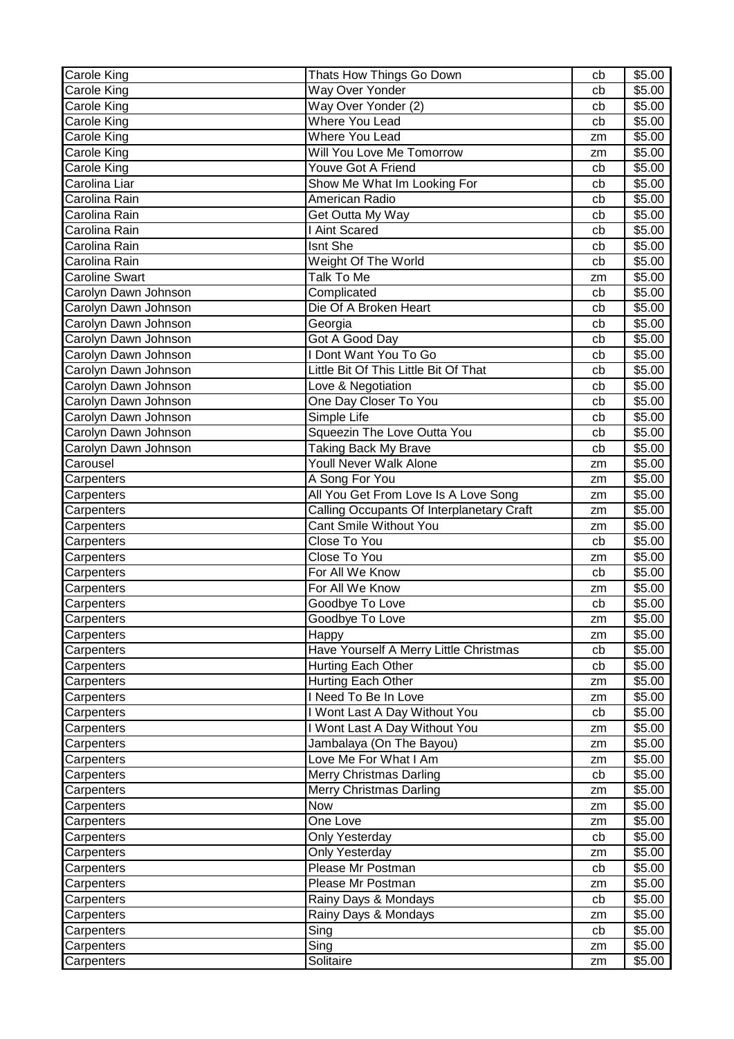| | | | |
|---|---|---|---|
| Carole King | Thats How Things Go Down | cb | $5.00 |
| Carole King | Way Over Yonder | cb | $5.00 |
| Carole King | Way Over Yonder (2) | cb | $5.00 |
| Carole King | Where You Lead | cb | $5.00 |
| Carole King | Where You Lead | zm | $5.00 |
| Carole King | Will You Love Me Tomorrow | zm | $5.00 |
| Carole King | Youve Got A Friend | cb | $5.00 |
| Carolina Liar | Show Me What Im Looking For | cb | $5.00 |
| Carolina Rain | American Radio | cb | $5.00 |
| Carolina Rain | Get Outta My Way | cb | $5.00 |
| Carolina Rain | I Aint Scared | cb | $5.00 |
| Carolina Rain | Isnt She | cb | $5.00 |
| Carolina Rain | Weight Of The World | cb | $5.00 |
| Caroline Swart | Talk To Me | zm | $5.00 |
| Carolyn Dawn Johnson | Complicated | cb | $5.00 |
| Carolyn Dawn Johnson | Die Of A Broken Heart | cb | $5.00 |
| Carolyn Dawn Johnson | Georgia | cb | $5.00 |
| Carolyn Dawn Johnson | Got A Good Day | cb | $5.00 |
| Carolyn Dawn Johnson | I Dont Want You To Go | cb | $5.00 |
| Carolyn Dawn Johnson | Little Bit Of This Little Bit Of That | cb | $5.00 |
| Carolyn Dawn Johnson | Love & Negotiation | cb | $5.00 |
| Carolyn Dawn Johnson | One Day Closer To You | cb | $5.00 |
| Carolyn Dawn Johnson | Simple Life | cb | $5.00 |
| Carolyn Dawn Johnson | Squeezin The Love Outta You | cb | $5.00 |
| Carolyn Dawn Johnson | Taking Back My Brave | cb | $5.00 |
| Carousel | Youll Never Walk Alone | zm | $5.00 |
| Carpenters | A Song For You | zm | $5.00 |
| Carpenters | All You Get From Love Is A Love Song | zm | $5.00 |
| Carpenters | Calling Occupants Of Interplanetary Craft | zm | $5.00 |
| Carpenters | Cant Smile Without You | zm | $5.00 |
| Carpenters | Close To You | cb | $5.00 |
| Carpenters | Close To You | zm | $5.00 |
| Carpenters | For All We Know | cb | $5.00 |
| Carpenters | For All We Know | zm | $5.00 |
| Carpenters | Goodbye To Love | cb | $5.00 |
| Carpenters | Goodbye To Love | zm | $5.00 |
| Carpenters | Happy | zm | $5.00 |
| Carpenters | Have Yourself A Merry Little Christmas | cb | $5.00 |
| Carpenters | Hurting Each Other | cb | $5.00 |
| Carpenters | Hurting Each Other | zm | $5.00 |
| Carpenters | I Need To Be In Love | zm | $5.00 |
| Carpenters | I Wont Last A Day Without You | cb | $5.00 |
| Carpenters | I Wont Last A Day Without You | zm | $5.00 |
| Carpenters | Jambalaya (On The Bayou) | zm | $5.00 |
| Carpenters | Love Me For What I Am | zm | $5.00 |
| Carpenters | Merry Christmas Darling | cb | $5.00 |
| Carpenters | Merry Christmas Darling | zm | $5.00 |
| Carpenters | Now | zm | $5.00 |
| Carpenters | One Love | zm | $5.00 |
| Carpenters | Only Yesterday | cb | $5.00 |
| Carpenters | Only Yesterday | zm | $5.00 |
| Carpenters | Please Mr Postman | cb | $5.00 |
| Carpenters | Please Mr Postman | zm | $5.00 |
| Carpenters | Rainy Days & Mondays | cb | $5.00 |
| Carpenters | Rainy Days & Mondays | zm | $5.00 |
| Carpenters | Sing | cb | $5.00 |
| Carpenters | Sing | zm | $5.00 |
| Carpenters | Solitaire | zm | $5.00 |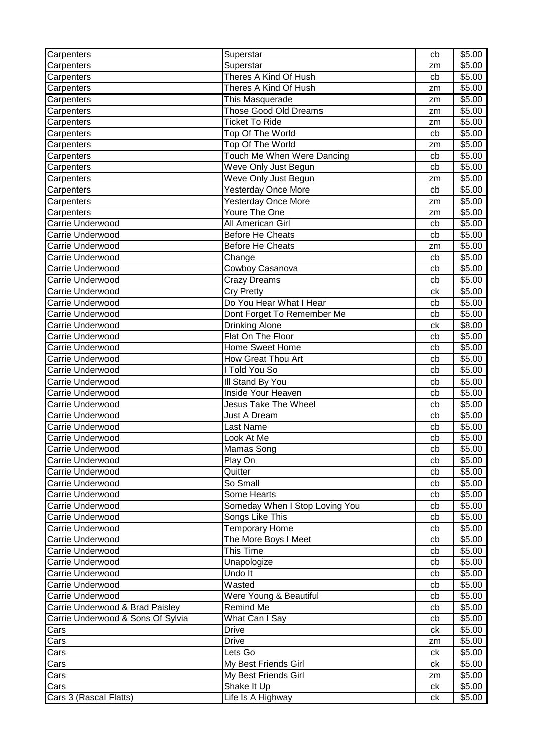| Carpenters | Superstar | cb | $5.00 |
|---|---|---|---|
| Carpenters | Superstar | zm | $5.00 |
| Carpenters | Theres A Kind Of Hush | cb | $5.00 |
| Carpenters | Theres A Kind Of Hush | zm | $5.00 |
| Carpenters | This Masquerade | zm | $5.00 |
| Carpenters | Those Good Old Dreams | zm | $5.00 |
| Carpenters | Ticket To Ride | zm | $5.00 |
| Carpenters | Top Of The World | cb | $5.00 |
| Carpenters | Top Of The World | zm | $5.00 |
| Carpenters | Touch Me When Were Dancing | cb | $5.00 |
| Carpenters | Weve Only Just Begun | cb | $5.00 |
| Carpenters | Weve Only Just Begun | zm | $5.00 |
| Carpenters | Yesterday Once More | cb | $5.00 |
| Carpenters | Yesterday Once More | zm | $5.00 |
| Carpenters | Youre The One | zm | $5.00 |
| Carrie Underwood | All American Girl | cb | $5.00 |
| Carrie Underwood | Before He Cheats | cb | $5.00 |
| Carrie Underwood | Before He Cheats | zm | $5.00 |
| Carrie Underwood | Change | cb | $5.00 |
| Carrie Underwood | Cowboy Casanova | cb | $5.00 |
| Carrie Underwood | Crazy Dreams | cb | $5.00 |
| Carrie Underwood | Cry Pretty | ck | $5.00 |
| Carrie Underwood | Do You Hear What I Hear | cb | $5.00 |
| Carrie Underwood | Dont Forget To Remember Me | cb | $5.00 |
| Carrie Underwood | Drinking Alone | ck | $8.00 |
| Carrie Underwood | Flat On The Floor | cb | $5.00 |
| Carrie Underwood | Home Sweet Home | cb | $5.00 |
| Carrie Underwood | How Great Thou Art | cb | $5.00 |
| Carrie Underwood | I Told You So | cb | $5.00 |
| Carrie Underwood | Ill Stand By You | cb | $5.00 |
| Carrie Underwood | Inside Your Heaven | cb | $5.00 |
| Carrie Underwood | Jesus Take The Wheel | cb | $5.00 |
| Carrie Underwood | Just A Dream | cb | $5.00 |
| Carrie Underwood | Last Name | cb | $5.00 |
| Carrie Underwood | Look At Me | cb | $5.00 |
| Carrie Underwood | Mamas Song | cb | $5.00 |
| Carrie Underwood | Play On | cb | $5.00 |
| Carrie Underwood | Quitter | cb | $5.00 |
| Carrie Underwood | So Small | cb | $5.00 |
| Carrie Underwood | Some Hearts | cb | $5.00 |
| Carrie Underwood | Someday When I Stop Loving You | cb | $5.00 |
| Carrie Underwood | Songs Like This | cb | $5.00 |
| Carrie Underwood | Temporary Home | cb | $5.00 |
| Carrie Underwood | The More Boys I Meet | cb | $5.00 |
| Carrie Underwood | This Time | cb | $5.00 |
| Carrie Underwood | Unapologize | cb | $5.00 |
| Carrie Underwood | Undo It | cb | $5.00 |
| Carrie Underwood | Wasted | cb | $5.00 |
| Carrie Underwood | Were Young & Beautiful | cb | $5.00 |
| Carrie Underwood & Brad Paisley | Remind Me | cb | $5.00 |
| Carrie Underwood & Sons Of Sylvia | What Can I Say | cb | $5.00 |
| Cars | Drive | ck | $5.00 |
| Cars | Drive | zm | $5.00 |
| Cars | Lets Go | ck | $5.00 |
| Cars | My Best Friends Girl | ck | $5.00 |
| Cars | My Best Friends Girl | zm | $5.00 |
| Cars | Shake It Up | ck | $5.00 |
| Cars 3 (Rascal Flatts) | Life Is A Highway | ck | $5.00 |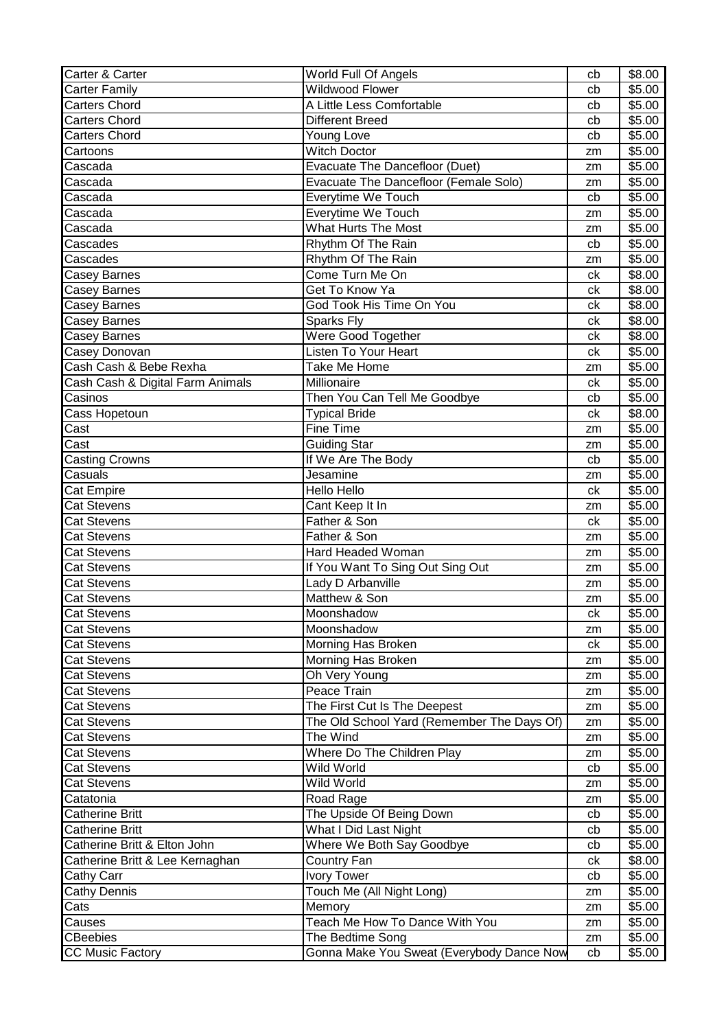| Carter & Carter | World Full Of Angels | cb | $8.00 |
|---|---|---|---|
| Carter Family | Wildwood Flower | cb | $5.00 |
| Carters Chord | A Little Less Comfortable | cb | $5.00 |
| Carters Chord | Different Breed | cb | $5.00 |
| Carters Chord | Young Love | cb | $5.00 |
| Cartoons | Witch Doctor | zm | $5.00 |
| Cascada | Evacuate The Dancefloor (Duet) | zm | $5.00 |
| Cascada | Evacuate The Dancefloor (Female Solo) | zm | $5.00 |
| Cascada | Everytime We Touch | cb | $5.00 |
| Cascada | Everytime We Touch | zm | $5.00 |
| Cascada | What Hurts The Most | zm | $5.00 |
| Cascades | Rhythm Of The Rain | cb | $5.00 |
| Cascades | Rhythm Of The Rain | zm | $5.00 |
| Casey Barnes | Come Turn Me On | ck | $8.00 |
| Casey Barnes | Get To Know Ya | ck | $8.00 |
| Casey Barnes | God Took His Time On You | ck | $8.00 |
| Casey Barnes | Sparks Fly | ck | $8.00 |
| Casey Barnes | Were Good Together | ck | $8.00 |
| Casey Donovan | Listen To Your Heart | ck | $5.00 |
| Cash Cash & Bebe Rexha | Take Me Home | zm | $5.00 |
| Cash Cash & Digital Farm Animals | Millionaire | ck | $5.00 |
| Casinos | Then You Can Tell Me Goodbye | cb | $5.00 |
| Cass Hopetoun | Typical Bride | ck | $8.00 |
| Cast | Fine Time | zm | $5.00 |
| Cast | Guiding Star | zm | $5.00 |
| Casting Crowns | If We Are The Body | cb | $5.00 |
| Casuals | Jesamine | zm | $5.00 |
| Cat Empire | Hello Hello | ck | $5.00 |
| Cat Stevens | Cant Keep It In | zm | $5.00 |
| Cat Stevens | Father & Son | ck | $5.00 |
| Cat Stevens | Father & Son | zm | $5.00 |
| Cat Stevens | Hard Headed Woman | zm | $5.00 |
| Cat Stevens | If You Want To Sing Out Sing Out | zm | $5.00 |
| Cat Stevens | Lady D Arbanville | zm | $5.00 |
| Cat Stevens | Matthew & Son | zm | $5.00 |
| Cat Stevens | Moonshadow | ck | $5.00 |
| Cat Stevens | Moonshadow | zm | $5.00 |
| Cat Stevens | Morning Has Broken | ck | $5.00 |
| Cat Stevens | Morning Has Broken | zm | $5.00 |
| Cat Stevens | Oh Very Young | zm | $5.00 |
| Cat Stevens | Peace Train | zm | $5.00 |
| Cat Stevens | The First Cut Is The Deepest | zm | $5.00 |
| Cat Stevens | The Old School Yard (Remember The Days Of) | zm | $5.00 |
| Cat Stevens | The Wind | zm | $5.00 |
| Cat Stevens | Where Do The Children Play | zm | $5.00 |
| Cat Stevens | Wild World | cb | $5.00 |
| Cat Stevens | Wild World | zm | $5.00 |
| Catatonia | Road Rage | zm | $5.00 |
| Catherine Britt | The Upside Of Being Down | cb | $5.00 |
| Catherine Britt | What I Did Last Night | cb | $5.00 |
| Catherine Britt & Elton John | Where We Both Say Goodbye | cb | $5.00 |
| Catherine Britt & Lee Kernaghan | Country Fan | ck | $8.00 |
| Cathy Carr | Ivory Tower | cb | $5.00 |
| Cathy Dennis | Touch Me (All Night Long) | zm | $5.00 |
| Cats | Memory | zm | $5.00 |
| Causes | Teach Me How To Dance With You | zm | $5.00 |
| CBeebies | The Bedtime Song | zm | $5.00 |
| CC Music Factory | Gonna Make You Sweat (Everybody Dance Now | cb | $5.00 |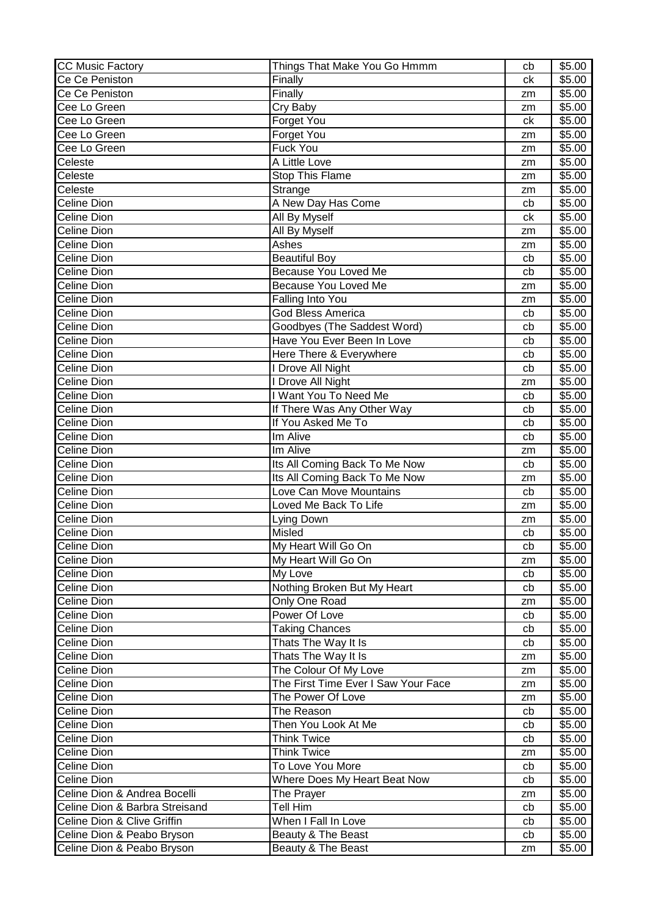| CC Music Factory | Things That Make You Go Hmmm | cb | $5.00 |
|---|---|---|---|
| Ce Ce Peniston | Finally | ck | $5.00 |
| Ce Ce Peniston | Finally | zm | $5.00 |
| Cee Lo Green | Cry Baby | zm | $5.00 |
| Cee Lo Green | Forget You | ck | $5.00 |
| Cee Lo Green | Forget You | zm | $5.00 |
| Cee Lo Green | Fuck You | zm | $5.00 |
| Celeste | A Little Love | zm | $5.00 |
| Celeste | Stop This Flame | zm | $5.00 |
| Celeste | Strange | zm | $5.00 |
| Celine Dion | A New Day Has Come | cb | $5.00 |
| Celine Dion | All By Myself | ck | $5.00 |
| Celine Dion | All By Myself | zm | $5.00 |
| Celine Dion | Ashes | zm | $5.00 |
| Celine Dion | Beautiful Boy | cb | $5.00 |
| Celine Dion | Because You Loved Me | cb | $5.00 |
| Celine Dion | Because You Loved Me | zm | $5.00 |
| Celine Dion | Falling Into You | zm | $5.00 |
| Celine Dion | God Bless America | cb | $5.00 |
| Celine Dion | Goodbyes (The Saddest Word) | cb | $5.00 |
| Celine Dion | Have You Ever Been In Love | cb | $5.00 |
| Celine Dion | Here There & Everywhere | cb | $5.00 |
| Celine Dion | I Drove All Night | cb | $5.00 |
| Celine Dion | I Drove All Night | zm | $5.00 |
| Celine Dion | I Want You To Need Me | cb | $5.00 |
| Celine Dion | If There Was Any Other Way | cb | $5.00 |
| Celine Dion | If You Asked Me To | cb | $5.00 |
| Celine Dion | Im Alive | cb | $5.00 |
| Celine Dion | Im Alive | zm | $5.00 |
| Celine Dion | Its All Coming Back To Me Now | cb | $5.00 |
| Celine Dion | Its All Coming Back To Me Now | zm | $5.00 |
| Celine Dion | Love Can Move Mountains | cb | $5.00 |
| Celine Dion | Loved Me Back To Life | zm | $5.00 |
| Celine Dion | Lying Down | zm | $5.00 |
| Celine Dion | Misled | cb | $5.00 |
| Celine Dion | My Heart Will Go On | cb | $5.00 |
| Celine Dion | My Heart Will Go On | zm | $5.00 |
| Celine Dion | My Love | cb | $5.00 |
| Celine Dion | Nothing Broken But My Heart | cb | $5.00 |
| Celine Dion | Only One Road | zm | $5.00 |
| Celine Dion | Power Of Love | cb | $5.00 |
| Celine Dion | Taking Chances | cb | $5.00 |
| Celine Dion | Thats The Way It Is | cb | $5.00 |
| Celine Dion | Thats The Way It Is | zm | $5.00 |
| Celine Dion | The Colour Of My Love | zm | $5.00 |
| Celine Dion | The First Time Ever I Saw Your Face | zm | $5.00 |
| Celine Dion | The Power Of Love | zm | $5.00 |
| Celine Dion | The Reason | cb | $5.00 |
| Celine Dion | Then You Look At Me | cb | $5.00 |
| Celine Dion | Think Twice | cb | $5.00 |
| Celine Dion | Think Twice | zm | $5.00 |
| Celine Dion | To Love You More | cb | $5.00 |
| Celine Dion | Where Does My Heart Beat Now | cb | $5.00 |
| Celine Dion & Andrea Bocelli | The Prayer | zm | $5.00 |
| Celine Dion & Barbra Streisand | Tell Him | cb | $5.00 |
| Celine Dion & Clive Griffin | When I Fall In Love | cb | $5.00 |
| Celine Dion & Peabo Bryson | Beauty & The Beast | cb | $5.00 |
| Celine Dion & Peabo Bryson | Beauty & The Beast | zm | $5.00 |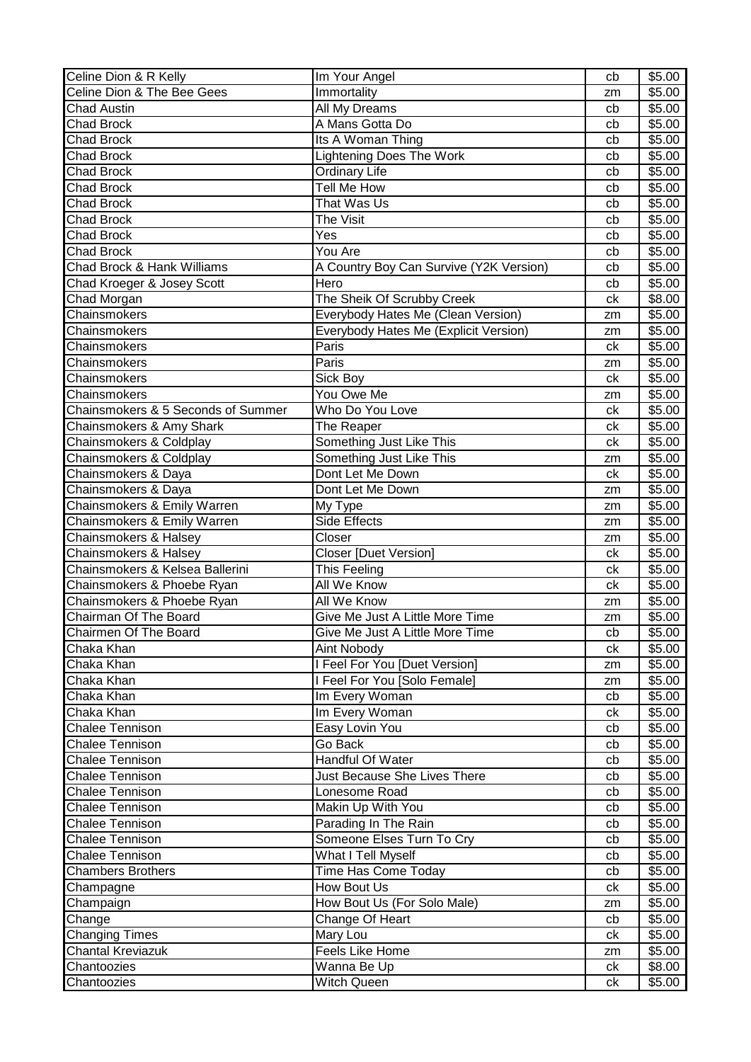| Celine Dion & R Kelly | Im Your Angel | cb | $5.00 |
|---|---|---|---|
| Celine Dion & The Bee Gees | Immortality | zm | $5.00 |
| Chad Austin | All My Dreams | cb | $5.00 |
| Chad Brock | A Mans Gotta Do | cb | $5.00 |
| Chad Brock | Its A Woman Thing | cb | $5.00 |
| Chad Brock | Lightening Does The Work | cb | $5.00 |
| Chad Brock | Ordinary Life | cb | $5.00 |
| Chad Brock | Tell Me How | cb | $5.00 |
| Chad Brock | That Was Us | cb | $5.00 |
| Chad Brock | The Visit | cb | $5.00 |
| Chad Brock | Yes | cb | $5.00 |
| Chad Brock | You Are | cb | $5.00 |
| Chad Brock & Hank Williams | A Country Boy Can Survive (Y2K Version) | cb | $5.00 |
| Chad Kroeger & Josey Scott | Hero | cb | $5.00 |
| Chad Morgan | The Sheik Of Scrubby Creek | ck | $8.00 |
| Chainsmokers | Everybody Hates Me (Clean Version) | zm | $5.00 |
| Chainsmokers | Everybody Hates Me (Explicit Version) | zm | $5.00 |
| Chainsmokers | Paris | ck | $5.00 |
| Chainsmokers | Paris | zm | $5.00 |
| Chainsmokers | Sick Boy | ck | $5.00 |
| Chainsmokers | You Owe Me | zm | $5.00 |
| Chainsmokers & 5 Seconds of Summer | Who Do You Love | ck | $5.00 |
| Chainsmokers & Amy Shark | The Reaper | ck | $5.00 |
| Chainsmokers & Coldplay | Something Just Like This | ck | $5.00 |
| Chainsmokers & Coldplay | Something Just Like This | zm | $5.00 |
| Chainsmokers & Daya | Dont Let Me Down | ck | $5.00 |
| Chainsmokers & Daya | Dont Let Me Down | zm | $5.00 |
| Chainsmokers & Emily Warren | My Type | zm | $5.00 |
| Chainsmokers & Emily Warren | Side Effects | zm | $5.00 |
| Chainsmokers & Halsey | Closer | zm | $5.00 |
| Chainsmokers & Halsey | Closer [Duet Version] | ck | $5.00 |
| Chainsmokers & Kelsea Ballerini | This Feeling | ck | $5.00 |
| Chainsmokers & Phoebe Ryan | All We Know | ck | $5.00 |
| Chainsmokers & Phoebe Ryan | All We Know | zm | $5.00 |
| Chairman Of The Board | Give Me Just A Little More Time | zm | $5.00 |
| Chairmen Of The Board | Give Me Just A Little More Time | cb | $5.00 |
| Chaka Khan | Aint Nobody | ck | $5.00 |
| Chaka Khan | I Feel For You [Duet Version] | zm | $5.00 |
| Chaka Khan | I Feel For You [Solo Female] | zm | $5.00 |
| Chaka Khan | Im Every Woman | cb | $5.00 |
| Chaka Khan | Im Every Woman | ck | $5.00 |
| Chalee Tennison | Easy Lovin You | cb | $5.00 |
| Chalee Tennison | Go Back | cb | $5.00 |
| Chalee Tennison | Handful Of Water | cb | $5.00 |
| Chalee Tennison | Just Because She Lives There | cb | $5.00 |
| Chalee Tennison | Lonesome Road | cb | $5.00 |
| Chalee Tennison | Makin Up With You | cb | $5.00 |
| Chalee Tennison | Parading In The Rain | cb | $5.00 |
| Chalee Tennison | Someone Elses Turn To Cry | cb | $5.00 |
| Chalee Tennison | What I Tell Myself | cb | $5.00 |
| Chambers Brothers | Time Has Come Today | cb | $5.00 |
| Champagne | How Bout Us | ck | $5.00 |
| Champaign | How Bout Us (For Solo Male) | zm | $5.00 |
| Change | Change Of Heart | cb | $5.00 |
| Changing Times | Mary Lou | ck | $5.00 |
| Chantal Kreviazuk | Feels Like Home | zm | $5.00 |
| Chantoozies | Wanna Be Up | ck | $8.00 |
| Chantoozies | Witch Queen | ck | $5.00 |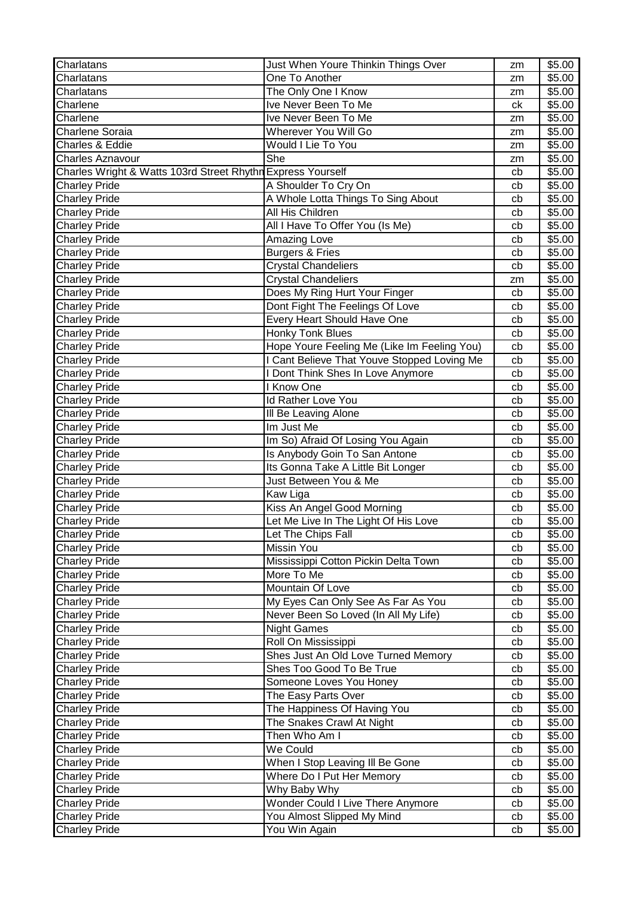| Charlatans | Just When Youre Thinkin Things Over | zm | $5.00 |
|---|---|---|---|
| Charlatans | One To Another | zm | $5.00 |
| Charlatans | The Only One I Know | zm | $5.00 |
| Charlene | Ive Never Been To Me | ck | $5.00 |
| Charlene | Ive Never Been To Me | zm | $5.00 |
| Charlene Soraia | Wherever You Will Go | zm | $5.00 |
| Charles & Eddie | Would I Lie To You | zm | $5.00 |
| Charles Aznavour | She | zm | $5.00 |
| Charles Wright & Watts 103rd Street Rhythm | Express Yourself | cb | $5.00 |
| Charley Pride | A Shoulder To Cry On | cb | $5.00 |
| Charley Pride | A Whole Lotta Things To Sing About | cb | $5.00 |
| Charley Pride | All His Children | cb | $5.00 |
| Charley Pride | All I Have To Offer You (Is Me) | cb | $5.00 |
| Charley Pride | Amazing Love | cb | $5.00 |
| Charley Pride | Burgers & Fries | cb | $5.00 |
| Charley Pride | Crystal Chandeliers | cb | $5.00 |
| Charley Pride | Crystal Chandeliers | zm | $5.00 |
| Charley Pride | Does My Ring Hurt Your Finger | cb | $5.00 |
| Charley Pride | Dont Fight The Feelings Of Love | cb | $5.00 |
| Charley Pride | Every Heart Should Have One | cb | $5.00 |
| Charley Pride | Honky Tonk Blues | cb | $5.00 |
| Charley Pride | Hope Youre Feeling Me (Like Im Feeling You) | cb | $5.00 |
| Charley Pride | I Cant Believe That Youve Stopped Loving Me | cb | $5.00 |
| Charley Pride | I Dont Think Shes In Love Anymore | cb | $5.00 |
| Charley Pride | I Know One | cb | $5.00 |
| Charley Pride | Id Rather Love You | cb | $5.00 |
| Charley Pride | Ill Be Leaving Alone | cb | $5.00 |
| Charley Pride | Im Just Me | cb | $5.00 |
| Charley Pride | Im So) Afraid Of Losing You Again | cb | $5.00 |
| Charley Pride | Is Anybody Goin To San Antone | cb | $5.00 |
| Charley Pride | Its Gonna Take A Little Bit Longer | cb | $5.00 |
| Charley Pride | Just Between You & Me | cb | $5.00 |
| Charley Pride | Kaw Liga | cb | $5.00 |
| Charley Pride | Kiss An Angel Good Morning | cb | $5.00 |
| Charley Pride | Let Me Live In The Light Of His Love | cb | $5.00 |
| Charley Pride | Let The Chips Fall | cb | $5.00 |
| Charley Pride | Missin You | cb | $5.00 |
| Charley Pride | Mississippi Cotton Pickin Delta Town | cb | $5.00 |
| Charley Pride | More To Me | cb | $5.00 |
| Charley Pride | Mountain Of Love | cb | $5.00 |
| Charley Pride | My Eyes Can Only See As Far As You | cb | $5.00 |
| Charley Pride | Never Been So Loved (In All My Life) | cb | $5.00 |
| Charley Pride | Night Games | cb | $5.00 |
| Charley Pride | Roll On Mississippi | cb | $5.00 |
| Charley Pride | Shes Just An Old Love Turned Memory | cb | $5.00 |
| Charley Pride | Shes Too Good To Be True | cb | $5.00 |
| Charley Pride | Someone Loves You Honey | cb | $5.00 |
| Charley Pride | The Easy Parts Over | cb | $5.00 |
| Charley Pride | The Happiness Of Having You | cb | $5.00 |
| Charley Pride | The Snakes Crawl At Night | cb | $5.00 |
| Charley Pride | Then Who Am I | cb | $5.00 |
| Charley Pride | We Could | cb | $5.00 |
| Charley Pride | When I Stop Leaving Ill Be Gone | cb | $5.00 |
| Charley Pride | Where Do I Put Her Memory | cb | $5.00 |
| Charley Pride | Why Baby Why | cb | $5.00 |
| Charley Pride | Wonder Could I Live There Anymore | cb | $5.00 |
| Charley Pride | You Almost Slipped My Mind | cb | $5.00 |
| Charley Pride | You Win Again | cb | $5.00 |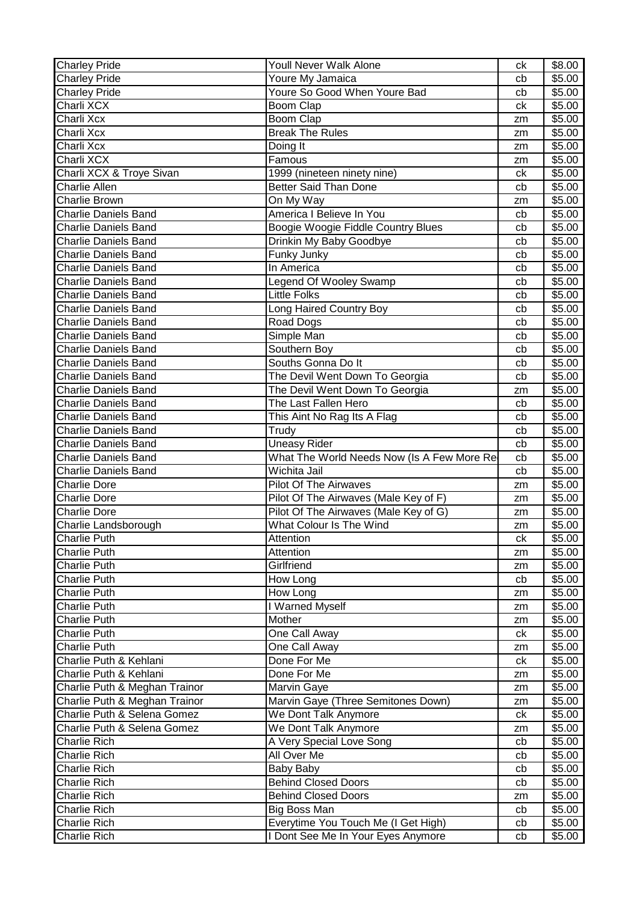| Charley Pride | Youll Never Walk Alone | ck | $8.00 |
|---|---|---|---|
| Charley Pride | Youre My Jamaica | cb | $5.00 |
| Charley Pride | Youre So Good When Youre Bad | cb | $5.00 |
| Charli XCX | Boom Clap | ck | $5.00 |
| Charli Xcx | Boom Clap | zm | $5.00 |
| Charli Xcx | Break The Rules | zm | $5.00 |
| Charli Xcx | Doing It | zm | $5.00 |
| Charli XCX | Famous | zm | $5.00 |
| Charli XCX & Troye Sivan | 1999 (nineteen ninety nine) | ck | $5.00 |
| Charlie Allen | Better Said Than Done | cb | $5.00 |
| Charlie Brown | On My Way | zm | $5.00 |
| Charlie Daniels Band | America I Believe In You | cb | $5.00 |
| Charlie Daniels Band | Boogie Woogie Fiddle Country Blues | cb | $5.00 |
| Charlie Daniels Band | Drinkin My Baby Goodbye | cb | $5.00 |
| Charlie Daniels Band | Funky Junky | cb | $5.00 |
| Charlie Daniels Band | In America | cb | $5.00 |
| Charlie Daniels Band | Legend Of Wooley Swamp | cb | $5.00 |
| Charlie Daniels Band | Little Folks | cb | $5.00 |
| Charlie Daniels Band | Long Haired Country Boy | cb | $5.00 |
| Charlie Daniels Band | Road Dogs | cb | $5.00 |
| Charlie Daniels Band | Simple Man | cb | $5.00 |
| Charlie Daniels Band | Southern Boy | cb | $5.00 |
| Charlie Daniels Band | Souths Gonna Do It | cb | $5.00 |
| Charlie Daniels Band | The Devil Went Down To Georgia | cb | $5.00 |
| Charlie Daniels Band | The Devil Went Down To Georgia | zm | $5.00 |
| Charlie Daniels Band | The Last Fallen Hero | cb | $5.00 |
| Charlie Daniels Band | This Aint No Rag Its A Flag | cb | $5.00 |
| Charlie Daniels Band | Trudy | cb | $5.00 |
| Charlie Daniels Band | Uneasy Rider | cb | $5.00 |
| Charlie Daniels Band | What The World Needs Now (Is A Few More Re | cb | $5.00 |
| Charlie Daniels Band | Wichita Jail | cb | $5.00 |
| Charlie Dore | Pilot Of The Airwaves | zm | $5.00 |
| Charlie Dore | Pilot Of The Airwaves (Male Key of F) | zm | $5.00 |
| Charlie Dore | Pilot Of The Airwaves (Male Key of G) | zm | $5.00 |
| Charlie Landsborough | What Colour Is The Wind | zm | $5.00 |
| Charlie Puth | Attention | ck | $5.00 |
| Charlie Puth | Attention | zm | $5.00 |
| Charlie Puth | Girlfriend | zm | $5.00 |
| Charlie Puth | How Long | cb | $5.00 |
| Charlie Puth | How Long | zm | $5.00 |
| Charlie Puth | I Warned Myself | zm | $5.00 |
| Charlie Puth | Mother | zm | $5.00 |
| Charlie Puth | One Call Away | ck | $5.00 |
| Charlie Puth | One Call Away | zm | $5.00 |
| Charlie Puth & Kehlani | Done For Me | ck | $5.00 |
| Charlie Puth & Kehlani | Done For Me | zm | $5.00 |
| Charlie Puth & Meghan Trainor | Marvin Gaye | zm | $5.00 |
| Charlie Puth & Meghan Trainor | Marvin Gaye (Three Semitones Down) | zm | $5.00 |
| Charlie Puth & Selena Gomez | We Dont Talk Anymore | ck | $5.00 |
| Charlie Puth & Selena Gomez | We Dont Talk Anymore | zm | $5.00 |
| Charlie Rich | A Very Special Love Song | cb | $5.00 |
| Charlie Rich | All Over Me | cb | $5.00 |
| Charlie Rich | Baby Baby | cb | $5.00 |
| Charlie Rich | Behind Closed Doors | cb | $5.00 |
| Charlie Rich | Behind Closed Doors | zm | $5.00 |
| Charlie Rich | Big Boss Man | cb | $5.00 |
| Charlie Rich | Everytime You Touch Me (I Get High) | cb | $5.00 |
| Charlie Rich | I Dont See Me In Your Eyes Anymore | cb | $5.00 |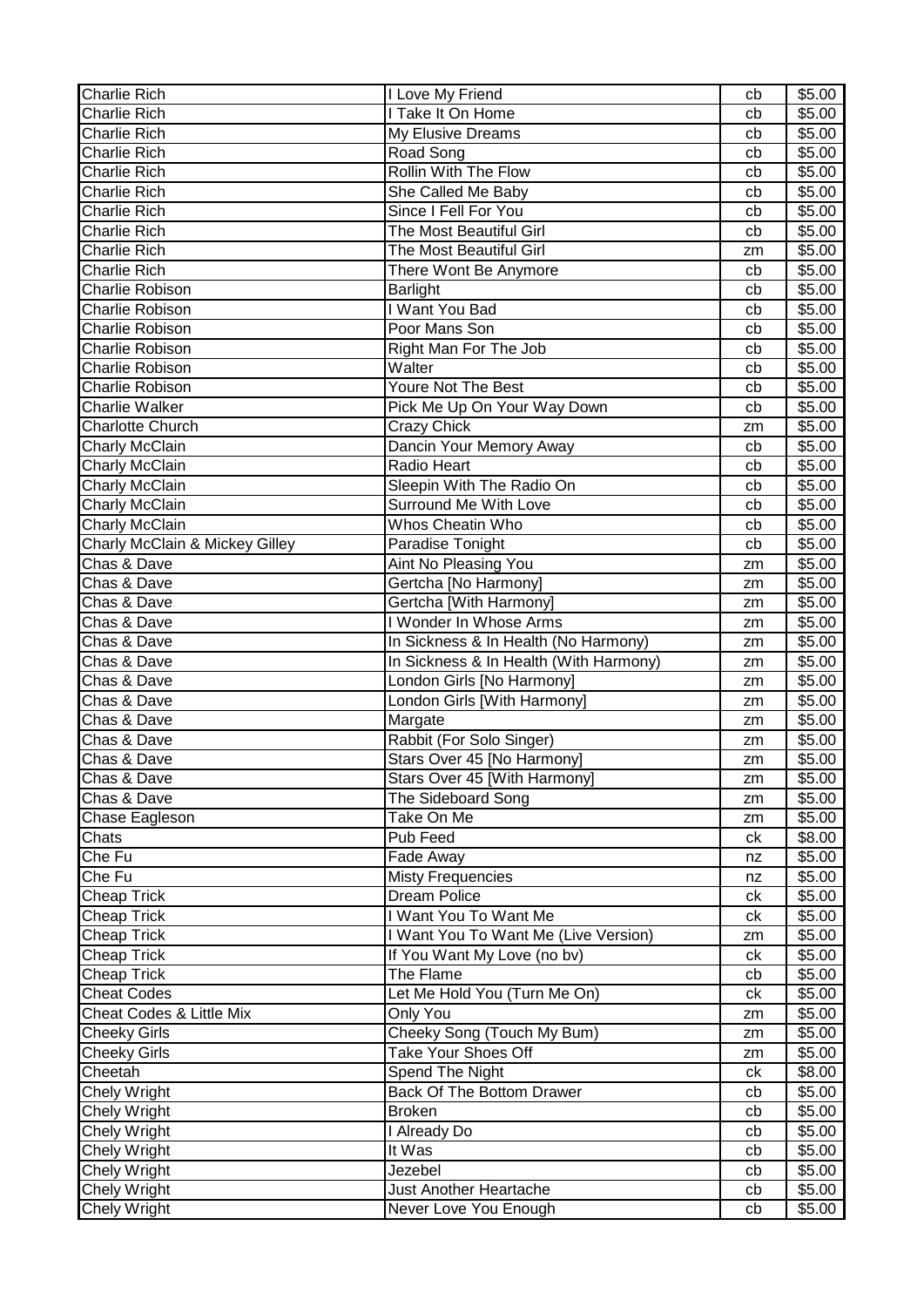| Charlie Rich | I Love My Friend | cb | $5.00 |
|---|---|---|---|
| Charlie Rich | I Take It On Home | cb | $5.00 |
| Charlie Rich | My Elusive Dreams | cb | $5.00 |
| Charlie Rich | Road Song | cb | $5.00 |
| Charlie Rich | Rollin With The Flow | cb | $5.00 |
| Charlie Rich | She Called Me Baby | cb | $5.00 |
| Charlie Rich | Since I Fell For You | cb | $5.00 |
| Charlie Rich | The Most Beautiful Girl | cb | $5.00 |
| Charlie Rich | The Most Beautiful Girl | zm | $5.00 |
| Charlie Rich | There Wont Be Anymore | cb | $5.00 |
| Charlie Robison | Barlight | cb | $5.00 |
| Charlie Robison | I Want You Bad | cb | $5.00 |
| Charlie Robison | Poor Mans Son | cb | $5.00 |
| Charlie Robison | Right Man For The Job | cb | $5.00 |
| Charlie Robison | Walter | cb | $5.00 |
| Charlie Robison | Youre Not The Best | cb | $5.00 |
| Charlie Walker | Pick Me Up On Your Way Down | cb | $5.00 |
| Charlotte Church | Crazy Chick | zm | $5.00 |
| Charly McClain | Dancin Your Memory Away | cb | $5.00 |
| Charly McClain | Radio Heart | cb | $5.00 |
| Charly McClain | Sleepin With The Radio On | cb | $5.00 |
| Charly McClain | Surround Me With Love | cb | $5.00 |
| Charly McClain | Whos Cheatin Who | cb | $5.00 |
| Charly McClain & Mickey Gilley | Paradise Tonight | cb | $5.00 |
| Chas & Dave | Aint No Pleasing You | zm | $5.00 |
| Chas & Dave | Gertcha [No Harmony] | zm | $5.00 |
| Chas & Dave | Gertcha [With Harmony] | zm | $5.00 |
| Chas & Dave | I Wonder In Whose Arms | zm | $5.00 |
| Chas & Dave | In Sickness & In Health (No Harmony) | zm | $5.00 |
| Chas & Dave | In Sickness & In Health (With Harmony) | zm | $5.00 |
| Chas & Dave | London Girls [No Harmony] | zm | $5.00 |
| Chas & Dave | London Girls [With Harmony] | zm | $5.00 |
| Chas & Dave | Margate | zm | $5.00 |
| Chas & Dave | Rabbit (For Solo Singer) | zm | $5.00 |
| Chas & Dave | Stars Over 45 [No Harmony] | zm | $5.00 |
| Chas & Dave | Stars Over 45 [With Harmony] | zm | $5.00 |
| Chas & Dave | The Sideboard Song | zm | $5.00 |
| Chase Eagleson | Take On Me | zm | $5.00 |
| Chats | Pub Feed | ck | $8.00 |
| Che Fu | Fade Away | nz | $5.00 |
| Che Fu | Misty Frequencies | nz | $5.00 |
| Cheap Trick | Dream Police | ck | $5.00 |
| Cheap Trick | I Want You To Want Me | ck | $5.00 |
| Cheap Trick | I Want You To Want Me (Live Version) | zm | $5.00 |
| Cheap Trick | If You Want My Love (no bv) | ck | $5.00 |
| Cheap Trick | The Flame | cb | $5.00 |
| Cheat Codes | Let Me Hold You (Turn Me On) | ck | $5.00 |
| Cheat Codes & Little Mix | Only You | zm | $5.00 |
| Cheeky Girls | Cheeky Song (Touch My Bum) | zm | $5.00 |
| Cheeky Girls | Take Your Shoes Off | zm | $5.00 |
| Cheetah | Spend The Night | ck | $8.00 |
| Chely Wright | Back Of The Bottom Drawer | cb | $5.00 |
| Chely Wright | Broken | cb | $5.00 |
| Chely Wright | I Already Do | cb | $5.00 |
| Chely Wright | It Was | cb | $5.00 |
| Chely Wright | Jezebel | cb | $5.00 |
| Chely Wright | Just Another Heartache | cb | $5.00 |
| Chely Wright | Never Love You Enough | cb | $5.00 |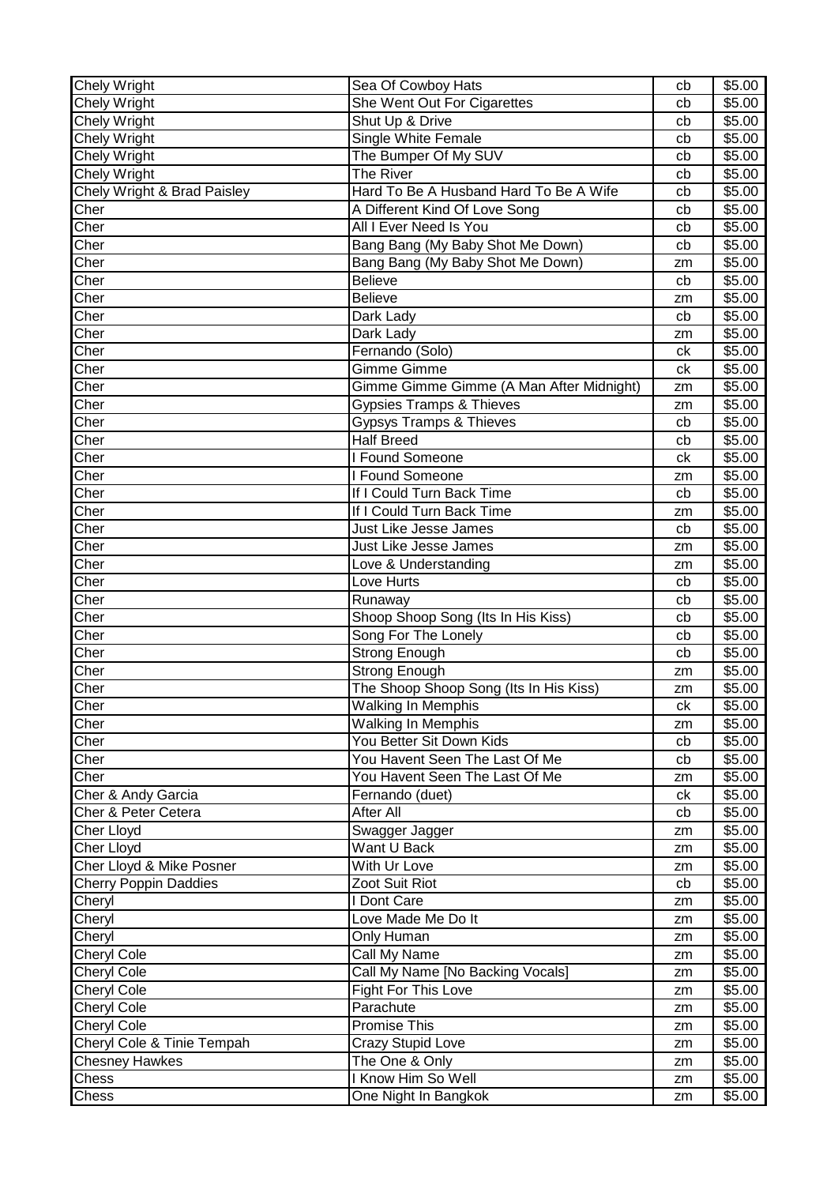| Chely Wright | Sea Of Cowboy Hats | cb | $5.00 |
|---|---|---|---|
| Chely Wright | She Went Out For Cigarettes | cb | $5.00 |
| Chely Wright | Shut Up & Drive | cb | $5.00 |
| Chely Wright | Single White Female | cb | $5.00 |
| Chely Wright | The Bumper Of My SUV | cb | $5.00 |
| Chely Wright | The River | cb | $5.00 |
| Chely Wright & Brad Paisley | Hard To Be A Husband Hard To Be A Wife | cb | $5.00 |
| Cher | A Different Kind Of Love Song | cb | $5.00 |
| Cher | All I Ever Need Is You | cb | $5.00 |
| Cher | Bang Bang (My Baby Shot Me Down) | cb | $5.00 |
| Cher | Bang Bang (My Baby Shot Me Down) | zm | $5.00 |
| Cher | Believe | cb | $5.00 |
| Cher | Believe | zm | $5.00 |
| Cher | Dark Lady | cb | $5.00 |
| Cher | Dark Lady | zm | $5.00 |
| Cher | Fernando (Solo) | ck | $5.00 |
| Cher | Gimme Gimme | ck | $5.00 |
| Cher | Gimme Gimme Gimme (A Man After Midnight) | zm | $5.00 |
| Cher | Gypsies Tramps & Thieves | zm | $5.00 |
| Cher | Gypsys Tramps & Thieves | cb | $5.00 |
| Cher | Half Breed | cb | $5.00 |
| Cher | I Found Someone | ck | $5.00 |
| Cher | I Found Someone | zm | $5.00 |
| Cher | If I Could Turn Back Time | cb | $5.00 |
| Cher | If I Could Turn Back Time | zm | $5.00 |
| Cher | Just Like Jesse James | cb | $5.00 |
| Cher | Just Like Jesse James | zm | $5.00 |
| Cher | Love & Understanding | zm | $5.00 |
| Cher | Love Hurts | cb | $5.00 |
| Cher | Runaway | cb | $5.00 |
| Cher | Shoop Shoop Song (Its In His Kiss) | cb | $5.00 |
| Cher | Song For The Lonely | cb | $5.00 |
| Cher | Strong Enough | cb | $5.00 |
| Cher | Strong Enough | zm | $5.00 |
| Cher | The Shoop Shoop Song (Its In His Kiss) | zm | $5.00 |
| Cher | Walking In Memphis | ck | $5.00 |
| Cher | Walking In Memphis | zm | $5.00 |
| Cher | You Better Sit Down Kids | cb | $5.00 |
| Cher | You Havent Seen The Last Of Me | cb | $5.00 |
| Cher | You Havent Seen The Last Of Me | zm | $5.00 |
| Cher & Andy Garcia | Fernando (duet) | ck | $5.00 |
| Cher & Peter Cetera | After All | cb | $5.00 |
| Cher Lloyd | Swagger Jagger | zm | $5.00 |
| Cher Lloyd | Want U Back | zm | $5.00 |
| Cher Lloyd & Mike Posner | With Ur Love | zm | $5.00 |
| Cherry Poppin Daddies | Zoot Suit Riot | cb | $5.00 |
| Cheryl | I Dont Care | zm | $5.00 |
| Cheryl | Love Made Me Do It | zm | $5.00 |
| Cheryl | Only Human | zm | $5.00 |
| Cheryl Cole | Call My Name | zm | $5.00 |
| Cheryl Cole | Call My Name [No Backing Vocals] | zm | $5.00 |
| Cheryl Cole | Fight For This Love | zm | $5.00 |
| Cheryl Cole | Parachute | zm | $5.00 |
| Cheryl Cole | Promise This | zm | $5.00 |
| Cheryl Cole & Tinie Tempah | Crazy Stupid Love | zm | $5.00 |
| Chesney Hawkes | The One & Only | zm | $5.00 |
| Chess | I Know Him So Well | zm | $5.00 |
| Chess | One Night In Bangkok | zm | $5.00 |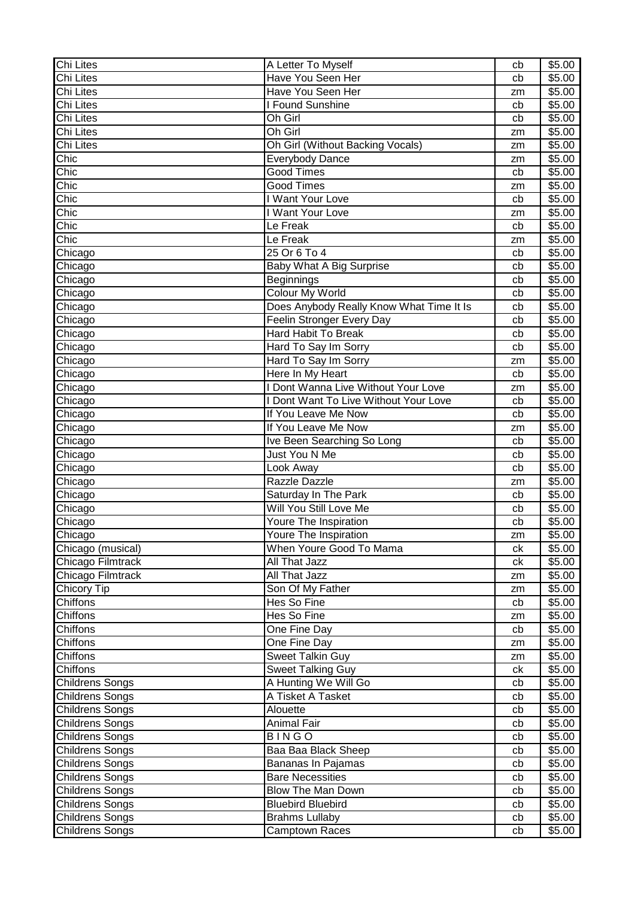| Chi Lites | A Letter To Myself | cb | $5.00 |
|---|---|---|---|
| Chi Lites | Have You Seen Her | cb | $5.00 |
| Chi Lites | Have You Seen Her | zm | $5.00 |
| Chi Lites | I Found Sunshine | cb | $5.00 |
| Chi Lites | Oh Girl | cb | $5.00 |
| Chi Lites | Oh Girl | zm | $5.00 |
| Chi Lites | Oh Girl (Without Backing Vocals) | zm | $5.00 |
| Chic | Everybody Dance | zm | $5.00 |
| Chic | Good Times | cb | $5.00 |
| Chic | Good Times | zm | $5.00 |
| Chic | I Want Your Love | cb | $5.00 |
| Chic | I Want Your Love | zm | $5.00 |
| Chic | Le Freak | cb | $5.00 |
| Chic | Le Freak | zm | $5.00 |
| Chicago | 25 Or 6 To 4 | cb | $5.00 |
| Chicago | Baby What A Big Surprise | cb | $5.00 |
| Chicago | Beginnings | cb | $5.00 |
| Chicago | Colour My World | cb | $5.00 |
| Chicago | Does Anybody Really Know What Time It Is | cb | $5.00 |
| Chicago | Feelin Stronger Every Day | cb | $5.00 |
| Chicago | Hard Habit To Break | cb | $5.00 |
| Chicago | Hard To Say Im Sorry | cb | $5.00 |
| Chicago | Hard To Say Im Sorry | zm | $5.00 |
| Chicago | Here In My Heart | cb | $5.00 |
| Chicago | I Dont Wanna Live Without Your Love | zm | $5.00 |
| Chicago | I Dont Want To Live Without Your Love | cb | $5.00 |
| Chicago | If You Leave Me Now | cb | $5.00 |
| Chicago | If You Leave Me Now | zm | $5.00 |
| Chicago | Ive Been Searching So Long | cb | $5.00 |
| Chicago | Just You N Me | cb | $5.00 |
| Chicago | Look Away | cb | $5.00 |
| Chicago | Razzle Dazzle | zm | $5.00 |
| Chicago | Saturday In The Park | cb | $5.00 |
| Chicago | Will You Still Love Me | cb | $5.00 |
| Chicago | Youre The Inspiration | cb | $5.00 |
| Chicago | Youre The Inspiration | zm | $5.00 |
| Chicago (musical) | When Youre Good To Mama | ck | $5.00 |
| Chicago Filmtrack | All That Jazz | ck | $5.00 |
| Chicago Filmtrack | All That Jazz | zm | $5.00 |
| Chicory Tip | Son Of My Father | zm | $5.00 |
| Chiffons | Hes So Fine | cb | $5.00 |
| Chiffons | Hes So Fine | zm | $5.00 |
| Chiffons | One Fine Day | cb | $5.00 |
| Chiffons | One Fine Day | zm | $5.00 |
| Chiffons | Sweet Talkin Guy | zm | $5.00 |
| Chiffons | Sweet Talking Guy | ck | $5.00 |
| Childrens Songs | A Hunting We Will Go | cb | $5.00 |
| Childrens Songs | A Tisket A Tasket | cb | $5.00 |
| Childrens Songs | Alouette | cb | $5.00 |
| Childrens Songs | Animal Fair | cb | $5.00 |
| Childrens Songs | B I N G O | cb | $5.00 |
| Childrens Songs | Baa Baa Black Sheep | cb | $5.00 |
| Childrens Songs | Bananas In Pajamas | cb | $5.00 |
| Childrens Songs | Bare Necessities | cb | $5.00 |
| Childrens Songs | Blow The Man Down | cb | $5.00 |
| Childrens Songs | Bluebird Bluebird | cb | $5.00 |
| Childrens Songs | Brahms Lullaby | cb | $5.00 |
| Childrens Songs | Camptown Races | cb | $5.00 |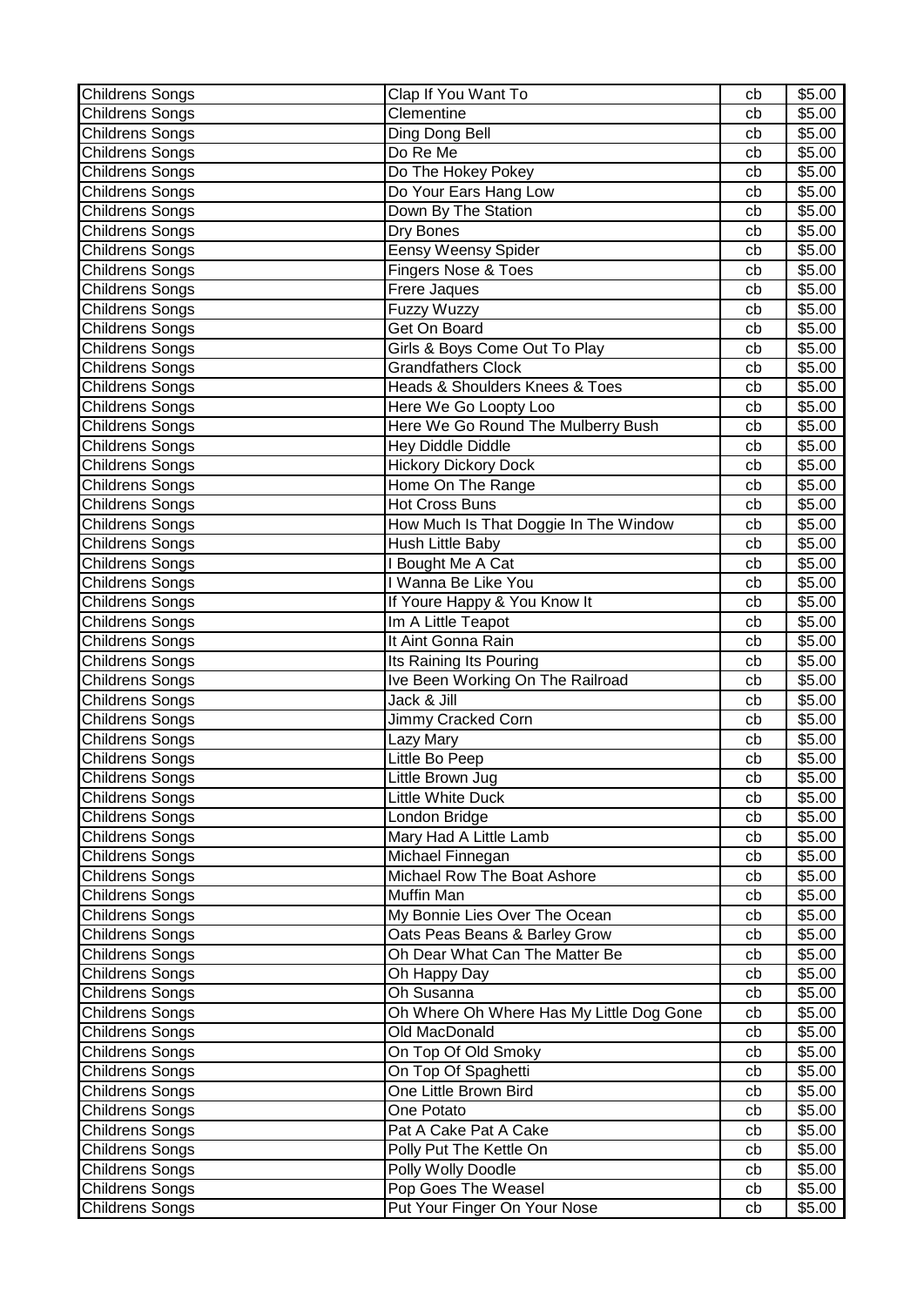| Childrens Songs | Clap If You Want To | cb | $5.00 |
|---|---|---|---|
| Childrens Songs | Clementine | cb | $5.00 |
| Childrens Songs | Ding Dong Bell | cb | $5.00 |
| Childrens Songs | Do Re Me | cb | $5.00 |
| Childrens Songs | Do The Hokey Pokey | cb | $5.00 |
| Childrens Songs | Do Your Ears Hang Low | cb | $5.00 |
| Childrens Songs | Down By The Station | cb | $5.00 |
| Childrens Songs | Dry Bones | cb | $5.00 |
| Childrens Songs | Eensy Weensy Spider | cb | $5.00 |
| Childrens Songs | Fingers Nose & Toes | cb | $5.00 |
| Childrens Songs | Frere Jaques | cb | $5.00 |
| Childrens Songs | Fuzzy Wuzzy | cb | $5.00 |
| Childrens Songs | Get On Board | cb | $5.00 |
| Childrens Songs | Girls & Boys Come Out To Play | cb | $5.00 |
| Childrens Songs | Grandfathers Clock | cb | $5.00 |
| Childrens Songs | Heads & Shoulders Knees & Toes | cb | $5.00 |
| Childrens Songs | Here We Go Loopty Loo | cb | $5.00 |
| Childrens Songs | Here We Go Round The Mulberry Bush | cb | $5.00 |
| Childrens Songs | Hey Diddle Diddle | cb | $5.00 |
| Childrens Songs | Hickory Dickory Dock | cb | $5.00 |
| Childrens Songs | Home On The Range | cb | $5.00 |
| Childrens Songs | Hot Cross Buns | cb | $5.00 |
| Childrens Songs | How Much Is That Doggie In The Window | cb | $5.00 |
| Childrens Songs | Hush Little Baby | cb | $5.00 |
| Childrens Songs | I Bought Me A Cat | cb | $5.00 |
| Childrens Songs | I Wanna Be Like You | cb | $5.00 |
| Childrens Songs | If Youre Happy & You Know It | cb | $5.00 |
| Childrens Songs | Im A Little Teapot | cb | $5.00 |
| Childrens Songs | It Aint Gonna Rain | cb | $5.00 |
| Childrens Songs | Its Raining Its Pouring | cb | $5.00 |
| Childrens Songs | Ive Been Working On The Railroad | cb | $5.00 |
| Childrens Songs | Jack & Jill | cb | $5.00 |
| Childrens Songs | Jimmy Cracked Corn | cb | $5.00 |
| Childrens Songs | Lazy Mary | cb | $5.00 |
| Childrens Songs | Little Bo Peep | cb | $5.00 |
| Childrens Songs | Little Brown Jug | cb | $5.00 |
| Childrens Songs | Little White Duck | cb | $5.00 |
| Childrens Songs | London Bridge | cb | $5.00 |
| Childrens Songs | Mary Had A Little Lamb | cb | $5.00 |
| Childrens Songs | Michael Finnegan | cb | $5.00 |
| Childrens Songs | Michael Row The Boat Ashore | cb | $5.00 |
| Childrens Songs | Muffin Man | cb | $5.00 |
| Childrens Songs | My Bonnie Lies Over The Ocean | cb | $5.00 |
| Childrens Songs | Oats Peas Beans & Barley Grow | cb | $5.00 |
| Childrens Songs | Oh Dear What Can The Matter Be | cb | $5.00 |
| Childrens Songs | Oh Happy Day | cb | $5.00 |
| Childrens Songs | Oh Susanna | cb | $5.00 |
| Childrens Songs | Oh Where Oh Where Has My Little Dog Gone | cb | $5.00 |
| Childrens Songs | Old MacDonald | cb | $5.00 |
| Childrens Songs | On Top Of Old Smoky | cb | $5.00 |
| Childrens Songs | On Top Of Spaghetti | cb | $5.00 |
| Childrens Songs | One Little Brown Bird | cb | $5.00 |
| Childrens Songs | One Potato | cb | $5.00 |
| Childrens Songs | Pat A Cake Pat A Cake | cb | $5.00 |
| Childrens Songs | Polly Put The Kettle On | cb | $5.00 |
| Childrens Songs | Polly Wolly Doodle | cb | $5.00 |
| Childrens Songs | Pop Goes The Weasel | cb | $5.00 |
| Childrens Songs | Put Your Finger On Your Nose | cb | $5.00 |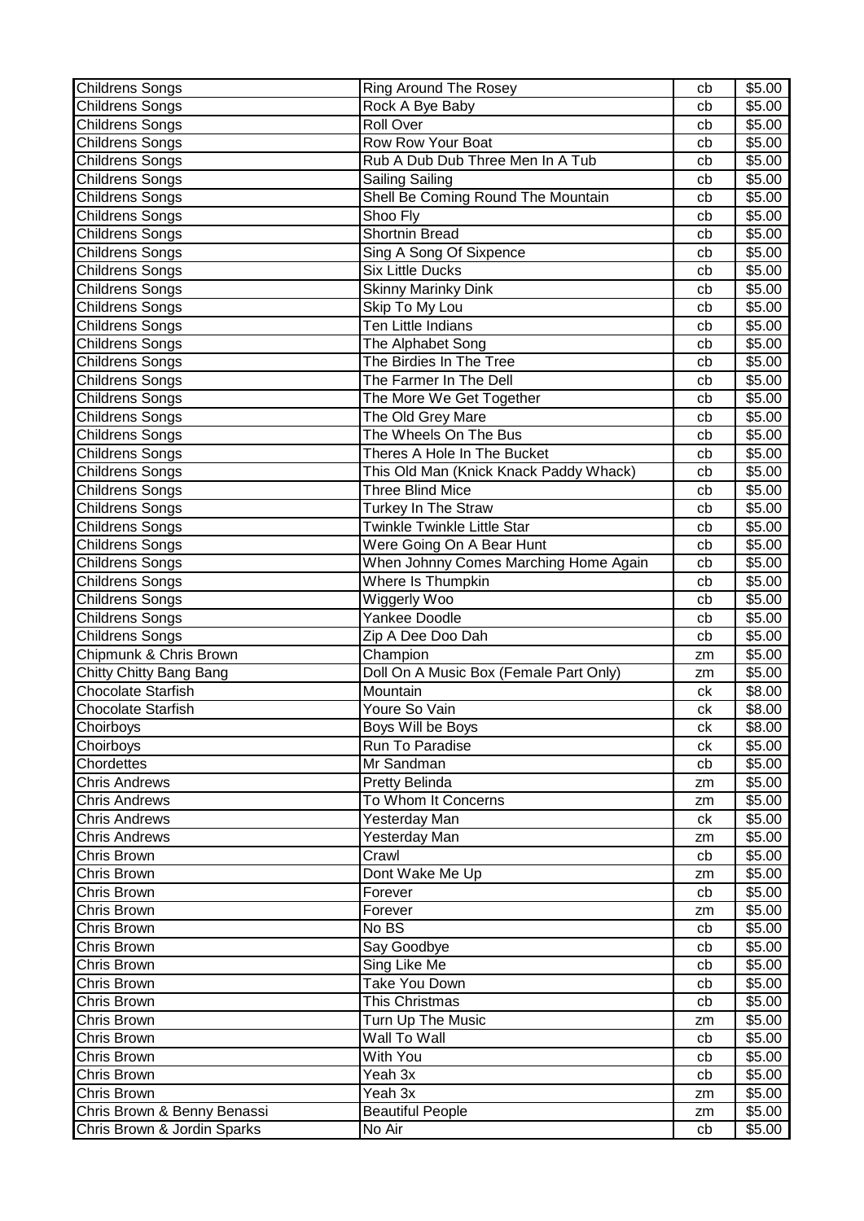| Childrens Songs | Ring Around The Rosey | cb | $5.00 |
|---|---|---|---|
| Childrens Songs | Rock A Bye Baby | cb | $5.00 |
| Childrens Songs | Roll Over | cb | $5.00 |
| Childrens Songs | Row Row Your Boat | cb | $5.00 |
| Childrens Songs | Rub A Dub Dub Three Men In A Tub | cb | $5.00 |
| Childrens Songs | Sailing Sailing | cb | $5.00 |
| Childrens Songs | Shell Be Coming Round The Mountain | cb | $5.00 |
| Childrens Songs | Shoo Fly | cb | $5.00 |
| Childrens Songs | Shortnin Bread | cb | $5.00 |
| Childrens Songs | Sing A Song Of Sixpence | cb | $5.00 |
| Childrens Songs | Six Little Ducks | cb | $5.00 |
| Childrens Songs | Skinny Marinky Dink | cb | $5.00 |
| Childrens Songs | Skip To My Lou | cb | $5.00 |
| Childrens Songs | Ten Little Indians | cb | $5.00 |
| Childrens Songs | The Alphabet Song | cb | $5.00 |
| Childrens Songs | The Birdies In The Tree | cb | $5.00 |
| Childrens Songs | The Farmer In The Dell | cb | $5.00 |
| Childrens Songs | The More We Get Together | cb | $5.00 |
| Childrens Songs | The Old Grey Mare | cb | $5.00 |
| Childrens Songs | The Wheels On The Bus | cb | $5.00 |
| Childrens Songs | Theres A Hole In The Bucket | cb | $5.00 |
| Childrens Songs | This Old Man (Knick Knack Paddy Whack) | cb | $5.00 |
| Childrens Songs | Three Blind Mice | cb | $5.00 |
| Childrens Songs | Turkey In The Straw | cb | $5.00 |
| Childrens Songs | Twinkle Twinkle Little Star | cb | $5.00 |
| Childrens Songs | Were Going On A Bear Hunt | cb | $5.00 |
| Childrens Songs | When Johnny Comes Marching Home Again | cb | $5.00 |
| Childrens Songs | Where Is Thumpkin | cb | $5.00 |
| Childrens Songs | Wiggerly Woo | cb | $5.00 |
| Childrens Songs | Yankee Doodle | cb | $5.00 |
| Childrens Songs | Zip A Dee Doo Dah | cb | $5.00 |
| Chipmunk & Chris Brown | Champion | zm | $5.00 |
| Chitty Chitty Bang Bang | Doll On A Music Box (Female Part Only) | zm | $5.00 |
| Chocolate Starfish | Mountain | ck | $8.00 |
| Chocolate Starfish | Youre So Vain | ck | $8.00 |
| Choirboys | Boys Will be Boys | ck | $8.00 |
| Choirboys | Run To Paradise | ck | $5.00 |
| Chordettes | Mr Sandman | cb | $5.00 |
| Chris Andrews | Pretty Belinda | zm | $5.00 |
| Chris Andrews | To Whom It Concerns | zm | $5.00 |
| Chris Andrews | Yesterday Man | ck | $5.00 |
| Chris Andrews | Yesterday Man | zm | $5.00 |
| Chris Brown | Crawl | cb | $5.00 |
| Chris Brown | Dont Wake Me Up | zm | $5.00 |
| Chris Brown | Forever | cb | $5.00 |
| Chris Brown | Forever | zm | $5.00 |
| Chris Brown | No BS | cb | $5.00 |
| Chris Brown | Say Goodbye | cb | $5.00 |
| Chris Brown | Sing Like Me | cb | $5.00 |
| Chris Brown | Take You Down | cb | $5.00 |
| Chris Brown | This Christmas | cb | $5.00 |
| Chris Brown | Turn Up The Music | zm | $5.00 |
| Chris Brown | Wall To Wall | cb | $5.00 |
| Chris Brown | With You | cb | $5.00 |
| Chris Brown | Yeah 3x | cb | $5.00 |
| Chris Brown | Yeah 3x | zm | $5.00 |
| Chris Brown & Benny Benassi | Beautiful People | zm | $5.00 |
| Chris Brown & Jordin Sparks | No Air | cb | $5.00 |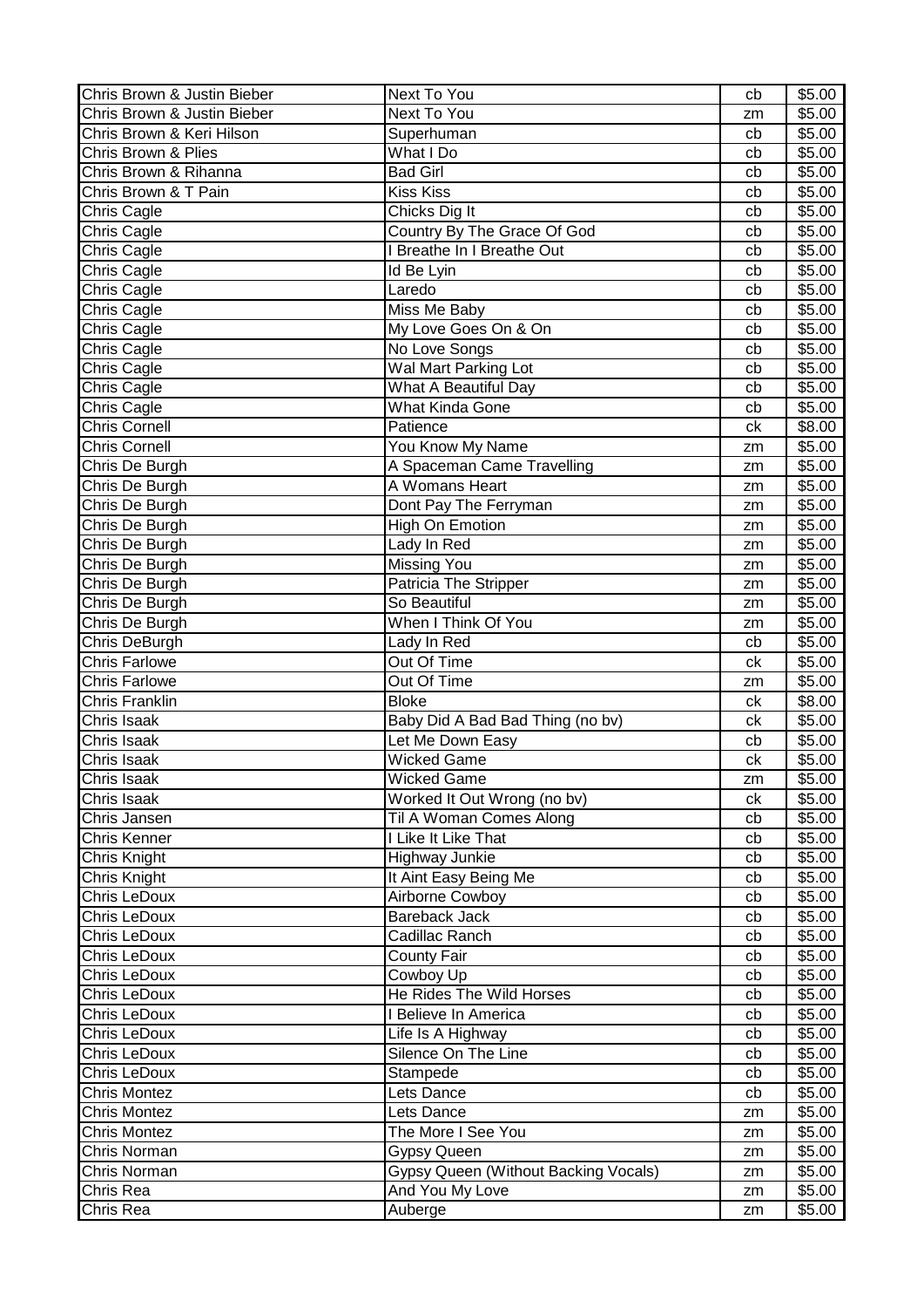| | | | |
|---|---|---|---|
| Chris Brown & Justin Bieber | Next To You | cb | $5.00 |
| Chris Brown & Justin Bieber | Next To You | zm | $5.00 |
| Chris Brown & Keri Hilson | Superhuman | cb | $5.00 |
| Chris Brown & Plies | What I Do | cb | $5.00 |
| Chris Brown & Rihanna | Bad Girl | cb | $5.00 |
| Chris Brown & T Pain | Kiss Kiss | cb | $5.00 |
| Chris Cagle | Chicks Dig It | cb | $5.00 |
| Chris Cagle | Country By The Grace Of God | cb | $5.00 |
| Chris Cagle | I Breathe In I Breathe Out | cb | $5.00 |
| Chris Cagle | Id Be Lyin | cb | $5.00 |
| Chris Cagle | Laredo | cb | $5.00 |
| Chris Cagle | Miss Me Baby | cb | $5.00 |
| Chris Cagle | My Love Goes On & On | cb | $5.00 |
| Chris Cagle | No Love Songs | cb | $5.00 |
| Chris Cagle | Wal Mart Parking Lot | cb | $5.00 |
| Chris Cagle | What A Beautiful Day | cb | $5.00 |
| Chris Cagle | What Kinda Gone | cb | $5.00 |
| Chris Cornell | Patience | ck | $8.00 |
| Chris Cornell | You Know My Name | zm | $5.00 |
| Chris De Burgh | A Spaceman Came Travelling | zm | $5.00 |
| Chris De Burgh | A Womans Heart | zm | $5.00 |
| Chris De Burgh | Dont Pay The Ferryman | zm | $5.00 |
| Chris De Burgh | High On Emotion | zm | $5.00 |
| Chris De Burgh | Lady In Red | zm | $5.00 |
| Chris De Burgh | Missing You | zm | $5.00 |
| Chris De Burgh | Patricia The Stripper | zm | $5.00 |
| Chris De Burgh | So Beautiful | zm | $5.00 |
| Chris De Burgh | When I Think Of You | zm | $5.00 |
| Chris DeBurgh | Lady In Red | cb | $5.00 |
| Chris Farlowe | Out Of Time | ck | $5.00 |
| Chris Farlowe | Out Of Time | zm | $5.00 |
| Chris Franklin | Bloke | ck | $8.00 |
| Chris Isaak | Baby Did A Bad Bad Thing (no bv) | ck | $5.00 |
| Chris Isaak | Let Me Down Easy | cb | $5.00 |
| Chris Isaak | Wicked Game | ck | $5.00 |
| Chris Isaak | Wicked Game | zm | $5.00 |
| Chris Isaak | Worked It Out Wrong (no bv) | ck | $5.00 |
| Chris Jansen | Til A Woman Comes Along | cb | $5.00 |
| Chris Kenner | I Like It Like That | cb | $5.00 |
| Chris Knight | Highway Junkie | cb | $5.00 |
| Chris Knight | It Aint Easy Being Me | cb | $5.00 |
| Chris LeDoux | Airborne Cowboy | cb | $5.00 |
| Chris LeDoux | Bareback Jack | cb | $5.00 |
| Chris LeDoux | Cadillac Ranch | cb | $5.00 |
| Chris LeDoux | County Fair | cb | $5.00 |
| Chris LeDoux | Cowboy Up | cb | $5.00 |
| Chris LeDoux | He Rides The Wild Horses | cb | $5.00 |
| Chris LeDoux | I Believe In America | cb | $5.00 |
| Chris LeDoux | Life Is A Highway | cb | $5.00 |
| Chris LeDoux | Silence On The Line | cb | $5.00 |
| Chris LeDoux | Stampede | cb | $5.00 |
| Chris Montez | Lets Dance | cb | $5.00 |
| Chris Montez | Lets Dance | zm | $5.00 |
| Chris Montez | The More I See You | zm | $5.00 |
| Chris Norman | Gypsy Queen | zm | $5.00 |
| Chris Norman | Gypsy Queen (Without Backing Vocals) | zm | $5.00 |
| Chris Rea | And You My Love | zm | $5.00 |
| Chris Rea | Auberge | zm | $5.00 |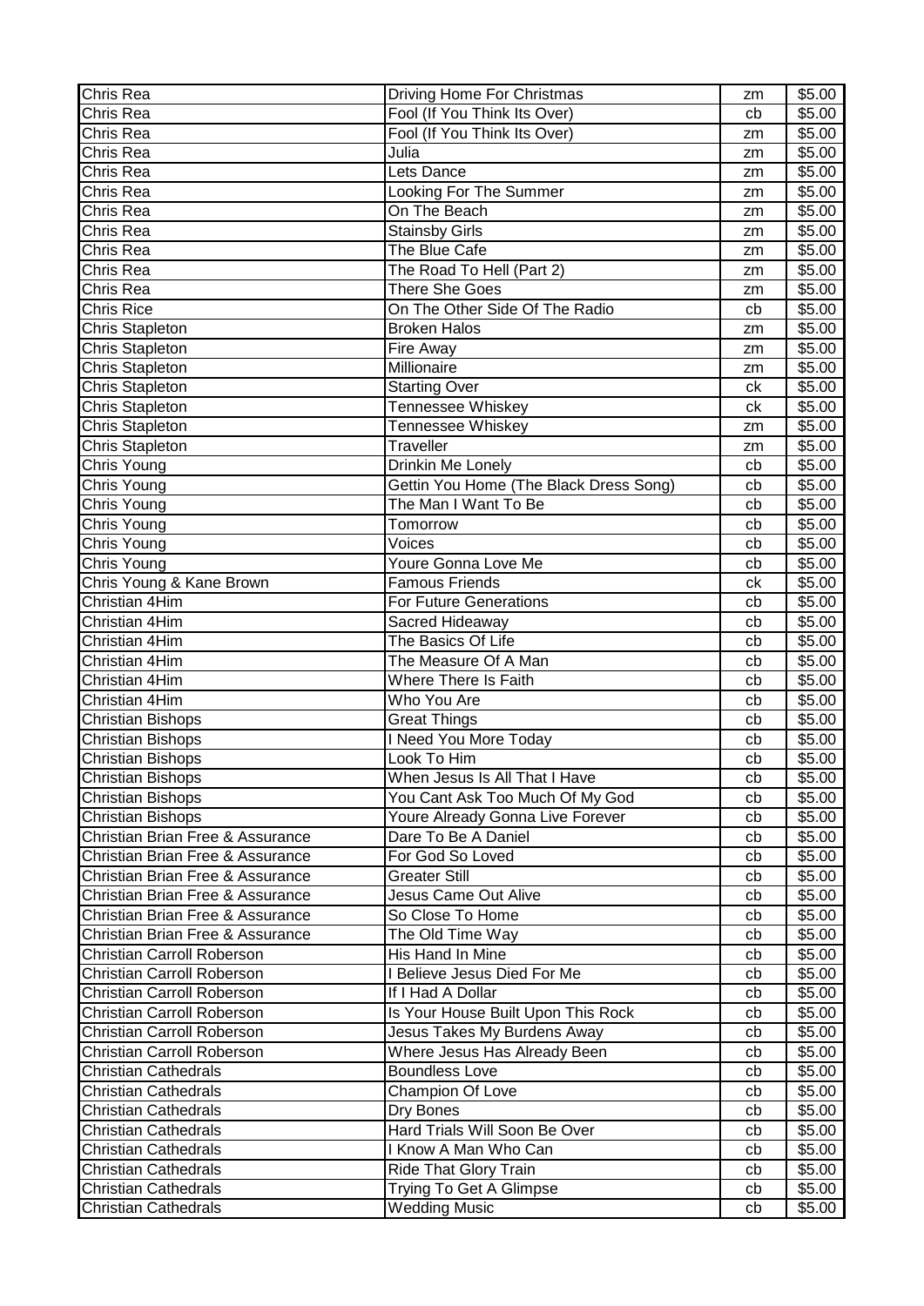| Chris Rea | Driving Home For Christmas | zm | $5.00 |
|---|---|---|---|
| Chris Rea | Fool (If You Think Its Over) | cb | $5.00 |
| Chris Rea | Fool (If You Think Its Over) | zm | $5.00 |
| Chris Rea | Julia | zm | $5.00 |
| Chris Rea | Lets Dance | zm | $5.00 |
| Chris Rea | Looking For The Summer | zm | $5.00 |
| Chris Rea | On The Beach | zm | $5.00 |
| Chris Rea | Stainsby Girls | zm | $5.00 |
| Chris Rea | The Blue Cafe | zm | $5.00 |
| Chris Rea | The Road To Hell (Part 2) | zm | $5.00 |
| Chris Rea | There She Goes | zm | $5.00 |
| Chris Rice | On The Other Side Of The Radio | cb | $5.00 |
| Chris Stapleton | Broken Halos | zm | $5.00 |
| Chris Stapleton | Fire Away | zm | $5.00 |
| Chris Stapleton | Millionaire | zm | $5.00 |
| Chris Stapleton | Starting Over | ck | $5.00 |
| Chris Stapleton | Tennessee Whiskey | ck | $5.00 |
| Chris Stapleton | Tennessee Whiskey | zm | $5.00 |
| Chris Stapleton | Traveller | zm | $5.00 |
| Chris Young | Drinkin Me Lonely | cb | $5.00 |
| Chris Young | Gettin You Home (The Black Dress Song) | cb | $5.00 |
| Chris Young | The Man I Want To Be | cb | $5.00 |
| Chris Young | Tomorrow | cb | $5.00 |
| Chris Young | Voices | cb | $5.00 |
| Chris Young | Youre Gonna Love Me | cb | $5.00 |
| Chris Young & Kane Brown | Famous Friends | ck | $5.00 |
| Christian 4Him | For Future Generations | cb | $5.00 |
| Christian 4Him | Sacred Hideaway | cb | $5.00 |
| Christian 4Him | The Basics Of Life | cb | $5.00 |
| Christian 4Him | The Measure Of A Man | cb | $5.00 |
| Christian 4Him | Where There Is Faith | cb | $5.00 |
| Christian 4Him | Who You Are | cb | $5.00 |
| Christian Bishops | Great Things | cb | $5.00 |
| Christian Bishops | I Need You More Today | cb | $5.00 |
| Christian Bishops | Look To Him | cb | $5.00 |
| Christian Bishops | When Jesus Is All That I Have | cb | $5.00 |
| Christian Bishops | You Cant Ask Too Much Of My God | cb | $5.00 |
| Christian Bishops | Youre Already Gonna Live Forever | cb | $5.00 |
| Christian Brian Free & Assurance | Dare To Be A Daniel | cb | $5.00 |
| Christian Brian Free & Assurance | For God So Loved | cb | $5.00 |
| Christian Brian Free & Assurance | Greater Still | cb | $5.00 |
| Christian Brian Free & Assurance | Jesus Came Out Alive | cb | $5.00 |
| Christian Brian Free & Assurance | So Close To Home | cb | $5.00 |
| Christian Brian Free & Assurance | The Old Time Way | cb | $5.00 |
| Christian Carroll Roberson | His Hand In Mine | cb | $5.00 |
| Christian Carroll Roberson | I Believe Jesus Died For Me | cb | $5.00 |
| Christian Carroll Roberson | If I Had A Dollar | cb | $5.00 |
| Christian Carroll Roberson | Is Your House Built Upon This Rock | cb | $5.00 |
| Christian Carroll Roberson | Jesus Takes My Burdens Away | cb | $5.00 |
| Christian Carroll Roberson | Where Jesus Has Already Been | cb | $5.00 |
| Christian Cathedrals | Boundless Love | cb | $5.00 |
| Christian Cathedrals | Champion Of Love | cb | $5.00 |
| Christian Cathedrals | Dry Bones | cb | $5.00 |
| Christian Cathedrals | Hard Trials Will Soon Be Over | cb | $5.00 |
| Christian Cathedrals | I Know A Man Who Can | cb | $5.00 |
| Christian Cathedrals | Ride That Glory Train | cb | $5.00 |
| Christian Cathedrals | Trying To Get A Glimpse | cb | $5.00 |
| Christian Cathedrals | Wedding Music | cb | $5.00 |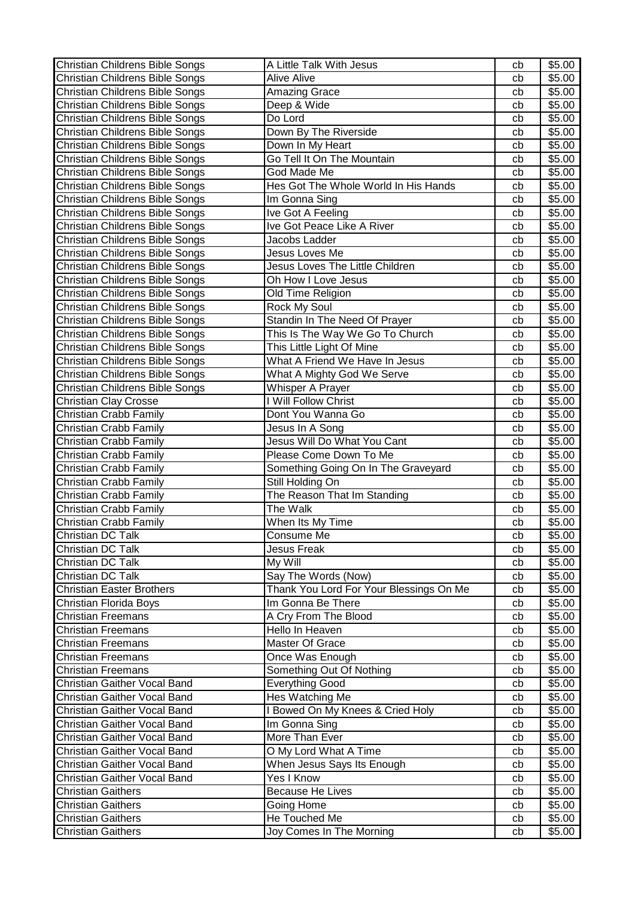| Christian Childrens Bible Songs | A Little Talk With Jesus | cb | $5.00 |
|---|---|---|---|
| Christian Childrens Bible Songs | Alive Alive | cb | $5.00 |
| Christian Childrens Bible Songs | Amazing Grace | cb | $5.00 |
| Christian Childrens Bible Songs | Deep & Wide | cb | $5.00 |
| Christian Childrens Bible Songs | Do Lord | cb | $5.00 |
| Christian Childrens Bible Songs | Down By The Riverside | cb | $5.00 |
| Christian Childrens Bible Songs | Down In My Heart | cb | $5.00 |
| Christian Childrens Bible Songs | Go Tell It On The Mountain | cb | $5.00 |
| Christian Childrens Bible Songs | God Made Me | cb | $5.00 |
| Christian Childrens Bible Songs | Hes Got The Whole World In His Hands | cb | $5.00 |
| Christian Childrens Bible Songs | Im Gonna Sing | cb | $5.00 |
| Christian Childrens Bible Songs | Ive Got A Feeling | cb | $5.00 |
| Christian Childrens Bible Songs | Ive Got Peace Like A River | cb | $5.00 |
| Christian Childrens Bible Songs | Jacobs Ladder | cb | $5.00 |
| Christian Childrens Bible Songs | Jesus Loves Me | cb | $5.00 |
| Christian Childrens Bible Songs | Jesus Loves The Little Children | cb | $5.00 |
| Christian Childrens Bible Songs | Oh How I Love Jesus | cb | $5.00 |
| Christian Childrens Bible Songs | Old Time Religion | cb | $5.00 |
| Christian Childrens Bible Songs | Rock My Soul | cb | $5.00 |
| Christian Childrens Bible Songs | Standin In The Need Of Prayer | cb | $5.00 |
| Christian Childrens Bible Songs | This Is The Way We Go To Church | cb | $5.00 |
| Christian Childrens Bible Songs | This Little Light Of Mine | cb | $5.00 |
| Christian Childrens Bible Songs | What A Friend We Have In Jesus | cb | $5.00 |
| Christian Childrens Bible Songs | What A Mighty God We Serve | cb | $5.00 |
| Christian Childrens Bible Songs | Whisper A Prayer | cb | $5.00 |
| Christian Clay Crosse | I Will Follow Christ | cb | $5.00 |
| Christian Crabb Family | Dont You Wanna Go | cb | $5.00 |
| Christian Crabb Family | Jesus In A Song | cb | $5.00 |
| Christian Crabb Family | Jesus Will Do What You Cant | cb | $5.00 |
| Christian Crabb Family | Please Come Down To Me | cb | $5.00 |
| Christian Crabb Family | Something Going On In The Graveyard | cb | $5.00 |
| Christian Crabb Family | Still Holding On | cb | $5.00 |
| Christian Crabb Family | The Reason That Im Standing | cb | $5.00 |
| Christian Crabb Family | The Walk | cb | $5.00 |
| Christian Crabb Family | When Its My Time | cb | $5.00 |
| Christian DC Talk | Consume Me | cb | $5.00 |
| Christian DC Talk | Jesus Freak | cb | $5.00 |
| Christian DC Talk | My Will | cb | $5.00 |
| Christian DC Talk | Say The Words (Now) | cb | $5.00 |
| Christian Easter Brothers | Thank You Lord For Your Blessings On Me | cb | $5.00 |
| Christian Florida Boys | Im Gonna Be There | cb | $5.00 |
| Christian Freemans | A Cry From The Blood | cb | $5.00 |
| Christian Freemans | Hello In Heaven | cb | $5.00 |
| Christian Freemans | Master Of Grace | cb | $5.00 |
| Christian Freemans | Once Was Enough | cb | $5.00 |
| Christian Freemans | Something Out Of Nothing | cb | $5.00 |
| Christian Gaither Vocal Band | Everything Good | cb | $5.00 |
| Christian Gaither Vocal Band | Hes Watching Me | cb | $5.00 |
| Christian Gaither Vocal Band | I Bowed On My Knees & Cried Holy | cb | $5.00 |
| Christian Gaither Vocal Band | Im Gonna Sing | cb | $5.00 |
| Christian Gaither Vocal Band | More Than Ever | cb | $5.00 |
| Christian Gaither Vocal Band | O My Lord What A Time | cb | $5.00 |
| Christian Gaither Vocal Band | When Jesus Says Its Enough | cb | $5.00 |
| Christian Gaither Vocal Band | Yes I Know | cb | $5.00 |
| Christian Gaithers | Because He Lives | cb | $5.00 |
| Christian Gaithers | Going Home | cb | $5.00 |
| Christian Gaithers | He Touched Me | cb | $5.00 |
| Christian Gaithers | Joy Comes In The Morning | cb | $5.00 |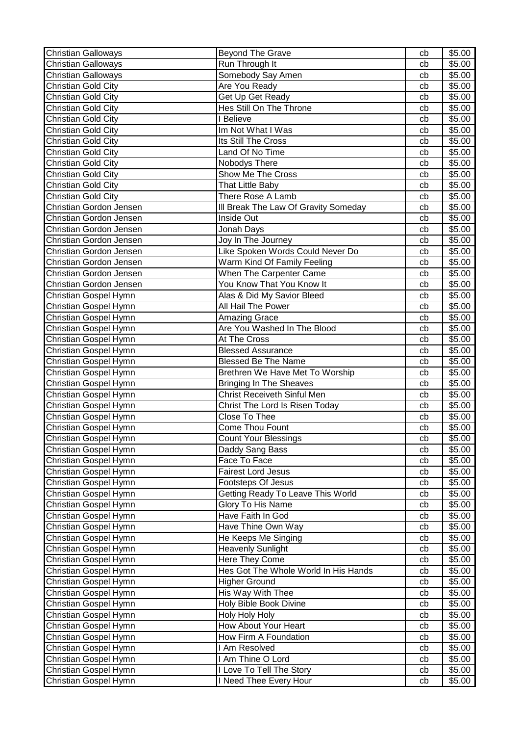| Christian Galloways | Beyond The Grave | cb | $5.00 |
|---|---|---|---|
| Christian Galloways | Run Through It | cb | $5.00 |
| Christian Galloways | Somebody Say Amen | cb | $5.00 |
| Christian Gold City | Are You Ready | cb | $5.00 |
| Christian Gold City | Get Up Get Ready | cb | $5.00 |
| Christian Gold City | Hes Still On The Throne | cb | $5.00 |
| Christian Gold City | I Believe | cb | $5.00 |
| Christian Gold City | Im Not What I Was | cb | $5.00 |
| Christian Gold City | Its Still The Cross | cb | $5.00 |
| Christian Gold City | Land Of No Time | cb | $5.00 |
| Christian Gold City | Nobodys There | cb | $5.00 |
| Christian Gold City | Show Me The Cross | cb | $5.00 |
| Christian Gold City | That Little Baby | cb | $5.00 |
| Christian Gold City | There Rose A Lamb | cb | $5.00 |
| Christian Gordon Jensen | Ill Break The Law Of Gravity Someday | cb | $5.00 |
| Christian Gordon Jensen | Inside Out | cb | $5.00 |
| Christian Gordon Jensen | Jonah Days | cb | $5.00 |
| Christian Gordon Jensen | Joy In The Journey | cb | $5.00 |
| Christian Gordon Jensen | Like Spoken Words Could Never Do | cb | $5.00 |
| Christian Gordon Jensen | Warm Kind Of Family Feeling | cb | $5.00 |
| Christian Gordon Jensen | When The Carpenter Came | cb | $5.00 |
| Christian Gordon Jensen | You Know That You Know It | cb | $5.00 |
| Christian Gospel Hymn | Alas & Did My Savior Bleed | cb | $5.00 |
| Christian Gospel Hymn | All Hail The Power | cb | $5.00 |
| Christian Gospel Hymn | Amazing Grace | cb | $5.00 |
| Christian Gospel Hymn | Are You Washed In The Blood | cb | $5.00 |
| Christian Gospel Hymn | At The Cross | cb | $5.00 |
| Christian Gospel Hymn | Blessed Assurance | cb | $5.00 |
| Christian Gospel Hymn | Blessed Be The Name | cb | $5.00 |
| Christian Gospel Hymn | Brethren We Have Met To Worship | cb | $5.00 |
| Christian Gospel Hymn | Bringing In The Sheaves | cb | $5.00 |
| Christian Gospel Hymn | Christ Receiveth Sinful Men | cb | $5.00 |
| Christian Gospel Hymn | Christ The Lord Is Risen Today | cb | $5.00 |
| Christian Gospel Hymn | Close To Thee | cb | $5.00 |
| Christian Gospel Hymn | Come Thou Fount | cb | $5.00 |
| Christian Gospel Hymn | Count Your Blessings | cb | $5.00 |
| Christian Gospel Hymn | Daddy Sang Bass | cb | $5.00 |
| Christian Gospel Hymn | Face To Face | cb | $5.00 |
| Christian Gospel Hymn | Fairest Lord Jesus | cb | $5.00 |
| Christian Gospel Hymn | Footsteps Of Jesus | cb | $5.00 |
| Christian Gospel Hymn | Getting Ready To Leave This World | cb | $5.00 |
| Christian Gospel Hymn | Glory To His Name | cb | $5.00 |
| Christian Gospel Hymn | Have Faith In God | cb | $5.00 |
| Christian Gospel Hymn | Have Thine Own Way | cb | $5.00 |
| Christian Gospel Hymn | He Keeps Me Singing | cb | $5.00 |
| Christian Gospel Hymn | Heavenly Sunlight | cb | $5.00 |
| Christian Gospel Hymn | Here They Come | cb | $5.00 |
| Christian Gospel Hymn | Hes Got The Whole World In His Hands | cb | $5.00 |
| Christian Gospel Hymn | Higher Ground | cb | $5.00 |
| Christian Gospel Hymn | His Way With Thee | cb | $5.00 |
| Christian Gospel Hymn | Holy Bible Book Divine | cb | $5.00 |
| Christian Gospel Hymn | Holy Holy Holy | cb | $5.00 |
| Christian Gospel Hymn | How About Your Heart | cb | $5.00 |
| Christian Gospel Hymn | How Firm A Foundation | cb | $5.00 |
| Christian Gospel Hymn | I Am Resolved | cb | $5.00 |
| Christian Gospel Hymn | I Am Thine O Lord | cb | $5.00 |
| Christian Gospel Hymn | I Love To Tell The Story | cb | $5.00 |
| Christian Gospel Hymn | I Need Thee Every Hour | cb | $5.00 |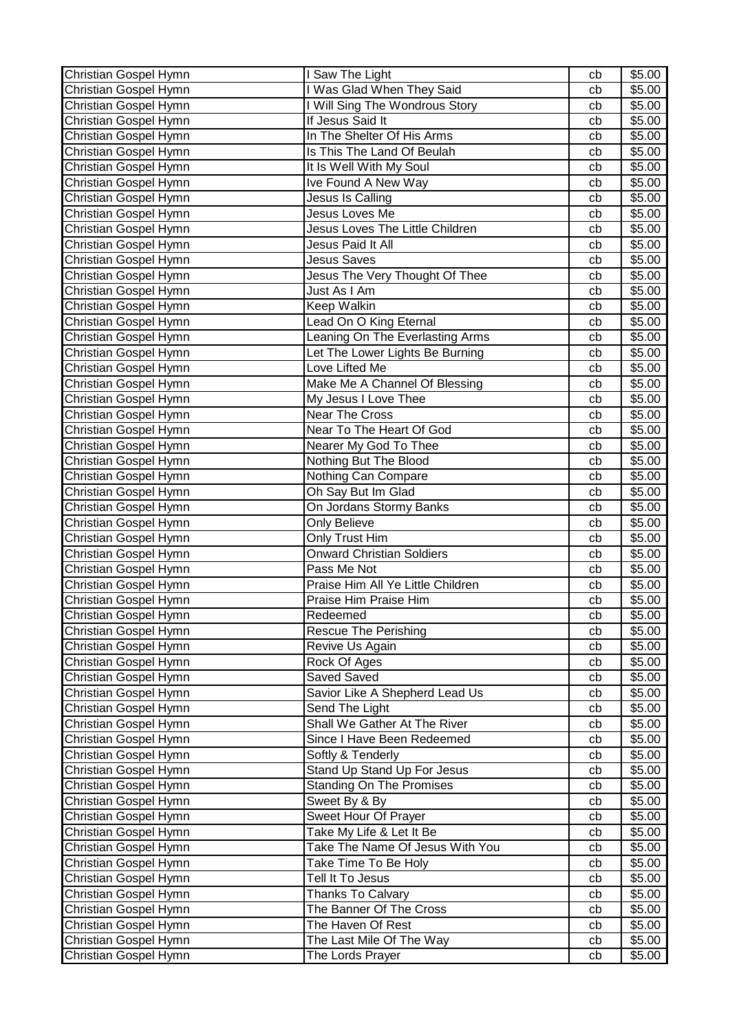| Christian Gospel Hymn | I Saw The Light | cb | $5.00 |
|---|---|---|---|
| Christian Gospel Hymn | I Was Glad When They Said | cb | $5.00 |
| Christian Gospel Hymn | I Will Sing The Wondrous Story | cb | $5.00 |
| Christian Gospel Hymn | If Jesus Said It | cb | $5.00 |
| Christian Gospel Hymn | In The Shelter Of His Arms | cb | $5.00 |
| Christian Gospel Hymn | Is This The Land Of Beulah | cb | $5.00 |
| Christian Gospel Hymn | It Is Well With My Soul | cb | $5.00 |
| Christian Gospel Hymn | Ive Found A New Way | cb | $5.00 |
| Christian Gospel Hymn | Jesus Is Calling | cb | $5.00 |
| Christian Gospel Hymn | Jesus Loves Me | cb | $5.00 |
| Christian Gospel Hymn | Jesus Loves The Little Children | cb | $5.00 |
| Christian Gospel Hymn | Jesus Paid It All | cb | $5.00 |
| Christian Gospel Hymn | Jesus Saves | cb | $5.00 |
| Christian Gospel Hymn | Jesus The Very Thought Of Thee | cb | $5.00 |
| Christian Gospel Hymn | Just As I Am | cb | $5.00 |
| Christian Gospel Hymn | Keep Walkin | cb | $5.00 |
| Christian Gospel Hymn | Lead On O King Eternal | cb | $5.00 |
| Christian Gospel Hymn | Leaning On The Everlasting Arms | cb | $5.00 |
| Christian Gospel Hymn | Let The Lower Lights Be Burning | cb | $5.00 |
| Christian Gospel Hymn | Love Lifted Me | cb | $5.00 |
| Christian Gospel Hymn | Make Me A Channel Of Blessing | cb | $5.00 |
| Christian Gospel Hymn | My Jesus I Love Thee | cb | $5.00 |
| Christian Gospel Hymn | Near The Cross | cb | $5.00 |
| Christian Gospel Hymn | Near To The Heart Of God | cb | $5.00 |
| Christian Gospel Hymn | Nearer My God To Thee | cb | $5.00 |
| Christian Gospel Hymn | Nothing But The Blood | cb | $5.00 |
| Christian Gospel Hymn | Nothing Can Compare | cb | $5.00 |
| Christian Gospel Hymn | Oh Say But Im Glad | cb | $5.00 |
| Christian Gospel Hymn | On Jordans Stormy Banks | cb | $5.00 |
| Christian Gospel Hymn | Only Believe | cb | $5.00 |
| Christian Gospel Hymn | Only Trust Him | cb | $5.00 |
| Christian Gospel Hymn | Onward Christian Soldiers | cb | $5.00 |
| Christian Gospel Hymn | Pass Me Not | cb | $5.00 |
| Christian Gospel Hymn | Praise Him All Ye Little Children | cb | $5.00 |
| Christian Gospel Hymn | Praise Him Praise Him | cb | $5.00 |
| Christian Gospel Hymn | Redeemed | cb | $5.00 |
| Christian Gospel Hymn | Rescue The Perishing | cb | $5.00 |
| Christian Gospel Hymn | Revive Us Again | cb | $5.00 |
| Christian Gospel Hymn | Rock Of Ages | cb | $5.00 |
| Christian Gospel Hymn | Saved Saved | cb | $5.00 |
| Christian Gospel Hymn | Savior Like A Shepherd Lead Us | cb | $5.00 |
| Christian Gospel Hymn | Send The Light | cb | $5.00 |
| Christian Gospel Hymn | Shall We Gather At The River | cb | $5.00 |
| Christian Gospel Hymn | Since I Have Been Redeemed | cb | $5.00 |
| Christian Gospel Hymn | Softly & Tenderly | cb | $5.00 |
| Christian Gospel Hymn | Stand Up Stand Up For Jesus | cb | $5.00 |
| Christian Gospel Hymn | Standing On The Promises | cb | $5.00 |
| Christian Gospel Hymn | Sweet By & By | cb | $5.00 |
| Christian Gospel Hymn | Sweet Hour Of Prayer | cb | $5.00 |
| Christian Gospel Hymn | Take My Life & Let It Be | cb | $5.00 |
| Christian Gospel Hymn | Take The Name Of Jesus With You | cb | $5.00 |
| Christian Gospel Hymn | Take Time To Be Holy | cb | $5.00 |
| Christian Gospel Hymn | Tell It To Jesus | cb | $5.00 |
| Christian Gospel Hymn | Thanks To Calvary | cb | $5.00 |
| Christian Gospel Hymn | The Banner Of The Cross | cb | $5.00 |
| Christian Gospel Hymn | The Haven Of Rest | cb | $5.00 |
| Christian Gospel Hymn | The Last Mile Of The Way | cb | $5.00 |
| Christian Gospel Hymn | The Lords Prayer | cb | $5.00 |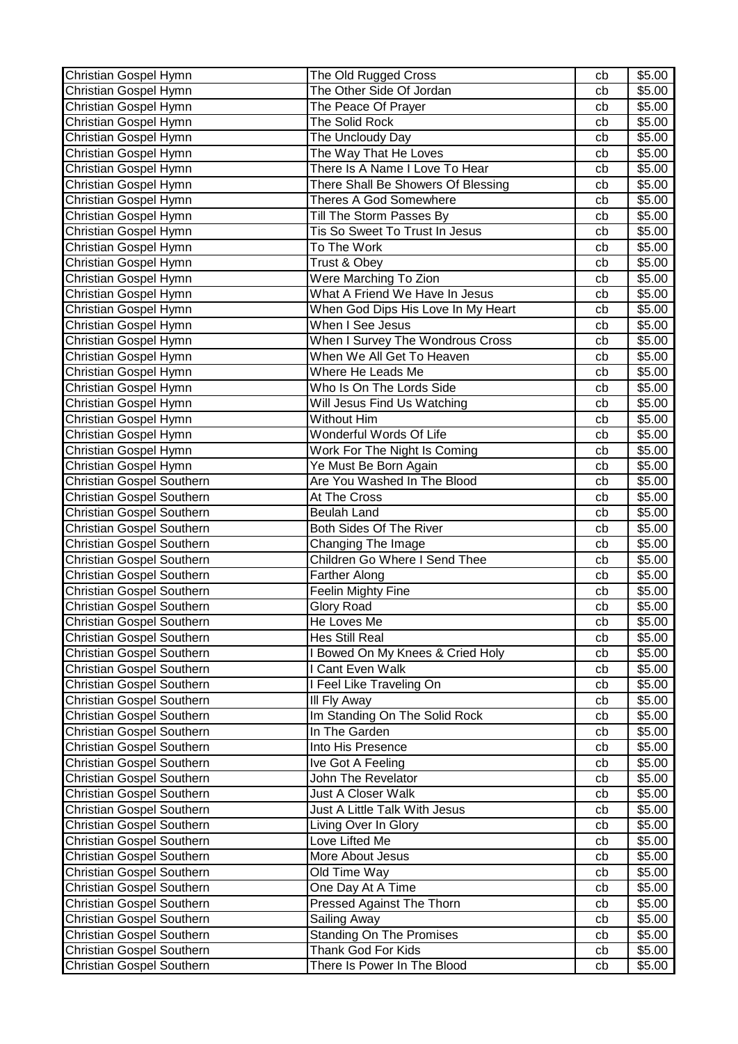| Christian Gospel Hymn | The Old Rugged Cross | cb | $5.00 |
|---|---|---|---|
| Christian Gospel Hymn | The Other Side Of Jordan | cb | $5.00 |
| Christian Gospel Hymn | The Peace Of Prayer | cb | $5.00 |
| Christian Gospel Hymn | The Solid Rock | cb | $5.00 |
| Christian Gospel Hymn | The Uncloudy Day | cb | $5.00 |
| Christian Gospel Hymn | The Way That He Loves | cb | $5.00 |
| Christian Gospel Hymn | There Is A Name I Love To Hear | cb | $5.00 |
| Christian Gospel Hymn | There Shall Be Showers Of Blessing | cb | $5.00 |
| Christian Gospel Hymn | Theres A God Somewhere | cb | $5.00 |
| Christian Gospel Hymn | Till The Storm Passes By | cb | $5.00 |
| Christian Gospel Hymn | Tis So Sweet To Trust In Jesus | cb | $5.00 |
| Christian Gospel Hymn | To The Work | cb | $5.00 |
| Christian Gospel Hymn | Trust & Obey | cb | $5.00 |
| Christian Gospel Hymn | Were Marching To Zion | cb | $5.00 |
| Christian Gospel Hymn | What A Friend We Have In Jesus | cb | $5.00 |
| Christian Gospel Hymn | When God Dips His Love In My Heart | cb | $5.00 |
| Christian Gospel Hymn | When I See Jesus | cb | $5.00 |
| Christian Gospel Hymn | When I Survey The Wondrous Cross | cb | $5.00 |
| Christian Gospel Hymn | When We All Get To Heaven | cb | $5.00 |
| Christian Gospel Hymn | Where He Leads Me | cb | $5.00 |
| Christian Gospel Hymn | Who Is On The Lords Side | cb | $5.00 |
| Christian Gospel Hymn | Will Jesus Find Us Watching | cb | $5.00 |
| Christian Gospel Hymn | Without Him | cb | $5.00 |
| Christian Gospel Hymn | Wonderful Words Of Life | cb | $5.00 |
| Christian Gospel Hymn | Work For The Night Is Coming | cb | $5.00 |
| Christian Gospel Hymn | Ye Must Be Born Again | cb | $5.00 |
| Christian Gospel Southern | Are You Washed In The Blood | cb | $5.00 |
| Christian Gospel Southern | At The Cross | cb | $5.00 |
| Christian Gospel Southern | Beulah Land | cb | $5.00 |
| Christian Gospel Southern | Both Sides Of The River | cb | $5.00 |
| Christian Gospel Southern | Changing The Image | cb | $5.00 |
| Christian Gospel Southern | Children Go Where I Send Thee | cb | $5.00 |
| Christian Gospel Southern | Farther Along | cb | $5.00 |
| Christian Gospel Southern | Feelin Mighty Fine | cb | $5.00 |
| Christian Gospel Southern | Glory Road | cb | $5.00 |
| Christian Gospel Southern | He Loves Me | cb | $5.00 |
| Christian Gospel Southern | Hes Still Real | cb | $5.00 |
| Christian Gospel Southern | I Bowed On My Knees & Cried Holy | cb | $5.00 |
| Christian Gospel Southern | I Cant Even Walk | cb | $5.00 |
| Christian Gospel Southern | I Feel Like Traveling On | cb | $5.00 |
| Christian Gospel Southern | Ill Fly Away | cb | $5.00 |
| Christian Gospel Southern | Im Standing On The Solid Rock | cb | $5.00 |
| Christian Gospel Southern | In The Garden | cb | $5.00 |
| Christian Gospel Southern | Into His Presence | cb | $5.00 |
| Christian Gospel Southern | Ive Got A Feeling | cb | $5.00 |
| Christian Gospel Southern | John The Revelator | cb | $5.00 |
| Christian Gospel Southern | Just A Closer Walk | cb | $5.00 |
| Christian Gospel Southern | Just A Little Talk With Jesus | cb | $5.00 |
| Christian Gospel Southern | Living Over In Glory | cb | $5.00 |
| Christian Gospel Southern | Love Lifted Me | cb | $5.00 |
| Christian Gospel Southern | More About Jesus | cb | $5.00 |
| Christian Gospel Southern | Old Time Way | cb | $5.00 |
| Christian Gospel Southern | One Day At A Time | cb | $5.00 |
| Christian Gospel Southern | Pressed Against The Thorn | cb | $5.00 |
| Christian Gospel Southern | Sailing Away | cb | $5.00 |
| Christian Gospel Southern | Standing On The Promises | cb | $5.00 |
| Christian Gospel Southern | Thank God For Kids | cb | $5.00 |
| Christian Gospel Southern | There Is Power In The Blood | cb | $5.00 |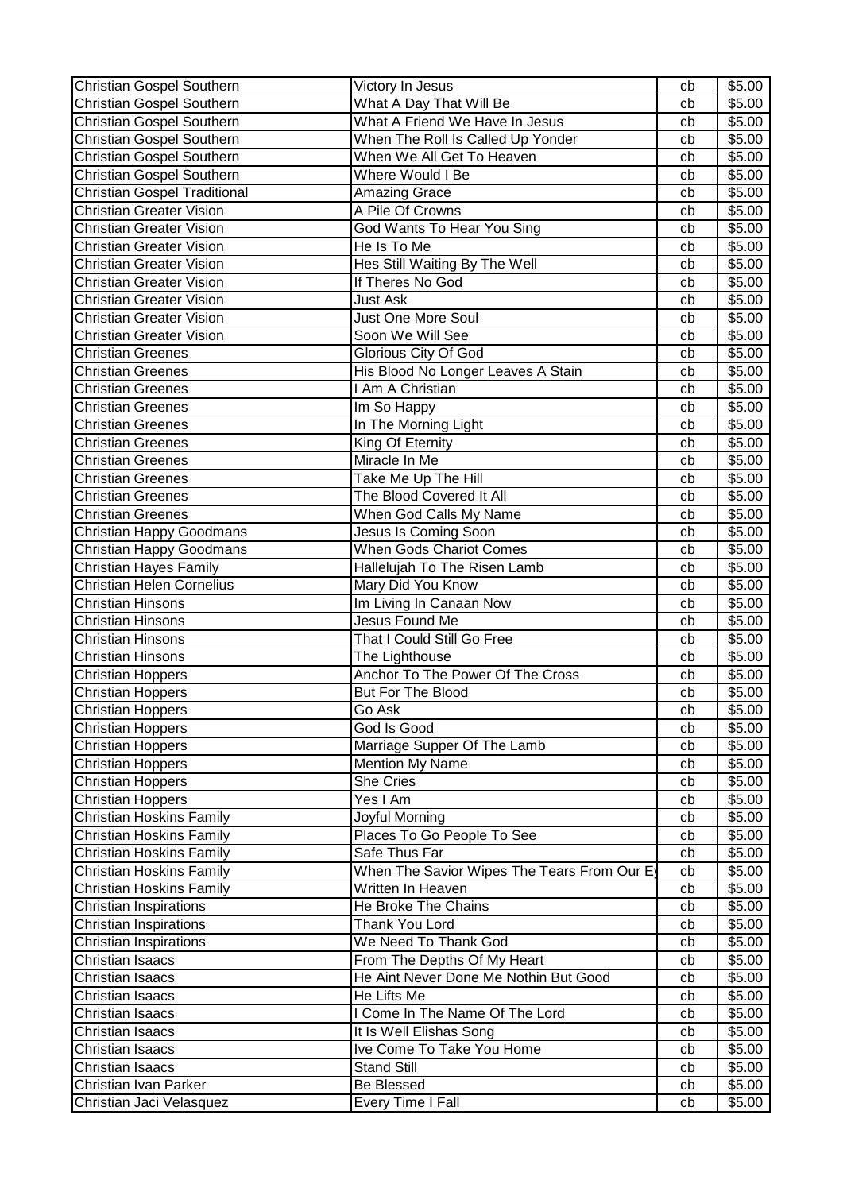| | | | |
|---|---|---|---|
| Christian Gospel Southern | Victory In Jesus | cb | $5.00 |
| Christian Gospel Southern | What A Day That Will Be | cb | $5.00 |
| Christian Gospel Southern | What A Friend We Have In Jesus | cb | $5.00 |
| Christian Gospel Southern | When The Roll Is Called Up Yonder | cb | $5.00 |
| Christian Gospel Southern | When We All Get To Heaven | cb | $5.00 |
| Christian Gospel Southern | Where Would I Be | cb | $5.00 |
| Christian Gospel Traditional | Amazing Grace | cb | $5.00 |
| Christian Greater Vision | A Pile Of Crowns | cb | $5.00 |
| Christian Greater Vision | God Wants To Hear You Sing | cb | $5.00 |
| Christian Greater Vision | He Is To Me | cb | $5.00 |
| Christian Greater Vision | Hes Still Waiting By The Well | cb | $5.00 |
| Christian Greater Vision | If Theres No God | cb | $5.00 |
| Christian Greater Vision | Just Ask | cb | $5.00 |
| Christian Greater Vision | Just One More Soul | cb | $5.00 |
| Christian Greater Vision | Soon We Will See | cb | $5.00 |
| Christian Greenes | Glorious City Of God | cb | $5.00 |
| Christian Greenes | His Blood No Longer Leaves A Stain | cb | $5.00 |
| Christian Greenes | I Am A Christian | cb | $5.00 |
| Christian Greenes | Im So Happy | cb | $5.00 |
| Christian Greenes | In The Morning Light | cb | $5.00 |
| Christian Greenes | King Of Eternity | cb | $5.00 |
| Christian Greenes | Miracle In Me | cb | $5.00 |
| Christian Greenes | Take Me Up The Hill | cb | $5.00 |
| Christian Greenes | The Blood Covered It All | cb | $5.00 |
| Christian Greenes | When God Calls My Name | cb | $5.00 |
| Christian Happy Goodmans | Jesus Is Coming Soon | cb | $5.00 |
| Christian Happy Goodmans | When Gods Chariot Comes | cb | $5.00 |
| Christian Hayes Family | Hallelujah To The Risen Lamb | cb | $5.00 |
| Christian Helen Cornelius | Mary Did You Know | cb | $5.00 |
| Christian Hinsons | Im Living In Canaan Now | cb | $5.00 |
| Christian Hinsons | Jesus Found Me | cb | $5.00 |
| Christian Hinsons | That I Could Still Go Free | cb | $5.00 |
| Christian Hinsons | The Lighthouse | cb | $5.00 |
| Christian Hoppers | Anchor To The Power Of The Cross | cb | $5.00 |
| Christian Hoppers | But For The Blood | cb | $5.00 |
| Christian Hoppers | Go Ask | cb | $5.00 |
| Christian Hoppers | God Is Good | cb | $5.00 |
| Christian Hoppers | Marriage Supper Of The Lamb | cb | $5.00 |
| Christian Hoppers | Mention My Name | cb | $5.00 |
| Christian Hoppers | She Cries | cb | $5.00 |
| Christian Hoppers | Yes I Am | cb | $5.00 |
| Christian Hoskins Family | Joyful Morning | cb | $5.00 |
| Christian Hoskins Family | Places To Go People To See | cb | $5.00 |
| Christian Hoskins Family | Safe Thus Far | cb | $5.00 |
| Christian Hoskins Family | When The Savior Wipes The Tears From Our Ey | cb | $5.00 |
| Christian Hoskins Family | Written In Heaven | cb | $5.00 |
| Christian Inspirations | He Broke The Chains | cb | $5.00 |
| Christian Inspirations | Thank You Lord | cb | $5.00 |
| Christian Inspirations | We Need To Thank God | cb | $5.00 |
| Christian Isaacs | From The Depths Of My Heart | cb | $5.00 |
| Christian Isaacs | He Aint Never Done Me Nothin But Good | cb | $5.00 |
| Christian Isaacs | He Lifts Me | cb | $5.00 |
| Christian Isaacs | I Come In The Name Of The Lord | cb | $5.00 |
| Christian Isaacs | It Is Well Elishas Song | cb | $5.00 |
| Christian Isaacs | Ive Come To Take You Home | cb | $5.00 |
| Christian Isaacs | Stand Still | cb | $5.00 |
| Christian Ivan Parker | Be Blessed | cb | $5.00 |
| Christian Jaci Velasquez | Every Time I Fall | cb | $5.00 |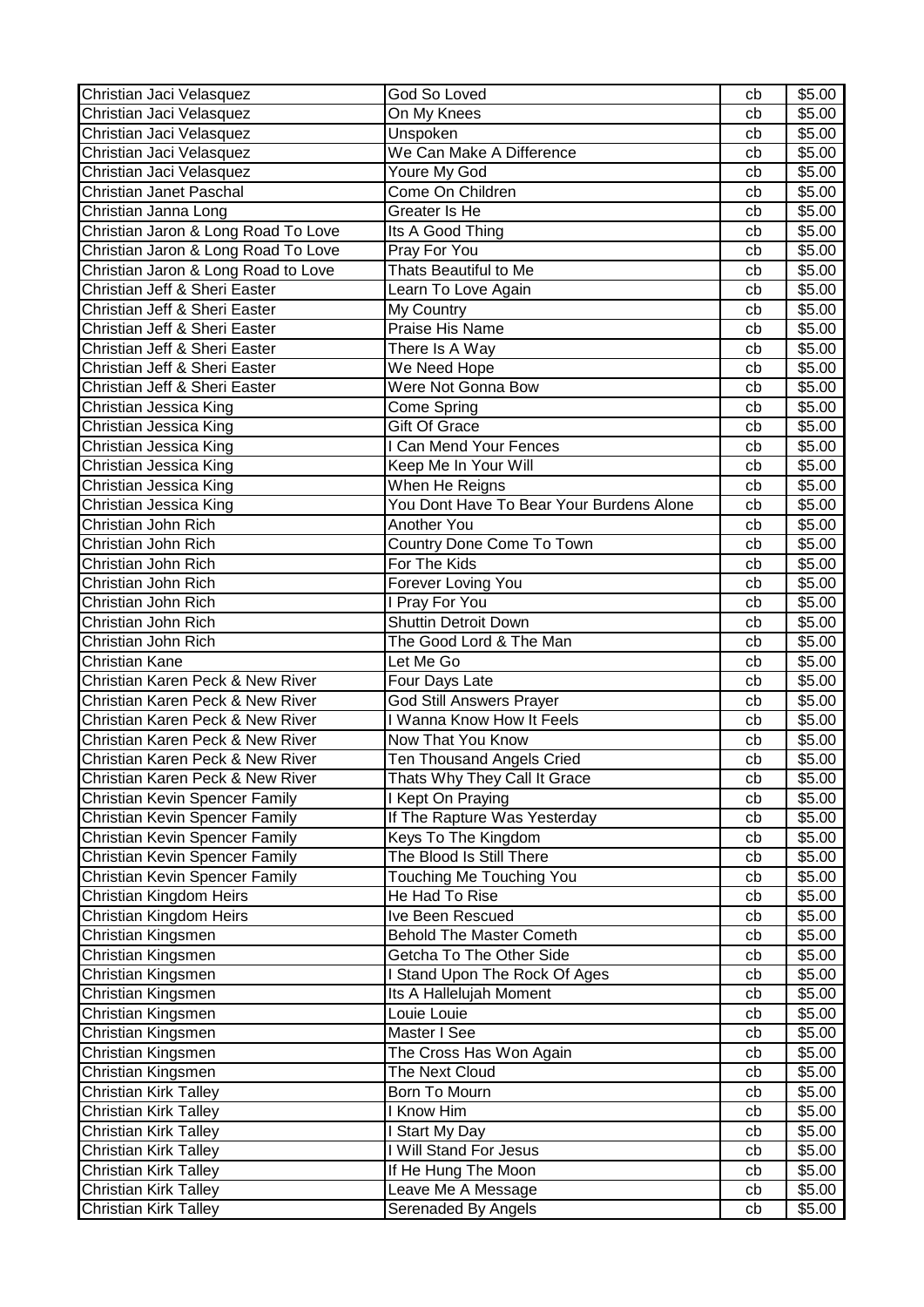| | | | |
|---|---|---|---|
| Christian Jaci Velasquez | God So Loved | cb | $5.00 |
| Christian Jaci Velasquez | On My Knees | cb | $5.00 |
| Christian Jaci Velasquez | Unspoken | cb | $5.00 |
| Christian Jaci Velasquez | We Can Make A Difference | cb | $5.00 |
| Christian Jaci Velasquez | Youre My God | cb | $5.00 |
| Christian Janet Paschal | Come On Children | cb | $5.00 |
| Christian Janna Long | Greater Is He | cb | $5.00 |
| Christian Jaron & Long Road To Love | Its A Good Thing | cb | $5.00 |
| Christian Jaron & Long Road To Love | Pray For You | cb | $5.00 |
| Christian Jaron & Long Road to Love | Thats Beautiful to Me | cb | $5.00 |
| Christian Jeff & Sheri Easter | Learn To Love Again | cb | $5.00 |
| Christian Jeff & Sheri Easter | My Country | cb | $5.00 |
| Christian Jeff & Sheri Easter | Praise His Name | cb | $5.00 |
| Christian Jeff & Sheri Easter | There Is A Way | cb | $5.00 |
| Christian Jeff & Sheri Easter | We Need Hope | cb | $5.00 |
| Christian Jeff & Sheri Easter | Were Not Gonna Bow | cb | $5.00 |
| Christian Jessica King | Come Spring | cb | $5.00 |
| Christian Jessica King | Gift Of Grace | cb | $5.00 |
| Christian Jessica King | I Can Mend Your Fences | cb | $5.00 |
| Christian Jessica King | Keep Me In Your Will | cb | $5.00 |
| Christian Jessica King | When He Reigns | cb | $5.00 |
| Christian Jessica King | You Dont Have To Bear Your Burdens Alone | cb | $5.00 |
| Christian John Rich | Another You | cb | $5.00 |
| Christian John Rich | Country Done Come To Town | cb | $5.00 |
| Christian John Rich | For The Kids | cb | $5.00 |
| Christian John Rich | Forever Loving You | cb | $5.00 |
| Christian John Rich | I Pray For You | cb | $5.00 |
| Christian John Rich | Shuttin Detroit Down | cb | $5.00 |
| Christian John Rich | The Good Lord & The Man | cb | $5.00 |
| Christian Kane | Let Me Go | cb | $5.00 |
| Christian Karen Peck & New River | Four Days Late | cb | $5.00 |
| Christian Karen Peck & New River | God Still Answers Prayer | cb | $5.00 |
| Christian Karen Peck & New River | I Wanna Know How It Feels | cb | $5.00 |
| Christian Karen Peck & New River | Now That You Know | cb | $5.00 |
| Christian Karen Peck & New River | Ten Thousand Angels Cried | cb | $5.00 |
| Christian Karen Peck & New River | Thats Why They Call It Grace | cb | $5.00 |
| Christian Kevin Spencer Family | I Kept On Praying | cb | $5.00 |
| Christian Kevin Spencer Family | If The Rapture Was Yesterday | cb | $5.00 |
| Christian Kevin Spencer Family | Keys To The Kingdom | cb | $5.00 |
| Christian Kevin Spencer Family | The Blood Is Still There | cb | $5.00 |
| Christian Kevin Spencer Family | Touching Me Touching You | cb | $5.00 |
| Christian Kingdom Heirs | He Had To Rise | cb | $5.00 |
| Christian Kingdom Heirs | Ive Been Rescued | cb | $5.00 |
| Christian Kingsmen | Behold The Master Cometh | cb | $5.00 |
| Christian Kingsmen | Getcha To The Other Side | cb | $5.00 |
| Christian Kingsmen | I Stand Upon The Rock Of Ages | cb | $5.00 |
| Christian Kingsmen | Its A Hallelujah Moment | cb | $5.00 |
| Christian Kingsmen | Louie Louie | cb | $5.00 |
| Christian Kingsmen | Master I See | cb | $5.00 |
| Christian Kingsmen | The Cross Has Won Again | cb | $5.00 |
| Christian Kingsmen | The Next Cloud | cb | $5.00 |
| Christian Kirk Talley | Born To Mourn | cb | $5.00 |
| Christian Kirk Talley | I Know Him | cb | $5.00 |
| Christian Kirk Talley | I Start My Day | cb | $5.00 |
| Christian Kirk Talley | I Will Stand For Jesus | cb | $5.00 |
| Christian Kirk Talley | If He Hung The Moon | cb | $5.00 |
| Christian Kirk Talley | Leave Me A Message | cb | $5.00 |
| Christian Kirk Talley | Serenaded By Angels | cb | $5.00 |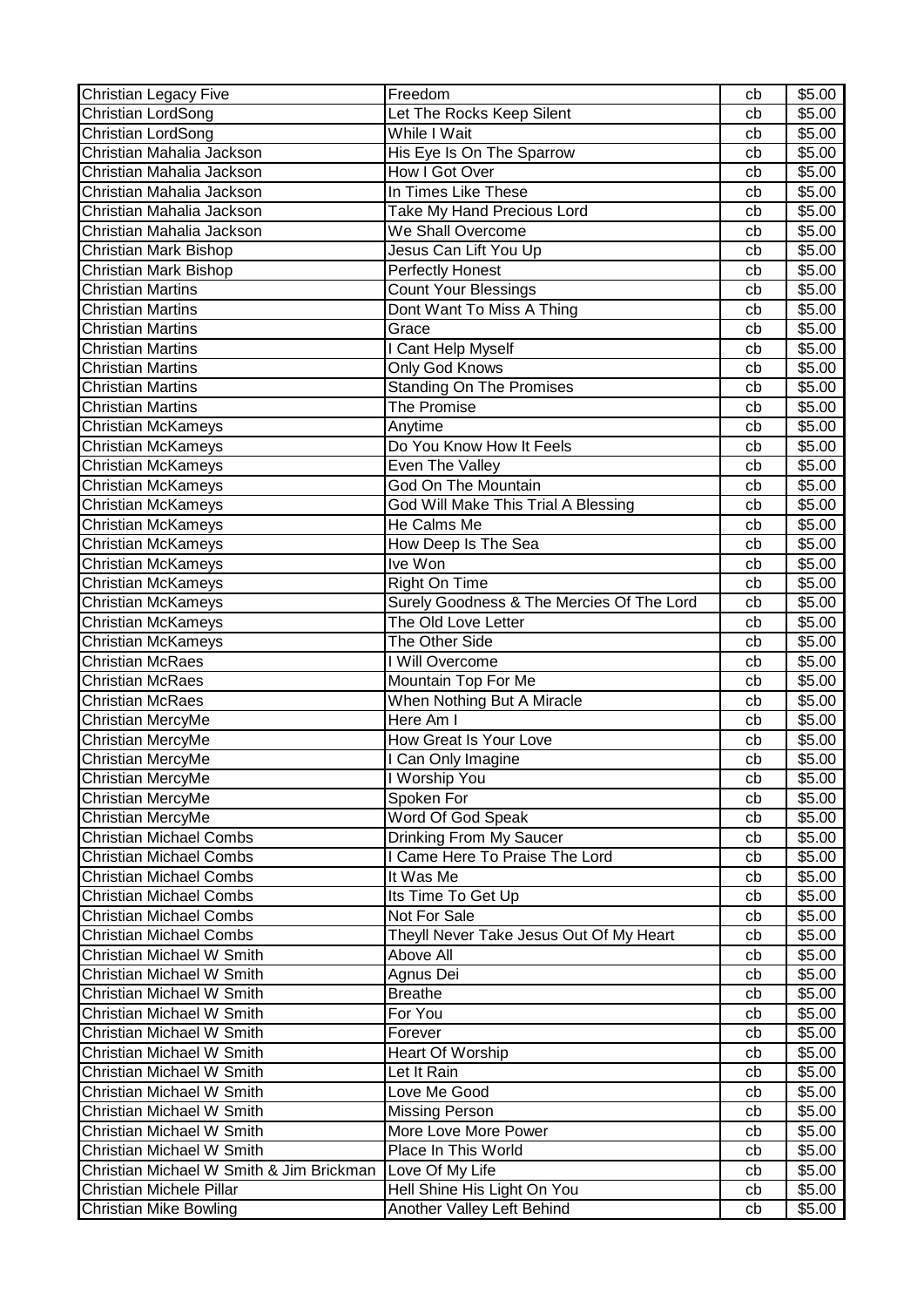| Christian Legacy Five | Freedom | cb | $5.00 |
|---|---|---|---|
| Christian LordSong | Let The Rocks Keep Silent | cb | $5.00 |
| Christian LordSong | While I Wait | cb | $5.00 |
| Christian Mahalia Jackson | His Eye Is On The Sparrow | cb | $5.00 |
| Christian Mahalia Jackson | How I Got Over | cb | $5.00 |
| Christian Mahalia Jackson | In Times Like These | cb | $5.00 |
| Christian Mahalia Jackson | Take My Hand Precious Lord | cb | $5.00 |
| Christian Mahalia Jackson | We Shall Overcome | cb | $5.00 |
| Christian Mark Bishop | Jesus Can Lift You Up | cb | $5.00 |
| Christian Mark Bishop | Perfectly Honest | cb | $5.00 |
| Christian Martins | Count Your Blessings | cb | $5.00 |
| Christian Martins | Dont Want To Miss A Thing | cb | $5.00 |
| Christian Martins | Grace | cb | $5.00 |
| Christian Martins | I Cant Help Myself | cb | $5.00 |
| Christian Martins | Only God Knows | cb | $5.00 |
| Christian Martins | Standing On The Promises | cb | $5.00 |
| Christian Martins | The Promise | cb | $5.00 |
| Christian McKameys | Anytime | cb | $5.00 |
| Christian McKameys | Do You Know How It Feels | cb | $5.00 |
| Christian McKameys | Even The Valley | cb | $5.00 |
| Christian McKameys | God On The Mountain | cb | $5.00 |
| Christian McKameys | God Will Make This Trial A Blessing | cb | $5.00 |
| Christian McKameys | He Calms Me | cb | $5.00 |
| Christian McKameys | How Deep Is The Sea | cb | $5.00 |
| Christian McKameys | Ive Won | cb | $5.00 |
| Christian McKameys | Right On Time | cb | $5.00 |
| Christian McKameys | Surely Goodness & The Mercies Of The Lord | cb | $5.00 |
| Christian McKameys | The Old Love Letter | cb | $5.00 |
| Christian McKameys | The Other Side | cb | $5.00 |
| Christian McRaes | I Will Overcome | cb | $5.00 |
| Christian McRaes | Mountain Top For Me | cb | $5.00 |
| Christian McRaes | When Nothing But A Miracle | cb | $5.00 |
| Christian MercyMe | Here Am I | cb | $5.00 |
| Christian MercyMe | How Great Is Your Love | cb | $5.00 |
| Christian MercyMe | I Can Only Imagine | cb | $5.00 |
| Christian MercyMe | I Worship You | cb | $5.00 |
| Christian MercyMe | Spoken For | cb | $5.00 |
| Christian MercyMe | Word Of God Speak | cb | $5.00 |
| Christian Michael Combs | Drinking From My Saucer | cb | $5.00 |
| Christian Michael Combs | I Came Here To Praise The Lord | cb | $5.00 |
| Christian Michael Combs | It Was Me | cb | $5.00 |
| Christian Michael Combs | Its Time To Get Up | cb | $5.00 |
| Christian Michael Combs | Not For Sale | cb | $5.00 |
| Christian Michael Combs | Theyll Never Take Jesus Out Of My Heart | cb | $5.00 |
| Christian Michael W Smith | Above All | cb | $5.00 |
| Christian Michael W Smith | Agnus Dei | cb | $5.00 |
| Christian Michael W Smith | Breathe | cb | $5.00 |
| Christian Michael W Smith | For You | cb | $5.00 |
| Christian Michael W Smith | Forever | cb | $5.00 |
| Christian Michael W Smith | Heart Of Worship | cb | $5.00 |
| Christian Michael W Smith | Let It Rain | cb | $5.00 |
| Christian Michael W Smith | Love Me Good | cb | $5.00 |
| Christian Michael W Smith | Missing Person | cb | $5.00 |
| Christian Michael W Smith | More Love More Power | cb | $5.00 |
| Christian Michael W Smith | Place In This World | cb | $5.00 |
| Christian Michael W Smith & Jim Brickman | Love Of My Life | cb | $5.00 |
| Christian Michele Pillar | Hell Shine His Light On You | cb | $5.00 |
| Christian Mike Bowling | Another Valley Left Behind | cb | $5.00 |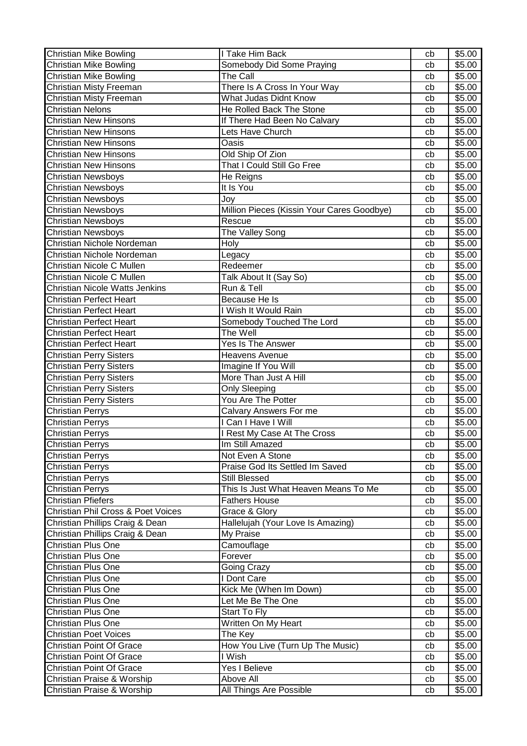| Christian Mike Bowling | I Take Him Back | cb | $5.00 |
|---|---|---|---|
| Christian Mike Bowling | Somebody Did Some Praying | cb | $5.00 |
| Christian Mike Bowling | The Call | cb | $5.00 |
| Christian Misty Freeman | There Is A Cross In Your Way | cb | $5.00 |
| Christian Misty Freeman | What Judas Didnt Know | cb | $5.00 |
| Christian Nelons | He Rolled Back The Stone | cb | $5.00 |
| Christian New Hinsons | If There Had Been No Calvary | cb | $5.00 |
| Christian New Hinsons | Lets Have Church | cb | $5.00 |
| Christian New Hinsons | Oasis | cb | $5.00 |
| Christian New Hinsons | Old Ship Of Zion | cb | $5.00 |
| Christian New Hinsons | That I Could Still Go Free | cb | $5.00 |
| Christian Newsboys | He Reigns | cb | $5.00 |
| Christian Newsboys | It Is You | cb | $5.00 |
| Christian Newsboys | Joy | cb | $5.00 |
| Christian Newsboys | Million Pieces (Kissin Your Cares Goodbye) | cb | $5.00 |
| Christian Newsboys | Rescue | cb | $5.00 |
| Christian Newsboys | The Valley Song | cb | $5.00 |
| Christian Nichole Nordeman | Holy | cb | $5.00 |
| Christian Nichole Nordeman | Legacy | cb | $5.00 |
| Christian Nicole C Mullen | Redeemer | cb | $5.00 |
| Christian Nicole C Mullen | Talk About It (Say So) | cb | $5.00 |
| Christian Nicole Watts Jenkins | Run & Tell | cb | $5.00 |
| Christian Perfect Heart | Because He Is | cb | $5.00 |
| Christian Perfect Heart | I Wish It Would Rain | cb | $5.00 |
| Christian Perfect Heart | Somebody Touched The Lord | cb | $5.00 |
| Christian Perfect Heart | The Well | cb | $5.00 |
| Christian Perfect Heart | Yes Is The Answer | cb | $5.00 |
| Christian Perry Sisters | Heavens Avenue | cb | $5.00 |
| Christian Perry Sisters | Imagine If You Will | cb | $5.00 |
| Christian Perry Sisters | More Than Just A Hill | cb | $5.00 |
| Christian Perry Sisters | Only Sleeping | cb | $5.00 |
| Christian Perry Sisters | You Are The Potter | cb | $5.00 |
| Christian Perrys | Calvary Answers For me | cb | $5.00 |
| Christian Perrys | I Can I Have I Will | cb | $5.00 |
| Christian Perrys | I Rest My Case At The Cross | cb | $5.00 |
| Christian Perrys | Im Still Amazed | cb | $5.00 |
| Christian Perrys | Not Even A Stone | cb | $5.00 |
| Christian Perrys | Praise God Its Settled Im Saved | cb | $5.00 |
| Christian Perrys | Still Blessed | cb | $5.00 |
| Christian Perrys | This Is Just What Heaven Means To Me | cb | $5.00 |
| Christian Pfiefers | Fathers House | cb | $5.00 |
| Christian Phil Cross & Poet Voices | Grace & Glory | cb | $5.00 |
| Christian Phillips Craig & Dean | Hallelujah (Your Love Is Amazing) | cb | $5.00 |
| Christian Phillips Craig & Dean | My Praise | cb | $5.00 |
| Christian Plus One | Camouflage | cb | $5.00 |
| Christian Plus One | Forever | cb | $5.00 |
| Christian Plus One | Going Crazy | cb | $5.00 |
| Christian Plus One | I Dont Care | cb | $5.00 |
| Christian Plus One | Kick Me (When Im Down) | cb | $5.00 |
| Christian Plus One | Let Me Be The One | cb | $5.00 |
| Christian Plus One | Start To Fly | cb | $5.00 |
| Christian Plus One | Written On My Heart | cb | $5.00 |
| Christian Poet Voices | The Key | cb | $5.00 |
| Christian Point Of Grace | How You Live (Turn Up The Music) | cb | $5.00 |
| Christian Point Of Grace | I Wish | cb | $5.00 |
| Christian Point Of Grace | Yes I Believe | cb | $5.00 |
| Christian Praise & Worship | Above All | cb | $5.00 |
| Christian Praise & Worship | All Things Are Possible | cb | $5.00 |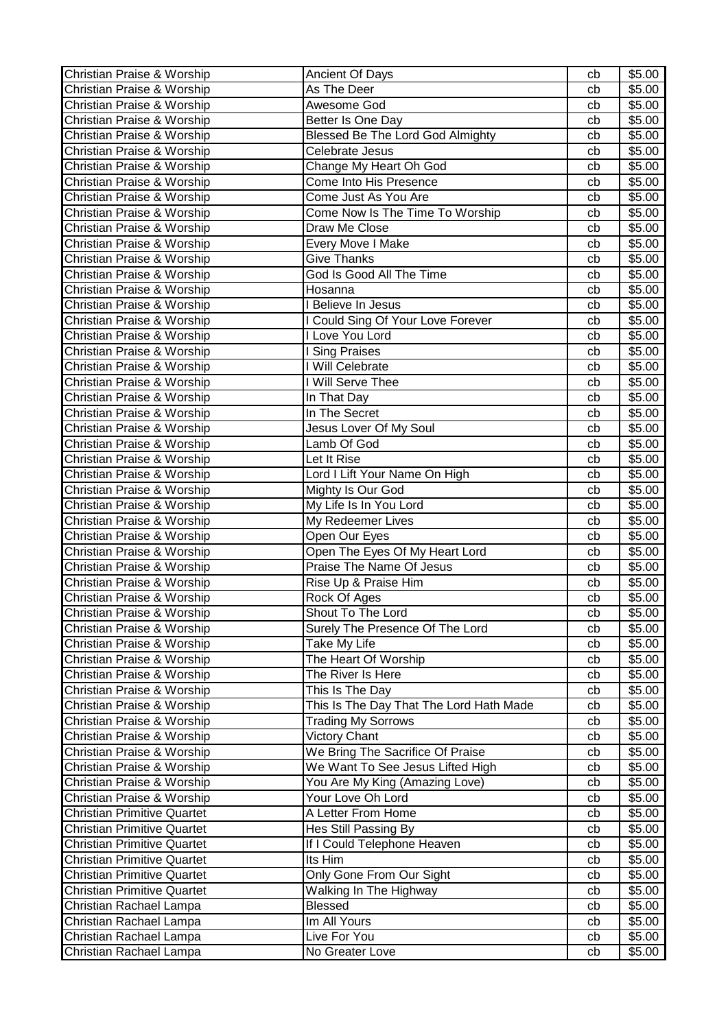| | | | |
|---|---|---|---|
| Christian Praise & Worship | Ancient Of Days | cb | $5.00 |
| Christian Praise & Worship | As The Deer | cb | $5.00 |
| Christian Praise & Worship | Awesome God | cb | $5.00 |
| Christian Praise & Worship | Better Is One Day | cb | $5.00 |
| Christian Praise & Worship | Blessed Be The Lord God Almighty | cb | $5.00 |
| Christian Praise & Worship | Celebrate Jesus | cb | $5.00 |
| Christian Praise & Worship | Change My Heart Oh God | cb | $5.00 |
| Christian Praise & Worship | Come Into His Presence | cb | $5.00 |
| Christian Praise & Worship | Come Just As You Are | cb | $5.00 |
| Christian Praise & Worship | Come Now Is The Time To Worship | cb | $5.00 |
| Christian Praise & Worship | Draw Me Close | cb | $5.00 |
| Christian Praise & Worship | Every Move I Make | cb | $5.00 |
| Christian Praise & Worship | Give Thanks | cb | $5.00 |
| Christian Praise & Worship | God Is Good All The Time | cb | $5.00 |
| Christian Praise & Worship | Hosanna | cb | $5.00 |
| Christian Praise & Worship | I Believe In Jesus | cb | $5.00 |
| Christian Praise & Worship | I Could Sing Of Your Love Forever | cb | $5.00 |
| Christian Praise & Worship | I Love You Lord | cb | $5.00 |
| Christian Praise & Worship | I Sing Praises | cb | $5.00 |
| Christian Praise & Worship | I Will Celebrate | cb | $5.00 |
| Christian Praise & Worship | I Will Serve Thee | cb | $5.00 |
| Christian Praise & Worship | In That Day | cb | $5.00 |
| Christian Praise & Worship | In The Secret | cb | $5.00 |
| Christian Praise & Worship | Jesus Lover Of My Soul | cb | $5.00 |
| Christian Praise & Worship | Lamb Of God | cb | $5.00 |
| Christian Praise & Worship | Let It Rise | cb | $5.00 |
| Christian Praise & Worship | Lord I Lift Your Name On High | cb | $5.00 |
| Christian Praise & Worship | Mighty Is Our God | cb | $5.00 |
| Christian Praise & Worship | My Life Is In You Lord | cb | $5.00 |
| Christian Praise & Worship | My Redeemer Lives | cb | $5.00 |
| Christian Praise & Worship | Open Our Eyes | cb | $5.00 |
| Christian Praise & Worship | Open The Eyes Of My Heart Lord | cb | $5.00 |
| Christian Praise & Worship | Praise The Name Of Jesus | cb | $5.00 |
| Christian Praise & Worship | Rise Up & Praise Him | cb | $5.00 |
| Christian Praise & Worship | Rock Of Ages | cb | $5.00 |
| Christian Praise & Worship | Shout To The Lord | cb | $5.00 |
| Christian Praise & Worship | Surely The Presence Of The Lord | cb | $5.00 |
| Christian Praise & Worship | Take My Life | cb | $5.00 |
| Christian Praise & Worship | The Heart Of Worship | cb | $5.00 |
| Christian Praise & Worship | The River Is Here | cb | $5.00 |
| Christian Praise & Worship | This Is The Day | cb | $5.00 |
| Christian Praise & Worship | This Is The Day That The Lord Hath Made | cb | $5.00 |
| Christian Praise & Worship | Trading My Sorrows | cb | $5.00 |
| Christian Praise & Worship | Victory Chant | cb | $5.00 |
| Christian Praise & Worship | We Bring The Sacrifice Of Praise | cb | $5.00 |
| Christian Praise & Worship | We Want To See Jesus Lifted High | cb | $5.00 |
| Christian Praise & Worship | You Are My King (Amazing Love) | cb | $5.00 |
| Christian Praise & Worship | Your Love Oh Lord | cb | $5.00 |
| Christian Primitive Quartet | A Letter From Home | cb | $5.00 |
| Christian Primitive Quartet | Hes Still Passing By | cb | $5.00 |
| Christian Primitive Quartet | If I Could Telephone Heaven | cb | $5.00 |
| Christian Primitive Quartet | Its Him | cb | $5.00 |
| Christian Primitive Quartet | Only Gone From Our Sight | cb | $5.00 |
| Christian Primitive Quartet | Walking In The Highway | cb | $5.00 |
| Christian Rachael Lampa | Blessed | cb | $5.00 |
| Christian Rachael Lampa | Im All Yours | cb | $5.00 |
| Christian Rachael Lampa | Live For You | cb | $5.00 |
| Christian Rachael Lampa | No Greater Love | cb | $5.00 |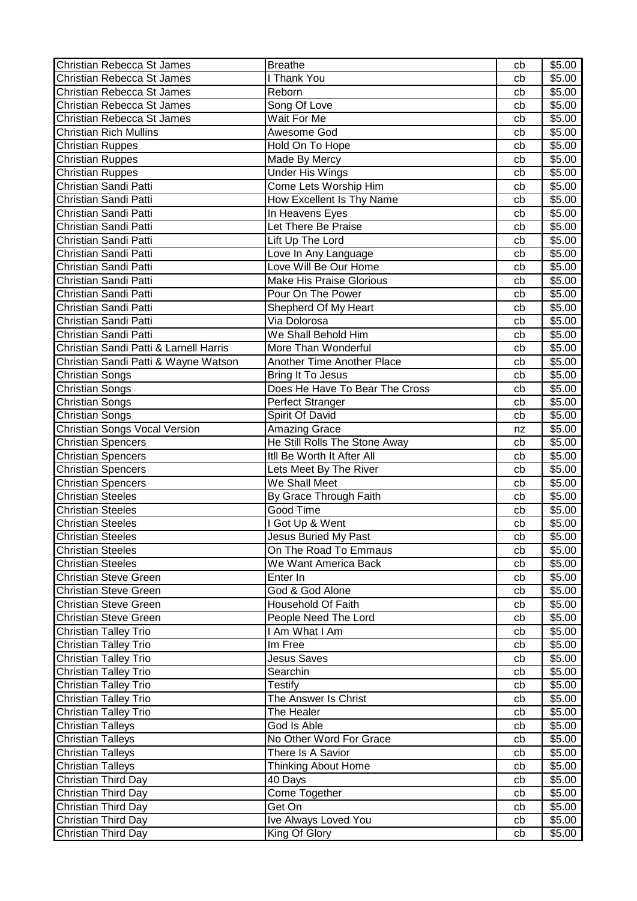| Christian Rebecca St James | Breathe | cb | $5.00 |
|---|---|---|---|
| Christian Rebecca St James | I Thank You | cb | $5.00 |
| Christian Rebecca St James | Reborn | cb | $5.00 |
| Christian Rebecca St James | Song Of Love | cb | $5.00 |
| Christian Rebecca St James | Wait For Me | cb | $5.00 |
| Christian Rich Mullins | Awesome God | cb | $5.00 |
| Christian Ruppes | Hold On To Hope | cb | $5.00 |
| Christian Ruppes | Made By Mercy | cb | $5.00 |
| Christian Ruppes | Under His Wings | cb | $5.00 |
| Christian Sandi Patti | Come Lets Worship Him | cb | $5.00 |
| Christian Sandi Patti | How Excellent Is Thy Name | cb | $5.00 |
| Christian Sandi Patti | In Heavens Eyes | cb | $5.00 |
| Christian Sandi Patti | Let There Be Praise | cb | $5.00 |
| Christian Sandi Patti | Lift Up The Lord | cb | $5.00 |
| Christian Sandi Patti | Love In Any Language | cb | $5.00 |
| Christian Sandi Patti | Love Will Be Our Home | cb | $5.00 |
| Christian Sandi Patti | Make His Praise Glorious | cb | $5.00 |
| Christian Sandi Patti | Pour On The Power | cb | $5.00 |
| Christian Sandi Patti | Shepherd Of My Heart | cb | $5.00 |
| Christian Sandi Patti | Via Dolorosa | cb | $5.00 |
| Christian Sandi Patti | We Shall Behold Him | cb | $5.00 |
| Christian Sandi Patti & Larnell Harris | More Than Wonderful | cb | $5.00 |
| Christian Sandi Patti & Wayne Watson | Another Time Another Place | cb | $5.00 |
| Christian Songs | Bring It To Jesus | cb | $5.00 |
| Christian Songs | Does He Have To Bear The Cross | cb | $5.00 |
| Christian Songs | Perfect Stranger | cb | $5.00 |
| Christian Songs | Spirit Of David | cb | $5.00 |
| Christian Songs Vocal Version | Amazing Grace | nz | $5.00 |
| Christian Spencers | He Still Rolls The Stone Away | cb | $5.00 |
| Christian Spencers | Itll Be Worth It After All | cb | $5.00 |
| Christian Spencers | Lets Meet By The River | cb | $5.00 |
| Christian Spencers | We Shall Meet | cb | $5.00 |
| Christian Steeles | By Grace Through Faith | cb | $5.00 |
| Christian Steeles | Good Time | cb | $5.00 |
| Christian Steeles | I Got Up & Went | cb | $5.00 |
| Christian Steeles | Jesus Buried My Past | cb | $5.00 |
| Christian Steeles | On The Road To Emmaus | cb | $5.00 |
| Christian Steeles | We Want America Back | cb | $5.00 |
| Christian Steve Green | Enter In | cb | $5.00 |
| Christian Steve Green | God & God Alone | cb | $5.00 |
| Christian Steve Green | Household Of Faith | cb | $5.00 |
| Christian Steve Green | People Need The Lord | cb | $5.00 |
| Christian Talley Trio | I Am What I Am | cb | $5.00 |
| Christian Talley Trio | Im Free | cb | $5.00 |
| Christian Talley Trio | Jesus Saves | cb | $5.00 |
| Christian Talley Trio | Searchin | cb | $5.00 |
| Christian Talley Trio | Testify | cb | $5.00 |
| Christian Talley Trio | The Answer Is Christ | cb | $5.00 |
| Christian Talley Trio | The Healer | cb | $5.00 |
| Christian Talleys | God Is Able | cb | $5.00 |
| Christian Talleys | No Other Word For Grace | cb | $5.00 |
| Christian Talleys | There Is A Savior | cb | $5.00 |
| Christian Talleys | Thinking About Home | cb | $5.00 |
| Christian Third Day | 40 Days | cb | $5.00 |
| Christian Third Day | Come Together | cb | $5.00 |
| Christian Third Day | Get On | cb | $5.00 |
| Christian Third Day | Ive Always Loved You | cb | $5.00 |
| Christian Third Day | King Of Glory | cb | $5.00 |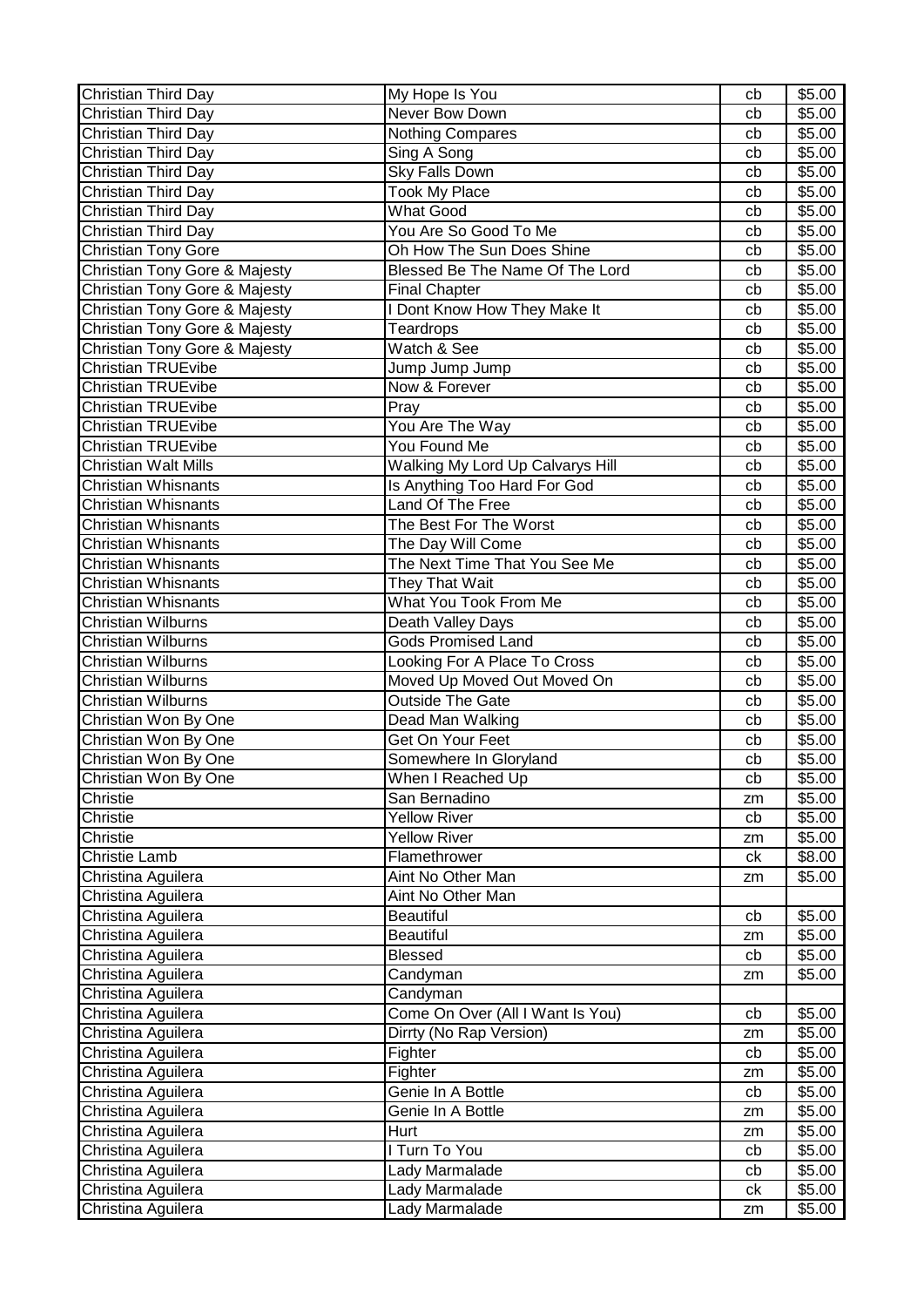| Christian Third Day | My Hope Is You | cb | $5.00 |
|---|---|---|---|
| Christian Third Day | Never Bow Down | cb | $5.00 |
| Christian Third Day | Nothing Compares | cb | $5.00 |
| Christian Third Day | Sing A Song | cb | $5.00 |
| Christian Third Day | Sky Falls Down | cb | $5.00 |
| Christian Third Day | Took My Place | cb | $5.00 |
| Christian Third Day | What Good | cb | $5.00 |
| Christian Third Day | You Are So Good To Me | cb | $5.00 |
| Christian Tony Gore | Oh How The Sun Does Shine | cb | $5.00 |
| Christian Tony Gore & Majesty | Blessed Be The Name Of The Lord | cb | $5.00 |
| Christian Tony Gore & Majesty | Final Chapter | cb | $5.00 |
| Christian Tony Gore & Majesty | I Dont Know How They Make It | cb | $5.00 |
| Christian Tony Gore & Majesty | Teardrops | cb | $5.00 |
| Christian Tony Gore & Majesty | Watch & See | cb | $5.00 |
| Christian TRUEvibe | Jump Jump Jump | cb | $5.00 |
| Christian TRUEvibe | Now & Forever | cb | $5.00 |
| Christian TRUEvibe | Pray | cb | $5.00 |
| Christian TRUEvibe | You Are The Way | cb | $5.00 |
| Christian TRUEvibe | You Found Me | cb | $5.00 |
| Christian Walt Mills | Walking My Lord Up Calvarys Hill | cb | $5.00 |
| Christian Whisnants | Is Anything Too Hard For God | cb | $5.00 |
| Christian Whisnants | Land Of The Free | cb | $5.00 |
| Christian Whisnants | The Best For The Worst | cb | $5.00 |
| Christian Whisnants | The Day Will Come | cb | $5.00 |
| Christian Whisnants | The Next Time That You See Me | cb | $5.00 |
| Christian Whisnants | They That Wait | cb | $5.00 |
| Christian Whisnants | What You Took From Me | cb | $5.00 |
| Christian Wilburns | Death Valley Days | cb | $5.00 |
| Christian Wilburns | Gods Promised Land | cb | $5.00 |
| Christian Wilburns | Looking For A Place To Cross | cb | $5.00 |
| Christian Wilburns | Moved Up Moved Out Moved On | cb | $5.00 |
| Christian Wilburns | Outside The Gate | cb | $5.00 |
| Christian Won By One | Dead Man Walking | cb | $5.00 |
| Christian Won By One | Get On Your Feet | cb | $5.00 |
| Christian Won By One | Somewhere In Gloryland | cb | $5.00 |
| Christian Won By One | When I Reached Up | cb | $5.00 |
| Christie | San Bernadino | zm | $5.00 |
| Christie | Yellow River | cb | $5.00 |
| Christie | Yellow River | zm | $5.00 |
| Christie Lamb | Flamethrower | ck | $8.00 |
| Christina Aguilera | Aint No Other Man | zm | $5.00 |
| Christina Aguilera | Aint No Other Man | | |
| Christina Aguilera | Beautiful | cb | $5.00 |
| Christina Aguilera | Beautiful | zm | $5.00 |
| Christina Aguilera | Blessed | cb | $5.00 |
| Christina Aguilera | Candyman | zm | $5.00 |
| Christina Aguilera | Candyman | | |
| Christina Aguilera | Come On Over (All I Want Is You) | cb | $5.00 |
| Christina Aguilera | Dirrty (No Rap Version) | zm | $5.00 |
| Christina Aguilera | Fighter | cb | $5.00 |
| Christina Aguilera | Fighter | zm | $5.00 |
| Christina Aguilera | Genie In A Bottle | cb | $5.00 |
| Christina Aguilera | Genie In A Bottle | zm | $5.00 |
| Christina Aguilera | Hurt | zm | $5.00 |
| Christina Aguilera | I Turn To You | cb | $5.00 |
| Christina Aguilera | Lady Marmalade | cb | $5.00 |
| Christina Aguilera | Lady Marmalade | ck | $5.00 |
| Christina Aguilera | Lady Marmalade | zm | $5.00 |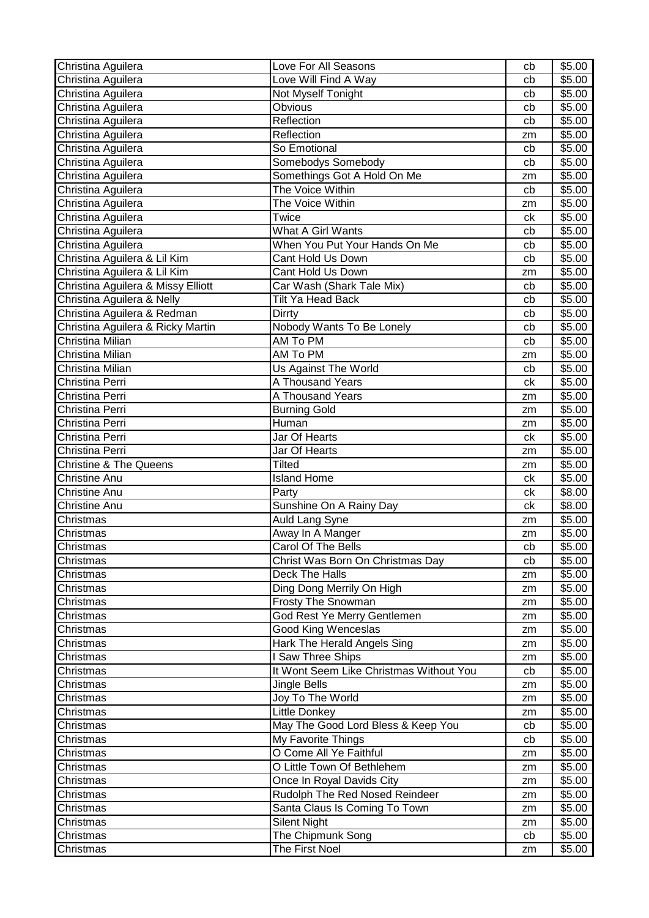| Christina Aguilera | Love For All Seasons | cb | $5.00 |
|---|---|---|---|
| Christina Aguilera | Love Will Find A Way | cb | $5.00 |
| Christina Aguilera | Not Myself Tonight | cb | $5.00 |
| Christina Aguilera | Obvious | cb | $5.00 |
| Christina Aguilera | Reflection | cb | $5.00 |
| Christina Aguilera | Reflection | zm | $5.00 |
| Christina Aguilera | So Emotional | cb | $5.00 |
| Christina Aguilera | Somebodys Somebody | cb | $5.00 |
| Christina Aguilera | Somethings Got A Hold On Me | zm | $5.00 |
| Christina Aguilera | The Voice Within | cb | $5.00 |
| Christina Aguilera | The Voice Within | zm | $5.00 |
| Christina Aguilera | Twice | ck | $5.00 |
| Christina Aguilera | What A Girl Wants | cb | $5.00 |
| Christina Aguilera | When You Put Your Hands On Me | cb | $5.00 |
| Christina Aguilera & Lil Kim | Cant Hold Us Down | cb | $5.00 |
| Christina Aguilera & Lil Kim | Cant Hold Us Down | zm | $5.00 |
| Christina Aguilera & Missy Elliott | Car Wash (Shark Tale Mix) | cb | $5.00 |
| Christina Aguilera & Nelly | Tilt Ya Head Back | cb | $5.00 |
| Christina Aguilera & Redman | Dirrty | cb | $5.00 |
| Christina Aguilera & Ricky Martin | Nobody Wants To Be Lonely | cb | $5.00 |
| Christina Milian | AM To PM | cb | $5.00 |
| Christina Milian | AM To PM | zm | $5.00 |
| Christina Milian | Us Against The World | cb | $5.00 |
| Christina Perri | A Thousand Years | ck | $5.00 |
| Christina Perri | A Thousand Years | zm | $5.00 |
| Christina Perri | Burning Gold | zm | $5.00 |
| Christina Perri | Human | zm | $5.00 |
| Christina Perri | Jar Of Hearts | ck | $5.00 |
| Christina Perri | Jar Of Hearts | zm | $5.00 |
| Christine & The Queens | Tilted | zm | $5.00 |
| Christine Anu | Island Home | ck | $5.00 |
| Christine Anu | Party | ck | $8.00 |
| Christine Anu | Sunshine On A Rainy Day | ck | $8.00 |
| Christmas | Auld Lang Syne | zm | $5.00 |
| Christmas | Away In A Manger | zm | $5.00 |
| Christmas | Carol Of The Bells | cb | $5.00 |
| Christmas | Christ Was Born On Christmas Day | cb | $5.00 |
| Christmas | Deck The Halls | zm | $5.00 |
| Christmas | Ding Dong Merrily On High | zm | $5.00 |
| Christmas | Frosty The Snowman | zm | $5.00 |
| Christmas | God Rest Ye Merry Gentlemen | zm | $5.00 |
| Christmas | Good King Wenceslas | zm | $5.00 |
| Christmas | Hark The Herald Angels Sing | zm | $5.00 |
| Christmas | I Saw Three Ships | zm | $5.00 |
| Christmas | It Wont Seem Like Christmas Without You | cb | $5.00 |
| Christmas | Jingle Bells | zm | $5.00 |
| Christmas | Joy To The World | zm | $5.00 |
| Christmas | Little Donkey | zm | $5.00 |
| Christmas | May The Good Lord Bless & Keep You | cb | $5.00 |
| Christmas | My Favorite Things | cb | $5.00 |
| Christmas | O Come All Ye Faithful | zm | $5.00 |
| Christmas | O Little Town Of Bethlehem | zm | $5.00 |
| Christmas | Once In Royal Davids City | zm | $5.00 |
| Christmas | Rudolph The Red Nosed Reindeer | zm | $5.00 |
| Christmas | Santa Claus Is Coming To Town | zm | $5.00 |
| Christmas | Silent Night | zm | $5.00 |
| Christmas | The Chipmunk Song | cb | $5.00 |
| Christmas | The First Noel | zm | $5.00 |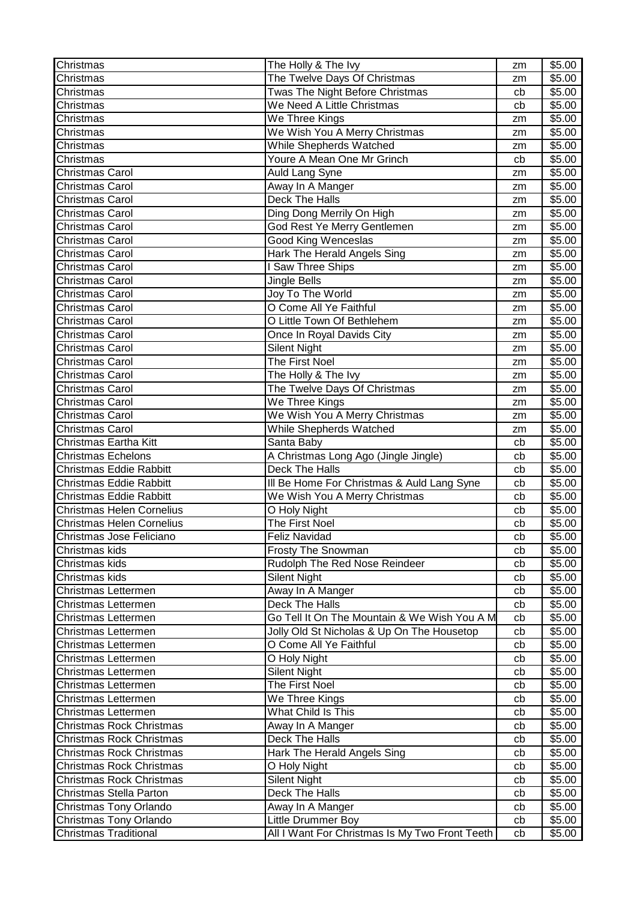| Christmas | The Holly & The Ivy | zm | $5.00 |
|---|---|---|---|
| Christmas | The Twelve Days Of Christmas | zm | $5.00 |
| Christmas | Twas The Night Before Christmas | cb | $5.00 |
| Christmas | We Need A Little Christmas | cb | $5.00 |
| Christmas | We Three Kings | zm | $5.00 |
| Christmas | We Wish You A Merry Christmas | zm | $5.00 |
| Christmas | While Shepherds Watched | zm | $5.00 |
| Christmas | Youre A Mean One Mr Grinch | cb | $5.00 |
| Christmas Carol | Auld Lang Syne | zm | $5.00 |
| Christmas Carol | Away In A Manger | zm | $5.00 |
| Christmas Carol | Deck The Halls | zm | $5.00 |
| Christmas Carol | Ding Dong Merrily On High | zm | $5.00 |
| Christmas Carol | God Rest Ye Merry Gentlemen | zm | $5.00 |
| Christmas Carol | Good King Wenceslas | zm | $5.00 |
| Christmas Carol | Hark The Herald Angels Sing | zm | $5.00 |
| Christmas Carol | I Saw Three Ships | zm | $5.00 |
| Christmas Carol | Jingle Bells | zm | $5.00 |
| Christmas Carol | Joy To The World | zm | $5.00 |
| Christmas Carol | O Come All Ye Faithful | zm | $5.00 |
| Christmas Carol | O Little Town Of Bethlehem | zm | $5.00 |
| Christmas Carol | Once In Royal Davids City | zm | $5.00 |
| Christmas Carol | Silent Night | zm | $5.00 |
| Christmas Carol | The First Noel | zm | $5.00 |
| Christmas Carol | The Holly & The Ivy | zm | $5.00 |
| Christmas Carol | The Twelve Days Of Christmas | zm | $5.00 |
| Christmas Carol | We Three Kings | zm | $5.00 |
| Christmas Carol | We Wish You A Merry Christmas | zm | $5.00 |
| Christmas Carol | While Shepherds Watched | zm | $5.00 |
| Christmas Eartha Kitt | Santa Baby | cb | $5.00 |
| Christmas Echelons | A Christmas Long Ago (Jingle Jingle) | cb | $5.00 |
| Christmas Eddie Rabbitt | Deck The Halls | cb | $5.00 |
| Christmas Eddie Rabbitt | Ill Be Home For Christmas & Auld Lang Syne | cb | $5.00 |
| Christmas Eddie Rabbitt | We Wish You A Merry Christmas | cb | $5.00 |
| Christmas Helen Cornelius | O Holy Night | cb | $5.00 |
| Christmas Helen Cornelius | The First Noel | cb | $5.00 |
| Christmas Jose Feliciano | Feliz Navidad | cb | $5.00 |
| Christmas kids | Frosty The Snowman | cb | $5.00 |
| Christmas kids | Rudolph The Red Nose Reindeer | cb | $5.00 |
| Christmas kids | Silent Night | cb | $5.00 |
| Christmas Lettermen | Away In A Manger | cb | $5.00 |
| Christmas Lettermen | Deck The Halls | cb | $5.00 |
| Christmas Lettermen | Go Tell It On The Mountain & We Wish You A M | cb | $5.00 |
| Christmas Lettermen | Jolly Old St Nicholas & Up On The Housetop | cb | $5.00 |
| Christmas Lettermen | O Come All Ye Faithful | cb | $5.00 |
| Christmas Lettermen | O Holy Night | cb | $5.00 |
| Christmas Lettermen | Silent Night | cb | $5.00 |
| Christmas Lettermen | The First Noel | cb | $5.00 |
| Christmas Lettermen | We Three Kings | cb | $5.00 |
| Christmas Lettermen | What Child Is This | cb | $5.00 |
| Christmas Rock Christmas | Away In A Manger | cb | $5.00 |
| Christmas Rock Christmas | Deck The Halls | cb | $5.00 |
| Christmas Rock Christmas | Hark The Herald Angels Sing | cb | $5.00 |
| Christmas Rock Christmas | O Holy Night | cb | $5.00 |
| Christmas Rock Christmas | Silent Night | cb | $5.00 |
| Christmas Stella Parton | Deck The Halls | cb | $5.00 |
| Christmas Tony Orlando | Away In A Manger | cb | $5.00 |
| Christmas Tony Orlando | Little Drummer Boy | cb | $5.00 |
| Christmas Traditional | All I Want For Christmas Is My Two Front Teeth | cb | $5.00 |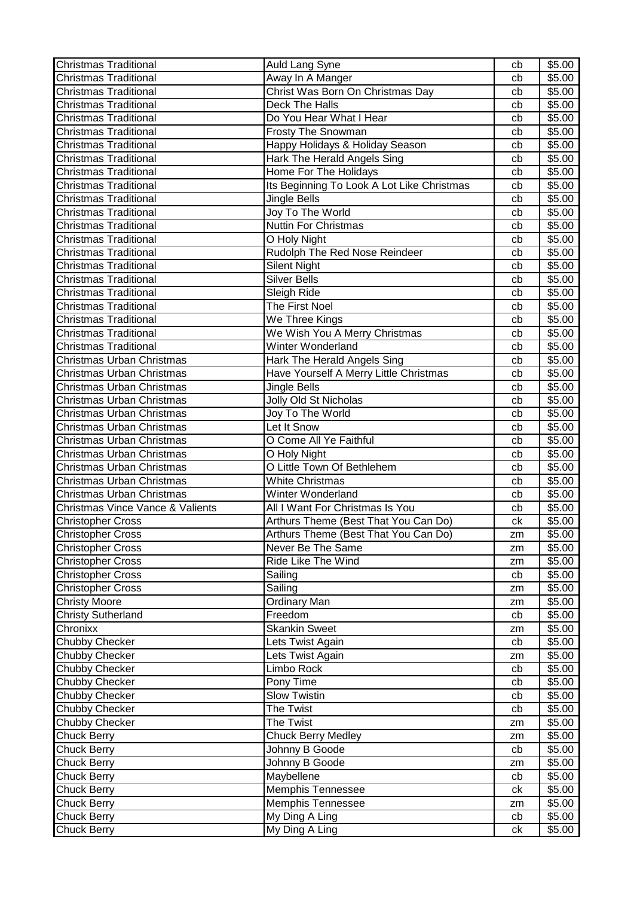| Christmas Traditional | Auld Lang Syne | cb | $5.00 |
|---|---|---|---|
| Christmas Traditional | Away In A Manger | cb | $5.00 |
| Christmas Traditional | Christ Was Born On Christmas Day | cb | $5.00 |
| Christmas Traditional | Deck The Halls | cb | $5.00 |
| Christmas Traditional | Do You Hear What I Hear | cb | $5.00 |
| Christmas Traditional | Frosty The Snowman | cb | $5.00 |
| Christmas Traditional | Happy Holidays & Holiday Season | cb | $5.00 |
| Christmas Traditional | Hark The Herald Angels Sing | cb | $5.00 |
| Christmas Traditional | Home For The Holidays | cb | $5.00 |
| Christmas Traditional | Its Beginning To Look A Lot Like Christmas | cb | $5.00 |
| Christmas Traditional | Jingle Bells | cb | $5.00 |
| Christmas Traditional | Joy To The World | cb | $5.00 |
| Christmas Traditional | Nuttin For Christmas | cb | $5.00 |
| Christmas Traditional | O Holy Night | cb | $5.00 |
| Christmas Traditional | Rudolph The Red Nose Reindeer | cb | $5.00 |
| Christmas Traditional | Silent Night | cb | $5.00 |
| Christmas Traditional | Silver Bells | cb | $5.00 |
| Christmas Traditional | Sleigh Ride | cb | $5.00 |
| Christmas Traditional | The First Noel | cb | $5.00 |
| Christmas Traditional | We Three Kings | cb | $5.00 |
| Christmas Traditional | We Wish You A Merry Christmas | cb | $5.00 |
| Christmas Traditional | Winter Wonderland | cb | $5.00 |
| Christmas Urban Christmas | Hark The Herald Angels Sing | cb | $5.00 |
| Christmas Urban Christmas | Have Yourself A Merry Little Christmas | cb | $5.00 |
| Christmas Urban Christmas | Jingle Bells | cb | $5.00 |
| Christmas Urban Christmas | Jolly Old St Nicholas | cb | $5.00 |
| Christmas Urban Christmas | Joy To The World | cb | $5.00 |
| Christmas Urban Christmas | Let It Snow | cb | $5.00 |
| Christmas Urban Christmas | O Come All Ye Faithful | cb | $5.00 |
| Christmas Urban Christmas | O Holy Night | cb | $5.00 |
| Christmas Urban Christmas | O Little Town Of Bethlehem | cb | $5.00 |
| Christmas Urban Christmas | White Christmas | cb | $5.00 |
| Christmas Urban Christmas | Winter Wonderland | cb | $5.00 |
| Christmas Vince Vance & Valients | All I Want For Christmas Is You | cb | $5.00 |
| Christopher Cross | Arthurs Theme (Best That You Can Do) | ck | $5.00 |
| Christopher Cross | Arthurs Theme (Best That You Can Do) | zm | $5.00 |
| Christopher Cross | Never Be The Same | zm | $5.00 |
| Christopher Cross | Ride Like The Wind | zm | $5.00 |
| Christopher Cross | Sailing | cb | $5.00 |
| Christopher Cross | Sailing | zm | $5.00 |
| Christy Moore | Ordinary Man | zm | $5.00 |
| Christy Sutherland | Freedom | cb | $5.00 |
| Chronixx | Skankin Sweet | zm | $5.00 |
| Chubby Checker | Lets Twist Again | cb | $5.00 |
| Chubby Checker | Lets Twist Again | zm | $5.00 |
| Chubby Checker | Limbo Rock | cb | $5.00 |
| Chubby Checker | Pony Time | cb | $5.00 |
| Chubby Checker | Slow Twistin | cb | $5.00 |
| Chubby Checker | The Twist | cb | $5.00 |
| Chubby Checker | The Twist | zm | $5.00 |
| Chuck Berry | Chuck Berry Medley | zm | $5.00 |
| Chuck Berry | Johnny B Goode | cb | $5.00 |
| Chuck Berry | Johnny B Goode | zm | $5.00 |
| Chuck Berry | Maybellene | cb | $5.00 |
| Chuck Berry | Memphis Tennessee | ck | $5.00 |
| Chuck Berry | Memphis Tennessee | zm | $5.00 |
| Chuck Berry | My Ding A Ling | cb | $5.00 |
| Chuck Berry | My Ding A Ling | ck | $5.00 |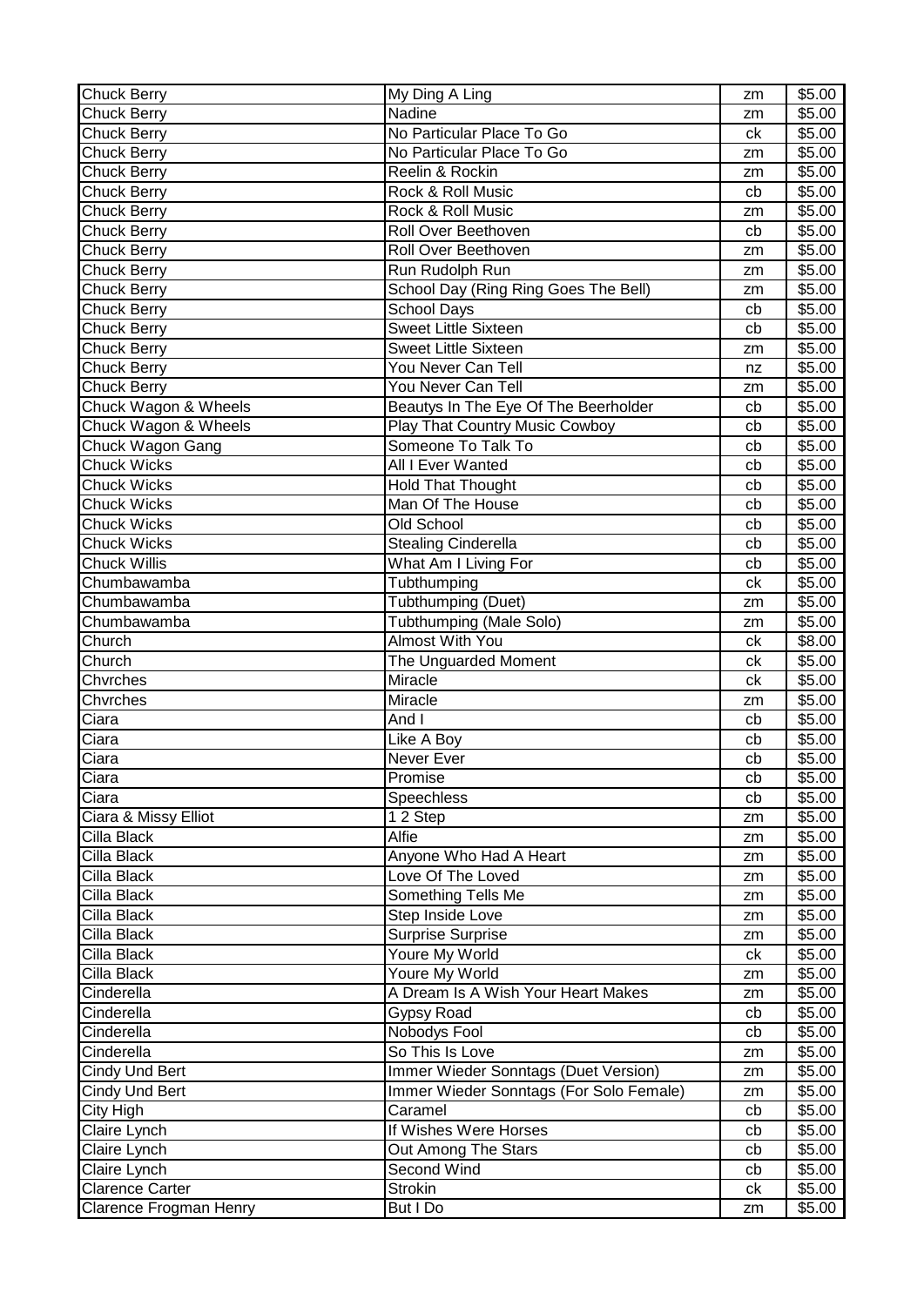| Chuck Berry | My Ding A Ling | zm | $5.00 |
|---|---|---|---|
| Chuck Berry | Nadine | zm | $5.00 |
| Chuck Berry | No Particular Place To Go | ck | $5.00 |
| Chuck Berry | No Particular Place To Go | zm | $5.00 |
| Chuck Berry | Reelin & Rockin | zm | $5.00 |
| Chuck Berry | Rock & Roll Music | cb | $5.00 |
| Chuck Berry | Rock & Roll Music | zm | $5.00 |
| Chuck Berry | Roll Over Beethoven | cb | $5.00 |
| Chuck Berry | Roll Over Beethoven | zm | $5.00 |
| Chuck Berry | Run Rudolph Run | zm | $5.00 |
| Chuck Berry | School Day (Ring Ring Goes The Bell) | zm | $5.00 |
| Chuck Berry | School Days | cb | $5.00 |
| Chuck Berry | Sweet Little Sixteen | cb | $5.00 |
| Chuck Berry | Sweet Little Sixteen | zm | $5.00 |
| Chuck Berry | You Never Can Tell | nz | $5.00 |
| Chuck Berry | You Never Can Tell | zm | $5.00 |
| Chuck Wagon & Wheels | Beautys In The Eye Of The Beerholder | cb | $5.00 |
| Chuck Wagon & Wheels | Play That Country Music Cowboy | cb | $5.00 |
| Chuck Wagon Gang | Someone To Talk To | cb | $5.00 |
| Chuck Wicks | All I Ever Wanted | cb | $5.00 |
| Chuck Wicks | Hold That Thought | cb | $5.00 |
| Chuck Wicks | Man Of The House | cb | $5.00 |
| Chuck Wicks | Old School | cb | $5.00 |
| Chuck Wicks | Stealing Cinderella | cb | $5.00 |
| Chuck Willis | What Am I Living For | cb | $5.00 |
| Chumbawamba | Tubthumping | ck | $5.00 |
| Chumbawamba | Tubthumping (Duet) | zm | $5.00 |
| Chumbawamba | Tubthumping (Male Solo) | zm | $5.00 |
| Church | Almost With You | ck | $8.00 |
| Church | The Unguarded Moment | ck | $5.00 |
| Chvrches | Miracle | ck | $5.00 |
| Chvrches | Miracle | zm | $5.00 |
| Ciara | And I | cb | $5.00 |
| Ciara | Like A Boy | cb | $5.00 |
| Ciara | Never Ever | cb | $5.00 |
| Ciara | Promise | cb | $5.00 |
| Ciara | Speechless | cb | $5.00 |
| Ciara & Missy Elliot | 1 2 Step | zm | $5.00 |
| Cilla Black | Alfie | zm | $5.00 |
| Cilla Black | Anyone Who Had A Heart | zm | $5.00 |
| Cilla Black | Love Of The Loved | zm | $5.00 |
| Cilla Black | Something Tells Me | zm | $5.00 |
| Cilla Black | Step Inside Love | zm | $5.00 |
| Cilla Black | Surprise Surprise | zm | $5.00 |
| Cilla Black | Youre My World | ck | $5.00 |
| Cilla Black | Youre My World | zm | $5.00 |
| Cinderella | A Dream Is A Wish Your Heart Makes | zm | $5.00 |
| Cinderella | Gypsy Road | cb | $5.00 |
| Cinderella | Nobodys Fool | cb | $5.00 |
| Cinderella | So This Is Love | zm | $5.00 |
| Cindy Und Bert | Immer Wieder Sonntags (Duet Version) | zm | $5.00 |
| Cindy Und Bert | Immer Wieder Sonntags (For Solo Female) | zm | $5.00 |
| City High | Caramel | cb | $5.00 |
| Claire Lynch | If Wishes Were Horses | cb | $5.00 |
| Claire Lynch | Out Among The Stars | cb | $5.00 |
| Claire Lynch | Second Wind | cb | $5.00 |
| Clarence Carter | Strokin | ck | $5.00 |
| Clarence Frogman Henry | But I Do | zm | $5.00 |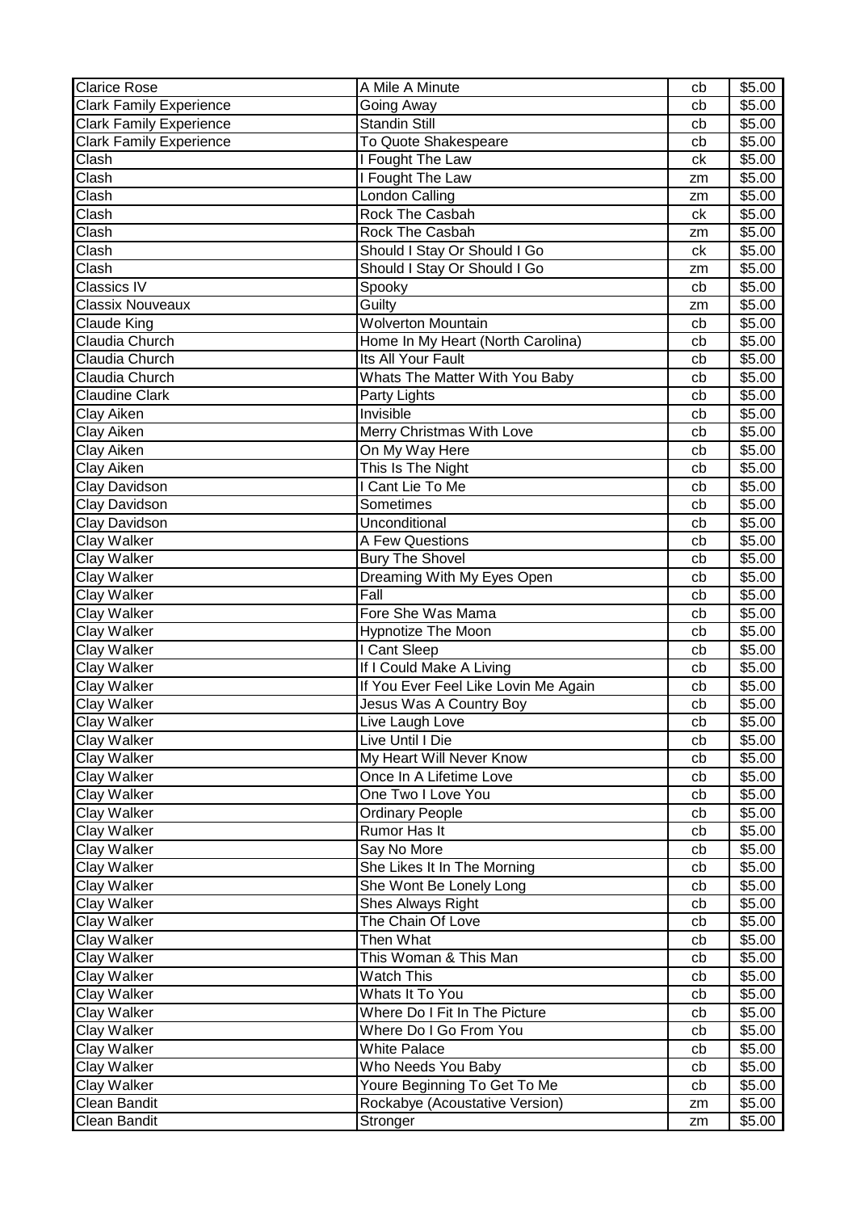| Clarice Rose | A Mile A Minute | cb | $5.00 |
|---|---|---|---|
| Clark Family Experience | Going Away | cb | $5.00 |
| Clark Family Experience | Standin Still | cb | $5.00 |
| Clark Family Experience | To Quote Shakespeare | cb | $5.00 |
| Clash | I Fought The Law | ck | $5.00 |
| Clash | I Fought The Law | zm | $5.00 |
| Clash | London Calling | zm | $5.00 |
| Clash | Rock The Casbah | ck | $5.00 |
| Clash | Rock The Casbah | zm | $5.00 |
| Clash | Should I Stay Or Should I Go | ck | $5.00 |
| Clash | Should I Stay Or Should I Go | zm | $5.00 |
| Classics IV | Spooky | cb | $5.00 |
| Classix Nouveaux | Guilty | zm | $5.00 |
| Claude King | Wolverton Mountain | cb | $5.00 |
| Claudia Church | Home In My Heart (North Carolina) | cb | $5.00 |
| Claudia Church | Its All Your Fault | cb | $5.00 |
| Claudia Church | Whats The Matter With You Baby | cb | $5.00 |
| Claudine Clark | Party Lights | cb | $5.00 |
| Clay Aiken | Invisible | cb | $5.00 |
| Clay Aiken | Merry Christmas With Love | cb | $5.00 |
| Clay Aiken | On My Way Here | cb | $5.00 |
| Clay Aiken | This Is The Night | cb | $5.00 |
| Clay Davidson | I Cant Lie To Me | cb | $5.00 |
| Clay Davidson | Sometimes | cb | $5.00 |
| Clay Davidson | Unconditional | cb | $5.00 |
| Clay Walker | A Few Questions | cb | $5.00 |
| Clay Walker | Bury The Shovel | cb | $5.00 |
| Clay Walker | Dreaming With My Eyes Open | cb | $5.00 |
| Clay Walker | Fall | cb | $5.00 |
| Clay Walker | Fore She Was Mama | cb | $5.00 |
| Clay Walker | Hypnotize The Moon | cb | $5.00 |
| Clay Walker | I Cant Sleep | cb | $5.00 |
| Clay Walker | If I Could Make A Living | cb | $5.00 |
| Clay Walker | If You Ever Feel Like Lovin Me Again | cb | $5.00 |
| Clay Walker | Jesus Was A Country Boy | cb | $5.00 |
| Clay Walker | Live Laugh Love | cb | $5.00 |
| Clay Walker | Live Until I Die | cb | $5.00 |
| Clay Walker | My Heart Will Never Know | cb | $5.00 |
| Clay Walker | Once In A Lifetime Love | cb | $5.00 |
| Clay Walker | One Two I Love You | cb | $5.00 |
| Clay Walker | Ordinary People | cb | $5.00 |
| Clay Walker | Rumor Has It | cb | $5.00 |
| Clay Walker | Say No More | cb | $5.00 |
| Clay Walker | She Likes It In The Morning | cb | $5.00 |
| Clay Walker | She Wont Be Lonely Long | cb | $5.00 |
| Clay Walker | Shes Always Right | cb | $5.00 |
| Clay Walker | The Chain Of Love | cb | $5.00 |
| Clay Walker | Then What | cb | $5.00 |
| Clay Walker | This Woman & This Man | cb | $5.00 |
| Clay Walker | Watch This | cb | $5.00 |
| Clay Walker | Whats It To You | cb | $5.00 |
| Clay Walker | Where Do I Fit In The Picture | cb | $5.00 |
| Clay Walker | Where Do I Go From You | cb | $5.00 |
| Clay Walker | White Palace | cb | $5.00 |
| Clay Walker | Who Needs You Baby | cb | $5.00 |
| Clay Walker | Youre Beginning To Get To Me | cb | $5.00 |
| Clean Bandit | Rockabye (Acoustative Version) | zm | $5.00 |
| Clean Bandit | Stronger | zm | $5.00 |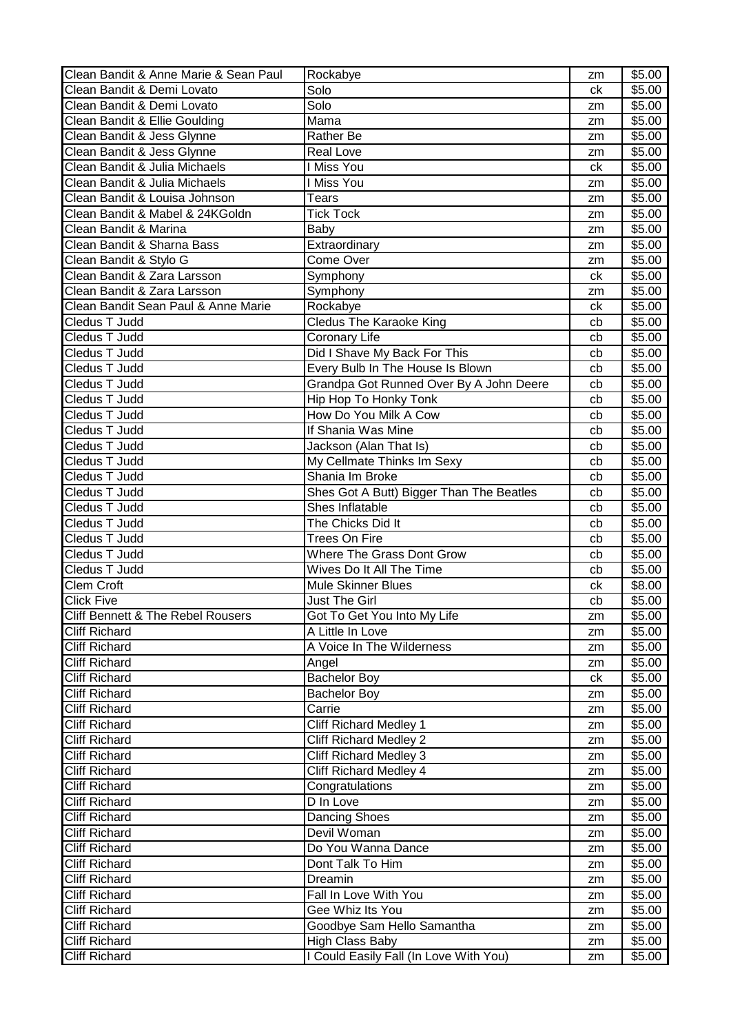| Clean Bandit & Anne Marie & Sean Paul | Rockabye | zm | $5.00 |
|---|---|---|---|
| Clean Bandit & Demi Lovato | Solo | ck | $5.00 |
| Clean Bandit & Demi Lovato | Solo | zm | $5.00 |
| Clean Bandit & Ellie Goulding | Mama | zm | $5.00 |
| Clean Bandit & Jess Glynne | Rather Be | zm | $5.00 |
| Clean Bandit & Jess Glynne | Real Love | zm | $5.00 |
| Clean Bandit & Julia Michaels | I Miss You | ck | $5.00 |
| Clean Bandit & Julia Michaels | I Miss You | zm | $5.00 |
| Clean Bandit & Louisa Johnson | Tears | zm | $5.00 |
| Clean Bandit & Mabel & 24KGoldn | Tick Tock | zm | $5.00 |
| Clean Bandit & Marina | Baby | zm | $5.00 |
| Clean Bandit & Sharna Bass | Extraordinary | zm | $5.00 |
| Clean Bandit & Stylo G | Come Over | zm | $5.00 |
| Clean Bandit & Zara Larsson | Symphony | ck | $5.00 |
| Clean Bandit & Zara Larsson | Symphony | zm | $5.00 |
| Clean Bandit Sean Paul & Anne Marie | Rockabye | ck | $5.00 |
| Cledus T Judd | Cledus The Karaoke King | cb | $5.00 |
| Cledus T Judd | Coronary Life | cb | $5.00 |
| Cledus T Judd | Did I Shave My Back For This | cb | $5.00 |
| Cledus T Judd | Every Bulb In The House Is Blown | cb | $5.00 |
| Cledus T Judd | Grandpa Got Runned Over By A John Deere | cb | $5.00 |
| Cledus T Judd | Hip Hop To Honky Tonk | cb | $5.00 |
| Cledus T Judd | How Do You Milk A Cow | cb | $5.00 |
| Cledus T Judd | If Shania Was Mine | cb | $5.00 |
| Cledus T Judd | Jackson (Alan That Is) | cb | $5.00 |
| Cledus T Judd | My Cellmate Thinks Im Sexy | cb | $5.00 |
| Cledus T Judd | Shania Im Broke | cb | $5.00 |
| Cledus T Judd | Shes Got A Butt) Bigger Than The Beatles | cb | $5.00 |
| Cledus T Judd | Shes Inflatable | cb | $5.00 |
| Cledus T Judd | The Chicks Did It | cb | $5.00 |
| Cledus T Judd | Trees On Fire | cb | $5.00 |
| Cledus T Judd | Where The Grass Dont Grow | cb | $5.00 |
| Cledus T Judd | Wives Do It All The Time | cb | $5.00 |
| Clem Croft | Mule Skinner Blues | ck | $8.00 |
| Click Five | Just The Girl | cb | $5.00 |
| Cliff Bennett & The Rebel Rousers | Got To Get You Into My Life | zm | $5.00 |
| Cliff Richard | A Little In Love | zm | $5.00 |
| Cliff Richard | A Voice In The Wilderness | zm | $5.00 |
| Cliff Richard | Angel | zm | $5.00 |
| Cliff Richard | Bachelor Boy | ck | $5.00 |
| Cliff Richard | Bachelor Boy | zm | $5.00 |
| Cliff Richard | Carrie | zm | $5.00 |
| Cliff Richard | Cliff Richard Medley 1 | zm | $5.00 |
| Cliff Richard | Cliff Richard Medley 2 | zm | $5.00 |
| Cliff Richard | Cliff Richard Medley 3 | zm | $5.00 |
| Cliff Richard | Cliff Richard Medley 4 | zm | $5.00 |
| Cliff Richard | Congratulations | zm | $5.00 |
| Cliff Richard | D In Love | zm | $5.00 |
| Cliff Richard | Dancing Shoes | zm | $5.00 |
| Cliff Richard | Devil Woman | zm | $5.00 |
| Cliff Richard | Do You Wanna Dance | zm | $5.00 |
| Cliff Richard | Dont Talk To Him | zm | $5.00 |
| Cliff Richard | Dreamin | zm | $5.00 |
| Cliff Richard | Fall In Love With You | zm | $5.00 |
| Cliff Richard | Gee Whiz Its You | zm | $5.00 |
| Cliff Richard | Goodbye Sam Hello Samantha | zm | $5.00 |
| Cliff Richard | High Class Baby | zm | $5.00 |
| Cliff Richard | I Could Easily Fall (In Love With You) | zm | $5.00 |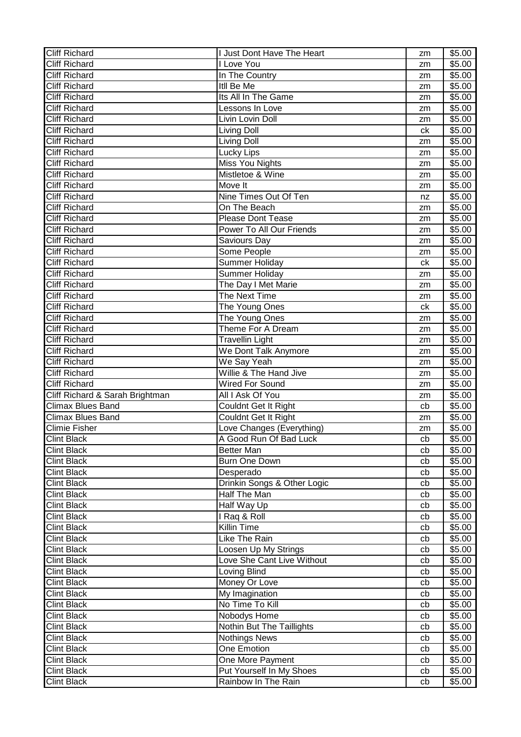| | | | |
|---|---|---|---|
| Cliff Richard | I Just Dont Have The Heart | zm | $5.00 |
| Cliff Richard | I Love You | zm | $5.00 |
| Cliff Richard | In The Country | zm | $5.00 |
| Cliff Richard | Itll Be Me | zm | $5.00 |
| Cliff Richard | Its All In The Game | zm | $5.00 |
| Cliff Richard | Lessons In Love | zm | $5.00 |
| Cliff Richard | Livin Lovin Doll | zm | $5.00 |
| Cliff Richard | Living Doll | ck | $5.00 |
| Cliff Richard | Living Doll | zm | $5.00 |
| Cliff Richard | Lucky Lips | zm | $5.00 |
| Cliff Richard | Miss You Nights | zm | $5.00 |
| Cliff Richard | Mistletoe & Wine | zm | $5.00 |
| Cliff Richard | Move It | zm | $5.00 |
| Cliff Richard | Nine Times Out Of Ten | nz | $5.00 |
| Cliff Richard | On The Beach | zm | $5.00 |
| Cliff Richard | Please Dont Tease | zm | $5.00 |
| Cliff Richard | Power To All Our Friends | zm | $5.00 |
| Cliff Richard | Saviours Day | zm | $5.00 |
| Cliff Richard | Some People | zm | $5.00 |
| Cliff Richard | Summer Holiday | ck | $5.00 |
| Cliff Richard | Summer Holiday | zm | $5.00 |
| Cliff Richard | The Day I Met Marie | zm | $5.00 |
| Cliff Richard | The Next Time | zm | $5.00 |
| Cliff Richard | The Young Ones | ck | $5.00 |
| Cliff Richard | The Young Ones | zm | $5.00 |
| Cliff Richard | Theme For A Dream | zm | $5.00 |
| Cliff Richard | Travellin Light | zm | $5.00 |
| Cliff Richard | We Dont Talk Anymore | zm | $5.00 |
| Cliff Richard | We Say Yeah | zm | $5.00 |
| Cliff Richard | Willie & The Hand Jive | zm | $5.00 |
| Cliff Richard | Wired For Sound | zm | $5.00 |
| Cliff Richard & Sarah Brightman | All I Ask Of You | zm | $5.00 |
| Climax Blues Band | Couldnt Get It Right | cb | $5.00 |
| Climax Blues Band | Couldnt Get It Right | zm | $5.00 |
| Climie Fisher | Love Changes (Everything) | zm | $5.00 |
| Clint Black | A Good Run Of Bad Luck | cb | $5.00 |
| Clint Black | Better Man | cb | $5.00 |
| Clint Black | Burn One Down | cb | $5.00 |
| Clint Black | Desperado | cb | $5.00 |
| Clint Black | Drinkin Songs & Other Logic | cb | $5.00 |
| Clint Black | Half The Man | cb | $5.00 |
| Clint Black | Half Way Up | cb | $5.00 |
| Clint Black | I Raq & Roll | cb | $5.00 |
| Clint Black | Killin Time | cb | $5.00 |
| Clint Black | Like The Rain | cb | $5.00 |
| Clint Black | Loosen Up My Strings | cb | $5.00 |
| Clint Black | Love She Cant Live Without | cb | $5.00 |
| Clint Black | Loving Blind | cb | $5.00 |
| Clint Black | Money Or Love | cb | $5.00 |
| Clint Black | My Imagination | cb | $5.00 |
| Clint Black | No Time To Kill | cb | $5.00 |
| Clint Black | Nobodys Home | cb | $5.00 |
| Clint Black | Nothin But The Taillights | cb | $5.00 |
| Clint Black | Nothings News | cb | $5.00 |
| Clint Black | One Emotion | cb | $5.00 |
| Clint Black | One More Payment | cb | $5.00 |
| Clint Black | Put Yourself In My Shoes | cb | $5.00 |
| Clint Black | Rainbow In The Rain | cb | $5.00 |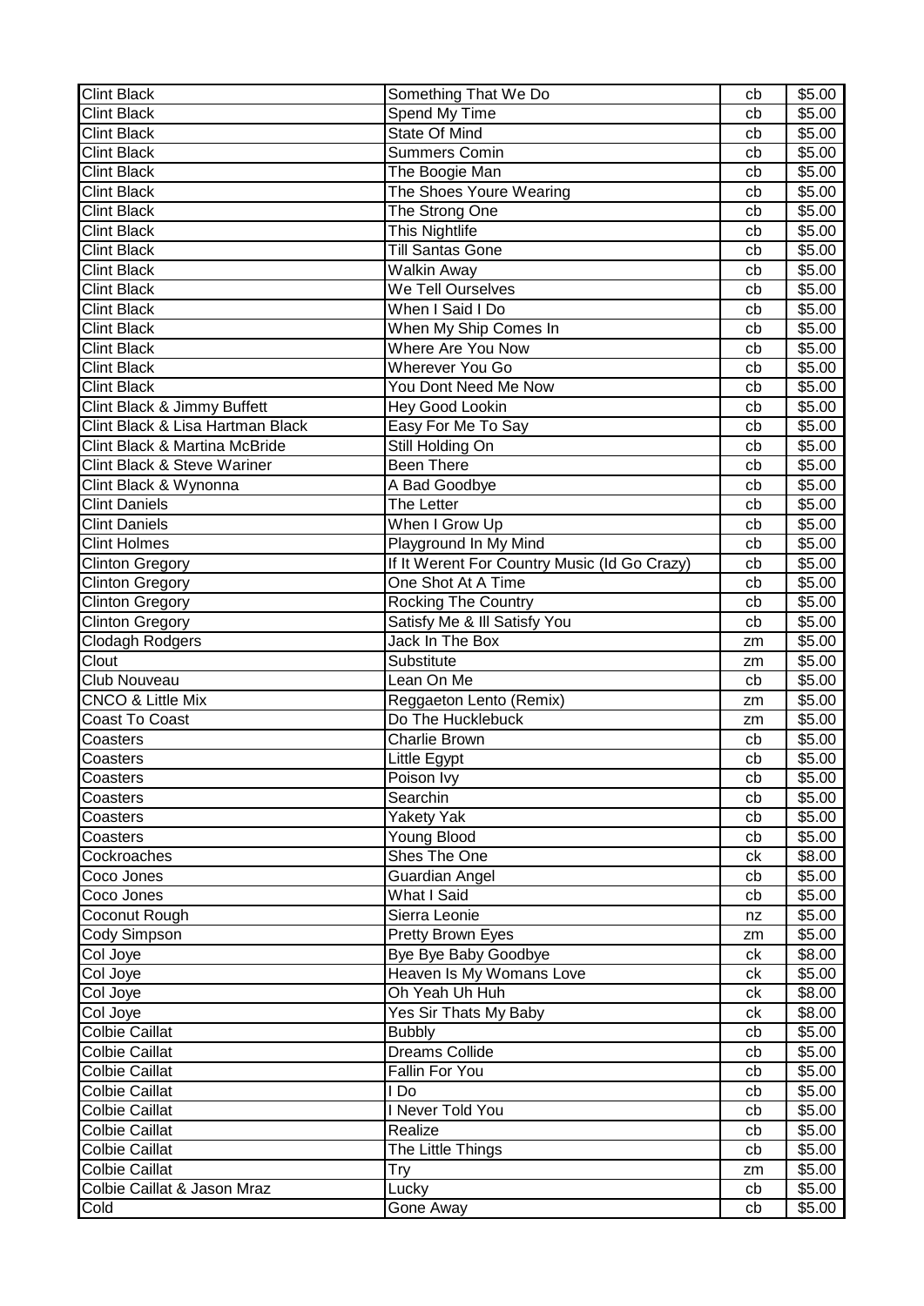| Clint Black | Something That We Do | cb | $5.00 |
|---|---|---|---|
| Clint Black | Spend My Time | cb | $5.00 |
| Clint Black | State Of Mind | cb | $5.00 |
| Clint Black | Summers Comin | cb | $5.00 |
| Clint Black | The Boogie Man | cb | $5.00 |
| Clint Black | The Shoes Youre Wearing | cb | $5.00 |
| Clint Black | The Strong One | cb | $5.00 |
| Clint Black | This Nightlife | cb | $5.00 |
| Clint Black | Till Santas Gone | cb | $5.00 |
| Clint Black | Walkin Away | cb | $5.00 |
| Clint Black | We Tell Ourselves | cb | $5.00 |
| Clint Black | When I Said I Do | cb | $5.00 |
| Clint Black | When My Ship Comes In | cb | $5.00 |
| Clint Black | Where Are You Now | cb | $5.00 |
| Clint Black | Wherever You Go | cb | $5.00 |
| Clint Black | You Dont Need Me Now | cb | $5.00 |
| Clint Black & Jimmy Buffett | Hey Good Lookin | cb | $5.00 |
| Clint Black & Lisa Hartman Black | Easy For Me To Say | cb | $5.00 |
| Clint Black & Martina McBride | Still Holding On | cb | $5.00 |
| Clint Black & Steve Wariner | Been There | cb | $5.00 |
| Clint Black & Wynonna | A Bad Goodbye | cb | $5.00 |
| Clint Daniels | The Letter | cb | $5.00 |
| Clint Daniels | When I Grow Up | cb | $5.00 |
| Clint Holmes | Playground In My Mind | cb | $5.00 |
| Clinton Gregory | If It Werent For Country Music (Id Go Crazy) | cb | $5.00 |
| Clinton Gregory | One Shot At A Time | cb | $5.00 |
| Clinton Gregory | Rocking The Country | cb | $5.00 |
| Clinton Gregory | Satisfy Me & Ill Satisfy You | cb | $5.00 |
| Clodagh Rodgers | Jack In The Box | zm | $5.00 |
| Clout | Substitute | zm | $5.00 |
| Club Nouveau | Lean On Me | cb | $5.00 |
| CNCO & Little Mix | Reggaeton Lento (Remix) | zm | $5.00 |
| Coast To Coast | Do The Hucklebuck | zm | $5.00 |
| Coasters | Charlie Brown | cb | $5.00 |
| Coasters | Little Egypt | cb | $5.00 |
| Coasters | Poison Ivy | cb | $5.00 |
| Coasters | Searchin | cb | $5.00 |
| Coasters | Yakety Yak | cb | $5.00 |
| Coasters | Young Blood | cb | $5.00 |
| Cockroaches | Shes The One | ck | $8.00 |
| Coco Jones | Guardian Angel | cb | $5.00 |
| Coco Jones | What I Said | cb | $5.00 |
| Coconut Rough | Sierra Leonie | nz | $5.00 |
| Cody Simpson | Pretty Brown Eyes | zm | $5.00 |
| Col Joye | Bye Bye Baby Goodbye | ck | $8.00 |
| Col Joye | Heaven Is My Womans Love | ck | $5.00 |
| Col Joye | Oh Yeah Uh Huh | ck | $8.00 |
| Col Joye | Yes Sir Thats My Baby | ck | $8.00 |
| Colbie Caillat | Bubbly | cb | $5.00 |
| Colbie Caillat | Dreams Collide | cb | $5.00 |
| Colbie Caillat | Fallin For You | cb | $5.00 |
| Colbie Caillat | I Do | cb | $5.00 |
| Colbie Caillat | I Never Told You | cb | $5.00 |
| Colbie Caillat | Realize | cb | $5.00 |
| Colbie Caillat | The Little Things | cb | $5.00 |
| Colbie Caillat | Try | zm | $5.00 |
| Colbie Caillat & Jason Mraz | Lucky | cb | $5.00 |
| Cold | Gone Away | cb | $5.00 |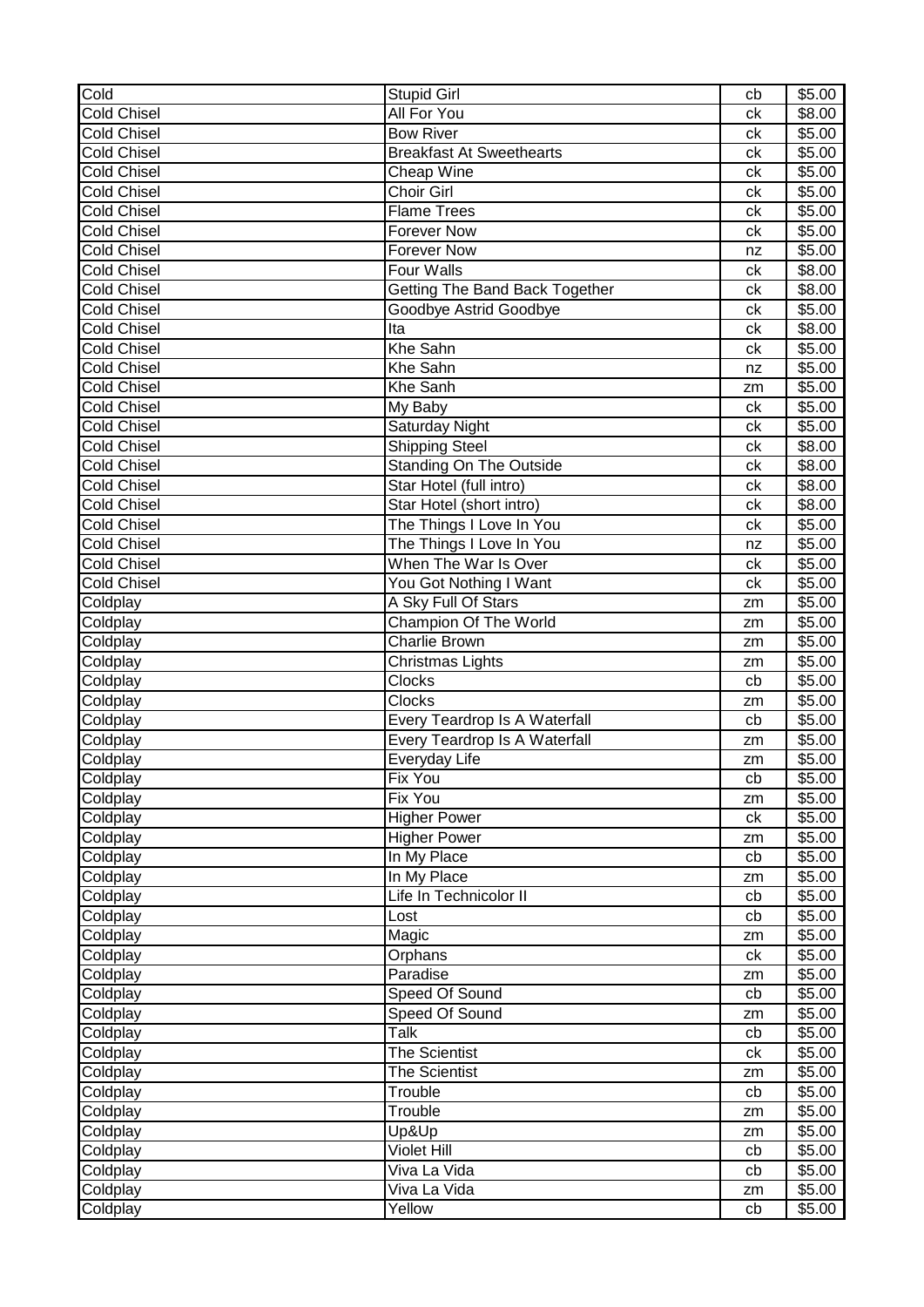| | | | |
|---|---|---|---|
| Cold | Stupid Girl | cb | $5.00 |
| Cold Chisel | All For You | ck | $8.00 |
| Cold Chisel | Bow River | ck | $5.00 |
| Cold Chisel | Breakfast At Sweethearts | ck | $5.00 |
| Cold Chisel | Cheap Wine | ck | $5.00 |
| Cold Chisel | Choir Girl | ck | $5.00 |
| Cold Chisel | Flame Trees | ck | $5.00 |
| Cold Chisel | Forever Now | ck | $5.00 |
| Cold Chisel | Forever Now | nz | $5.00 |
| Cold Chisel | Four Walls | ck | $8.00 |
| Cold Chisel | Getting The Band Back Together | ck | $8.00 |
| Cold Chisel | Goodbye Astrid Goodbye | ck | $5.00 |
| Cold Chisel | Ita | ck | $8.00 |
| Cold Chisel | Khe Sahn | ck | $5.00 |
| Cold Chisel | Khe Sahn | nz | $5.00 |
| Cold Chisel | Khe Sanh | zm | $5.00 |
| Cold Chisel | My Baby | ck | $5.00 |
| Cold Chisel | Saturday Night | ck | $5.00 |
| Cold Chisel | Shipping Steel | ck | $8.00 |
| Cold Chisel | Standing On The Outside | ck | $8.00 |
| Cold Chisel | Star Hotel (full intro) | ck | $8.00 |
| Cold Chisel | Star Hotel (short intro) | ck | $8.00 |
| Cold Chisel | The Things I Love In You | ck | $5.00 |
| Cold Chisel | The Things I Love In You | nz | $5.00 |
| Cold Chisel | When The War Is Over | ck | $5.00 |
| Cold Chisel | You Got Nothing I Want | ck | $5.00 |
| Coldplay | A Sky Full Of Stars | zm | $5.00 |
| Coldplay | Champion Of The World | zm | $5.00 |
| Coldplay | Charlie Brown | zm | $5.00 |
| Coldplay | Christmas Lights | zm | $5.00 |
| Coldplay | Clocks | cb | $5.00 |
| Coldplay | Clocks | zm | $5.00 |
| Coldplay | Every Teardrop Is A Waterfall | cb | $5.00 |
| Coldplay | Every Teardrop Is A Waterfall | zm | $5.00 |
| Coldplay | Everyday Life | zm | $5.00 |
| Coldplay | Fix You | cb | $5.00 |
| Coldplay | Fix You | zm | $5.00 |
| Coldplay | Higher Power | ck | $5.00 |
| Coldplay | Higher Power | zm | $5.00 |
| Coldplay | In My Place | cb | $5.00 |
| Coldplay | In My Place | zm | $5.00 |
| Coldplay | Life In Technicolor II | cb | $5.00 |
| Coldplay | Lost | cb | $5.00 |
| Coldplay | Magic | zm | $5.00 |
| Coldplay | Orphans | ck | $5.00 |
| Coldplay | Paradise | zm | $5.00 |
| Coldplay | Speed Of Sound | cb | $5.00 |
| Coldplay | Speed Of Sound | zm | $5.00 |
| Coldplay | Talk | cb | $5.00 |
| Coldplay | The Scientist | ck | $5.00 |
| Coldplay | The Scientist | zm | $5.00 |
| Coldplay | Trouble | cb | $5.00 |
| Coldplay | Trouble | zm | $5.00 |
| Coldplay | Up&Up | zm | $5.00 |
| Coldplay | Violet Hill | cb | $5.00 |
| Coldplay | Viva La Vida | cb | $5.00 |
| Coldplay | Viva La Vida | zm | $5.00 |
| Coldplay | Yellow | cb | $5.00 |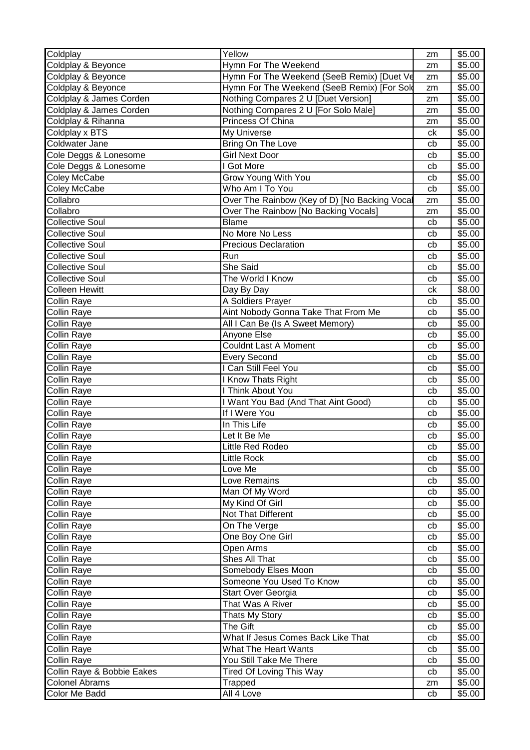| Coldplay | Yellow | zm | $5.00 |
|---|---|---|---|
| Coldplay & Beyonce | Hymn For The Weekend | zm | $5.00 |
| Coldplay & Beyonce | Hymn For The Weekend (SeeB Remix) [Duet Ve | zm | $5.00 |
| Coldplay & Beyonce | Hymn For The Weekend (SeeB Remix) [For Sol | zm | $5.00 |
| Coldplay & James Corden | Nothing Compares 2 U [Duet Version] | zm | $5.00 |
| Coldplay & James Corden | Nothing Compares 2 U [For Solo Male] | zm | $5.00 |
| Coldplay & Rihanna | Princess Of China | zm | $5.00 |
| Coldplay x BTS | My Universe | ck | $5.00 |
| Coldwater Jane | Bring On The Love | cb | $5.00 |
| Cole Deggs & Lonesome | Girl Next Door | cb | $5.00 |
| Cole Deggs & Lonesome | I Got More | cb | $5.00 |
| Coley McCabe | Grow Young With You | cb | $5.00 |
| Coley McCabe | Who Am I To You | cb | $5.00 |
| Collabro | Over The Rainbow (Key of D) [No Backing Vocal | zm | $5.00 |
| Collabro | Over The Rainbow [No Backing Vocals] | zm | $5.00 |
| Collective Soul | Blame | cb | $5.00 |
| Collective Soul | No More No Less | cb | $5.00 |
| Collective Soul | Precious Declaration | cb | $5.00 |
| Collective Soul | Run | cb | $5.00 |
| Collective Soul | She Said | cb | $5.00 |
| Collective Soul | The World I Know | cb | $5.00 |
| Colleen Hewitt | Day By Day | ck | $8.00 |
| Collin Raye | A Soldiers Prayer | cb | $5.00 |
| Collin Raye | Aint Nobody Gonna Take That From Me | cb | $5.00 |
| Collin Raye | All I Can Be (Is A Sweet Memory) | cb | $5.00 |
| Collin Raye | Anyone Else | cb | $5.00 |
| Collin Raye | Couldnt Last A Moment | cb | $5.00 |
| Collin Raye | Every Second | cb | $5.00 |
| Collin Raye | I Can Still Feel You | cb | $5.00 |
| Collin Raye | I Know Thats Right | cb | $5.00 |
| Collin Raye | I Think About You | cb | $5.00 |
| Collin Raye | I Want You Bad (And That Aint Good) | cb | $5.00 |
| Collin Raye | If I Were You | cb | $5.00 |
| Collin Raye | In This Life | cb | $5.00 |
| Collin Raye | Let It Be Me | cb | $5.00 |
| Collin Raye | Little Red Rodeo | cb | $5.00 |
| Collin Raye | Little Rock | cb | $5.00 |
| Collin Raye | Love Me | cb | $5.00 |
| Collin Raye | Love Remains | cb | $5.00 |
| Collin Raye | Man Of My Word | cb | $5.00 |
| Collin Raye | My Kind Of Girl | cb | $5.00 |
| Collin Raye | Not That Different | cb | $5.00 |
| Collin Raye | On The Verge | cb | $5.00 |
| Collin Raye | One Boy One Girl | cb | $5.00 |
| Collin Raye | Open Arms | cb | $5.00 |
| Collin Raye | Shes All That | cb | $5.00 |
| Collin Raye | Somebody Elses Moon | cb | $5.00 |
| Collin Raye | Someone You Used To Know | cb | $5.00 |
| Collin Raye | Start Over Georgia | cb | $5.00 |
| Collin Raye | That Was A River | cb | $5.00 |
| Collin Raye | Thats My Story | cb | $5.00 |
| Collin Raye | The Gift | cb | $5.00 |
| Collin Raye | What If Jesus Comes Back Like That | cb | $5.00 |
| Collin Raye | What The Heart Wants | cb | $5.00 |
| Collin Raye | You Still Take Me There | cb | $5.00 |
| Collin Raye & Bobbie Eakes | Tired Of Loving This Way | cb | $5.00 |
| Colonel Abrams | Trapped | zm | $5.00 |
| Color Me Badd | All 4 Love | cb | $5.00 |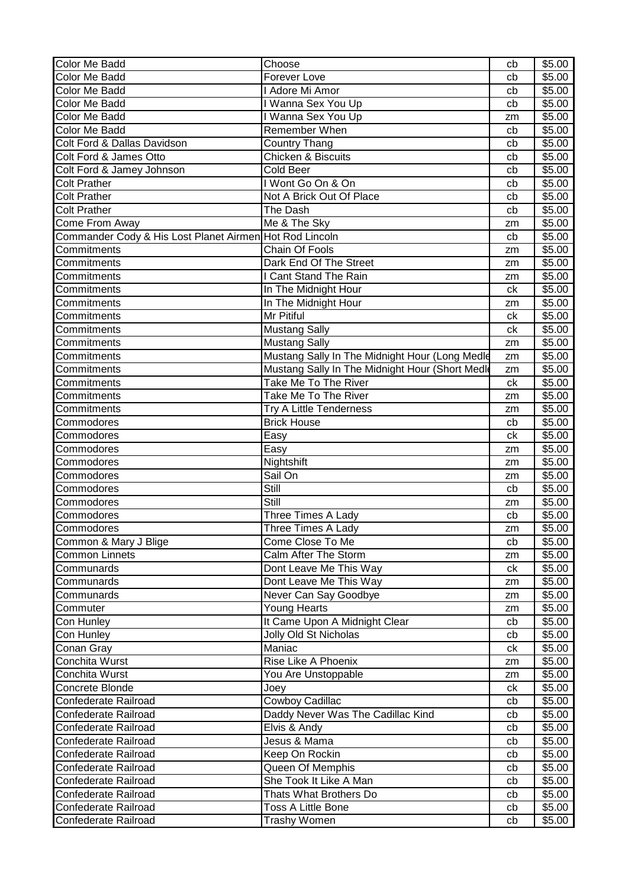| Color Me Badd | Choose | cb | $5.00 |
|---|---|---|---|
| Color Me Badd | Forever Love | cb | $5.00 |
| Color Me Badd | I Adore Mi Amor | cb | $5.00 |
| Color Me Badd | I Wanna Sex You Up | cb | $5.00 |
| Color Me Badd | I Wanna Sex You Up | zm | $5.00 |
| Color Me Badd | Remember When | cb | $5.00 |
| Colt Ford & Dallas Davidson | Country Thang | cb | $5.00 |
| Colt Ford & James Otto | Chicken & Biscuits | cb | $5.00 |
| Colt Ford & Jamey Johnson | Cold Beer | cb | $5.00 |
| Colt Prather | I Wont Go On & On | cb | $5.00 |
| Colt Prather | Not A Brick Out Of Place | cb | $5.00 |
| Colt Prather | The Dash | cb | $5.00 |
| Come From Away | Me & The Sky | zm | $5.00 |
| Commander Cody & His Lost Planet Airmen | Hot Rod Lincoln | cb | $5.00 |
| Commitments | Chain Of Fools | zm | $5.00 |
| Commitments | Dark End Of The Street | zm | $5.00 |
| Commitments | I Cant Stand The Rain | zm | $5.00 |
| Commitments | In The Midnight Hour | ck | $5.00 |
| Commitments | In The Midnight Hour | zm | $5.00 |
| Commitments | Mr Pitiful | ck | $5.00 |
| Commitments | Mustang Sally | ck | $5.00 |
| Commitments | Mustang Sally | zm | $5.00 |
| Commitments | Mustang Sally In The Midnight Hour (Long Medle | zm | $5.00 |
| Commitments | Mustang Sally In The Midnight Hour (Short Medl | zm | $5.00 |
| Commitments | Take Me To The River | ck | $5.00 |
| Commitments | Take Me To The River | zm | $5.00 |
| Commitments | Try A Little Tenderness | zm | $5.00 |
| Commodores | Brick House | cb | $5.00 |
| Commodores | Easy | ck | $5.00 |
| Commodores | Easy | zm | $5.00 |
| Commodores | Nightshift | zm | $5.00 |
| Commodores | Sail On | zm | $5.00 |
| Commodores | Still | cb | $5.00 |
| Commodores | Still | zm | $5.00 |
| Commodores | Three Times A Lady | cb | $5.00 |
| Commodores | Three Times A Lady | zm | $5.00 |
| Common & Mary J Blige | Come Close To Me | cb | $5.00 |
| Common Linnets | Calm After The Storm | zm | $5.00 |
| Communards | Dont Leave Me This Way | ck | $5.00 |
| Communards | Dont Leave Me This Way | zm | $5.00 |
| Communards | Never Can Say Goodbye | zm | $5.00 |
| Commuter | Young Hearts | zm | $5.00 |
| Con Hunley | It Came Upon A Midnight Clear | cb | $5.00 |
| Con Hunley | Jolly Old St Nicholas | cb | $5.00 |
| Conan Gray | Maniac | ck | $5.00 |
| Conchita Wurst | Rise Like A Phoenix | zm | $5.00 |
| Conchita Wurst | You Are Unstoppable | zm | $5.00 |
| Concrete Blonde | Joey | ck | $5.00 |
| Confederate Railroad | Cowboy Cadillac | cb | $5.00 |
| Confederate Railroad | Daddy Never Was The Cadillac Kind | cb | $5.00 |
| Confederate Railroad | Elvis & Andy | cb | $5.00 |
| Confederate Railroad | Jesus & Mama | cb | $5.00 |
| Confederate Railroad | Keep On Rockin | cb | $5.00 |
| Confederate Railroad | Queen Of Memphis | cb | $5.00 |
| Confederate Railroad | She Took It Like A Man | cb | $5.00 |
| Confederate Railroad | Thats What Brothers Do | cb | $5.00 |
| Confederate Railroad | Toss A Little Bone | cb | $5.00 |
| Confederate Railroad | Trashy Women | cb | $5.00 |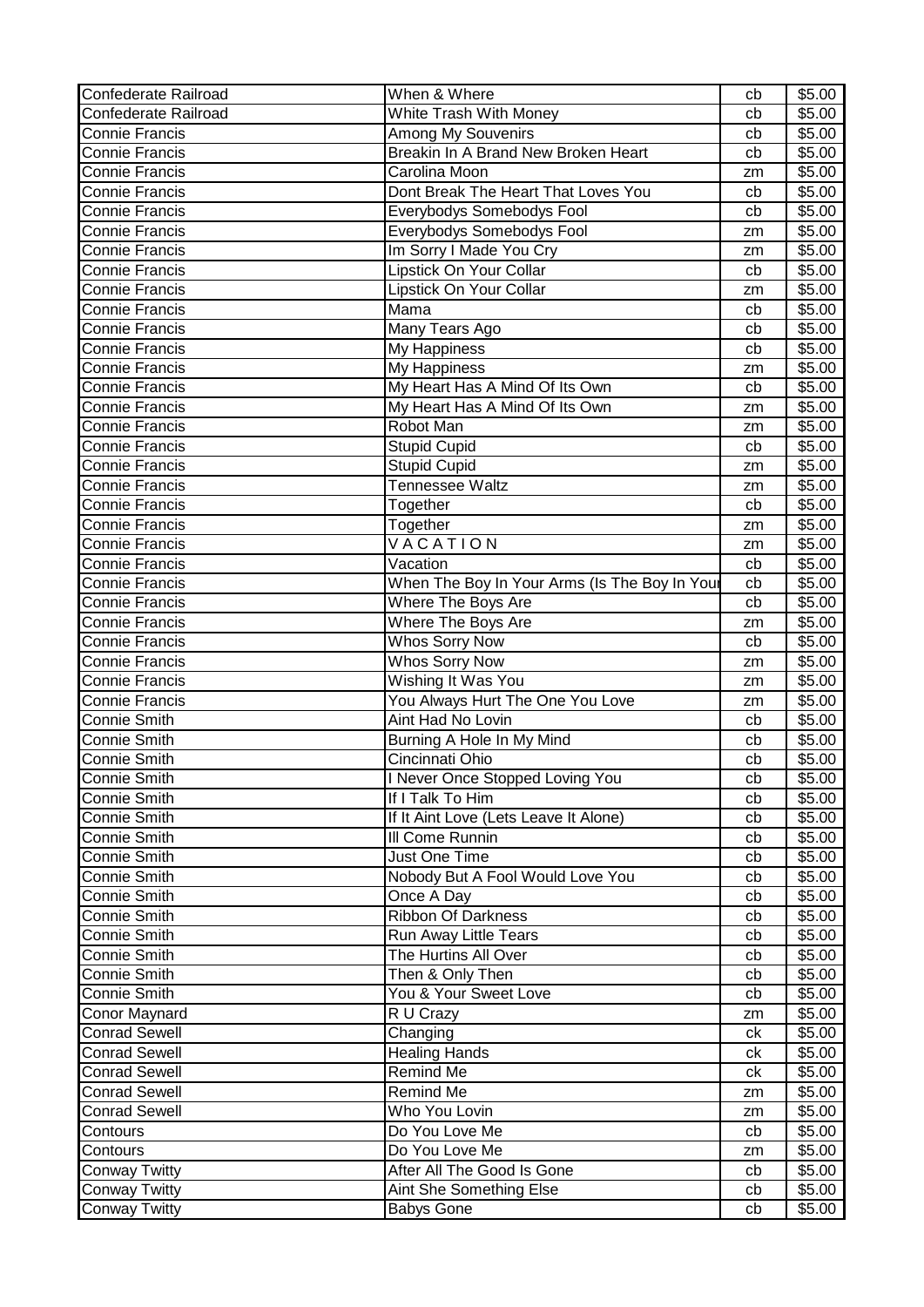| | | | |
|---|---|---|---|
| Confederate Railroad | When & Where | cb | $5.00 |
| Confederate Railroad | White Trash With Money | cb | $5.00 |
| Connie Francis | Among My Souvenirs | cb | $5.00 |
| Connie Francis | Breakin In A Brand New Broken Heart | cb | $5.00 |
| Connie Francis | Carolina Moon | zm | $5.00 |
| Connie Francis | Dont Break The Heart That Loves You | cb | $5.00 |
| Connie Francis | Everybodys Somebodys Fool | cb | $5.00 |
| Connie Francis | Everybodys Somebodys Fool | zm | $5.00 |
| Connie Francis | Im Sorry I Made You Cry | zm | $5.00 |
| Connie Francis | Lipstick On Your Collar | cb | $5.00 |
| Connie Francis | Lipstick On Your Collar | zm | $5.00 |
| Connie Francis | Mama | cb | $5.00 |
| Connie Francis | Many Tears Ago | cb | $5.00 |
| Connie Francis | My Happiness | cb | $5.00 |
| Connie Francis | My Happiness | zm | $5.00 |
| Connie Francis | My Heart Has A Mind Of Its Own | cb | $5.00 |
| Connie Francis | My Heart Has A Mind Of Its Own | zm | $5.00 |
| Connie Francis | Robot Man | zm | $5.00 |
| Connie Francis | Stupid Cupid | cb | $5.00 |
| Connie Francis | Stupid Cupid | zm | $5.00 |
| Connie Francis | Tennessee Waltz | zm | $5.00 |
| Connie Francis | Together | cb | $5.00 |
| Connie Francis | Together | zm | $5.00 |
| Connie Francis | V A C A T I O N | zm | $5.00 |
| Connie Francis | Vacation | cb | $5.00 |
| Connie Francis | When The Boy In Your Arms (Is The Boy In Your | cb | $5.00 |
| Connie Francis | Where The Boys Are | cb | $5.00 |
| Connie Francis | Where The Boys Are | zm | $5.00 |
| Connie Francis | Whos Sorry Now | cb | $5.00 |
| Connie Francis | Whos Sorry Now | zm | $5.00 |
| Connie Francis | Wishing It Was You | zm | $5.00 |
| Connie Francis | You Always Hurt The One You Love | zm | $5.00 |
| Connie Smith | Aint Had No Lovin | cb | $5.00 |
| Connie Smith | Burning A Hole In My Mind | cb | $5.00 |
| Connie Smith | Cincinnati Ohio | cb | $5.00 |
| Connie Smith | I Never Once Stopped Loving You | cb | $5.00 |
| Connie Smith | If I Talk To Him | cb | $5.00 |
| Connie Smith | If It Aint Love (Lets Leave It Alone) | cb | $5.00 |
| Connie Smith | Ill Come Runnin | cb | $5.00 |
| Connie Smith | Just One Time | cb | $5.00 |
| Connie Smith | Nobody But A Fool Would Love You | cb | $5.00 |
| Connie Smith | Once A Day | cb | $5.00 |
| Connie Smith | Ribbon Of Darkness | cb | $5.00 |
| Connie Smith | Run Away Little Tears | cb | $5.00 |
| Connie Smith | The Hurtins All Over | cb | $5.00 |
| Connie Smith | Then & Only Then | cb | $5.00 |
| Connie Smith | You & Your Sweet Love | cb | $5.00 |
| Conor Maynard | R U Crazy | zm | $5.00 |
| Conrad Sewell | Changing | ck | $5.00 |
| Conrad Sewell | Healing Hands | ck | $5.00 |
| Conrad Sewell | Remind Me | ck | $5.00 |
| Conrad Sewell | Remind Me | zm | $5.00 |
| Conrad Sewell | Who You Lovin | zm | $5.00 |
| Contours | Do You Love Me | cb | $5.00 |
| Contours | Do You Love Me | zm | $5.00 |
| Conway Twitty | After All The Good Is Gone | cb | $5.00 |
| Conway Twitty | Aint She Something Else | cb | $5.00 |
| Conway Twitty | Babys Gone | cb | $5.00 |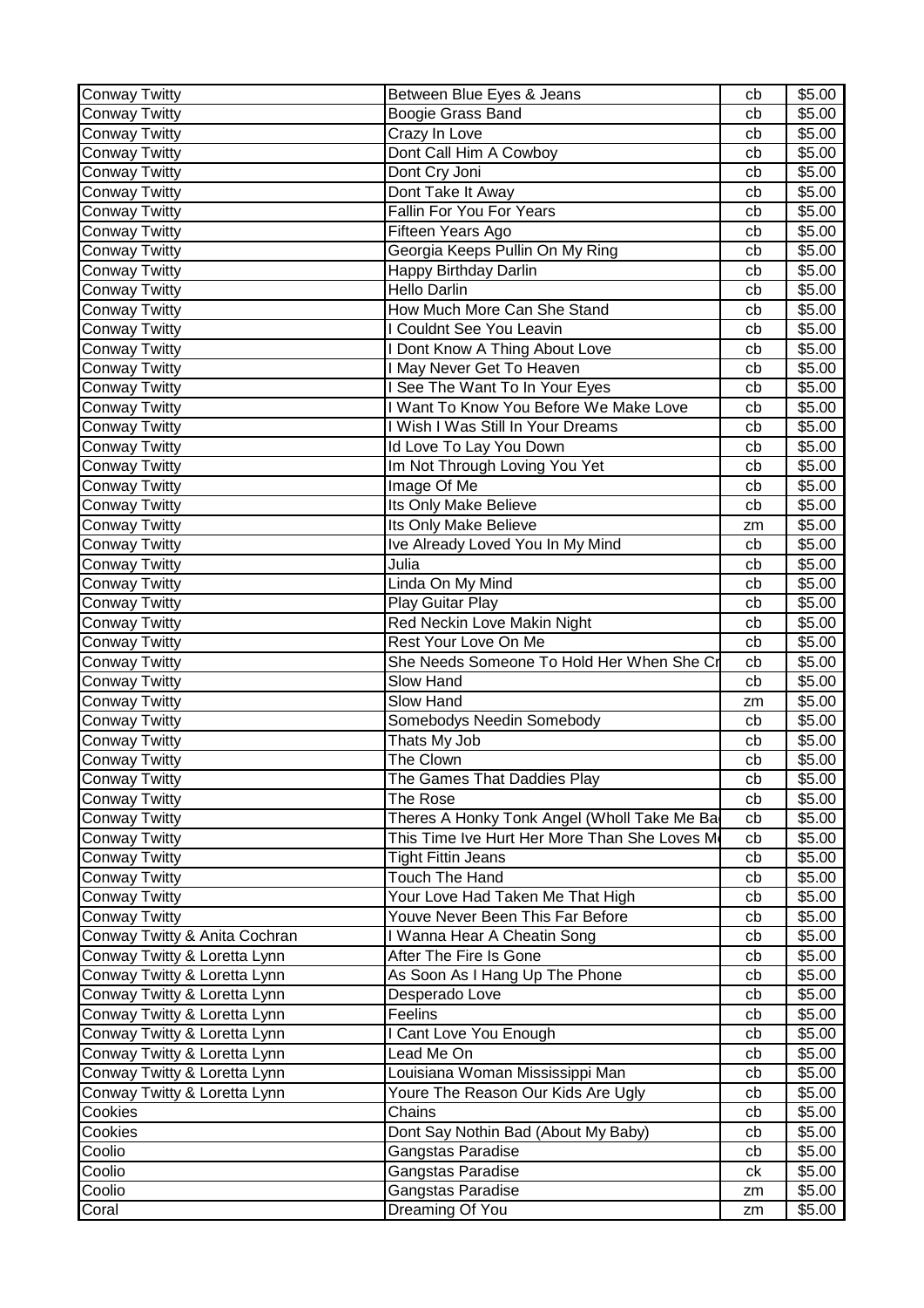| Conway Twitty | Between Blue Eyes & Jeans | cb | $5.00 |
|---|---|---|---|
| Conway Twitty | Boogie Grass Band | cb | $5.00 |
| Conway Twitty | Crazy In Love | cb | $5.00 |
| Conway Twitty | Dont Call Him A Cowboy | cb | $5.00 |
| Conway Twitty | Dont Cry Joni | cb | $5.00 |
| Conway Twitty | Dont Take It Away | cb | $5.00 |
| Conway Twitty | Fallin For You For Years | cb | $5.00 |
| Conway Twitty | Fifteen Years Ago | cb | $5.00 |
| Conway Twitty | Georgia Keeps Pullin On My Ring | cb | $5.00 |
| Conway Twitty | Happy Birthday Darlin | cb | $5.00 |
| Conway Twitty | Hello Darlin | cb | $5.00 |
| Conway Twitty | How Much More Can She Stand | cb | $5.00 |
| Conway Twitty | I Couldnt See You Leavin | cb | $5.00 |
| Conway Twitty | I Dont Know A Thing About Love | cb | $5.00 |
| Conway Twitty | I May Never Get To Heaven | cb | $5.00 |
| Conway Twitty | I See The Want To In Your Eyes | cb | $5.00 |
| Conway Twitty | I Want To Know You Before We Make Love | cb | $5.00 |
| Conway Twitty | I Wish I Was Still In Your Dreams | cb | $5.00 |
| Conway Twitty | Id Love To Lay You Down | cb | $5.00 |
| Conway Twitty | Im Not Through Loving You Yet | cb | $5.00 |
| Conway Twitty | Image Of Me | cb | $5.00 |
| Conway Twitty | Its Only Make Believe | cb | $5.00 |
| Conway Twitty | Its Only Make Believe | zm | $5.00 |
| Conway Twitty | Ive Already Loved You In My Mind | cb | $5.00 |
| Conway Twitty | Julia | cb | $5.00 |
| Conway Twitty | Linda On My Mind | cb | $5.00 |
| Conway Twitty | Play Guitar Play | cb | $5.00 |
| Conway Twitty | Red Neckin Love Makin Night | cb | $5.00 |
| Conway Twitty | Rest Your Love On Me | cb | $5.00 |
| Conway Twitty | She Needs Someone To Hold Her When She Cr | cb | $5.00 |
| Conway Twitty | Slow Hand | cb | $5.00 |
| Conway Twitty | Slow Hand | zm | $5.00 |
| Conway Twitty | Somebodys Needin Somebody | cb | $5.00 |
| Conway Twitty | Thats My Job | cb | $5.00 |
| Conway Twitty | The Clown | cb | $5.00 |
| Conway Twitty | The Games That Daddies Play | cb | $5.00 |
| Conway Twitty | The Rose | cb | $5.00 |
| Conway Twitty | Theres A Honky Tonk Angel (Wholl Take Me Ba | cb | $5.00 |
| Conway Twitty | This Time Ive Hurt Her More Than She Loves M | cb | $5.00 |
| Conway Twitty | Tight Fittin Jeans | cb | $5.00 |
| Conway Twitty | Touch The Hand | cb | $5.00 |
| Conway Twitty | Your Love Had Taken Me That High | cb | $5.00 |
| Conway Twitty | Youve Never Been This Far Before | cb | $5.00 |
| Conway Twitty & Anita Cochran | I Wanna Hear A Cheatin Song | cb | $5.00 |
| Conway Twitty & Loretta Lynn | After The Fire Is Gone | cb | $5.00 |
| Conway Twitty & Loretta Lynn | As Soon As I Hang Up The Phone | cb | $5.00 |
| Conway Twitty & Loretta Lynn | Desperado Love | cb | $5.00 |
| Conway Twitty & Loretta Lynn | Feelins | cb | $5.00 |
| Conway Twitty & Loretta Lynn | I Cant Love You Enough | cb | $5.00 |
| Conway Twitty & Loretta Lynn | Lead Me On | cb | $5.00 |
| Conway Twitty & Loretta Lynn | Louisiana Woman Mississippi Man | cb | $5.00 |
| Conway Twitty & Loretta Lynn | Youre The Reason Our Kids Are Ugly | cb | $5.00 |
| Cookies | Chains | cb | $5.00 |
| Cookies | Dont Say Nothin Bad (About My Baby) | cb | $5.00 |
| Coolio | Gangstas Paradise | cb | $5.00 |
| Coolio | Gangstas Paradise | ck | $5.00 |
| Coolio | Gangstas Paradise | zm | $5.00 |
| Coral | Dreaming Of You | zm | $5.00 |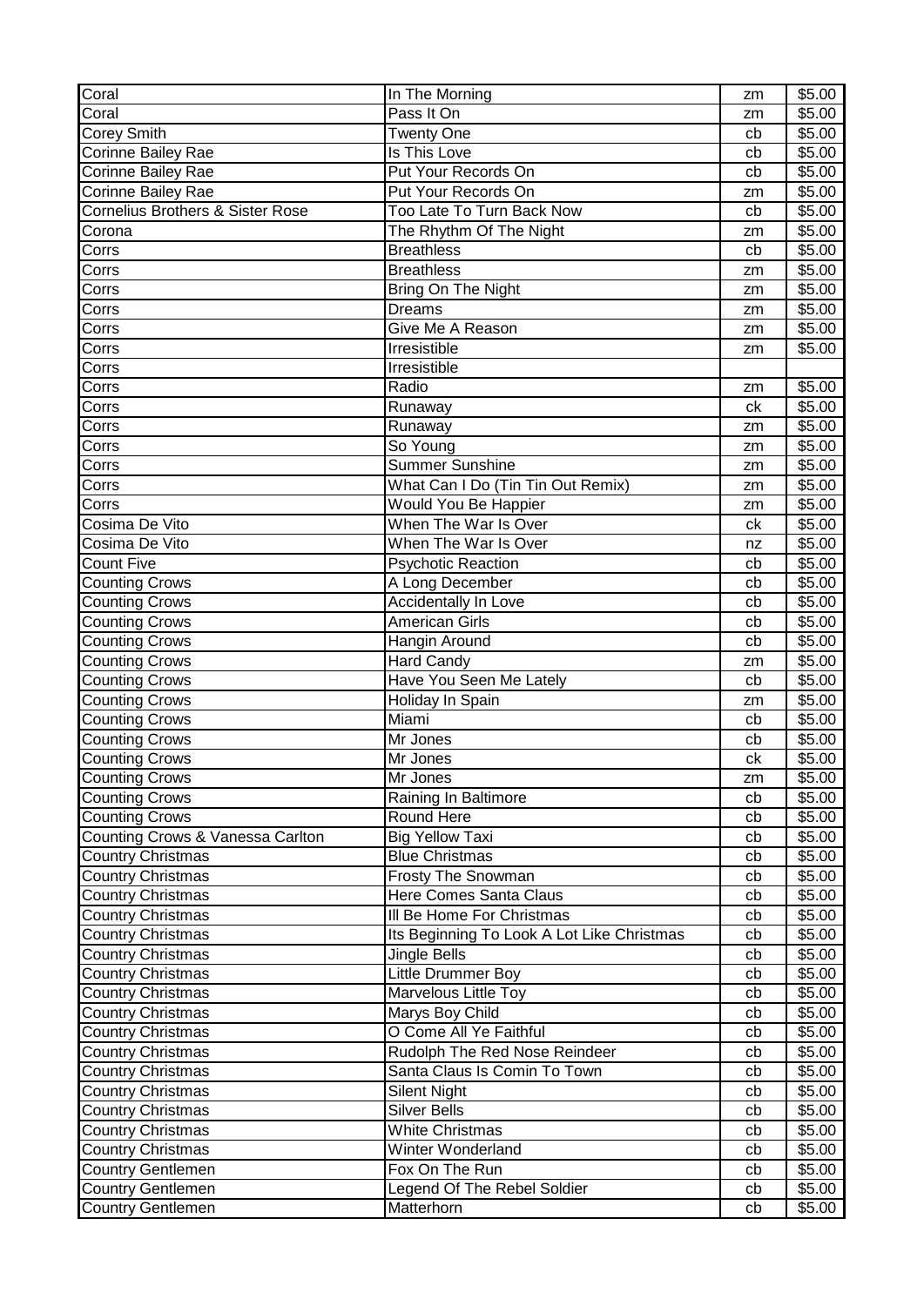| Coral | In The Morning | zm | $5.00 |
|---|---|---|---|
| Coral | Pass It On | zm | $5.00 |
| Corey Smith | Twenty One | cb | $5.00 |
| Corinne Bailey Rae | Is This Love | cb | $5.00 |
| Corinne Bailey Rae | Put Your Records On | cb | $5.00 |
| Corinne Bailey Rae | Put Your Records On | zm | $5.00 |
| Cornelius Brothers & Sister Rose | Too Late To Turn Back Now | cb | $5.00 |
| Corona | The Rhythm Of The Night | zm | $5.00 |
| Corrs | Breathless | cb | $5.00 |
| Corrs | Breathless | zm | $5.00 |
| Corrs | Bring On The Night | zm | $5.00 |
| Corrs | Dreams | zm | $5.00 |
| Corrs | Give Me A Reason | zm | $5.00 |
| Corrs | Irresistible | zm | $5.00 |
| Corrs | Irresistible | | |
| Corrs | Radio | zm | $5.00 |
| Corrs | Runaway | ck | $5.00 |
| Corrs | Runaway | zm | $5.00 |
| Corrs | So Young | zm | $5.00 |
| Corrs | Summer Sunshine | zm | $5.00 |
| Corrs | What Can I Do (Tin Tin Out Remix) | zm | $5.00 |
| Corrs | Would You Be Happier | zm | $5.00 |
| Cosima De Vito | When The War Is Over | ck | $5.00 |
| Cosima De Vito | When The War Is Over | nz | $5.00 |
| Count Five | Psychotic Reaction | cb | $5.00 |
| Counting Crows | A Long December | cb | $5.00 |
| Counting Crows | Accidentally In Love | cb | $5.00 |
| Counting Crows | American Girls | cb | $5.00 |
| Counting Crows | Hangin Around | cb | $5.00 |
| Counting Crows | Hard Candy | zm | $5.00 |
| Counting Crows | Have You Seen Me Lately | cb | $5.00 |
| Counting Crows | Holiday In Spain | zm | $5.00 |
| Counting Crows | Miami | cb | $5.00 |
| Counting Crows | Mr Jones | cb | $5.00 |
| Counting Crows | Mr Jones | ck | $5.00 |
| Counting Crows | Mr Jones | zm | $5.00 |
| Counting Crows | Raining In Baltimore | cb | $5.00 |
| Counting Crows | Round Here | cb | $5.00 |
| Counting Crows & Vanessa Carlton | Big Yellow Taxi | cb | $5.00 |
| Country Christmas | Blue Christmas | cb | $5.00 |
| Country Christmas | Frosty The Snowman | cb | $5.00 |
| Country Christmas | Here Comes Santa Claus | cb | $5.00 |
| Country Christmas | Ill Be Home For Christmas | cb | $5.00 |
| Country Christmas | Its Beginning To Look A Lot Like Christmas | cb | $5.00 |
| Country Christmas | Jingle Bells | cb | $5.00 |
| Country Christmas | Little Drummer Boy | cb | $5.00 |
| Country Christmas | Marvelous Little Toy | cb | $5.00 |
| Country Christmas | Marys Boy Child | cb | $5.00 |
| Country Christmas | O Come All Ye Faithful | cb | $5.00 |
| Country Christmas | Rudolph The Red Nose Reindeer | cb | $5.00 |
| Country Christmas | Santa Claus Is Comin To Town | cb | $5.00 |
| Country Christmas | Silent Night | cb | $5.00 |
| Country Christmas | Silver Bells | cb | $5.00 |
| Country Christmas | White Christmas | cb | $5.00 |
| Country Christmas | Winter Wonderland | cb | $5.00 |
| Country Gentlemen | Fox On The Run | cb | $5.00 |
| Country Gentlemen | Legend Of The Rebel Soldier | cb | $5.00 |
| Country Gentlemen | Matterhorn | cb | $5.00 |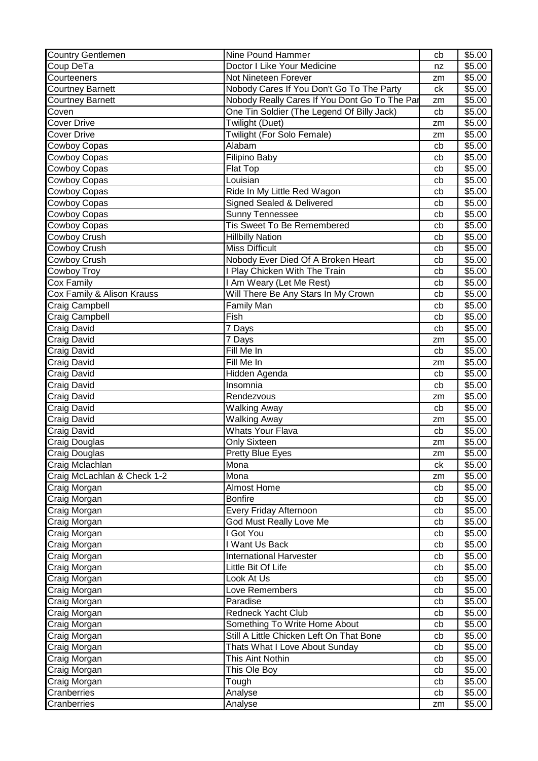| Country Gentlemen | Nine Pound Hammer | cb | $5.00 |
|---|---|---|---|
| Coup DeTa | Doctor I Like Your Medicine | nz | $5.00 |
| Courteeners | Not Nineteen Forever | zm | $5.00 |
| Courtney Barnett | Nobody Cares If You Don't Go To The Party | ck | $5.00 |
| Courtney Barnett | Nobody Really Cares If You Dont Go To The Par | zm | $5.00 |
| Coven | One Tin Soldier (The Legend Of Billy Jack) | cb | $5.00 |
| Cover Drive | Twilight (Duet) | zm | $5.00 |
| Cover Drive | Twilight (For Solo Female) | zm | $5.00 |
| Cowboy Copas | Alabam | cb | $5.00 |
| Cowboy Copas | Filipino Baby | cb | $5.00 |
| Cowboy Copas | Flat Top | cb | $5.00 |
| Cowboy Copas | Louisian | cb | $5.00 |
| Cowboy Copas | Ride In My Little Red Wagon | cb | $5.00 |
| Cowboy Copas | Signed Sealed & Delivered | cb | $5.00 |
| Cowboy Copas | Sunny Tennessee | cb | $5.00 |
| Cowboy Copas | Tis Sweet To Be Remembered | cb | $5.00 |
| Cowboy Crush | Hillbilly Nation | cb | $5.00 |
| Cowboy Crush | Miss Difficult | cb | $5.00 |
| Cowboy Crush | Nobody Ever Died Of A Broken Heart | cb | $5.00 |
| Cowboy Troy | I Play Chicken With The Train | cb | $5.00 |
| Cox Family | I Am Weary (Let Me Rest) | cb | $5.00 |
| Cox Family & Alison Krauss | Will There Be Any Stars In My Crown | cb | $5.00 |
| Craig Campbell | Family Man | cb | $5.00 |
| Craig Campbell | Fish | cb | $5.00 |
| Craig David | 7 Days | cb | $5.00 |
| Craig David | 7 Days | zm | $5.00 |
| Craig David | Fill Me In | cb | $5.00 |
| Craig David | Fill Me In | zm | $5.00 |
| Craig David | Hidden Agenda | cb | $5.00 |
| Craig David | Insomnia | cb | $5.00 |
| Craig David | Rendezvous | zm | $5.00 |
| Craig David | Walking Away | cb | $5.00 |
| Craig David | Walking Away | zm | $5.00 |
| Craig David | Whats Your Flava | cb | $5.00 |
| Craig Douglas | Only Sixteen | zm | $5.00 |
| Craig Douglas | Pretty Blue Eyes | zm | $5.00 |
| Craig Mclachlan | Mona | ck | $5.00 |
| Craig McLachlan & Check 1-2 | Mona | zm | $5.00 |
| Craig Morgan | Almost Home | cb | $5.00 |
| Craig Morgan | Bonfire | cb | $5.00 |
| Craig Morgan | Every Friday Afternoon | cb | $5.00 |
| Craig Morgan | God Must Really Love Me | cb | $5.00 |
| Craig Morgan | I Got You | cb | $5.00 |
| Craig Morgan | I Want Us Back | cb | $5.00 |
| Craig Morgan | International Harvester | cb | $5.00 |
| Craig Morgan | Little Bit Of Life | cb | $5.00 |
| Craig Morgan | Look At Us | cb | $5.00 |
| Craig Morgan | Love Remembers | cb | $5.00 |
| Craig Morgan | Paradise | cb | $5.00 |
| Craig Morgan | Redneck Yacht Club | cb | $5.00 |
| Craig Morgan | Something To Write Home About | cb | $5.00 |
| Craig Morgan | Still A Little Chicken Left On That Bone | cb | $5.00 |
| Craig Morgan | Thats What I Love About Sunday | cb | $5.00 |
| Craig Morgan | This Aint Nothin | cb | $5.00 |
| Craig Morgan | This Ole Boy | cb | $5.00 |
| Craig Morgan | Tough | cb | $5.00 |
| Cranberries | Analyse | cb | $5.00 |
| Cranberries | Analyse | zm | $5.00 |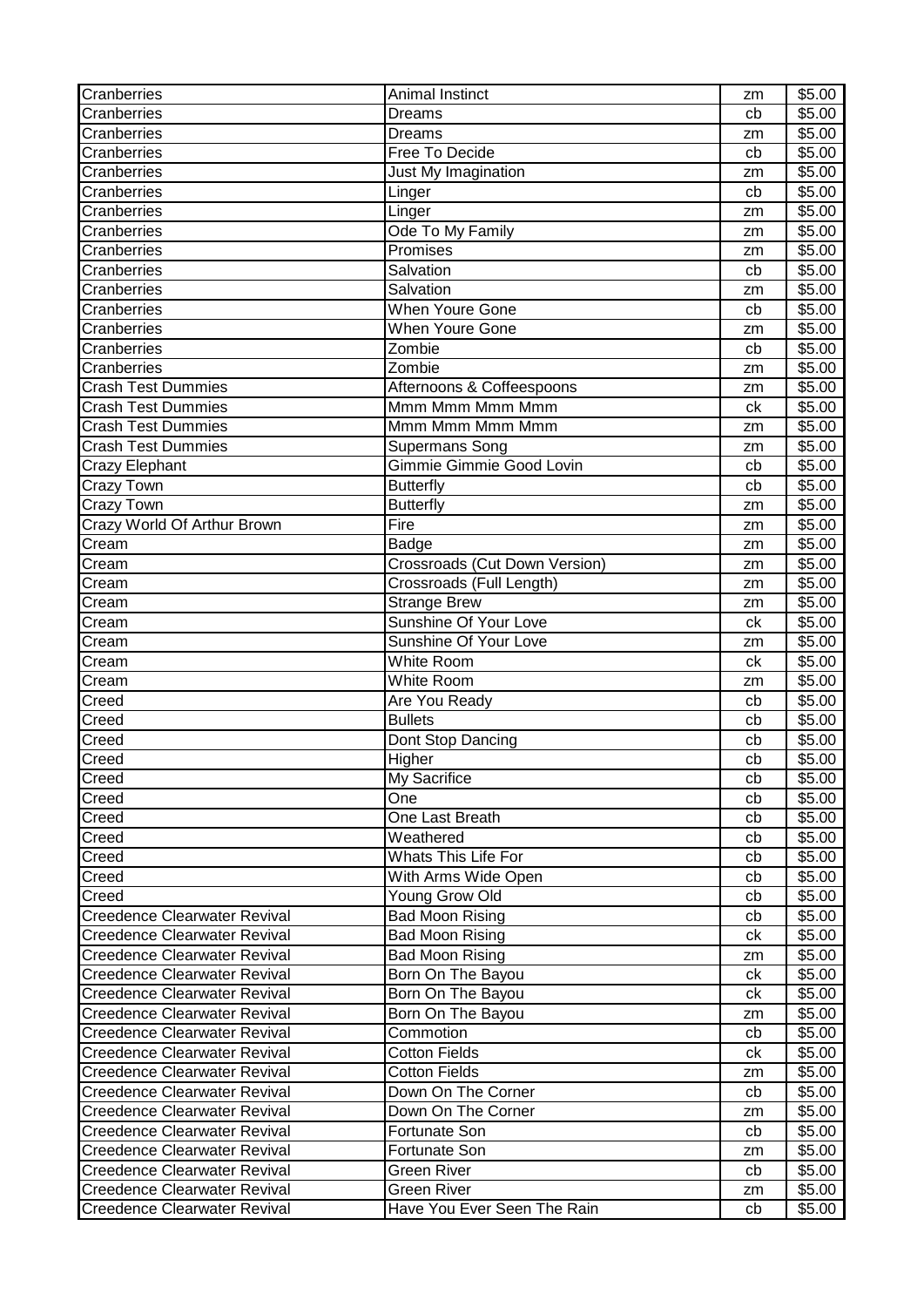| Cranberries | Animal Instinct | zm | $5.00 |
|---|---|---|---|
| Cranberries | Dreams | cb | $5.00 |
| Cranberries | Dreams | zm | $5.00 |
| Cranberries | Free To Decide | cb | $5.00 |
| Cranberries | Just My Imagination | zm | $5.00 |
| Cranberries | Linger | cb | $5.00 |
| Cranberries | Linger | zm | $5.00 |
| Cranberries | Ode To My Family | zm | $5.00 |
| Cranberries | Promises | zm | $5.00 |
| Cranberries | Salvation | cb | $5.00 |
| Cranberries | Salvation | zm | $5.00 |
| Cranberries | When Youre Gone | cb | $5.00 |
| Cranberries | When Youre Gone | zm | $5.00 |
| Cranberries | Zombie | cb | $5.00 |
| Cranberries | Zombie | zm | $5.00 |
| Crash Test Dummies | Afternoons & Coffeespoons | zm | $5.00 |
| Crash Test Dummies | Mmm Mmm Mmm Mmm | ck | $5.00 |
| Crash Test Dummies | Mmm Mmm Mmm Mmm | zm | $5.00 |
| Crash Test Dummies | Supermans Song | zm | $5.00 |
| Crazy Elephant | Gimmie Gimmie Good Lovin | cb | $5.00 |
| Crazy Town | Butterfly | cb | $5.00 |
| Crazy Town | Butterfly | zm | $5.00 |
| Crazy World Of Arthur Brown | Fire | zm | $5.00 |
| Cream | Badge | zm | $5.00 |
| Cream | Crossroads (Cut Down Version) | zm | $5.00 |
| Cream | Crossroads (Full Length) | zm | $5.00 |
| Cream | Strange Brew | zm | $5.00 |
| Cream | Sunshine Of Your Love | ck | $5.00 |
| Cream | Sunshine Of Your Love | zm | $5.00 |
| Cream | White Room | ck | $5.00 |
| Cream | White Room | zm | $5.00 |
| Creed | Are You Ready | cb | $5.00 |
| Creed | Bullets | cb | $5.00 |
| Creed | Dont Stop Dancing | cb | $5.00 |
| Creed | Higher | cb | $5.00 |
| Creed | My Sacrifice | cb | $5.00 |
| Creed | One | cb | $5.00 |
| Creed | One Last Breath | cb | $5.00 |
| Creed | Weathered | cb | $5.00 |
| Creed | Whats This Life For | cb | $5.00 |
| Creed | With Arms Wide Open | cb | $5.00 |
| Creed | Young Grow Old | cb | $5.00 |
| Creedence Clearwater Revival | Bad Moon Rising | cb | $5.00 |
| Creedence Clearwater Revival | Bad Moon Rising | ck | $5.00 |
| Creedence Clearwater Revival | Bad Moon Rising | zm | $5.00 |
| Creedence Clearwater Revival | Born On The Bayou | ck | $5.00 |
| Creedence Clearwater Revival | Born On The Bayou | ck | $5.00 |
| Creedence Clearwater Revival | Born On The Bayou | zm | $5.00 |
| Creedence Clearwater Revival | Commotion | cb | $5.00 |
| Creedence Clearwater Revival | Cotton Fields | ck | $5.00 |
| Creedence Clearwater Revival | Cotton Fields | zm | $5.00 |
| Creedence Clearwater Revival | Down On The Corner | cb | $5.00 |
| Creedence Clearwater Revival | Down On The Corner | zm | $5.00 |
| Creedence Clearwater Revival | Fortunate Son | cb | $5.00 |
| Creedence Clearwater Revival | Fortunate Son | zm | $5.00 |
| Creedence Clearwater Revival | Green River | cb | $5.00 |
| Creedence Clearwater Revival | Green River | zm | $5.00 |
| Creedence Clearwater Revival | Have You Ever Seen The Rain | cb | $5.00 |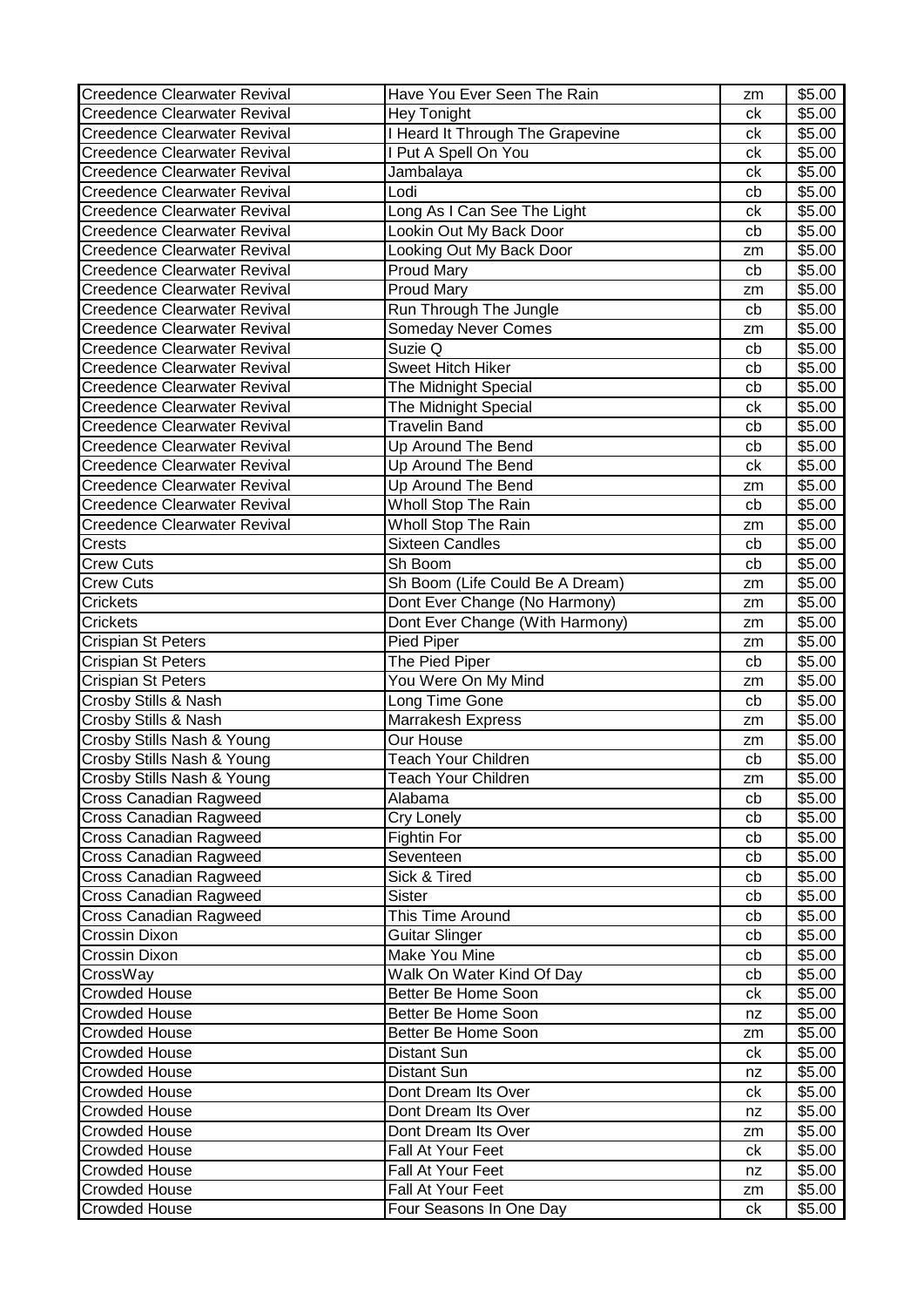| | | | |
|---|---|---|---|
| Creedence Clearwater Revival | Have You Ever Seen The Rain | zm | $5.00 |
| Creedence Clearwater Revival | Hey Tonight | ck | $5.00 |
| Creedence Clearwater Revival | I Heard It Through The Grapevine | ck | $5.00 |
| Creedence Clearwater Revival | I Put A Spell On You | ck | $5.00 |
| Creedence Clearwater Revival | Jambalaya | ck | $5.00 |
| Creedence Clearwater Revival | Lodi | cb | $5.00 |
| Creedence Clearwater Revival | Long As I Can See The Light | ck | $5.00 |
| Creedence Clearwater Revival | Lookin Out My Back Door | cb | $5.00 |
| Creedence Clearwater Revival | Looking Out My Back Door | zm | $5.00 |
| Creedence Clearwater Revival | Proud Mary | cb | $5.00 |
| Creedence Clearwater Revival | Proud Mary | zm | $5.00 |
| Creedence Clearwater Revival | Run Through The Jungle | cb | $5.00 |
| Creedence Clearwater Revival | Someday Never Comes | zm | $5.00 |
| Creedence Clearwater Revival | Suzie Q | cb | $5.00 |
| Creedence Clearwater Revival | Sweet Hitch Hiker | cb | $5.00 |
| Creedence Clearwater Revival | The Midnight Special | cb | $5.00 |
| Creedence Clearwater Revival | The Midnight Special | ck | $5.00 |
| Creedence Clearwater Revival | Travelin Band | cb | $5.00 |
| Creedence Clearwater Revival | Up Around The Bend | cb | $5.00 |
| Creedence Clearwater Revival | Up Around The Bend | ck | $5.00 |
| Creedence Clearwater Revival | Up Around The Bend | zm | $5.00 |
| Creedence Clearwater Revival | Wholl Stop The Rain | cb | $5.00 |
| Creedence Clearwater Revival | Wholl Stop The Rain | zm | $5.00 |
| Crests | Sixteen Candles | cb | $5.00 |
| Crew Cuts | Sh Boom | cb | $5.00 |
| Crew Cuts | Sh Boom (Life Could Be A Dream) | zm | $5.00 |
| Crickets | Dont Ever Change (No Harmony) | zm | $5.00 |
| Crickets | Dont Ever Change (With Harmony) | zm | $5.00 |
| Crispian St Peters | Pied Piper | zm | $5.00 |
| Crispian St Peters | The Pied Piper | cb | $5.00 |
| Crispian St Peters | You Were On My Mind | zm | $5.00 |
| Crosby Stills & Nash | Long Time Gone | cb | $5.00 |
| Crosby Stills & Nash | Marrakesh Express | zm | $5.00 |
| Crosby Stills Nash & Young | Our House | zm | $5.00 |
| Crosby Stills Nash & Young | Teach Your Children | cb | $5.00 |
| Crosby Stills Nash & Young | Teach Your Children | zm | $5.00 |
| Cross Canadian Ragweed | Alabama | cb | $5.00 |
| Cross Canadian Ragweed | Cry Lonely | cb | $5.00 |
| Cross Canadian Ragweed | Fightin For | cb | $5.00 |
| Cross Canadian Ragweed | Seventeen | cb | $5.00 |
| Cross Canadian Ragweed | Sick & Tired | cb | $5.00 |
| Cross Canadian Ragweed | Sister | cb | $5.00 |
| Cross Canadian Ragweed | This Time Around | cb | $5.00 |
| Crossin Dixon | Guitar Slinger | cb | $5.00 |
| Crossin Dixon | Make You Mine | cb | $5.00 |
| CrossWay | Walk On Water Kind Of Day | cb | $5.00 |
| Crowded House | Better Be Home Soon | ck | $5.00 |
| Crowded House | Better Be Home Soon | nz | $5.00 |
| Crowded House | Better Be Home Soon | zm | $5.00 |
| Crowded House | Distant Sun | ck | $5.00 |
| Crowded House | Distant Sun | nz | $5.00 |
| Crowded House | Dont Dream Its Over | ck | $5.00 |
| Crowded House | Dont Dream Its Over | nz | $5.00 |
| Crowded House | Dont Dream Its Over | zm | $5.00 |
| Crowded House | Fall At Your Feet | ck | $5.00 |
| Crowded House | Fall At Your Feet | nz | $5.00 |
| Crowded House | Fall At Your Feet | zm | $5.00 |
| Crowded House | Four Seasons In One Day | ck | $5.00 |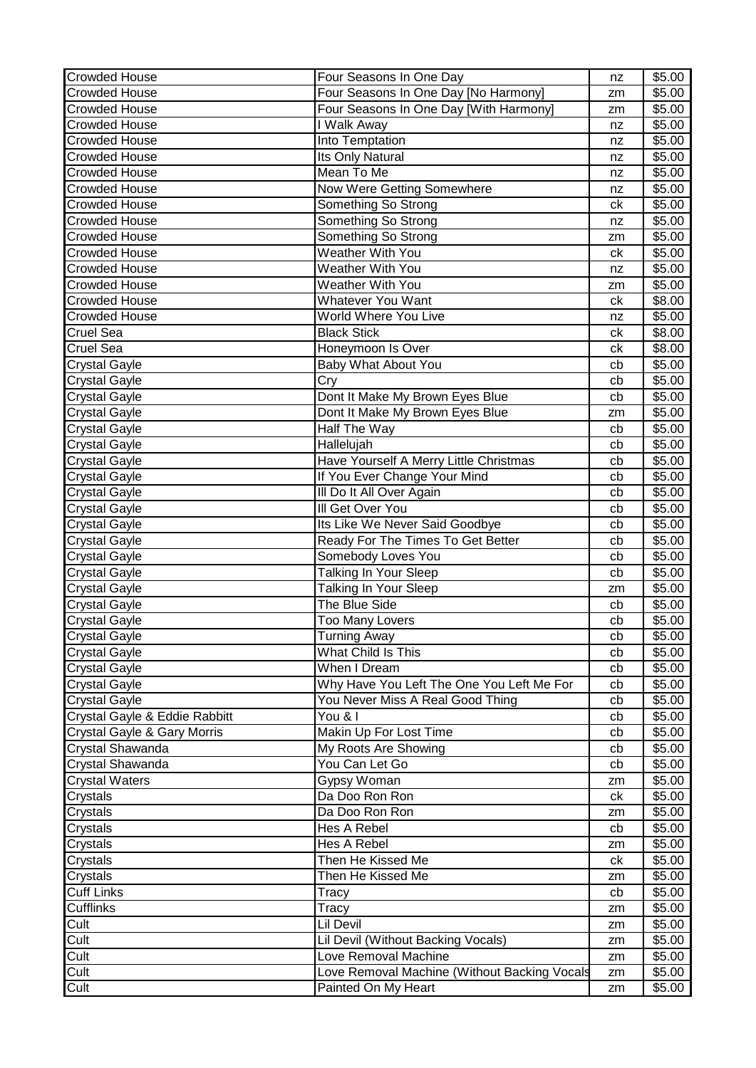| Crowded House | Four Seasons In One Day | nz | $5.00 |
|---|---|---|---|
| Crowded House | Four Seasons In One Day [No Harmony] | zm | $5.00 |
| Crowded House | Four Seasons In One Day [With Harmony] | zm | $5.00 |
| Crowded House | I Walk Away | nz | $5.00 |
| Crowded House | Into Temptation | nz | $5.00 |
| Crowded House | Its Only Natural | nz | $5.00 |
| Crowded House | Mean To Me | nz | $5.00 |
| Crowded House | Now Were Getting Somewhere | nz | $5.00 |
| Crowded House | Something So Strong | ck | $5.00 |
| Crowded House | Something So Strong | nz | $5.00 |
| Crowded House | Something So Strong | zm | $5.00 |
| Crowded House | Weather With You | ck | $5.00 |
| Crowded House | Weather With You | nz | $5.00 |
| Crowded House | Weather With You | zm | $5.00 |
| Crowded House | Whatever You Want | ck | $8.00 |
| Crowded House | World Where You Live | nz | $5.00 |
| Cruel Sea | Black Stick | ck | $8.00 |
| Cruel Sea | Honeymoon Is Over | ck | $8.00 |
| Crystal Gayle | Baby What About You | cb | $5.00 |
| Crystal Gayle | Cry | cb | $5.00 |
| Crystal Gayle | Dont It Make My Brown Eyes Blue | cb | $5.00 |
| Crystal Gayle | Dont It Make My Brown Eyes Blue | zm | $5.00 |
| Crystal Gayle | Half The Way | cb | $5.00 |
| Crystal Gayle | Hallelujah | cb | $5.00 |
| Crystal Gayle | Have Yourself A Merry Little Christmas | cb | $5.00 |
| Crystal Gayle | If You Ever Change Your Mind | cb | $5.00 |
| Crystal Gayle | Ill Do It All Over Again | cb | $5.00 |
| Crystal Gayle | Ill Get Over You | cb | $5.00 |
| Crystal Gayle | Its Like We Never Said Goodbye | cb | $5.00 |
| Crystal Gayle | Ready For The Times To Get Better | cb | $5.00 |
| Crystal Gayle | Somebody Loves You | cb | $5.00 |
| Crystal Gayle | Talking In Your Sleep | cb | $5.00 |
| Crystal Gayle | Talking In Your Sleep | zm | $5.00 |
| Crystal Gayle | The Blue Side | cb | $5.00 |
| Crystal Gayle | Too Many Lovers | cb | $5.00 |
| Crystal Gayle | Turning Away | cb | $5.00 |
| Crystal Gayle | What Child Is This | cb | $5.00 |
| Crystal Gayle | When I Dream | cb | $5.00 |
| Crystal Gayle | Why Have You Left The One You Left Me For | cb | $5.00 |
| Crystal Gayle | You Never Miss A Real Good Thing | cb | $5.00 |
| Crystal Gayle & Eddie Rabbitt | You & I | cb | $5.00 |
| Crystal Gayle & Gary Morris | Makin Up For Lost Time | cb | $5.00 |
| Crystal Shawanda | My Roots Are Showing | cb | $5.00 |
| Crystal Shawanda | You Can Let Go | cb | $5.00 |
| Crystal Waters | Gypsy Woman | zm | $5.00 |
| Crystals | Da Doo Ron Ron | ck | $5.00 |
| Crystals | Da Doo Ron Ron | zm | $5.00 |
| Crystals | Hes A Rebel | cb | $5.00 |
| Crystals | Hes A Rebel | zm | $5.00 |
| Crystals | Then He Kissed Me | ck | $5.00 |
| Crystals | Then He Kissed Me | zm | $5.00 |
| Cuff Links | Tracy | cb | $5.00 |
| Cufflinks | Tracy | zm | $5.00 |
| Cult | Lil Devil | zm | $5.00 |
| Cult | Lil Devil (Without Backing Vocals) | zm | $5.00 |
| Cult | Love Removal Machine | zm | $5.00 |
| Cult | Love Removal Machine (Without Backing Vocals | zm | $5.00 |
| Cult | Painted On My Heart | zm | $5.00 |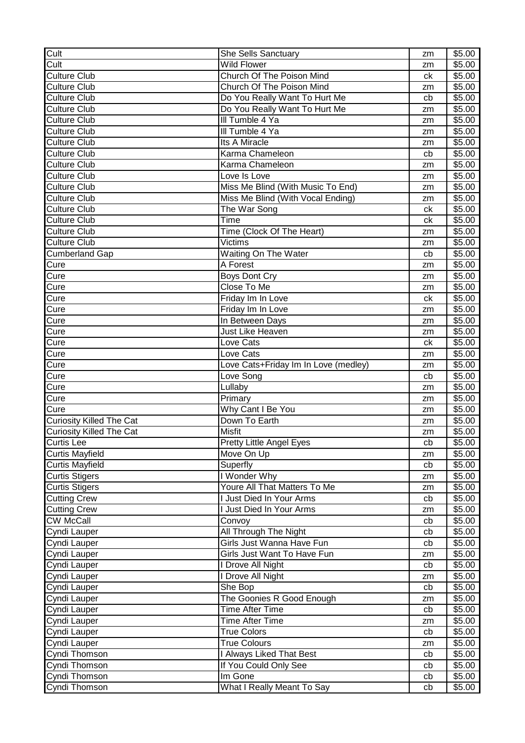| Cult | She Sells Sanctuary | zm | $5.00 |
|---|---|---|---|
| Cult | Wild Flower | zm | $5.00 |
| Culture Club | Church Of The Poison Mind | ck | $5.00 |
| Culture Club | Church Of The Poison Mind | zm | $5.00 |
| Culture Club | Do You Really Want To Hurt Me | cb | $5.00 |
| Culture Club | Do You Really Want To Hurt Me | zm | $5.00 |
| Culture Club | Ill Tumble 4 Ya | zm | $5.00 |
| Culture Club | Ill Tumble 4 Ya | zm | $5.00 |
| Culture Club | Its A Miracle | zm | $5.00 |
| Culture Club | Karma Chameleon | cb | $5.00 |
| Culture Club | Karma Chameleon | zm | $5.00 |
| Culture Club | Love Is Love | zm | $5.00 |
| Culture Club | Miss Me Blind (With Music To End) | zm | $5.00 |
| Culture Club | Miss Me Blind (With Vocal Ending) | zm | $5.00 |
| Culture Club | The War Song | ck | $5.00 |
| Culture Club | Time | ck | $5.00 |
| Culture Club | Time (Clock Of The Heart) | zm | $5.00 |
| Culture Club | Victims | zm | $5.00 |
| Cumberland Gap | Waiting On The Water | cb | $5.00 |
| Cure | A Forest | zm | $5.00 |
| Cure | Boys Dont Cry | zm | $5.00 |
| Cure | Close To Me | zm | $5.00 |
| Cure | Friday Im In Love | ck | $5.00 |
| Cure | Friday Im In Love | zm | $5.00 |
| Cure | In Between Days | zm | $5.00 |
| Cure | Just Like Heaven | zm | $5.00 |
| Cure | Love Cats | ck | $5.00 |
| Cure | Love Cats | zm | $5.00 |
| Cure | Love Cats+Friday Im In Love (medley) | zm | $5.00 |
| Cure | Love Song | cb | $5.00 |
| Cure | Lullaby | zm | $5.00 |
| Cure | Primary | zm | $5.00 |
| Cure | Why Cant I Be You | zm | $5.00 |
| Curiosity Killed The Cat | Down To Earth | zm | $5.00 |
| Curiosity Killed The Cat | Misfit | zm | $5.00 |
| Curtis Lee | Pretty Little Angel Eyes | cb | $5.00 |
| Curtis Mayfield | Move On Up | zm | $5.00 |
| Curtis Mayfield | Superfly | cb | $5.00 |
| Curtis Stigers | I Wonder Why | zm | $5.00 |
| Curtis Stigers | Youre All That Matters To Me | zm | $5.00 |
| Cutting Crew | I Just Died In Your Arms | cb | $5.00 |
| Cutting Crew | I Just Died In Your Arms | zm | $5.00 |
| CW McCall | Convoy | cb | $5.00 |
| Cyndi Lauper | All Through The Night | cb | $5.00 |
| Cyndi Lauper | Girls Just Wanna Have Fun | cb | $5.00 |
| Cyndi Lauper | Girls Just Want To Have Fun | zm | $5.00 |
| Cyndi Lauper | I Drove All Night | cb | $5.00 |
| Cyndi Lauper | I Drove All Night | zm | $5.00 |
| Cyndi Lauper | She Bop | cb | $5.00 |
| Cyndi Lauper | The Goonies R Good Enough | zm | $5.00 |
| Cyndi Lauper | Time After Time | cb | $5.00 |
| Cyndi Lauper | Time After Time | zm | $5.00 |
| Cyndi Lauper | True Colors | cb | $5.00 |
| Cyndi Lauper | True Colours | zm | $5.00 |
| Cyndi Thomson | I Always Liked That Best | cb | $5.00 |
| Cyndi Thomson | If You Could Only See | cb | $5.00 |
| Cyndi Thomson | Im Gone | cb | $5.00 |
| Cyndi Thomson | What I Really Meant To Say | cb | $5.00 |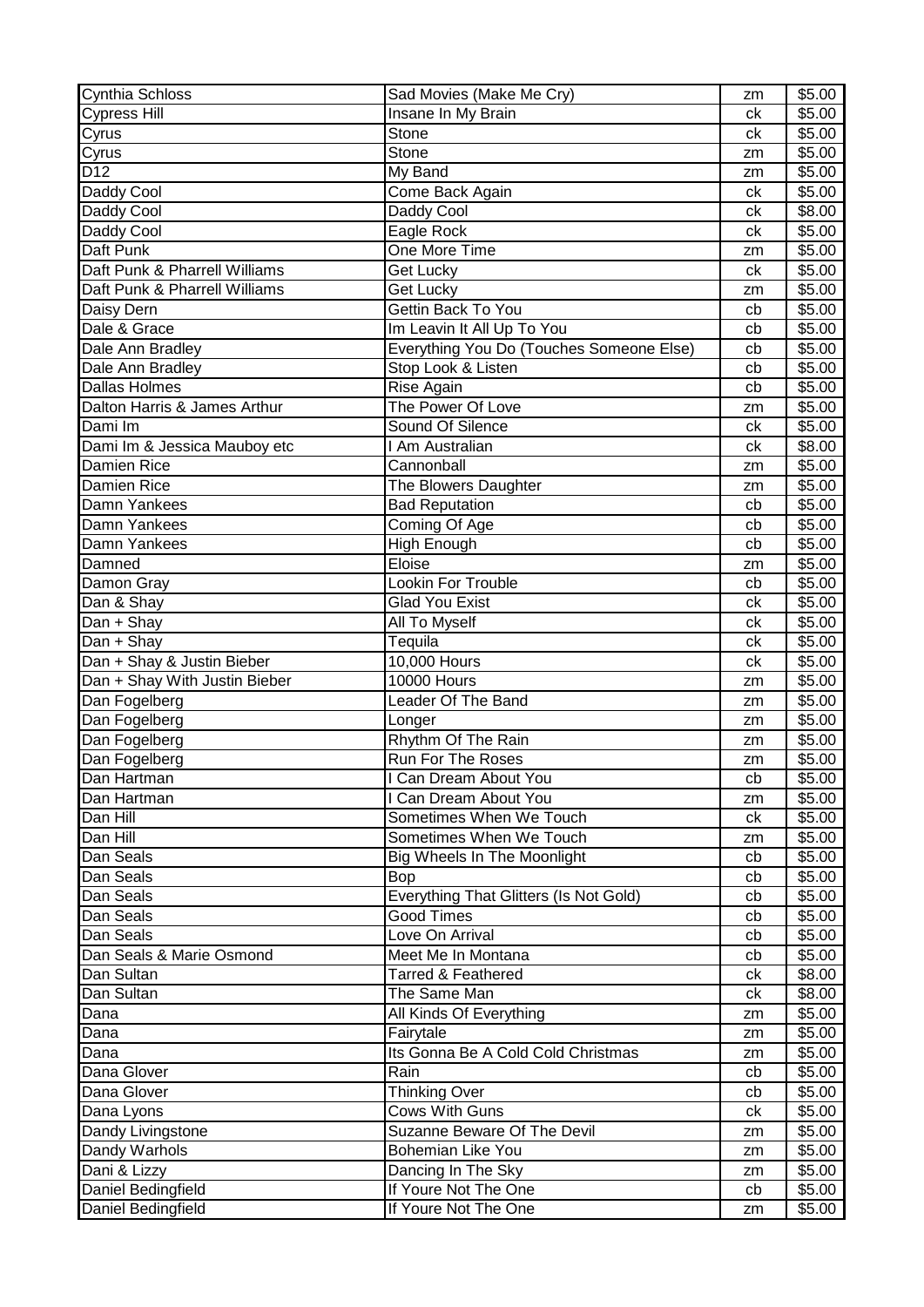| Cynthia Schloss | Sad Movies (Make Me Cry) | zm | $5.00 |
|---|---|---|---|
| Cypress Hill | Insane In My Brain | ck | $5.00 |
| Cyrus | Stone | ck | $5.00 |
| Cyrus | Stone | zm | $5.00 |
| D12 | My Band | zm | $5.00 |
| Daddy Cool | Come Back Again | ck | $5.00 |
| Daddy Cool | Daddy Cool | ck | $8.00 |
| Daddy Cool | Eagle Rock | ck | $5.00 |
| Daft Punk | One More Time | zm | $5.00 |
| Daft Punk & Pharrell Williams | Get Lucky | ck | $5.00 |
| Daft Punk & Pharrell Williams | Get Lucky | zm | $5.00 |
| Daisy Dern | Gettin Back To You | cb | $5.00 |
| Dale & Grace | Im Leavin It All Up To You | cb | $5.00 |
| Dale Ann Bradley | Everything You Do (Touches Someone Else) | cb | $5.00 |
| Dale Ann Bradley | Stop Look & Listen | cb | $5.00 |
| Dallas Holmes | Rise Again | cb | $5.00 |
| Dalton Harris & James Arthur | The Power Of Love | zm | $5.00 |
| Dami Im | Sound Of Silence | ck | $5.00 |
| Dami Im & Jessica Mauboy etc | I Am Australian | ck | $8.00 |
| Damien Rice | Cannonball | zm | $5.00 |
| Damien Rice | The Blowers Daughter | zm | $5.00 |
| Damn Yankees | Bad Reputation | cb | $5.00 |
| Damn Yankees | Coming Of Age | cb | $5.00 |
| Damn Yankees | High Enough | cb | $5.00 |
| Damned | Eloise | zm | $5.00 |
| Damon Gray | Lookin For Trouble | cb | $5.00 |
| Dan & Shay | Glad You Exist | ck | $5.00 |
| Dan + Shay | All To Myself | ck | $5.00 |
| Dan + Shay | Tequila | ck | $5.00 |
| Dan + Shay & Justin Bieber | 10,000 Hours | ck | $5.00 |
| Dan + Shay With Justin Bieber | 10000 Hours | zm | $5.00 |
| Dan Fogelberg | Leader Of The Band | zm | $5.00 |
| Dan Fogelberg | Longer | zm | $5.00 |
| Dan Fogelberg | Rhythm Of The Rain | zm | $5.00 |
| Dan Fogelberg | Run For The Roses | zm | $5.00 |
| Dan Hartman | I Can Dream About You | cb | $5.00 |
| Dan Hartman | I Can Dream About You | zm | $5.00 |
| Dan Hill | Sometimes When We Touch | ck | $5.00 |
| Dan Hill | Sometimes When We Touch | zm | $5.00 |
| Dan Seals | Big Wheels In The Moonlight | cb | $5.00 |
| Dan Seals | Bop | cb | $5.00 |
| Dan Seals | Everything That Glitters (Is Not Gold) | cb | $5.00 |
| Dan Seals | Good Times | cb | $5.00 |
| Dan Seals | Love On Arrival | cb | $5.00 |
| Dan Seals & Marie Osmond | Meet Me In Montana | cb | $5.00 |
| Dan Sultan | Tarred & Feathered | ck | $8.00 |
| Dan Sultan | The Same Man | ck | $8.00 |
| Dana | All Kinds Of Everything | zm | $5.00 |
| Dana | Fairytale | zm | $5.00 |
| Dana | Its Gonna Be A Cold Cold Christmas | zm | $5.00 |
| Dana Glover | Rain | cb | $5.00 |
| Dana Glover | Thinking Over | cb | $5.00 |
| Dana Lyons | Cows With Guns | ck | $5.00 |
| Dandy Livingstone | Suzanne Beware Of The Devil | zm | $5.00 |
| Dandy Warhols | Bohemian Like You | zm | $5.00 |
| Dani & Lizzy | Dancing In The Sky | zm | $5.00 |
| Daniel Bedingfield | If Youre Not The One | cb | $5.00 |
| Daniel Bedingfield | If Youre Not The One | zm | $5.00 |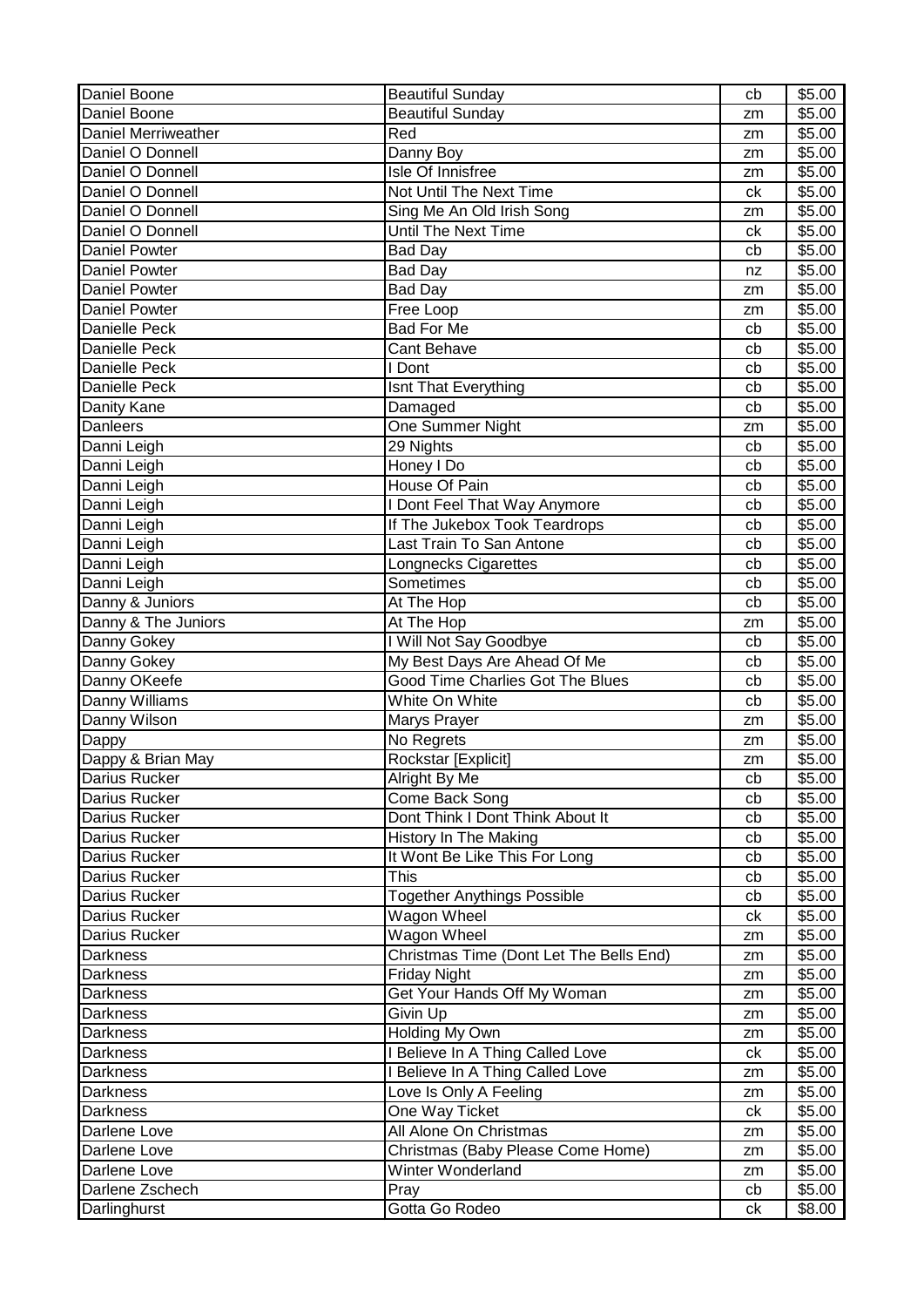| Daniel Boone | Beautiful Sunday | cb | $5.00 |
|---|---|---|---|
| Daniel Boone | Beautiful Sunday | zm | $5.00 |
| Daniel Merriweather | Red | zm | $5.00 |
| Daniel O Donnell | Danny Boy | zm | $5.00 |
| Daniel O Donnell | Isle Of Innisfree | zm | $5.00 |
| Daniel O Donnell | Not Until The Next Time | ck | $5.00 |
| Daniel O Donnell | Sing Me An Old Irish Song | zm | $5.00 |
| Daniel O Donnell | Until The Next Time | ck | $5.00 |
| Daniel Powter | Bad Day | cb | $5.00 |
| Daniel Powter | Bad Day | nz | $5.00 |
| Daniel Powter | Bad Day | zm | $5.00 |
| Daniel Powter | Free Loop | zm | $5.00 |
| Danielle Peck | Bad For Me | cb | $5.00 |
| Danielle Peck | Cant Behave | cb | $5.00 |
| Danielle Peck | I Dont | cb | $5.00 |
| Danielle Peck | Isnt That Everything | cb | $5.00 |
| Danity Kane | Damaged | cb | $5.00 |
| Danleers | One Summer Night | zm | $5.00 |
| Danni Leigh | 29 Nights | cb | $5.00 |
| Danni Leigh | Honey I Do | cb | $5.00 |
| Danni Leigh | House Of Pain | cb | $5.00 |
| Danni Leigh | I Dont Feel That Way Anymore | cb | $5.00 |
| Danni Leigh | If The Jukebox Took Teardrops | cb | $5.00 |
| Danni Leigh | Last Train To San Antone | cb | $5.00 |
| Danni Leigh | Longnecks Cigarettes | cb | $5.00 |
| Danni Leigh | Sometimes | cb | $5.00 |
| Danny & Juniors | At The Hop | cb | $5.00 |
| Danny & The Juniors | At The Hop | zm | $5.00 |
| Danny Gokey | I Will Not Say Goodbye | cb | $5.00 |
| Danny Gokey | My Best Days Are Ahead Of Me | cb | $5.00 |
| Danny OKeefe | Good Time Charlies Got The Blues | cb | $5.00 |
| Danny Williams | White On White | cb | $5.00 |
| Danny Wilson | Marys Prayer | zm | $5.00 |
| Dappy | No Regrets | zm | $5.00 |
| Dappy & Brian May | Rockstar [Explicit] | zm | $5.00 |
| Darius Rucker | Alright By Me | cb | $5.00 |
| Darius Rucker | Come Back Song | cb | $5.00 |
| Darius Rucker | Dont Think I Dont Think About It | cb | $5.00 |
| Darius Rucker | History In The Making | cb | $5.00 |
| Darius Rucker | It Wont Be Like This For Long | cb | $5.00 |
| Darius Rucker | This | cb | $5.00 |
| Darius Rucker | Together Anythings Possible | cb | $5.00 |
| Darius Rucker | Wagon Wheel | ck | $5.00 |
| Darius Rucker | Wagon Wheel | zm | $5.00 |
| Darkness | Christmas Time (Dont Let The Bells End) | zm | $5.00 |
| Darkness | Friday Night | zm | $5.00 |
| Darkness | Get Your Hands Off My Woman | zm | $5.00 |
| Darkness | Givin Up | zm | $5.00 |
| Darkness | Holding My Own | zm | $5.00 |
| Darkness | I Believe In A Thing Called Love | ck | $5.00 |
| Darkness | I Believe In A Thing Called Love | zm | $5.00 |
| Darkness | Love Is Only A Feeling | zm | $5.00 |
| Darkness | One Way Ticket | ck | $5.00 |
| Darlene Love | All Alone On Christmas | zm | $5.00 |
| Darlene Love | Christmas (Baby Please Come Home) | zm | $5.00 |
| Darlene Love | Winter Wonderland | zm | $5.00 |
| Darlene Zschech | Pray | cb | $5.00 |
| Darlinghurst | Gotta Go Rodeo | ck | $8.00 |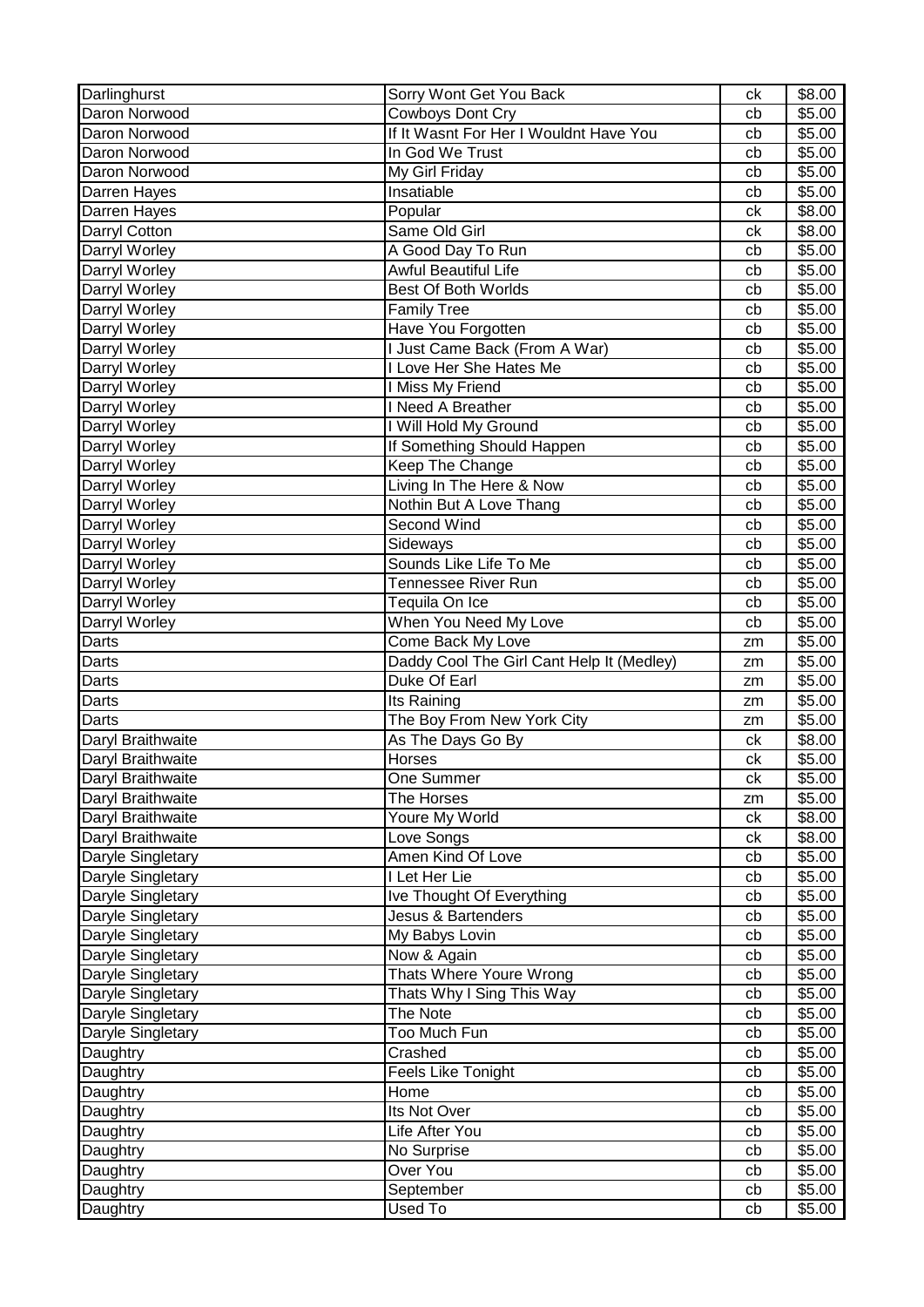| Darlinghurst | Sorry Wont Get You Back | ck | $8.00 |
|---|---|---|---|
| Daron Norwood | Cowboys Dont Cry | cb | $5.00 |
| Daron Norwood | If It Wasnt For Her I Wouldnt Have You | cb | $5.00 |
| Daron Norwood | In God We Trust | cb | $5.00 |
| Daron Norwood | My Girl Friday | cb | $5.00 |
| Darren Hayes | Insatiable | cb | $5.00 |
| Darren Hayes | Popular | ck | $8.00 |
| Darryl Cotton | Same Old Girl | ck | $8.00 |
| Darryl Worley | A Good Day To Run | cb | $5.00 |
| Darryl Worley | Awful Beautiful Life | cb | $5.00 |
| Darryl Worley | Best Of Both Worlds | cb | $5.00 |
| Darryl Worley | Family Tree | cb | $5.00 |
| Darryl Worley | Have You Forgotten | cb | $5.00 |
| Darryl Worley | I Just Came Back (From A War) | cb | $5.00 |
| Darryl Worley | I Love Her She Hates Me | cb | $5.00 |
| Darryl Worley | I Miss My Friend | cb | $5.00 |
| Darryl Worley | I Need A Breather | cb | $5.00 |
| Darryl Worley | I Will Hold My Ground | cb | $5.00 |
| Darryl Worley | If Something Should Happen | cb | $5.00 |
| Darryl Worley | Keep The Change | cb | $5.00 |
| Darryl Worley | Living In The Here & Now | cb | $5.00 |
| Darryl Worley | Nothin But A Love Thang | cb | $5.00 |
| Darryl Worley | Second Wind | cb | $5.00 |
| Darryl Worley | Sideways | cb | $5.00 |
| Darryl Worley | Sounds Like Life To Me | cb | $5.00 |
| Darryl Worley | Tennessee River Run | cb | $5.00 |
| Darryl Worley | Tequila On Ice | cb | $5.00 |
| Darryl Worley | When You Need My Love | cb | $5.00 |
| Darts | Come Back My Love | zm | $5.00 |
| Darts | Daddy Cool The Girl Cant Help It (Medley) | zm | $5.00 |
| Darts | Duke Of Earl | zm | $5.00 |
| Darts | Its Raining | zm | $5.00 |
| Darts | The Boy From New York City | zm | $5.00 |
| Daryl Braithwaite | As The Days Go By | ck | $8.00 |
| Daryl Braithwaite | Horses | ck | $5.00 |
| Daryl Braithwaite | One Summer | ck | $5.00 |
| Daryl Braithwaite | The Horses | zm | $5.00 |
| Daryl Braithwaite | Youre My World | ck | $8.00 |
| Daryl Braithwaite | Love Songs | ck | $8.00 |
| Daryle Singletary | Amen Kind Of Love | cb | $5.00 |
| Daryle Singletary | I Let Her Lie | cb | $5.00 |
| Daryle Singletary | Ive Thought Of Everything | cb | $5.00 |
| Daryle Singletary | Jesus & Bartenders | cb | $5.00 |
| Daryle Singletary | My Babys Lovin | cb | $5.00 |
| Daryle Singletary | Now & Again | cb | $5.00 |
| Daryle Singletary | Thats Where Youre Wrong | cb | $5.00 |
| Daryle Singletary | Thats Why I Sing This Way | cb | $5.00 |
| Daryle Singletary | The Note | cb | $5.00 |
| Daryle Singletary | Too Much Fun | cb | $5.00 |
| Daughtry | Crashed | cb | $5.00 |
| Daughtry | Feels Like Tonight | cb | $5.00 |
| Daughtry | Home | cb | $5.00 |
| Daughtry | Its Not Over | cb | $5.00 |
| Daughtry | Life After You | cb | $5.00 |
| Daughtry | No Surprise | cb | $5.00 |
| Daughtry | Over You | cb | $5.00 |
| Daughtry | September | cb | $5.00 |
| Daughtry | Used To | cb | $5.00 |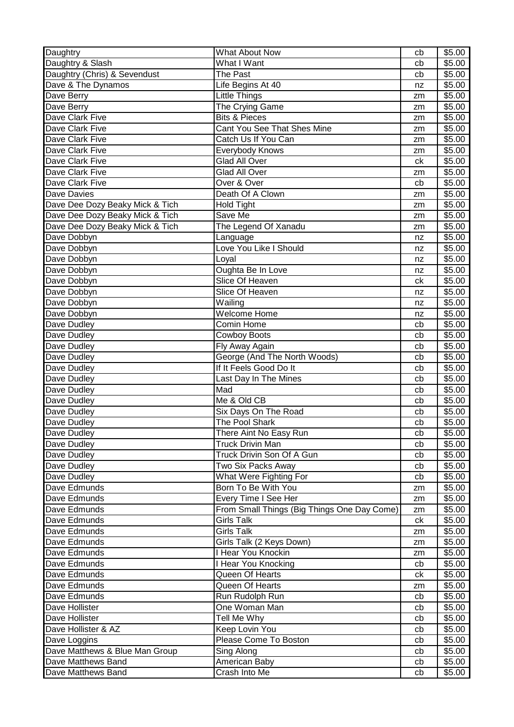| Daughtry | What About Now | cb | $5.00 |
|---|---|---|---|
| Daughtry & Slash | What I Want | cb | $5.00 |
| Daughtry (Chris) & Sevendust | The Past | cb | $5.00 |
| Dave & The Dynamos | Life Begins At 40 | nz | $5.00 |
| Dave Berry | Little Things | zm | $5.00 |
| Dave Berry | The Crying Game | zm | $5.00 |
| Dave Clark Five | Bits & Pieces | zm | $5.00 |
| Dave Clark Five | Cant You See That Shes Mine | zm | $5.00 |
| Dave Clark Five | Catch Us If You Can | zm | $5.00 |
| Dave Clark Five | Everybody Knows | zm | $5.00 |
| Dave Clark Five | Glad All Over | ck | $5.00 |
| Dave Clark Five | Glad All Over | zm | $5.00 |
| Dave Clark Five | Over & Over | cb | $5.00 |
| Dave Davies | Death Of A Clown | zm | $5.00 |
| Dave Dee Dozy Beaky Mick & Tich | Hold Tight | zm | $5.00 |
| Dave Dee Dozy Beaky Mick & Tich | Save Me | zm | $5.00 |
| Dave Dee Dozy Beaky Mick & Tich | The Legend Of Xanadu | zm | $5.00 |
| Dave Dobbyn | Language | nz | $5.00 |
| Dave Dobbyn | Love You Like I Should | nz | $5.00 |
| Dave Dobbyn | Loyal | nz | $5.00 |
| Dave Dobbyn | Oughta Be In Love | nz | $5.00 |
| Dave Dobbyn | Slice Of Heaven | ck | $5.00 |
| Dave Dobbyn | Slice Of Heaven | nz | $5.00 |
| Dave Dobbyn | Wailing | nz | $5.00 |
| Dave Dobbyn | Welcome Home | nz | $5.00 |
| Dave Dudley | Comin Home | cb | $5.00 |
| Dave Dudley | Cowboy Boots | cb | $5.00 |
| Dave Dudley | Fly Away Again | cb | $5.00 |
| Dave Dudley | George (And The North Woods) | cb | $5.00 |
| Dave Dudley | If It Feels Good Do It | cb | $5.00 |
| Dave Dudley | Last Day In The Mines | cb | $5.00 |
| Dave Dudley | Mad | cb | $5.00 |
| Dave Dudley | Me & Old CB | cb | $5.00 |
| Dave Dudley | Six Days On The Road | cb | $5.00 |
| Dave Dudley | The Pool Shark | cb | $5.00 |
| Dave Dudley | There Aint No Easy Run | cb | $5.00 |
| Dave Dudley | Truck Drivin Man | cb | $5.00 |
| Dave Dudley | Truck Drivin Son Of A Gun | cb | $5.00 |
| Dave Dudley | Two Six Packs Away | cb | $5.00 |
| Dave Dudley | What Were Fighting For | cb | $5.00 |
| Dave Edmunds | Born To Be With You | zm | $5.00 |
| Dave Edmunds | Every Time I See Her | zm | $5.00 |
| Dave Edmunds | From Small Things (Big Things One Day Come) | zm | $5.00 |
| Dave Edmunds | Girls Talk | ck | $5.00 |
| Dave Edmunds | Girls Talk | zm | $5.00 |
| Dave Edmunds | Girls Talk (2 Keys Down) | zm | $5.00 |
| Dave Edmunds | I Hear You Knockin | zm | $5.00 |
| Dave Edmunds | I Hear You Knocking | cb | $5.00 |
| Dave Edmunds | Queen Of Hearts | ck | $5.00 |
| Dave Edmunds | Queen Of Hearts | zm | $5.00 |
| Dave Edmunds | Run Rudolph Run | cb | $5.00 |
| Dave Hollister | One Woman Man | cb | $5.00 |
| Dave Hollister | Tell Me Why | cb | $5.00 |
| Dave Hollister & AZ | Keep Lovin You | cb | $5.00 |
| Dave Loggins | Please Come To Boston | cb | $5.00 |
| Dave Matthews & Blue Man Group | Sing Along | cb | $5.00 |
| Dave Matthews Band | American Baby | cb | $5.00 |
| Dave Matthews Band | Crash Into Me | cb | $5.00 |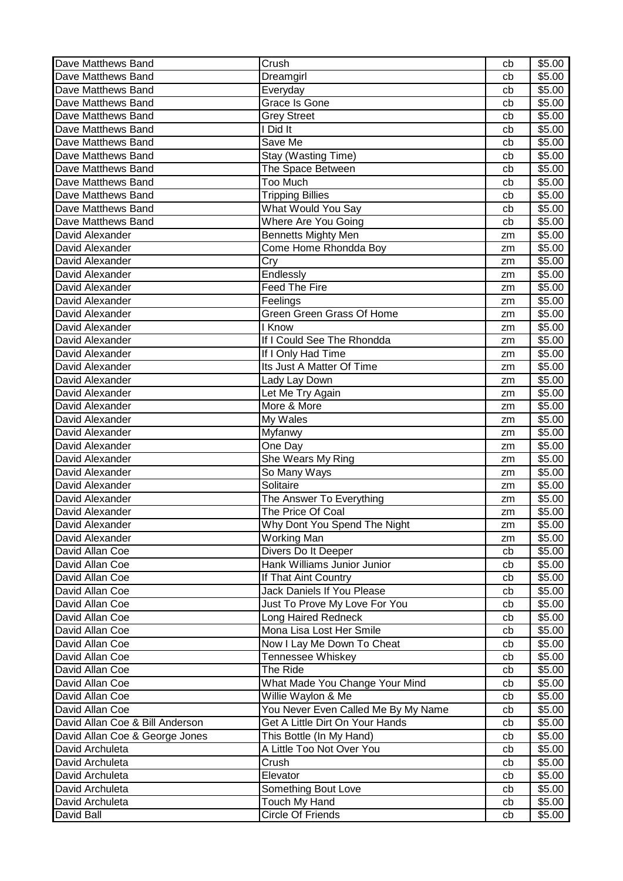| | | | |
|---|---|---|---|
| Dave Matthews Band | Crush | cb | $5.00 |
| Dave Matthews Band | Dreamgirl | cb | $5.00 |
| Dave Matthews Band | Everyday | cb | $5.00 |
| Dave Matthews Band | Grace Is Gone | cb | $5.00 |
| Dave Matthews Band | Grey Street | cb | $5.00 |
| Dave Matthews Band | I Did It | cb | $5.00 |
| Dave Matthews Band | Save Me | cb | $5.00 |
| Dave Matthews Band | Stay (Wasting Time) | cb | $5.00 |
| Dave Matthews Band | The Space Between | cb | $5.00 |
| Dave Matthews Band | Too Much | cb | $5.00 |
| Dave Matthews Band | Tripping Billies | cb | $5.00 |
| Dave Matthews Band | What Would You Say | cb | $5.00 |
| Dave Matthews Band | Where Are You Going | cb | $5.00 |
| David Alexander | Bennetts Mighty Men | zm | $5.00 |
| David Alexander | Come Home Rhondda Boy | zm | $5.00 |
| David Alexander | Cry | zm | $5.00 |
| David Alexander | Endlessly | zm | $5.00 |
| David Alexander | Feed The Fire | zm | $5.00 |
| David Alexander | Feelings | zm | $5.00 |
| David Alexander | Green Green Grass Of Home | zm | $5.00 |
| David Alexander | I Know | zm | $5.00 |
| David Alexander | If I Could See The Rhondda | zm | $5.00 |
| David Alexander | If I Only Had Time | zm | $5.00 |
| David Alexander | Its Just A Matter Of Time | zm | $5.00 |
| David Alexander | Lady Lay Down | zm | $5.00 |
| David Alexander | Let Me Try Again | zm | $5.00 |
| David Alexander | More & More | zm | $5.00 |
| David Alexander | My Wales | zm | $5.00 |
| David Alexander | Myfanwy | zm | $5.00 |
| David Alexander | One Day | zm | $5.00 |
| David Alexander | She Wears My Ring | zm | $5.00 |
| David Alexander | So Many Ways | zm | $5.00 |
| David Alexander | Solitaire | zm | $5.00 |
| David Alexander | The Answer To Everything | zm | $5.00 |
| David Alexander | The Price Of Coal | zm | $5.00 |
| David Alexander | Why Dont You Spend The Night | zm | $5.00 |
| David Alexander | Working Man | zm | $5.00 |
| David Allan Coe | Divers Do It Deeper | cb | $5.00 |
| David Allan Coe | Hank Williams Junior Junior | cb | $5.00 |
| David Allan Coe | If That Aint Country | cb | $5.00 |
| David Allan Coe | Jack Daniels If You Please | cb | $5.00 |
| David Allan Coe | Just To Prove My Love For You | cb | $5.00 |
| David Allan Coe | Long Haired Redneck | cb | $5.00 |
| David Allan Coe | Mona Lisa Lost Her Smile | cb | $5.00 |
| David Allan Coe | Now I Lay Me Down To Cheat | cb | $5.00 |
| David Allan Coe | Tennessee Whiskey | cb | $5.00 |
| David Allan Coe | The Ride | cb | $5.00 |
| David Allan Coe | What Made You Change Your Mind | cb | $5.00 |
| David Allan Coe | Willie Waylon & Me | cb | $5.00 |
| David Allan Coe | You Never Even Called Me By My Name | cb | $5.00 |
| David Allan Coe & Bill Anderson | Get A Little Dirt On Your Hands | cb | $5.00 |
| David Allan Coe & George Jones | This Bottle (In My Hand) | cb | $5.00 |
| David Archuleta | A Little Too Not Over You | cb | $5.00 |
| David Archuleta | Crush | cb | $5.00 |
| David Archuleta | Elevator | cb | $5.00 |
| David Archuleta | Something Bout Love | cb | $5.00 |
| David Archuleta | Touch My Hand | cb | $5.00 |
| David Ball | Circle Of Friends | cb | $5.00 |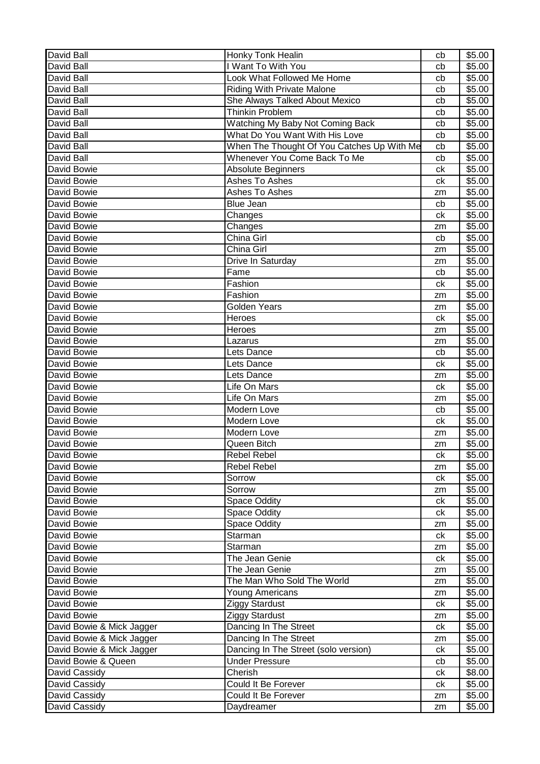| David Ball | Honky Tonk Healin | cb | $5.00 |
|---|---|---|---|
| David Ball | I Want To With You | cb | $5.00 |
| David Ball | Look What Followed Me Home | cb | $5.00 |
| David Ball | Riding With Private Malone | cb | $5.00 |
| David Ball | She Always Talked About Mexico | cb | $5.00 |
| David Ball | Thinkin Problem | cb | $5.00 |
| David Ball | Watching My Baby Not Coming Back | cb | $5.00 |
| David Ball | What Do You Want With His Love | cb | $5.00 |
| David Ball | When The Thought Of You Catches Up With Me | cb | $5.00 |
| David Ball | Whenever You Come Back To Me | cb | $5.00 |
| David Bowie | Absolute Beginners | ck | $5.00 |
| David Bowie | Ashes To Ashes | ck | $5.00 |
| David Bowie | Ashes To Ashes | zm | $5.00 |
| David Bowie | Blue Jean | cb | $5.00 |
| David Bowie | Changes | ck | $5.00 |
| David Bowie | Changes | zm | $5.00 |
| David Bowie | China Girl | cb | $5.00 |
| David Bowie | China Girl | zm | $5.00 |
| David Bowie | Drive In Saturday | zm | $5.00 |
| David Bowie | Fame | cb | $5.00 |
| David Bowie | Fashion | ck | $5.00 |
| David Bowie | Fashion | zm | $5.00 |
| David Bowie | Golden Years | zm | $5.00 |
| David Bowie | Heroes | ck | $5.00 |
| David Bowie | Heroes | zm | $5.00 |
| David Bowie | Lazarus | zm | $5.00 |
| David Bowie | Lets Dance | cb | $5.00 |
| David Bowie | Lets Dance | ck | $5.00 |
| David Bowie | Lets Dance | zm | $5.00 |
| David Bowie | Life On Mars | ck | $5.00 |
| David Bowie | Life On Mars | zm | $5.00 |
| David Bowie | Modern Love | cb | $5.00 |
| David Bowie | Modern Love | ck | $5.00 |
| David Bowie | Modern Love | zm | $5.00 |
| David Bowie | Queen Bitch | zm | $5.00 |
| David Bowie | Rebel Rebel | ck | $5.00 |
| David Bowie | Rebel Rebel | zm | $5.00 |
| David Bowie | Sorrow | ck | $5.00 |
| David Bowie | Sorrow | zm | $5.00 |
| David Bowie | Space Oddity | ck | $5.00 |
| David Bowie | Space Oddity | ck | $5.00 |
| David Bowie | Space Oddity | zm | $5.00 |
| David Bowie | Starman | ck | $5.00 |
| David Bowie | Starman | zm | $5.00 |
| David Bowie | The Jean Genie | ck | $5.00 |
| David Bowie | The Jean Genie | zm | $5.00 |
| David Bowie | The Man Who Sold The World | zm | $5.00 |
| David Bowie | Young Americans | zm | $5.00 |
| David Bowie | Ziggy Stardust | ck | $5.00 |
| David Bowie | Ziggy Stardust | zm | $5.00 |
| David Bowie & Mick Jagger | Dancing In The Street | ck | $5.00 |
| David Bowie & Mick Jagger | Dancing In The Street | zm | $5.00 |
| David Bowie & Mick Jagger | Dancing In The Street (solo version) | ck | $5.00 |
| David Bowie & Queen | Under Pressure | cb | $5.00 |
| David Cassidy | Cherish | ck | $8.00 |
| David Cassidy | Could It Be Forever | ck | $5.00 |
| David Cassidy | Could It Be Forever | zm | $5.00 |
| David Cassidy | Daydreamer | zm | $5.00 |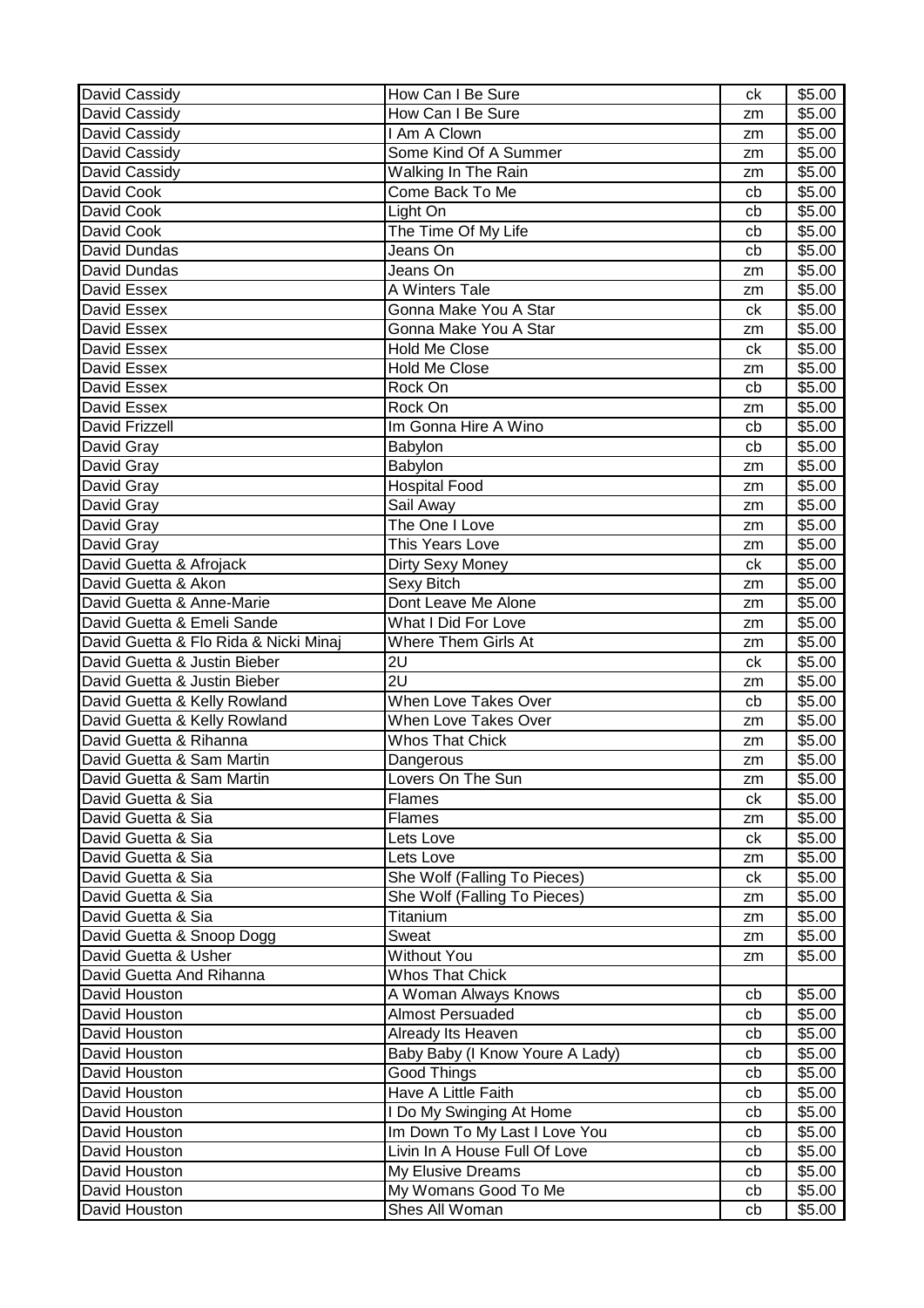| David Cassidy | How Can I Be Sure | ck | $5.00 |
|---|---|---|---|
| David Cassidy | How Can I Be Sure | zm | $5.00 |
| David Cassidy | I Am A Clown | zm | $5.00 |
| David Cassidy | Some Kind Of A Summer | zm | $5.00 |
| David Cassidy | Walking In The Rain | zm | $5.00 |
| David Cook | Come Back To Me | cb | $5.00 |
| David Cook | Light On | cb | $5.00 |
| David Cook | The Time Of My Life | cb | $5.00 |
| David Dundas | Jeans On | cb | $5.00 |
| David Dundas | Jeans On | zm | $5.00 |
| David Essex | A Winters Tale | zm | $5.00 |
| David Essex | Gonna Make You A Star | ck | $5.00 |
| David Essex | Gonna Make You A Star | zm | $5.00 |
| David Essex | Hold Me Close | ck | $5.00 |
| David Essex | Hold Me Close | zm | $5.00 |
| David Essex | Rock On | cb | $5.00 |
| David Essex | Rock On | zm | $5.00 |
| David Frizzell | Im Gonna Hire A Wino | cb | $5.00 |
| David Gray | Babylon | cb | $5.00 |
| David Gray | Babylon | zm | $5.00 |
| David Gray | Hospital Food | zm | $5.00 |
| David Gray | Sail Away | zm | $5.00 |
| David Gray | The One I Love | zm | $5.00 |
| David Gray | This Years Love | zm | $5.00 |
| David Guetta & Afrojack | Dirty Sexy Money | ck | $5.00 |
| David Guetta & Akon | Sexy Bitch | zm | $5.00 |
| David Guetta & Anne-Marie | Dont Leave Me Alone | zm | $5.00 |
| David Guetta & Emeli Sande | What I Did For Love | zm | $5.00 |
| David Guetta & Flo Rida & Nicki Minaj | Where Them Girls At | zm | $5.00 |
| David Guetta & Justin Bieber | 2U | ck | $5.00 |
| David Guetta & Justin Bieber | 2U | zm | $5.00 |
| David Guetta & Kelly Rowland | When Love Takes Over | cb | $5.00 |
| David Guetta & Kelly Rowland | When Love Takes Over | zm | $5.00 |
| David Guetta & Rihanna | Whos That Chick | zm | $5.00 |
| David Guetta & Sam Martin | Dangerous | zm | $5.00 |
| David Guetta & Sam Martin | Lovers On The Sun | zm | $5.00 |
| David Guetta & Sia | Flames | ck | $5.00 |
| David Guetta & Sia | Flames | zm | $5.00 |
| David Guetta & Sia | Lets Love | ck | $5.00 |
| David Guetta & Sia | Lets Love | zm | $5.00 |
| David Guetta & Sia | She Wolf (Falling To Pieces) | ck | $5.00 |
| David Guetta & Sia | She Wolf (Falling To Pieces) | zm | $5.00 |
| David Guetta & Sia | Titanium | zm | $5.00 |
| David Guetta & Snoop Dogg | Sweat | zm | $5.00 |
| David Guetta & Usher | Without You | zm | $5.00 |
| David Guetta And Rihanna | Whos That Chick | | |
| David Houston | A Woman Always Knows | cb | $5.00 |
| David Houston | Almost Persuaded | cb | $5.00 |
| David Houston | Already Its Heaven | cb | $5.00 |
| David Houston | Baby Baby (I Know Youre A Lady) | cb | $5.00 |
| David Houston | Good Things | cb | $5.00 |
| David Houston | Have A Little Faith | cb | $5.00 |
| David Houston | I Do My Swinging At Home | cb | $5.00 |
| David Houston | Im Down To My Last I Love You | cb | $5.00 |
| David Houston | Livin In A House Full Of Love | cb | $5.00 |
| David Houston | My Elusive Dreams | cb | $5.00 |
| David Houston | My Womans Good To Me | cb | $5.00 |
| David Houston | Shes All Woman | cb | $5.00 |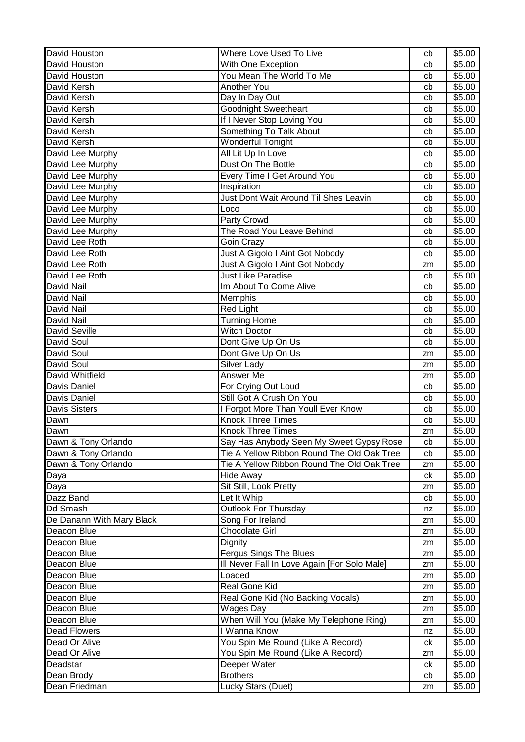| David Houston | Where Love Used To Live | cb | $5.00 |
|---|---|---|---|
| David Houston | With One Exception | cb | $5.00 |
| David Houston | You Mean The World To Me | cb | $5.00 |
| David Kersh | Another You | cb | $5.00 |
| David Kersh | Day In Day Out | cb | $5.00 |
| David Kersh | Goodnight Sweetheart | cb | $5.00 |
| David Kersh | If I Never Stop Loving You | cb | $5.00 |
| David Kersh | Something To Talk About | cb | $5.00 |
| David Kersh | Wonderful Tonight | cb | $5.00 |
| David Lee Murphy | All Lit Up In Love | cb | $5.00 |
| David Lee Murphy | Dust On The Bottle | cb | $5.00 |
| David Lee Murphy | Every Time I Get Around You | cb | $5.00 |
| David Lee Murphy | Inspiration | cb | $5.00 |
| David Lee Murphy | Just Dont Wait Around Til Shes Leavin | cb | $5.00 |
| David Lee Murphy | Loco | cb | $5.00 |
| David Lee Murphy | Party Crowd | cb | $5.00 |
| David Lee Murphy | The Road You Leave Behind | cb | $5.00 |
| David Lee Roth | Goin Crazy | cb | $5.00 |
| David Lee Roth | Just A Gigolo I Aint Got Nobody | cb | $5.00 |
| David Lee Roth | Just A Gigolo I Aint Got Nobody | zm | $5.00 |
| David Lee Roth | Just Like Paradise | cb | $5.00 |
| David Nail | Im About To Come Alive | cb | $5.00 |
| David Nail | Memphis | cb | $5.00 |
| David Nail | Red Light | cb | $5.00 |
| David Nail | Turning Home | cb | $5.00 |
| David Seville | Witch Doctor | cb | $5.00 |
| David Soul | Dont Give Up On Us | cb | $5.00 |
| David Soul | Dont Give Up On Us | zm | $5.00 |
| David Soul | Silver Lady | zm | $5.00 |
| David Whitfield | Answer Me | zm | $5.00 |
| Davis Daniel | For Crying Out Loud | cb | $5.00 |
| Davis Daniel | Still Got A Crush On You | cb | $5.00 |
| Davis Sisters | I Forgot More Than Youll Ever Know | cb | $5.00 |
| Dawn | Knock Three Times | cb | $5.00 |
| Dawn | Knock Three Times | zm | $5.00 |
| Dawn & Tony Orlando | Say Has Anybody Seen My Sweet Gypsy Rose | cb | $5.00 |
| Dawn & Tony Orlando | Tie A Yellow Ribbon Round The Old Oak Tree | cb | $5.00 |
| Dawn & Tony Orlando | Tie A Yellow Ribbon Round The Old Oak Tree | zm | $5.00 |
| Daya | Hide Away | ck | $5.00 |
| Daya | Sit Still, Look Pretty | zm | $5.00 |
| Dazz Band | Let It Whip | cb | $5.00 |
| Dd Smash | Outlook For Thursday | nz | $5.00 |
| De Danann With Mary Black | Song For Ireland | zm | $5.00 |
| Deacon Blue | Chocolate Girl | zm | $5.00 |
| Deacon Blue | Dignity | zm | $5.00 |
| Deacon Blue | Fergus Sings The Blues | zm | $5.00 |
| Deacon Blue | Ill Never Fall In Love Again [For Solo Male] | zm | $5.00 |
| Deacon Blue | Loaded | zm | $5.00 |
| Deacon Blue | Real Gone Kid | zm | $5.00 |
| Deacon Blue | Real Gone Kid (No Backing Vocals) | zm | $5.00 |
| Deacon Blue | Wages Day | zm | $5.00 |
| Deacon Blue | When Will You (Make My Telephone Ring) | zm | $5.00 |
| Dead Flowers | I Wanna Know | nz | $5.00 |
| Dead Or Alive | You Spin Me Round (Like A Record) | ck | $5.00 |
| Dead Or Alive | You Spin Me Round (Like A Record) | zm | $5.00 |
| Deadstar | Deeper Water | ck | $5.00 |
| Dean Brody | Brothers | cb | $5.00 |
| Dean Friedman | Lucky Stars (Duet) | zm | $5.00 |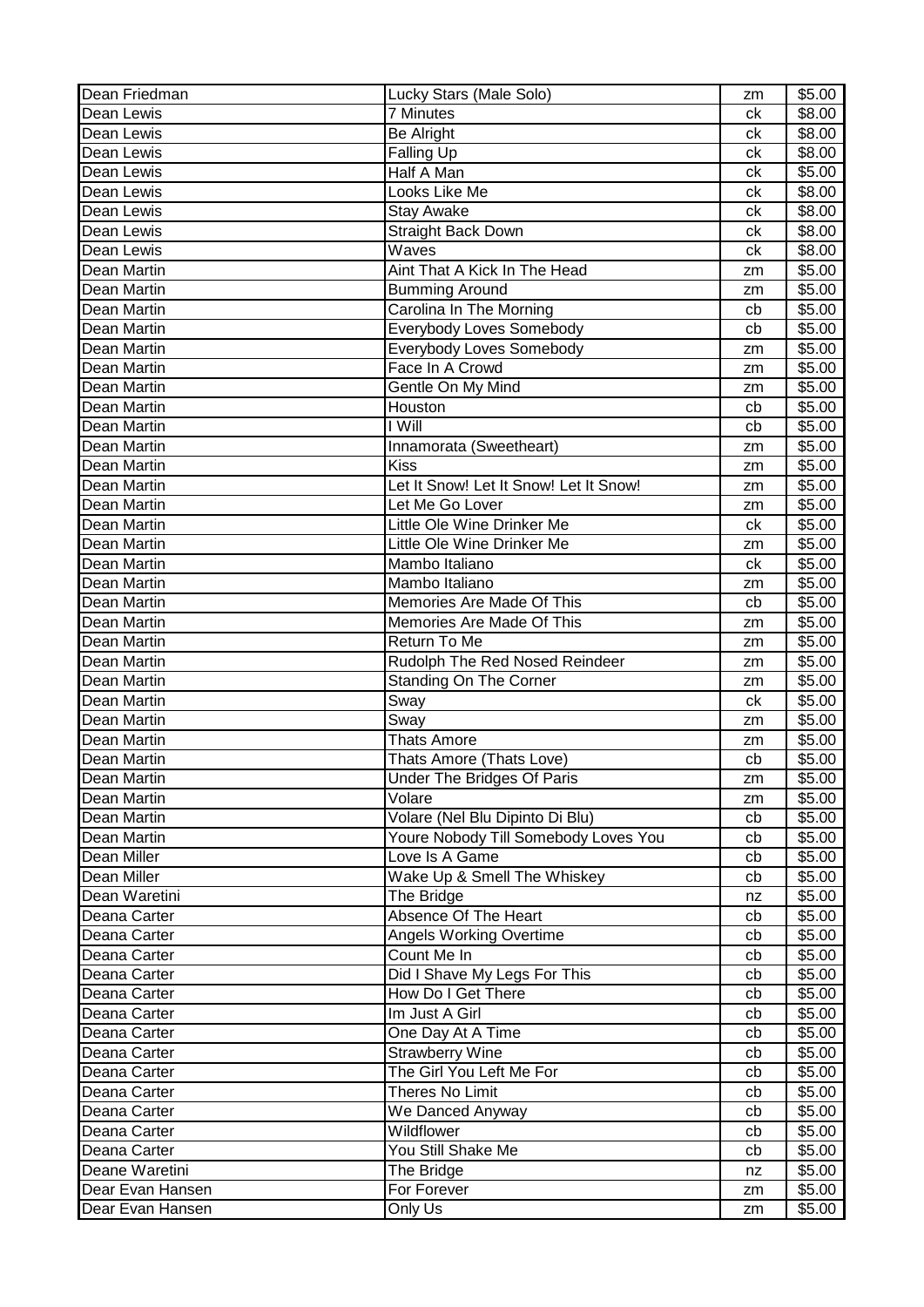| Dean Friedman | Lucky Stars (Male Solo) | zm | $5.00 |
|---|---|---|---|
| Dean Lewis | 7 Minutes | ck | $8.00 |
| Dean Lewis | Be Alright | ck | $8.00 |
| Dean Lewis | Falling Up | ck | $8.00 |
| Dean Lewis | Half A Man | ck | $5.00 |
| Dean Lewis | Looks Like Me | ck | $8.00 |
| Dean Lewis | Stay Awake | ck | $8.00 |
| Dean Lewis | Straight Back Down | ck | $8.00 |
| Dean Lewis | Waves | ck | $8.00 |
| Dean Martin | Aint That A Kick In The Head | zm | $5.00 |
| Dean Martin | Bumming Around | zm | $5.00 |
| Dean Martin | Carolina In The Morning | cb | $5.00 |
| Dean Martin | Everybody Loves Somebody | cb | $5.00 |
| Dean Martin | Everybody Loves Somebody | zm | $5.00 |
| Dean Martin | Face In A Crowd | zm | $5.00 |
| Dean Martin | Gentle On My Mind | zm | $5.00 |
| Dean Martin | Houston | cb | $5.00 |
| Dean Martin | I Will | cb | $5.00 |
| Dean Martin | Innamorata (Sweetheart) | zm | $5.00 |
| Dean Martin | Kiss | zm | $5.00 |
| Dean Martin | Let It Snow! Let It Snow! Let It Snow! | zm | $5.00 |
| Dean Martin | Let Me Go Lover | zm | $5.00 |
| Dean Martin | Little Ole Wine Drinker Me | ck | $5.00 |
| Dean Martin | Little Ole Wine Drinker Me | zm | $5.00 |
| Dean Martin | Mambo Italiano | ck | $5.00 |
| Dean Martin | Mambo Italiano | zm | $5.00 |
| Dean Martin | Memories Are Made Of This | cb | $5.00 |
| Dean Martin | Memories Are Made Of This | zm | $5.00 |
| Dean Martin | Return To Me | zm | $5.00 |
| Dean Martin | Rudolph The Red Nosed Reindeer | zm | $5.00 |
| Dean Martin | Standing On The Corner | zm | $5.00 |
| Dean Martin | Sway | ck | $5.00 |
| Dean Martin | Sway | zm | $5.00 |
| Dean Martin | Thats Amore | zm | $5.00 |
| Dean Martin | Thats Amore (Thats Love) | cb | $5.00 |
| Dean Martin | Under The Bridges Of Paris | zm | $5.00 |
| Dean Martin | Volare | zm | $5.00 |
| Dean Martin | Volare (Nel Blu Dipinto Di Blu) | cb | $5.00 |
| Dean Martin | Youre Nobody Till Somebody Loves You | cb | $5.00 |
| Dean Miller | Love Is A Game | cb | $5.00 |
| Dean Miller | Wake Up & Smell The Whiskey | cb | $5.00 |
| Dean Waretini | The Bridge | nz | $5.00 |
| Deana Carter | Absence Of The Heart | cb | $5.00 |
| Deana Carter | Angels Working Overtime | cb | $5.00 |
| Deana Carter | Count Me In | cb | $5.00 |
| Deana Carter | Did I Shave My Legs For This | cb | $5.00 |
| Deana Carter | How Do I Get There | cb | $5.00 |
| Deana Carter | Im Just A Girl | cb | $5.00 |
| Deana Carter | One Day At A Time | cb | $5.00 |
| Deana Carter | Strawberry Wine | cb | $5.00 |
| Deana Carter | The Girl You Left Me For | cb | $5.00 |
| Deana Carter | Theres No Limit | cb | $5.00 |
| Deana Carter | We Danced Anyway | cb | $5.00 |
| Deana Carter | Wildflower | cb | $5.00 |
| Deana Carter | You Still Shake Me | cb | $5.00 |
| Deane Waretini | The Bridge | nz | $5.00 |
| Dear Evan Hansen | For Forever | zm | $5.00 |
| Dear Evan Hansen | Only Us | zm | $5.00 |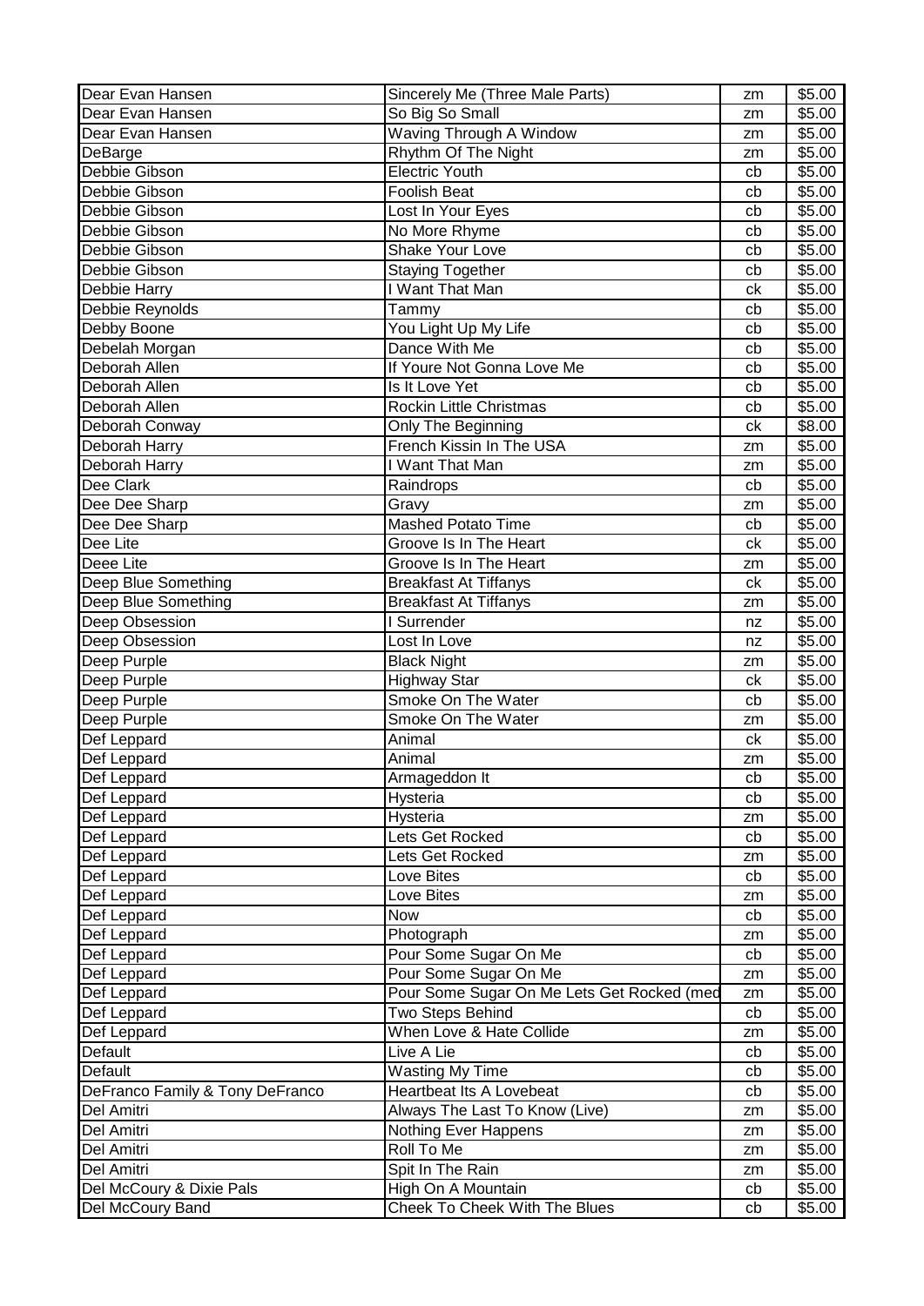| Dear Evan Hansen | Sincerely Me (Three Male Parts) | zm | $5.00 |
|---|---|---|---|
| Dear Evan Hansen | So Big So Small | zm | $5.00 |
| Dear Evan Hansen | Waving Through A Window | zm | $5.00 |
| DeBarge | Rhythm Of The Night | zm | $5.00 |
| Debbie Gibson | Electric Youth | cb | $5.00 |
| Debbie Gibson | Foolish Beat | cb | $5.00 |
| Debbie Gibson | Lost In Your Eyes | cb | $5.00 |
| Debbie Gibson | No More Rhyme | cb | $5.00 |
| Debbie Gibson | Shake Your Love | cb | $5.00 |
| Debbie Gibson | Staying Together | cb | $5.00 |
| Debbie Harry | I Want That Man | ck | $5.00 |
| Debbie Reynolds | Tammy | cb | $5.00 |
| Debby Boone | You Light Up My Life | cb | $5.00 |
| Debelah Morgan | Dance With Me | cb | $5.00 |
| Deborah Allen | If Youre Not Gonna Love Me | cb | $5.00 |
| Deborah Allen | Is It Love Yet | cb | $5.00 |
| Deborah Allen | Rockin Little Christmas | cb | $5.00 |
| Deborah Conway | Only The Beginning | ck | $8.00 |
| Deborah Harry | French Kissin In The USA | zm | $5.00 |
| Deborah Harry | I Want That Man | zm | $5.00 |
| Dee Clark | Raindrops | cb | $5.00 |
| Dee Dee Sharp | Gravy | zm | $5.00 |
| Dee Dee Sharp | Mashed Potato Time | cb | $5.00 |
| Dee Lite | Groove Is In The Heart | ck | $5.00 |
| Deee Lite | Groove Is In The Heart | zm | $5.00 |
| Deep Blue Something | Breakfast At Tiffanys | ck | $5.00 |
| Deep Blue Something | Breakfast At Tiffanys | zm | $5.00 |
| Deep Obsession | I Surrender | nz | $5.00 |
| Deep Obsession | Lost In Love | nz | $5.00 |
| Deep Purple | Black Night | zm | $5.00 |
| Deep Purple | Highway Star | ck | $5.00 |
| Deep Purple | Smoke On The Water | cb | $5.00 |
| Deep Purple | Smoke On The Water | zm | $5.00 |
| Def Leppard | Animal | ck | $5.00 |
| Def Leppard | Animal | zm | $5.00 |
| Def Leppard | Armageddon It | cb | $5.00 |
| Def Leppard | Hysteria | cb | $5.00 |
| Def Leppard | Hysteria | zm | $5.00 |
| Def Leppard | Lets Get Rocked | cb | $5.00 |
| Def Leppard | Lets Get Rocked | zm | $5.00 |
| Def Leppard | Love Bites | cb | $5.00 |
| Def Leppard | Love Bites | zm | $5.00 |
| Def Leppard | Now | cb | $5.00 |
| Def Leppard | Photograph | zm | $5.00 |
| Def Leppard | Pour Some Sugar On Me | cb | $5.00 |
| Def Leppard | Pour Some Sugar On Me | zm | $5.00 |
| Def Leppard | Pour Some Sugar On Me Lets Get Rocked (med | zm | $5.00 |
| Def Leppard | Two Steps Behind | cb | $5.00 |
| Def Leppard | When Love & Hate Collide | zm | $5.00 |
| Default | Live A Lie | cb | $5.00 |
| Default | Wasting My Time | cb | $5.00 |
| DeFranco Family & Tony DeFranco | Heartbeat Its A Lovebeat | cb | $5.00 |
| Del Amitri | Always The Last To Know (Live) | zm | $5.00 |
| Del Amitri | Nothing Ever Happens | zm | $5.00 |
| Del Amitri | Roll To Me | zm | $5.00 |
| Del Amitri | Spit In The Rain | zm | $5.00 |
| Del McCoury & Dixie Pals | High On A Mountain | cb | $5.00 |
| Del McCoury Band | Cheek To Cheek With The Blues | cb | $5.00 |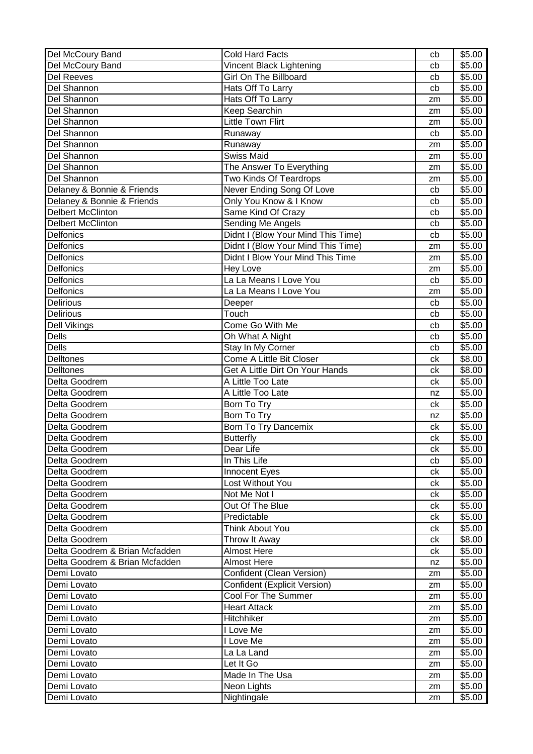| Del McCoury Band | Cold Hard Facts | cb | $5.00 |
|---|---|---|---|
| Del McCoury Band | Vincent Black Lightening | cb | $5.00 |
| Del Reeves | Girl On The Billboard | cb | $5.00 |
| Del Shannon | Hats Off To Larry | cb | $5.00 |
| Del Shannon | Hats Off To Larry | zm | $5.00 |
| Del Shannon | Keep Searchin | zm | $5.00 |
| Del Shannon | Little Town Flirt | zm | $5.00 |
| Del Shannon | Runaway | cb | $5.00 |
| Del Shannon | Runaway | zm | $5.00 |
| Del Shannon | Swiss Maid | zm | $5.00 |
| Del Shannon | The Answer To Everything | zm | $5.00 |
| Del Shannon | Two Kinds Of Teardrops | zm | $5.00 |
| Delaney & Bonnie & Friends | Never Ending Song Of Love | cb | $5.00 |
| Delaney & Bonnie & Friends | Only You Know & I Know | cb | $5.00 |
| Delbert McClinton | Same Kind Of Crazy | cb | $5.00 |
| Delbert McClinton | Sending Me Angels | cb | $5.00 |
| Delfonics | Didnt I (Blow Your Mind This Time) | cb | $5.00 |
| Delfonics | Didnt I (Blow Your Mind This Time) | zm | $5.00 |
| Delfonics | Didnt I Blow Your Mind This Time | zm | $5.00 |
| Delfonics | Hey Love | zm | $5.00 |
| Delfonics | La La Means I Love You | cb | $5.00 |
| Delfonics | La La Means I Love You | zm | $5.00 |
| Delirious | Deeper | cb | $5.00 |
| Delirious | Touch | cb | $5.00 |
| Dell Vikings | Come Go With Me | cb | $5.00 |
| Dells | Oh What A Night | cb | $5.00 |
| Dells | Stay In My Corner | cb | $5.00 |
| Delltones | Come A Little Bit Closer | ck | $8.00 |
| Delltones | Get A Little Dirt On Your Hands | ck | $8.00 |
| Delta Goodrem | A Little Too Late | ck | $5.00 |
| Delta Goodrem | A Little Too Late | nz | $5.00 |
| Delta Goodrem | Born To Try | ck | $5.00 |
| Delta Goodrem | Born To Try | nz | $5.00 |
| Delta Goodrem | Born To Try Dancemix | ck | $5.00 |
| Delta Goodrem | Butterfly | ck | $5.00 |
| Delta Goodrem | Dear Life | ck | $5.00 |
| Delta Goodrem | In This Life | cb | $5.00 |
| Delta Goodrem | Innocent Eyes | ck | $5.00 |
| Delta Goodrem | Lost Without You | ck | $5.00 |
| Delta Goodrem | Not Me Not I | ck | $5.00 |
| Delta Goodrem | Out Of The Blue | ck | $5.00 |
| Delta Goodrem | Predictable | ck | $5.00 |
| Delta Goodrem | Think About You | ck | $5.00 |
| Delta Goodrem | Throw It Away | ck | $8.00 |
| Delta Goodrem & Brian Mcfadden | Almost Here | ck | $5.00 |
| Delta Goodrem & Brian Mcfadden | Almost Here | nz | $5.00 |
| Demi Lovato | Confident (Clean Version) | zm | $5.00 |
| Demi Lovato | Confident (Explicit Version) | zm | $5.00 |
| Demi Lovato | Cool For The Summer | zm | $5.00 |
| Demi Lovato | Heart Attack | zm | $5.00 |
| Demi Lovato | Hitchhiker | zm | $5.00 |
| Demi Lovato | I Love Me | zm | $5.00 |
| Demi Lovato | I Love Me | zm | $5.00 |
| Demi Lovato | La La Land | zm | $5.00 |
| Demi Lovato | Let It Go | zm | $5.00 |
| Demi Lovato | Made In The Usa | zm | $5.00 |
| Demi Lovato | Neon Lights | zm | $5.00 |
| Demi Lovato | Nightingale | zm | $5.00 |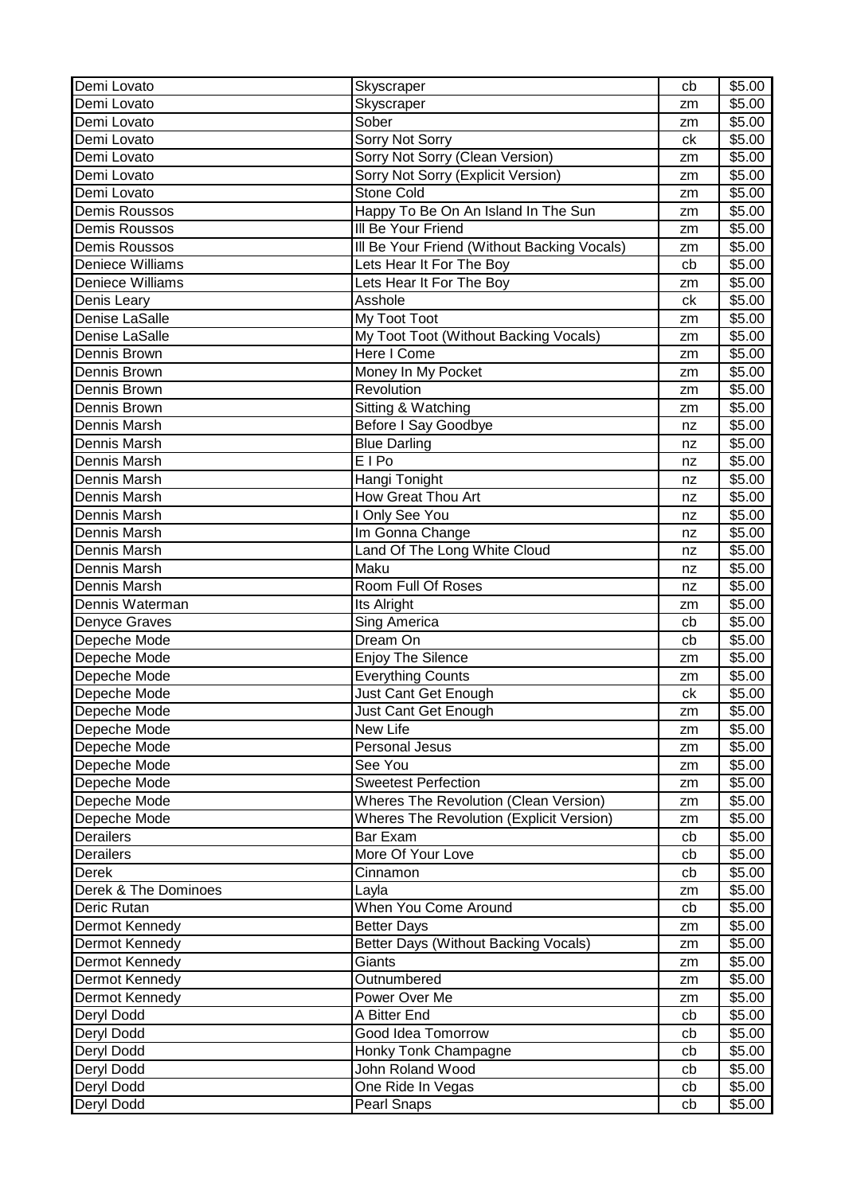| Demi Lovato | Skyscraper | cb | $5.00 |
|---|---|---|---|
| Demi Lovato | Skyscraper | zm | $5.00 |
| Demi Lovato | Sober | zm | $5.00 |
| Demi Lovato | Sorry Not Sorry | ck | $5.00 |
| Demi Lovato | Sorry Not Sorry (Clean Version) | zm | $5.00 |
| Demi Lovato | Sorry Not Sorry (Explicit Version) | zm | $5.00 |
| Demi Lovato | Stone Cold | zm | $5.00 |
| Demis Roussos | Happy To Be On An Island In The Sun | zm | $5.00 |
| Demis Roussos | Ill Be Your Friend | zm | $5.00 |
| Demis Roussos | Ill Be Your Friend (Without Backing Vocals) | zm | $5.00 |
| Deniece Williams | Lets Hear It For The Boy | cb | $5.00 |
| Deniece Williams | Lets Hear It For The Boy | zm | $5.00 |
| Denis Leary | Asshole | ck | $5.00 |
| Denise LaSalle | My Toot Toot | zm | $5.00 |
| Denise LaSalle | My Toot Toot (Without Backing Vocals) | zm | $5.00 |
| Dennis Brown | Here I Come | zm | $5.00 |
| Dennis Brown | Money In My Pocket | zm | $5.00 |
| Dennis Brown | Revolution | zm | $5.00 |
| Dennis Brown | Sitting & Watching | zm | $5.00 |
| Dennis Marsh | Before I Say Goodbye | nz | $5.00 |
| Dennis Marsh | Blue Darling | nz | $5.00 |
| Dennis Marsh | E I Po | nz | $5.00 |
| Dennis Marsh | Hangi Tonight | nz | $5.00 |
| Dennis Marsh | How Great Thou Art | nz | $5.00 |
| Dennis Marsh | I Only See You | nz | $5.00 |
| Dennis Marsh | Im Gonna Change | nz | $5.00 |
| Dennis Marsh | Land Of The Long White Cloud | nz | $5.00 |
| Dennis Marsh | Maku | nz | $5.00 |
| Dennis Marsh | Room Full Of Roses | nz | $5.00 |
| Dennis Waterman | Its Alright | zm | $5.00 |
| Denyce Graves | Sing America | cb | $5.00 |
| Depeche Mode | Dream On | cb | $5.00 |
| Depeche Mode | Enjoy The Silence | zm | $5.00 |
| Depeche Mode | Everything Counts | zm | $5.00 |
| Depeche Mode | Just Cant Get Enough | ck | $5.00 |
| Depeche Mode | Just Cant Get Enough | zm | $5.00 |
| Depeche Mode | New Life | zm | $5.00 |
| Depeche Mode | Personal Jesus | zm | $5.00 |
| Depeche Mode | See You | zm | $5.00 |
| Depeche Mode | Sweetest Perfection | zm | $5.00 |
| Depeche Mode | Wheres The Revolution (Clean Version) | zm | $5.00 |
| Depeche Mode | Wheres The Revolution (Explicit Version) | zm | $5.00 |
| Derailers | Bar Exam | cb | $5.00 |
| Derailers | More Of Your Love | cb | $5.00 |
| Derek | Cinnamon | cb | $5.00 |
| Derek & The Dominoes | Layla | zm | $5.00 |
| Deric Rutan | When You Come Around | cb | $5.00 |
| Dermot Kennedy | Better Days | zm | $5.00 |
| Dermot Kennedy | Better Days (Without Backing Vocals) | zm | $5.00 |
| Dermot Kennedy | Giants | zm | $5.00 |
| Dermot Kennedy | Outnumbered | zm | $5.00 |
| Dermot Kennedy | Power Over Me | zm | $5.00 |
| Deryl Dodd | A Bitter End | cb | $5.00 |
| Deryl Dodd | Good Idea Tomorrow | cb | $5.00 |
| Deryl Dodd | Honky Tonk Champagne | cb | $5.00 |
| Deryl Dodd | John Roland Wood | cb | $5.00 |
| Deryl Dodd | One Ride In Vegas | cb | $5.00 |
| Deryl Dodd | Pearl Snaps | cb | $5.00 |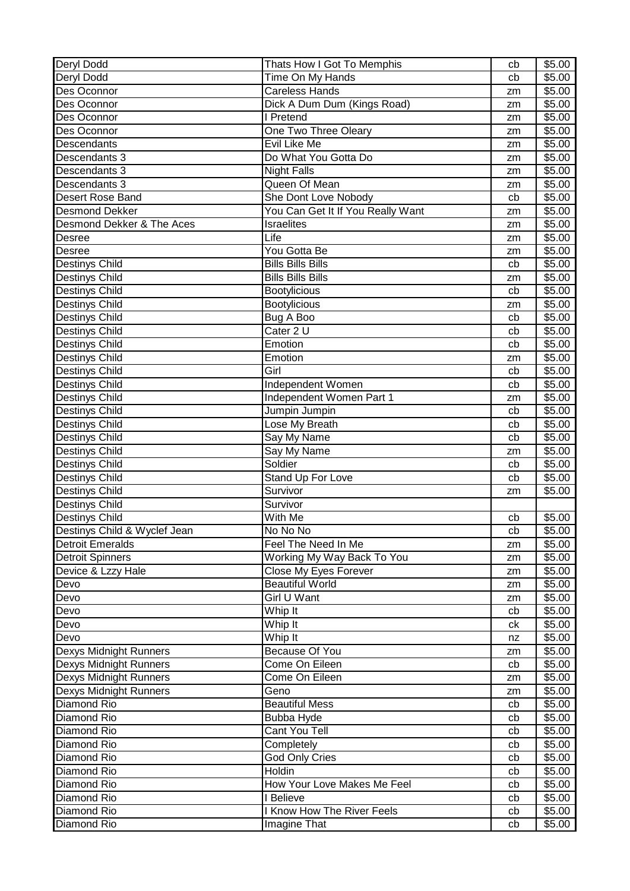| Deryl Dodd | Thats How I Got To Memphis | cb | $5.00 |
|---|---|---|---|
| Deryl Dodd | Time On My Hands | cb | $5.00 |
| Des Oconnor | Careless Hands | zm | $5.00 |
| Des Oconnor | Dick A Dum Dum (Kings Road) | zm | $5.00 |
| Des Oconnor | I Pretend | zm | $5.00 |
| Des Oconnor | One Two Three Oleary | zm | $5.00 |
| Descendants | Evil Like Me | zm | $5.00 |
| Descendants 3 | Do What You Gotta Do | zm | $5.00 |
| Descendants 3 | Night Falls | zm | $5.00 |
| Descendants 3 | Queen Of Mean | zm | $5.00 |
| Desert Rose Band | She Dont Love Nobody | cb | $5.00 |
| Desmond Dekker | You Can Get It If You Really Want | zm | $5.00 |
| Desmond Dekker & The Aces | Israelites | zm | $5.00 |
| Desree | Life | zm | $5.00 |
| Desree | You Gotta Be | zm | $5.00 |
| Destinys Child | Bills Bills Bills | cb | $5.00 |
| Destinys Child | Bills Bills Bills | zm | $5.00 |
| Destinys Child | Bootylicious | cb | $5.00 |
| Destinys Child | Bootylicious | zm | $5.00 |
| Destinys Child | Bug A Boo | cb | $5.00 |
| Destinys Child | Cater 2 U | cb | $5.00 |
| Destinys Child | Emotion | cb | $5.00 |
| Destinys Child | Emotion | zm | $5.00 |
| Destinys Child | Girl | cb | $5.00 |
| Destinys Child | Independent Women | cb | $5.00 |
| Destinys Child | Independent Women Part 1 | zm | $5.00 |
| Destinys Child | Jumpin Jumpin | cb | $5.00 |
| Destinys Child | Lose My Breath | cb | $5.00 |
| Destinys Child | Say My Name | cb | $5.00 |
| Destinys Child | Say My Name | zm | $5.00 |
| Destinys Child | Soldier | cb | $5.00 |
| Destinys Child | Stand Up For Love | cb | $5.00 |
| Destinys Child | Survivor | zm | $5.00 |
| Destinys Child | Survivor | | |
| Destinys Child | With Me | cb | $5.00 |
| Destinys Child & Wyclef Jean | No No No | cb | $5.00 |
| Detroit Emeralds | Feel The Need In Me | zm | $5.00 |
| Detroit Spinners | Working My Way Back To You | zm | $5.00 |
| Device & Lzzy Hale | Close My Eyes Forever | zm | $5.00 |
| Devo | Beautiful World | zm | $5.00 |
| Devo | Girl U Want | zm | $5.00 |
| Devo | Whip It | cb | $5.00 |
| Devo | Whip It | ck | $5.00 |
| Devo | Whip It | nz | $5.00 |
| Dexys Midnight Runners | Because Of You | zm | $5.00 |
| Dexys Midnight Runners | Come On Eileen | cb | $5.00 |
| Dexys Midnight Runners | Come On Eileen | zm | $5.00 |
| Dexys Midnight Runners | Geno | zm | $5.00 |
| Diamond Rio | Beautiful Mess | cb | $5.00 |
| Diamond Rio | Bubba Hyde | cb | $5.00 |
| Diamond Rio | Cant You Tell | cb | $5.00 |
| Diamond Rio | Completely | cb | $5.00 |
| Diamond Rio | God Only Cries | cb | $5.00 |
| Diamond Rio | Holdin | cb | $5.00 |
| Diamond Rio | How Your Love Makes Me Feel | cb | $5.00 |
| Diamond Rio | I Believe | cb | $5.00 |
| Diamond Rio | I Know How The River Feels | cb | $5.00 |
| Diamond Rio | Imagine That | cb | $5.00 |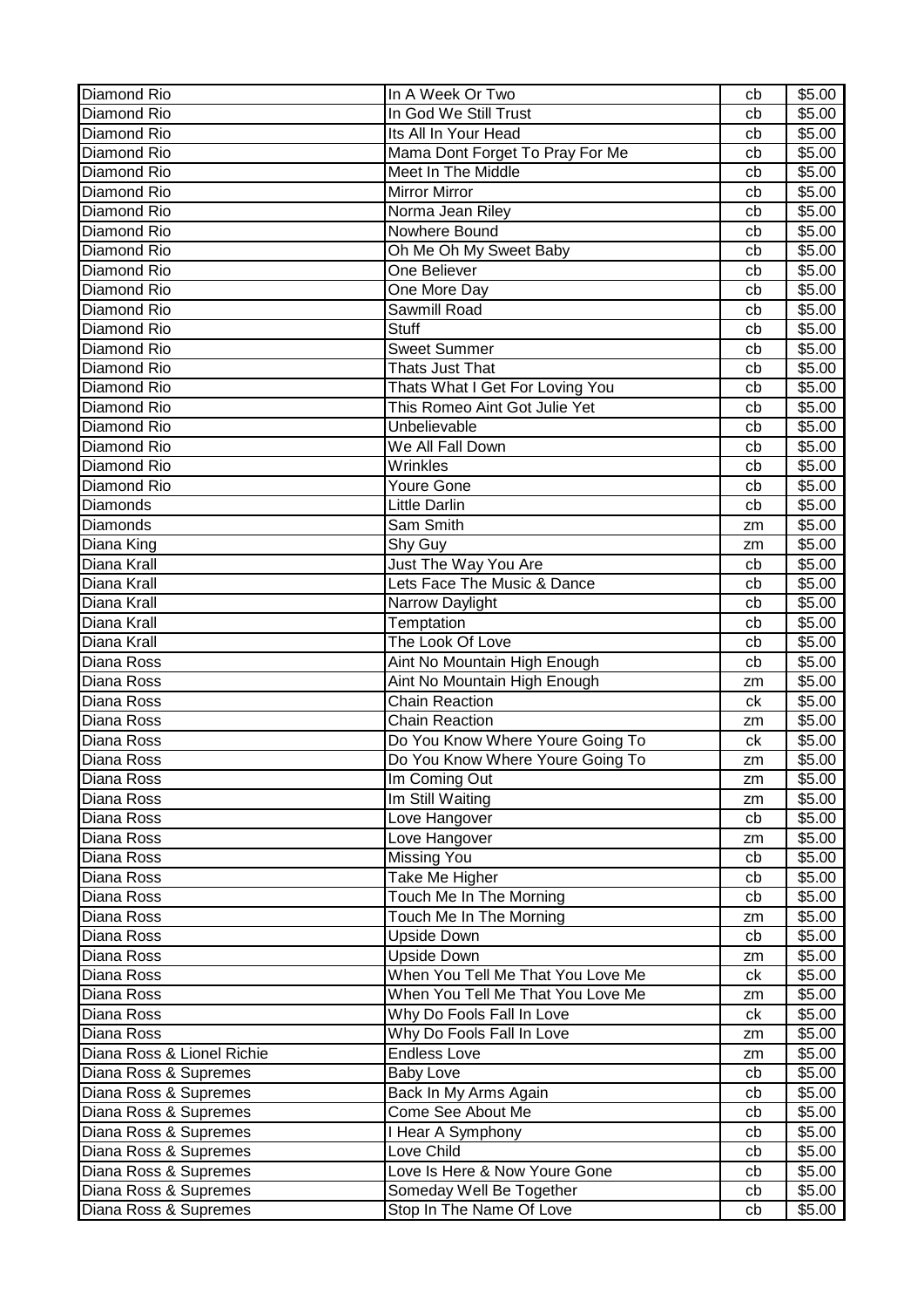| Diamond Rio | In A Week Or Two | cb | $5.00 |
|---|---|---|---|
| Diamond Rio | In God We Still Trust | cb | $5.00 |
| Diamond Rio | Its All In Your Head | cb | $5.00 |
| Diamond Rio | Mama Dont Forget To Pray For Me | cb | $5.00 |
| Diamond Rio | Meet In The Middle | cb | $5.00 |
| Diamond Rio | Mirror Mirror | cb | $5.00 |
| Diamond Rio | Norma Jean Riley | cb | $5.00 |
| Diamond Rio | Nowhere Bound | cb | $5.00 |
| Diamond Rio | Oh Me Oh My Sweet Baby | cb | $5.00 |
| Diamond Rio | One Believer | cb | $5.00 |
| Diamond Rio | One More Day | cb | $5.00 |
| Diamond Rio | Sawmill Road | cb | $5.00 |
| Diamond Rio | Stuff | cb | $5.00 |
| Diamond Rio | Sweet Summer | cb | $5.00 |
| Diamond Rio | Thats Just That | cb | $5.00 |
| Diamond Rio | Thats What I Get For Loving You | cb | $5.00 |
| Diamond Rio | This Romeo Aint Got Julie Yet | cb | $5.00 |
| Diamond Rio | Unbelievable | cb | $5.00 |
| Diamond Rio | We All Fall Down | cb | $5.00 |
| Diamond Rio | Wrinkles | cb | $5.00 |
| Diamond Rio | Youre Gone | cb | $5.00 |
| Diamonds | Little Darlin | cb | $5.00 |
| Diamonds | Sam Smith | zm | $5.00 |
| Diana King | Shy Guy | zm | $5.00 |
| Diana Krall | Just The Way You Are | cb | $5.00 |
| Diana Krall | Lets Face The Music & Dance | cb | $5.00 |
| Diana Krall | Narrow Daylight | cb | $5.00 |
| Diana Krall | Temptation | cb | $5.00 |
| Diana Krall | The Look Of Love | cb | $5.00 |
| Diana Ross | Aint No Mountain High Enough | cb | $5.00 |
| Diana Ross | Aint No Mountain High Enough | zm | $5.00 |
| Diana Ross | Chain Reaction | ck | $5.00 |
| Diana Ross | Chain Reaction | zm | $5.00 |
| Diana Ross | Do You Know Where Youre Going To | ck | $5.00 |
| Diana Ross | Do You Know Where Youre Going To | zm | $5.00 |
| Diana Ross | Im Coming Out | zm | $5.00 |
| Diana Ross | Im Still Waiting | zm | $5.00 |
| Diana Ross | Love Hangover | cb | $5.00 |
| Diana Ross | Love Hangover | zm | $5.00 |
| Diana Ross | Missing You | cb | $5.00 |
| Diana Ross | Take Me Higher | cb | $5.00 |
| Diana Ross | Touch Me In The Morning | cb | $5.00 |
| Diana Ross | Touch Me In The Morning | zm | $5.00 |
| Diana Ross | Upside Down | cb | $5.00 |
| Diana Ross | Upside Down | zm | $5.00 |
| Diana Ross | When You Tell Me That You Love Me | ck | $5.00 |
| Diana Ross | When You Tell Me That You Love Me | zm | $5.00 |
| Diana Ross | Why Do Fools Fall In Love | ck | $5.00 |
| Diana Ross | Why Do Fools Fall In Love | zm | $5.00 |
| Diana Ross & Lionel Richie | Endless Love | zm | $5.00 |
| Diana Ross & Supremes | Baby Love | cb | $5.00 |
| Diana Ross & Supremes | Back In My Arms Again | cb | $5.00 |
| Diana Ross & Supremes | Come See About Me | cb | $5.00 |
| Diana Ross & Supremes | I Hear A Symphony | cb | $5.00 |
| Diana Ross & Supremes | Love Child | cb | $5.00 |
| Diana Ross & Supremes | Love Is Here & Now Youre Gone | cb | $5.00 |
| Diana Ross & Supremes | Someday Well Be Together | cb | $5.00 |
| Diana Ross & Supremes | Stop In The Name Of Love | cb | $5.00 |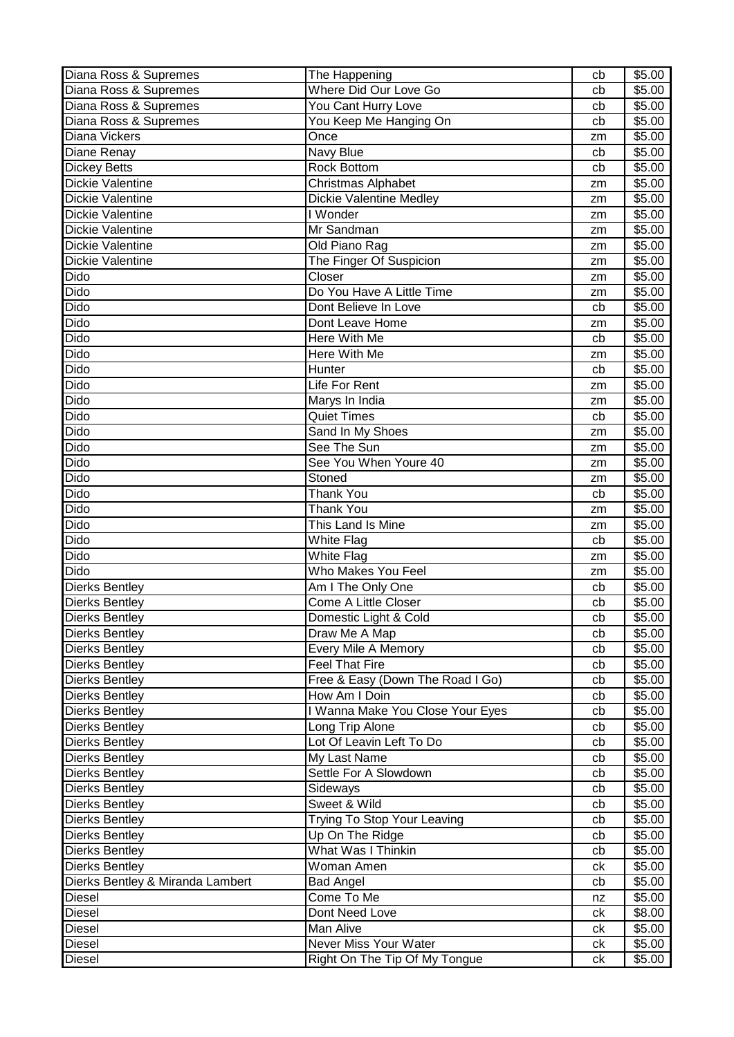| Diana Ross & Supremes | The Happening | cb | $5.00 |
|---|---|---|---|
| Diana Ross & Supremes | Where Did Our Love Go | cb | $5.00 |
| Diana Ross & Supremes | You Cant Hurry Love | cb | $5.00 |
| Diana Ross & Supremes | You Keep Me Hanging On | cb | $5.00 |
| Diana Vickers | Once | zm | $5.00 |
| Diane Renay | Navy Blue | cb | $5.00 |
| Dickey Betts | Rock Bottom | cb | $5.00 |
| Dickie Valentine | Christmas Alphabet | zm | $5.00 |
| Dickie Valentine | Dickie Valentine Medley | zm | $5.00 |
| Dickie Valentine | I Wonder | zm | $5.00 |
| Dickie Valentine | Mr Sandman | zm | $5.00 |
| Dickie Valentine | Old Piano Rag | zm | $5.00 |
| Dickie Valentine | The Finger Of Suspicion | zm | $5.00 |
| Dido | Closer | zm | $5.00 |
| Dido | Do You Have A Little Time | zm | $5.00 |
| Dido | Dont Believe In Love | cb | $5.00 |
| Dido | Dont Leave Home | zm | $5.00 |
| Dido | Here With Me | cb | $5.00 |
| Dido | Here With Me | zm | $5.00 |
| Dido | Hunter | cb | $5.00 |
| Dido | Life For Rent | zm | $5.00 |
| Dido | Marys In India | zm | $5.00 |
| Dido | Quiet Times | cb | $5.00 |
| Dido | Sand In My Shoes | zm | $5.00 |
| Dido | See The Sun | zm | $5.00 |
| Dido | See You When Youre 40 | zm | $5.00 |
| Dido | Stoned | zm | $5.00 |
| Dido | Thank You | cb | $5.00 |
| Dido | Thank You | zm | $5.00 |
| Dido | This Land Is Mine | zm | $5.00 |
| Dido | White Flag | cb | $5.00 |
| Dido | White Flag | zm | $5.00 |
| Dido | Who Makes You Feel | zm | $5.00 |
| Dierks Bentley | Am I The Only One | cb | $5.00 |
| Dierks Bentley | Come A Little Closer | cb | $5.00 |
| Dierks Bentley | Domestic Light & Cold | cb | $5.00 |
| Dierks Bentley | Draw Me A Map | cb | $5.00 |
| Dierks Bentley | Every Mile A Memory | cb | $5.00 |
| Dierks Bentley | Feel That Fire | cb | $5.00 |
| Dierks Bentley | Free & Easy (Down The Road I Go) | cb | $5.00 |
| Dierks Bentley | How Am I Doin | cb | $5.00 |
| Dierks Bentley | I Wanna Make You Close Your Eyes | cb | $5.00 |
| Dierks Bentley | Long Trip Alone | cb | $5.00 |
| Dierks Bentley | Lot Of Leavin Left To Do | cb | $5.00 |
| Dierks Bentley | My Last Name | cb | $5.00 |
| Dierks Bentley | Settle For A Slowdown | cb | $5.00 |
| Dierks Bentley | Sideways | cb | $5.00 |
| Dierks Bentley | Sweet & Wild | cb | $5.00 |
| Dierks Bentley | Trying To Stop Your Leaving | cb | $5.00 |
| Dierks Bentley | Up On The Ridge | cb | $5.00 |
| Dierks Bentley | What Was I Thinkin | cb | $5.00 |
| Dierks Bentley | Woman Amen | ck | $5.00 |
| Dierks Bentley & Miranda Lambert | Bad Angel | cb | $5.00 |
| Diesel | Come To Me | nz | $5.00 |
| Diesel | Dont Need Love | ck | $8.00 |
| Diesel | Man Alive | ck | $5.00 |
| Diesel | Never Miss Your Water | ck | $5.00 |
| Diesel | Right On The Tip Of My Tongue | ck | $5.00 |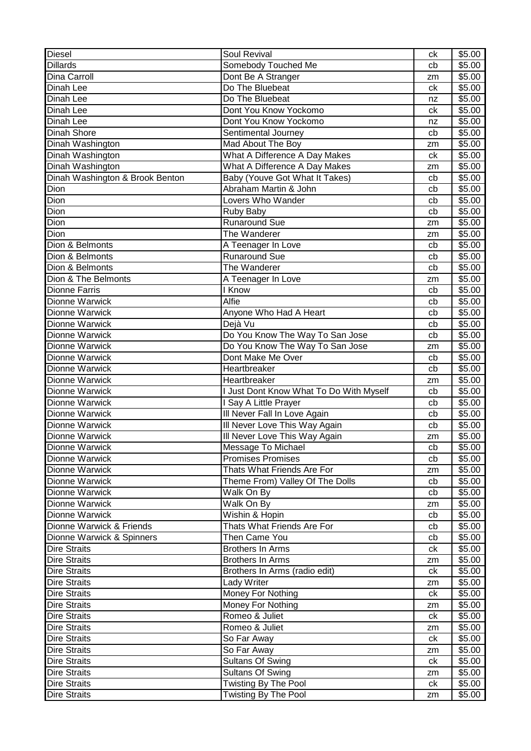| Diesel | Soul Revival | ck | $5.00 |
|---|---|---|---|
| Dillards | Somebody Touched Me | cb | $5.00 |
| Dina Carroll | Dont Be A Stranger | zm | $5.00 |
| Dinah Lee | Do The Bluebeat | ck | $5.00 |
| Dinah Lee | Do The Bluebeat | nz | $5.00 |
| Dinah Lee | Dont You Know Yockomo | ck | $5.00 |
| Dinah Lee | Dont You Know Yockomo | nz | $5.00 |
| Dinah Shore | Sentimental Journey | cb | $5.00 |
| Dinah Washington | Mad About The Boy | zm | $5.00 |
| Dinah Washington | What A Difference A Day Makes | ck | $5.00 |
| Dinah Washington | What A Difference A Day Makes | zm | $5.00 |
| Dinah Washington & Brook Benton | Baby (Youve Got What It Takes) | cb | $5.00 |
| Dion | Abraham Martin & John | cb | $5.00 |
| Dion | Lovers Who Wander | cb | $5.00 |
| Dion | Ruby Baby | cb | $5.00 |
| Dion | Runaround Sue | zm | $5.00 |
| Dion | The Wanderer | zm | $5.00 |
| Dion & Belmonts | A Teenager In Love | cb | $5.00 |
| Dion & Belmonts | Runaround Sue | cb | $5.00 |
| Dion & Belmonts | The Wanderer | cb | $5.00 |
| Dion & The Belmonts | A Teenager In Love | zm | $5.00 |
| Dionne Farris | I Know | cb | $5.00 |
| Dionne Warwick | Alfie | cb | $5.00 |
| Dionne Warwick | Anyone Who Had A Heart | cb | $5.00 |
| Dionne Warwick | Dejà Vu | cb | $5.00 |
| Dionne Warwick | Do You Know The Way To San Jose | cb | $5.00 |
| Dionne Warwick | Do You Know The Way To San Jose | zm | $5.00 |
| Dionne Warwick | Dont Make Me Over | cb | $5.00 |
| Dionne Warwick | Heartbreaker | cb | $5.00 |
| Dionne Warwick | Heartbreaker | zm | $5.00 |
| Dionne Warwick | I Just Dont Know What To Do With Myself | cb | $5.00 |
| Dionne Warwick | I Say A Little Prayer | cb | $5.00 |
| Dionne Warwick | Ill Never Fall In Love Again | cb | $5.00 |
| Dionne Warwick | Ill Never Love This Way Again | cb | $5.00 |
| Dionne Warwick | Ill Never Love This Way Again | zm | $5.00 |
| Dionne Warwick | Message To Michael | cb | $5.00 |
| Dionne Warwick | Promises Promises | cb | $5.00 |
| Dionne Warwick | Thats What Friends Are For | zm | $5.00 |
| Dionne Warwick | Theme From) Valley Of The Dolls | cb | $5.00 |
| Dionne Warwick | Walk On By | cb | $5.00 |
| Dionne Warwick | Walk On By | zm | $5.00 |
| Dionne Warwick | Wishin & Hopin | cb | $5.00 |
| Dionne Warwick & Friends | Thats What Friends Are For | cb | $5.00 |
| Dionne Warwick & Spinners | Then Came You | cb | $5.00 |
| Dire Straits | Brothers In Arms | ck | $5.00 |
| Dire Straits | Brothers In Arms | zm | $5.00 |
| Dire Straits | Brothers In Arms (radio edit) | ck | $5.00 |
| Dire Straits | Lady Writer | zm | $5.00 |
| Dire Straits | Money For Nothing | ck | $5.00 |
| Dire Straits | Money For Nothing | zm | $5.00 |
| Dire Straits | Romeo & Juliet | ck | $5.00 |
| Dire Straits | Romeo & Juliet | zm | $5.00 |
| Dire Straits | So Far Away | ck | $5.00 |
| Dire Straits | So Far Away | zm | $5.00 |
| Dire Straits | Sultans Of Swing | ck | $5.00 |
| Dire Straits | Sultans Of Swing | zm | $5.00 |
| Dire Straits | Twisting By The Pool | ck | $5.00 |
| Dire Straits | Twisting By The Pool | zm | $5.00 |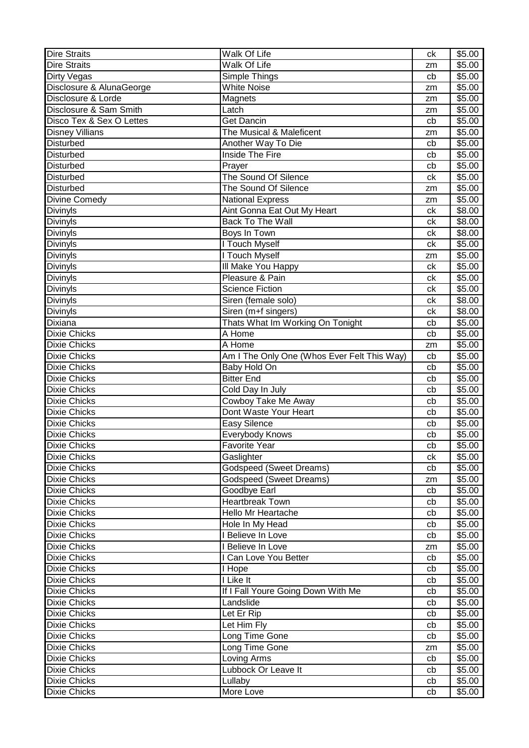| Dire Straits | Walk Of Life | ck | $5.00 |
|---|---|---|---|
| Dire Straits | Walk Of Life | zm | $5.00 |
| Dirty Vegas | Simple Things | cb | $5.00 |
| Disclosure & AlunaGeorge | White Noise | zm | $5.00 |
| Disclosure & Lorde | Magnets | zm | $5.00 |
| Disclosure & Sam Smith | Latch | zm | $5.00 |
| Disco Tex & Sex O Lettes | Get Dancin | cb | $5.00 |
| Disney Villians | The Musical & Maleficent | zm | $5.00 |
| Disturbed | Another Way To Die | cb | $5.00 |
| Disturbed | Inside The Fire | cb | $5.00 |
| Disturbed | Prayer | cb | $5.00 |
| Disturbed | The Sound Of Silence | ck | $5.00 |
| Disturbed | The Sound Of Silence | zm | $5.00 |
| Divine Comedy | National Express | zm | $5.00 |
| Divinyls | Aint Gonna Eat Out My Heart | ck | $8.00 |
| Divinyls | Back To The Wall | ck | $8.00 |
| Divinyls | Boys In Town | ck | $8.00 |
| Divinyls | I Touch Myself | ck | $5.00 |
| Divinyls | I Touch Myself | zm | $5.00 |
| Divinyls | Ill Make You Happy | ck | $5.00 |
| Divinyls | Pleasure & Pain | ck | $5.00 |
| Divinyls | Science Fiction | ck | $5.00 |
| Divinyls | Siren (female solo) | ck | $8.00 |
| Divinyls | Siren (m+f singers) | ck | $8.00 |
| Dixiana | Thats What Im Working On Tonight | cb | $5.00 |
| Dixie Chicks | A Home | cb | $5.00 |
| Dixie Chicks | A Home | zm | $5.00 |
| Dixie Chicks | Am I The Only One (Whos Ever Felt This Way) | cb | $5.00 |
| Dixie Chicks | Baby Hold On | cb | $5.00 |
| Dixie Chicks | Bitter End | cb | $5.00 |
| Dixie Chicks | Cold Day In July | cb | $5.00 |
| Dixie Chicks | Cowboy Take Me Away | cb | $5.00 |
| Dixie Chicks | Dont Waste Your Heart | cb | $5.00 |
| Dixie Chicks | Easy Silence | cb | $5.00 |
| Dixie Chicks | Everybody Knows | cb | $5.00 |
| Dixie Chicks | Favorite Year | cb | $5.00 |
| Dixie Chicks | Gaslighter | ck | $5.00 |
| Dixie Chicks | Godspeed (Sweet Dreams) | cb | $5.00 |
| Dixie Chicks | Godspeed (Sweet Dreams) | zm | $5.00 |
| Dixie Chicks | Goodbye Earl | cb | $5.00 |
| Dixie Chicks | Heartbreak Town | cb | $5.00 |
| Dixie Chicks | Hello Mr Heartache | cb | $5.00 |
| Dixie Chicks | Hole In My Head | cb | $5.00 |
| Dixie Chicks | I Believe In Love | cb | $5.00 |
| Dixie Chicks | I Believe In Love | zm | $5.00 |
| Dixie Chicks | I Can Love You Better | cb | $5.00 |
| Dixie Chicks | I Hope | cb | $5.00 |
| Dixie Chicks | I Like It | cb | $5.00 |
| Dixie Chicks | If I Fall Youre Going Down With Me | cb | $5.00 |
| Dixie Chicks | Landslide | cb | $5.00 |
| Dixie Chicks | Let Er Rip | cb | $5.00 |
| Dixie Chicks | Let Him Fly | cb | $5.00 |
| Dixie Chicks | Long Time Gone | cb | $5.00 |
| Dixie Chicks | Long Time Gone | zm | $5.00 |
| Dixie Chicks | Loving Arms | cb | $5.00 |
| Dixie Chicks | Lubbock Or Leave It | cb | $5.00 |
| Dixie Chicks | Lullaby | cb | $5.00 |
| Dixie Chicks | More Love | cb | $5.00 |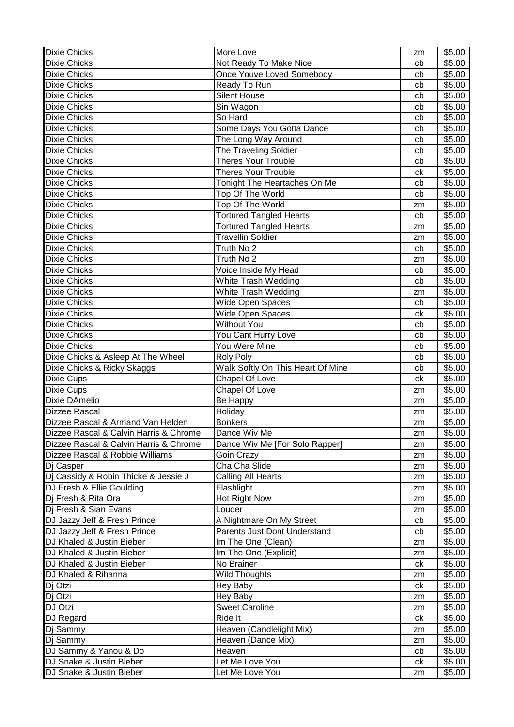| Dixie Chicks | More Love | zm | $5.00 |
|---|---|---|---|
| Dixie Chicks | Not Ready To Make Nice | cb | $5.00 |
| Dixie Chicks | Once Youve Loved Somebody | cb | $5.00 |
| Dixie Chicks | Ready To Run | cb | $5.00 |
| Dixie Chicks | Silent House | cb | $5.00 |
| Dixie Chicks | Sin Wagon | cb | $5.00 |
| Dixie Chicks | So Hard | cb | $5.00 |
| Dixie Chicks | Some Days You Gotta Dance | cb | $5.00 |
| Dixie Chicks | The Long Way Around | cb | $5.00 |
| Dixie Chicks | The Traveling Soldier | cb | $5.00 |
| Dixie Chicks | Theres Your Trouble | cb | $5.00 |
| Dixie Chicks | Theres Your Trouble | ck | $5.00 |
| Dixie Chicks | Tonight The Heartaches On Me | cb | $5.00 |
| Dixie Chicks | Top Of The World | cb | $5.00 |
| Dixie Chicks | Top Of The World | zm | $5.00 |
| Dixie Chicks | Tortured Tangled Hearts | cb | $5.00 |
| Dixie Chicks | Tortured Tangled Hearts | zm | $5.00 |
| Dixie Chicks | Travellin Soldier | zm | $5.00 |
| Dixie Chicks | Truth No 2 | cb | $5.00 |
| Dixie Chicks | Truth No 2 | zm | $5.00 |
| Dixie Chicks | Voice Inside My Head | cb | $5.00 |
| Dixie Chicks | White Trash Wedding | cb | $5.00 |
| Dixie Chicks | White Trash Wedding | zm | $5.00 |
| Dixie Chicks | Wide Open Spaces | cb | $5.00 |
| Dixie Chicks | Wide Open Spaces | ck | $5.00 |
| Dixie Chicks | Without You | cb | $5.00 |
| Dixie Chicks | You Cant Hurry Love | cb | $5.00 |
| Dixie Chicks | You Were Mine | cb | $5.00 |
| Dixie Chicks & Asleep At The Wheel | Roly Poly | cb | $5.00 |
| Dixie Chicks & Ricky Skaggs | Walk Softly On This Heart Of Mine | cb | $5.00 |
| Dixie Cups | Chapel Of Love | ck | $5.00 |
| Dixie Cups | Chapel Of Love | zm | $5.00 |
| Dixie DAmelio | Be Happy | zm | $5.00 |
| Dizzee Rascal | Holiday | zm | $5.00 |
| Dizzee Rascal & Armand Van Helden | Bonkers | zm | $5.00 |
| Dizzee Rascal & Calvin Harris & Chrome | Dance Wiv Me | zm | $5.00 |
| Dizzee Rascal & Calvin Harris & Chrome | Dance Wiv Me [For Solo Rapper] | zm | $5.00 |
| Dizzee Rascal & Robbie Williams | Goin Crazy | zm | $5.00 |
| Dj Casper | Cha Cha Slide | zm | $5.00 |
| Dj Cassidy & Robin Thicke & Jessie J | Calling All Hearts | zm | $5.00 |
| DJ Fresh & Ellie Goulding | Flashlight | zm | $5.00 |
| Dj Fresh & Rita Ora | Hot Right Now | zm | $5.00 |
| Dj Fresh & Sian Evans | Louder | zm | $5.00 |
| DJ Jazzy Jeff & Fresh Prince | A Nightmare On My Street | cb | $5.00 |
| DJ Jazzy Jeff & Fresh Prince | Parents Just Dont Understand | cb | $5.00 |
| DJ Khaled & Justin Bieber | Im The One (Clean) | zm | $5.00 |
| DJ Khaled & Justin Bieber | Im The One (Explicit) | zm | $5.00 |
| DJ Khaled & Justin Bieber | No Brainer | ck | $5.00 |
| DJ Khaled & Rihanna | Wild Thoughts | zm | $5.00 |
| Dj Otzi | Hey Baby | ck | $5.00 |
| Dj Otzi | Hey Baby | zm | $5.00 |
| DJ Otzi | Sweet Caroline | zm | $5.00 |
| DJ Regard | Ride It | ck | $5.00 |
| Dj Sammy | Heaven (Candlelight Mix) | zm | $5.00 |
| Dj Sammy | Heaven (Dance Mix) | zm | $5.00 |
| DJ Sammy & Yanou & Do | Heaven | cb | $5.00 |
| DJ Snake & Justin Bieber | Let Me Love You | ck | $5.00 |
| DJ Snake & Justin Bieber | Let Me Love You | zm | $5.00 |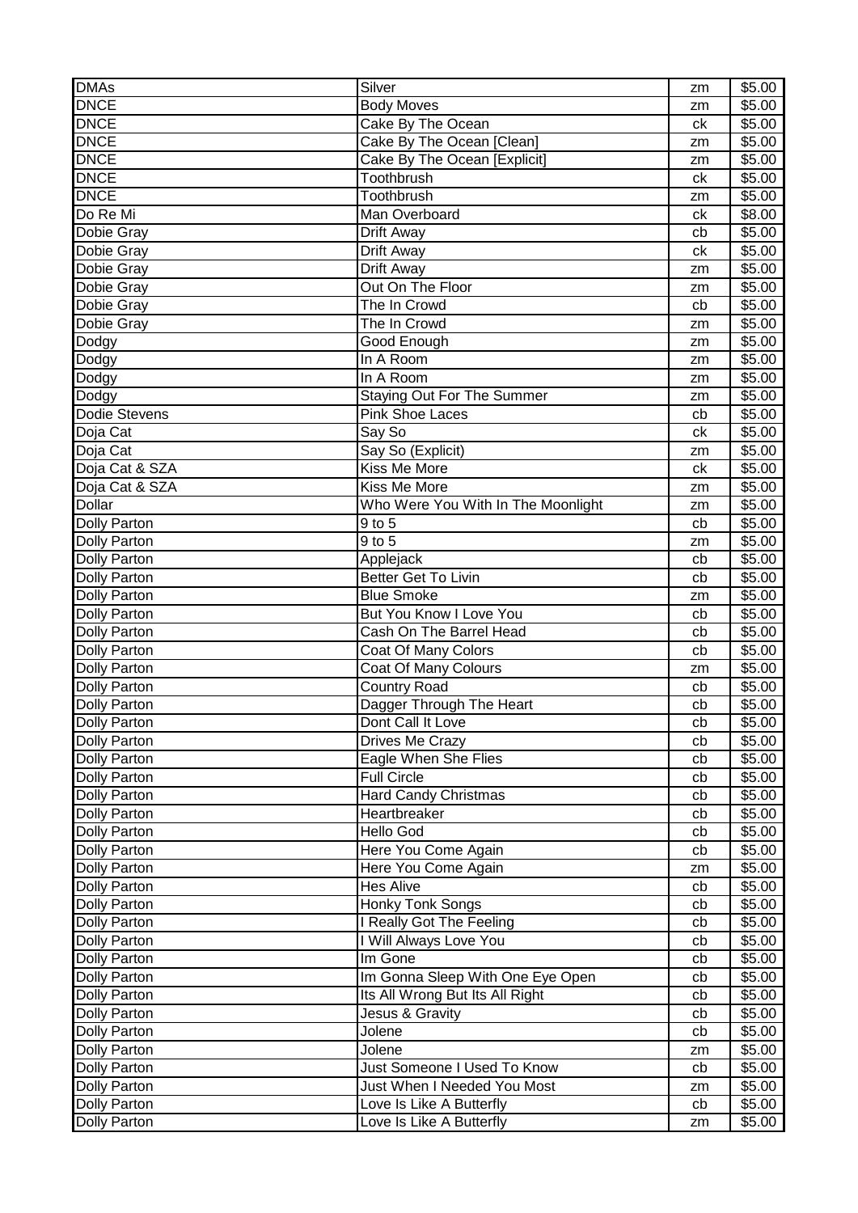| DMAs | Silver | zm | $5.00 |
|---|---|---|---|
| DNCE | Body Moves | zm | $5.00 |
| DNCE | Cake By The Ocean | ck | $5.00 |
| DNCE | Cake By The Ocean [Clean] | zm | $5.00 |
| DNCE | Cake By The Ocean [Explicit] | zm | $5.00 |
| DNCE | Toothbrush | ck | $5.00 |
| DNCE | Toothbrush | zm | $5.00 |
| Do Re Mi | Man Overboard | ck | $8.00 |
| Dobie Gray | Drift Away | cb | $5.00 |
| Dobie Gray | Drift Away | ck | $5.00 |
| Dobie Gray | Drift Away | zm | $5.00 |
| Dobie Gray | Out On The Floor | zm | $5.00 |
| Dobie Gray | The In Crowd | cb | $5.00 |
| Dobie Gray | The In Crowd | zm | $5.00 |
| Dodgy | Good Enough | zm | $5.00 |
| Dodgy | In A Room | zm | $5.00 |
| Dodgy | In A Room | zm | $5.00 |
| Dodgy | Staying Out For The Summer | zm | $5.00 |
| Dodie Stevens | Pink Shoe Laces | cb | $5.00 |
| Doja Cat | Say So | ck | $5.00 |
| Doja Cat | Say So (Explicit) | zm | $5.00 |
| Doja Cat & SZA | Kiss Me More | ck | $5.00 |
| Doja Cat & SZA | Kiss Me More | zm | $5.00 |
| Dollar | Who Were You With In The Moonlight | zm | $5.00 |
| Dolly Parton | 9 to 5 | cb | $5.00 |
| Dolly Parton | 9 to 5 | zm | $5.00 |
| Dolly Parton | Applejack | cb | $5.00 |
| Dolly Parton | Better Get To Livin | cb | $5.00 |
| Dolly Parton | Blue Smoke | zm | $5.00 |
| Dolly Parton | But You Know I Love You | cb | $5.00 |
| Dolly Parton | Cash On The Barrel Head | cb | $5.00 |
| Dolly Parton | Coat Of Many Colors | cb | $5.00 |
| Dolly Parton | Coat Of Many Colours | zm | $5.00 |
| Dolly Parton | Country Road | cb | $5.00 |
| Dolly Parton | Dagger Through The Heart | cb | $5.00 |
| Dolly Parton | Dont Call It Love | cb | $5.00 |
| Dolly Parton | Drives Me Crazy | cb | $5.00 |
| Dolly Parton | Eagle When She Flies | cb | $5.00 |
| Dolly Parton | Full Circle | cb | $5.00 |
| Dolly Parton | Hard Candy Christmas | cb | $5.00 |
| Dolly Parton | Heartbreaker | cb | $5.00 |
| Dolly Parton | Hello God | cb | $5.00 |
| Dolly Parton | Here You Come Again | cb | $5.00 |
| Dolly Parton | Here You Come Again | zm | $5.00 |
| Dolly Parton | Hes Alive | cb | $5.00 |
| Dolly Parton | Honky Tonk Songs | cb | $5.00 |
| Dolly Parton | I Really Got The Feeling | cb | $5.00 |
| Dolly Parton | I Will Always Love You | cb | $5.00 |
| Dolly Parton | Im Gone | cb | $5.00 |
| Dolly Parton | Im Gonna Sleep With One Eye Open | cb | $5.00 |
| Dolly Parton | Its All Wrong But Its All Right | cb | $5.00 |
| Dolly Parton | Jesus & Gravity | cb | $5.00 |
| Dolly Parton | Jolene | cb | $5.00 |
| Dolly Parton | Jolene | zm | $5.00 |
| Dolly Parton | Just Someone I Used To Know | cb | $5.00 |
| Dolly Parton | Just When I Needed You Most | zm | $5.00 |
| Dolly Parton | Love Is Like A Butterfly | cb | $5.00 |
| Dolly Parton | Love Is Like A Butterfly | zm | $5.00 |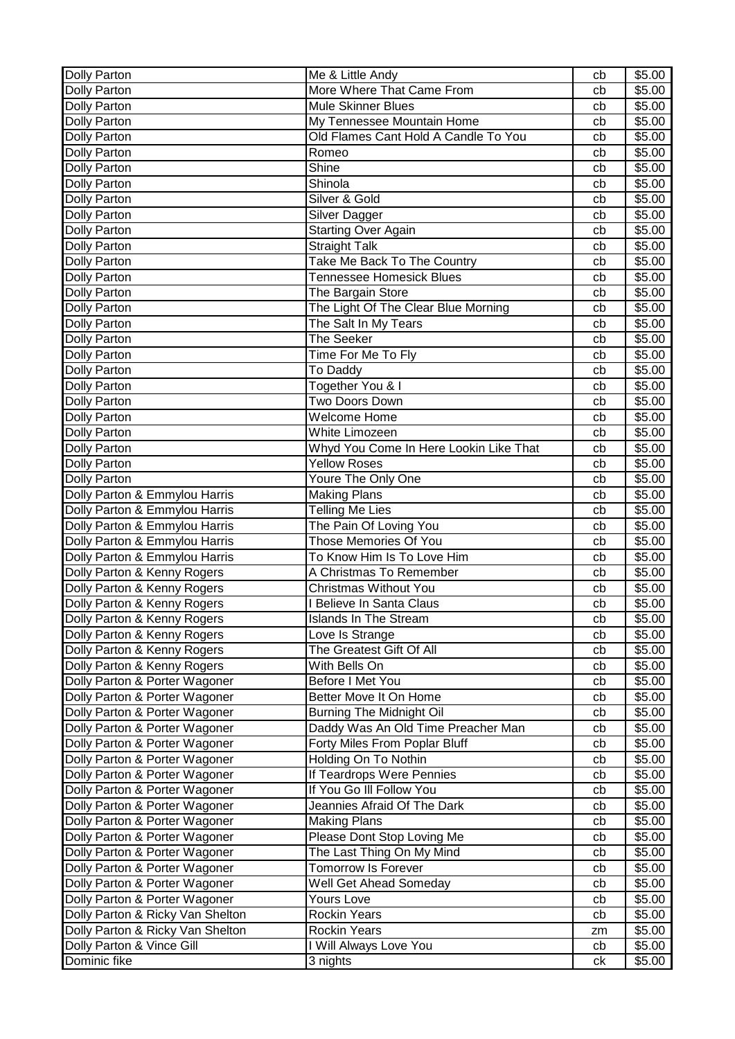| Dolly Parton | Me & Little Andy | cb | $5.00 |
|---|---|---|---|
| Dolly Parton | More Where That Came From | cb | $5.00 |
| Dolly Parton | Mule Skinner Blues | cb | $5.00 |
| Dolly Parton | My Tennessee Mountain Home | cb | $5.00 |
| Dolly Parton | Old Flames Cant Hold A Candle To You | cb | $5.00 |
| Dolly Parton | Romeo | cb | $5.00 |
| Dolly Parton | Shine | cb | $5.00 |
| Dolly Parton | Shinola | cb | $5.00 |
| Dolly Parton | Silver & Gold | cb | $5.00 |
| Dolly Parton | Silver Dagger | cb | $5.00 |
| Dolly Parton | Starting Over Again | cb | $5.00 |
| Dolly Parton | Straight Talk | cb | $5.00 |
| Dolly Parton | Take Me Back To The Country | cb | $5.00 |
| Dolly Parton | Tennessee Homesick Blues | cb | $5.00 |
| Dolly Parton | The Bargain Store | cb | $5.00 |
| Dolly Parton | The Light Of The Clear Blue Morning | cb | $5.00 |
| Dolly Parton | The Salt In My Tears | cb | $5.00 |
| Dolly Parton | The Seeker | cb | $5.00 |
| Dolly Parton | Time For Me To Fly | cb | $5.00 |
| Dolly Parton | To Daddy | cb | $5.00 |
| Dolly Parton | Together You & I | cb | $5.00 |
| Dolly Parton | Two Doors Down | cb | $5.00 |
| Dolly Parton | Welcome Home | cb | $5.00 |
| Dolly Parton | White Limozeen | cb | $5.00 |
| Dolly Parton | Whyd You Come In Here Lookin Like That | cb | $5.00 |
| Dolly Parton | Yellow Roses | cb | $5.00 |
| Dolly Parton | Youre The Only One | cb | $5.00 |
| Dolly Parton & Emmylou Harris | Making Plans | cb | $5.00 |
| Dolly Parton & Emmylou Harris | Telling Me Lies | cb | $5.00 |
| Dolly Parton & Emmylou Harris | The Pain Of Loving You | cb | $5.00 |
| Dolly Parton & Emmylou Harris | Those Memories Of You | cb | $5.00 |
| Dolly Parton & Emmylou Harris | To Know Him Is To Love Him | cb | $5.00 |
| Dolly Parton & Kenny Rogers | A Christmas To Remember | cb | $5.00 |
| Dolly Parton & Kenny Rogers | Christmas Without You | cb | $5.00 |
| Dolly Parton & Kenny Rogers | I Believe In Santa Claus | cb | $5.00 |
| Dolly Parton & Kenny Rogers | Islands In The Stream | cb | $5.00 |
| Dolly Parton & Kenny Rogers | Love Is Strange | cb | $5.00 |
| Dolly Parton & Kenny Rogers | The Greatest Gift Of All | cb | $5.00 |
| Dolly Parton & Kenny Rogers | With Bells On | cb | $5.00 |
| Dolly Parton & Porter Wagoner | Before I Met You | cb | $5.00 |
| Dolly Parton & Porter Wagoner | Better Move It On Home | cb | $5.00 |
| Dolly Parton & Porter Wagoner | Burning The Midnight Oil | cb | $5.00 |
| Dolly Parton & Porter Wagoner | Daddy Was An Old Time Preacher Man | cb | $5.00 |
| Dolly Parton & Porter Wagoner | Forty Miles From Poplar Bluff | cb | $5.00 |
| Dolly Parton & Porter Wagoner | Holding On To Nothin | cb | $5.00 |
| Dolly Parton & Porter Wagoner | If Teardrops Were Pennies | cb | $5.00 |
| Dolly Parton & Porter Wagoner | If You Go Ill Follow You | cb | $5.00 |
| Dolly Parton & Porter Wagoner | Jeannies Afraid Of The Dark | cb | $5.00 |
| Dolly Parton & Porter Wagoner | Making Plans | cb | $5.00 |
| Dolly Parton & Porter Wagoner | Please Dont Stop Loving Me | cb | $5.00 |
| Dolly Parton & Porter Wagoner | The Last Thing On My Mind | cb | $5.00 |
| Dolly Parton & Porter Wagoner | Tomorrow Is Forever | cb | $5.00 |
| Dolly Parton & Porter Wagoner | Well Get Ahead Someday | cb | $5.00 |
| Dolly Parton & Porter Wagoner | Yours Love | cb | $5.00 |
| Dolly Parton & Ricky Van Shelton | Rockin Years | cb | $5.00 |
| Dolly Parton & Ricky Van Shelton | Rockin Years | zm | $5.00 |
| Dolly Parton & Vince Gill | I Will Always Love You | cb | $5.00 |
| Dominic fike | 3 nights | ck | $5.00 |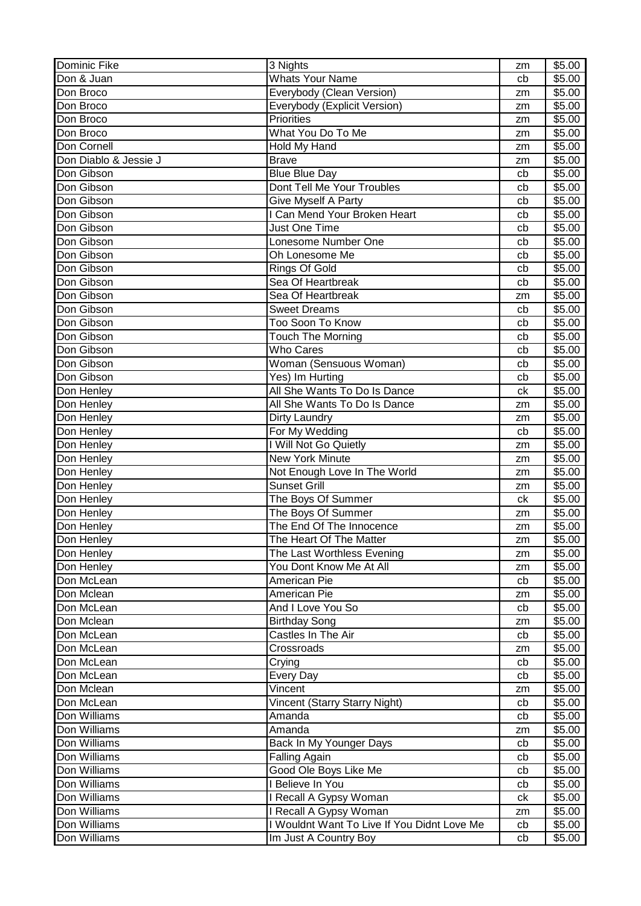| Dominic Fike | 3 Nights | zm | $5.00 |
|---|---|---|---|
| Don & Juan | Whats Your Name | cb | $5.00 |
| Don Broco | Everybody (Clean Version) | zm | $5.00 |
| Don Broco | Everybody (Explicit Version) | zm | $5.00 |
| Don Broco | Priorities | zm | $5.00 |
| Don Broco | What You Do To Me | zm | $5.00 |
| Don Cornell | Hold My Hand | zm | $5.00 |
| Don Diablo & Jessie J | Brave | zm | $5.00 |
| Don Gibson | Blue Blue Day | cb | $5.00 |
| Don Gibson | Dont Tell Me Your Troubles | cb | $5.00 |
| Don Gibson | Give Myself A Party | cb | $5.00 |
| Don Gibson | I Can Mend Your Broken Heart | cb | $5.00 |
| Don Gibson | Just One Time | cb | $5.00 |
| Don Gibson | Lonesome Number One | cb | $5.00 |
| Don Gibson | Oh Lonesome Me | cb | $5.00 |
| Don Gibson | Rings Of Gold | cb | $5.00 |
| Don Gibson | Sea Of Heartbreak | cb | $5.00 |
| Don Gibson | Sea Of Heartbreak | zm | $5.00 |
| Don Gibson | Sweet Dreams | cb | $5.00 |
| Don Gibson | Too Soon To Know | cb | $5.00 |
| Don Gibson | Touch The Morning | cb | $5.00 |
| Don Gibson | Who Cares | cb | $5.00 |
| Don Gibson | Woman (Sensuous Woman) | cb | $5.00 |
| Don Gibson | Yes) Im Hurting | cb | $5.00 |
| Don Henley | All She Wants To Do Is Dance | ck | $5.00 |
| Don Henley | All She Wants To Do Is Dance | zm | $5.00 |
| Don Henley | Dirty Laundry | zm | $5.00 |
| Don Henley | For My Wedding | cb | $5.00 |
| Don Henley | I Will Not Go Quietly | zm | $5.00 |
| Don Henley | New York Minute | zm | $5.00 |
| Don Henley | Not Enough Love In The World | zm | $5.00 |
| Don Henley | Sunset Grill | zm | $5.00 |
| Don Henley | The Boys Of Summer | ck | $5.00 |
| Don Henley | The Boys Of Summer | zm | $5.00 |
| Don Henley | The End Of The Innocence | zm | $5.00 |
| Don Henley | The Heart Of The Matter | zm | $5.00 |
| Don Henley | The Last Worthless Evening | zm | $5.00 |
| Don Henley | You Dont Know Me At All | zm | $5.00 |
| Don McLean | American Pie | cb | $5.00 |
| Don Mclean | American Pie | zm | $5.00 |
| Don McLean | And I Love You So | cb | $5.00 |
| Don Mclean | Birthday Song | zm | $5.00 |
| Don McLean | Castles In The Air | cb | $5.00 |
| Don McLean | Crossroads | zm | $5.00 |
| Don McLean | Crying | cb | $5.00 |
| Don McLean | Every Day | cb | $5.00 |
| Don Mclean | Vincent | zm | $5.00 |
| Don McLean | Vincent (Starry Starry Night) | cb | $5.00 |
| Don Williams | Amanda | cb | $5.00 |
| Don Williams | Amanda | zm | $5.00 |
| Don Williams | Back In My Younger Days | cb | $5.00 |
| Don Williams | Falling Again | cb | $5.00 |
| Don Williams | Good Ole Boys Like Me | cb | $5.00 |
| Don Williams | I Believe In You | cb | $5.00 |
| Don Williams | I Recall A Gypsy Woman | ck | $5.00 |
| Don Williams | I Recall A Gypsy Woman | zm | $5.00 |
| Don Williams | I Wouldnt Want To Live If You Didnt Love Me | cb | $5.00 |
| Don Williams | Im Just A Country Boy | cb | $5.00 |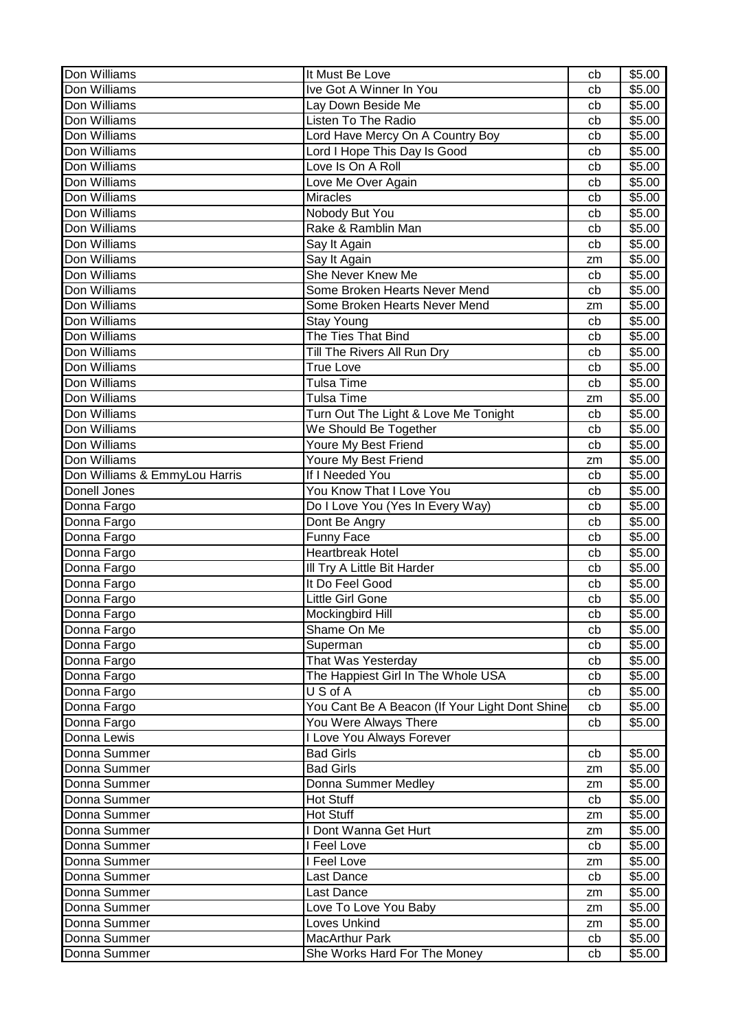| | | | |
|---|---|---|---|
| Don Williams | It Must Be Love | cb | $5.00 |
| Don Williams | Ive Got A Winner In You | cb | $5.00 |
| Don Williams | Lay Down Beside Me | cb | $5.00 |
| Don Williams | Listen To The Radio | cb | $5.00 |
| Don Williams | Lord Have Mercy On A Country Boy | cb | $5.00 |
| Don Williams | Lord I Hope This Day Is Good | cb | $5.00 |
| Don Williams | Love Is On A Roll | cb | $5.00 |
| Don Williams | Love Me Over Again | cb | $5.00 |
| Don Williams | Miracles | cb | $5.00 |
| Don Williams | Nobody But You | cb | $5.00 |
| Don Williams | Rake & Ramblin Man | cb | $5.00 |
| Don Williams | Say It Again | cb | $5.00 |
| Don Williams | Say It Again | zm | $5.00 |
| Don Williams | She Never Knew Me | cb | $5.00 |
| Don Williams | Some Broken Hearts Never Mend | cb | $5.00 |
| Don Williams | Some Broken Hearts Never Mend | zm | $5.00 |
| Don Williams | Stay Young | cb | $5.00 |
| Don Williams | The Ties That Bind | cb | $5.00 |
| Don Williams | Till The Rivers All Run Dry | cb | $5.00 |
| Don Williams | True Love | cb | $5.00 |
| Don Williams | Tulsa Time | cb | $5.00 |
| Don Williams | Tulsa Time | zm | $5.00 |
| Don Williams | Turn Out The Light & Love Me Tonight | cb | $5.00 |
| Don Williams | We Should Be Together | cb | $5.00 |
| Don Williams | Youre My Best Friend | cb | $5.00 |
| Don Williams | Youre My Best Friend | zm | $5.00 |
| Don Williams & EmmyLou Harris | If I Needed You | cb | $5.00 |
| Donell Jones | You Know That I Love You | cb | $5.00 |
| Donna Fargo | Do I Love You (Yes In Every Way) | cb | $5.00 |
| Donna Fargo | Dont Be Angry | cb | $5.00 |
| Donna Fargo | Funny Face | cb | $5.00 |
| Donna Fargo | Heartbreak Hotel | cb | $5.00 |
| Donna Fargo | Ill Try A Little Bit Harder | cb | $5.00 |
| Donna Fargo | It Do Feel Good | cb | $5.00 |
| Donna Fargo | Little Girl Gone | cb | $5.00 |
| Donna Fargo | Mockingbird Hill | cb | $5.00 |
| Donna Fargo | Shame On Me | cb | $5.00 |
| Donna Fargo | Superman | cb | $5.00 |
| Donna Fargo | That Was Yesterday | cb | $5.00 |
| Donna Fargo | The Happiest Girl In The Whole USA | cb | $5.00 |
| Donna Fargo | U S of A | cb | $5.00 |
| Donna Fargo | You Cant Be A Beacon (If Your Light Dont Shine | cb | $5.00 |
| Donna Fargo | You Were Always There | cb | $5.00 |
| Donna Lewis | I Love You Always Forever | | |
| Donna Summer | Bad Girls | cb | $5.00 |
| Donna Summer | Bad Girls | zm | $5.00 |
| Donna Summer | Donna Summer Medley | zm | $5.00 |
| Donna Summer | Hot Stuff | cb | $5.00 |
| Donna Summer | Hot Stuff | zm | $5.00 |
| Donna Summer | I Dont Wanna Get Hurt | zm | $5.00 |
| Donna Summer | I Feel Love | cb | $5.00 |
| Donna Summer | I Feel Love | zm | $5.00 |
| Donna Summer | Last Dance | cb | $5.00 |
| Donna Summer | Last Dance | zm | $5.00 |
| Donna Summer | Love To Love You Baby | zm | $5.00 |
| Donna Summer | Loves Unkind | zm | $5.00 |
| Donna Summer | MacArthur Park | cb | $5.00 |
| Donna Summer | She Works Hard For The Money | cb | $5.00 |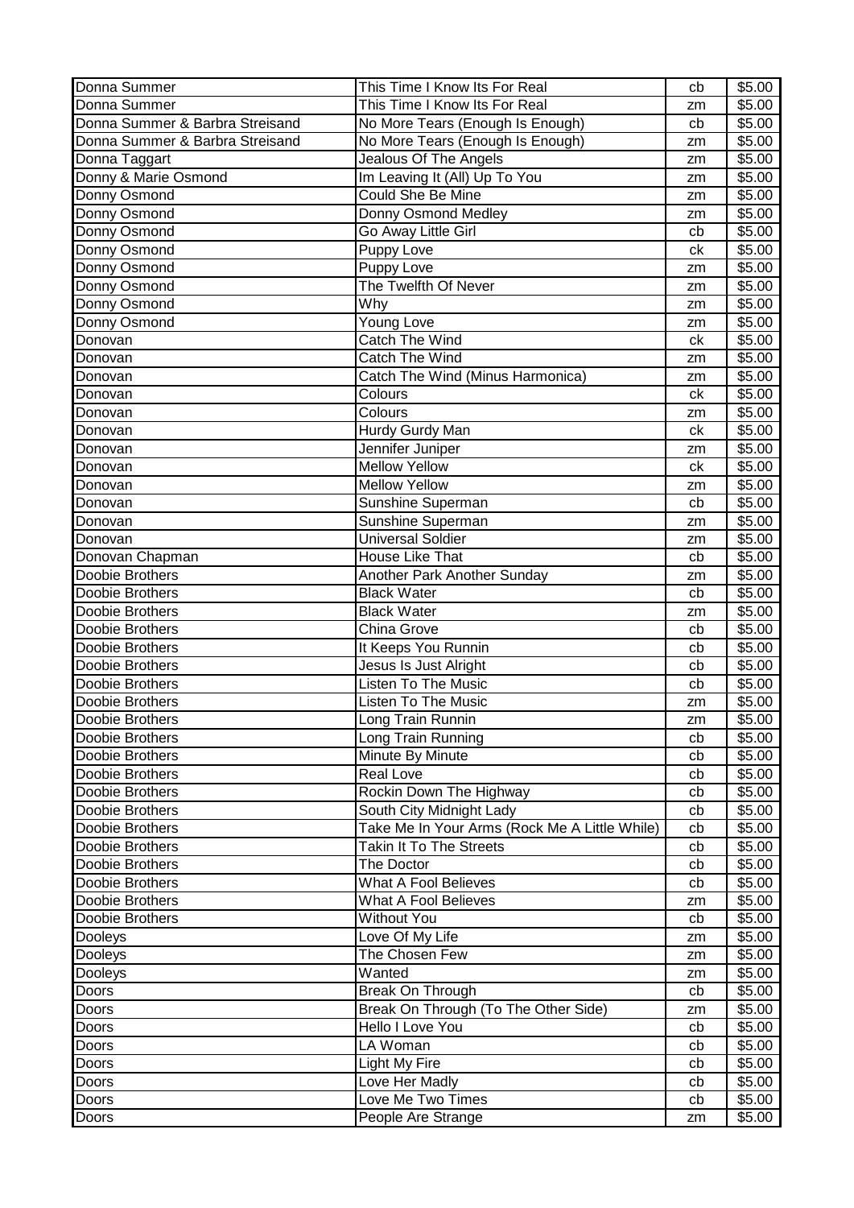| Donna Summer | This Time I Know Its For Real | cb | $5.00 |
|---|---|---|---|
| Donna Summer | This Time I Know Its For Real | zm | $5.00 |
| Donna Summer & Barbra Streisand | No More Tears (Enough Is Enough) | cb | $5.00 |
| Donna Summer & Barbra Streisand | No More Tears (Enough Is Enough) | zm | $5.00 |
| Donna Taggart | Jealous Of The Angels | zm | $5.00 |
| Donny & Marie Osmond | Im Leaving It (All) Up To You | zm | $5.00 |
| Donny Osmond | Could She Be Mine | zm | $5.00 |
| Donny Osmond | Donny Osmond Medley | zm | $5.00 |
| Donny Osmond | Go Away Little Girl | cb | $5.00 |
| Donny Osmond | Puppy Love | ck | $5.00 |
| Donny Osmond | Puppy Love | zm | $5.00 |
| Donny Osmond | The Twelfth Of Never | zm | $5.00 |
| Donny Osmond | Why | zm | $5.00 |
| Donny Osmond | Young Love | zm | $5.00 |
| Donovan | Catch The Wind | ck | $5.00 |
| Donovan | Catch The Wind | zm | $5.00 |
| Donovan | Catch The Wind (Minus Harmonica) | zm | $5.00 |
| Donovan | Colours | ck | $5.00 |
| Donovan | Colours | zm | $5.00 |
| Donovan | Hurdy Gurdy Man | ck | $5.00 |
| Donovan | Jennifer Juniper | zm | $5.00 |
| Donovan | Mellow Yellow | ck | $5.00 |
| Donovan | Mellow Yellow | zm | $5.00 |
| Donovan | Sunshine Superman | cb | $5.00 |
| Donovan | Sunshine Superman | zm | $5.00 |
| Donovan | Universal Soldier | zm | $5.00 |
| Donovan Chapman | House Like That | cb | $5.00 |
| Doobie Brothers | Another Park Another Sunday | zm | $5.00 |
| Doobie Brothers | Black Water | cb | $5.00 |
| Doobie Brothers | Black Water | zm | $5.00 |
| Doobie Brothers | China Grove | cb | $5.00 |
| Doobie Brothers | It Keeps You Runnin | cb | $5.00 |
| Doobie Brothers | Jesus Is Just Alright | cb | $5.00 |
| Doobie Brothers | Listen To The Music | cb | $5.00 |
| Doobie Brothers | Listen To The Music | zm | $5.00 |
| Doobie Brothers | Long Train Runnin | zm | $5.00 |
| Doobie Brothers | Long Train Running | cb | $5.00 |
| Doobie Brothers | Minute By Minute | cb | $5.00 |
| Doobie Brothers | Real Love | cb | $5.00 |
| Doobie Brothers | Rockin Down The Highway | cb | $5.00 |
| Doobie Brothers | South City Midnight Lady | cb | $5.00 |
| Doobie Brothers | Take Me In Your Arms (Rock Me A Little While) | cb | $5.00 |
| Doobie Brothers | Takin It To The Streets | cb | $5.00 |
| Doobie Brothers | The Doctor | cb | $5.00 |
| Doobie Brothers | What A Fool Believes | cb | $5.00 |
| Doobie Brothers | What A Fool Believes | zm | $5.00 |
| Doobie Brothers | Without You | cb | $5.00 |
| Dooleys | Love Of My Life | zm | $5.00 |
| Dooleys | The Chosen Few | zm | $5.00 |
| Dooleys | Wanted | zm | $5.00 |
| Doors | Break On Through | cb | $5.00 |
| Doors | Break On Through (To The Other Side) | zm | $5.00 |
| Doors | Hello I Love You | cb | $5.00 |
| Doors | LA Woman | cb | $5.00 |
| Doors | Light My Fire | cb | $5.00 |
| Doors | Love Her Madly | cb | $5.00 |
| Doors | Love Me Two Times | cb | $5.00 |
| Doors | People Are Strange | zm | $5.00 |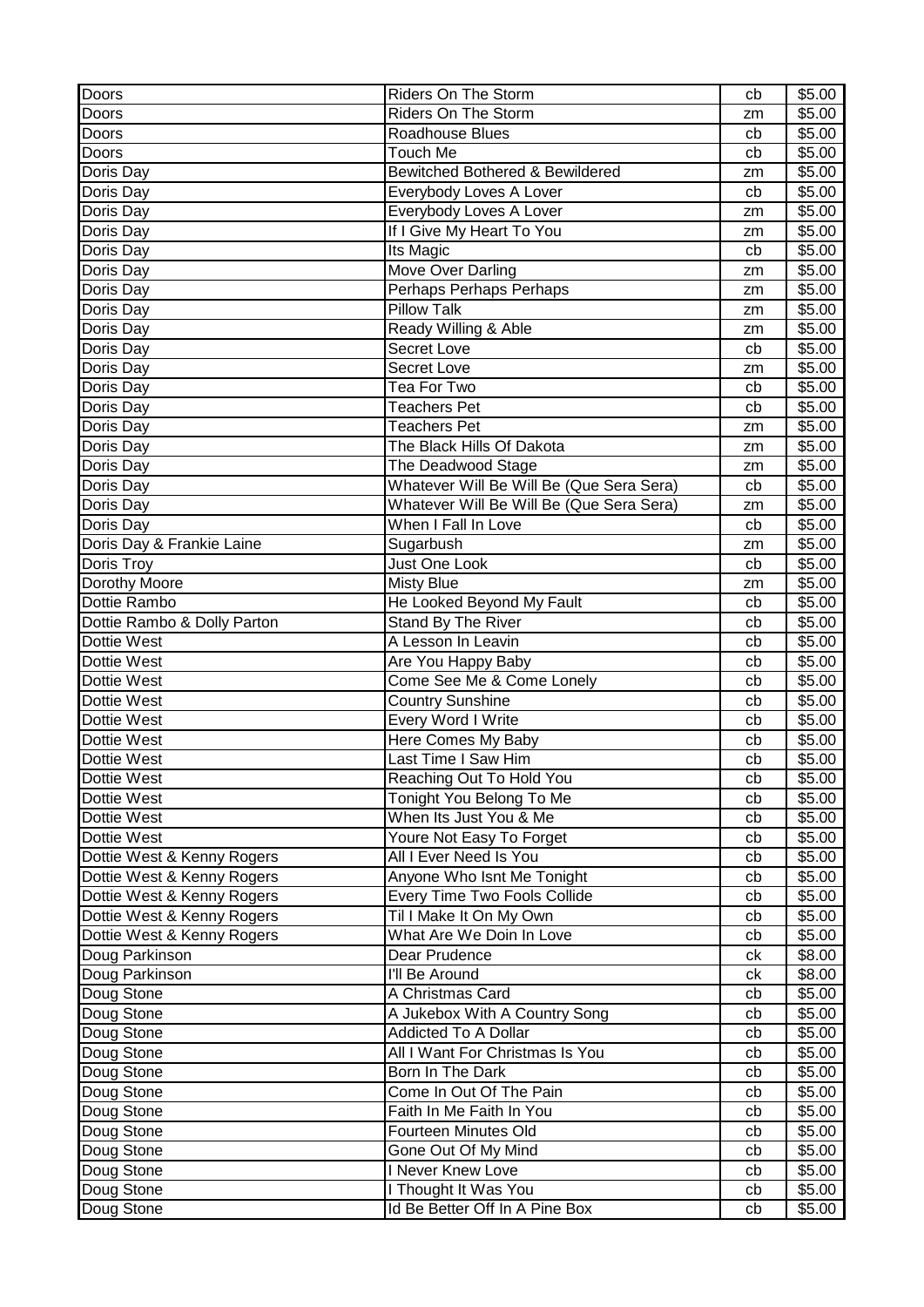| Doors | Riders On The Storm | cb | $5.00 |
|---|---|---|---|
| Doors | Riders On The Storm | zm | $5.00 |
| Doors | Roadhouse Blues | cb | $5.00 |
| Doors | Touch Me | cb | $5.00 |
| Doris Day | Bewitched Bothered & Bewildered | zm | $5.00 |
| Doris Day | Everybody Loves A Lover | cb | $5.00 |
| Doris Day | Everybody Loves A Lover | zm | $5.00 |
| Doris Day | If I Give My Heart To You | zm | $5.00 |
| Doris Day | Its Magic | cb | $5.00 |
| Doris Day | Move Over Darling | zm | $5.00 |
| Doris Day | Perhaps Perhaps Perhaps | zm | $5.00 |
| Doris Day | Pillow Talk | zm | $5.00 |
| Doris Day | Ready Willing & Able | zm | $5.00 |
| Doris Day | Secret Love | cb | $5.00 |
| Doris Day | Secret Love | zm | $5.00 |
| Doris Day | Tea For Two | cb | $5.00 |
| Doris Day | Teachers Pet | cb | $5.00 |
| Doris Day | Teachers Pet | zm | $5.00 |
| Doris Day | The Black Hills Of Dakota | zm | $5.00 |
| Doris Day | The Deadwood Stage | zm | $5.00 |
| Doris Day | Whatever Will Be Will Be (Que Sera Sera) | cb | $5.00 |
| Doris Day | Whatever Will Be Will Be (Que Sera Sera) | zm | $5.00 |
| Doris Day | When I Fall In Love | cb | $5.00 |
| Doris Day & Frankie Laine | Sugarbush | zm | $5.00 |
| Doris Troy | Just One Look | cb | $5.00 |
| Dorothy Moore | Misty Blue | zm | $5.00 |
| Dottie Rambo | He Looked Beyond My Fault | cb | $5.00 |
| Dottie Rambo & Dolly Parton | Stand By The River | cb | $5.00 |
| Dottie West | A Lesson In Leavin | cb | $5.00 |
| Dottie West | Are You Happy Baby | cb | $5.00 |
| Dottie West | Come See Me & Come Lonely | cb | $5.00 |
| Dottie West | Country Sunshine | cb | $5.00 |
| Dottie West | Every Word I Write | cb | $5.00 |
| Dottie West | Here Comes My Baby | cb | $5.00 |
| Dottie West | Last Time I Saw Him | cb | $5.00 |
| Dottie West | Reaching Out To Hold You | cb | $5.00 |
| Dottie West | Tonight You Belong To Me | cb | $5.00 |
| Dottie West | When Its Just You & Me | cb | $5.00 |
| Dottie West | Youre Not Easy To Forget | cb | $5.00 |
| Dottie West & Kenny Rogers | All I Ever Need Is You | cb | $5.00 |
| Dottie West & Kenny Rogers | Anyone Who Isnt Me Tonight | cb | $5.00 |
| Dottie West & Kenny Rogers | Every Time Two Fools Collide | cb | $5.00 |
| Dottie West & Kenny Rogers | Til I Make It On My Own | cb | $5.00 |
| Dottie West & Kenny Rogers | What Are We Doin In Love | cb | $5.00 |
| Doug Parkinson | Dear Prudence | ck | $8.00 |
| Doug Parkinson | I'll Be Around | ck | $8.00 |
| Doug Stone | A Christmas Card | cb | $5.00 |
| Doug Stone | A Jukebox With A Country Song | cb | $5.00 |
| Doug Stone | Addicted To A Dollar | cb | $5.00 |
| Doug Stone | All I Want For Christmas Is You | cb | $5.00 |
| Doug Stone | Born In The Dark | cb | $5.00 |
| Doug Stone | Come In Out Of The Pain | cb | $5.00 |
| Doug Stone | Faith In Me Faith In You | cb | $5.00 |
| Doug Stone | Fourteen Minutes Old | cb | $5.00 |
| Doug Stone | Gone Out Of My Mind | cb | $5.00 |
| Doug Stone | I Never Knew Love | cb | $5.00 |
| Doug Stone | I Thought It Was You | cb | $5.00 |
| Doug Stone | Id Be Better Off In A Pine Box | cb | $5.00 |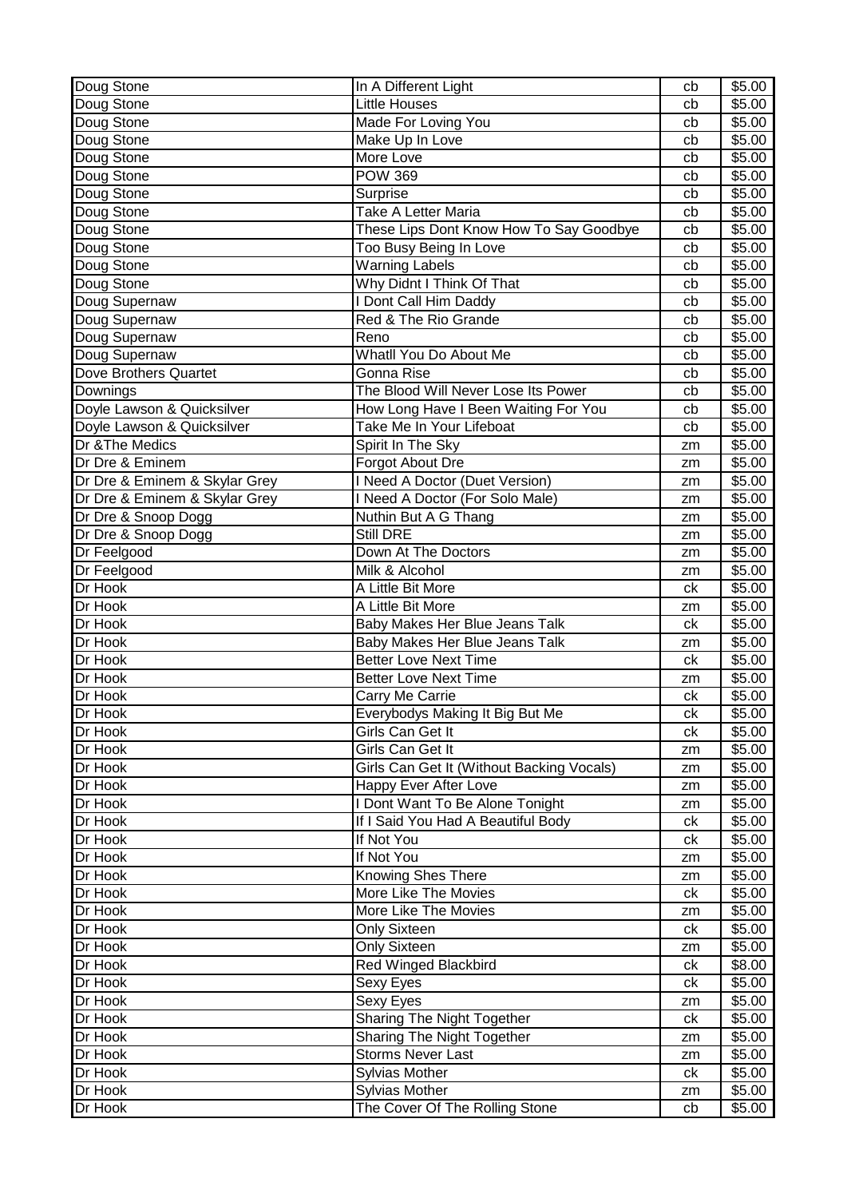| | | | |
|---|---|---|---|
| Doug Stone | In A Different Light | cb | $5.00 |
| Doug Stone | Little Houses | cb | $5.00 |
| Doug Stone | Made For Loving You | cb | $5.00 |
| Doug Stone | Make Up In Love | cb | $5.00 |
| Doug Stone | More Love | cb | $5.00 |
| Doug Stone | POW 369 | cb | $5.00 |
| Doug Stone | Surprise | cb | $5.00 |
| Doug Stone | Take A Letter Maria | cb | $5.00 |
| Doug Stone | These Lips Dont Know How To Say Goodbye | cb | $5.00 |
| Doug Stone | Too Busy Being In Love | cb | $5.00 |
| Doug Stone | Warning Labels | cb | $5.00 |
| Doug Stone | Why Didnt I Think Of That | cb | $5.00 |
| Doug Supernaw | I Dont Call Him Daddy | cb | $5.00 |
| Doug Supernaw | Red & The Rio Grande | cb | $5.00 |
| Doug Supernaw | Reno | cb | $5.00 |
| Doug Supernaw | Whatll You Do About Me | cb | $5.00 |
| Dove Brothers Quartet | Gonna Rise | cb | $5.00 |
| Downings | The Blood Will Never Lose Its Power | cb | $5.00 |
| Doyle Lawson & Quicksilver | How Long Have I Been Waiting For You | cb | $5.00 |
| Doyle Lawson & Quicksilver | Take Me In Your Lifeboat | cb | $5.00 |
| Dr &The Medics | Spirit In The Sky | zm | $5.00 |
| Dr Dre & Eminem | Forgot About Dre | zm | $5.00 |
| Dr Dre & Eminem & Skylar Grey | I Need A Doctor (Duet Version) | zm | $5.00 |
| Dr Dre & Eminem & Skylar Grey | I Need A Doctor (For Solo Male) | zm | $5.00 |
| Dr Dre & Snoop Dogg | Nuthin But A G Thang | zm | $5.00 |
| Dr Dre & Snoop Dogg | Still DRE | zm | $5.00 |
| Dr Feelgood | Down At The Doctors | zm | $5.00 |
| Dr Feelgood | Milk & Alcohol | zm | $5.00 |
| Dr Hook | A Little Bit More | ck | $5.00 |
| Dr Hook | A Little Bit More | zm | $5.00 |
| Dr Hook | Baby Makes Her Blue Jeans Talk | ck | $5.00 |
| Dr Hook | Baby Makes Her Blue Jeans Talk | zm | $5.00 |
| Dr Hook | Better Love Next Time | ck | $5.00 |
| Dr Hook | Better Love Next Time | zm | $5.00 |
| Dr Hook | Carry Me Carrie | ck | $5.00 |
| Dr Hook | Everybodys Making It Big But Me | ck | $5.00 |
| Dr Hook | Girls Can Get It | ck | $5.00 |
| Dr Hook | Girls Can Get It | zm | $5.00 |
| Dr Hook | Girls Can Get It (Without Backing Vocals) | zm | $5.00 |
| Dr Hook | Happy Ever After Love | zm | $5.00 |
| Dr Hook | I Dont Want To Be Alone Tonight | zm | $5.00 |
| Dr Hook | If I Said You Had A Beautiful Body | ck | $5.00 |
| Dr Hook | If Not You | ck | $5.00 |
| Dr Hook | If Not You | zm | $5.00 |
| Dr Hook | Knowing Shes There | zm | $5.00 |
| Dr Hook | More Like The Movies | ck | $5.00 |
| Dr Hook | More Like The Movies | zm | $5.00 |
| Dr Hook | Only Sixteen | ck | $5.00 |
| Dr Hook | Only Sixteen | zm | $5.00 |
| Dr Hook | Red Winged Blackbird | ck | $8.00 |
| Dr Hook | Sexy Eyes | ck | $5.00 |
| Dr Hook | Sexy Eyes | zm | $5.00 |
| Dr Hook | Sharing The Night Together | ck | $5.00 |
| Dr Hook | Sharing The Night Together | zm | $5.00 |
| Dr Hook | Storms Never Last | zm | $5.00 |
| Dr Hook | Sylvias Mother | ck | $5.00 |
| Dr Hook | Sylvias Mother | zm | $5.00 |
| Dr Hook | The Cover Of The Rolling Stone | cb | $5.00 |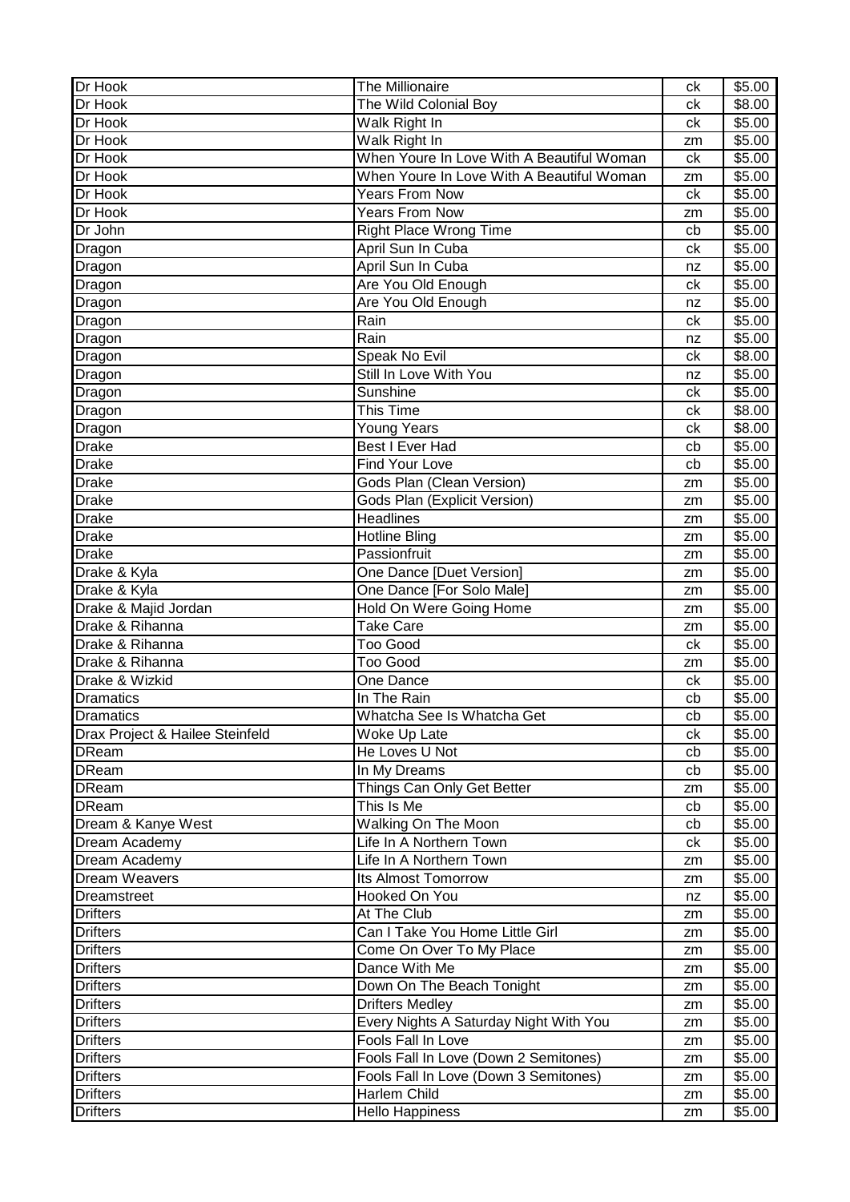| Dr Hook | The Millionaire | ck | $5.00 |
|---|---|---|---|
| Dr Hook | The Wild Colonial Boy | ck | $8.00 |
| Dr Hook | Walk Right In | ck | $5.00 |
| Dr Hook | Walk Right In | zm | $5.00 |
| Dr Hook | When Youre In Love With A Beautiful Woman | ck | $5.00 |
| Dr Hook | When Youre In Love With A Beautiful Woman | zm | $5.00 |
| Dr Hook | Years From Now | ck | $5.00 |
| Dr Hook | Years From Now | zm | $5.00 |
| Dr John | Right Place Wrong Time | cb | $5.00 |
| Dragon | April Sun In Cuba | ck | $5.00 |
| Dragon | April Sun In Cuba | nz | $5.00 |
| Dragon | Are You Old Enough | ck | $5.00 |
| Dragon | Are You Old Enough | nz | $5.00 |
| Dragon | Rain | ck | $5.00 |
| Dragon | Rain | nz | $5.00 |
| Dragon | Speak No Evil | ck | $8.00 |
| Dragon | Still In Love With You | nz | $5.00 |
| Dragon | Sunshine | ck | $5.00 |
| Dragon | This Time | ck | $8.00 |
| Dragon | Young Years | ck | $8.00 |
| Drake | Best I Ever Had | cb | $5.00 |
| Drake | Find Your Love | cb | $5.00 |
| Drake | Gods Plan (Clean Version) | zm | $5.00 |
| Drake | Gods Plan (Explicit Version) | zm | $5.00 |
| Drake | Headlines | zm | $5.00 |
| Drake | Hotline Bling | zm | $5.00 |
| Drake | Passionfruit | zm | $5.00 |
| Drake & Kyla | One Dance [Duet Version] | zm | $5.00 |
| Drake & Kyla | One Dance [For Solo Male] | zm | $5.00 |
| Drake & Majid Jordan | Hold On Were Going Home | zm | $5.00 |
| Drake & Rihanna | Take Care | zm | $5.00 |
| Drake & Rihanna | Too Good | ck | $5.00 |
| Drake & Rihanna | Too Good | zm | $5.00 |
| Drake & Wizkid | One Dance | ck | $5.00 |
| Dramatics | In The Rain | cb | $5.00 |
| Dramatics | Whatcha See Is Whatcha Get | cb | $5.00 |
| Drax Project & Hailee Steinfeld | Woke Up Late | ck | $5.00 |
| DReam | He Loves U Not | cb | $5.00 |
| DReam | In My Dreams | cb | $5.00 |
| DReam | Things Can Only Get Better | zm | $5.00 |
| DReam | This Is Me | cb | $5.00 |
| Dream & Kanye West | Walking On The Moon | cb | $5.00 |
| Dream Academy | Life In A Northern Town | ck | $5.00 |
| Dream Academy | Life In A Northern Town | zm | $5.00 |
| Dream Weavers | Its Almost Tomorrow | zm | $5.00 |
| Dreamstreet | Hooked On You | nz | $5.00 |
| Drifters | At The Club | zm | $5.00 |
| Drifters | Can I Take You Home Little Girl | zm | $5.00 |
| Drifters | Come On Over To My Place | zm | $5.00 |
| Drifters | Dance With Me | zm | $5.00 |
| Drifters | Down On The Beach Tonight | zm | $5.00 |
| Drifters | Drifters Medley | zm | $5.00 |
| Drifters | Every Nights A Saturday Night With You | zm | $5.00 |
| Drifters | Fools Fall In Love | zm | $5.00 |
| Drifters | Fools Fall In Love (Down 2 Semitones) | zm | $5.00 |
| Drifters | Fools Fall In Love (Down 3 Semitones) | zm | $5.00 |
| Drifters | Harlem Child | zm | $5.00 |
| Drifters | Hello Happiness | zm | $5.00 |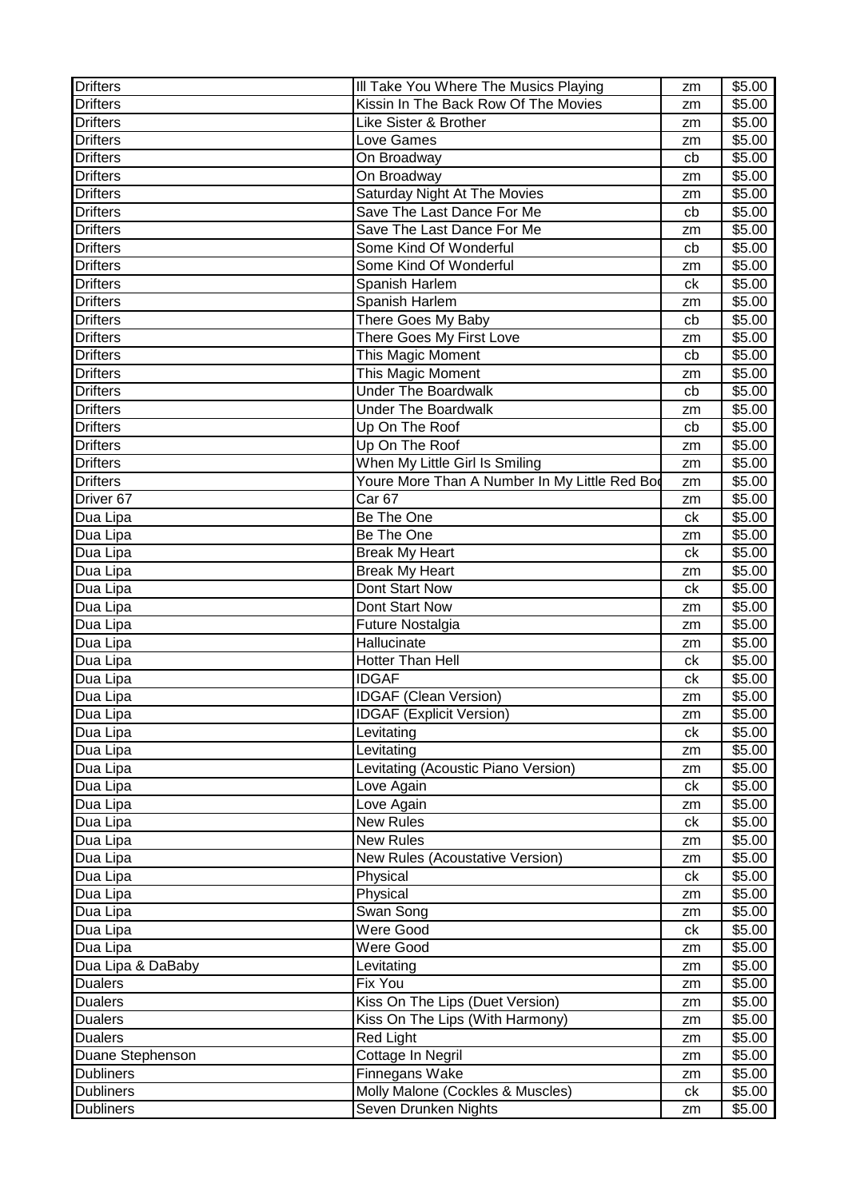| Drifters | Ill Take You Where The Musics Playing | zm | $5.00 |
|---|---|---|---|
| Drifters | Kissin In The Back Row Of The Movies | zm | $5.00 |
| Drifters | Like Sister & Brother | zm | $5.00 |
| Drifters | Love Games | zm | $5.00 |
| Drifters | On Broadway | cb | $5.00 |
| Drifters | On Broadway | zm | $5.00 |
| Drifters | Saturday Night At The Movies | zm | $5.00 |
| Drifters | Save The Last Dance For Me | cb | $5.00 |
| Drifters | Save The Last Dance For Me | zm | $5.00 |
| Drifters | Some Kind Of Wonderful | cb | $5.00 |
| Drifters | Some Kind Of Wonderful | zm | $5.00 |
| Drifters | Spanish Harlem | ck | $5.00 |
| Drifters | Spanish Harlem | zm | $5.00 |
| Drifters | There Goes My Baby | cb | $5.00 |
| Drifters | There Goes My First Love | zm | $5.00 |
| Drifters | This Magic Moment | cb | $5.00 |
| Drifters | This Magic Moment | zm | $5.00 |
| Drifters | Under The Boardwalk | cb | $5.00 |
| Drifters | Under The Boardwalk | zm | $5.00 |
| Drifters | Up On The Roof | cb | $5.00 |
| Drifters | Up On The Roof | zm | $5.00 |
| Drifters | When My Little Girl Is Smiling | zm | $5.00 |
| Drifters | Youre More Than A Number In My Little Red Bod | zm | $5.00 |
| Driver 67 | Car 67 | zm | $5.00 |
| Dua Lipa | Be The One | ck | $5.00 |
| Dua Lipa | Be The One | zm | $5.00 |
| Dua Lipa | Break My Heart | ck | $5.00 |
| Dua Lipa | Break My Heart | zm | $5.00 |
| Dua Lipa | Dont Start Now | ck | $5.00 |
| Dua Lipa | Dont Start Now | zm | $5.00 |
| Dua Lipa | Future Nostalgia | zm | $5.00 |
| Dua Lipa | Hallucinate | zm | $5.00 |
| Dua Lipa | Hotter Than Hell | ck | $5.00 |
| Dua Lipa | IDGAF | ck | $5.00 |
| Dua Lipa | IDGAF (Clean Version) | zm | $5.00 |
| Dua Lipa | IDGAF (Explicit Version) | zm | $5.00 |
| Dua Lipa | Levitating | ck | $5.00 |
| Dua Lipa | Levitating | zm | $5.00 |
| Dua Lipa | Levitating (Acoustic Piano Version) | zm | $5.00 |
| Dua Lipa | Love Again | ck | $5.00 |
| Dua Lipa | Love Again | zm | $5.00 |
| Dua Lipa | New Rules | ck | $5.00 |
| Dua Lipa | New Rules | zm | $5.00 |
| Dua Lipa | New Rules (Acoustative Version) | zm | $5.00 |
| Dua Lipa | Physical | ck | $5.00 |
| Dua Lipa | Physical | zm | $5.00 |
| Dua Lipa | Swan Song | zm | $5.00 |
| Dua Lipa | Were Good | ck | $5.00 |
| Dua Lipa | Were Good | zm | $5.00 |
| Dua Lipa & DaBaby | Levitating | zm | $5.00 |
| Dualers | Fix You | zm | $5.00 |
| Dualers | Kiss On The Lips (Duet Version) | zm | $5.00 |
| Dualers | Kiss On The Lips (With Harmony) | zm | $5.00 |
| Dualers | Red Light | zm | $5.00 |
| Duane Stephenson | Cottage In Negril | zm | $5.00 |
| Dubliners | Finnegans Wake | zm | $5.00 |
| Dubliners | Molly Malone (Cockles & Muscles) | ck | $5.00 |
| Dubliners | Seven Drunken Nights | zm | $5.00 |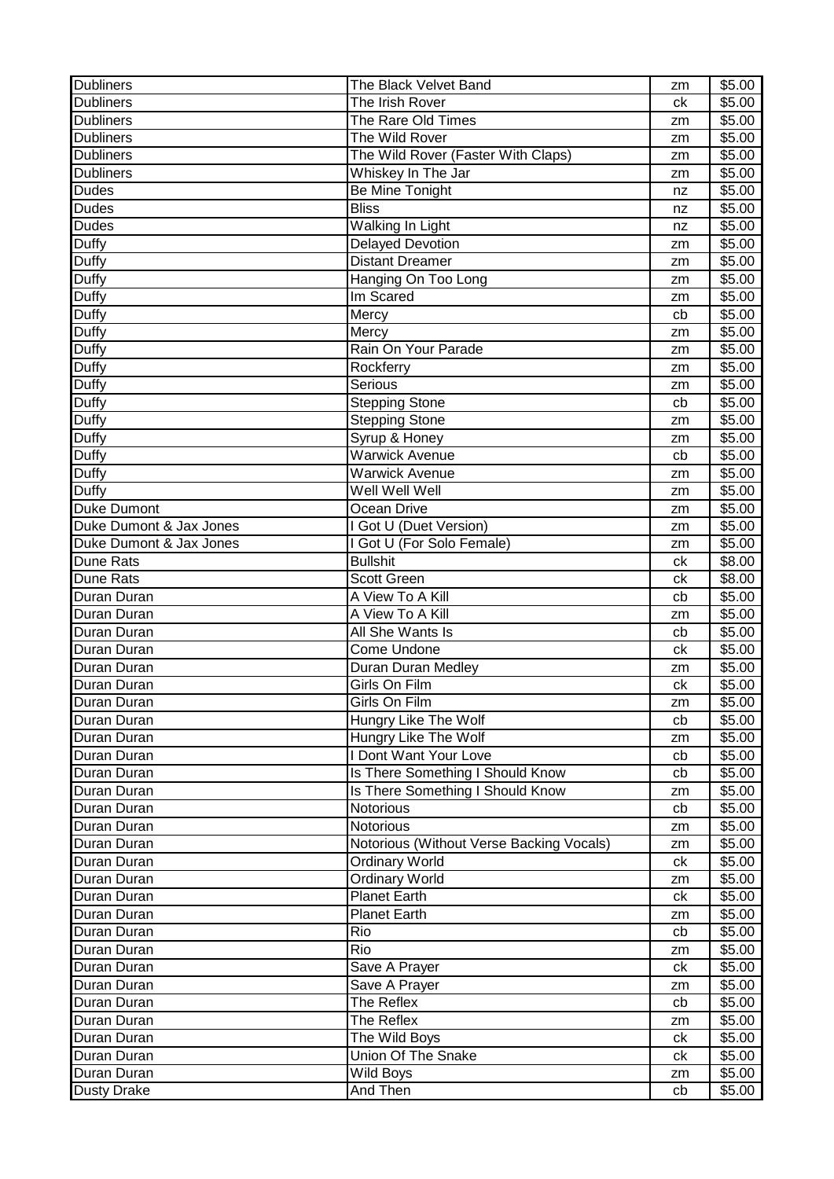| Dubliners | The Black Velvet Band | zm | $5.00 |
|---|---|---|---|
| Dubliners | The Irish Rover | ck | $5.00 |
| Dubliners | The Rare Old Times | zm | $5.00 |
| Dubliners | The Wild Rover | zm | $5.00 |
| Dubliners | The Wild Rover (Faster With Claps) | zm | $5.00 |
| Dubliners | Whiskey In The Jar | zm | $5.00 |
| Dudes | Be Mine Tonight | nz | $5.00 |
| Dudes | Bliss | nz | $5.00 |
| Dudes | Walking In Light | nz | $5.00 |
| Duffy | Delayed Devotion | zm | $5.00 |
| Duffy | Distant Dreamer | zm | $5.00 |
| Duffy | Hanging On Too Long | zm | $5.00 |
| Duffy | Im Scared | zm | $5.00 |
| Duffy | Mercy | cb | $5.00 |
| Duffy | Mercy | zm | $5.00 |
| Duffy | Rain On Your Parade | zm | $5.00 |
| Duffy | Rockferry | zm | $5.00 |
| Duffy | Serious | zm | $5.00 |
| Duffy | Stepping Stone | cb | $5.00 |
| Duffy | Stepping Stone | zm | $5.00 |
| Duffy | Syrup & Honey | zm | $5.00 |
| Duffy | Warwick Avenue | cb | $5.00 |
| Duffy | Warwick Avenue | zm | $5.00 |
| Duffy | Well Well Well | zm | $5.00 |
| Duke Dumont | Ocean Drive | zm | $5.00 |
| Duke Dumont & Jax Jones | I Got U (Duet Version) | zm | $5.00 |
| Duke Dumont & Jax Jones | I Got U (For Solo Female) | zm | $5.00 |
| Dune Rats | Bullshit | ck | $8.00 |
| Dune Rats | Scott Green | ck | $8.00 |
| Duran Duran | A View To A Kill | cb | $5.00 |
| Duran Duran | A View To A Kill | zm | $5.00 |
| Duran Duran | All She Wants Is | cb | $5.00 |
| Duran Duran | Come Undone | ck | $5.00 |
| Duran Duran | Duran Duran Medley | zm | $5.00 |
| Duran Duran | Girls On Film | ck | $5.00 |
| Duran Duran | Girls On Film | zm | $5.00 |
| Duran Duran | Hungry Like The Wolf | cb | $5.00 |
| Duran Duran | Hungry Like The Wolf | zm | $5.00 |
| Duran Duran | I Dont Want Your Love | cb | $5.00 |
| Duran Duran | Is There Something I Should Know | cb | $5.00 |
| Duran Duran | Is There Something I Should Know | zm | $5.00 |
| Duran Duran | Notorious | cb | $5.00 |
| Duran Duran | Notorious | zm | $5.00 |
| Duran Duran | Notorious (Without Verse Backing Vocals) | zm | $5.00 |
| Duran Duran | Ordinary World | ck | $5.00 |
| Duran Duran | Ordinary World | zm | $5.00 |
| Duran Duran | Planet Earth | ck | $5.00 |
| Duran Duran | Planet Earth | zm | $5.00 |
| Duran Duran | Rio | cb | $5.00 |
| Duran Duran | Rio | zm | $5.00 |
| Duran Duran | Save A Prayer | ck | $5.00 |
| Duran Duran | Save A Prayer | zm | $5.00 |
| Duran Duran | The Reflex | cb | $5.00 |
| Duran Duran | The Reflex | zm | $5.00 |
| Duran Duran | The Wild Boys | ck | $5.00 |
| Duran Duran | Union Of The Snake | ck | $5.00 |
| Duran Duran | Wild Boys | zm | $5.00 |
| Dusty Drake | And Then | cb | $5.00 |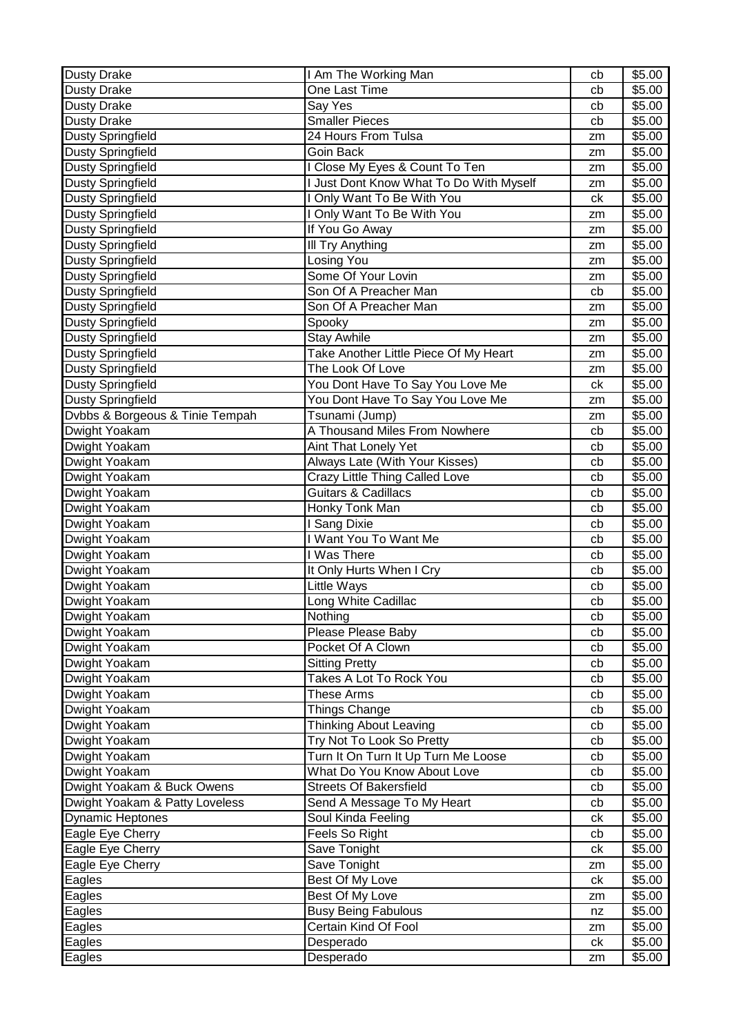| Dusty Drake | I Am The Working Man | cb | $5.00 |
|---|---|---|---|
| Dusty Drake | One Last Time | cb | $5.00 |
| Dusty Drake | Say Yes | cb | $5.00 |
| Dusty Drake | Smaller Pieces | cb | $5.00 |
| Dusty Springfield | 24 Hours From Tulsa | zm | $5.00 |
| Dusty Springfield | Goin Back | zm | $5.00 |
| Dusty Springfield | I Close My Eyes & Count To Ten | zm | $5.00 |
| Dusty Springfield | I Just Dont Know What To Do With Myself | zm | $5.00 |
| Dusty Springfield | I Only Want To Be With You | ck | $5.00 |
| Dusty Springfield | I Only Want To Be With You | zm | $5.00 |
| Dusty Springfield | If You Go Away | zm | $5.00 |
| Dusty Springfield | Ill Try Anything | zm | $5.00 |
| Dusty Springfield | Losing You | zm | $5.00 |
| Dusty Springfield | Some Of Your Lovin | zm | $5.00 |
| Dusty Springfield | Son Of A Preacher Man | cb | $5.00 |
| Dusty Springfield | Son Of A Preacher Man | zm | $5.00 |
| Dusty Springfield | Spooky | zm | $5.00 |
| Dusty Springfield | Stay Awhile | zm | $5.00 |
| Dusty Springfield | Take Another Little Piece Of My Heart | zm | $5.00 |
| Dusty Springfield | The Look Of Love | zm | $5.00 |
| Dusty Springfield | You Dont Have To Say You Love Me | ck | $5.00 |
| Dusty Springfield | You Dont Have To Say You Love Me | zm | $5.00 |
| Dvbbs & Borgeous & Tinie Tempah | Tsunami (Jump) | zm | $5.00 |
| Dwight Yoakam | A Thousand Miles From Nowhere | cb | $5.00 |
| Dwight Yoakam | Aint That Lonely Yet | cb | $5.00 |
| Dwight Yoakam | Always Late (With Your Kisses) | cb | $5.00 |
| Dwight Yoakam | Crazy Little Thing Called Love | cb | $5.00 |
| Dwight Yoakam | Guitars & Cadillacs | cb | $5.00 |
| Dwight Yoakam | Honky Tonk Man | cb | $5.00 |
| Dwight Yoakam | I Sang Dixie | cb | $5.00 |
| Dwight Yoakam | I Want You To Want Me | cb | $5.00 |
| Dwight Yoakam | I Was There | cb | $5.00 |
| Dwight Yoakam | It Only Hurts When I Cry | cb | $5.00 |
| Dwight Yoakam | Little Ways | cb | $5.00 |
| Dwight Yoakam | Long White Cadillac | cb | $5.00 |
| Dwight Yoakam | Nothing | cb | $5.00 |
| Dwight Yoakam | Please Please Baby | cb | $5.00 |
| Dwight Yoakam | Pocket Of A Clown | cb | $5.00 |
| Dwight Yoakam | Sitting Pretty | cb | $5.00 |
| Dwight Yoakam | Takes A Lot To Rock You | cb | $5.00 |
| Dwight Yoakam | These Arms | cb | $5.00 |
| Dwight Yoakam | Things Change | cb | $5.00 |
| Dwight Yoakam | Thinking About Leaving | cb | $5.00 |
| Dwight Yoakam | Try Not To Look So Pretty | cb | $5.00 |
| Dwight Yoakam | Turn It On Turn It Up Turn Me Loose | cb | $5.00 |
| Dwight Yoakam | What Do You Know About Love | cb | $5.00 |
| Dwight Yoakam & Buck Owens | Streets Of Bakersfield | cb | $5.00 |
| Dwight Yoakam & Patty Loveless | Send A Message To My Heart | cb | $5.00 |
| Dynamic Heptones | Soul Kinda Feeling | ck | $5.00 |
| Eagle Eye Cherry | Feels So Right | cb | $5.00 |
| Eagle Eye Cherry | Save Tonight | ck | $5.00 |
| Eagle Eye Cherry | Save Tonight | zm | $5.00 |
| Eagles | Best Of My Love | ck | $5.00 |
| Eagles | Best Of My Love | zm | $5.00 |
| Eagles | Busy Being Fabulous | nz | $5.00 |
| Eagles | Certain Kind Of Fool | zm | $5.00 |
| Eagles | Desperado | ck | $5.00 |
| Eagles | Desperado | zm | $5.00 |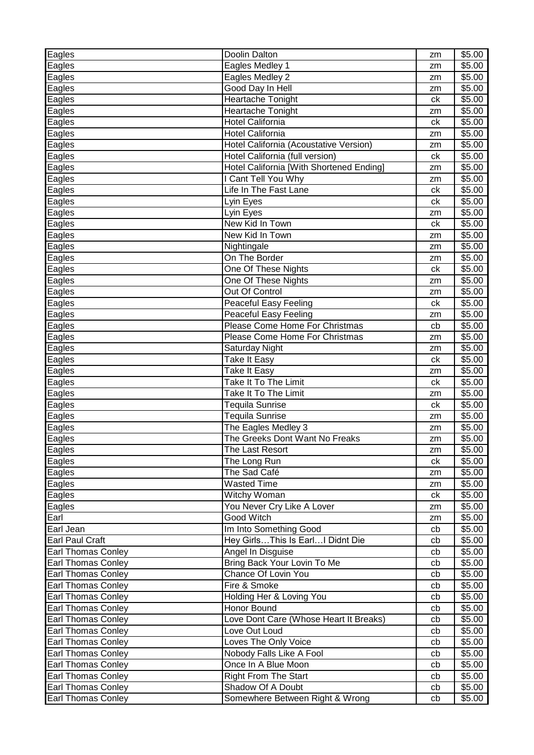| | | | |
|---|---|---|---|
| Eagles | Doolin Dalton | zm | $5.00 |
| Eagles | Eagles Medley 1 | zm | $5.00 |
| Eagles | Eagles Medley 2 | zm | $5.00 |
| Eagles | Good Day In Hell | zm | $5.00 |
| Eagles | Heartache Tonight | ck | $5.00 |
| Eagles | Heartache Tonight | zm | $5.00 |
| Eagles | Hotel California | ck | $5.00 |
| Eagles | Hotel California | zm | $5.00 |
| Eagles | Hotel California (Acoustative Version) | zm | $5.00 |
| Eagles | Hotel California (full version) | ck | $5.00 |
| Eagles | Hotel California [With Shortened Ending] | zm | $5.00 |
| Eagles | I Cant Tell You Why | zm | $5.00 |
| Eagles | Life In The Fast Lane | ck | $5.00 |
| Eagles | Lyin Eyes | ck | $5.00 |
| Eagles | Lyin Eyes | zm | $5.00 |
| Eagles | New Kid In Town | ck | $5.00 |
| Eagles | New Kid In Town | zm | $5.00 |
| Eagles | Nightingale | zm | $5.00 |
| Eagles | On The Border | zm | $5.00 |
| Eagles | One Of These Nights | ck | $5.00 |
| Eagles | One Of These Nights | zm | $5.00 |
| Eagles | Out Of Control | zm | $5.00 |
| Eagles | Peaceful Easy Feeling | ck | $5.00 |
| Eagles | Peaceful Easy Feeling | zm | $5.00 |
| Eagles | Please Come Home For Christmas | cb | $5.00 |
| Eagles | Please Come Home For Christmas | zm | $5.00 |
| Eagles | Saturday Night | zm | $5.00 |
| Eagles | Take It Easy | ck | $5.00 |
| Eagles | Take It Easy | zm | $5.00 |
| Eagles | Take It To The Limit | ck | $5.00 |
| Eagles | Take It To The Limit | zm | $5.00 |
| Eagles | Tequila Sunrise | ck | $5.00 |
| Eagles | Tequila Sunrise | zm | $5.00 |
| Eagles | The Eagles Medley 3 | zm | $5.00 |
| Eagles | The Greeks Dont Want No Freaks | zm | $5.00 |
| Eagles | The Last Resort | zm | $5.00 |
| Eagles | The Long Run | ck | $5.00 |
| Eagles | The Sad Café | zm | $5.00 |
| Eagles | Wasted Time | zm | $5.00 |
| Eagles | Witchy Woman | ck | $5.00 |
| Eagles | You Never Cry Like A Lover | zm | $5.00 |
| Earl | Good Witch | zm | $5.00 |
| Earl Jean | Im Into Something Good | cb | $5.00 |
| Earl Paul Craft | Hey Girls…This Is Earl…I Didnt Die | cb | $5.00 |
| Earl Thomas Conley | Angel In Disguise | cb | $5.00 |
| Earl Thomas Conley | Bring Back Your Lovin To Me | cb | $5.00 |
| Earl Thomas Conley | Chance Of Lovin You | cb | $5.00 |
| Earl Thomas Conley | Fire & Smoke | cb | $5.00 |
| Earl Thomas Conley | Holding Her & Loving You | cb | $5.00 |
| Earl Thomas Conley | Honor Bound | cb | $5.00 |
| Earl Thomas Conley | Love Dont Care (Whose Heart It Breaks) | cb | $5.00 |
| Earl Thomas Conley | Love Out Loud | cb | $5.00 |
| Earl Thomas Conley | Loves The Only Voice | cb | $5.00 |
| Earl Thomas Conley | Nobody Falls Like A Fool | cb | $5.00 |
| Earl Thomas Conley | Once In A Blue Moon | cb | $5.00 |
| Earl Thomas Conley | Right From The Start | cb | $5.00 |
| Earl Thomas Conley | Shadow Of A Doubt | cb | $5.00 |
| Earl Thomas Conley | Somewhere Between Right & Wrong | cb | $5.00 |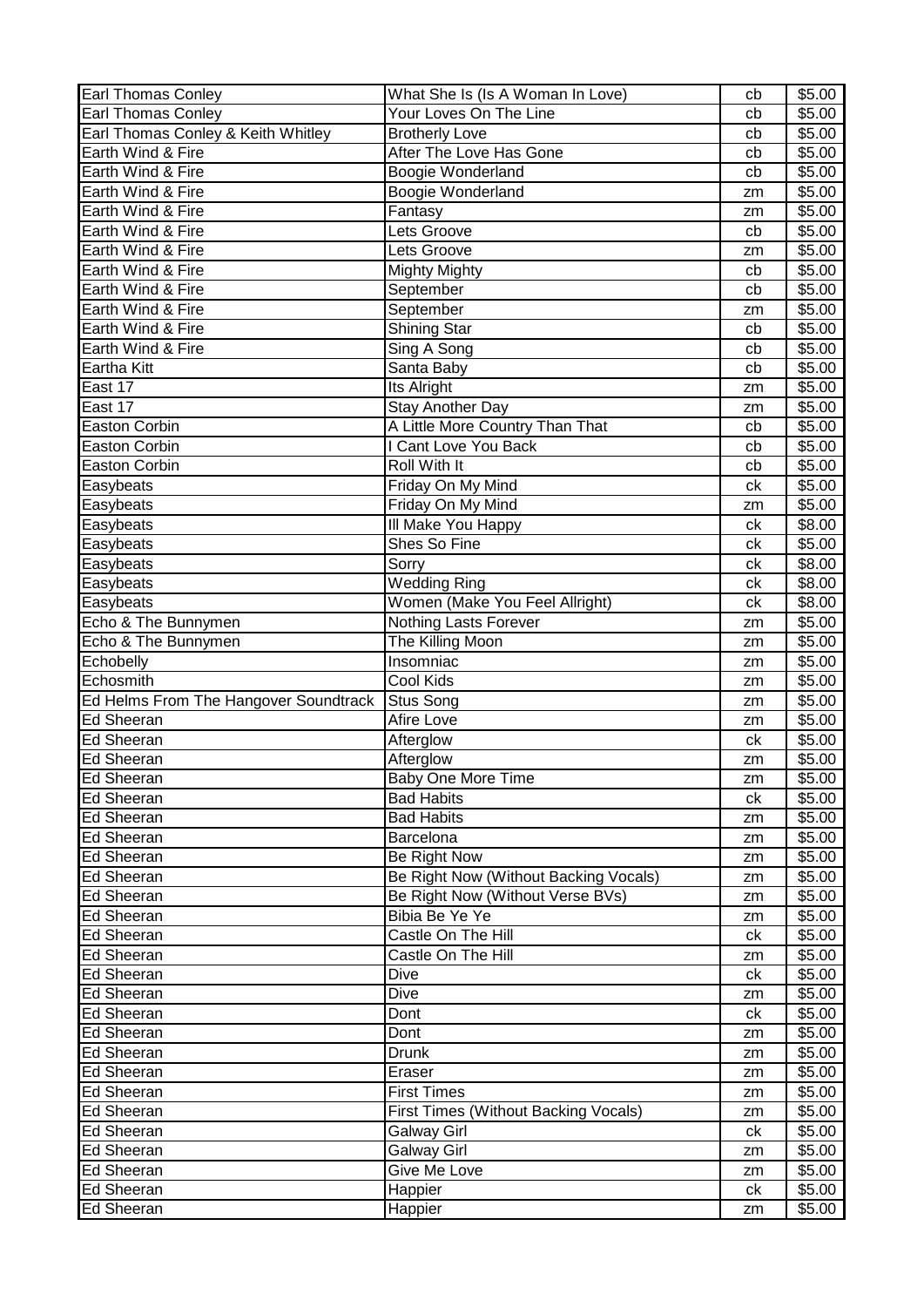| Earl Thomas Conley | What She Is (Is A Woman In Love) | cb | $5.00 |
|---|---|---|---|
| Earl Thomas Conley | Your Loves On The Line | cb | $5.00 |
| Earl Thomas Conley & Keith Whitley | Brotherly Love | cb | $5.00 |
| Earth Wind & Fire | After The Love Has Gone | cb | $5.00 |
| Earth Wind & Fire | Boogie Wonderland | cb | $5.00 |
| Earth Wind & Fire | Boogie Wonderland | zm | $5.00 |
| Earth Wind & Fire | Fantasy | zm | $5.00 |
| Earth Wind & Fire | Lets Groove | cb | $5.00 |
| Earth Wind & Fire | Lets Groove | zm | $5.00 |
| Earth Wind & Fire | Mighty Mighty | cb | $5.00 |
| Earth Wind & Fire | September | cb | $5.00 |
| Earth Wind & Fire | September | zm | $5.00 |
| Earth Wind & Fire | Shining Star | cb | $5.00 |
| Earth Wind & Fire | Sing A Song | cb | $5.00 |
| Eartha Kitt | Santa Baby | cb | $5.00 |
| East 17 | Its Alright | zm | $5.00 |
| East 17 | Stay Another Day | zm | $5.00 |
| Easton Corbin | A Little More Country Than That | cb | $5.00 |
| Easton Corbin | I Cant Love You Back | cb | $5.00 |
| Easton Corbin | Roll With It | cb | $5.00 |
| Easybeats | Friday On My Mind | ck | $5.00 |
| Easybeats | Friday On My Mind | zm | $5.00 |
| Easybeats | Ill Make You Happy | ck | $8.00 |
| Easybeats | Shes So Fine | ck | $5.00 |
| Easybeats | Sorry | ck | $8.00 |
| Easybeats | Wedding Ring | ck | $8.00 |
| Easybeats | Women (Make You Feel Allright) | ck | $8.00 |
| Echo & The Bunnymen | Nothing Lasts Forever | zm | $5.00 |
| Echo & The Bunnymen | The Killing Moon | zm | $5.00 |
| Echobelly | Insomniac | zm | $5.00 |
| Echosmith | Cool Kids | zm | $5.00 |
| Ed Helms From The Hangover Soundtrack | Stus Song | zm | $5.00 |
| Ed Sheeran | Afire Love | zm | $5.00 |
| Ed Sheeran | Afterglow | ck | $5.00 |
| Ed Sheeran | Afterglow | zm | $5.00 |
| Ed Sheeran | Baby One More Time | zm | $5.00 |
| Ed Sheeran | Bad Habits | ck | $5.00 |
| Ed Sheeran | Bad Habits | zm | $5.00 |
| Ed Sheeran | Barcelona | zm | $5.00 |
| Ed Sheeran | Be Right Now | zm | $5.00 |
| Ed Sheeran | Be Right Now (Without Backing Vocals) | zm | $5.00 |
| Ed Sheeran | Be Right Now (Without Verse BVs) | zm | $5.00 |
| Ed Sheeran | Bibia Be Ye Ye | zm | $5.00 |
| Ed Sheeran | Castle On The Hill | ck | $5.00 |
| Ed Sheeran | Castle On The Hill | zm | $5.00 |
| Ed Sheeran | Dive | ck | $5.00 |
| Ed Sheeran | Dive | zm | $5.00 |
| Ed Sheeran | Dont | ck | $5.00 |
| Ed Sheeran | Dont | zm | $5.00 |
| Ed Sheeran | Drunk | zm | $5.00 |
| Ed Sheeran | Eraser | zm | $5.00 |
| Ed Sheeran | First Times | zm | $5.00 |
| Ed Sheeran | First Times (Without Backing Vocals) | zm | $5.00 |
| Ed Sheeran | Galway Girl | ck | $5.00 |
| Ed Sheeran | Galway Girl | zm | $5.00 |
| Ed Sheeran | Give Me Love | zm | $5.00 |
| Ed Sheeran | Happier | ck | $5.00 |
| Ed Sheeran | Happier | zm | $5.00 |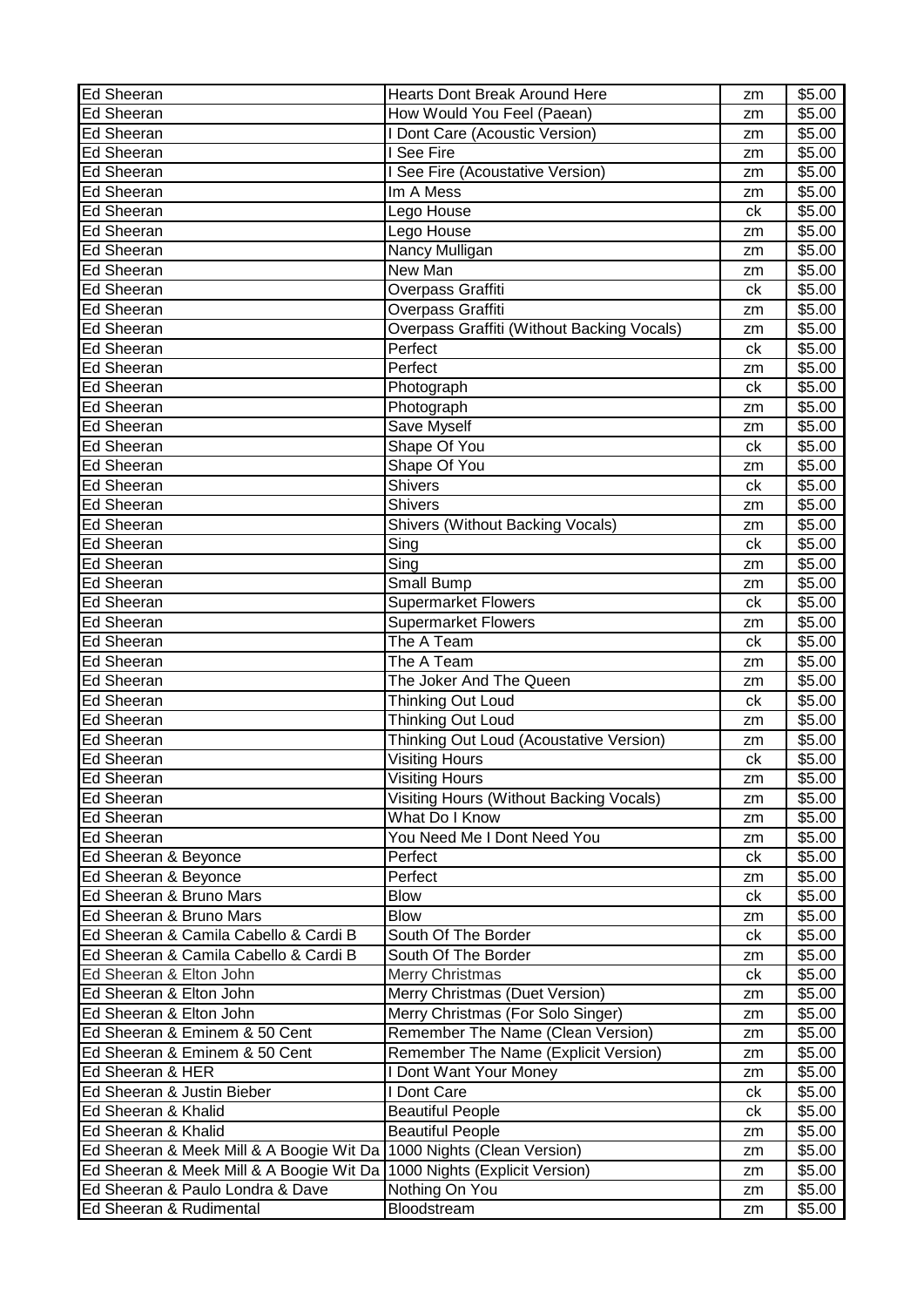| Ed Sheeran | Hearts Dont Break Around Here | zm | $5.00 |
|---|---|---|---|
| Ed Sheeran | How Would You Feel (Paean) | zm | $5.00 |
| Ed Sheeran | I Dont Care (Acoustic Version) | zm | $5.00 |
| Ed Sheeran | I See Fire | zm | $5.00 |
| Ed Sheeran | I See Fire (Acoustative Version) | zm | $5.00 |
| Ed Sheeran | Im A Mess | zm | $5.00 |
| Ed Sheeran | Lego House | ck | $5.00 |
| Ed Sheeran | Lego House | zm | $5.00 |
| Ed Sheeran | Nancy Mulligan | zm | $5.00 |
| Ed Sheeran | New Man | zm | $5.00 |
| Ed Sheeran | Overpass Graffiti | ck | $5.00 |
| Ed Sheeran | Overpass Graffiti | zm | $5.00 |
| Ed Sheeran | Overpass Graffiti (Without Backing Vocals) | zm | $5.00 |
| Ed Sheeran | Perfect | ck | $5.00 |
| Ed Sheeran | Perfect | zm | $5.00 |
| Ed Sheeran | Photograph | ck | $5.00 |
| Ed Sheeran | Photograph | zm | $5.00 |
| Ed Sheeran | Save Myself | zm | $5.00 |
| Ed Sheeran | Shape Of You | ck | $5.00 |
| Ed Sheeran | Shape Of You | zm | $5.00 |
| Ed Sheeran | Shivers | ck | $5.00 |
| Ed Sheeran | Shivers | zm | $5.00 |
| Ed Sheeran | Shivers (Without Backing Vocals) | zm | $5.00 |
| Ed Sheeran | Sing | ck | $5.00 |
| Ed Sheeran | Sing | zm | $5.00 |
| Ed Sheeran | Small Bump | zm | $5.00 |
| Ed Sheeran | Supermarket Flowers | ck | $5.00 |
| Ed Sheeran | Supermarket Flowers | zm | $5.00 |
| Ed Sheeran | The A Team | ck | $5.00 |
| Ed Sheeran | The A Team | zm | $5.00 |
| Ed Sheeran | The Joker And The Queen | zm | $5.00 |
| Ed Sheeran | Thinking Out Loud | ck | $5.00 |
| Ed Sheeran | Thinking Out Loud | zm | $5.00 |
| Ed Sheeran | Thinking Out Loud (Acoustative Version) | zm | $5.00 |
| Ed Sheeran | Visiting Hours | ck | $5.00 |
| Ed Sheeran | Visiting Hours | zm | $5.00 |
| Ed Sheeran | Visiting Hours (Without Backing Vocals) | zm | $5.00 |
| Ed Sheeran | What Do I Know | zm | $5.00 |
| Ed Sheeran | You Need Me I Dont Need You | zm | $5.00 |
| Ed Sheeran & Beyonce | Perfect | ck | $5.00 |
| Ed Sheeran & Beyonce | Perfect | zm | $5.00 |
| Ed Sheeran & Bruno Mars | Blow | ck | $5.00 |
| Ed Sheeran & Bruno Mars | Blow | zm | $5.00 |
| Ed Sheeran & Camila Cabello & Cardi B | South Of The Border | ck | $5.00 |
| Ed Sheeran & Camila Cabello & Cardi B | South Of The Border | zm | $5.00 |
| Ed Sheeran & Elton John | Merry Christmas | ck | $5.00 |
| Ed Sheeran & Elton John | Merry Christmas (Duet Version) | zm | $5.00 |
| Ed Sheeran & Elton John | Merry Christmas (For Solo Singer) | zm | $5.00 |
| Ed Sheeran & Eminem & 50 Cent | Remember The Name (Clean Version) | zm | $5.00 |
| Ed Sheeran & Eminem & 50 Cent | Remember The Name (Explicit Version) | zm | $5.00 |
| Ed Sheeran & HER | I Dont Want Your Money | zm | $5.00 |
| Ed Sheeran & Justin Bieber | I Dont Care | ck | $5.00 |
| Ed Sheeran & Khalid | Beautiful People | ck | $5.00 |
| Ed Sheeran & Khalid | Beautiful People | zm | $5.00 |
| Ed Sheeran & Meek Mill & A Boogie Wit Da | 1000 Nights (Clean Version) | zm | $5.00 |
| Ed Sheeran & Meek Mill & A Boogie Wit Da | 1000 Nights (Explicit Version) | zm | $5.00 |
| Ed Sheeran & Paulo Londra & Dave | Nothing On You | zm | $5.00 |
| Ed Sheeran & Rudimental | Bloodstream | zm | $5.00 |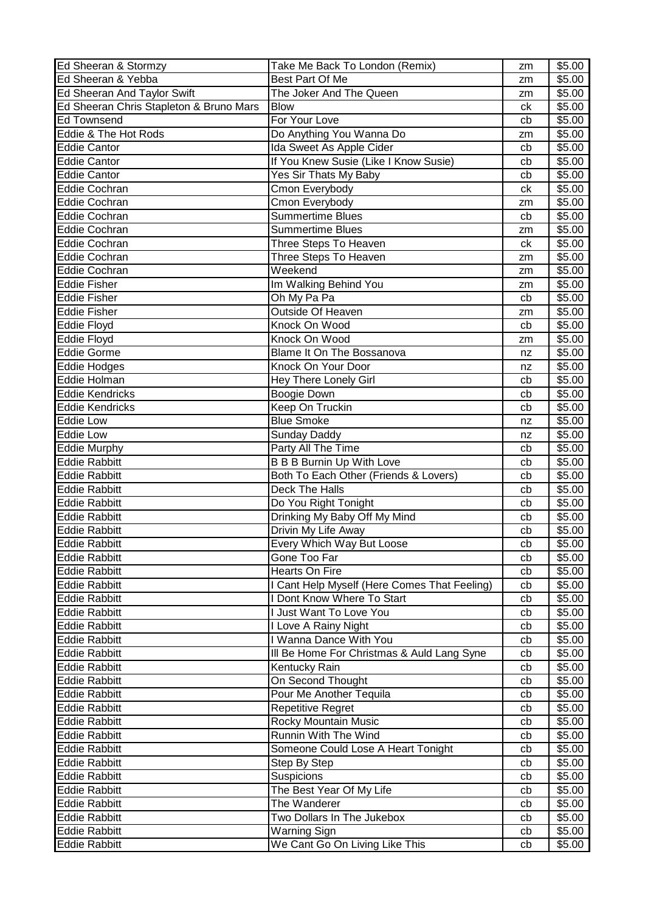| Ed Sheeran & Stormzy | Take Me Back To London (Remix) | zm | $5.00 |
|---|---|---|---|
| Ed Sheeran & Yebba | Best Part Of Me | zm | $5.00 |
| Ed Sheeran And Taylor Swift | The Joker And The Queen | zm | $5.00 |
| Ed Sheeran Chris Stapleton & Bruno Mars | Blow | ck | $5.00 |
| Ed Townsend | For Your Love | cb | $5.00 |
| Eddie & The Hot Rods | Do Anything You Wanna Do | zm | $5.00 |
| Eddie Cantor | Ida Sweet As Apple Cider | cb | $5.00 |
| Eddie Cantor | If You Knew Susie (Like I Know Susie) | cb | $5.00 |
| Eddie Cantor | Yes Sir Thats My Baby | cb | $5.00 |
| Eddie Cochran | Cmon Everybody | ck | $5.00 |
| Eddie Cochran | Cmon Everybody | zm | $5.00 |
| Eddie Cochran | Summertime Blues | cb | $5.00 |
| Eddie Cochran | Summertime Blues | zm | $5.00 |
| Eddie Cochran | Three Steps To Heaven | ck | $5.00 |
| Eddie Cochran | Three Steps To Heaven | zm | $5.00 |
| Eddie Cochran | Weekend | zm | $5.00 |
| Eddie Fisher | Im Walking Behind You | zm | $5.00 |
| Eddie Fisher | Oh My Pa Pa | cb | $5.00 |
| Eddie Fisher | Outside Of Heaven | zm | $5.00 |
| Eddie Floyd | Knock On Wood | cb | $5.00 |
| Eddie Floyd | Knock On Wood | zm | $5.00 |
| Eddie Gorme | Blame It On The Bossanova | nz | $5.00 |
| Eddie Hodges | Knock On Your Door | nz | $5.00 |
| Eddie Holman | Hey There Lonely Girl | cb | $5.00 |
| Eddie Kendricks | Boogie Down | cb | $5.00 |
| Eddie Kendricks | Keep On Truckin | cb | $5.00 |
| Eddie Low | Blue Smoke | nz | $5.00 |
| Eddie Low | Sunday Daddy | nz | $5.00 |
| Eddie Murphy | Party All The Time | cb | $5.00 |
| Eddie Rabbitt | B B B Burnin Up With Love | cb | $5.00 |
| Eddie Rabbitt | Both To Each Other (Friends & Lovers) | cb | $5.00 |
| Eddie Rabbitt | Deck The Halls | cb | $5.00 |
| Eddie Rabbitt | Do You Right Tonight | cb | $5.00 |
| Eddie Rabbitt | Drinking My Baby Off My Mind | cb | $5.00 |
| Eddie Rabbitt | Drivin My Life Away | cb | $5.00 |
| Eddie Rabbitt | Every Which Way But Loose | cb | $5.00 |
| Eddie Rabbitt | Gone Too Far | cb | $5.00 |
| Eddie Rabbitt | Hearts On Fire | cb | $5.00 |
| Eddie Rabbitt | I Cant Help Myself (Here Comes That Feeling) | cb | $5.00 |
| Eddie Rabbitt | I Dont Know Where To Start | cb | $5.00 |
| Eddie Rabbitt | I Just Want To Love You | cb | $5.00 |
| Eddie Rabbitt | I Love A Rainy Night | cb | $5.00 |
| Eddie Rabbitt | I Wanna Dance With You | cb | $5.00 |
| Eddie Rabbitt | Ill Be Home For Christmas & Auld Lang Syne | cb | $5.00 |
| Eddie Rabbitt | Kentucky Rain | cb | $5.00 |
| Eddie Rabbitt | On Second Thought | cb | $5.00 |
| Eddie Rabbitt | Pour Me Another Tequila | cb | $5.00 |
| Eddie Rabbitt | Repetitive Regret | cb | $5.00 |
| Eddie Rabbitt | Rocky Mountain Music | cb | $5.00 |
| Eddie Rabbitt | Runnin With The Wind | cb | $5.00 |
| Eddie Rabbitt | Someone Could Lose A Heart Tonight | cb | $5.00 |
| Eddie Rabbitt | Step By Step | cb | $5.00 |
| Eddie Rabbitt | Suspicions | cb | $5.00 |
| Eddie Rabbitt | The Best Year Of My Life | cb | $5.00 |
| Eddie Rabbitt | The Wanderer | cb | $5.00 |
| Eddie Rabbitt | Two Dollars In The Jukebox | cb | $5.00 |
| Eddie Rabbitt | Warning Sign | cb | $5.00 |
| Eddie Rabbitt | We Cant Go On Living Like This | cb | $5.00 |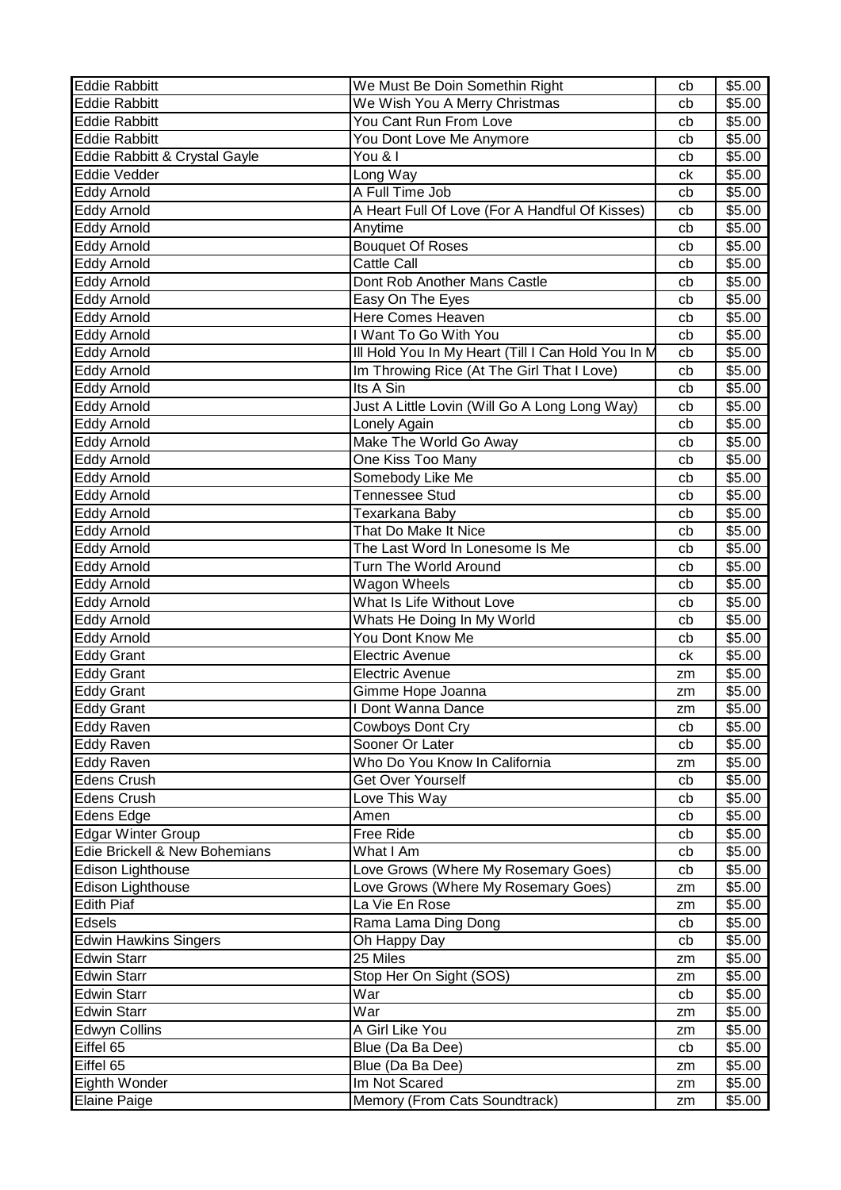| Eddie Rabbitt | We Must Be Doin Somethin Right | cb | $5.00 |
|---|---|---|---|
| Eddie Rabbitt | We Wish You A Merry Christmas | cb | $5.00 |
| Eddie Rabbitt | You Cant Run From Love | cb | $5.00 |
| Eddie Rabbitt | You Dont Love Me Anymore | cb | $5.00 |
| Eddie Rabbitt & Crystal Gayle | You & I | cb | $5.00 |
| Eddie Vedder | Long Way | ck | $5.00 |
| Eddy Arnold | A Full Time Job | cb | $5.00 |
| Eddy Arnold | A Heart Full Of Love (For A Handful Of Kisses) | cb | $5.00 |
| Eddy Arnold | Anytime | cb | $5.00 |
| Eddy Arnold | Bouquet Of Roses | cb | $5.00 |
| Eddy Arnold | Cattle Call | cb | $5.00 |
| Eddy Arnold | Dont Rob Another Mans Castle | cb | $5.00 |
| Eddy Arnold | Easy On The Eyes | cb | $5.00 |
| Eddy Arnold | Here Comes Heaven | cb | $5.00 |
| Eddy Arnold | I Want To Go With You | cb | $5.00 |
| Eddy Arnold | Ill Hold You In My Heart (Till I Can Hold You In M | cb | $5.00 |
| Eddy Arnold | Im Throwing Rice (At The Girl That I Love) | cb | $5.00 |
| Eddy Arnold | Its A Sin | cb | $5.00 |
| Eddy Arnold | Just A Little Lovin (Will Go A Long Long Way) | cb | $5.00 |
| Eddy Arnold | Lonely Again | cb | $5.00 |
| Eddy Arnold | Make The World Go Away | cb | $5.00 |
| Eddy Arnold | One Kiss Too Many | cb | $5.00 |
| Eddy Arnold | Somebody Like Me | cb | $5.00 |
| Eddy Arnold | Tennessee Stud | cb | $5.00 |
| Eddy Arnold | Texarkana Baby | cb | $5.00 |
| Eddy Arnold | That Do Make It Nice | cb | $5.00 |
| Eddy Arnold | The Last Word In Lonesome Is Me | cb | $5.00 |
| Eddy Arnold | Turn The World Around | cb | $5.00 |
| Eddy Arnold | Wagon Wheels | cb | $5.00 |
| Eddy Arnold | What Is Life Without Love | cb | $5.00 |
| Eddy Arnold | Whats He Doing In My World | cb | $5.00 |
| Eddy Arnold | You Dont Know Me | cb | $5.00 |
| Eddy Grant | Electric Avenue | ck | $5.00 |
| Eddy Grant | Electric Avenue | zm | $5.00 |
| Eddy Grant | Gimme Hope Joanna | zm | $5.00 |
| Eddy Grant | I Dont Wanna Dance | zm | $5.00 |
| Eddy Raven | Cowboys Dont Cry | cb | $5.00 |
| Eddy Raven | Sooner Or Later | cb | $5.00 |
| Eddy Raven | Who Do You Know In California | zm | $5.00 |
| Edens Crush | Get Over Yourself | cb | $5.00 |
| Edens Crush | Love This Way | cb | $5.00 |
| Edens Edge | Amen | cb | $5.00 |
| Edgar Winter Group | Free Ride | cb | $5.00 |
| Edie Brickell & New Bohemians | What I Am | cb | $5.00 |
| Edison Lighthouse | Love Grows (Where My Rosemary Goes) | cb | $5.00 |
| Edison Lighthouse | Love Grows (Where My Rosemary Goes) | zm | $5.00 |
| Edith Piaf | La Vie En Rose | zm | $5.00 |
| Edsels | Rama Lama Ding Dong | cb | $5.00 |
| Edwin Hawkins Singers | Oh Happy Day | cb | $5.00 |
| Edwin Starr | 25 Miles | zm | $5.00 |
| Edwin Starr | Stop Her On Sight (SOS) | zm | $5.00 |
| Edwin Starr | War | cb | $5.00 |
| Edwin Starr | War | zm | $5.00 |
| Edwyn Collins | A Girl Like You | zm | $5.00 |
| Eiffel 65 | Blue (Da Ba Dee) | cb | $5.00 |
| Eiffel 65 | Blue (Da Ba Dee) | zm | $5.00 |
| Eighth Wonder | Im Not Scared | zm | $5.00 |
| Elaine Paige | Memory (From Cats Soundtrack) | zm | $5.00 |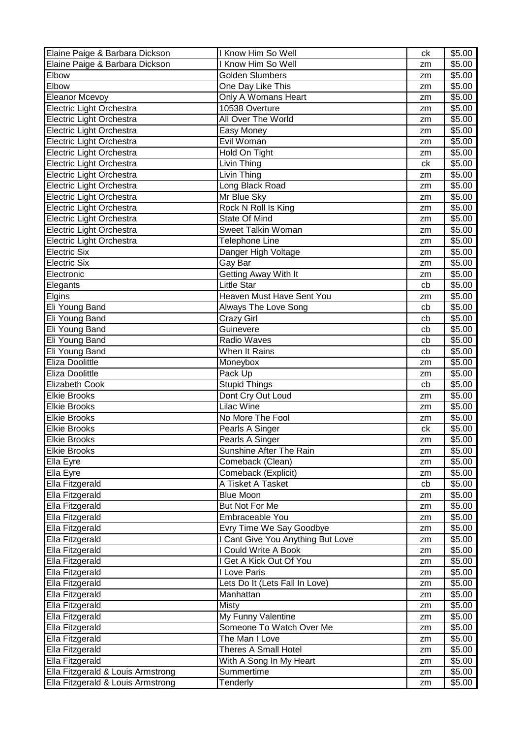| Elaine Paige & Barbara Dickson | I Know Him So Well | ck | $5.00 |
|---|---|---|---|
| Elaine Paige & Barbara Dickson | I Know Him So Well | zm | $5.00 |
| Elbow | Golden Slumbers | zm | $5.00 |
| Elbow | One Day Like This | zm | $5.00 |
| Eleanor Mcevoy | Only A Womans Heart | zm | $5.00 |
| Electric Light Orchestra | 10538 Overture | zm | $5.00 |
| Electric Light Orchestra | All Over The World | zm | $5.00 |
| Electric Light Orchestra | Easy Money | zm | $5.00 |
| Electric Light Orchestra | Evil Woman | zm | $5.00 |
| Electric Light Orchestra | Hold On Tight | zm | $5.00 |
| Electric Light Orchestra | Livin Thing | ck | $5.00 |
| Electric Light Orchestra | Livin Thing | zm | $5.00 |
| Electric Light Orchestra | Long Black Road | zm | $5.00 |
| Electric Light Orchestra | Mr Blue Sky | zm | $5.00 |
| Electric Light Orchestra | Rock N Roll Is King | zm | $5.00 |
| Electric Light Orchestra | State Of Mind | zm | $5.00 |
| Electric Light Orchestra | Sweet Talkin Woman | zm | $5.00 |
| Electric Light Orchestra | Telephone Line | zm | $5.00 |
| Electric Six | Danger High Voltage | zm | $5.00 |
| Electric Six | Gay Bar | zm | $5.00 |
| Electronic | Getting Away With It | zm | $5.00 |
| Elegants | Little Star | cb | $5.00 |
| Elgins | Heaven Must Have Sent You | zm | $5.00 |
| Eli Young Band | Always The Love Song | cb | $5.00 |
| Eli Young Band | Crazy Girl | cb | $5.00 |
| Eli Young Band | Guinevere | cb | $5.00 |
| Eli Young Band | Radio Waves | cb | $5.00 |
| Eli Young Band | When It Rains | cb | $5.00 |
| Eliza Doolittle | Moneybox | zm | $5.00 |
| Eliza Doolittle | Pack Up | zm | $5.00 |
| Elizabeth Cook | Stupid Things | cb | $5.00 |
| Elkie Brooks | Dont Cry Out Loud | zm | $5.00 |
| Elkie Brooks | Lilac Wine | zm | $5.00 |
| Elkie Brooks | No More The Fool | zm | $5.00 |
| Elkie Brooks | Pearls A Singer | ck | $5.00 |
| Elkie Brooks | Pearls A Singer | zm | $5.00 |
| Elkie Brooks | Sunshine After The Rain | zm | $5.00 |
| Ella Eyre | Comeback (Clean) | zm | $5.00 |
| Ella Eyre | Comeback (Explicit) | zm | $5.00 |
| Ella Fitzgerald | A Tisket A Tasket | cb | $5.00 |
| Ella Fitzgerald | Blue Moon | zm | $5.00 |
| Ella Fitzgerald | But Not For Me | zm | $5.00 |
| Ella Fitzgerald | Embraceable You | zm | $5.00 |
| Ella Fitzgerald | Evry Time We Say Goodbye | zm | $5.00 |
| Ella Fitzgerald | I Cant Give You Anything But Love | zm | $5.00 |
| Ella Fitzgerald | I Could Write A Book | zm | $5.00 |
| Ella Fitzgerald | I Get A Kick Out Of You | zm | $5.00 |
| Ella Fitzgerald | I Love Paris | zm | $5.00 |
| Ella Fitzgerald | Lets Do It (Lets Fall In Love) | zm | $5.00 |
| Ella Fitzgerald | Manhattan | zm | $5.00 |
| Ella Fitzgerald | Misty | zm | $5.00 |
| Ella Fitzgerald | My Funny Valentine | zm | $5.00 |
| Ella Fitzgerald | Someone To Watch Over Me | zm | $5.00 |
| Ella Fitzgerald | The Man I Love | zm | $5.00 |
| Ella Fitzgerald | Theres A Small Hotel | zm | $5.00 |
| Ella Fitzgerald | With A Song In My Heart | zm | $5.00 |
| Ella Fitzgerald & Louis Armstrong | Summertime | zm | $5.00 |
| Ella Fitzgerald & Louis Armstrong | Tenderly | zm | $5.00 |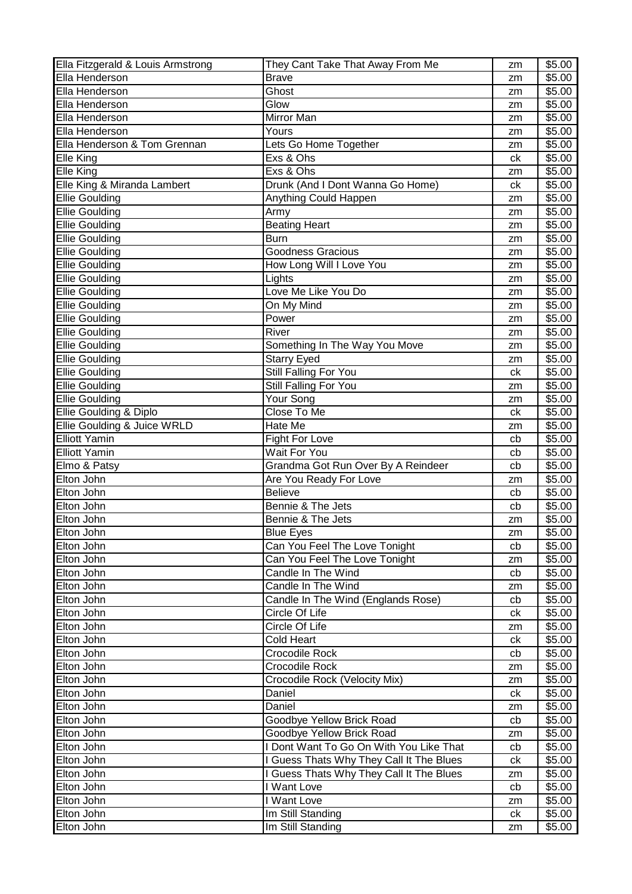| Ella Fitzgerald & Louis Armstrong | They Cant Take That Away From Me | zm | $5.00 |
|---|---|---|---|
| Ella Henderson | Brave | zm | $5.00 |
| Ella Henderson | Ghost | zm | $5.00 |
| Ella Henderson | Glow | zm | $5.00 |
| Ella Henderson | Mirror Man | zm | $5.00 |
| Ella Henderson | Yours | zm | $5.00 |
| Ella Henderson & Tom Grennan | Lets Go Home Together | zm | $5.00 |
| Elle King | Exs & Ohs | ck | $5.00 |
| Elle King | Exs & Ohs | zm | $5.00 |
| Elle King & Miranda Lambert | Drunk (And I Dont Wanna Go Home) | ck | $5.00 |
| Ellie Goulding | Anything Could Happen | zm | $5.00 |
| Ellie Goulding | Army | zm | $5.00 |
| Ellie Goulding | Beating Heart | zm | $5.00 |
| Ellie Goulding | Burn | zm | $5.00 |
| Ellie Goulding | Goodness Gracious | zm | $5.00 |
| Ellie Goulding | How Long Will I Love You | zm | $5.00 |
| Ellie Goulding | Lights | zm | $5.00 |
| Ellie Goulding | Love Me Like You Do | zm | $5.00 |
| Ellie Goulding | On My Mind | zm | $5.00 |
| Ellie Goulding | Power | zm | $5.00 |
| Ellie Goulding | River | zm | $5.00 |
| Ellie Goulding | Something In The Way You Move | zm | $5.00 |
| Ellie Goulding | Starry Eyed | zm | $5.00 |
| Ellie Goulding | Still Falling For You | ck | $5.00 |
| Ellie Goulding | Still Falling For You | zm | $5.00 |
| Ellie Goulding | Your Song | zm | $5.00 |
| Ellie Goulding & Diplo | Close To Me | ck | $5.00 |
| Ellie Goulding & Juice WRLD | Hate Me | zm | $5.00 |
| Elliott Yamin | Fight For Love | cb | $5.00 |
| Elliott Yamin | Wait For You | cb | $5.00 |
| Elmo & Patsy | Grandma Got Run Over By A Reindeer | cb | $5.00 |
| Elton John | Are You Ready For Love | zm | $5.00 |
| Elton John | Believe | cb | $5.00 |
| Elton John | Bennie & The Jets | cb | $5.00 |
| Elton John | Bennie & The Jets | zm | $5.00 |
| Elton John | Blue Eyes | zm | $5.00 |
| Elton John | Can You Feel The Love Tonight | cb | $5.00 |
| Elton John | Can You Feel The Love Tonight | zm | $5.00 |
| Elton John | Candle In The Wind | cb | $5.00 |
| Elton John | Candle In The Wind | zm | $5.00 |
| Elton John | Candle In The Wind (Englands Rose) | cb | $5.00 |
| Elton John | Circle Of Life | ck | $5.00 |
| Elton John | Circle Of Life | zm | $5.00 |
| Elton John | Cold Heart | ck | $5.00 |
| Elton John | Crocodile Rock | cb | $5.00 |
| Elton John | Crocodile Rock | zm | $5.00 |
| Elton John | Crocodile Rock (Velocity Mix) | zm | $5.00 |
| Elton John | Daniel | ck | $5.00 |
| Elton John | Daniel | zm | $5.00 |
| Elton John | Goodbye Yellow Brick Road | cb | $5.00 |
| Elton John | Goodbye Yellow Brick Road | zm | $5.00 |
| Elton John | I Dont Want To Go On With You Like That | cb | $5.00 |
| Elton John | I Guess Thats Why They Call It The Blues | ck | $5.00 |
| Elton John | I Guess Thats Why They Call It The Blues | zm | $5.00 |
| Elton John | I Want Love | cb | $5.00 |
| Elton John | I Want Love | zm | $5.00 |
| Elton John | Im Still Standing | ck | $5.00 |
| Elton John | Im Still Standing | zm | $5.00 |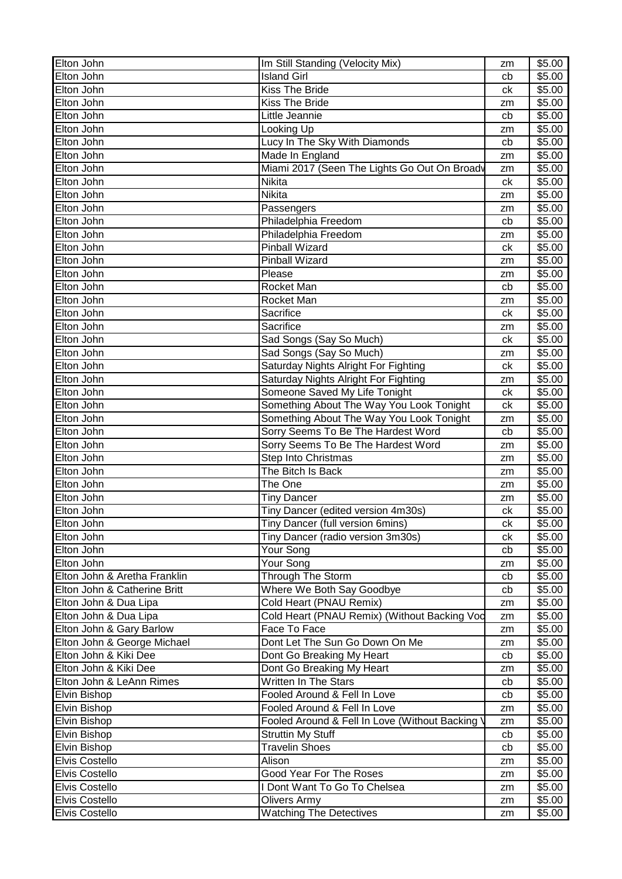| Elton John | Im Still Standing (Velocity Mix) | zm | $5.00 |
|---|---|---|---|
| Elton John | Island Girl | cb | $5.00 |
| Elton John | Kiss The Bride | ck | $5.00 |
| Elton John | Kiss The Bride | zm | $5.00 |
| Elton John | Little Jeannie | cb | $5.00 |
| Elton John | Looking Up | zm | $5.00 |
| Elton John | Lucy In The Sky With Diamonds | cb | $5.00 |
| Elton John | Made In England | zm | $5.00 |
| Elton John | Miami 2017 (Seen The Lights Go Out On Broadv | zm | $5.00 |
| Elton John | Nikita | ck | $5.00 |
| Elton John | Nikita | zm | $5.00 |
| Elton John | Passengers | zm | $5.00 |
| Elton John | Philadelphia Freedom | cb | $5.00 |
| Elton John | Philadelphia Freedom | zm | $5.00 |
| Elton John | Pinball Wizard | ck | $5.00 |
| Elton John | Pinball Wizard | zm | $5.00 |
| Elton John | Please | zm | $5.00 |
| Elton John | Rocket Man | cb | $5.00 |
| Elton John | Rocket Man | zm | $5.00 |
| Elton John | Sacrifice | ck | $5.00 |
| Elton John | Sacrifice | zm | $5.00 |
| Elton John | Sad Songs (Say So Much) | ck | $5.00 |
| Elton John | Sad Songs (Say So Much) | zm | $5.00 |
| Elton John | Saturday Nights Alright For Fighting | ck | $5.00 |
| Elton John | Saturday Nights Alright For Fighting | zm | $5.00 |
| Elton John | Someone Saved My Life Tonight | ck | $5.00 |
| Elton John | Something About The Way You Look Tonight | ck | $5.00 |
| Elton John | Something About The Way You Look Tonight | zm | $5.00 |
| Elton John | Sorry Seems To Be The Hardest Word | cb | $5.00 |
| Elton John | Sorry Seems To Be The Hardest Word | zm | $5.00 |
| Elton John | Step Into Christmas | zm | $5.00 |
| Elton John | The Bitch Is Back | zm | $5.00 |
| Elton John | The One | zm | $5.00 |
| Elton John | Tiny Dancer | zm | $5.00 |
| Elton John | Tiny Dancer (edited version 4m30s) | ck | $5.00 |
| Elton John | Tiny Dancer (full version 6mins) | ck | $5.00 |
| Elton John | Tiny Dancer (radio version 3m30s) | ck | $5.00 |
| Elton John | Your Song | cb | $5.00 |
| Elton John | Your Song | zm | $5.00 |
| Elton John & Aretha Franklin | Through The Storm | cb | $5.00 |
| Elton John & Catherine Britt | Where We Both Say Goodbye | cb | $5.00 |
| Elton John & Dua Lipa | Cold Heart (PNAU Remix) | zm | $5.00 |
| Elton John & Dua Lipa | Cold Heart (PNAU Remix) (Without Backing Voc | zm | $5.00 |
| Elton John & Gary Barlow | Face To Face | zm | $5.00 |
| Elton John & George Michael | Dont Let The Sun Go Down On Me | zm | $5.00 |
| Elton John & Kiki Dee | Dont Go Breaking My Heart | cb | $5.00 |
| Elton John & Kiki Dee | Dont Go Breaking My Heart | zm | $5.00 |
| Elton John & LeAnn Rimes | Written In The Stars | cb | $5.00 |
| Elvin Bishop | Fooled Around & Fell In Love | cb | $5.00 |
| Elvin Bishop | Fooled Around & Fell In Love | zm | $5.00 |
| Elvin Bishop | Fooled Around & Fell In Love (Without Backing V | zm | $5.00 |
| Elvin Bishop | Struttin My Stuff | cb | $5.00 |
| Elvin Bishop | Travelin Shoes | cb | $5.00 |
| Elvis Costello | Alison | zm | $5.00 |
| Elvis Costello | Good Year For The Roses | zm | $5.00 |
| Elvis Costello | I Dont Want To Go To Chelsea | zm | $5.00 |
| Elvis Costello | Olivers Army | zm | $5.00 |
| Elvis Costello | Watching The Detectives | zm | $5.00 |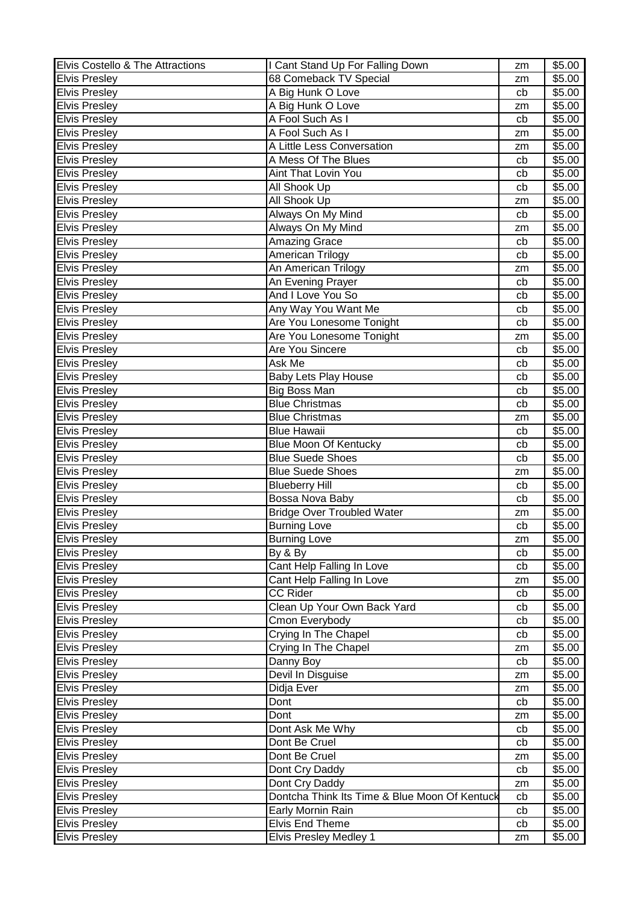| Elvis Costello & The Attractions | I Cant Stand Up For Falling Down | zm | $5.00 |
|---|---|---|---|
| Elvis Presley | 68 Comeback TV Special | zm | $5.00 |
| Elvis Presley | A Big Hunk O Love | cb | $5.00 |
| Elvis Presley | A Big Hunk O Love | zm | $5.00 |
| Elvis Presley | A Fool Such As I | cb | $5.00 |
| Elvis Presley | A Fool Such As I | zm | $5.00 |
| Elvis Presley | A Little Less Conversation | zm | $5.00 |
| Elvis Presley | A Mess Of The Blues | cb | $5.00 |
| Elvis Presley | Aint That Lovin You | cb | $5.00 |
| Elvis Presley | All Shook Up | cb | $5.00 |
| Elvis Presley | All Shook Up | zm | $5.00 |
| Elvis Presley | Always On My Mind | cb | $5.00 |
| Elvis Presley | Always On My Mind | zm | $5.00 |
| Elvis Presley | Amazing Grace | cb | $5.00 |
| Elvis Presley | American Trilogy | cb | $5.00 |
| Elvis Presley | An American Trilogy | zm | $5.00 |
| Elvis Presley | An Evening Prayer | cb | $5.00 |
| Elvis Presley | And I Love You So | cb | $5.00 |
| Elvis Presley | Any Way You Want Me | cb | $5.00 |
| Elvis Presley | Are You Lonesome Tonight | cb | $5.00 |
| Elvis Presley | Are You Lonesome Tonight | zm | $5.00 |
| Elvis Presley | Are You Sincere | cb | $5.00 |
| Elvis Presley | Ask Me | cb | $5.00 |
| Elvis Presley | Baby Lets Play House | cb | $5.00 |
| Elvis Presley | Big Boss Man | cb | $5.00 |
| Elvis Presley | Blue Christmas | cb | $5.00 |
| Elvis Presley | Blue Christmas | zm | $5.00 |
| Elvis Presley | Blue Hawaii | cb | $5.00 |
| Elvis Presley | Blue Moon Of Kentucky | cb | $5.00 |
| Elvis Presley | Blue Suede Shoes | cb | $5.00 |
| Elvis Presley | Blue Suede Shoes | zm | $5.00 |
| Elvis Presley | Blueberry Hill | cb | $5.00 |
| Elvis Presley | Bossa Nova Baby | cb | $5.00 |
| Elvis Presley | Bridge Over Troubled Water | zm | $5.00 |
| Elvis Presley | Burning Love | cb | $5.00 |
| Elvis Presley | Burning Love | zm | $5.00 |
| Elvis Presley | By & By | cb | $5.00 |
| Elvis Presley | Cant Help Falling In Love | cb | $5.00 |
| Elvis Presley | Cant Help Falling In Love | zm | $5.00 |
| Elvis Presley | CC Rider | cb | $5.00 |
| Elvis Presley | Clean Up Your Own Back Yard | cb | $5.00 |
| Elvis Presley | Cmon Everybody | cb | $5.00 |
| Elvis Presley | Crying In The Chapel | cb | $5.00 |
| Elvis Presley | Crying In The Chapel | zm | $5.00 |
| Elvis Presley | Danny Boy | cb | $5.00 |
| Elvis Presley | Devil In Disguise | zm | $5.00 |
| Elvis Presley | Didja Ever | zm | $5.00 |
| Elvis Presley | Dont | cb | $5.00 |
| Elvis Presley | Dont | zm | $5.00 |
| Elvis Presley | Dont Ask Me Why | cb | $5.00 |
| Elvis Presley | Dont Be Cruel | cb | $5.00 |
| Elvis Presley | Dont Be Cruel | zm | $5.00 |
| Elvis Presley | Dont Cry Daddy | cb | $5.00 |
| Elvis Presley | Dont Cry Daddy | zm | $5.00 |
| Elvis Presley | Dontcha Think Its Time & Blue Moon Of Kentuck | cb | $5.00 |
| Elvis Presley | Early Mornin Rain | cb | $5.00 |
| Elvis Presley | Elvis End Theme | cb | $5.00 |
| Elvis Presley | Elvis Presley Medley 1 | zm | $5.00 |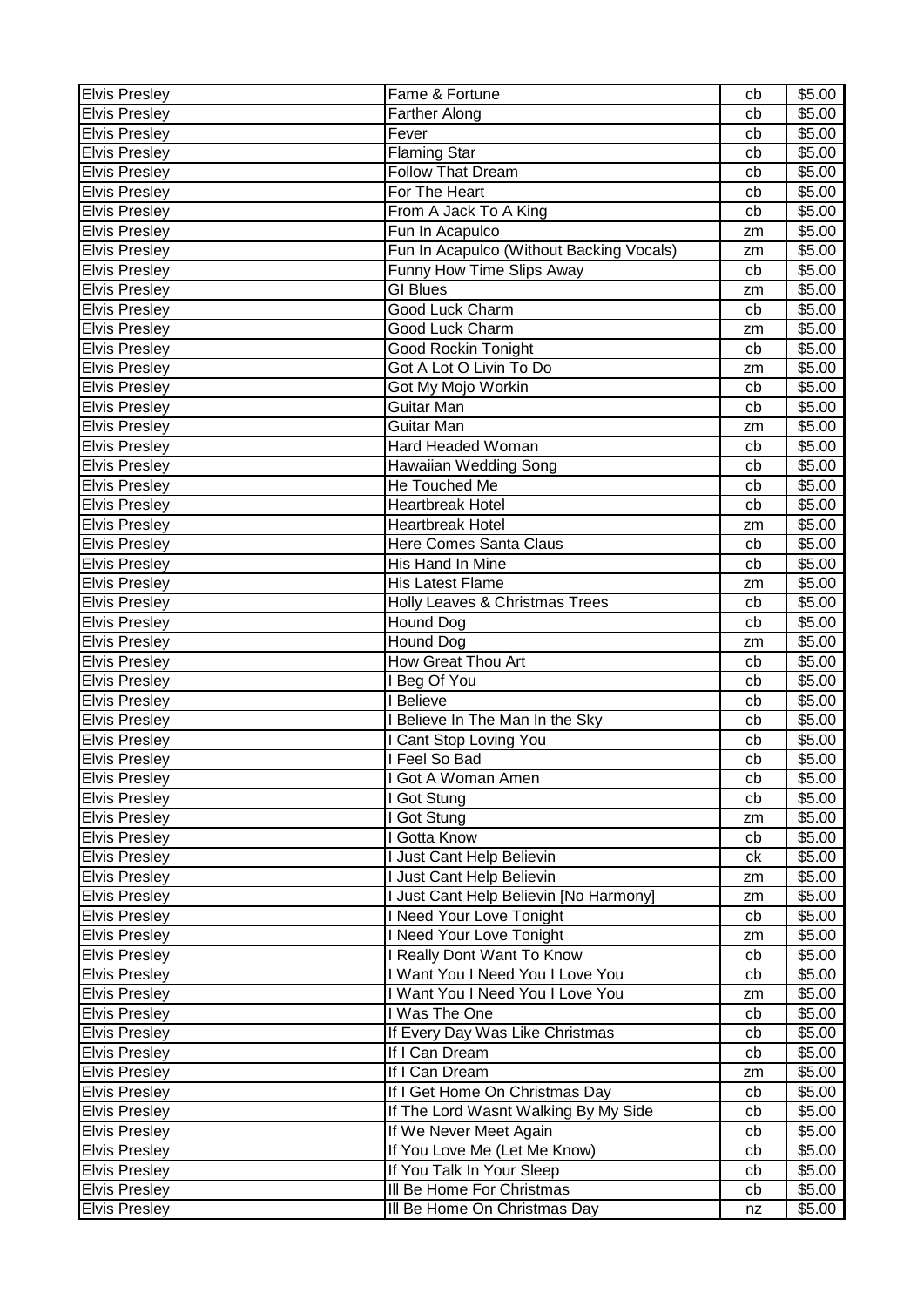| Elvis Presley | Fame & Fortune | cb | $5.00 |
|---|---|---|---|
| Elvis Presley | Farther Along | cb | $5.00 |
| Elvis Presley | Fever | cb | $5.00 |
| Elvis Presley | Flaming Star | cb | $5.00 |
| Elvis Presley | Follow That Dream | cb | $5.00 |
| Elvis Presley | For The Heart | cb | $5.00 |
| Elvis Presley | From A Jack To A King | cb | $5.00 |
| Elvis Presley | Fun In Acapulco | zm | $5.00 |
| Elvis Presley | Fun In Acapulco (Without Backing Vocals) | zm | $5.00 |
| Elvis Presley | Funny How Time Slips Away | cb | $5.00 |
| Elvis Presley | GI Blues | zm | $5.00 |
| Elvis Presley | Good Luck Charm | cb | $5.00 |
| Elvis Presley | Good Luck Charm | zm | $5.00 |
| Elvis Presley | Good Rockin Tonight | cb | $5.00 |
| Elvis Presley | Got A Lot O Livin To Do | zm | $5.00 |
| Elvis Presley | Got My Mojo Workin | cb | $5.00 |
| Elvis Presley | Guitar Man | cb | $5.00 |
| Elvis Presley | Guitar Man | zm | $5.00 |
| Elvis Presley | Hard Headed Woman | cb | $5.00 |
| Elvis Presley | Hawaiian Wedding Song | cb | $5.00 |
| Elvis Presley | He Touched Me | cb | $5.00 |
| Elvis Presley | Heartbreak Hotel | cb | $5.00 |
| Elvis Presley | Heartbreak Hotel | zm | $5.00 |
| Elvis Presley | Here Comes Santa Claus | cb | $5.00 |
| Elvis Presley | His Hand In Mine | cb | $5.00 |
| Elvis Presley | His Latest Flame | zm | $5.00 |
| Elvis Presley | Holly Leaves & Christmas Trees | cb | $5.00 |
| Elvis Presley | Hound Dog | cb | $5.00 |
| Elvis Presley | Hound Dog | zm | $5.00 |
| Elvis Presley | How Great Thou Art | cb | $5.00 |
| Elvis Presley | I Beg Of You | cb | $5.00 |
| Elvis Presley | I Believe | cb | $5.00 |
| Elvis Presley | I Believe In The Man In the Sky | cb | $5.00 |
| Elvis Presley | I Cant Stop Loving You | cb | $5.00 |
| Elvis Presley | I Feel So Bad | cb | $5.00 |
| Elvis Presley | I Got A Woman Amen | cb | $5.00 |
| Elvis Presley | I Got Stung | cb | $5.00 |
| Elvis Presley | I Got Stung | zm | $5.00 |
| Elvis Presley | I Gotta Know | cb | $5.00 |
| Elvis Presley | I Just Cant Help Believin | ck | $5.00 |
| Elvis Presley | I Just Cant Help Believin | zm | $5.00 |
| Elvis Presley | I Just Cant Help Believin [No Harmony] | zm | $5.00 |
| Elvis Presley | I Need Your Love Tonight | cb | $5.00 |
| Elvis Presley | I Need Your Love Tonight | zm | $5.00 |
| Elvis Presley | I Really Dont Want To Know | cb | $5.00 |
| Elvis Presley | I Want You I Need You I Love You | cb | $5.00 |
| Elvis Presley | I Want You I Need You I Love You | zm | $5.00 |
| Elvis Presley | I Was The One | cb | $5.00 |
| Elvis Presley | If Every Day Was Like Christmas | cb | $5.00 |
| Elvis Presley | If I Can Dream | cb | $5.00 |
| Elvis Presley | If I Can Dream | zm | $5.00 |
| Elvis Presley | If I Get Home On Christmas Day | cb | $5.00 |
| Elvis Presley | If The Lord Wasnt Walking By My Side | cb | $5.00 |
| Elvis Presley | If We Never Meet Again | cb | $5.00 |
| Elvis Presley | If You Love Me (Let Me Know) | cb | $5.00 |
| Elvis Presley | If You Talk In Your Sleep | cb | $5.00 |
| Elvis Presley | Ill Be Home For Christmas | cb | $5.00 |
| Elvis Presley | Ill Be Home On Christmas Day | nz | $5.00 |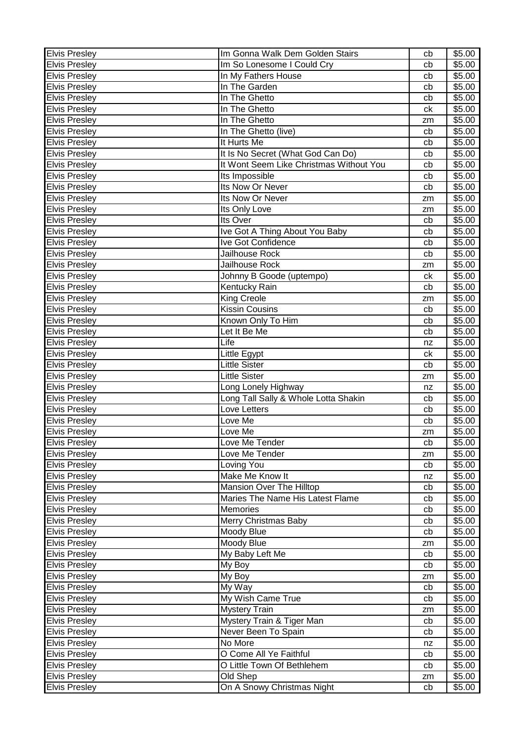| | | | |
|---|---|---|---|
| Elvis Presley | Im Gonna Walk Dem Golden Stairs | cb | $5.00 |
| Elvis Presley | Im So Lonesome I Could Cry | cb | $5.00 |
| Elvis Presley | In My Fathers House | cb | $5.00 |
| Elvis Presley | In The Garden | cb | $5.00 |
| Elvis Presley | In The Ghetto | cb | $5.00 |
| Elvis Presley | In The Ghetto | ck | $5.00 |
| Elvis Presley | In The Ghetto | zm | $5.00 |
| Elvis Presley | In The Ghetto (live) | cb | $5.00 |
| Elvis Presley | It Hurts Me | cb | $5.00 |
| Elvis Presley | It Is No Secret (What God Can Do) | cb | $5.00 |
| Elvis Presley | It Wont Seem Like Christmas Without You | cb | $5.00 |
| Elvis Presley | Its Impossible | cb | $5.00 |
| Elvis Presley | Its Now Or Never | cb | $5.00 |
| Elvis Presley | Its Now Or Never | zm | $5.00 |
| Elvis Presley | Its Only Love | zm | $5.00 |
| Elvis Presley | Its Over | cb | $5.00 |
| Elvis Presley | Ive Got A Thing About You Baby | cb | $5.00 |
| Elvis Presley | Ive Got Confidence | cb | $5.00 |
| Elvis Presley | Jailhouse Rock | cb | $5.00 |
| Elvis Presley | Jailhouse Rock | zm | $5.00 |
| Elvis Presley | Johnny B Goode (uptempo) | ck | $5.00 |
| Elvis Presley | Kentucky Rain | cb | $5.00 |
| Elvis Presley | King Creole | zm | $5.00 |
| Elvis Presley | Kissin Cousins | cb | $5.00 |
| Elvis Presley | Known Only To Him | cb | $5.00 |
| Elvis Presley | Let It Be Me | cb | $5.00 |
| Elvis Presley | Life | nz | $5.00 |
| Elvis Presley | Little Egypt | ck | $5.00 |
| Elvis Presley | Little Sister | cb | $5.00 |
| Elvis Presley | Little Sister | zm | $5.00 |
| Elvis Presley | Long Lonely Highway | nz | $5.00 |
| Elvis Presley | Long Tall Sally & Whole Lotta Shakin | cb | $5.00 |
| Elvis Presley | Love Letters | cb | $5.00 |
| Elvis Presley | Love Me | cb | $5.00 |
| Elvis Presley | Love Me | zm | $5.00 |
| Elvis Presley | Love Me Tender | cb | $5.00 |
| Elvis Presley | Love Me Tender | zm | $5.00 |
| Elvis Presley | Loving You | cb | $5.00 |
| Elvis Presley | Make Me Know It | nz | $5.00 |
| Elvis Presley | Mansion Over The Hilltop | cb | $5.00 |
| Elvis Presley | Maries The Name His Latest Flame | cb | $5.00 |
| Elvis Presley | Memories | cb | $5.00 |
| Elvis Presley | Merry Christmas Baby | cb | $5.00 |
| Elvis Presley | Moody Blue | cb | $5.00 |
| Elvis Presley | Moody Blue | zm | $5.00 |
| Elvis Presley | My Baby Left Me | cb | $5.00 |
| Elvis Presley | My Boy | cb | $5.00 |
| Elvis Presley | My Boy | zm | $5.00 |
| Elvis Presley | My Way | cb | $5.00 |
| Elvis Presley | My Wish Came True | cb | $5.00 |
| Elvis Presley | Mystery Train | zm | $5.00 |
| Elvis Presley | Mystery Train & Tiger Man | cb | $5.00 |
| Elvis Presley | Never Been To Spain | cb | $5.00 |
| Elvis Presley | No More | nz | $5.00 |
| Elvis Presley | O Come All Ye Faithful | cb | $5.00 |
| Elvis Presley | O Little Town Of Bethlehem | cb | $5.00 |
| Elvis Presley | Old Shep | zm | $5.00 |
| Elvis Presley | On A Snowy Christmas Night | cb | $5.00 |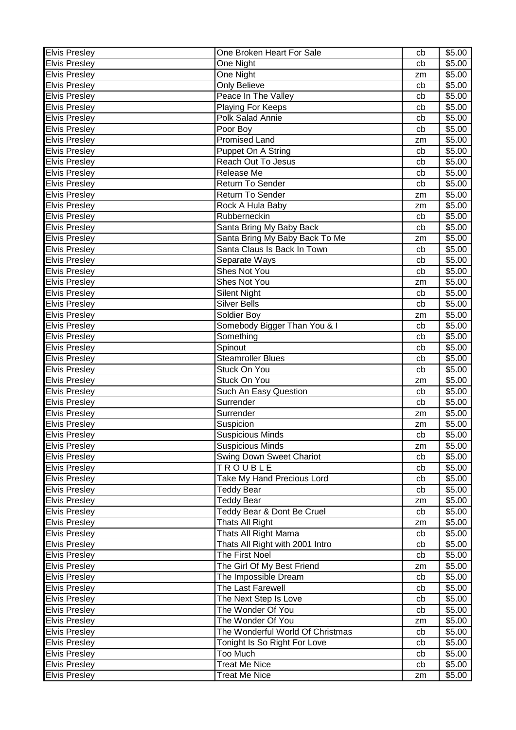| | | | |
|---|---|---|---|
| Elvis Presley | One Broken Heart For Sale | cb | $5.00 |
| Elvis Presley | One Night | cb | $5.00 |
| Elvis Presley | One Night | zm | $5.00 |
| Elvis Presley | Only Believe | cb | $5.00 |
| Elvis Presley | Peace In The Valley | cb | $5.00 |
| Elvis Presley | Playing For Keeps | cb | $5.00 |
| Elvis Presley | Polk Salad Annie | cb | $5.00 |
| Elvis Presley | Poor Boy | cb | $5.00 |
| Elvis Presley | Promised Land | zm | $5.00 |
| Elvis Presley | Puppet On A String | cb | $5.00 |
| Elvis Presley | Reach Out To Jesus | cb | $5.00 |
| Elvis Presley | Release Me | cb | $5.00 |
| Elvis Presley | Return To Sender | cb | $5.00 |
| Elvis Presley | Return To Sender | zm | $5.00 |
| Elvis Presley | Rock A Hula Baby | zm | $5.00 |
| Elvis Presley | Rubberneckin | cb | $5.00 |
| Elvis Presley | Santa Bring My Baby Back | cb | $5.00 |
| Elvis Presley | Santa Bring My Baby Back To Me | zm | $5.00 |
| Elvis Presley | Santa Claus Is Back In Town | cb | $5.00 |
| Elvis Presley | Separate Ways | cb | $5.00 |
| Elvis Presley | Shes Not You | cb | $5.00 |
| Elvis Presley | Shes Not You | zm | $5.00 |
| Elvis Presley | Silent Night | cb | $5.00 |
| Elvis Presley | Silver Bells | cb | $5.00 |
| Elvis Presley | Soldier Boy | zm | $5.00 |
| Elvis Presley | Somebody Bigger Than You & I | cb | $5.00 |
| Elvis Presley | Something | cb | $5.00 |
| Elvis Presley | Spinout | cb | $5.00 |
| Elvis Presley | Steamroller Blues | cb | $5.00 |
| Elvis Presley | Stuck On You | cb | $5.00 |
| Elvis Presley | Stuck On You | zm | $5.00 |
| Elvis Presley | Such An Easy Question | cb | $5.00 |
| Elvis Presley | Surrender | cb | $5.00 |
| Elvis Presley | Surrender | zm | $5.00 |
| Elvis Presley | Suspicion | zm | $5.00 |
| Elvis Presley | Suspicious Minds | cb | $5.00 |
| Elvis Presley | Suspicious Minds | zm | $5.00 |
| Elvis Presley | Swing Down Sweet Chariot | cb | $5.00 |
| Elvis Presley | T R O U B L E | cb | $5.00 |
| Elvis Presley | Take My Hand Precious Lord | cb | $5.00 |
| Elvis Presley | Teddy Bear | cb | $5.00 |
| Elvis Presley | Teddy Bear | zm | $5.00 |
| Elvis Presley | Teddy Bear & Dont Be Cruel | cb | $5.00 |
| Elvis Presley | Thats All Right | zm | $5.00 |
| Elvis Presley | Thats All Right Mama | cb | $5.00 |
| Elvis Presley | Thats All Right with 2001 Intro | cb | $5.00 |
| Elvis Presley | The First Noel | cb | $5.00 |
| Elvis Presley | The Girl Of My Best Friend | zm | $5.00 |
| Elvis Presley | The Impossible Dream | cb | $5.00 |
| Elvis Presley | The Last Farewell | cb | $5.00 |
| Elvis Presley | The Next Step Is Love | cb | $5.00 |
| Elvis Presley | The Wonder Of You | cb | $5.00 |
| Elvis Presley | The Wonder Of You | zm | $5.00 |
| Elvis Presley | The Wonderful World Of Christmas | cb | $5.00 |
| Elvis Presley | Tonight Is So Right For Love | cb | $5.00 |
| Elvis Presley | Too Much | cb | $5.00 |
| Elvis Presley | Treat Me Nice | cb | $5.00 |
| Elvis Presley | Treat Me Nice | zm | $5.00 |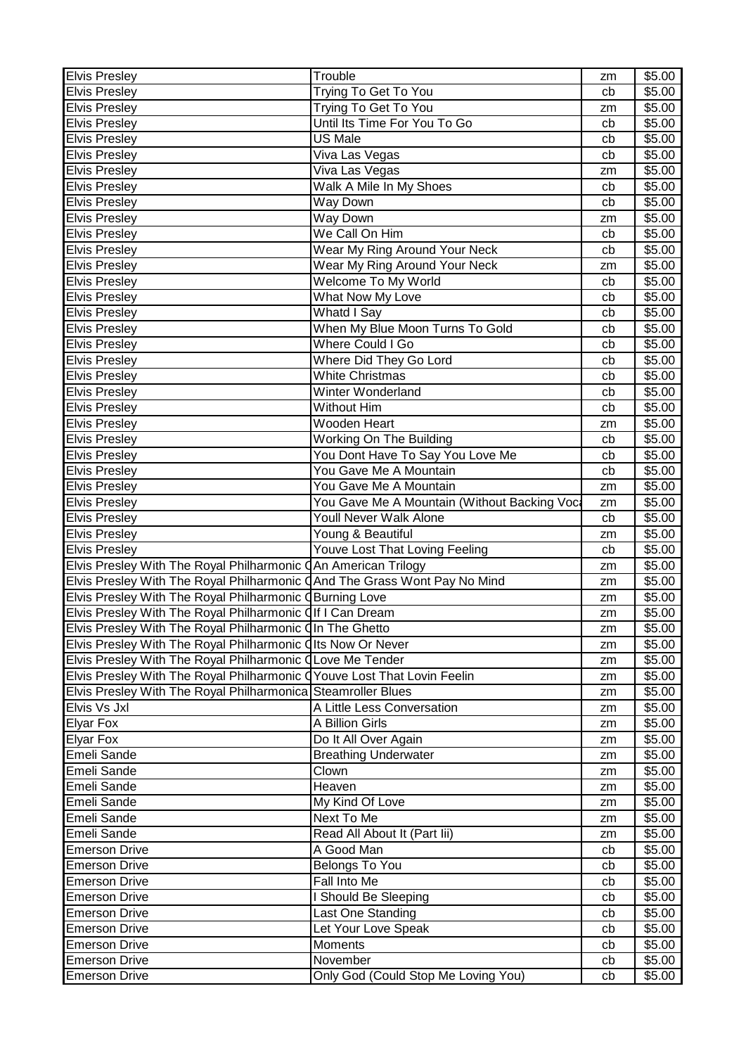| Elvis Presley | Trouble | zm | $5.00 |
|---|---|---|---|
| Elvis Presley | Trying To Get To You | cb | $5.00 |
| Elvis Presley | Trying To Get To You | zm | $5.00 |
| Elvis Presley | Until Its Time For You To Go | cb | $5.00 |
| Elvis Presley | US Male | cb | $5.00 |
| Elvis Presley | Viva Las Vegas | cb | $5.00 |
| Elvis Presley | Viva Las Vegas | zm | $5.00 |
| Elvis Presley | Walk A Mile In My Shoes | cb | $5.00 |
| Elvis Presley | Way Down | cb | $5.00 |
| Elvis Presley | Way Down | zm | $5.00 |
| Elvis Presley | We Call On Him | cb | $5.00 |
| Elvis Presley | Wear My Ring Around Your Neck | cb | $5.00 |
| Elvis Presley | Wear My Ring Around Your Neck | zm | $5.00 |
| Elvis Presley | Welcome To My World | cb | $5.00 |
| Elvis Presley | What Now My Love | cb | $5.00 |
| Elvis Presley | Whatd I Say | cb | $5.00 |
| Elvis Presley | When My Blue Moon Turns To Gold | cb | $5.00 |
| Elvis Presley | Where Could I Go | cb | $5.00 |
| Elvis Presley | Where Did They Go Lord | cb | $5.00 |
| Elvis Presley | White Christmas | cb | $5.00 |
| Elvis Presley | Winter Wonderland | cb | $5.00 |
| Elvis Presley | Without Him | cb | $5.00 |
| Elvis Presley | Wooden Heart | zm | $5.00 |
| Elvis Presley | Working On The Building | cb | $5.00 |
| Elvis Presley | You Dont Have To Say You Love Me | cb | $5.00 |
| Elvis Presley | You Gave Me A Mountain | cb | $5.00 |
| Elvis Presley | You Gave Me A Mountain | zm | $5.00 |
| Elvis Presley | You Gave Me A Mountain (Without Backing Voca | zm | $5.00 |
| Elvis Presley | Youll Never Walk Alone | cb | $5.00 |
| Elvis Presley | Young & Beautiful | zm | $5.00 |
| Elvis Presley | Youve Lost That Loving Feeling | cb | $5.00 |
| Elvis Presley With The Royal Philharmonic O | An American Trilogy | zm | $5.00 |
| Elvis Presley With The Royal Philharmonic O | And The Grass Wont Pay No Mind | zm | $5.00 |
| Elvis Presley With The Royal Philharmonic O | Burning Love | zm | $5.00 |
| Elvis Presley With The Royal Philharmonic O | If I Can Dream | zm | $5.00 |
| Elvis Presley With The Royal Philharmonic O | In The Ghetto | zm | $5.00 |
| Elvis Presley With The Royal Philharmonic O | Its Now Or Never | zm | $5.00 |
| Elvis Presley With The Royal Philharmonic O | Love Me Tender | zm | $5.00 |
| Elvis Presley With The Royal Philharmonic O | Youve Lost That Lovin Feelin | zm | $5.00 |
| Elvis Presley With The Royal Philharmonica | Steamroller Blues | zm | $5.00 |
| Elvis Vs Jxl | A Little Less Conversation | zm | $5.00 |
| Elyar Fox | A Billion Girls | zm | $5.00 |
| Elyar Fox | Do It All Over Again | zm | $5.00 |
| Emeli Sande | Breathing Underwater | zm | $5.00 |
| Emeli Sande | Clown | zm | $5.00 |
| Emeli Sande | Heaven | zm | $5.00 |
| Emeli Sande | My Kind Of Love | zm | $5.00 |
| Emeli Sande | Next To Me | zm | $5.00 |
| Emeli Sande | Read All About It (Part Iii) | zm | $5.00 |
| Emerson Drive | A Good Man | cb | $5.00 |
| Emerson Drive | Belongs To You | cb | $5.00 |
| Emerson Drive | Fall Into Me | cb | $5.00 |
| Emerson Drive | I Should Be Sleeping | cb | $5.00 |
| Emerson Drive | Last One Standing | cb | $5.00 |
| Emerson Drive | Let Your Love Speak | cb | $5.00 |
| Emerson Drive | Moments | cb | $5.00 |
| Emerson Drive | November | cb | $5.00 |
| Emerson Drive | Only God (Could Stop Me Loving You) | cb | $5.00 |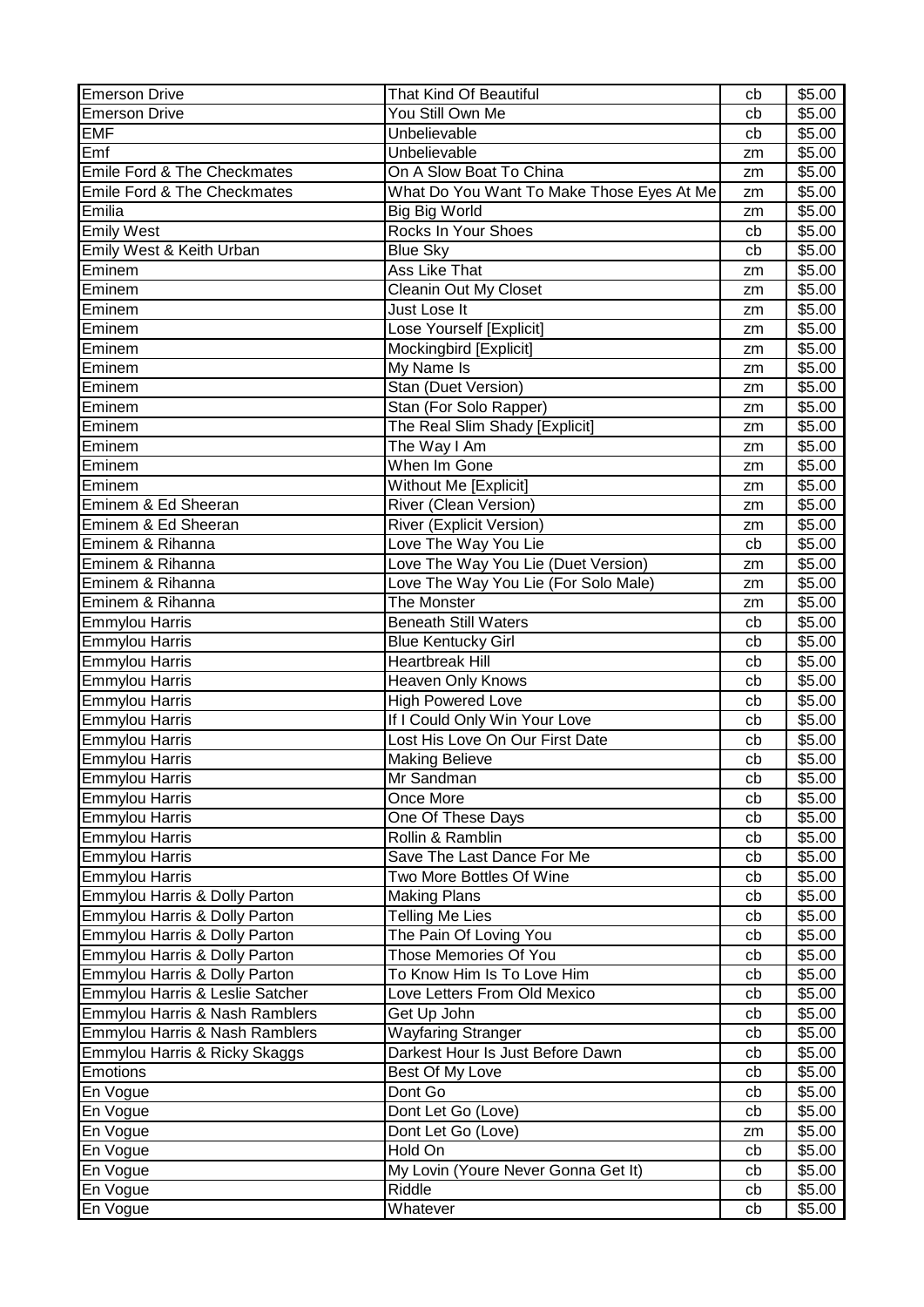| Emerson Drive | That Kind Of Beautiful | cb | $5.00 |
|---|---|---|---|
| Emerson Drive | You Still Own Me | cb | $5.00 |
| EMF | Unbelievable | cb | $5.00 |
| Emf | Unbelievable | zm | $5.00 |
| Emile Ford & The Checkmates | On A Slow Boat To China | zm | $5.00 |
| Emile Ford & The Checkmates | What Do You Want To Make Those Eyes At Me | zm | $5.00 |
| Emilia | Big Big World | zm | $5.00 |
| Emily West | Rocks In Your Shoes | cb | $5.00 |
| Emily West & Keith Urban | Blue Sky | cb | $5.00 |
| Eminem | Ass Like That | zm | $5.00 |
| Eminem | Cleanin Out My Closet | zm | $5.00 |
| Eminem | Just Lose It | zm | $5.00 |
| Eminem | Lose Yourself [Explicit] | zm | $5.00 |
| Eminem | Mockingbird [Explicit] | zm | $5.00 |
| Eminem | My Name Is | zm | $5.00 |
| Eminem | Stan (Duet Version) | zm | $5.00 |
| Eminem | Stan (For Solo Rapper) | zm | $5.00 |
| Eminem | The Real Slim Shady [Explicit] | zm | $5.00 |
| Eminem | The Way I Am | zm | $5.00 |
| Eminem | When Im Gone | zm | $5.00 |
| Eminem | Without Me [Explicit] | zm | $5.00 |
| Eminem & Ed Sheeran | River (Clean Version) | zm | $5.00 |
| Eminem & Ed Sheeran | River (Explicit Version) | zm | $5.00 |
| Eminem & Rihanna | Love The Way You Lie | cb | $5.00 |
| Eminem & Rihanna | Love The Way You Lie (Duet Version) | zm | $5.00 |
| Eminem & Rihanna | Love The Way You Lie (For Solo Male) | zm | $5.00 |
| Eminem & Rihanna | The Monster | zm | $5.00 |
| Emmylou Harris | Beneath Still Waters | cb | $5.00 |
| Emmylou Harris | Blue Kentucky Girl | cb | $5.00 |
| Emmylou Harris | Heartbreak Hill | cb | $5.00 |
| Emmylou Harris | Heaven Only Knows | cb | $5.00 |
| Emmylou Harris | High Powered Love | cb | $5.00 |
| Emmylou Harris | If I Could Only Win Your Love | cb | $5.00 |
| Emmylou Harris | Lost His Love On Our First Date | cb | $5.00 |
| Emmylou Harris | Making Believe | cb | $5.00 |
| Emmylou Harris | Mr Sandman | cb | $5.00 |
| Emmylou Harris | Once More | cb | $5.00 |
| Emmylou Harris | One Of These Days | cb | $5.00 |
| Emmylou Harris | Rollin & Ramblin | cb | $5.00 |
| Emmylou Harris | Save The Last Dance For Me | cb | $5.00 |
| Emmylou Harris | Two More Bottles Of Wine | cb | $5.00 |
| Emmylou Harris & Dolly Parton | Making Plans | cb | $5.00 |
| Emmylou Harris & Dolly Parton | Telling Me Lies | cb | $5.00 |
| Emmylou Harris & Dolly Parton | The Pain Of Loving You | cb | $5.00 |
| Emmylou Harris & Dolly Parton | Those Memories Of You | cb | $5.00 |
| Emmylou Harris & Dolly Parton | To Know Him Is To Love Him | cb | $5.00 |
| Emmylou Harris & Leslie Satcher | Love Letters From Old Mexico | cb | $5.00 |
| Emmylou Harris & Nash Ramblers | Get Up John | cb | $5.00 |
| Emmylou Harris & Nash Ramblers | Wayfaring Stranger | cb | $5.00 |
| Emmylou Harris & Ricky Skaggs | Darkest Hour Is Just Before Dawn | cb | $5.00 |
| Emotions | Best Of My Love | cb | $5.00 |
| En Vogue | Dont Go | cb | $5.00 |
| En Vogue | Dont Let Go (Love) | cb | $5.00 |
| En Vogue | Dont Let Go (Love) | zm | $5.00 |
| En Vogue | Hold On | cb | $5.00 |
| En Vogue | My Lovin (Youre Never Gonna Get It) | cb | $5.00 |
| En Vogue | Riddle | cb | $5.00 |
| En Vogue | Whatever | cb | $5.00 |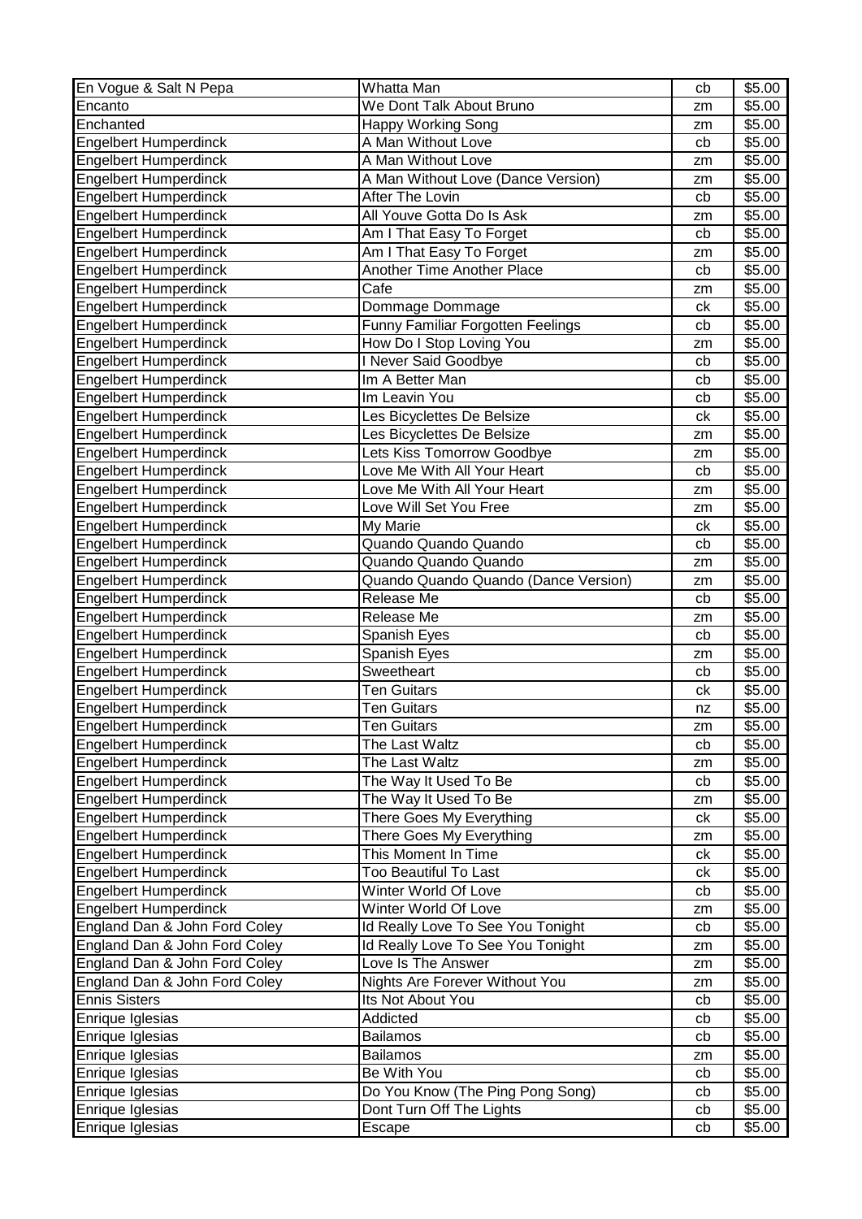| En Vogue & Salt N Pepa | Whatta Man | cb | $5.00 |
|---|---|---|---|
| Encanto | We Dont Talk About Bruno | zm | $5.00 |
| Enchanted | Happy Working Song | zm | $5.00 |
| Engelbert Humperdinck | A Man Without Love | cb | $5.00 |
| Engelbert Humperdinck | A Man Without Love | zm | $5.00 |
| Engelbert Humperdinck | A Man Without Love (Dance Version) | zm | $5.00 |
| Engelbert Humperdinck | After The Lovin | cb | $5.00 |
| Engelbert Humperdinck | All Youve Gotta Do Is Ask | zm | $5.00 |
| Engelbert Humperdinck | Am I That Easy To Forget | cb | $5.00 |
| Engelbert Humperdinck | Am I That Easy To Forget | zm | $5.00 |
| Engelbert Humperdinck | Another Time Another Place | cb | $5.00 |
| Engelbert Humperdinck | Cafe | zm | $5.00 |
| Engelbert Humperdinck | Dommage Dommage | ck | $5.00 |
| Engelbert Humperdinck | Funny Familiar Forgotten Feelings | cb | $5.00 |
| Engelbert Humperdinck | How Do I Stop Loving You | zm | $5.00 |
| Engelbert Humperdinck | I Never Said Goodbye | cb | $5.00 |
| Engelbert Humperdinck | Im A Better Man | cb | $5.00 |
| Engelbert Humperdinck | Im Leavin You | cb | $5.00 |
| Engelbert Humperdinck | Les Bicyclettes De Belsize | ck | $5.00 |
| Engelbert Humperdinck | Les Bicyclettes De Belsize | zm | $5.00 |
| Engelbert Humperdinck | Lets Kiss Tomorrow Goodbye | zm | $5.00 |
| Engelbert Humperdinck | Love Me With All Your Heart | cb | $5.00 |
| Engelbert Humperdinck | Love Me With All Your Heart | zm | $5.00 |
| Engelbert Humperdinck | Love Will Set You Free | zm | $5.00 |
| Engelbert Humperdinck | My Marie | ck | $5.00 |
| Engelbert Humperdinck | Quando Quando Quando | cb | $5.00 |
| Engelbert Humperdinck | Quando Quando Quando | zm | $5.00 |
| Engelbert Humperdinck | Quando Quando Quando (Dance Version) | zm | $5.00 |
| Engelbert Humperdinck | Release Me | cb | $5.00 |
| Engelbert Humperdinck | Release Me | zm | $5.00 |
| Engelbert Humperdinck | Spanish Eyes | cb | $5.00 |
| Engelbert Humperdinck | Spanish Eyes | zm | $5.00 |
| Engelbert Humperdinck | Sweetheart | cb | $5.00 |
| Engelbert Humperdinck | Ten Guitars | ck | $5.00 |
| Engelbert Humperdinck | Ten Guitars | nz | $5.00 |
| Engelbert Humperdinck | Ten Guitars | zm | $5.00 |
| Engelbert Humperdinck | The Last Waltz | cb | $5.00 |
| Engelbert Humperdinck | The Last Waltz | zm | $5.00 |
| Engelbert Humperdinck | The Way It Used To Be | cb | $5.00 |
| Engelbert Humperdinck | The Way It Used To Be | zm | $5.00 |
| Engelbert Humperdinck | There Goes My Everything | ck | $5.00 |
| Engelbert Humperdinck | There Goes My Everything | zm | $5.00 |
| Engelbert Humperdinck | This Moment In Time | ck | $5.00 |
| Engelbert Humperdinck | Too Beautiful To Last | ck | $5.00 |
| Engelbert Humperdinck | Winter World Of Love | cb | $5.00 |
| Engelbert Humperdinck | Winter World Of Love | zm | $5.00 |
| England Dan & John Ford Coley | Id Really Love To See You Tonight | cb | $5.00 |
| England Dan & John Ford Coley | Id Really Love To See You Tonight | zm | $5.00 |
| England Dan & John Ford Coley | Love Is The Answer | zm | $5.00 |
| England Dan & John Ford Coley | Nights Are Forever Without You | zm | $5.00 |
| Ennis Sisters | Its Not About You | cb | $5.00 |
| Enrique Iglesias | Addicted | cb | $5.00 |
| Enrique Iglesias | Bailamos | cb | $5.00 |
| Enrique Iglesias | Bailamos | zm | $5.00 |
| Enrique Iglesias | Be With You | cb | $5.00 |
| Enrique Iglesias | Do You Know (The Ping Pong Song) | cb | $5.00 |
| Enrique Iglesias | Dont Turn Off The Lights | cb | $5.00 |
| Enrique Iglesias | Escape | cb | $5.00 |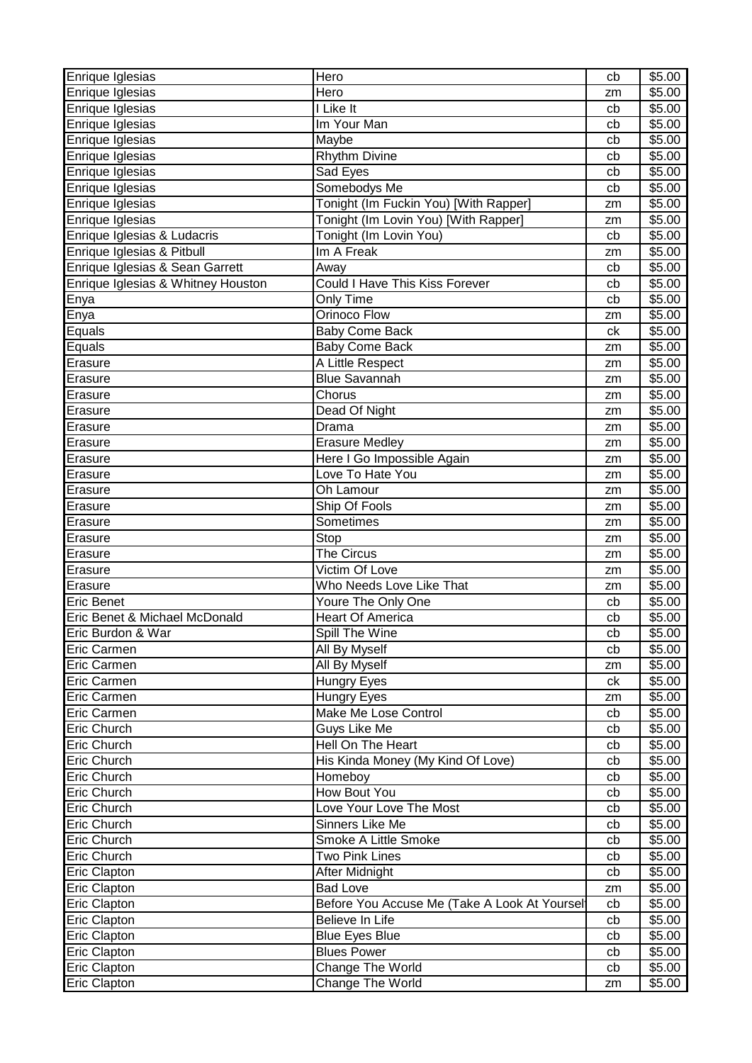| Enrique Iglesias | Hero | cb | $5.00 |
|---|---|---|---|
| Enrique Iglesias | Hero | zm | $5.00 |
| Enrique Iglesias | I Like It | cb | $5.00 |
| Enrique Iglesias | Im Your Man | cb | $5.00 |
| Enrique Iglesias | Maybe | cb | $5.00 |
| Enrique Iglesias | Rhythm Divine | cb | $5.00 |
| Enrique Iglesias | Sad Eyes | cb | $5.00 |
| Enrique Iglesias | Somebodys Me | cb | $5.00 |
| Enrique Iglesias | Tonight (Im Fuckin You) [With Rapper] | zm | $5.00 |
| Enrique Iglesias | Tonight (Im Lovin You) [With Rapper] | zm | $5.00 |
| Enrique Iglesias & Ludacris | Tonight (Im Lovin You) | cb | $5.00 |
| Enrique Iglesias & Pitbull | Im A Freak | zm | $5.00 |
| Enrique Iglesias & Sean Garrett | Away | cb | $5.00 |
| Enrique Iglesias & Whitney Houston | Could I Have This Kiss Forever | cb | $5.00 |
| Enya | Only Time | cb | $5.00 |
| Enya | Orinoco Flow | zm | $5.00 |
| Equals | Baby Come Back | ck | $5.00 |
| Equals | Baby Come Back | zm | $5.00 |
| Erasure | A Little Respect | zm | $5.00 |
| Erasure | Blue Savannah | zm | $5.00 |
| Erasure | Chorus | zm | $5.00 |
| Erasure | Dead Of Night | zm | $5.00 |
| Erasure | Drama | zm | $5.00 |
| Erasure | Erasure Medley | zm | $5.00 |
| Erasure | Here I Go Impossible Again | zm | $5.00 |
| Erasure | Love To Hate You | zm | $5.00 |
| Erasure | Oh Lamour | zm | $5.00 |
| Erasure | Ship Of Fools | zm | $5.00 |
| Erasure | Sometimes | zm | $5.00 |
| Erasure | Stop | zm | $5.00 |
| Erasure | The Circus | zm | $5.00 |
| Erasure | Victim Of Love | zm | $5.00 |
| Erasure | Who Needs Love Like That | zm | $5.00 |
| Eric Benet | Youre The Only One | cb | $5.00 |
| Eric Benet & Michael McDonald | Heart Of America | cb | $5.00 |
| Eric Burdon & War | Spill The Wine | cb | $5.00 |
| Eric Carmen | All By Myself | cb | $5.00 |
| Eric Carmen | All By Myself | zm | $5.00 |
| Eric Carmen | Hungry Eyes | ck | $5.00 |
| Eric Carmen | Hungry Eyes | zm | $5.00 |
| Eric Carmen | Make Me Lose Control | cb | $5.00 |
| Eric Church | Guys Like Me | cb | $5.00 |
| Eric Church | Hell On The Heart | cb | $5.00 |
| Eric Church | His Kinda Money (My Kind Of Love) | cb | $5.00 |
| Eric Church | Homeboy | cb | $5.00 |
| Eric Church | How Bout You | cb | $5.00 |
| Eric Church | Love Your Love The Most | cb | $5.00 |
| Eric Church | Sinners Like Me | cb | $5.00 |
| Eric Church | Smoke A Little Smoke | cb | $5.00 |
| Eric Church | Two Pink Lines | cb | $5.00 |
| Eric Clapton | After Midnight | cb | $5.00 |
| Eric Clapton | Bad Love | zm | $5.00 |
| Eric Clapton | Before You Accuse Me (Take A Look At Yoursel | cb | $5.00 |
| Eric Clapton | Believe In Life | cb | $5.00 |
| Eric Clapton | Blue Eyes Blue | cb | $5.00 |
| Eric Clapton | Blues Power | cb | $5.00 |
| Eric Clapton | Change The World | cb | $5.00 |
| Eric Clapton | Change The World | zm | $5.00 |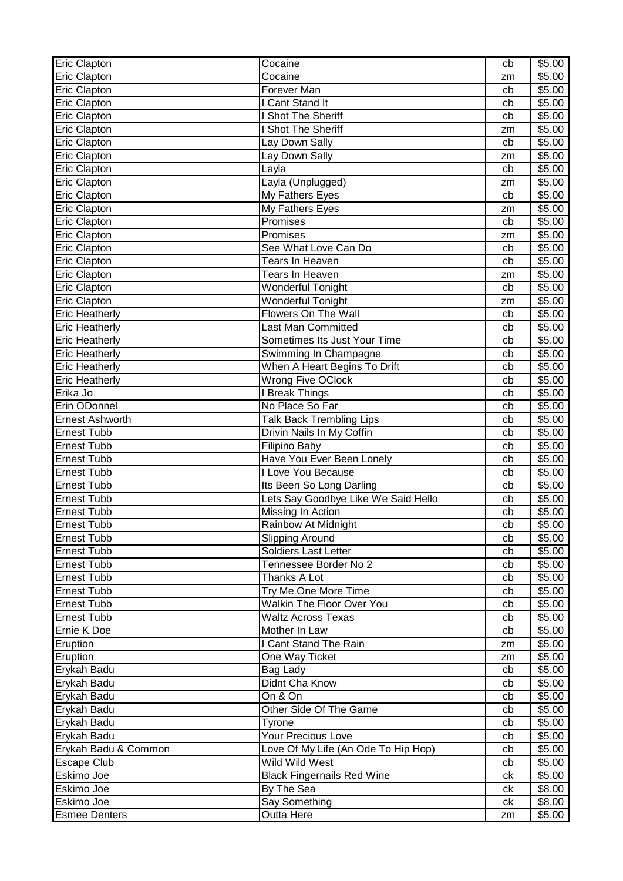| Eric Clapton | Cocaine | cb | $5.00 |
|---|---|---|---|
| Eric Clapton | Cocaine | zm | $5.00 |
| Eric Clapton | Forever Man | cb | $5.00 |
| Eric Clapton | I Cant Stand It | cb | $5.00 |
| Eric Clapton | I Shot The Sheriff | cb | $5.00 |
| Eric Clapton | I Shot The Sheriff | zm | $5.00 |
| Eric Clapton | Lay Down Sally | cb | $5.00 |
| Eric Clapton | Lay Down Sally | zm | $5.00 |
| Eric Clapton | Layla | cb | $5.00 |
| Eric Clapton | Layla (Unplugged) | zm | $5.00 |
| Eric Clapton | My Fathers Eyes | cb | $5.00 |
| Eric Clapton | My Fathers Eyes | zm | $5.00 |
| Eric Clapton | Promises | cb | $5.00 |
| Eric Clapton | Promises | zm | $5.00 |
| Eric Clapton | See What Love Can Do | cb | $5.00 |
| Eric Clapton | Tears In Heaven | cb | $5.00 |
| Eric Clapton | Tears In Heaven | zm | $5.00 |
| Eric Clapton | Wonderful Tonight | cb | $5.00 |
| Eric Clapton | Wonderful Tonight | zm | $5.00 |
| Eric Heatherly | Flowers On The Wall | cb | $5.00 |
| Eric Heatherly | Last Man Committed | cb | $5.00 |
| Eric Heatherly | Sometimes Its Just Your Time | cb | $5.00 |
| Eric Heatherly | Swimming In Champagne | cb | $5.00 |
| Eric Heatherly | When A Heart Begins To Drift | cb | $5.00 |
| Eric Heatherly | Wrong Five OClock | cb | $5.00 |
| Erika Jo | I Break Things | cb | $5.00 |
| Erin ODonnel | No Place So Far | cb | $5.00 |
| Ernest Ashworth | Talk Back Trembling Lips | cb | $5.00 |
| Ernest Tubb | Drivin Nails In My Coffin | cb | $5.00 |
| Ernest Tubb | Filipino Baby | cb | $5.00 |
| Ernest Tubb | Have You Ever Been Lonely | cb | $5.00 |
| Ernest Tubb | I Love You Because | cb | $5.00 |
| Ernest Tubb | Its Been So Long Darling | cb | $5.00 |
| Ernest Tubb | Lets Say Goodbye Like We Said Hello | cb | $5.00 |
| Ernest Tubb | Missing In Action | cb | $5.00 |
| Ernest Tubb | Rainbow At Midnight | cb | $5.00 |
| Ernest Tubb | Slipping Around | cb | $5.00 |
| Ernest Tubb | Soldiers Last Letter | cb | $5.00 |
| Ernest Tubb | Tennessee Border No 2 | cb | $5.00 |
| Ernest Tubb | Thanks A Lot | cb | $5.00 |
| Ernest Tubb | Try Me One More Time | cb | $5.00 |
| Ernest Tubb | Walkin The Floor Over You | cb | $5.00 |
| Ernest Tubb | Waltz Across Texas | cb | $5.00 |
| Ernie K Doe | Mother In Law | cb | $5.00 |
| Eruption | I Cant Stand The Rain | zm | $5.00 |
| Eruption | One Way Ticket | zm | $5.00 |
| Erykah Badu | Bag Lady | cb | $5.00 |
| Erykah Badu | Didnt Cha Know | cb | $5.00 |
| Erykah Badu | On & On | cb | $5.00 |
| Erykah Badu | Other Side Of The Game | cb | $5.00 |
| Erykah Badu | Tyrone | cb | $5.00 |
| Erykah Badu | Your Precious Love | cb | $5.00 |
| Erykah Badu & Common | Love Of My Life (An Ode To Hip Hop) | cb | $5.00 |
| Escape Club | Wild Wild West | cb | $5.00 |
| Eskimo Joe | Black Fingernails Red Wine | ck | $5.00 |
| Eskimo Joe | By The Sea | ck | $8.00 |
| Eskimo Joe | Say Something | ck | $8.00 |
| Esmee Denters | Outta Here | zm | $5.00 |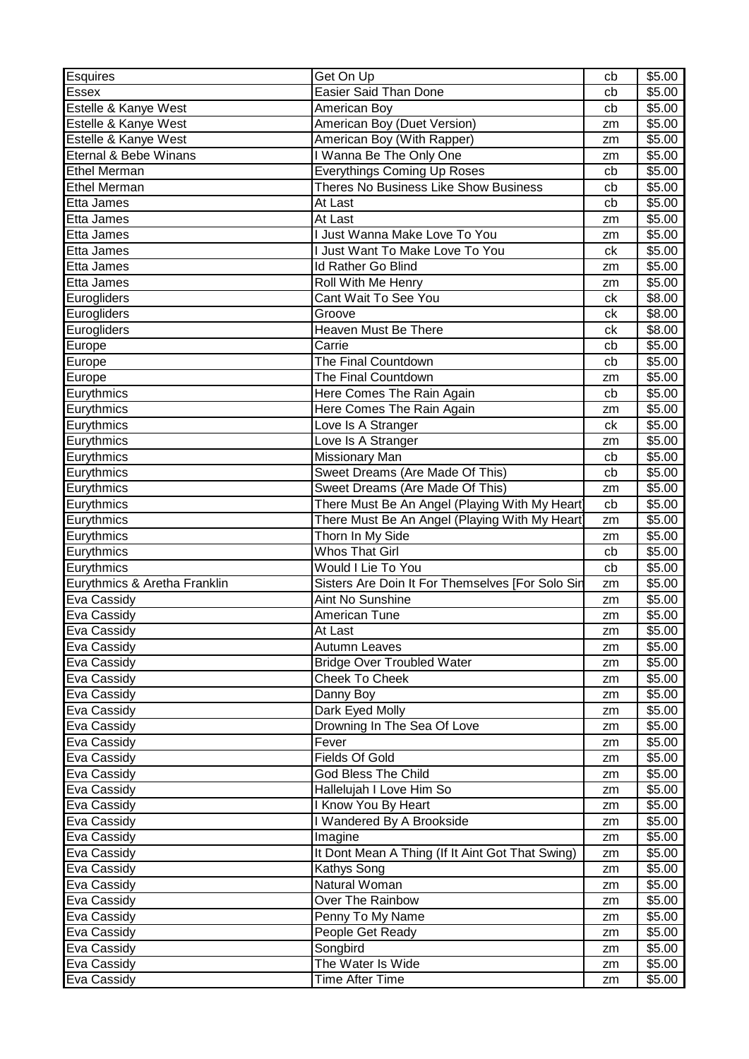| Esquires | Get On Up | cb | $5.00 |
|---|---|---|---|
| Essex | Easier Said Than Done | cb | $5.00 |
| Estelle & Kanye West | American Boy | cb | $5.00 |
| Estelle & Kanye West | American Boy (Duet Version) | zm | $5.00 |
| Estelle & Kanye West | American Boy (With Rapper) | zm | $5.00 |
| Eternal & Bebe Winans | I Wanna Be The Only One | zm | $5.00 |
| Ethel Merman | Everythings Coming Up Roses | cb | $5.00 |
| Ethel Merman | Theres No Business Like Show Business | cb | $5.00 |
| Etta James | At Last | cb | $5.00 |
| Etta James | At Last | zm | $5.00 |
| Etta James | I Just Wanna Make Love To You | zm | $5.00 |
| Etta James | I Just Want To Make Love To You | ck | $5.00 |
| Etta James | Id Rather Go Blind | zm | $5.00 |
| Etta James | Roll With Me Henry | zm | $5.00 |
| Eurogliders | Cant Wait To See You | ck | $8.00 |
| Eurogliders | Groove | ck | $8.00 |
| Eurogliders | Heaven Must Be There | ck | $8.00 |
| Europe | Carrie | cb | $5.00 |
| Europe | The Final Countdown | cb | $5.00 |
| Europe | The Final Countdown | zm | $5.00 |
| Eurythmics | Here Comes The Rain Again | cb | $5.00 |
| Eurythmics | Here Comes The Rain Again | zm | $5.00 |
| Eurythmics | Love Is A Stranger | ck | $5.00 |
| Eurythmics | Love Is A Stranger | zm | $5.00 |
| Eurythmics | Missionary Man | cb | $5.00 |
| Eurythmics | Sweet Dreams (Are Made Of This) | cb | $5.00 |
| Eurythmics | Sweet Dreams (Are Made Of This) | zm | $5.00 |
| Eurythmics | There Must Be An Angel (Playing With My Heart) | cb | $5.00 |
| Eurythmics | There Must Be An Angel (Playing With My Heart) | zm | $5.00 |
| Eurythmics | Thorn In My Side | zm | $5.00 |
| Eurythmics | Whos That Girl | cb | $5.00 |
| Eurythmics | Would I Lie To You | cb | $5.00 |
| Eurythmics & Aretha Franklin | Sisters Are Doin It For Themselves [For Solo Sin | zm | $5.00 |
| Eva Cassidy | Aint No Sunshine | zm | $5.00 |
| Eva Cassidy | American Tune | zm | $5.00 |
| Eva Cassidy | At Last | zm | $5.00 |
| Eva Cassidy | Autumn Leaves | zm | $5.00 |
| Eva Cassidy | Bridge Over Troubled Water | zm | $5.00 |
| Eva Cassidy | Cheek To Cheek | zm | $5.00 |
| Eva Cassidy | Danny Boy | zm | $5.00 |
| Eva Cassidy | Dark Eyed Molly | zm | $5.00 |
| Eva Cassidy | Drowning In The Sea Of Love | zm | $5.00 |
| Eva Cassidy | Fever | zm | $5.00 |
| Eva Cassidy | Fields Of Gold | zm | $5.00 |
| Eva Cassidy | God Bless The Child | zm | $5.00 |
| Eva Cassidy | Hallelujah I Love Him So | zm | $5.00 |
| Eva Cassidy | I Know You By Heart | zm | $5.00 |
| Eva Cassidy | I Wandered By A Brookside | zm | $5.00 |
| Eva Cassidy | Imagine | zm | $5.00 |
| Eva Cassidy | It Dont Mean A Thing (If It Aint Got That Swing) | zm | $5.00 |
| Eva Cassidy | Kathys Song | zm | $5.00 |
| Eva Cassidy | Natural Woman | zm | $5.00 |
| Eva Cassidy | Over The Rainbow | zm | $5.00 |
| Eva Cassidy | Penny To My Name | zm | $5.00 |
| Eva Cassidy | People Get Ready | zm | $5.00 |
| Eva Cassidy | Songbird | zm | $5.00 |
| Eva Cassidy | The Water Is Wide | zm | $5.00 |
| Eva Cassidy | Time After Time | zm | $5.00 |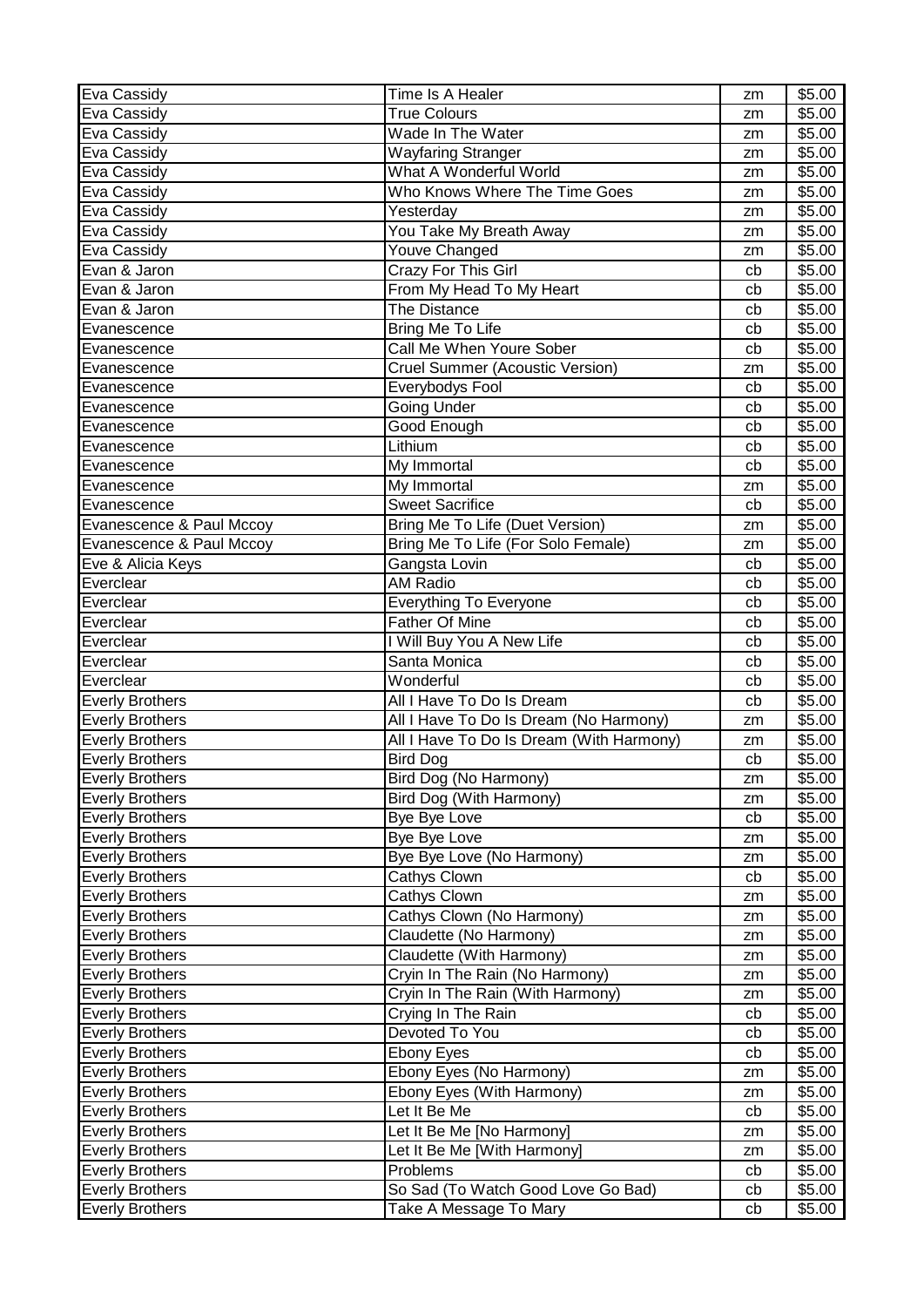| Eva Cassidy | Time Is A Healer | zm | $5.00 |
|---|---|---|---|
| Eva Cassidy | True Colours | zm | $5.00 |
| Eva Cassidy | Wade In The Water | zm | $5.00 |
| Eva Cassidy | Wayfaring Stranger | zm | $5.00 |
| Eva Cassidy | What A Wonderful World | zm | $5.00 |
| Eva Cassidy | Who Knows Where The Time Goes | zm | $5.00 |
| Eva Cassidy | Yesterday | zm | $5.00 |
| Eva Cassidy | You Take My Breath Away | zm | $5.00 |
| Eva Cassidy | Youve Changed | zm | $5.00 |
| Evan & Jaron | Crazy For This Girl | cb | $5.00 |
| Evan & Jaron | From My Head To My Heart | cb | $5.00 |
| Evan & Jaron | The Distance | cb | $5.00 |
| Evanescence | Bring Me To Life | cb | $5.00 |
| Evanescence | Call Me When Youre Sober | cb | $5.00 |
| Evanescence | Cruel Summer (Acoustic Version) | zm | $5.00 |
| Evanescence | Everybodys Fool | cb | $5.00 |
| Evanescence | Going Under | cb | $5.00 |
| Evanescence | Good Enough | cb | $5.00 |
| Evanescence | Lithium | cb | $5.00 |
| Evanescence | My Immortal | cb | $5.00 |
| Evanescence | My Immortal | zm | $5.00 |
| Evanescence | Sweet Sacrifice | cb | $5.00 |
| Evanescence & Paul Mccoy | Bring Me To Life (Duet Version) | zm | $5.00 |
| Evanescence & Paul Mccoy | Bring Me To Life (For Solo Female) | zm | $5.00 |
| Eve & Alicia Keys | Gangsta Lovin | cb | $5.00 |
| Everclear | AM Radio | cb | $5.00 |
| Everclear | Everything To Everyone | cb | $5.00 |
| Everclear | Father Of Mine | cb | $5.00 |
| Everclear | I Will Buy You A New Life | cb | $5.00 |
| Everclear | Santa Monica | cb | $5.00 |
| Everclear | Wonderful | cb | $5.00 |
| Everly Brothers | All I Have To Do Is Dream | cb | $5.00 |
| Everly Brothers | All I Have To Do Is Dream (No Harmony) | zm | $5.00 |
| Everly Brothers | All I Have To Do Is Dream (With Harmony) | zm | $5.00 |
| Everly Brothers | Bird Dog | cb | $5.00 |
| Everly Brothers | Bird Dog (No Harmony) | zm | $5.00 |
| Everly Brothers | Bird Dog (With Harmony) | zm | $5.00 |
| Everly Brothers | Bye Bye Love | cb | $5.00 |
| Everly Brothers | Bye Bye Love | zm | $5.00 |
| Everly Brothers | Bye Bye Love (No Harmony) | zm | $5.00 |
| Everly Brothers | Cathys Clown | cb | $5.00 |
| Everly Brothers | Cathys Clown | zm | $5.00 |
| Everly Brothers | Cathys Clown (No Harmony) | zm | $5.00 |
| Everly Brothers | Claudette (No Harmony) | zm | $5.00 |
| Everly Brothers | Claudette (With Harmony) | zm | $5.00 |
| Everly Brothers | Cryin In The Rain (No Harmony) | zm | $5.00 |
| Everly Brothers | Cryin In The Rain (With Harmony) | zm | $5.00 |
| Everly Brothers | Crying In The Rain | cb | $5.00 |
| Everly Brothers | Devoted To You | cb | $5.00 |
| Everly Brothers | Ebony Eyes | cb | $5.00 |
| Everly Brothers | Ebony Eyes (No Harmony) | zm | $5.00 |
| Everly Brothers | Ebony Eyes (With Harmony) | zm | $5.00 |
| Everly Brothers | Let It Be Me | cb | $5.00 |
| Everly Brothers | Let It Be Me [No Harmony] | zm | $5.00 |
| Everly Brothers | Let It Be Me [With Harmony] | zm | $5.00 |
| Everly Brothers | Problems | cb | $5.00 |
| Everly Brothers | So Sad (To Watch Good Love Go Bad) | cb | $5.00 |
| Everly Brothers | Take A Message To Mary | cb | $5.00 |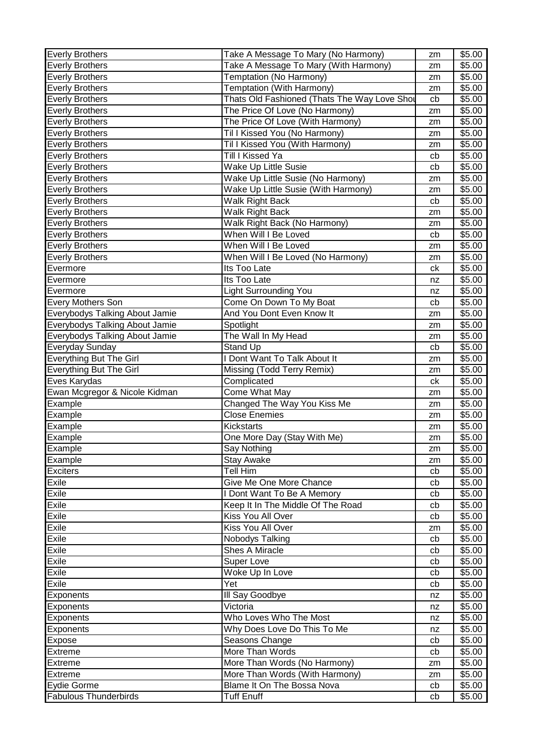| Everly Brothers | Take A Message To Mary (No Harmony) | zm | $5.00 |
|---|---|---|---|
| Everly Brothers | Take A Message To Mary (With Harmony) | zm | $5.00 |
| Everly Brothers | Temptation (No Harmony) | zm | $5.00 |
| Everly Brothers | Temptation (With Harmony) | zm | $5.00 |
| Everly Brothers | Thats Old Fashioned (Thats The Way Love Shou | cb | $5.00 |
| Everly Brothers | The Price Of Love (No Harmony) | zm | $5.00 |
| Everly Brothers | The Price Of Love (With Harmony) | zm | $5.00 |
| Everly Brothers | Til I Kissed You (No Harmony) | zm | $5.00 |
| Everly Brothers | Til I Kissed You (With Harmony) | zm | $5.00 |
| Everly Brothers | Till I Kissed Ya | cb | $5.00 |
| Everly Brothers | Wake Up Little Susie | cb | $5.00 |
| Everly Brothers | Wake Up Little Susie (No Harmony) | zm | $5.00 |
| Everly Brothers | Wake Up Little Susie (With Harmony) | zm | $5.00 |
| Everly Brothers | Walk Right Back | cb | $5.00 |
| Everly Brothers | Walk Right Back | zm | $5.00 |
| Everly Brothers | Walk Right Back (No Harmony) | zm | $5.00 |
| Everly Brothers | When Will I Be Loved | cb | $5.00 |
| Everly Brothers | When Will I Be Loved | zm | $5.00 |
| Everly Brothers | When Will I Be Loved (No Harmony) | zm | $5.00 |
| Evermore | Its Too Late | ck | $5.00 |
| Evermore | Its Too Late | nz | $5.00 |
| Evermore | Light Surrounding You | nz | $5.00 |
| Every Mothers Son | Come On Down To My Boat | cb | $5.00 |
| Everybodys Talking About Jamie | And You Dont Even Know It | zm | $5.00 |
| Everybodys Talking About Jamie | Spotlight | zm | $5.00 |
| Everybodys Talking About Jamie | The Wall In My Head | zm | $5.00 |
| Everyday Sunday | Stand Up | cb | $5.00 |
| Everything But The Girl | I Dont Want To Talk About It | zm | $5.00 |
| Everything But The Girl | Missing (Todd Terry Remix) | zm | $5.00 |
| Eves Karydas | Complicated | ck | $5.00 |
| Ewan Mcgregor & Nicole Kidman | Come What May | zm | $5.00 |
| Example | Changed The Way You Kiss Me | zm | $5.00 |
| Example | Close Enemies | zm | $5.00 |
| Example | Kickstarts | zm | $5.00 |
| Example | One More Day (Stay With Me) | zm | $5.00 |
| Example | Say Nothing | zm | $5.00 |
| Example | Stay Awake | zm | $5.00 |
| Exciters | Tell Him | cb | $5.00 |
| Exile | Give Me One More Chance | cb | $5.00 |
| Exile | I Dont Want To Be A Memory | cb | $5.00 |
| Exile | Keep It In The Middle Of The Road | cb | $5.00 |
| Exile | Kiss You All Over | cb | $5.00 |
| Exile | Kiss You All Over | zm | $5.00 |
| Exile | Nobodys Talking | cb | $5.00 |
| Exile | Shes A Miracle | cb | $5.00 |
| Exile | Super Love | cb | $5.00 |
| Exile | Woke Up In Love | cb | $5.00 |
| Exile | Yet | cb | $5.00 |
| Exponents | Ill Say Goodbye | nz | $5.00 |
| Exponents | Victoria | nz | $5.00 |
| Exponents | Who Loves Who The Most | nz | $5.00 |
| Exponents | Why Does Love Do This To Me | nz | $5.00 |
| Expose | Seasons Change | cb | $5.00 |
| Extreme | More Than Words | cb | $5.00 |
| Extreme | More Than Words (No Harmony) | zm | $5.00 |
| Extreme | More Than Words (With Harmony) | zm | $5.00 |
| Eydie Gorme | Blame It On The Bossa Nova | cb | $5.00 |
| Fabulous Thunderbirds | Tuff Enuff | cb | $5.00 |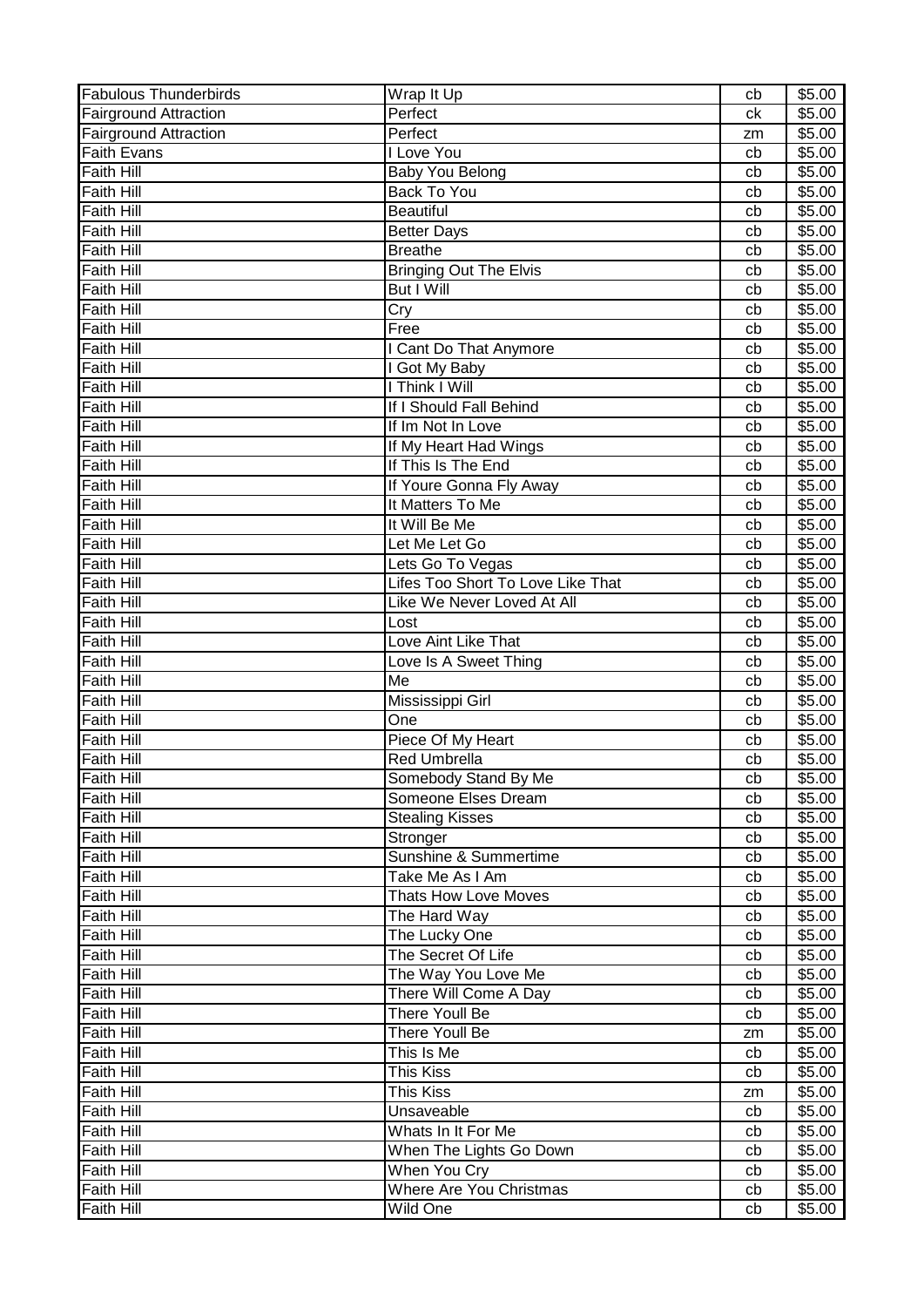| Fabulous Thunderbirds | Wrap It Up | cb | $5.00 |
|---|---|---|---|
| Fairground Attraction | Perfect | ck | $5.00 |
| Fairground Attraction | Perfect | zm | $5.00 |
| Faith Evans | I Love You | cb | $5.00 |
| Faith Hill | Baby You Belong | cb | $5.00 |
| Faith Hill | Back To You | cb | $5.00 |
| Faith Hill | Beautiful | cb | $5.00 |
| Faith Hill | Better Days | cb | $5.00 |
| Faith Hill | Breathe | cb | $5.00 |
| Faith Hill | Bringing Out The Elvis | cb | $5.00 |
| Faith Hill | But I Will | cb | $5.00 |
| Faith Hill | Cry | cb | $5.00 |
| Faith Hill | Free | cb | $5.00 |
| Faith Hill | I Cant Do That Anymore | cb | $5.00 |
| Faith Hill | I Got My Baby | cb | $5.00 |
| Faith Hill | I Think I Will | cb | $5.00 |
| Faith Hill | If I Should Fall Behind | cb | $5.00 |
| Faith Hill | If Im Not In Love | cb | $5.00 |
| Faith Hill | If My Heart Had Wings | cb | $5.00 |
| Faith Hill | If This Is The End | cb | $5.00 |
| Faith Hill | If Youre Gonna Fly Away | cb | $5.00 |
| Faith Hill | It Matters To Me | cb | $5.00 |
| Faith Hill | It Will Be Me | cb | $5.00 |
| Faith Hill | Let Me Let Go | cb | $5.00 |
| Faith Hill | Lets Go To Vegas | cb | $5.00 |
| Faith Hill | Lifes Too Short To Love Like That | cb | $5.00 |
| Faith Hill | Like We Never Loved At All | cb | $5.00 |
| Faith Hill | Lost | cb | $5.00 |
| Faith Hill | Love Aint Like That | cb | $5.00 |
| Faith Hill | Love Is A Sweet Thing | cb | $5.00 |
| Faith Hill | Me | cb | $5.00 |
| Faith Hill | Mississippi Girl | cb | $5.00 |
| Faith Hill | One | cb | $5.00 |
| Faith Hill | Piece Of My Heart | cb | $5.00 |
| Faith Hill | Red Umbrella | cb | $5.00 |
| Faith Hill | Somebody Stand By Me | cb | $5.00 |
| Faith Hill | Someone Elses Dream | cb | $5.00 |
| Faith Hill | Stealing Kisses | cb | $5.00 |
| Faith Hill | Stronger | cb | $5.00 |
| Faith Hill | Sunshine & Summertime | cb | $5.00 |
| Faith Hill | Take Me As I Am | cb | $5.00 |
| Faith Hill | Thats How Love Moves | cb | $5.00 |
| Faith Hill | The Hard Way | cb | $5.00 |
| Faith Hill | The Lucky One | cb | $5.00 |
| Faith Hill | The Secret Of Life | cb | $5.00 |
| Faith Hill | The Way You Love Me | cb | $5.00 |
| Faith Hill | There Will Come A Day | cb | $5.00 |
| Faith Hill | There Youll Be | cb | $5.00 |
| Faith Hill | There Youll Be | zm | $5.00 |
| Faith Hill | This Is Me | cb | $5.00 |
| Faith Hill | This Kiss | cb | $5.00 |
| Faith Hill | This Kiss | zm | $5.00 |
| Faith Hill | Unsaveable | cb | $5.00 |
| Faith Hill | Whats In It For Me | cb | $5.00 |
| Faith Hill | When The Lights Go Down | cb | $5.00 |
| Faith Hill | When You Cry | cb | $5.00 |
| Faith Hill | Where Are You Christmas | cb | $5.00 |
| Faith Hill | Wild One | cb | $5.00 |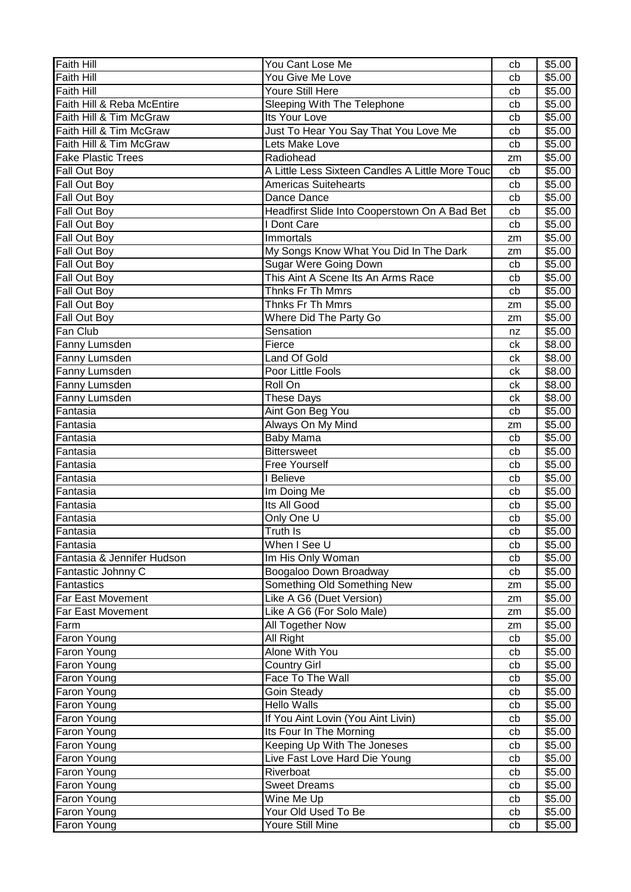| Faith Hill | You Cant Lose Me | cb | $5.00 |
|---|---|---|---|
| Faith Hill | You Give Me Love | cb | $5.00 |
| Faith Hill | Youre Still Here | cb | $5.00 |
| Faith Hill & Reba McEntire | Sleeping With The Telephone | cb | $5.00 |
| Faith Hill & Tim McGraw | Its Your Love | cb | $5.00 |
| Faith Hill & Tim McGraw | Just To Hear You Say That You Love Me | cb | $5.00 |
| Faith Hill & Tim McGraw | Lets Make Love | cb | $5.00 |
| Fake Plastic Trees | Radiohead | zm | $5.00 |
| Fall Out Boy | A Little Less Sixteen Candles A Little More Touc | cb | $5.00 |
| Fall Out Boy | Americas Suitehearts | cb | $5.00 |
| Fall Out Boy | Dance Dance | cb | $5.00 |
| Fall Out Boy | Headfirst Slide Into Cooperstown On A Bad Bet | cb | $5.00 |
| Fall Out Boy | I Dont Care | cb | $5.00 |
| Fall Out Boy | Immortals | zm | $5.00 |
| Fall Out Boy | My Songs Know What You Did In The Dark | zm | $5.00 |
| Fall Out Boy | Sugar Were Going Down | cb | $5.00 |
| Fall Out Boy | This Aint A Scene Its An Arms Race | cb | $5.00 |
| Fall Out Boy | Thnks Fr Th Mmrs | cb | $5.00 |
| Fall Out Boy | Thnks Fr Th Mmrs | zm | $5.00 |
| Fall Out Boy | Where Did The Party Go | zm | $5.00 |
| Fan Club | Sensation | nz | $5.00 |
| Fanny Lumsden | Fierce | ck | $8.00 |
| Fanny Lumsden | Land Of Gold | ck | $8.00 |
| Fanny Lumsden | Poor Little Fools | ck | $8.00 |
| Fanny Lumsden | Roll On | ck | $8.00 |
| Fanny Lumsden | These Days | ck | $8.00 |
| Fantasia | Aint Gon Beg You | cb | $5.00 |
| Fantasia | Always On My Mind | zm | $5.00 |
| Fantasia | Baby Mama | cb | $5.00 |
| Fantasia | Bittersweet | cb | $5.00 |
| Fantasia | Free Yourself | cb | $5.00 |
| Fantasia | I Believe | cb | $5.00 |
| Fantasia | Im Doing Me | cb | $5.00 |
| Fantasia | Its All Good | cb | $5.00 |
| Fantasia | Only One U | cb | $5.00 |
| Fantasia | Truth Is | cb | $5.00 |
| Fantasia | When I See U | cb | $5.00 |
| Fantasia & Jennifer Hudson | Im His Only Woman | cb | $5.00 |
| Fantastic Johnny C | Boogaloo Down Broadway | cb | $5.00 |
| Fantastics | Something Old Something New | zm | $5.00 |
| Far East Movement | Like A G6 (Duet Version) | zm | $5.00 |
| Far East Movement | Like A G6 (For Solo Male) | zm | $5.00 |
| Farm | All Together Now | zm | $5.00 |
| Faron Young | All Right | cb | $5.00 |
| Faron Young | Alone With You | cb | $5.00 |
| Faron Young | Country Girl | cb | $5.00 |
| Faron Young | Face To The Wall | cb | $5.00 |
| Faron Young | Goin Steady | cb | $5.00 |
| Faron Young | Hello Walls | cb | $5.00 |
| Faron Young | If You Aint Lovin (You Aint Livin) | cb | $5.00 |
| Faron Young | Its Four In The Morning | cb | $5.00 |
| Faron Young | Keeping Up With The Joneses | cb | $5.00 |
| Faron Young | Live Fast Love Hard Die Young | cb | $5.00 |
| Faron Young | Riverboat | cb | $5.00 |
| Faron Young | Sweet Dreams | cb | $5.00 |
| Faron Young | Wine Me Up | cb | $5.00 |
| Faron Young | Your Old Used To Be | cb | $5.00 |
| Faron Young | Youre Still Mine | cb | $5.00 |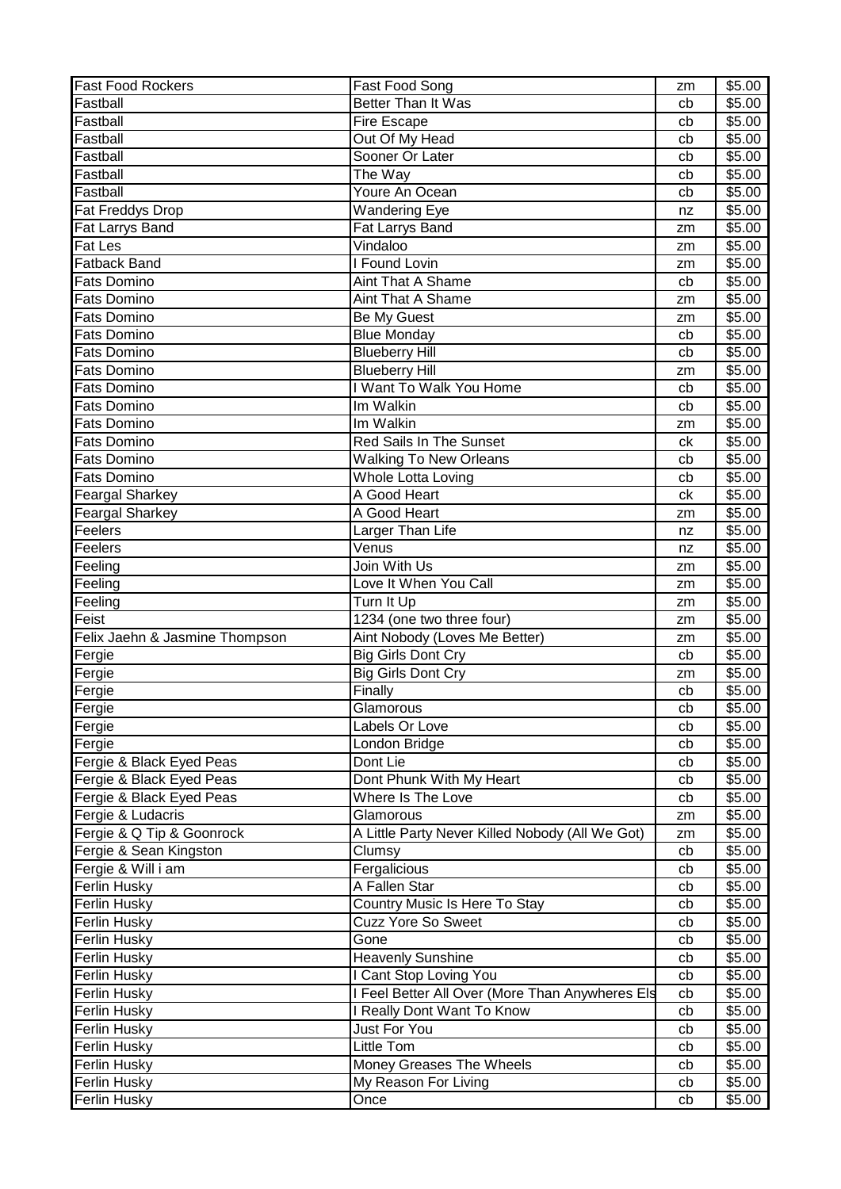| Fast Food Rockers | Fast Food Song | zm | $5.00 |
|---|---|---|---|
| Fastball | Better Than It Was | cb | $5.00 |
| Fastball | Fire Escape | cb | $5.00 |
| Fastball | Out Of My Head | cb | $5.00 |
| Fastball | Sooner Or Later | cb | $5.00 |
| Fastball | The Way | cb | $5.00 |
| Fastball | Youre An Ocean | cb | $5.00 |
| Fat Freddys Drop | Wandering Eye | nz | $5.00 |
| Fat Larrys Band | Fat Larrys Band | zm | $5.00 |
| Fat Les | Vindaloo | zm | $5.00 |
| Fatback Band | I Found Lovin | zm | $5.00 |
| Fats Domino | Aint That A Shame | cb | $5.00 |
| Fats Domino | Aint That A Shame | zm | $5.00 |
| Fats Domino | Be My Guest | zm | $5.00 |
| Fats Domino | Blue Monday | cb | $5.00 |
| Fats Domino | Blueberry Hill | cb | $5.00 |
| Fats Domino | Blueberry Hill | zm | $5.00 |
| Fats Domino | I Want To Walk You Home | cb | $5.00 |
| Fats Domino | Im Walkin | cb | $5.00 |
| Fats Domino | Im Walkin | zm | $5.00 |
| Fats Domino | Red Sails In The Sunset | ck | $5.00 |
| Fats Domino | Walking To New Orleans | cb | $5.00 |
| Fats Domino | Whole Lotta Loving | cb | $5.00 |
| Feargal Sharkey | A Good Heart | ck | $5.00 |
| Feargal Sharkey | A Good Heart | zm | $5.00 |
| Feelers | Larger Than Life | nz | $5.00 |
| Feelers | Venus | nz | $5.00 |
| Feeling | Join With Us | zm | $5.00 |
| Feeling | Love It When You Call | zm | $5.00 |
| Feeling | Turn It Up | zm | $5.00 |
| Feist | 1234 (one two three four) | zm | $5.00 |
| Felix Jaehn & Jasmine Thompson | Aint Nobody (Loves Me Better) | zm | $5.00 |
| Fergie | Big Girls Dont Cry | cb | $5.00 |
| Fergie | Big Girls Dont Cry | zm | $5.00 |
| Fergie | Finally | cb | $5.00 |
| Fergie | Glamorous | cb | $5.00 |
| Fergie | Labels Or Love | cb | $5.00 |
| Fergie | London Bridge | cb | $5.00 |
| Fergie & Black Eyed Peas | Dont Lie | cb | $5.00 |
| Fergie & Black Eyed Peas | Dont Phunk With My Heart | cb | $5.00 |
| Fergie & Black Eyed Peas | Where Is The Love | cb | $5.00 |
| Fergie & Ludacris | Glamorous | zm | $5.00 |
| Fergie & Q Tip & Goonrock | A Little Party Never Killed Nobody (All We Got) | zm | $5.00 |
| Fergie & Sean Kingston | Clumsy | cb | $5.00 |
| Fergie & Will i am | Fergalicious | cb | $5.00 |
| Ferlin Husky | A Fallen Star | cb | $5.00 |
| Ferlin Husky | Country Music Is Here To Stay | cb | $5.00 |
| Ferlin Husky | Cuzz Yore So Sweet | cb | $5.00 |
| Ferlin Husky | Gone | cb | $5.00 |
| Ferlin Husky | Heavenly Sunshine | cb | $5.00 |
| Ferlin Husky | I Cant Stop Loving You | cb | $5.00 |
| Ferlin Husky | I Feel Better All Over (More Than Anywheres Els | cb | $5.00 |
| Ferlin Husky | I Really Dont Want To Know | cb | $5.00 |
| Ferlin Husky | Just For You | cb | $5.00 |
| Ferlin Husky | Little Tom | cb | $5.00 |
| Ferlin Husky | Money Greases The Wheels | cb | $5.00 |
| Ferlin Husky | My Reason For Living | cb | $5.00 |
| Ferlin Husky | Once | cb | $5.00 |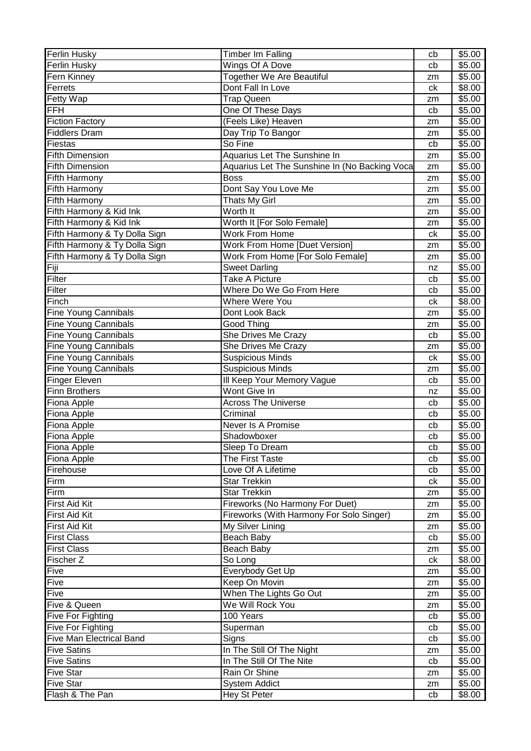| | | | |
|---|---|---|---|
| Ferlin Husky | Timber Im Falling | cb | $5.00 |
| Ferlin Husky | Wings Of A Dove | cb | $5.00 |
| Fern Kinney | Together We Are Beautiful | zm | $5.00 |
| Ferrets | Dont Fall In Love | ck | $8.00 |
| Fetty Wap | Trap Queen | zm | $5.00 |
| FFH | One Of These Days | cb | $5.00 |
| Fiction Factory | (Feels Like) Heaven | zm | $5.00 |
| Fiddlers Dram | Day Trip To Bangor | zm | $5.00 |
| Fiestas | So Fine | cb | $5.00 |
| Fifth Dimension | Aquarius Let The Sunshine In | zm | $5.00 |
| Fifth Dimension | Aquarius Let The Sunshine In (No Backing Voca | zm | $5.00 |
| Fifth Harmony | Boss | zm | $5.00 |
| Fifth Harmony | Dont Say You Love Me | zm | $5.00 |
| Fifth Harmony | Thats My Girl | zm | $5.00 |
| Fifth Harmony & Kid Ink | Worth It | zm | $5.00 |
| Fifth Harmony & Kid Ink | Worth It [For Solo Female] | zm | $5.00 |
| Fifth Harmony & Ty Dolla Sign | Work From Home | ck | $5.00 |
| Fifth Harmony & Ty Dolla Sign | Work From Home [Duet Version] | zm | $5.00 |
| Fifth Harmony & Ty Dolla Sign | Work From Home [For Solo Female] | zm | $5.00 |
| Fiji | Sweet Darling | nz | $5.00 |
| Filter | Take A Picture | cb | $5.00 |
| Filter | Where Do We Go From Here | cb | $5.00 |
| Finch | Where Were You | ck | $8.00 |
| Fine Young Cannibals | Dont Look Back | zm | $5.00 |
| Fine Young Cannibals | Good Thing | zm | $5.00 |
| Fine Young Cannibals | She Drives Me Crazy | cb | $5.00 |
| Fine Young Cannibals | She Drives Me Crazy | zm | $5.00 |
| Fine Young Cannibals | Suspicious Minds | ck | $5.00 |
| Fine Young Cannibals | Suspicious Minds | zm | $5.00 |
| Finger Eleven | Ill Keep Your Memory Vague | cb | $5.00 |
| Finn Brothers | Wont Give In | nz | $5.00 |
| Fiona Apple | Across The Universe | cb | $5.00 |
| Fiona Apple | Criminal | cb | $5.00 |
| Fiona Apple | Never Is A Promise | cb | $5.00 |
| Fiona Apple | Shadowboxer | cb | $5.00 |
| Fiona Apple | Sleep To Dream | cb | $5.00 |
| Fiona Apple | The First Taste | cb | $5.00 |
| Firehouse | Love Of A Lifetime | cb | $5.00 |
| Firm | Star Trekkin | ck | $5.00 |
| Firm | Star Trekkin | zm | $5.00 |
| First Aid Kit | Fireworks (No Harmony For Duet) | zm | $5.00 |
| First Aid Kit | Fireworks (With Harmony For Solo Singer) | zm | $5.00 |
| First Aid Kit | My Silver Lining | zm | $5.00 |
| First Class | Beach Baby | cb | $5.00 |
| First Class | Beach Baby | zm | $5.00 |
| Fischer Z | So Long | ck | $8.00 |
| Five | Everybody Get Up | zm | $5.00 |
| Five | Keep On Movin | zm | $5.00 |
| Five | When The Lights Go Out | zm | $5.00 |
| Five & Queen | We Will Rock You | zm | $5.00 |
| Five For Fighting | 100 Years | cb | $5.00 |
| Five For Fighting | Superman | cb | $5.00 |
| Five Man Electrical Band | Signs | cb | $5.00 |
| Five Satins | In The Still Of The Night | zm | $5.00 |
| Five Satins | In The Still Of The Nite | cb | $5.00 |
| Five Star | Rain Or Shine | zm | $5.00 |
| Five Star | System Addict | zm | $5.00 |
| Flash & The Pan | Hey St Peter | cb | $8.00 |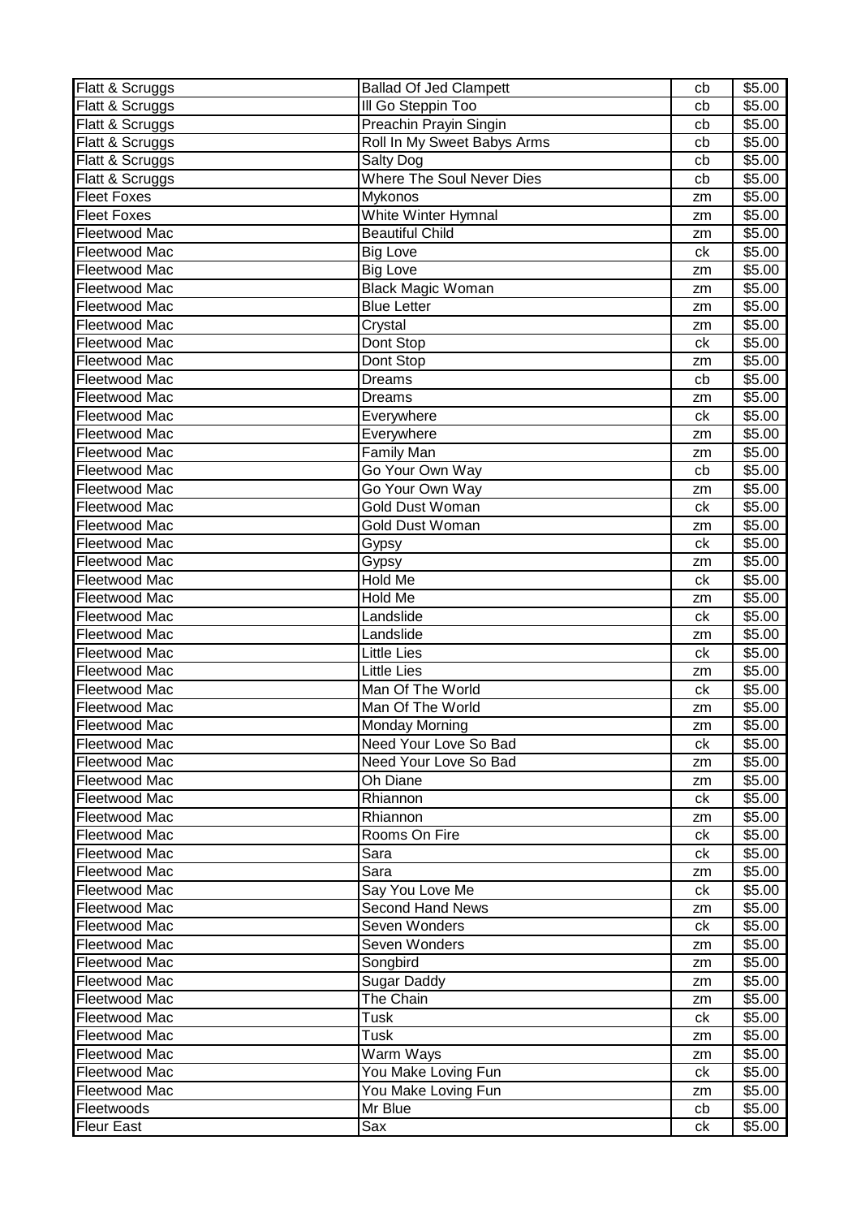| Flatt & Scruggs | Ballad Of Jed Clampett | cb | $5.00 |
|---|---|---|---|
| Flatt & Scruggs | Ill Go Steppin Too | cb | $5.00 |
| Flatt & Scruggs | Preachin Prayin Singin | cb | $5.00 |
| Flatt & Scruggs | Roll In My Sweet Babys Arms | cb | $5.00 |
| Flatt & Scruggs | Salty Dog | cb | $5.00 |
| Flatt & Scruggs | Where The Soul Never Dies | cb | $5.00 |
| Fleet Foxes | Mykonos | zm | $5.00 |
| Fleet Foxes | White Winter Hymnal | zm | $5.00 |
| Fleetwood Mac | Beautiful Child | zm | $5.00 |
| Fleetwood Mac | Big Love | ck | $5.00 |
| Fleetwood Mac | Big Love | zm | $5.00 |
| Fleetwood Mac | Black Magic Woman | zm | $5.00 |
| Fleetwood Mac | Blue Letter | zm | $5.00 |
| Fleetwood Mac | Crystal | zm | $5.00 |
| Fleetwood Mac | Dont Stop | ck | $5.00 |
| Fleetwood Mac | Dont Stop | zm | $5.00 |
| Fleetwood Mac | Dreams | cb | $5.00 |
| Fleetwood Mac | Dreams | zm | $5.00 |
| Fleetwood Mac | Everywhere | ck | $5.00 |
| Fleetwood Mac | Everywhere | zm | $5.00 |
| Fleetwood Mac | Family Man | zm | $5.00 |
| Fleetwood Mac | Go Your Own Way | cb | $5.00 |
| Fleetwood Mac | Go Your Own Way | zm | $5.00 |
| Fleetwood Mac | Gold Dust Woman | ck | $5.00 |
| Fleetwood Mac | Gold Dust Woman | zm | $5.00 |
| Fleetwood Mac | Gypsy | ck | $5.00 |
| Fleetwood Mac | Gypsy | zm | $5.00 |
| Fleetwood Mac | Hold Me | ck | $5.00 |
| Fleetwood Mac | Hold Me | zm | $5.00 |
| Fleetwood Mac | Landslide | ck | $5.00 |
| Fleetwood Mac | Landslide | zm | $5.00 |
| Fleetwood Mac | Little Lies | ck | $5.00 |
| Fleetwood Mac | Little Lies | zm | $5.00 |
| Fleetwood Mac | Man Of The World | ck | $5.00 |
| Fleetwood Mac | Man Of The World | zm | $5.00 |
| Fleetwood Mac | Monday Morning | zm | $5.00 |
| Fleetwood Mac | Need Your Love So Bad | ck | $5.00 |
| Fleetwood Mac | Need Your Love So Bad | zm | $5.00 |
| Fleetwood Mac | Oh Diane | zm | $5.00 |
| Fleetwood Mac | Rhiannon | ck | $5.00 |
| Fleetwood Mac | Rhiannon | zm | $5.00 |
| Fleetwood Mac | Rooms On Fire | ck | $5.00 |
| Fleetwood Mac | Sara | ck | $5.00 |
| Fleetwood Mac | Sara | zm | $5.00 |
| Fleetwood Mac | Say You Love Me | ck | $5.00 |
| Fleetwood Mac | Second Hand News | zm | $5.00 |
| Fleetwood Mac | Seven Wonders | ck | $5.00 |
| Fleetwood Mac | Seven Wonders | zm | $5.00 |
| Fleetwood Mac | Songbird | zm | $5.00 |
| Fleetwood Mac | Sugar Daddy | zm | $5.00 |
| Fleetwood Mac | The Chain | zm | $5.00 |
| Fleetwood Mac | Tusk | ck | $5.00 |
| Fleetwood Mac | Tusk | zm | $5.00 |
| Fleetwood Mac | Warm Ways | zm | $5.00 |
| Fleetwood Mac | You Make Loving Fun | ck | $5.00 |
| Fleetwood Mac | You Make Loving Fun | zm | $5.00 |
| Fleetwoods | Mr Blue | cb | $5.00 |
| Fleur East | Sax | ck | $5.00 |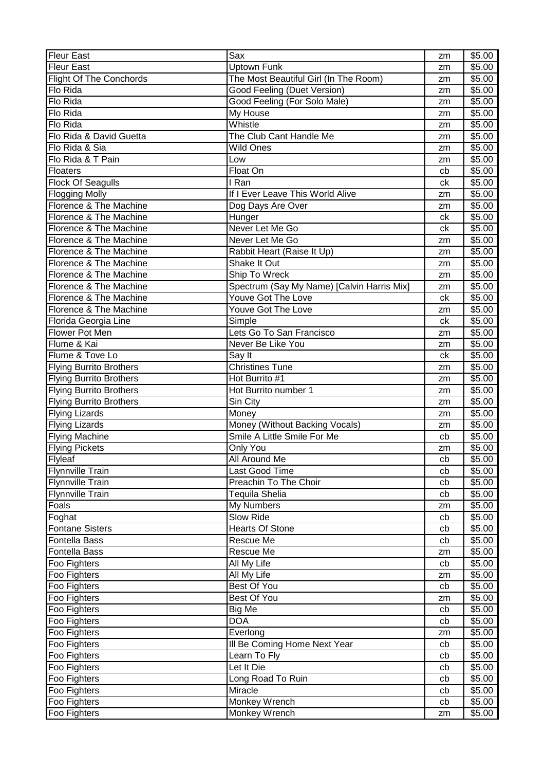| | | | |
|---|---|---|---|
| Fleur East | Sax | zm | $5.00 |
| Fleur East | Uptown Funk | zm | $5.00 |
| Flight Of The Conchords | The Most Beautiful Girl (In The Room) | zm | $5.00 |
| Flo Rida | Good Feeling (Duet Version) | zm | $5.00 |
| Flo Rida | Good Feeling (For Solo Male) | zm | $5.00 |
| Flo Rida | My House | zm | $5.00 |
| Flo Rida | Whistle | zm | $5.00 |
| Flo Rida & David Guetta | The Club Cant Handle Me | zm | $5.00 |
| Flo Rida & Sia | Wild Ones | zm | $5.00 |
| Flo Rida & T Pain | Low | zm | $5.00 |
| Floaters | Float On | cb | $5.00 |
| Flock Of Seagulls | I Ran | ck | $5.00 |
| Flogging Molly | If I Ever Leave This World Alive | zm | $5.00 |
| Florence & The Machine | Dog Days Are Over | zm | $5.00 |
| Florence & The Machine | Hunger | ck | $5.00 |
| Florence & The Machine | Never Let Me Go | ck | $5.00 |
| Florence & The Machine | Never Let Me Go | zm | $5.00 |
| Florence & The Machine | Rabbit Heart (Raise It Up) | zm | $5.00 |
| Florence & The Machine | Shake It Out | zm | $5.00 |
| Florence & The Machine | Ship To Wreck | zm | $5.00 |
| Florence & The Machine | Spectrum (Say My Name) [Calvin Harris Mix] | zm | $5.00 |
| Florence & The Machine | Youve Got The Love | ck | $5.00 |
| Florence & The Machine | Youve Got The Love | zm | $5.00 |
| Florida Georgia Line | Simple | ck | $5.00 |
| Flower Pot Men | Lets Go To San Francisco | zm | $5.00 |
| Flume & Kai | Never Be Like You | zm | $5.00 |
| Flume & Tove Lo | Say It | ck | $5.00 |
| Flying Burrito Brothers | Christines Tune | zm | $5.00 |
| Flying Burrito Brothers | Hot Burrito #1 | zm | $5.00 |
| Flying Burrito Brothers | Hot Burrito number 1 | zm | $5.00 |
| Flying Burrito Brothers | Sin City | zm | $5.00 |
| Flying Lizards | Money | zm | $5.00 |
| Flying Lizards | Money (Without Backing Vocals) | zm | $5.00 |
| Flying Machine | Smile A Little Smile For Me | cb | $5.00 |
| Flying Pickets | Only You | zm | $5.00 |
| Flyleaf | All Around Me | cb | $5.00 |
| Flynnville Train | Last Good Time | cb | $5.00 |
| Flynnville Train | Preachin To The Choir | cb | $5.00 |
| Flynnville Train | Tequila Shelia | cb | $5.00 |
| Foals | My Numbers | zm | $5.00 |
| Foghat | Slow Ride | cb | $5.00 |
| Fontane Sisters | Hearts Of Stone | cb | $5.00 |
| Fontella Bass | Rescue Me | cb | $5.00 |
| Fontella Bass | Rescue Me | zm | $5.00 |
| Foo Fighters | All My Life | cb | $5.00 |
| Foo Fighters | All My Life | zm | $5.00 |
| Foo Fighters | Best Of You | cb | $5.00 |
| Foo Fighters | Best Of You | zm | $5.00 |
| Foo Fighters | Big Me | cb | $5.00 |
| Foo Fighters | DOA | cb | $5.00 |
| Foo Fighters | Everlong | zm | $5.00 |
| Foo Fighters | Ill Be Coming Home Next Year | cb | $5.00 |
| Foo Fighters | Learn To Fly | cb | $5.00 |
| Foo Fighters | Let It Die | cb | $5.00 |
| Foo Fighters | Long Road To Ruin | cb | $5.00 |
| Foo Fighters | Miracle | cb | $5.00 |
| Foo Fighters | Monkey Wrench | cb | $5.00 |
| Foo Fighters | Monkey Wrench | zm | $5.00 |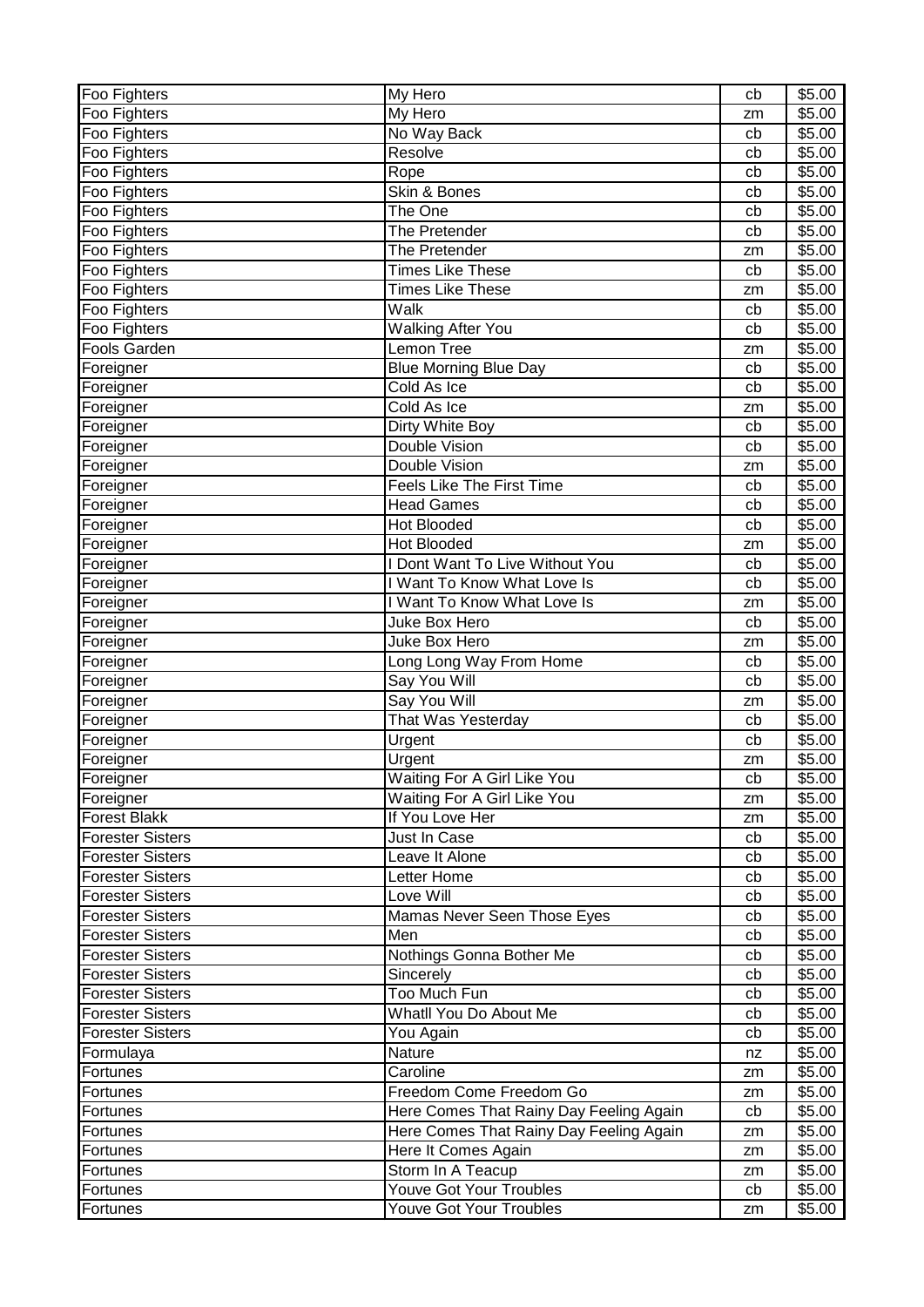| Foo Fighters | My Hero | cb | $5.00 |
|---|---|---|---|
| Foo Fighters | My Hero | zm | $5.00 |
| Foo Fighters | No Way Back | cb | $5.00 |
| Foo Fighters | Resolve | cb | $5.00 |
| Foo Fighters | Rope | cb | $5.00 |
| Foo Fighters | Skin & Bones | cb | $5.00 |
| Foo Fighters | The One | cb | $5.00 |
| Foo Fighters | The Pretender | cb | $5.00 |
| Foo Fighters | The Pretender | zm | $5.00 |
| Foo Fighters | Times Like These | cb | $5.00 |
| Foo Fighters | Times Like These | zm | $5.00 |
| Foo Fighters | Walk | cb | $5.00 |
| Foo Fighters | Walking After You | cb | $5.00 |
| Fools Garden | Lemon Tree | zm | $5.00 |
| Foreigner | Blue Morning Blue Day | cb | $5.00 |
| Foreigner | Cold As Ice | cb | $5.00 |
| Foreigner | Cold As Ice | zm | $5.00 |
| Foreigner | Dirty White Boy | cb | $5.00 |
| Foreigner | Double Vision | cb | $5.00 |
| Foreigner | Double Vision | zm | $5.00 |
| Foreigner | Feels Like The First Time | cb | $5.00 |
| Foreigner | Head Games | cb | $5.00 |
| Foreigner | Hot Blooded | cb | $5.00 |
| Foreigner | Hot Blooded | zm | $5.00 |
| Foreigner | I Dont Want To Live Without You | cb | $5.00 |
| Foreigner | I Want To Know What Love Is | cb | $5.00 |
| Foreigner | I Want To Know What Love Is | zm | $5.00 |
| Foreigner | Juke Box Hero | cb | $5.00 |
| Foreigner | Juke Box Hero | zm | $5.00 |
| Foreigner | Long Long Way From Home | cb | $5.00 |
| Foreigner | Say You Will | cb | $5.00 |
| Foreigner | Say You Will | zm | $5.00 |
| Foreigner | That Was Yesterday | cb | $5.00 |
| Foreigner | Urgent | cb | $5.00 |
| Foreigner | Urgent | zm | $5.00 |
| Foreigner | Waiting For A Girl Like You | cb | $5.00 |
| Foreigner | Waiting For A Girl Like You | zm | $5.00 |
| Forest Blakk | If You Love Her | zm | $5.00 |
| Forester Sisters | Just In Case | cb | $5.00 |
| Forester Sisters | Leave It Alone | cb | $5.00 |
| Forester Sisters | Letter Home | cb | $5.00 |
| Forester Sisters | Love Will | cb | $5.00 |
| Forester Sisters | Mamas Never Seen Those Eyes | cb | $5.00 |
| Forester Sisters | Men | cb | $5.00 |
| Forester Sisters | Nothings Gonna Bother Me | cb | $5.00 |
| Forester Sisters | Sincerely | cb | $5.00 |
| Forester Sisters | Too Much Fun | cb | $5.00 |
| Forester Sisters | Whatll You Do About Me | cb | $5.00 |
| Forester Sisters | You Again | cb | $5.00 |
| Formulaya | Nature | nz | $5.00 |
| Fortunes | Caroline | zm | $5.00 |
| Fortunes | Freedom Come Freedom Go | zm | $5.00 |
| Fortunes | Here Comes That Rainy Day Feeling Again | cb | $5.00 |
| Fortunes | Here Comes That Rainy Day Feeling Again | zm | $5.00 |
| Fortunes | Here It Comes Again | zm | $5.00 |
| Fortunes | Storm In A Teacup | zm | $5.00 |
| Fortunes | Youve Got Your Troubles | cb | $5.00 |
| Fortunes | Youve Got Your Troubles | zm | $5.00 |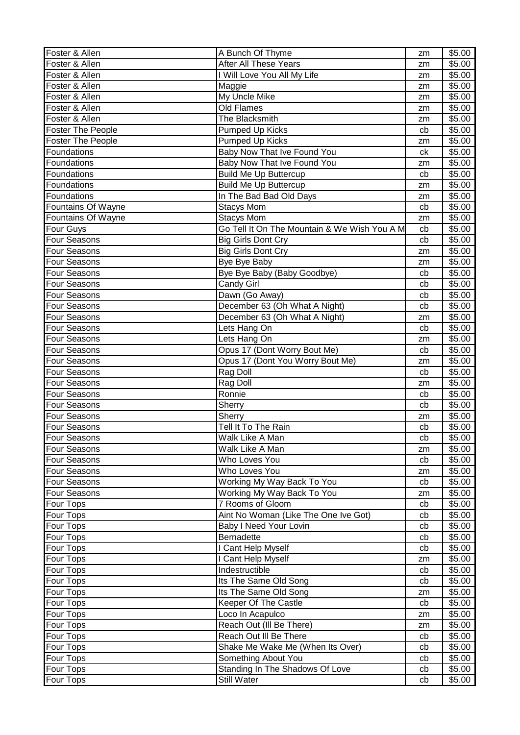| Foster & Allen | A Bunch Of Thyme | zm | $5.00 |
|---|---|---|---|
| Foster & Allen | After All These Years | zm | $5.00 |
| Foster & Allen | I Will Love You All My Life | zm | $5.00 |
| Foster & Allen | Maggie | zm | $5.00 |
| Foster & Allen | My Uncle Mike | zm | $5.00 |
| Foster & Allen | Old Flames | zm | $5.00 |
| Foster & Allen | The Blacksmith | zm | $5.00 |
| Foster The People | Pumped Up Kicks | cb | $5.00 |
| Foster The People | Pumped Up Kicks | zm | $5.00 |
| Foundations | Baby Now That Ive Found You | ck | $5.00 |
| Foundations | Baby Now That Ive Found You | zm | $5.00 |
| Foundations | Build Me Up Buttercup | cb | $5.00 |
| Foundations | Build Me Up Buttercup | zm | $5.00 |
| Foundations | In The Bad Bad Old Days | zm | $5.00 |
| Fountains Of Wayne | Stacys Mom | cb | $5.00 |
| Fountains Of Wayne | Stacys Mom | zm | $5.00 |
| Four Guys | Go Tell It On The Mountain & We Wish You A M | cb | $5.00 |
| Four Seasons | Big Girls Dont Cry | cb | $5.00 |
| Four Seasons | Big Girls Dont Cry | zm | $5.00 |
| Four Seasons | Bye Bye Baby | zm | $5.00 |
| Four Seasons | Bye Bye Baby (Baby Goodbye) | cb | $5.00 |
| Four Seasons | Candy Girl | cb | $5.00 |
| Four Seasons | Dawn (Go Away) | cb | $5.00 |
| Four Seasons | December 63 (Oh What A Night) | cb | $5.00 |
| Four Seasons | December 63 (Oh What A Night) | zm | $5.00 |
| Four Seasons | Lets Hang On | cb | $5.00 |
| Four Seasons | Lets Hang On | zm | $5.00 |
| Four Seasons | Opus 17 (Dont Worry Bout Me) | cb | $5.00 |
| Four Seasons | Opus 17 (Dont You Worry Bout Me) | zm | $5.00 |
| Four Seasons | Rag Doll | cb | $5.00 |
| Four Seasons | Rag Doll | zm | $5.00 |
| Four Seasons | Ronnie | cb | $5.00 |
| Four Seasons | Sherry | cb | $5.00 |
| Four Seasons | Sherry | zm | $5.00 |
| Four Seasons | Tell It To The Rain | cb | $5.00 |
| Four Seasons | Walk Like A Man | cb | $5.00 |
| Four Seasons | Walk Like A Man | zm | $5.00 |
| Four Seasons | Who Loves You | cb | $5.00 |
| Four Seasons | Who Loves You | zm | $5.00 |
| Four Seasons | Working My Way Back To You | cb | $5.00 |
| Four Seasons | Working My Way Back To You | zm | $5.00 |
| Four Tops | 7 Rooms of Gloom | cb | $5.00 |
| Four Tops | Aint No Woman (Like The One Ive Got) | cb | $5.00 |
| Four Tops | Baby I Need Your Lovin | cb | $5.00 |
| Four Tops | Bernadette | cb | $5.00 |
| Four Tops | I Cant Help Myself | cb | $5.00 |
| Four Tops | I Cant Help Myself | zm | $5.00 |
| Four Tops | Indestructible | cb | $5.00 |
| Four Tops | Its The Same Old Song | cb | $5.00 |
| Four Tops | Its The Same Old Song | zm | $5.00 |
| Four Tops | Keeper Of The Castle | cb | $5.00 |
| Four Tops | Loco In Acapulco | zm | $5.00 |
| Four Tops | Reach Out (Ill Be There) | zm | $5.00 |
| Four Tops | Reach Out Ill Be There | cb | $5.00 |
| Four Tops | Shake Me Wake Me (When Its Over) | cb | $5.00 |
| Four Tops | Something About You | cb | $5.00 |
| Four Tops | Standing In The Shadows Of Love | cb | $5.00 |
| Four Tops | Still Water | cb | $5.00 |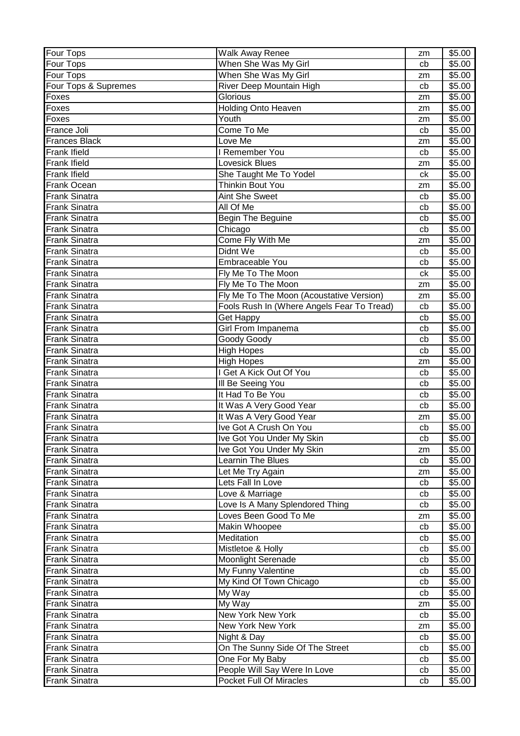| Four Tops | Walk Away Renee | zm | $5.00 |
|---|---|---|---|
| Four Tops | When She Was My Girl | cb | $5.00 |
| Four Tops | When She Was My Girl | zm | $5.00 |
| Four Tops & Supremes | River Deep Mountain High | cb | $5.00 |
| Foxes | Glorious | zm | $5.00 |
| Foxes | Holding Onto Heaven | zm | $5.00 |
| Foxes | Youth | zm | $5.00 |
| France Joli | Come To Me | cb | $5.00 |
| Frances Black | Love Me | zm | $5.00 |
| Frank Ifield | I Remember You | cb | $5.00 |
| Frank Ifield | Lovesick Blues | zm | $5.00 |
| Frank Ifield | She Taught Me To Yodel | ck | $5.00 |
| Frank Ocean | Thinkin Bout You | zm | $5.00 |
| Frank Sinatra | Aint She Sweet | cb | $5.00 |
| Frank Sinatra | All Of Me | cb | $5.00 |
| Frank Sinatra | Begin The Beguine | cb | $5.00 |
| Frank Sinatra | Chicago | cb | $5.00 |
| Frank Sinatra | Come Fly With Me | zm | $5.00 |
| Frank Sinatra | Didnt We | cb | $5.00 |
| Frank Sinatra | Embraceable You | cb | $5.00 |
| Frank Sinatra | Fly Me To The Moon | ck | $5.00 |
| Frank Sinatra | Fly Me To The Moon | zm | $5.00 |
| Frank Sinatra | Fly Me To The Moon (Acoustative Version) | zm | $5.00 |
| Frank Sinatra | Fools Rush In (Where Angels Fear To Tread) | cb | $5.00 |
| Frank Sinatra | Get Happy | cb | $5.00 |
| Frank Sinatra | Girl From Impanema | cb | $5.00 |
| Frank Sinatra | Goody Goody | cb | $5.00 |
| Frank Sinatra | High Hopes | cb | $5.00 |
| Frank Sinatra | High Hopes | zm | $5.00 |
| Frank Sinatra | I Get A Kick Out Of You | cb | $5.00 |
| Frank Sinatra | Ill Be Seeing You | cb | $5.00 |
| Frank Sinatra | It Had To Be You | cb | $5.00 |
| Frank Sinatra | It Was A Very Good Year | cb | $5.00 |
| Frank Sinatra | It Was A Very Good Year | zm | $5.00 |
| Frank Sinatra | Ive Got A Crush On You | cb | $5.00 |
| Frank Sinatra | Ive Got You Under My Skin | cb | $5.00 |
| Frank Sinatra | Ive Got You Under My Skin | zm | $5.00 |
| Frank Sinatra | Learnin The Blues | cb | $5.00 |
| Frank Sinatra | Let Me Try Again | zm | $5.00 |
| Frank Sinatra | Lets Fall In Love | cb | $5.00 |
| Frank Sinatra | Love & Marriage | cb | $5.00 |
| Frank Sinatra | Love Is A Many Splendored Thing | cb | $5.00 |
| Frank Sinatra | Loves Been Good To Me | zm | $5.00 |
| Frank Sinatra | Makin Whoopee | cb | $5.00 |
| Frank Sinatra | Meditation | cb | $5.00 |
| Frank Sinatra | Mistletoe & Holly | cb | $5.00 |
| Frank Sinatra | Moonlight Serenade | cb | $5.00 |
| Frank Sinatra | My Funny Valentine | cb | $5.00 |
| Frank Sinatra | My Kind Of Town Chicago | cb | $5.00 |
| Frank Sinatra | My Way | cb | $5.00 |
| Frank Sinatra | My Way | zm | $5.00 |
| Frank Sinatra | New York New York | cb | $5.00 |
| Frank Sinatra | New York New York | zm | $5.00 |
| Frank Sinatra | Night & Day | cb | $5.00 |
| Frank Sinatra | On The Sunny Side Of The Street | cb | $5.00 |
| Frank Sinatra | One For My Baby | cb | $5.00 |
| Frank Sinatra | People Will Say Were In Love | cb | $5.00 |
| Frank Sinatra | Pocket Full Of Miracles | cb | $5.00 |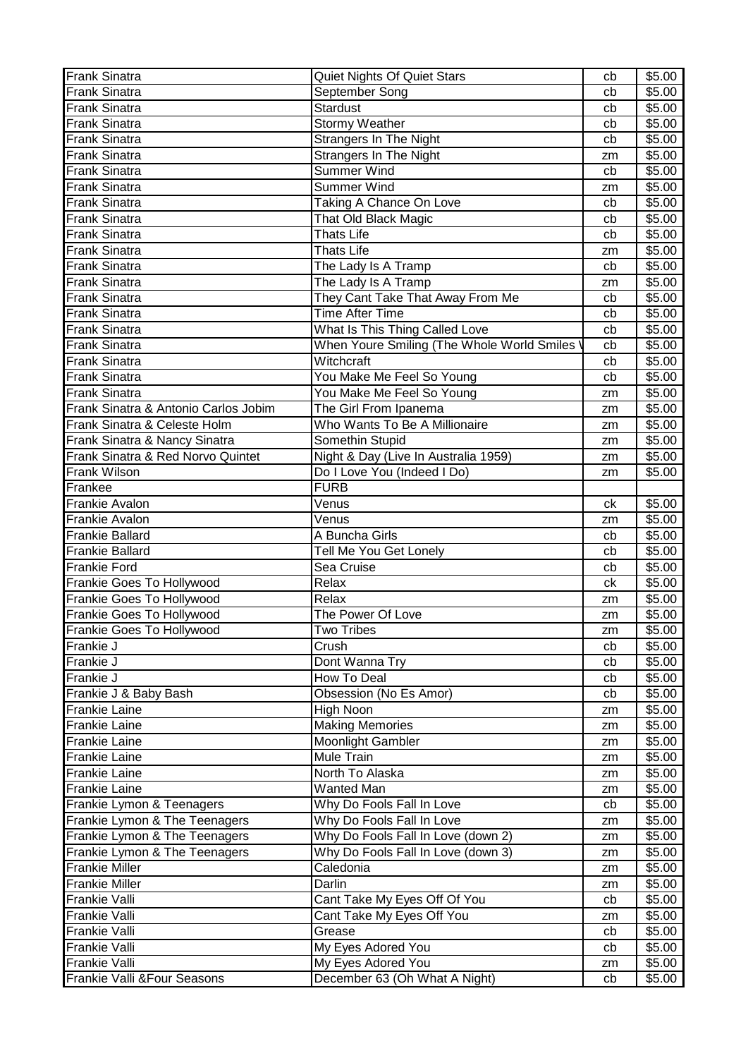| Frank Sinatra | Quiet Nights Of Quiet Stars | cb | $5.00 |
|---|---|---|---|
| Frank Sinatra | September Song | cb | $5.00 |
| Frank Sinatra | Stardust | cb | $5.00 |
| Frank Sinatra | Stormy Weather | cb | $5.00 |
| Frank Sinatra | Strangers In The Night | cb | $5.00 |
| Frank Sinatra | Strangers In The Night | zm | $5.00 |
| Frank Sinatra | Summer Wind | cb | $5.00 |
| Frank Sinatra | Summer Wind | zm | $5.00 |
| Frank Sinatra | Taking A Chance On Love | cb | $5.00 |
| Frank Sinatra | That Old Black Magic | cb | $5.00 |
| Frank Sinatra | Thats Life | cb | $5.00 |
| Frank Sinatra | Thats Life | zm | $5.00 |
| Frank Sinatra | The Lady Is A Tramp | cb | $5.00 |
| Frank Sinatra | The Lady Is A Tramp | zm | $5.00 |
| Frank Sinatra | They Cant Take That Away From Me | cb | $5.00 |
| Frank Sinatra | Time After Time | cb | $5.00 |
| Frank Sinatra | What Is This Thing Called Love | cb | $5.00 |
| Frank Sinatra | When Youre Smiling (The Whole World Smiles W | cb | $5.00 |
| Frank Sinatra | Witchcraft | cb | $5.00 |
| Frank Sinatra | You Make Me Feel So Young | cb | $5.00 |
| Frank Sinatra | You Make Me Feel So Young | zm | $5.00 |
| Frank Sinatra & Antonio Carlos Jobim | The Girl From Ipanema | zm | $5.00 |
| Frank Sinatra & Celeste Holm | Who Wants To Be A Millionaire | zm | $5.00 |
| Frank Sinatra & Nancy Sinatra | Somethin Stupid | zm | $5.00 |
| Frank Sinatra & Red Norvo Quintet | Night & Day (Live In Australia 1959) | zm | $5.00 |
| Frank Wilson | Do I Love You (Indeed I Do) | zm | $5.00 |
| Frankee | FURB | | |
| Frankie Avalon | Venus | ck | $5.00 |
| Frankie Avalon | Venus | zm | $5.00 |
| Frankie Ballard | A Buncha Girls | cb | $5.00 |
| Frankie Ballard | Tell Me You Get Lonely | cb | $5.00 |
| Frankie Ford | Sea Cruise | cb | $5.00 |
| Frankie Goes To Hollywood | Relax | ck | $5.00 |
| Frankie Goes To Hollywood | Relax | zm | $5.00 |
| Frankie Goes To Hollywood | The Power Of Love | zm | $5.00 |
| Frankie Goes To Hollywood | Two Tribes | zm | $5.00 |
| Frankie J | Crush | cb | $5.00 |
| Frankie J | Dont Wanna Try | cb | $5.00 |
| Frankie J | How To Deal | cb | $5.00 |
| Frankie J & Baby Bash | Obsession (No Es Amor) | cb | $5.00 |
| Frankie Laine | High Noon | zm | $5.00 |
| Frankie Laine | Making Memories | zm | $5.00 |
| Frankie Laine | Moonlight Gambler | zm | $5.00 |
| Frankie Laine | Mule Train | zm | $5.00 |
| Frankie Laine | North To Alaska | zm | $5.00 |
| Frankie Laine | Wanted Man | zm | $5.00 |
| Frankie Lymon & Teenagers | Why Do Fools Fall In Love | cb | $5.00 |
| Frankie Lymon & The Teenagers | Why Do Fools Fall In Love | zm | $5.00 |
| Frankie Lymon & The Teenagers | Why Do Fools Fall In Love (down 2) | zm | $5.00 |
| Frankie Lymon & The Teenagers | Why Do Fools Fall In Love (down 3) | zm | $5.00 |
| Frankie Miller | Caledonia | zm | $5.00 |
| Frankie Miller | Darlin | zm | $5.00 |
| Frankie Valli | Cant Take My Eyes Off Of You | cb | $5.00 |
| Frankie Valli | Cant Take My Eyes Off You | zm | $5.00 |
| Frankie Valli | Grease | cb | $5.00 |
| Frankie Valli | My Eyes Adored You | cb | $5.00 |
| Frankie Valli | My Eyes Adored You | zm | $5.00 |
| Frankie Valli &Four Seasons | December 63 (Oh What A Night) | cb | $5.00 |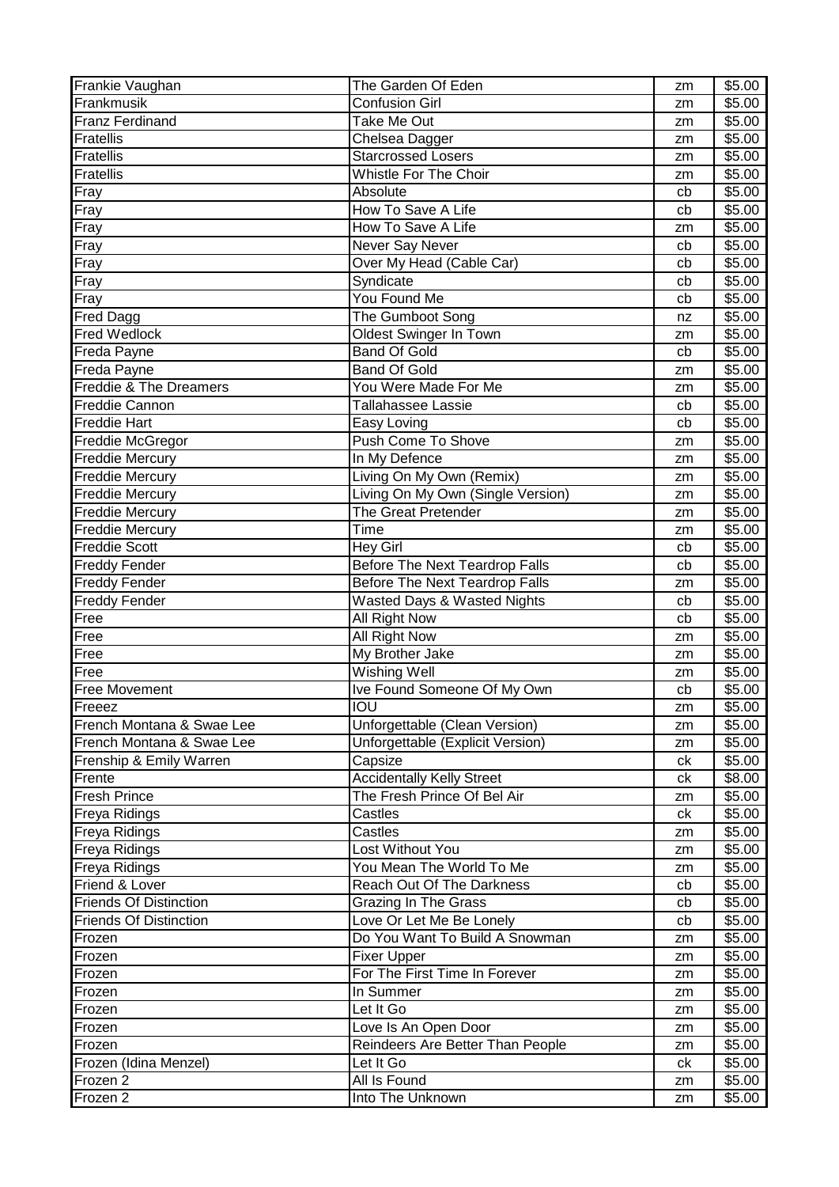| Frankie Vaughan | The Garden Of Eden | zm | $5.00 |
|---|---|---|---|
| Frankmusik | Confusion Girl | zm | $5.00 |
| Franz Ferdinand | Take Me Out | zm | $5.00 |
| Fratellis | Chelsea Dagger | zm | $5.00 |
| Fratellis | Starcrossed Losers | zm | $5.00 |
| Fratellis | Whistle For The Choir | zm | $5.00 |
| Fray | Absolute | cb | $5.00 |
| Fray | How To Save A Life | cb | $5.00 |
| Fray | How To Save A Life | zm | $5.00 |
| Fray | Never Say Never | cb | $5.00 |
| Fray | Over My Head (Cable Car) | cb | $5.00 |
| Fray | Syndicate | cb | $5.00 |
| Fray | You Found Me | cb | $5.00 |
| Fred Dagg | The Gumboot Song | nz | $5.00 |
| Fred Wedlock | Oldest Swinger In Town | zm | $5.00 |
| Freda Payne | Band Of Gold | cb | $5.00 |
| Freda Payne | Band Of Gold | zm | $5.00 |
| Freddie & The Dreamers | You Were Made For Me | zm | $5.00 |
| Freddie Cannon | Tallahassee Lassie | cb | $5.00 |
| Freddie Hart | Easy Loving | cb | $5.00 |
| Freddie McGregor | Push Come To Shove | zm | $5.00 |
| Freddie Mercury | In My Defence | zm | $5.00 |
| Freddie Mercury | Living On My Own (Remix) | zm | $5.00 |
| Freddie Mercury | Living On My Own (Single Version) | zm | $5.00 |
| Freddie Mercury | The Great Pretender | zm | $5.00 |
| Freddie Mercury | Time | zm | $5.00 |
| Freddie Scott | Hey Girl | cb | $5.00 |
| Freddy Fender | Before The Next Teardrop Falls | cb | $5.00 |
| Freddy Fender | Before The Next Teardrop Falls | zm | $5.00 |
| Freddy Fender | Wasted Days & Wasted Nights | cb | $5.00 |
| Free | All Right Now | cb | $5.00 |
| Free | All Right Now | zm | $5.00 |
| Free | My Brother Jake | zm | $5.00 |
| Free | Wishing Well | zm | $5.00 |
| Free Movement | Ive Found Someone Of My Own | cb | $5.00 |
| Freeez | IOU | zm | $5.00 |
| French Montana & Swae Lee | Unforgettable (Clean Version) | zm | $5.00 |
| French Montana & Swae Lee | Unforgettable (Explicit Version) | zm | $5.00 |
| Frenship & Emily Warren | Capsize | ck | $5.00 |
| Frente | Accidentally Kelly Street | ck | $8.00 |
| Fresh Prince | The Fresh Prince Of Bel Air | zm | $5.00 |
| Freya Ridings | Castles | ck | $5.00 |
| Freya Ridings | Castles | zm | $5.00 |
| Freya Ridings | Lost Without You | zm | $5.00 |
| Freya Ridings | You Mean The World To Me | zm | $5.00 |
| Friend & Lover | Reach Out Of The Darkness | cb | $5.00 |
| Friends Of Distinction | Grazing In The Grass | cb | $5.00 |
| Friends Of Distinction | Love Or Let Me Be Lonely | cb | $5.00 |
| Frozen | Do You Want To Build A Snowman | zm | $5.00 |
| Frozen | Fixer Upper | zm | $5.00 |
| Frozen | For The First Time In Forever | zm | $5.00 |
| Frozen | In Summer | zm | $5.00 |
| Frozen | Let It Go | zm | $5.00 |
| Frozen | Love Is An Open Door | zm | $5.00 |
| Frozen | Reindeers Are Better Than People | zm | $5.00 |
| Frozen (Idina Menzel) | Let It Go | ck | $5.00 |
| Frozen 2 | All Is Found | zm | $5.00 |
| Frozen 2 | Into The Unknown | zm | $5.00 |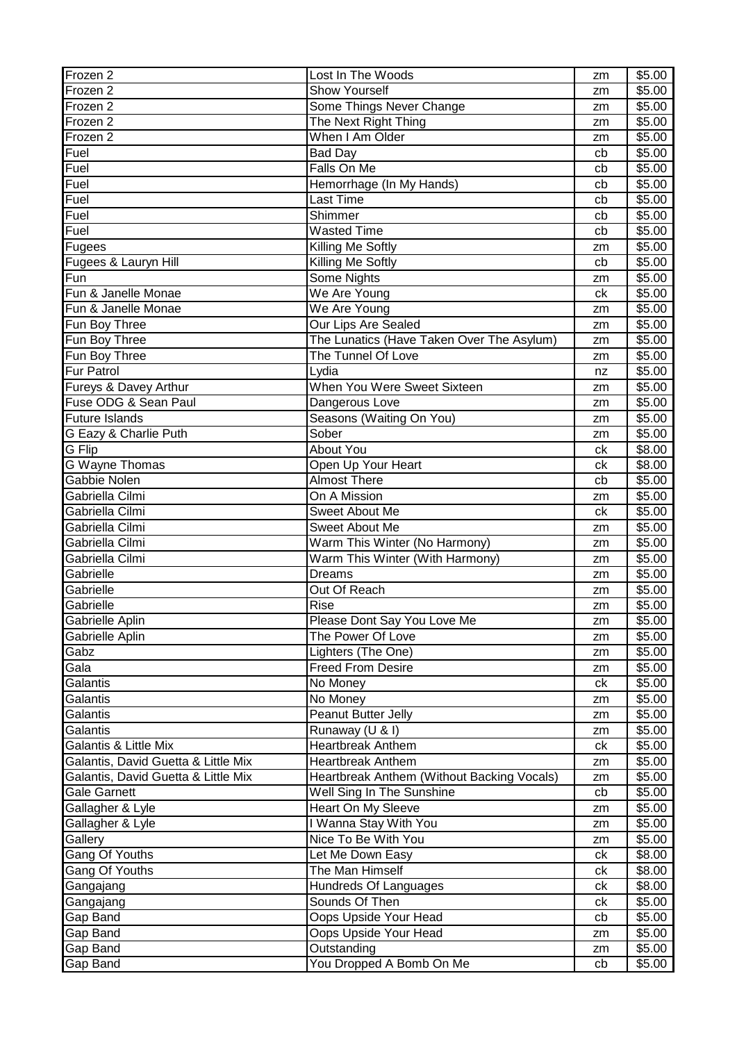| Frozen 2 | Lost In The Woods | zm | $5.00 |
|---|---|---|---|
| Frozen 2 | Show Yourself | zm | $5.00 |
| Frozen 2 | Some Things Never Change | zm | $5.00 |
| Frozen 2 | The Next Right Thing | zm | $5.00 |
| Frozen 2 | When I Am Older | zm | $5.00 |
| Fuel | Bad Day | cb | $5.00 |
| Fuel | Falls On Me | cb | $5.00 |
| Fuel | Hemorrhage (In My Hands) | cb | $5.00 |
| Fuel | Last Time | cb | $5.00 |
| Fuel | Shimmer | cb | $5.00 |
| Fuel | Wasted Time | cb | $5.00 |
| Fugees | Killing Me Softly | zm | $5.00 |
| Fugees & Lauryn Hill | Killing Me Softly | cb | $5.00 |
| Fun | Some Nights | zm | $5.00 |
| Fun & Janelle Monae | We Are Young | ck | $5.00 |
| Fun & Janelle Monae | We Are Young | zm | $5.00 |
| Fun Boy Three | Our Lips Are Sealed | zm | $5.00 |
| Fun Boy Three | The Lunatics (Have Taken Over The Asylum) | zm | $5.00 |
| Fun Boy Three | The Tunnel Of Love | zm | $5.00 |
| Fur Patrol | Lydia | nz | $5.00 |
| Fureys & Davey Arthur | When You Were Sweet Sixteen | zm | $5.00 |
| Fuse ODG & Sean Paul | Dangerous Love | zm | $5.00 |
| Future Islands | Seasons (Waiting On You) | zm | $5.00 |
| G Eazy & Charlie Puth | Sober | zm | $5.00 |
| G Flip | About You | ck | $8.00 |
| G Wayne Thomas | Open Up Your Heart | ck | $8.00 |
| Gabbie Nolen | Almost There | cb | $5.00 |
| Gabriella Cilmi | On A Mission | zm | $5.00 |
| Gabriella Cilmi | Sweet About Me | ck | $5.00 |
| Gabriella Cilmi | Sweet About Me | zm | $5.00 |
| Gabriella Cilmi | Warm This Winter (No Harmony) | zm | $5.00 |
| Gabriella Cilmi | Warm This Winter (With Harmony) | zm | $5.00 |
| Gabrielle | Dreams | zm | $5.00 |
| Gabrielle | Out Of Reach | zm | $5.00 |
| Gabrielle | Rise | zm | $5.00 |
| Gabrielle Aplin | Please Dont Say You Love Me | zm | $5.00 |
| Gabrielle Aplin | The Power Of Love | zm | $5.00 |
| Gabz | Lighters (The One) | zm | $5.00 |
| Gala | Freed From Desire | zm | $5.00 |
| Galantis | No Money | ck | $5.00 |
| Galantis | No Money | zm | $5.00 |
| Galantis | Peanut Butter Jelly | zm | $5.00 |
| Galantis | Runaway (U & I) | zm | $5.00 |
| Galantis & Little Mix | Heartbreak Anthem | ck | $5.00 |
| Galantis, David Guetta & Little Mix | Heartbreak Anthem | zm | $5.00 |
| Galantis, David Guetta & Little Mix | Heartbreak Anthem (Without Backing Vocals) | zm | $5.00 |
| Gale Garnett | Well Sing In The Sunshine | cb | $5.00 |
| Gallagher & Lyle | Heart On My Sleeve | zm | $5.00 |
| Gallagher & Lyle | I Wanna Stay With You | zm | $5.00 |
| Gallery | Nice To Be With You | zm | $5.00 |
| Gang Of Youths | Let Me Down Easy | ck | $8.00 |
| Gang Of Youths | The Man Himself | ck | $8.00 |
| Gangajang | Hundreds Of Languages | ck | $8.00 |
| Gangajang | Sounds Of Then | ck | $5.00 |
| Gap Band | Oops Upside Your Head | cb | $5.00 |
| Gap Band | Oops Upside Your Head | zm | $5.00 |
| Gap Band | Outstanding | zm | $5.00 |
| Gap Band | You Dropped A Bomb On Me | cb | $5.00 |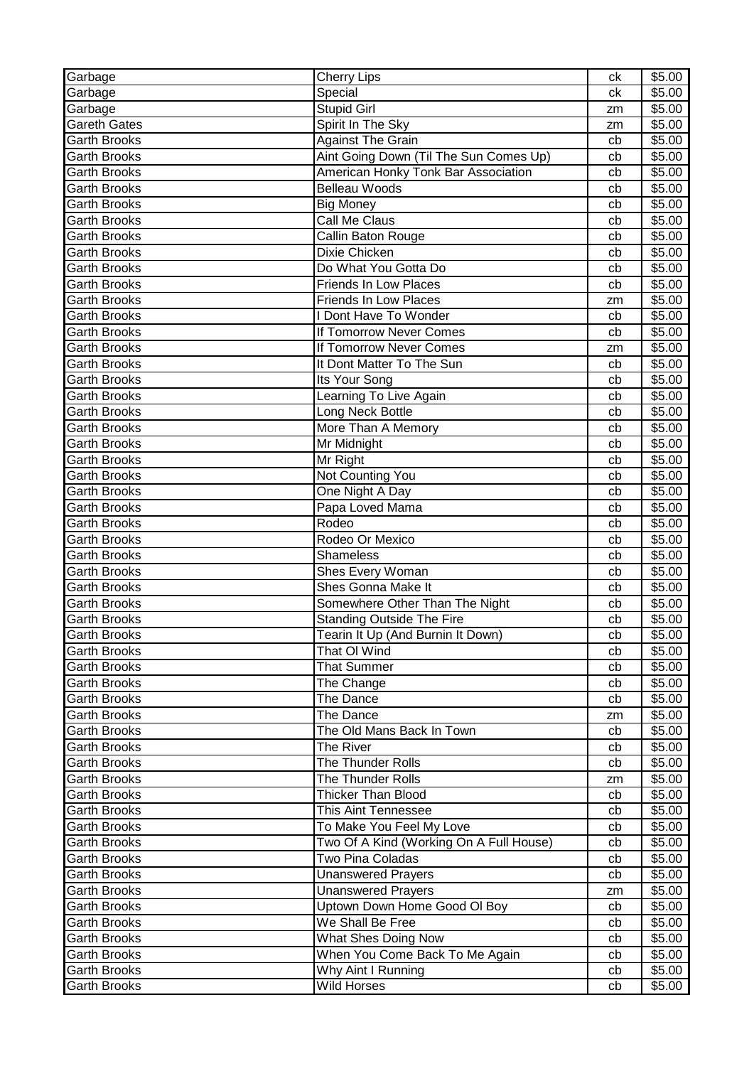| Garbage | Cherry Lips | ck | $5.00 |
|---|---|---|---|
| Garbage | Special | ck | $5.00 |
| Garbage | Stupid Girl | zm | $5.00 |
| Gareth Gates | Spirit In The Sky | zm | $5.00 |
| Garth Brooks | Against The Grain | cb | $5.00 |
| Garth Brooks | Aint Going Down (Til The Sun Comes Up) | cb | $5.00 |
| Garth Brooks | American Honky Tonk Bar Association | cb | $5.00 |
| Garth Brooks | Belleau Woods | cb | $5.00 |
| Garth Brooks | Big Money | cb | $5.00 |
| Garth Brooks | Call Me Claus | cb | $5.00 |
| Garth Brooks | Callin Baton Rouge | cb | $5.00 |
| Garth Brooks | Dixie Chicken | cb | $5.00 |
| Garth Brooks | Do What You Gotta Do | cb | $5.00 |
| Garth Brooks | Friends In Low Places | cb | $5.00 |
| Garth Brooks | Friends In Low Places | zm | $5.00 |
| Garth Brooks | I Dont Have To Wonder | cb | $5.00 |
| Garth Brooks | If Tomorrow Never Comes | cb | $5.00 |
| Garth Brooks | If Tomorrow Never Comes | zm | $5.00 |
| Garth Brooks | It Dont Matter To The Sun | cb | $5.00 |
| Garth Brooks | Its Your Song | cb | $5.00 |
| Garth Brooks | Learning To Live Again | cb | $5.00 |
| Garth Brooks | Long Neck Bottle | cb | $5.00 |
| Garth Brooks | More Than A Memory | cb | $5.00 |
| Garth Brooks | Mr Midnight | cb | $5.00 |
| Garth Brooks | Mr Right | cb | $5.00 |
| Garth Brooks | Not Counting You | cb | $5.00 |
| Garth Brooks | One Night A Day | cb | $5.00 |
| Garth Brooks | Papa Loved Mama | cb | $5.00 |
| Garth Brooks | Rodeo | cb | $5.00 |
| Garth Brooks | Rodeo Or Mexico | cb | $5.00 |
| Garth Brooks | Shameless | cb | $5.00 |
| Garth Brooks | Shes Every Woman | cb | $5.00 |
| Garth Brooks | Shes Gonna Make It | cb | $5.00 |
| Garth Brooks | Somewhere Other Than The Night | cb | $5.00 |
| Garth Brooks | Standing Outside The Fire | cb | $5.00 |
| Garth Brooks | Tearin It Up (And Burnin It Down) | cb | $5.00 |
| Garth Brooks | That Ol Wind | cb | $5.00 |
| Garth Brooks | That Summer | cb | $5.00 |
| Garth Brooks | The Change | cb | $5.00 |
| Garth Brooks | The Dance | cb | $5.00 |
| Garth Brooks | The Dance | zm | $5.00 |
| Garth Brooks | The Old Mans Back In Town | cb | $5.00 |
| Garth Brooks | The River | cb | $5.00 |
| Garth Brooks | The Thunder Rolls | cb | $5.00 |
| Garth Brooks | The Thunder Rolls | zm | $5.00 |
| Garth Brooks | Thicker Than Blood | cb | $5.00 |
| Garth Brooks | This Aint Tennessee | cb | $5.00 |
| Garth Brooks | To Make You Feel My Love | cb | $5.00 |
| Garth Brooks | Two Of A Kind (Working On A Full House) | cb | $5.00 |
| Garth Brooks | Two Pina Coladas | cb | $5.00 |
| Garth Brooks | Unanswered Prayers | cb | $5.00 |
| Garth Brooks | Unanswered Prayers | zm | $5.00 |
| Garth Brooks | Uptown Down Home Good Ol Boy | cb | $5.00 |
| Garth Brooks | We Shall Be Free | cb | $5.00 |
| Garth Brooks | What Shes Doing Now | cb | $5.00 |
| Garth Brooks | When You Come Back To Me Again | cb | $5.00 |
| Garth Brooks | Why Aint I Running | cb | $5.00 |
| Garth Brooks | Wild Horses | cb | $5.00 |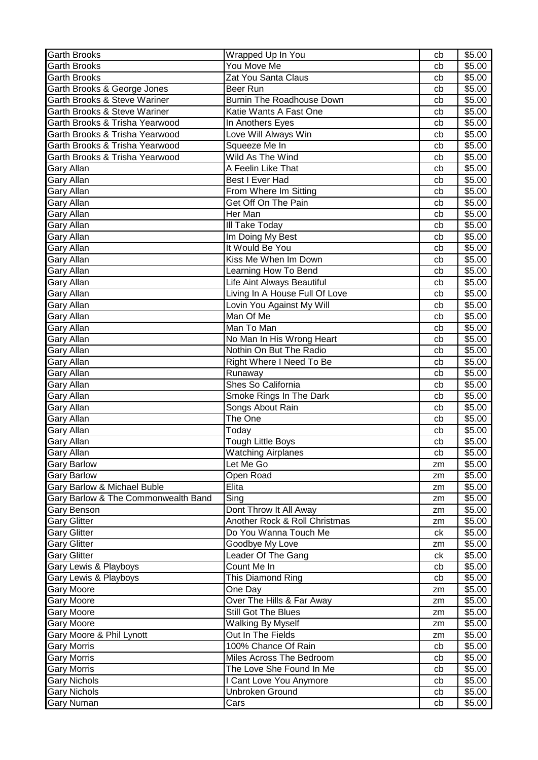| Garth Brooks | Wrapped Up In You | cb | $5.00 |
|---|---|---|---|
| Garth Brooks | You Move Me | cb | $5.00 |
| Garth Brooks | Zat You Santa Claus | cb | $5.00 |
| Garth Brooks & George Jones | Beer Run | cb | $5.00 |
| Garth Brooks & Steve Wariner | Burnin The Roadhouse Down | cb | $5.00 |
| Garth Brooks & Steve Wariner | Katie Wants A Fast One | cb | $5.00 |
| Garth Brooks & Trisha Yearwood | In Anothers Eyes | cb | $5.00 |
| Garth Brooks & Trisha Yearwood | Love Will Always Win | cb | $5.00 |
| Garth Brooks & Trisha Yearwood | Squeeze Me In | cb | $5.00 |
| Garth Brooks & Trisha Yearwood | Wild As The Wind | cb | $5.00 |
| Gary Allan | A Feelin Like That | cb | $5.00 |
| Gary Allan | Best I Ever Had | cb | $5.00 |
| Gary Allan | From Where Im Sitting | cb | $5.00 |
| Gary Allan | Get Off On The Pain | cb | $5.00 |
| Gary Allan | Her Man | cb | $5.00 |
| Gary Allan | Ill Take Today | cb | $5.00 |
| Gary Allan | Im Doing My Best | cb | $5.00 |
| Gary Allan | It Would Be You | cb | $5.00 |
| Gary Allan | Kiss Me When Im Down | cb | $5.00 |
| Gary Allan | Learning How To Bend | cb | $5.00 |
| Gary Allan | Life Aint Always Beautiful | cb | $5.00 |
| Gary Allan | Living In A House Full Of Love | cb | $5.00 |
| Gary Allan | Lovin You Against My Will | cb | $5.00 |
| Gary Allan | Man Of Me | cb | $5.00 |
| Gary Allan | Man To Man | cb | $5.00 |
| Gary Allan | No Man In His Wrong Heart | cb | $5.00 |
| Gary Allan | Nothin On But The Radio | cb | $5.00 |
| Gary Allan | Right Where I Need To Be | cb | $5.00 |
| Gary Allan | Runaway | cb | $5.00 |
| Gary Allan | Shes So California | cb | $5.00 |
| Gary Allan | Smoke Rings In The Dark | cb | $5.00 |
| Gary Allan | Songs About Rain | cb | $5.00 |
| Gary Allan | The One | cb | $5.00 |
| Gary Allan | Today | cb | $5.00 |
| Gary Allan | Tough Little Boys | cb | $5.00 |
| Gary Allan | Watching Airplanes | cb | $5.00 |
| Gary Barlow | Let Me Go | zm | $5.00 |
| Gary Barlow | Open Road | zm | $5.00 |
| Gary Barlow & Michael Buble | Elita | zm | $5.00 |
| Gary Barlow & The Commonwealth Band | Sing | zm | $5.00 |
| Gary Benson | Dont Throw It All Away | zm | $5.00 |
| Gary Glitter | Another Rock & Roll Christmas | zm | $5.00 |
| Gary Glitter | Do You Wanna Touch Me | ck | $5.00 |
| Gary Glitter | Goodbye My Love | zm | $5.00 |
| Gary Glitter | Leader Of The Gang | ck | $5.00 |
| Gary Lewis & Playboys | Count Me In | cb | $5.00 |
| Gary Lewis & Playboys | This Diamond Ring | cb | $5.00 |
| Gary Moore | One Day | zm | $5.00 |
| Gary Moore | Over The Hills & Far Away | zm | $5.00 |
| Gary Moore | Still Got The Blues | zm | $5.00 |
| Gary Moore | Walking By Myself | zm | $5.00 |
| Gary Moore & Phil Lynott | Out In The Fields | zm | $5.00 |
| Gary Morris | 100% Chance Of Rain | cb | $5.00 |
| Gary Morris | Miles Across The Bedroom | cb | $5.00 |
| Gary Morris | The Love She Found In Me | cb | $5.00 |
| Gary Nichols | I Cant Love You Anymore | cb | $5.00 |
| Gary Nichols | Unbroken Ground | cb | $5.00 |
| Gary Numan | Cars | cb | $5.00 |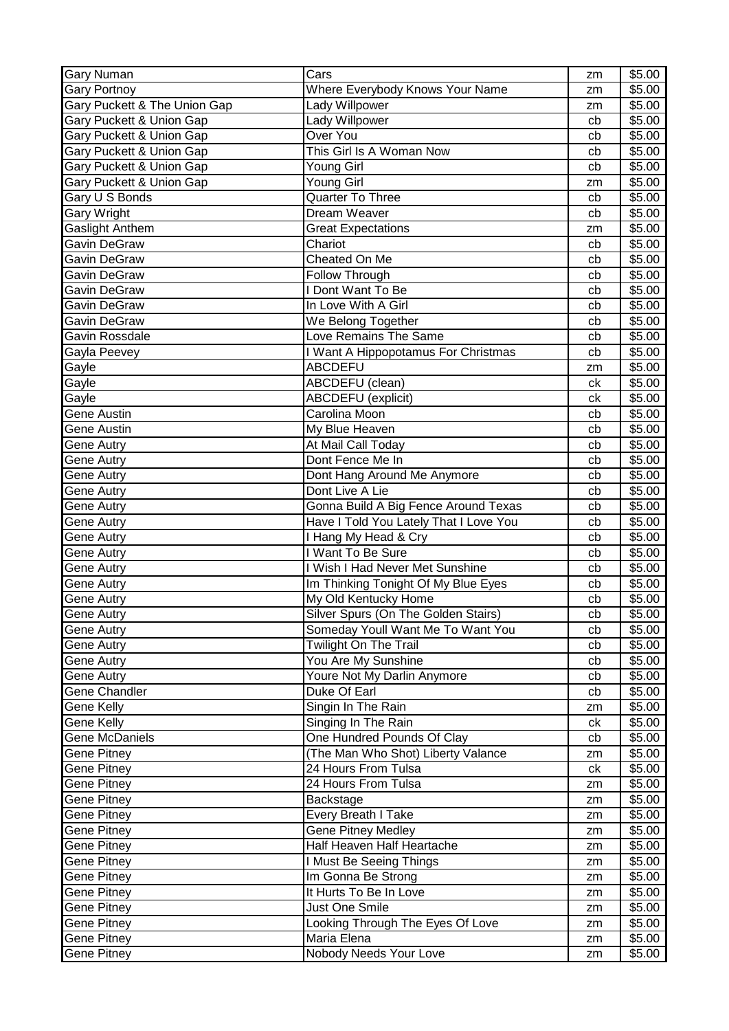| Gary Numan | Cars | zm | $5.00 |
|---|---|---|---|
| Gary Portnoy | Where Everybody Knows Your Name | zm | $5.00 |
| Gary Puckett & The Union Gap | Lady Willpower | zm | $5.00 |
| Gary Puckett & Union Gap | Lady Willpower | cb | $5.00 |
| Gary Puckett & Union Gap | Over You | cb | $5.00 |
| Gary Puckett & Union Gap | This Girl Is A Woman Now | cb | $5.00 |
| Gary Puckett & Union Gap | Young Girl | cb | $5.00 |
| Gary Puckett & Union Gap | Young Girl | zm | $5.00 |
| Gary U S Bonds | Quarter To Three | cb | $5.00 |
| Gary Wright | Dream Weaver | cb | $5.00 |
| Gaslight Anthem | Great Expectations | zm | $5.00 |
| Gavin DeGraw | Chariot | cb | $5.00 |
| Gavin DeGraw | Cheated On Me | cb | $5.00 |
| Gavin DeGraw | Follow Through | cb | $5.00 |
| Gavin DeGraw | I Dont Want To Be | cb | $5.00 |
| Gavin DeGraw | In Love With A Girl | cb | $5.00 |
| Gavin DeGraw | We Belong Together | cb | $5.00 |
| Gavin Rossdale | Love Remains The Same | cb | $5.00 |
| Gayla Peevey | I Want A Hippopotamus For Christmas | cb | $5.00 |
| Gayle | ABCDEFU | zm | $5.00 |
| Gayle | ABCDEFU (clean) | ck | $5.00 |
| Gayle | ABCDEFU (explicit) | ck | $5.00 |
| Gene Austin | Carolina Moon | cb | $5.00 |
| Gene Austin | My Blue Heaven | cb | $5.00 |
| Gene Autry | At Mail Call Today | cb | $5.00 |
| Gene Autry | Dont Fence Me In | cb | $5.00 |
| Gene Autry | Dont Hang Around Me Anymore | cb | $5.00 |
| Gene Autry | Dont Live A Lie | cb | $5.00 |
| Gene Autry | Gonna Build A Big Fence Around Texas | cb | $5.00 |
| Gene Autry | Have I Told You Lately That I Love You | cb | $5.00 |
| Gene Autry | I Hang My Head & Cry | cb | $5.00 |
| Gene Autry | I Want To Be Sure | cb | $5.00 |
| Gene Autry | I Wish I Had Never Met Sunshine | cb | $5.00 |
| Gene Autry | Im Thinking Tonight Of My Blue Eyes | cb | $5.00 |
| Gene Autry | My Old Kentucky Home | cb | $5.00 |
| Gene Autry | Silver Spurs (On The Golden Stairs) | cb | $5.00 |
| Gene Autry | Someday Youll Want Me To Want You | cb | $5.00 |
| Gene Autry | Twilight On The Trail | cb | $5.00 |
| Gene Autry | You Are My Sunshine | cb | $5.00 |
| Gene Autry | Youre Not My Darlin Anymore | cb | $5.00 |
| Gene Chandler | Duke Of Earl | cb | $5.00 |
| Gene Kelly | Singin In The Rain | zm | $5.00 |
| Gene Kelly | Singing In The Rain | ck | $5.00 |
| Gene McDaniels | One Hundred Pounds Of Clay | cb | $5.00 |
| Gene Pitney | (The Man Who Shot) Liberty Valance | zm | $5.00 |
| Gene Pitney | 24 Hours From Tulsa | ck | $5.00 |
| Gene Pitney | 24 Hours From Tulsa | zm | $5.00 |
| Gene Pitney | Backstage | zm | $5.00 |
| Gene Pitney | Every Breath I Take | zm | $5.00 |
| Gene Pitney | Gene Pitney Medley | zm | $5.00 |
| Gene Pitney | Half Heaven Half Heartache | zm | $5.00 |
| Gene Pitney | I Must Be Seeing Things | zm | $5.00 |
| Gene Pitney | Im Gonna Be Strong | zm | $5.00 |
| Gene Pitney | It Hurts To Be In Love | zm | $5.00 |
| Gene Pitney | Just One Smile | zm | $5.00 |
| Gene Pitney | Looking Through The Eyes Of Love | zm | $5.00 |
| Gene Pitney | Maria Elena | zm | $5.00 |
| Gene Pitney | Nobody Needs Your Love | zm | $5.00 |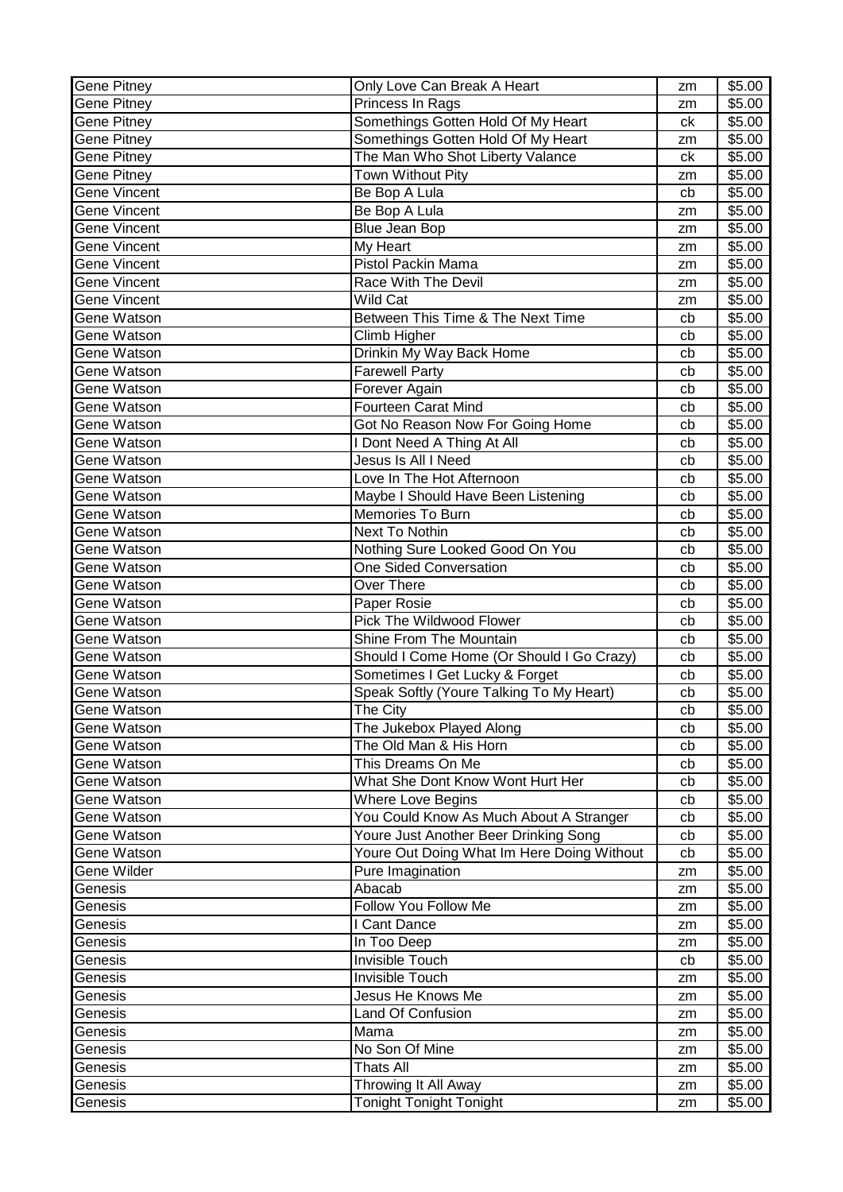| Gene Pitney | Only Love Can Break A Heart | zm | $5.00 |
|---|---|---|---|
| Gene Pitney | Princess In Rags | zm | $5.00 |
| Gene Pitney | Somethings Gotten Hold Of My Heart | ck | $5.00 |
| Gene Pitney | Somethings Gotten Hold Of My Heart | zm | $5.00 |
| Gene Pitney | The Man Who Shot Liberty Valance | ck | $5.00 |
| Gene Pitney | Town Without Pity | zm | $5.00 |
| Gene Vincent | Be Bop A Lula | cb | $5.00 |
| Gene Vincent | Be Bop A Lula | zm | $5.00 |
| Gene Vincent | Blue Jean Bop | zm | $5.00 |
| Gene Vincent | My Heart | zm | $5.00 |
| Gene Vincent | Pistol Packin Mama | zm | $5.00 |
| Gene Vincent | Race With The Devil | zm | $5.00 |
| Gene Vincent | Wild Cat | zm | $5.00 |
| Gene Watson | Between This Time & The Next Time | cb | $5.00 |
| Gene Watson | Climb Higher | cb | $5.00 |
| Gene Watson | Drinkin My Way Back Home | cb | $5.00 |
| Gene Watson | Farewell Party | cb | $5.00 |
| Gene Watson | Forever Again | cb | $5.00 |
| Gene Watson | Fourteen Carat Mind | cb | $5.00 |
| Gene Watson | Got No Reason Now For Going Home | cb | $5.00 |
| Gene Watson | I Dont Need A Thing At All | cb | $5.00 |
| Gene Watson | Jesus Is All I Need | cb | $5.00 |
| Gene Watson | Love In The Hot Afternoon | cb | $5.00 |
| Gene Watson | Maybe I Should Have Been Listening | cb | $5.00 |
| Gene Watson | Memories To Burn | cb | $5.00 |
| Gene Watson | Next To Nothin | cb | $5.00 |
| Gene Watson | Nothing Sure Looked Good On You | cb | $5.00 |
| Gene Watson | One Sided Conversation | cb | $5.00 |
| Gene Watson | Over There | cb | $5.00 |
| Gene Watson | Paper Rosie | cb | $5.00 |
| Gene Watson | Pick The Wildwood Flower | cb | $5.00 |
| Gene Watson | Shine From The Mountain | cb | $5.00 |
| Gene Watson | Should I Come Home (Or Should I Go Crazy) | cb | $5.00 |
| Gene Watson | Sometimes I Get Lucky & Forget | cb | $5.00 |
| Gene Watson | Speak Softly (Youre Talking To My Heart) | cb | $5.00 |
| Gene Watson | The City | cb | $5.00 |
| Gene Watson | The Jukebox Played Along | cb | $5.00 |
| Gene Watson | The Old Man & His Horn | cb | $5.00 |
| Gene Watson | This Dreams On Me | cb | $5.00 |
| Gene Watson | What She Dont Know Wont Hurt Her | cb | $5.00 |
| Gene Watson | Where Love Begins | cb | $5.00 |
| Gene Watson | You Could Know As Much About A Stranger | cb | $5.00 |
| Gene Watson | Youre Just Another Beer Drinking Song | cb | $5.00 |
| Gene Watson | Youre Out Doing What Im Here Doing Without | cb | $5.00 |
| Gene Wilder | Pure Imagination | zm | $5.00 |
| Genesis | Abacab | zm | $5.00 |
| Genesis | Follow You Follow Me | zm | $5.00 |
| Genesis | I Cant Dance | zm | $5.00 |
| Genesis | In Too Deep | zm | $5.00 |
| Genesis | Invisible Touch | cb | $5.00 |
| Genesis | Invisible Touch | zm | $5.00 |
| Genesis | Jesus He Knows Me | zm | $5.00 |
| Genesis | Land Of Confusion | zm | $5.00 |
| Genesis | Mama | zm | $5.00 |
| Genesis | No Son Of Mine | zm | $5.00 |
| Genesis | Thats All | zm | $5.00 |
| Genesis | Throwing It All Away | zm | $5.00 |
| Genesis | Tonight Tonight Tonight | zm | $5.00 |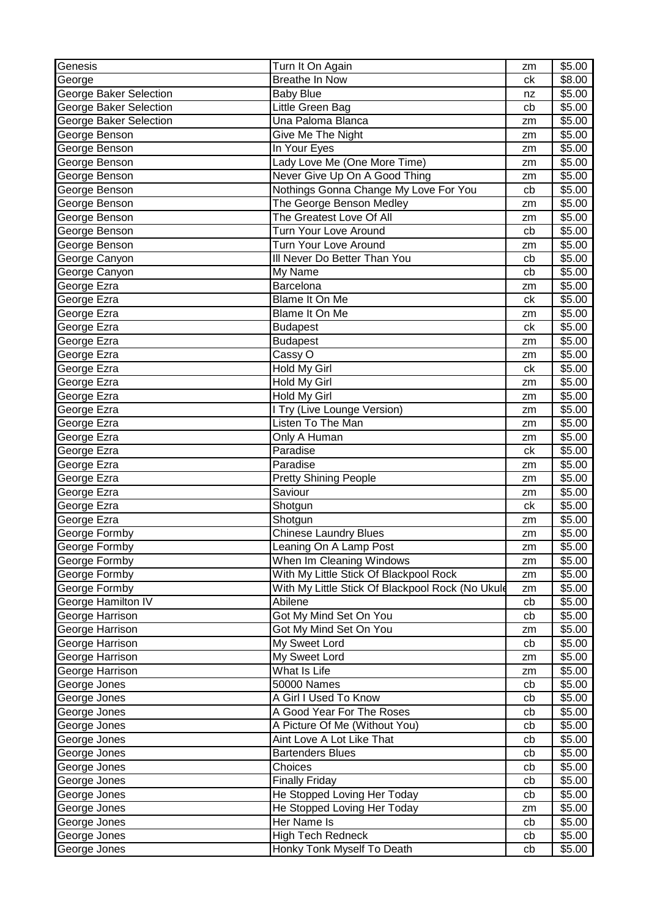| Genesis | Turn It On Again | zm | $5.00 |
|---|---|---|---|
| George | Breathe In Now | ck | $8.00 |
| George Baker Selection | Baby Blue | nz | $5.00 |
| George Baker Selection | Little Green Bag | cb | $5.00 |
| George Baker Selection | Una Paloma Blanca | zm | $5.00 |
| George Benson | Give Me The Night | zm | $5.00 |
| George Benson | In Your Eyes | zm | $5.00 |
| George Benson | Lady Love Me (One More Time) | zm | $5.00 |
| George Benson | Never Give Up On A Good Thing | zm | $5.00 |
| George Benson | Nothings Gonna Change My Love For You | cb | $5.00 |
| George Benson | The George Benson Medley | zm | $5.00 |
| George Benson | The Greatest Love Of All | zm | $5.00 |
| George Benson | Turn Your Love Around | cb | $5.00 |
| George Benson | Turn Your Love Around | zm | $5.00 |
| George Canyon | Ill Never Do Better Than You | cb | $5.00 |
| George Canyon | My Name | cb | $5.00 |
| George Ezra | Barcelona | zm | $5.00 |
| George Ezra | Blame It On Me | ck | $5.00 |
| George Ezra | Blame It On Me | zm | $5.00 |
| George Ezra | Budapest | ck | $5.00 |
| George Ezra | Budapest | zm | $5.00 |
| George Ezra | Cassy O | zm | $5.00 |
| George Ezra | Hold My Girl | ck | $5.00 |
| George Ezra | Hold My Girl | zm | $5.00 |
| George Ezra | Hold My Girl | zm | $5.00 |
| George Ezra | I Try (Live Lounge Version) | zm | $5.00 |
| George Ezra | Listen To The Man | zm | $5.00 |
| George Ezra | Only A Human | zm | $5.00 |
| George Ezra | Paradise | ck | $5.00 |
| George Ezra | Paradise | zm | $5.00 |
| George Ezra | Pretty Shining People | zm | $5.00 |
| George Ezra | Saviour | zm | $5.00 |
| George Ezra | Shotgun | ck | $5.00 |
| George Ezra | Shotgun | zm | $5.00 |
| George Formby | Chinese Laundry Blues | zm | $5.00 |
| George Formby | Leaning On A Lamp Post | zm | $5.00 |
| George Formby | When Im Cleaning Windows | zm | $5.00 |
| George Formby | With My Little Stick Of Blackpool Rock | zm | $5.00 |
| George Formby | With My Little Stick Of Blackpool Rock (No Ukule | zm | $5.00 |
| George Hamilton IV | Abilene | cb | $5.00 |
| George Harrison | Got My Mind Set On You | cb | $5.00 |
| George Harrison | Got My Mind Set On You | zm | $5.00 |
| George Harrison | My Sweet Lord | cb | $5.00 |
| George Harrison | My Sweet Lord | zm | $5.00 |
| George Harrison | What Is Life | zm | $5.00 |
| George Jones | 50000 Names | cb | $5.00 |
| George Jones | A Girl I Used To Know | cb | $5.00 |
| George Jones | A Good Year For The Roses | cb | $5.00 |
| George Jones | A Picture Of Me (Without You) | cb | $5.00 |
| George Jones | Aint Love A Lot Like That | cb | $5.00 |
| George Jones | Bartenders Blues | cb | $5.00 |
| George Jones | Choices | cb | $5.00 |
| George Jones | Finally Friday | cb | $5.00 |
| George Jones | He Stopped Loving Her Today | cb | $5.00 |
| George Jones | He Stopped Loving Her Today | zm | $5.00 |
| George Jones | Her Name Is | cb | $5.00 |
| George Jones | High Tech Redneck | cb | $5.00 |
| George Jones | Honky Tonk Myself To Death | cb | $5.00 |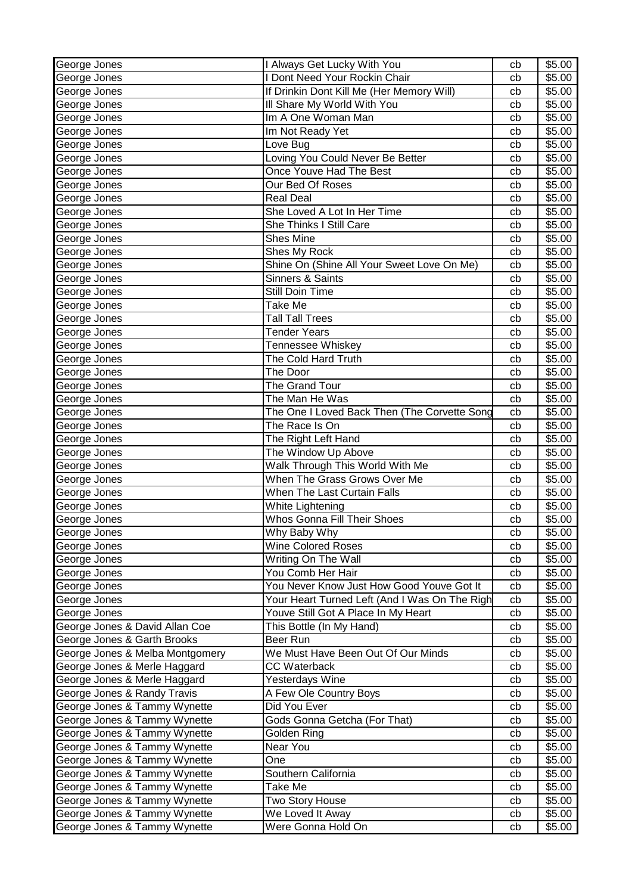| George Jones | I Always Get Lucky With You | cb | $5.00 |
|---|---|---|---|
| George Jones | I Dont Need Your Rockin Chair | cb | $5.00 |
| George Jones | If Drinkin Dont Kill Me (Her Memory Will) | cb | $5.00 |
| George Jones | Ill Share My World With You | cb | $5.00 |
| George Jones | Im A One Woman Man | cb | $5.00 |
| George Jones | Im Not Ready Yet | cb | $5.00 |
| George Jones | Love Bug | cb | $5.00 |
| George Jones | Loving You Could Never Be Better | cb | $5.00 |
| George Jones | Once Youve Had The Best | cb | $5.00 |
| George Jones | Our Bed Of Roses | cb | $5.00 |
| George Jones | Real Deal | cb | $5.00 |
| George Jones | She Loved A Lot In Her Time | cb | $5.00 |
| George Jones | She Thinks I Still Care | cb | $5.00 |
| George Jones | Shes Mine | cb | $5.00 |
| George Jones | Shes My Rock | cb | $5.00 |
| George Jones | Shine On (Shine All Your Sweet Love On Me) | cb | $5.00 |
| George Jones | Sinners & Saints | cb | $5.00 |
| George Jones | Still Doin Time | cb | $5.00 |
| George Jones | Take Me | cb | $5.00 |
| George Jones | Tall Tall Trees | cb | $5.00 |
| George Jones | Tender Years | cb | $5.00 |
| George Jones | Tennessee Whiskey | cb | $5.00 |
| George Jones | The Cold Hard Truth | cb | $5.00 |
| George Jones | The Door | cb | $5.00 |
| George Jones | The Grand Tour | cb | $5.00 |
| George Jones | The Man He Was | cb | $5.00 |
| George Jones | The One I Loved Back Then (The Corvette Song | cb | $5.00 |
| George Jones | The Race Is On | cb | $5.00 |
| George Jones | The Right Left Hand | cb | $5.00 |
| George Jones | The Window Up Above | cb | $5.00 |
| George Jones | Walk Through This World With Me | cb | $5.00 |
| George Jones | When The Grass Grows Over Me | cb | $5.00 |
| George Jones | When The Last Curtain Falls | cb | $5.00 |
| George Jones | White Lightening | cb | $5.00 |
| George Jones | Whos Gonna Fill Their Shoes | cb | $5.00 |
| George Jones | Why Baby Why | cb | $5.00 |
| George Jones | Wine Colored Roses | cb | $5.00 |
| George Jones | Writing On The Wall | cb | $5.00 |
| George Jones | You Comb Her Hair | cb | $5.00 |
| George Jones | You Never Know Just How Good Youve Got It | cb | $5.00 |
| George Jones | Your Heart Turned Left (And I Was On The Righ | cb | $5.00 |
| George Jones | Youve Still Got A Place In My Heart | cb | $5.00 |
| George Jones & David Allan Coe | This Bottle (In My Hand) | cb | $5.00 |
| George Jones & Garth Brooks | Beer Run | cb | $5.00 |
| George Jones & Melba Montgomery | We Must Have Been Out Of Our Minds | cb | $5.00 |
| George Jones & Merle Haggard | CC Waterback | cb | $5.00 |
| George Jones & Merle Haggard | Yesterdays Wine | cb | $5.00 |
| George Jones & Randy Travis | A Few Ole Country Boys | cb | $5.00 |
| George Jones & Tammy Wynette | Did You Ever | cb | $5.00 |
| George Jones & Tammy Wynette | Gods Gonna Getcha (For That) | cb | $5.00 |
| George Jones & Tammy Wynette | Golden Ring | cb | $5.00 |
| George Jones & Tammy Wynette | Near You | cb | $5.00 |
| George Jones & Tammy Wynette | One | cb | $5.00 |
| George Jones & Tammy Wynette | Southern California | cb | $5.00 |
| George Jones & Tammy Wynette | Take Me | cb | $5.00 |
| George Jones & Tammy Wynette | Two Story House | cb | $5.00 |
| George Jones & Tammy Wynette | We Loved It Away | cb | $5.00 |
| George Jones & Tammy Wynette | Were Gonna Hold On | cb | $5.00 |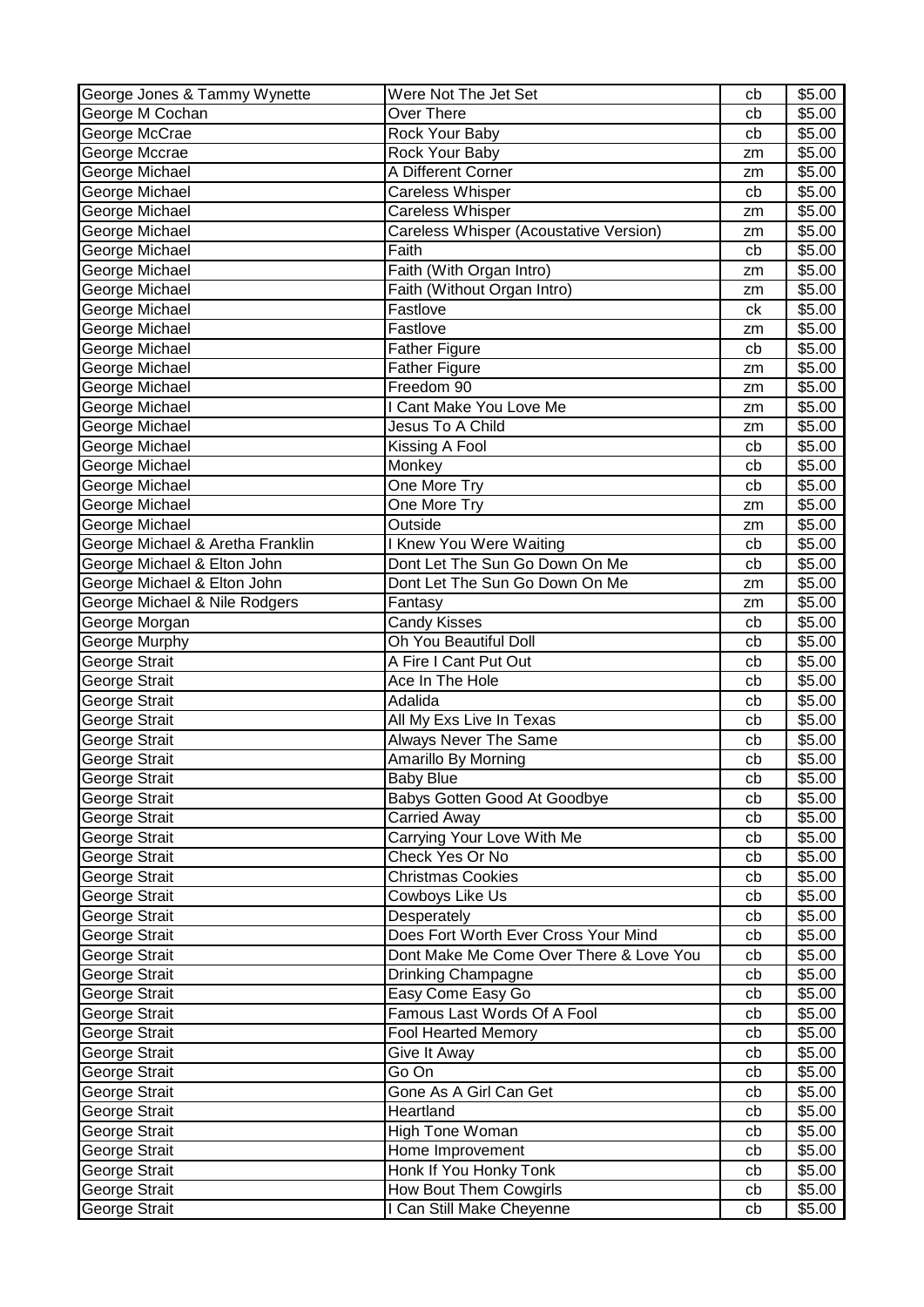| George Jones & Tammy Wynette | Were Not The Jet Set | cb | $5.00 |
|---|---|---|---|
| George M Cochan | Over There | cb | $5.00 |
| George McCrae | Rock Your Baby | cb | $5.00 |
| George Mccrae | Rock Your Baby | zm | $5.00 |
| George Michael | A Different Corner | zm | $5.00 |
| George Michael | Careless Whisper | cb | $5.00 |
| George Michael | Careless Whisper | zm | $5.00 |
| George Michael | Careless Whisper (Acoustative Version) | zm | $5.00 |
| George Michael | Faith | cb | $5.00 |
| George Michael | Faith (With Organ Intro) | zm | $5.00 |
| George Michael | Faith (Without Organ Intro) | zm | $5.00 |
| George Michael | Fastlove | ck | $5.00 |
| George Michael | Fastlove | zm | $5.00 |
| George Michael | Father Figure | cb | $5.00 |
| George Michael | Father Figure | zm | $5.00 |
| George Michael | Freedom 90 | zm | $5.00 |
| George Michael | I Cant Make You Love Me | zm | $5.00 |
| George Michael | Jesus To A Child | zm | $5.00 |
| George Michael | Kissing A Fool | cb | $5.00 |
| George Michael | Monkey | cb | $5.00 |
| George Michael | One More Try | cb | $5.00 |
| George Michael | One More Try | zm | $5.00 |
| George Michael | Outside | zm | $5.00 |
| George Michael & Aretha Franklin | I Knew You Were Waiting | cb | $5.00 |
| George Michael & Elton John | Dont Let The Sun Go Down On Me | cb | $5.00 |
| George Michael & Elton John | Dont Let The Sun Go Down On Me | zm | $5.00 |
| George Michael & Nile Rodgers | Fantasy | zm | $5.00 |
| George Morgan | Candy Kisses | cb | $5.00 |
| George Murphy | Oh You Beautiful Doll | cb | $5.00 |
| George Strait | A Fire I Cant Put Out | cb | $5.00 |
| George Strait | Ace In The Hole | cb | $5.00 |
| George Strait | Adalida | cb | $5.00 |
| George Strait | All My Exs Live In Texas | cb | $5.00 |
| George Strait | Always Never The Same | cb | $5.00 |
| George Strait | Amarillo By Morning | cb | $5.00 |
| George Strait | Baby Blue | cb | $5.00 |
| George Strait | Babys Gotten Good At Goodbye | cb | $5.00 |
| George Strait | Carried Away | cb | $5.00 |
| George Strait | Carrying Your Love With Me | cb | $5.00 |
| George Strait | Check Yes Or No | cb | $5.00 |
| George Strait | Christmas Cookies | cb | $5.00 |
| George Strait | Cowboys Like Us | cb | $5.00 |
| George Strait | Desperately | cb | $5.00 |
| George Strait | Does Fort Worth Ever Cross Your Mind | cb | $5.00 |
| George Strait | Dont Make Me Come Over There & Love You | cb | $5.00 |
| George Strait | Drinking Champagne | cb | $5.00 |
| George Strait | Easy Come Easy Go | cb | $5.00 |
| George Strait | Famous Last Words Of A Fool | cb | $5.00 |
| George Strait | Fool Hearted Memory | cb | $5.00 |
| George Strait | Give It Away | cb | $5.00 |
| George Strait | Go On | cb | $5.00 |
| George Strait | Gone As A Girl Can Get | cb | $5.00 |
| George Strait | Heartland | cb | $5.00 |
| George Strait | High Tone Woman | cb | $5.00 |
| George Strait | Home Improvement | cb | $5.00 |
| George Strait | Honk If You Honky Tonk | cb | $5.00 |
| George Strait | How Bout Them Cowgirls | cb | $5.00 |
| George Strait | I Can Still Make Cheyenne | cb | $5.00 |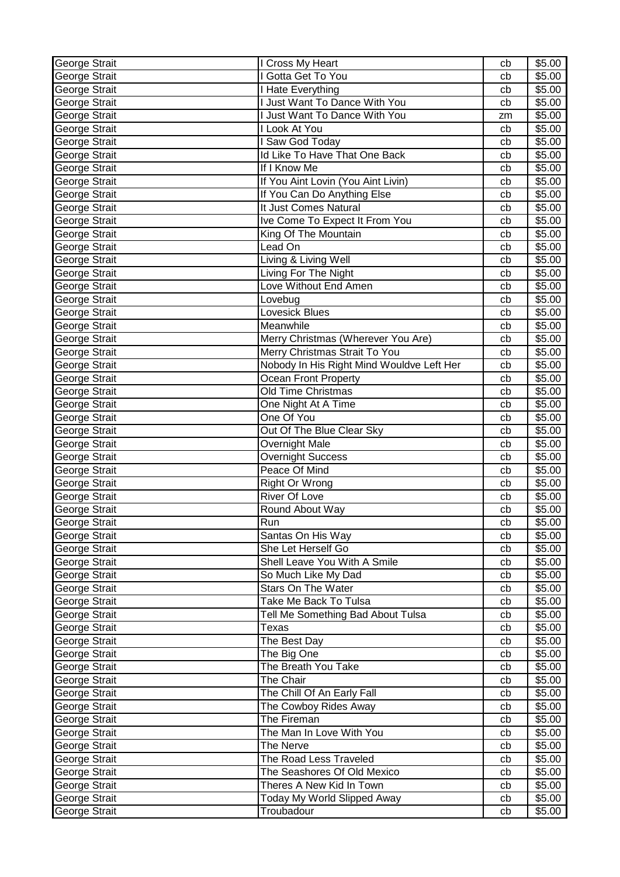| George Strait | I Cross My Heart | cb | $5.00 |
|---|---|---|---|
| George Strait | I Gotta Get To You | cb | $5.00 |
| George Strait | I Hate Everything | cb | $5.00 |
| George Strait | I Just Want To Dance With You | cb | $5.00 |
| George Strait | I Just Want To Dance With You | zm | $5.00 |
| George Strait | I Look At You | cb | $5.00 |
| George Strait | I Saw God Today | cb | $5.00 |
| George Strait | Id Like To Have That One Back | cb | $5.00 |
| George Strait | If I Know Me | cb | $5.00 |
| George Strait | If You Aint Lovin (You Aint Livin) | cb | $5.00 |
| George Strait | If You Can Do Anything Else | cb | $5.00 |
| George Strait | It Just Comes Natural | cb | $5.00 |
| George Strait | Ive Come To Expect It From You | cb | $5.00 |
| George Strait | King Of The Mountain | cb | $5.00 |
| George Strait | Lead On | cb | $5.00 |
| George Strait | Living & Living Well | cb | $5.00 |
| George Strait | Living For The Night | cb | $5.00 |
| George Strait | Love Without End Amen | cb | $5.00 |
| George Strait | Lovebug | cb | $5.00 |
| George Strait | Lovesick Blues | cb | $5.00 |
| George Strait | Meanwhile | cb | $5.00 |
| George Strait | Merry Christmas (Wherever You Are) | cb | $5.00 |
| George Strait | Merry Christmas Strait To You | cb | $5.00 |
| George Strait | Nobody In His Right Mind Wouldve Left Her | cb | $5.00 |
| George Strait | Ocean Front Property | cb | $5.00 |
| George Strait | Old Time Christmas | cb | $5.00 |
| George Strait | One Night At A Time | cb | $5.00 |
| George Strait | One Of You | cb | $5.00 |
| George Strait | Out Of The Blue Clear Sky | cb | $5.00 |
| George Strait | Overnight Male | cb | $5.00 |
| George Strait | Overnight Success | cb | $5.00 |
| George Strait | Peace Of Mind | cb | $5.00 |
| George Strait | Right Or Wrong | cb | $5.00 |
| George Strait | River Of Love | cb | $5.00 |
| George Strait | Round About Way | cb | $5.00 |
| George Strait | Run | cb | $5.00 |
| George Strait | Santas On His Way | cb | $5.00 |
| George Strait | She Let Herself Go | cb | $5.00 |
| George Strait | Shell Leave You With A Smile | cb | $5.00 |
| George Strait | So Much Like My Dad | cb | $5.00 |
| George Strait | Stars On The Water | cb | $5.00 |
| George Strait | Take Me Back To Tulsa | cb | $5.00 |
| George Strait | Tell Me Something Bad About Tulsa | cb | $5.00 |
| George Strait | Texas | cb | $5.00 |
| George Strait | The Best Day | cb | $5.00 |
| George Strait | The Big One | cb | $5.00 |
| George Strait | The Breath You Take | cb | $5.00 |
| George Strait | The Chair | cb | $5.00 |
| George Strait | The Chill Of An Early Fall | cb | $5.00 |
| George Strait | The Cowboy Rides Away | cb | $5.00 |
| George Strait | The Fireman | cb | $5.00 |
| George Strait | The Man In Love With You | cb | $5.00 |
| George Strait | The Nerve | cb | $5.00 |
| George Strait | The Road Less Traveled | cb | $5.00 |
| George Strait | The Seashores Of Old Mexico | cb | $5.00 |
| George Strait | Theres A New Kid In Town | cb | $5.00 |
| George Strait | Today My World Slipped Away | cb | $5.00 |
| George Strait | Troubadour | cb | $5.00 |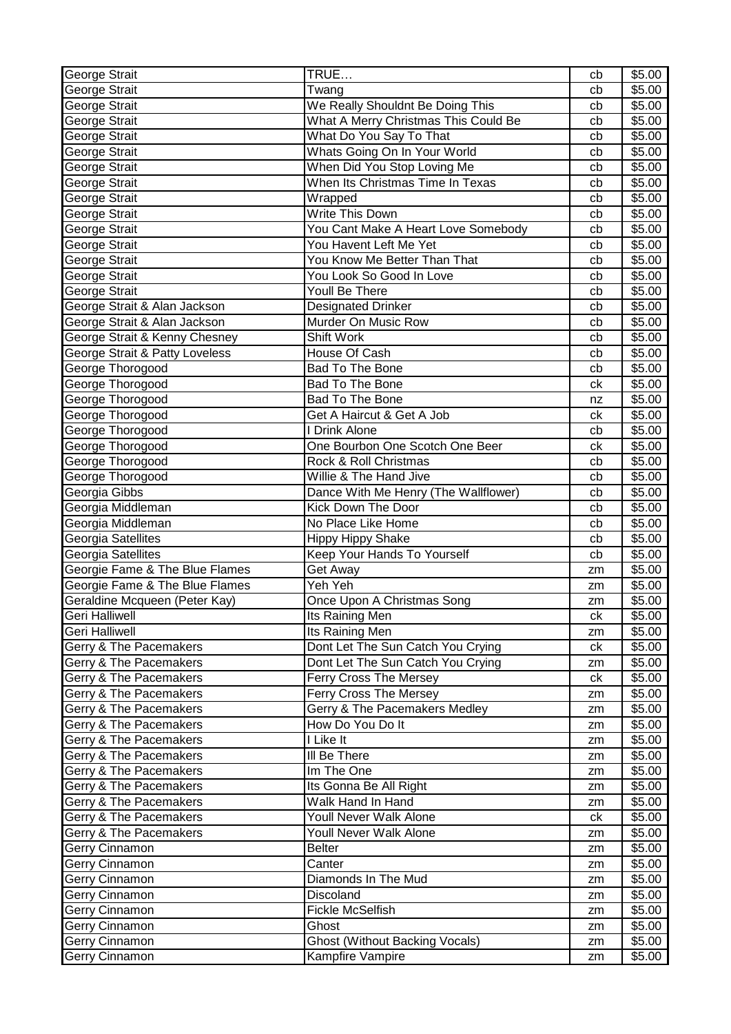| George Strait | TRUE… | cb | $5.00 |
|---|---|---|---|
| George Strait | Twang | cb | $5.00 |
| George Strait | We Really Shouldnt Be Doing This | cb | $5.00 |
| George Strait | What A Merry Christmas This Could Be | cb | $5.00 |
| George Strait | What Do You Say To That | cb | $5.00 |
| George Strait | Whats Going On In Your World | cb | $5.00 |
| George Strait | When Did You Stop Loving Me | cb | $5.00 |
| George Strait | When Its Christmas Time In Texas | cb | $5.00 |
| George Strait | Wrapped | cb | $5.00 |
| George Strait | Write This Down | cb | $5.00 |
| George Strait | You Cant Make A Heart Love Somebody | cb | $5.00 |
| George Strait | You Havent Left Me Yet | cb | $5.00 |
| George Strait | You Know Me Better Than That | cb | $5.00 |
| George Strait | You Look So Good In Love | cb | $5.00 |
| George Strait | Youll Be There | cb | $5.00 |
| George Strait & Alan Jackson | Designated Drinker | cb | $5.00 |
| George Strait & Alan Jackson | Murder On Music Row | cb | $5.00 |
| George Strait & Kenny Chesney | Shift Work | cb | $5.00 |
| George Strait & Patty Loveless | House Of Cash | cb | $5.00 |
| George Thorogood | Bad To The Bone | cb | $5.00 |
| George Thorogood | Bad To The Bone | ck | $5.00 |
| George Thorogood | Bad To The Bone | nz | $5.00 |
| George Thorogood | Get A Haircut & Get A Job | ck | $5.00 |
| George Thorogood | I Drink Alone | cb | $5.00 |
| George Thorogood | One Bourbon One Scotch One Beer | ck | $5.00 |
| George Thorogood | Rock & Roll Christmas | cb | $5.00 |
| George Thorogood | Willie & The Hand Jive | cb | $5.00 |
| Georgia Gibbs | Dance With Me Henry (The Wallflower) | cb | $5.00 |
| Georgia Middleman | Kick Down The Door | cb | $5.00 |
| Georgia Middleman | No Place Like Home | cb | $5.00 |
| Georgia Satellites | Hippy Hippy Shake | cb | $5.00 |
| Georgia Satellites | Keep Your Hands To Yourself | cb | $5.00 |
| Georgie Fame & The Blue Flames | Get Away | zm | $5.00 |
| Georgie Fame & The Blue Flames | Yeh Yeh | zm | $5.00 |
| Geraldine Mcqueen (Peter Kay) | Once Upon A Christmas Song | zm | $5.00 |
| Geri Halliwell | Its Raining Men | ck | $5.00 |
| Geri Halliwell | Its Raining Men | zm | $5.00 |
| Gerry & The Pacemakers | Dont Let The Sun Catch You Crying | ck | $5.00 |
| Gerry & The Pacemakers | Dont Let The Sun Catch You Crying | zm | $5.00 |
| Gerry & The Pacemakers | Ferry Cross The Mersey | ck | $5.00 |
| Gerry & The Pacemakers | Ferry Cross The Mersey | zm | $5.00 |
| Gerry & The Pacemakers | Gerry & The Pacemakers Medley | zm | $5.00 |
| Gerry & The Pacemakers | How Do You Do It | zm | $5.00 |
| Gerry & The Pacemakers | I Like It | zm | $5.00 |
| Gerry & The Pacemakers | Ill Be There | zm | $5.00 |
| Gerry & The Pacemakers | Im The One | zm | $5.00 |
| Gerry & The Pacemakers | Its Gonna Be All Right | zm | $5.00 |
| Gerry & The Pacemakers | Walk Hand In Hand | zm | $5.00 |
| Gerry & The Pacemakers | Youll Never Walk Alone | ck | $5.00 |
| Gerry & The Pacemakers | Youll Never Walk Alone | zm | $5.00 |
| Gerry Cinnamon | Belter | zm | $5.00 |
| Gerry Cinnamon | Canter | zm | $5.00 |
| Gerry Cinnamon | Diamonds In The Mud | zm | $5.00 |
| Gerry Cinnamon | Discoland | zm | $5.00 |
| Gerry Cinnamon | Fickle McSelfish | zm | $5.00 |
| Gerry Cinnamon | Ghost | zm | $5.00 |
| Gerry Cinnamon | Ghost (Without Backing Vocals) | zm | $5.00 |
| Gerry Cinnamon | Kampfire Vampire | zm | $5.00 |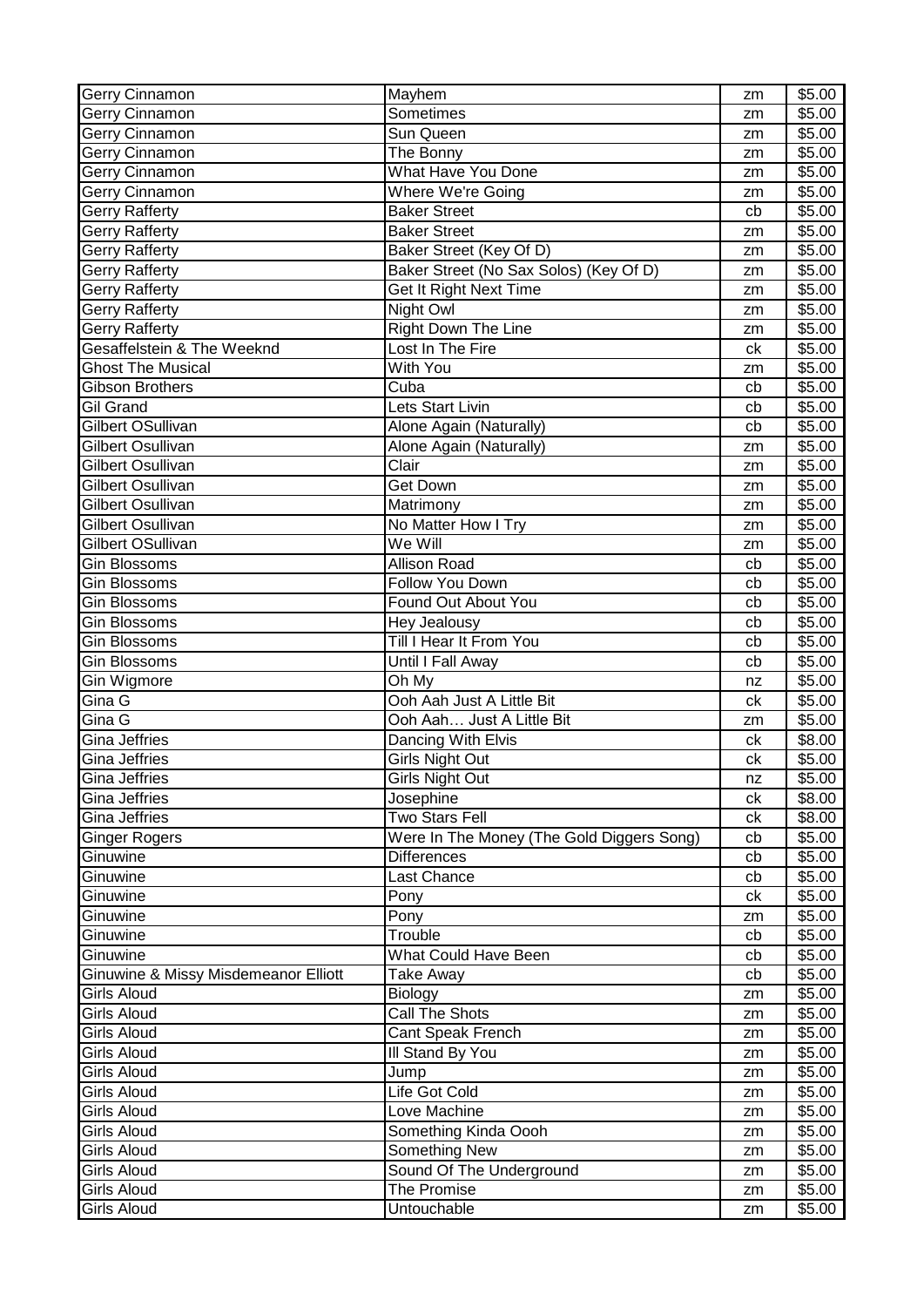| | | | |
|---|---|---|---|
| Gerry Cinnamon | Mayhem | zm | $5.00 |
| Gerry Cinnamon | Sometimes | zm | $5.00 |
| Gerry Cinnamon | Sun Queen | zm | $5.00 |
| Gerry Cinnamon | The Bonny | zm | $5.00 |
| Gerry Cinnamon | What Have You Done | zm | $5.00 |
| Gerry Cinnamon | Where We're Going | zm | $5.00 |
| Gerry Rafferty | Baker Street | cb | $5.00 |
| Gerry Rafferty | Baker Street | zm | $5.00 |
| Gerry Rafferty | Baker Street (Key Of D) | zm | $5.00 |
| Gerry Rafferty | Baker Street (No Sax Solos) (Key Of D) | zm | $5.00 |
| Gerry Rafferty | Get It Right Next Time | zm | $5.00 |
| Gerry Rafferty | Night Owl | zm | $5.00 |
| Gerry Rafferty | Right Down The Line | zm | $5.00 |
| Gesaffelstein & The Weeknd | Lost In The Fire | ck | $5.00 |
| Ghost The Musical | With You | zm | $5.00 |
| Gibson Brothers | Cuba | cb | $5.00 |
| Gil Grand | Lets Start Livin | cb | $5.00 |
| Gilbert OSullivan | Alone Again (Naturally) | cb | $5.00 |
| Gilbert Osullivan | Alone Again (Naturally) | zm | $5.00 |
| Gilbert Osullivan | Clair | zm | $5.00 |
| Gilbert Osullivan | Get Down | zm | $5.00 |
| Gilbert Osullivan | Matrimony | zm | $5.00 |
| Gilbert Osullivan | No Matter How I Try | zm | $5.00 |
| Gilbert OSullivan | We Will | zm | $5.00 |
| Gin Blossoms | Allison Road | cb | $5.00 |
| Gin Blossoms | Follow You Down | cb | $5.00 |
| Gin Blossoms | Found Out About You | cb | $5.00 |
| Gin Blossoms | Hey Jealousy | cb | $5.00 |
| Gin Blossoms | Till I Hear It From You | cb | $5.00 |
| Gin Blossoms | Until I Fall Away | cb | $5.00 |
| Gin Wigmore | Oh My | nz | $5.00 |
| Gina G | Ooh Aah Just A Little Bit | ck | $5.00 |
| Gina G | Ooh Aah… Just A Little Bit | zm | $5.00 |
| Gina Jeffries | Dancing With Elvis | ck | $8.00 |
| Gina Jeffries | Girls Night Out | ck | $5.00 |
| Gina Jeffries | Girls Night Out | nz | $5.00 |
| Gina Jeffries | Josephine | ck | $8.00 |
| Gina Jeffries | Two Stars Fell | ck | $8.00 |
| Ginger Rogers | Were In The Money (The Gold Diggers Song) | cb | $5.00 |
| Ginuwine | Differences | cb | $5.00 |
| Ginuwine | Last Chance | cb | $5.00 |
| Ginuwine | Pony | ck | $5.00 |
| Ginuwine | Pony | zm | $5.00 |
| Ginuwine | Trouble | cb | $5.00 |
| Ginuwine | What Could Have Been | cb | $5.00 |
| Ginuwine & Missy Misdemeanor Elliott | Take Away | cb | $5.00 |
| Girls Aloud | Biology | zm | $5.00 |
| Girls Aloud | Call The Shots | zm | $5.00 |
| Girls Aloud | Cant Speak French | zm | $5.00 |
| Girls Aloud | Ill Stand By You | zm | $5.00 |
| Girls Aloud | Jump | zm | $5.00 |
| Girls Aloud | Life Got Cold | zm | $5.00 |
| Girls Aloud | Love Machine | zm | $5.00 |
| Girls Aloud | Something Kinda Oooh | zm | $5.00 |
| Girls Aloud | Something New | zm | $5.00 |
| Girls Aloud | Sound Of The Underground | zm | $5.00 |
| Girls Aloud | The Promise | zm | $5.00 |
| Girls Aloud | Untouchable | zm | $5.00 |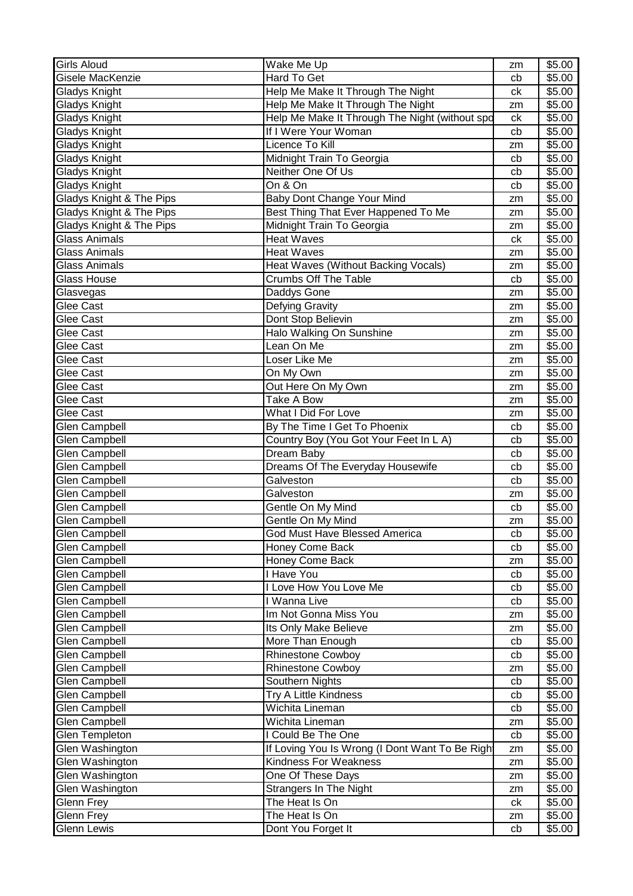| Girls Aloud | Wake Me Up | zm | $5.00 |
|---|---|---|---|
| Gisele MacKenzie | Hard To Get | cb | $5.00 |
| Gladys Knight | Help Me Make It Through The Night | ck | $5.00 |
| Gladys Knight | Help Me Make It Through The Night | zm | $5.00 |
| Gladys Knight | Help Me Make It Through The Night (without spo | ck | $5.00 |
| Gladys Knight | If I Were Your Woman | cb | $5.00 |
| Gladys Knight | Licence To Kill | zm | $5.00 |
| Gladys Knight | Midnight Train To Georgia | cb | $5.00 |
| Gladys Knight | Neither One Of Us | cb | $5.00 |
| Gladys Knight | On & On | cb | $5.00 |
| Gladys Knight & The Pips | Baby Dont Change Your Mind | zm | $5.00 |
| Gladys Knight & The Pips | Best Thing That Ever Happened To Me | zm | $5.00 |
| Gladys Knight & The Pips | Midnight Train To Georgia | zm | $5.00 |
| Glass Animals | Heat Waves | ck | $5.00 |
| Glass Animals | Heat Waves | zm | $5.00 |
| Glass Animals | Heat Waves (Without Backing Vocals) | zm | $5.00 |
| Glass House | Crumbs Off The Table | cb | $5.00 |
| Glasvegas | Daddys Gone | zm | $5.00 |
| Glee Cast | Defying Gravity | zm | $5.00 |
| Glee Cast | Dont Stop Believin | zm | $5.00 |
| Glee Cast | Halo Walking On Sunshine | zm | $5.00 |
| Glee Cast | Lean On Me | zm | $5.00 |
| Glee Cast | Loser Like Me | zm | $5.00 |
| Glee Cast | On My Own | zm | $5.00 |
| Glee Cast | Out Here On My Own | zm | $5.00 |
| Glee Cast | Take A Bow | zm | $5.00 |
| Glee Cast | What I Did For Love | zm | $5.00 |
| Glen Campbell | By The Time I Get To Phoenix | cb | $5.00 |
| Glen Campbell | Country Boy (You Got Your Feet In L A) | cb | $5.00 |
| Glen Campbell | Dream Baby | cb | $5.00 |
| Glen Campbell | Dreams Of The Everyday Housewife | cb | $5.00 |
| Glen Campbell | Galveston | cb | $5.00 |
| Glen Campbell | Galveston | zm | $5.00 |
| Glen Campbell | Gentle On My Mind | cb | $5.00 |
| Glen Campbell | Gentle On My Mind | zm | $5.00 |
| Glen Campbell | God Must Have Blessed America | cb | $5.00 |
| Glen Campbell | Honey Come Back | cb | $5.00 |
| Glen Campbell | Honey Come Back | zm | $5.00 |
| Glen Campbell | I Have You | cb | $5.00 |
| Glen Campbell | I Love How You Love Me | cb | $5.00 |
| Glen Campbell | I Wanna Live | cb | $5.00 |
| Glen Campbell | Im Not Gonna Miss You | zm | $5.00 |
| Glen Campbell | Its Only Make Believe | zm | $5.00 |
| Glen Campbell | More Than Enough | cb | $5.00 |
| Glen Campbell | Rhinestone Cowboy | cb | $5.00 |
| Glen Campbell | Rhinestone Cowboy | zm | $5.00 |
| Glen Campbell | Southern Nights | cb | $5.00 |
| Glen Campbell | Try A Little Kindness | cb | $5.00 |
| Glen Campbell | Wichita Lineman | cb | $5.00 |
| Glen Campbell | Wichita Lineman | zm | $5.00 |
| Glen Templeton | I Could Be The One | cb | $5.00 |
| Glen Washington | If Loving You Is Wrong (I Dont Want To Be Righ | zm | $5.00 |
| Glen Washington | Kindness For Weakness | zm | $5.00 |
| Glen Washington | One Of These Days | zm | $5.00 |
| Glen Washington | Strangers In The Night | zm | $5.00 |
| Glenn Frey | The Heat Is On | ck | $5.00 |
| Glenn Frey | The Heat Is On | zm | $5.00 |
| Glenn Lewis | Dont You Forget It | cb | $5.00 |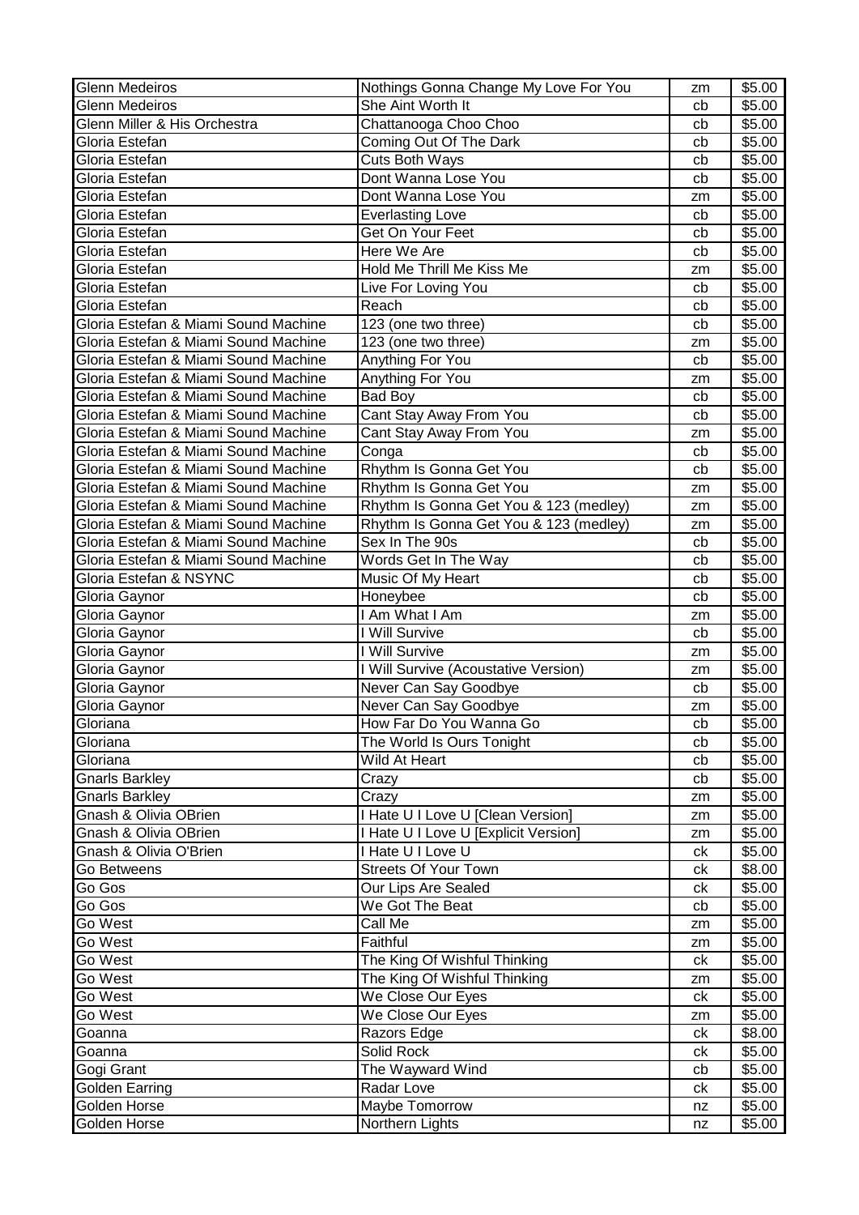| Glenn Medeiros | Nothings Gonna Change My Love For You | zm | $5.00 |
|---|---|---|---|
| Glenn Medeiros | She Aint Worth It | cb | $5.00 |
| Glenn Miller & His Orchestra | Chattanooga Choo Choo | cb | $5.00 |
| Gloria Estefan | Coming Out Of The Dark | cb | $5.00 |
| Gloria Estefan | Cuts Both Ways | cb | $5.00 |
| Gloria Estefan | Dont Wanna Lose You | cb | $5.00 |
| Gloria Estefan | Dont Wanna Lose You | zm | $5.00 |
| Gloria Estefan | Everlasting Love | cb | $5.00 |
| Gloria Estefan | Get On Your Feet | cb | $5.00 |
| Gloria Estefan | Here We Are | cb | $5.00 |
| Gloria Estefan | Hold Me Thrill Me Kiss Me | zm | $5.00 |
| Gloria Estefan | Live For Loving You | cb | $5.00 |
| Gloria Estefan | Reach | cb | $5.00 |
| Gloria Estefan & Miami Sound Machine | 123 (one two three) | cb | $5.00 |
| Gloria Estefan & Miami Sound Machine | 123 (one two three) | zm | $5.00 |
| Gloria Estefan & Miami Sound Machine | Anything For You | cb | $5.00 |
| Gloria Estefan & Miami Sound Machine | Anything For You | zm | $5.00 |
| Gloria Estefan & Miami Sound Machine | Bad Boy | cb | $5.00 |
| Gloria Estefan & Miami Sound Machine | Cant Stay Away From You | cb | $5.00 |
| Gloria Estefan & Miami Sound Machine | Cant Stay Away From You | zm | $5.00 |
| Gloria Estefan & Miami Sound Machine | Conga | cb | $5.00 |
| Gloria Estefan & Miami Sound Machine | Rhythm Is Gonna Get You | cb | $5.00 |
| Gloria Estefan & Miami Sound Machine | Rhythm Is Gonna Get You | zm | $5.00 |
| Gloria Estefan & Miami Sound Machine | Rhythm Is Gonna Get You & 123 (medley) | zm | $5.00 |
| Gloria Estefan & Miami Sound Machine | Rhythm Is Gonna Get You & 123 (medley) | zm | $5.00 |
| Gloria Estefan & Miami Sound Machine | Sex In The 90s | cb | $5.00 |
| Gloria Estefan & Miami Sound Machine | Words Get In The Way | cb | $5.00 |
| Gloria Estefan & NSYNC | Music Of My Heart | cb | $5.00 |
| Gloria Gaynor | Honeybee | cb | $5.00 |
| Gloria Gaynor | I Am What I Am | zm | $5.00 |
| Gloria Gaynor | I Will Survive | cb | $5.00 |
| Gloria Gaynor | I Will Survive | zm | $5.00 |
| Gloria Gaynor | I Will Survive (Acoustative Version) | zm | $5.00 |
| Gloria Gaynor | Never Can Say Goodbye | cb | $5.00 |
| Gloria Gaynor | Never Can Say Goodbye | zm | $5.00 |
| Gloriana | How Far Do You Wanna Go | cb | $5.00 |
| Gloriana | The World Is Ours Tonight | cb | $5.00 |
| Gloriana | Wild At Heart | cb | $5.00 |
| Gnarls Barkley | Crazy | cb | $5.00 |
| Gnarls Barkley | Crazy | zm | $5.00 |
| Gnash & Olivia OBrien | I Hate U I Love U [Clean Version] | zm | $5.00 |
| Gnash & Olivia OBrien | I Hate U I Love U [Explicit Version] | zm | $5.00 |
| Gnash & Olivia O'Brien | I Hate U I Love U | ck | $5.00 |
| Go Betweens | Streets Of Your Town | ck | $8.00 |
| Go Gos | Our Lips Are Sealed | ck | $5.00 |
| Go Gos | We Got The Beat | cb | $5.00 |
| Go West | Call Me | zm | $5.00 |
| Go West | Faithful | zm | $5.00 |
| Go West | The King Of Wishful Thinking | ck | $5.00 |
| Go West | The King Of Wishful Thinking | zm | $5.00 |
| Go West | We Close Our Eyes | ck | $5.00 |
| Go West | We Close Our Eyes | zm | $5.00 |
| Goanna | Razors Edge | ck | $8.00 |
| Goanna | Solid Rock | ck | $5.00 |
| Gogi Grant | The Wayward Wind | cb | $5.00 |
| Golden Earring | Radar Love | ck | $5.00 |
| Golden Horse | Maybe Tomorrow | nz | $5.00 |
| Golden Horse | Northern Lights | nz | $5.00 |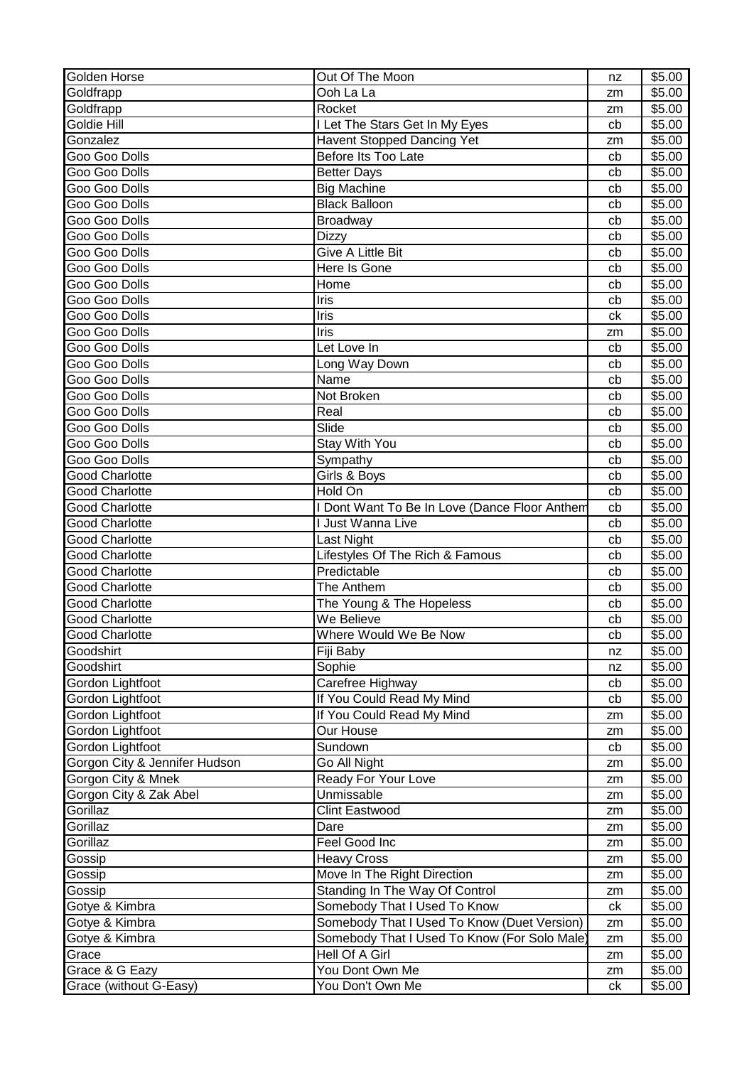| Golden Horse | Out Of The Moon | nz | $5.00 |
|---|---|---|---|
| Goldfrapp | Ooh La La | zm | $5.00 |
| Goldfrapp | Rocket | zm | $5.00 |
| Goldie Hill | I Let The Stars Get In My Eyes | cb | $5.00 |
| Gonzalez | Havent Stopped Dancing Yet | zm | $5.00 |
| Goo Goo Dolls | Before Its Too Late | cb | $5.00 |
| Goo Goo Dolls | Better Days | cb | $5.00 |
| Goo Goo Dolls | Big Machine | cb | $5.00 |
| Goo Goo Dolls | Black Balloon | cb | $5.00 |
| Goo Goo Dolls | Broadway | cb | $5.00 |
| Goo Goo Dolls | Dizzy | cb | $5.00 |
| Goo Goo Dolls | Give A Little Bit | cb | $5.00 |
| Goo Goo Dolls | Here Is Gone | cb | $5.00 |
| Goo Goo Dolls | Home | cb | $5.00 |
| Goo Goo Dolls | Iris | cb | $5.00 |
| Goo Goo Dolls | Iris | ck | $5.00 |
| Goo Goo Dolls | Iris | zm | $5.00 |
| Goo Goo Dolls | Let Love In | cb | $5.00 |
| Goo Goo Dolls | Long Way Down | cb | $5.00 |
| Goo Goo Dolls | Name | cb | $5.00 |
| Goo Goo Dolls | Not Broken | cb | $5.00 |
| Goo Goo Dolls | Real | cb | $5.00 |
| Goo Goo Dolls | Slide | cb | $5.00 |
| Goo Goo Dolls | Stay With You | cb | $5.00 |
| Goo Goo Dolls | Sympathy | cb | $5.00 |
| Good Charlotte | Girls & Boys | cb | $5.00 |
| Good Charlotte | Hold On | cb | $5.00 |
| Good Charlotte | I Dont Want To Be In Love (Dance Floor Anthem | cb | $5.00 |
| Good Charlotte | I Just Wanna Live | cb | $5.00 |
| Good Charlotte | Last Night | cb | $5.00 |
| Good Charlotte | Lifestyles Of The Rich & Famous | cb | $5.00 |
| Good Charlotte | Predictable | cb | $5.00 |
| Good Charlotte | The Anthem | cb | $5.00 |
| Good Charlotte | The Young & The Hopeless | cb | $5.00 |
| Good Charlotte | We Believe | cb | $5.00 |
| Good Charlotte | Where Would We Be Now | cb | $5.00 |
| Goodshirt | Fiji Baby | nz | $5.00 |
| Goodshirt | Sophie | nz | $5.00 |
| Gordon Lightfoot | Carefree Highway | cb | $5.00 |
| Gordon Lightfoot | If You Could Read My Mind | cb | $5.00 |
| Gordon Lightfoot | If You Could Read My Mind | zm | $5.00 |
| Gordon Lightfoot | Our House | zm | $5.00 |
| Gordon Lightfoot | Sundown | cb | $5.00 |
| Gorgon City & Jennifer Hudson | Go All Night | zm | $5.00 |
| Gorgon City & Mnek | Ready For Your Love | zm | $5.00 |
| Gorgon City & Zak Abel | Unmissable | zm | $5.00 |
| Gorillaz | Clint Eastwood | zm | $5.00 |
| Gorillaz | Dare | zm | $5.00 |
| Gorillaz | Feel Good Inc | zm | $5.00 |
| Gossip | Heavy Cross | zm | $5.00 |
| Gossip | Move In The Right Direction | zm | $5.00 |
| Gossip | Standing In The Way Of Control | zm | $5.00 |
| Gotye & Kimbra | Somebody That I Used To Know | ck | $5.00 |
| Gotye & Kimbra | Somebody That I Used To Know (Duet Version) | zm | $5.00 |
| Gotye & Kimbra | Somebody That I Used To Know (For Solo Male) | zm | $5.00 |
| Grace | Hell Of A Girl | zm | $5.00 |
| Grace & G Eazy | You Dont Own Me | zm | $5.00 |
| Grace (without G-Easy) | You Don't Own Me | ck | $5.00 |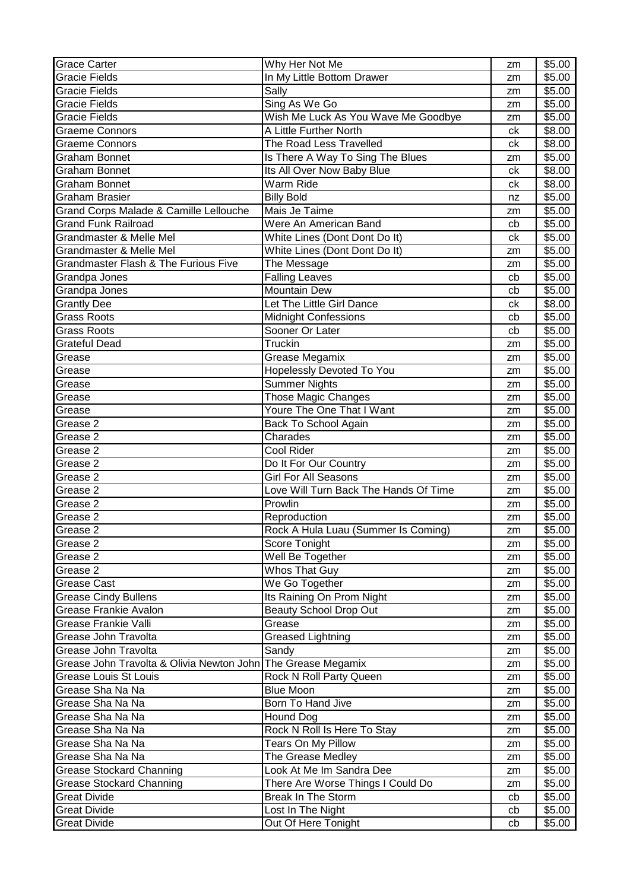| Grace Carter | Why Her Not Me | zm | $5.00 |
|---|---|---|---|
| Gracie Fields | In My Little Bottom Drawer | zm | $5.00 |
| Gracie Fields | Sally | zm | $5.00 |
| Gracie Fields | Sing As We Go | zm | $5.00 |
| Gracie Fields | Wish Me Luck As You Wave Me Goodbye | zm | $5.00 |
| Graeme Connors | A Little Further North | ck | $8.00 |
| Graeme Connors | The Road Less Travelled | ck | $8.00 |
| Graham Bonnet | Is There A Way To Sing The Blues | zm | $5.00 |
| Graham Bonnet | Its All Over Now Baby Blue | ck | $8.00 |
| Graham Bonnet | Warm Ride | ck | $8.00 |
| Graham Brasier | Billy Bold | nz | $5.00 |
| Grand Corps Malade & Camille Lellouche | Mais Je Taime | zm | $5.00 |
| Grand Funk Railroad | Were An American Band | cb | $5.00 |
| Grandmaster & Melle Mel | White Lines (Dont Dont Do It) | ck | $5.00 |
| Grandmaster & Melle Mel | White Lines (Dont Dont Do It) | zm | $5.00 |
| Grandmaster Flash & The Furious Five | The Message | zm | $5.00 |
| Grandpa Jones | Falling Leaves | cb | $5.00 |
| Grandpa Jones | Mountain Dew | cb | $5.00 |
| Grantly Dee | Let The Little Girl Dance | ck | $8.00 |
| Grass Roots | Midnight Confessions | cb | $5.00 |
| Grass Roots | Sooner Or Later | cb | $5.00 |
| Grateful Dead | Truckin | zm | $5.00 |
| Grease | Grease Megamix | zm | $5.00 |
| Grease | Hopelessly Devoted To You | zm | $5.00 |
| Grease | Summer Nights | zm | $5.00 |
| Grease | Those Magic Changes | zm | $5.00 |
| Grease | Youre The One That I Want | zm | $5.00 |
| Grease 2 | Back To School Again | zm | $5.00 |
| Grease 2 | Charades | zm | $5.00 |
| Grease 2 | Cool Rider | zm | $5.00 |
| Grease 2 | Do It For Our Country | zm | $5.00 |
| Grease 2 | Girl For All Seasons | zm | $5.00 |
| Grease 2 | Love Will Turn Back The Hands Of Time | zm | $5.00 |
| Grease 2 | Prowlin | zm | $5.00 |
| Grease 2 | Reproduction | zm | $5.00 |
| Grease 2 | Rock A Hula Luau (Summer Is Coming) | zm | $5.00 |
| Grease 2 | Score Tonight | zm | $5.00 |
| Grease 2 | Well Be Together | zm | $5.00 |
| Grease 2 | Whos That Guy | zm | $5.00 |
| Grease Cast | We Go Together | zm | $5.00 |
| Grease Cindy Bullens | Its Raining On Prom Night | zm | $5.00 |
| Grease Frankie Avalon | Beauty School Drop Out | zm | $5.00 |
| Grease Frankie Valli | Grease | zm | $5.00 |
| Grease John Travolta | Greased Lightning | zm | $5.00 |
| Grease John Travolta | Sandy | zm | $5.00 |
| Grease John Travolta & Olivia Newton John | The Grease Megamix | zm | $5.00 |
| Grease Louis St Louis | Rock N Roll Party Queen | zm | $5.00 |
| Grease Sha Na Na | Blue Moon | zm | $5.00 |
| Grease Sha Na Na | Born To Hand Jive | zm | $5.00 |
| Grease Sha Na Na | Hound Dog | zm | $5.00 |
| Grease Sha Na Na | Rock N Roll Is Here To Stay | zm | $5.00 |
| Grease Sha Na Na | Tears On My Pillow | zm | $5.00 |
| Grease Sha Na Na | The Grease Medley | zm | $5.00 |
| Grease Stockard Channing | Look At Me Im Sandra Dee | zm | $5.00 |
| Grease Stockard Channing | There Are Worse Things I Could Do | zm | $5.00 |
| Great Divide | Break In The Storm | cb | $5.00 |
| Great Divide | Lost In The Night | cb | $5.00 |
| Great Divide | Out Of Here Tonight | cb | $5.00 |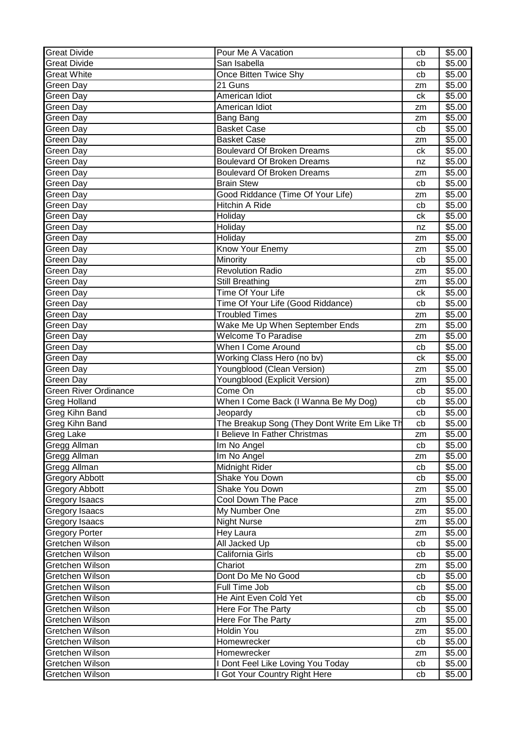| Great Divide | Pour Me A Vacation | cb | $5.00 |
|---|---|---|---|
| Great Divide | San Isabella | cb | $5.00 |
| Great White | Once Bitten Twice Shy | cb | $5.00 |
| Green Day | 21 Guns | zm | $5.00 |
| Green Day | American Idiot | ck | $5.00 |
| Green Day | American Idiot | zm | $5.00 |
| Green Day | Bang Bang | zm | $5.00 |
| Green Day | Basket Case | cb | $5.00 |
| Green Day | Basket Case | zm | $5.00 |
| Green Day | Boulevard Of Broken Dreams | ck | $5.00 |
| Green Day | Boulevard Of Broken Dreams | nz | $5.00 |
| Green Day | Boulevard Of Broken Dreams | zm | $5.00 |
| Green Day | Brain Stew | cb | $5.00 |
| Green Day | Good Riddance (Time Of Your Life) | zm | $5.00 |
| Green Day | Hitchin A Ride | cb | $5.00 |
| Green Day | Holiday | ck | $5.00 |
| Green Day | Holiday | nz | $5.00 |
| Green Day | Holiday | zm | $5.00 |
| Green Day | Know Your Enemy | zm | $5.00 |
| Green Day | Minority | cb | $5.00 |
| Green Day | Revolution Radio | zm | $5.00 |
| Green Day | Still Breathing | zm | $5.00 |
| Green Day | Time Of Your Life | ck | $5.00 |
| Green Day | Time Of Your Life (Good Riddance) | cb | $5.00 |
| Green Day | Troubled Times | zm | $5.00 |
| Green Day | Wake Me Up When September Ends | zm | $5.00 |
| Green Day | Welcome To Paradise | zm | $5.00 |
| Green Day | When I Come Around | cb | $5.00 |
| Green Day | Working Class Hero (no bv) | ck | $5.00 |
| Green Day | Youngblood (Clean Version) | zm | $5.00 |
| Green Day | Youngblood (Explicit Version) | zm | $5.00 |
| Green River Ordinance | Come On | cb | $5.00 |
| Greg Holland | When I Come Back (I Wanna Be My Dog) | cb | $5.00 |
| Greg Kihn Band | Jeopardy | cb | $5.00 |
| Greg Kihn Band | The Breakup Song (They Dont Write Em Like Th | cb | $5.00 |
| Greg Lake | I Believe In Father Christmas | zm | $5.00 |
| Gregg Allman | Im No Angel | cb | $5.00 |
| Gregg Allman | Im No Angel | zm | $5.00 |
| Gregg Allman | Midnight Rider | cb | $5.00 |
| Gregory Abbott | Shake You Down | cb | $5.00 |
| Gregory Abbott | Shake You Down | zm | $5.00 |
| Gregory Isaacs | Cool Down The Pace | zm | $5.00 |
| Gregory Isaacs | My Number One | zm | $5.00 |
| Gregory Isaacs | Night Nurse | zm | $5.00 |
| Gregory Porter | Hey Laura | zm | $5.00 |
| Gretchen Wilson | All Jacked Up | cb | $5.00 |
| Gretchen Wilson | California Girls | cb | $5.00 |
| Gretchen Wilson | Chariot | zm | $5.00 |
| Gretchen Wilson | Dont Do Me No Good | cb | $5.00 |
| Gretchen Wilson | Full Time Job | cb | $5.00 |
| Gretchen Wilson | He Aint Even Cold Yet | cb | $5.00 |
| Gretchen Wilson | Here For The Party | cb | $5.00 |
| Gretchen Wilson | Here For The Party | zm | $5.00 |
| Gretchen Wilson | Holdin You | zm | $5.00 |
| Gretchen Wilson | Homewrecker | cb | $5.00 |
| Gretchen Wilson | Homewrecker | zm | $5.00 |
| Gretchen Wilson | I Dont Feel Like Loving You Today | cb | $5.00 |
| Gretchen Wilson | I Got Your Country Right Here | cb | $5.00 |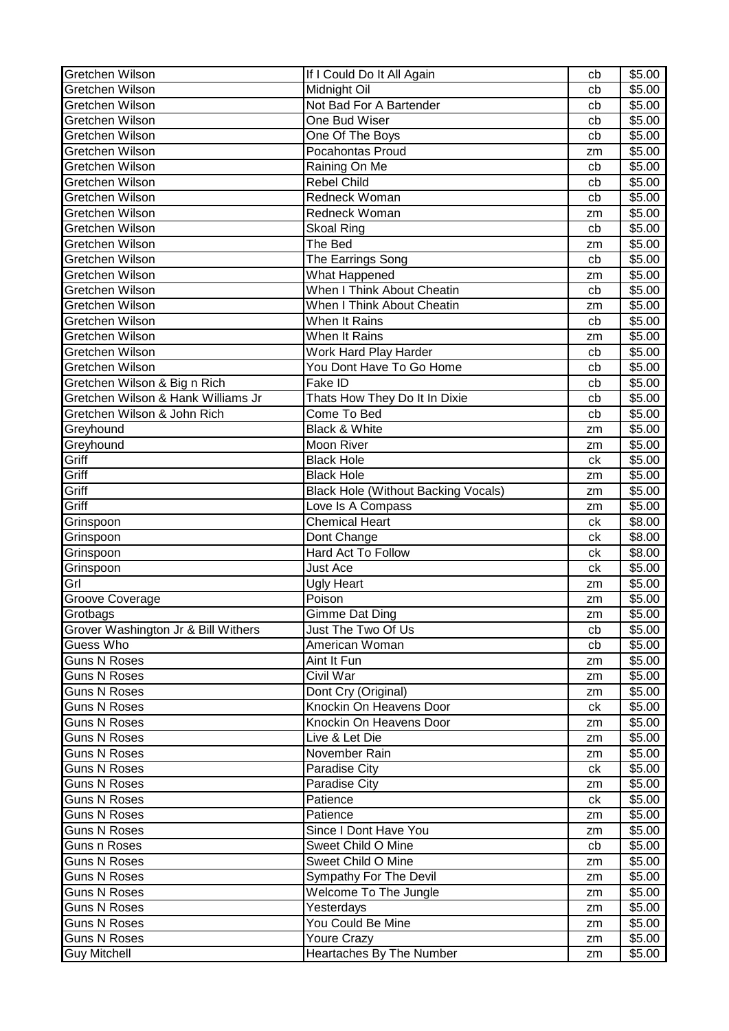| Gretchen Wilson | If I Could Do It All Again | cb | $5.00 |
|---|---|---|---|
| Gretchen Wilson | Midnight Oil | cb | $5.00 |
| Gretchen Wilson | Not Bad For A Bartender | cb | $5.00 |
| Gretchen Wilson | One Bud Wiser | cb | $5.00 |
| Gretchen Wilson | One Of The Boys | cb | $5.00 |
| Gretchen Wilson | Pocahontas Proud | zm | $5.00 |
| Gretchen Wilson | Raining On Me | cb | $5.00 |
| Gretchen Wilson | Rebel Child | cb | $5.00 |
| Gretchen Wilson | Redneck Woman | cb | $5.00 |
| Gretchen Wilson | Redneck Woman | zm | $5.00 |
| Gretchen Wilson | Skoal Ring | cb | $5.00 |
| Gretchen Wilson | The Bed | zm | $5.00 |
| Gretchen Wilson | The Earrings Song | cb | $5.00 |
| Gretchen Wilson | What Happened | zm | $5.00 |
| Gretchen Wilson | When I Think About Cheatin | cb | $5.00 |
| Gretchen Wilson | When I Think About Cheatin | zm | $5.00 |
| Gretchen Wilson | When It Rains | cb | $5.00 |
| Gretchen Wilson | When It Rains | zm | $5.00 |
| Gretchen Wilson | Work Hard Play Harder | cb | $5.00 |
| Gretchen Wilson | You Dont Have To Go Home | cb | $5.00 |
| Gretchen Wilson & Big n Rich | Fake ID | cb | $5.00 |
| Gretchen Wilson & Hank Williams Jr | Thats How They Do It In Dixie | cb | $5.00 |
| Gretchen Wilson & John Rich | Come To Bed | cb | $5.00 |
| Greyhound | Black & White | zm | $5.00 |
| Greyhound | Moon River | zm | $5.00 |
| Griff | Black Hole | ck | $5.00 |
| Griff | Black Hole | zm | $5.00 |
| Griff | Black Hole (Without Backing Vocals) | zm | $5.00 |
| Griff | Love Is A Compass | zm | $5.00 |
| Grinspoon | Chemical Heart | ck | $8.00 |
| Grinspoon | Dont Change | ck | $8.00 |
| Grinspoon | Hard Act To Follow | ck | $8.00 |
| Grinspoon | Just Ace | ck | $5.00 |
| Grl | Ugly Heart | zm | $5.00 |
| Groove Coverage | Poison | zm | $5.00 |
| Grotbags | Gimme Dat Ding | zm | $5.00 |
| Grover Washington Jr & Bill Withers | Just The Two Of Us | cb | $5.00 |
| Guess Who | American Woman | cb | $5.00 |
| Guns N Roses | Aint It Fun | zm | $5.00 |
| Guns N Roses | Civil War | zm | $5.00 |
| Guns N Roses | Dont Cry (Original) | zm | $5.00 |
| Guns N Roses | Knockin On Heavens Door | ck | $5.00 |
| Guns N Roses | Knockin On Heavens Door | zm | $5.00 |
| Guns N Roses | Live & Let Die | zm | $5.00 |
| Guns N Roses | November Rain | zm | $5.00 |
| Guns N Roses | Paradise City | ck | $5.00 |
| Guns N Roses | Paradise City | zm | $5.00 |
| Guns N Roses | Patience | ck | $5.00 |
| Guns N Roses | Patience | zm | $5.00 |
| Guns N Roses | Since I Dont Have You | zm | $5.00 |
| Guns n Roses | Sweet Child O Mine | cb | $5.00 |
| Guns N Roses | Sweet Child O Mine | zm | $5.00 |
| Guns N Roses | Sympathy For The Devil | zm | $5.00 |
| Guns N Roses | Welcome To The Jungle | zm | $5.00 |
| Guns N Roses | Yesterdays | zm | $5.00 |
| Guns N Roses | You Could Be Mine | zm | $5.00 |
| Guns N Roses | Youre Crazy | zm | $5.00 |
| Guy Mitchell | Heartaches By The Number | zm | $5.00 |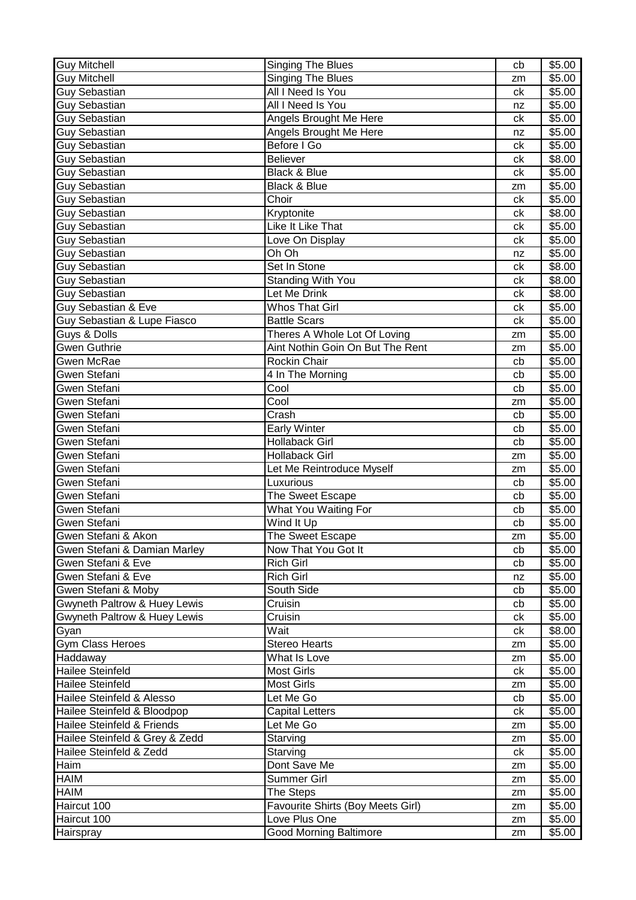| Guy Mitchell | Singing The Blues | cb | $5.00 |
|---|---|---|---|
| Guy Mitchell | Singing The Blues | zm | $5.00 |
| Guy Sebastian | All I Need Is You | ck | $5.00 |
| Guy Sebastian | All I Need Is You | nz | $5.00 |
| Guy Sebastian | Angels Brought Me Here | ck | $5.00 |
| Guy Sebastian | Angels Brought Me Here | nz | $5.00 |
| Guy Sebastian | Before I Go | ck | $5.00 |
| Guy Sebastian | Believer | ck | $8.00 |
| Guy Sebastian | Black & Blue | ck | $5.00 |
| Guy Sebastian | Black & Blue | zm | $5.00 |
| Guy Sebastian | Choir | ck | $5.00 |
| Guy Sebastian | Kryptonite | ck | $8.00 |
| Guy Sebastian | Like It Like That | ck | $5.00 |
| Guy Sebastian | Love On Display | ck | $5.00 |
| Guy Sebastian | Oh Oh | nz | $5.00 |
| Guy Sebastian | Set In Stone | ck | $8.00 |
| Guy Sebastian | Standing With You | ck | $8.00 |
| Guy Sebastian | Let Me Drink | ck | $8.00 |
| Guy Sebastian & Eve | Whos That Girl | ck | $5.00 |
| Guy Sebastian & Lupe Fiasco | Battle Scars | ck | $5.00 |
| Guys & Dolls | Theres A Whole Lot Of Loving | zm | $5.00 |
| Gwen Guthrie | Aint Nothin Goin On But The Rent | zm | $5.00 |
| Gwen McRae | Rockin Chair | cb | $5.00 |
| Gwen Stefani | 4 In The Morning | cb | $5.00 |
| Gwen Stefani | Cool | cb | $5.00 |
| Gwen Stefani | Cool | zm | $5.00 |
| Gwen Stefani | Crash | cb | $5.00 |
| Gwen Stefani | Early Winter | cb | $5.00 |
| Gwen Stefani | Hollaback Girl | cb | $5.00 |
| Gwen Stefani | Hollaback Girl | zm | $5.00 |
| Gwen Stefani | Let Me Reintroduce Myself | zm | $5.00 |
| Gwen Stefani | Luxurious | cb | $5.00 |
| Gwen Stefani | The Sweet Escape | cb | $5.00 |
| Gwen Stefani | What You Waiting For | cb | $5.00 |
| Gwen Stefani | Wind It Up | cb | $5.00 |
| Gwen Stefani & Akon | The Sweet Escape | zm | $5.00 |
| Gwen Stefani & Damian Marley | Now That You Got It | cb | $5.00 |
| Gwen Stefani & Eve | Rich Girl | cb | $5.00 |
| Gwen Stefani & Eve | Rich Girl | nz | $5.00 |
| Gwen Stefani & Moby | South Side | cb | $5.00 |
| Gwyneth Paltrow & Huey Lewis | Cruisin | cb | $5.00 |
| Gwyneth Paltrow & Huey Lewis | Cruisin | ck | $5.00 |
| Gyan | Wait | ck | $8.00 |
| Gym Class Heroes | Stereo Hearts | zm | $5.00 |
| Haddaway | What Is Love | zm | $5.00 |
| Hailee Steinfeld | Most Girls | ck | $5.00 |
| Hailee Steinfeld | Most Girls | zm | $5.00 |
| Hailee Steinfeld & Alesso | Let Me Go | cb | $5.00 |
| Hailee Steinfeld & Bloodpop | Capital Letters | ck | $5.00 |
| Hailee Steinfeld & Friends | Let Me Go | zm | $5.00 |
| Hailee Steinfeld & Grey & Zedd | Starving | zm | $5.00 |
| Hailee Steinfeld & Zedd | Starving | ck | $5.00 |
| Haim | Dont Save Me | zm | $5.00 |
| HAIM | Summer Girl | zm | $5.00 |
| HAIM | The Steps | zm | $5.00 |
| Haircut 100 | Favourite Shirts (Boy Meets Girl) | zm | $5.00 |
| Haircut 100 | Love Plus One | zm | $5.00 |
| Hairspray | Good Morning Baltimore | zm | $5.00 |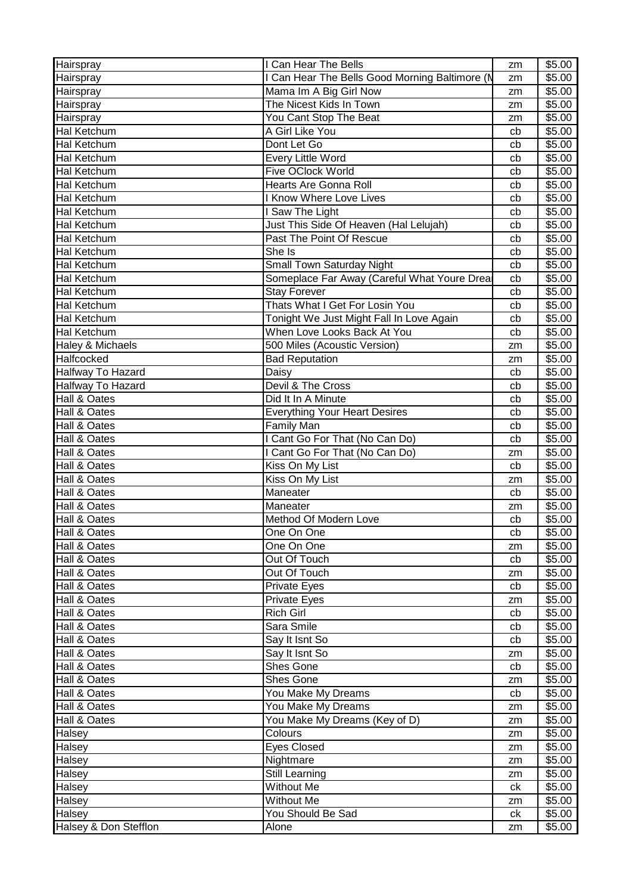| Hairspray | I Can Hear The Bells | zm | $5.00 |
|---|---|---|---|
| Hairspray | I Can Hear The Bells Good Morning Baltimore (N | zm | $5.00 |
| Hairspray | Mama Im A Big Girl Now | zm | $5.00 |
| Hairspray | The Nicest Kids In Town | zm | $5.00 |
| Hairspray | You Cant Stop The Beat | zm | $5.00 |
| Hal Ketchum | A Girl Like You | cb | $5.00 |
| Hal Ketchum | Dont Let Go | cb | $5.00 |
| Hal Ketchum | Every Little Word | cb | $5.00 |
| Hal Ketchum | Five OClock World | cb | $5.00 |
| Hal Ketchum | Hearts Are Gonna Roll | cb | $5.00 |
| Hal Ketchum | I Know Where Love Lives | cb | $5.00 |
| Hal Ketchum | I Saw The Light | cb | $5.00 |
| Hal Ketchum | Just This Side Of Heaven (Hal Lelujah) | cb | $5.00 |
| Hal Ketchum | Past The Point Of Rescue | cb | $5.00 |
| Hal Ketchum | She Is | cb | $5.00 |
| Hal Ketchum | Small Town Saturday Night | cb | $5.00 |
| Hal Ketchum | Someplace Far Away (Careful What Youre Drea | cb | $5.00 |
| Hal Ketchum | Stay Forever | cb | $5.00 |
| Hal Ketchum | Thats What I Get For Losin You | cb | $5.00 |
| Hal Ketchum | Tonight We Just Might Fall In Love Again | cb | $5.00 |
| Hal Ketchum | When Love Looks Back At You | cb | $5.00 |
| Haley & Michaels | 500 Miles (Acoustic Version) | zm | $5.00 |
| Halfcocked | Bad Reputation | zm | $5.00 |
| Halfway To Hazard | Daisy | cb | $5.00 |
| Halfway To Hazard | Devil & The Cross | cb | $5.00 |
| Hall & Oates | Did It In A Minute | cb | $5.00 |
| Hall & Oates | Everything Your Heart Desires | cb | $5.00 |
| Hall & Oates | Family Man | cb | $5.00 |
| Hall & Oates | I Cant Go For That (No Can Do) | cb | $5.00 |
| Hall & Oates | I Cant Go For That (No Can Do) | zm | $5.00 |
| Hall & Oates | Kiss On My List | cb | $5.00 |
| Hall & Oates | Kiss On My List | zm | $5.00 |
| Hall & Oates | Maneater | cb | $5.00 |
| Hall & Oates | Maneater | zm | $5.00 |
| Hall & Oates | Method Of Modern Love | cb | $5.00 |
| Hall & Oates | One On One | cb | $5.00 |
| Hall & Oates | One On One | zm | $5.00 |
| Hall & Oates | Out Of Touch | cb | $5.00 |
| Hall & Oates | Out Of Touch | zm | $5.00 |
| Hall & Oates | Private Eyes | cb | $5.00 |
| Hall & Oates | Private Eyes | zm | $5.00 |
| Hall & Oates | Rich Girl | cb | $5.00 |
| Hall & Oates | Sara Smile | cb | $5.00 |
| Hall & Oates | Say It Isnt So | cb | $5.00 |
| Hall & Oates | Say It Isnt So | zm | $5.00 |
| Hall & Oates | Shes Gone | cb | $5.00 |
| Hall & Oates | Shes Gone | zm | $5.00 |
| Hall & Oates | You Make My Dreams | cb | $5.00 |
| Hall & Oates | You Make My Dreams | zm | $5.00 |
| Hall & Oates | You Make My Dreams (Key of D) | zm | $5.00 |
| Halsey | Colours | zm | $5.00 |
| Halsey | Eyes Closed | zm | $5.00 |
| Halsey | Nightmare | zm | $5.00 |
| Halsey | Still Learning | zm | $5.00 |
| Halsey | Without Me | ck | $5.00 |
| Halsey | Without Me | zm | $5.00 |
| Halsey | You Should Be Sad | ck | $5.00 |
| Halsey & Don Stefflon | Alone | zm | $5.00 |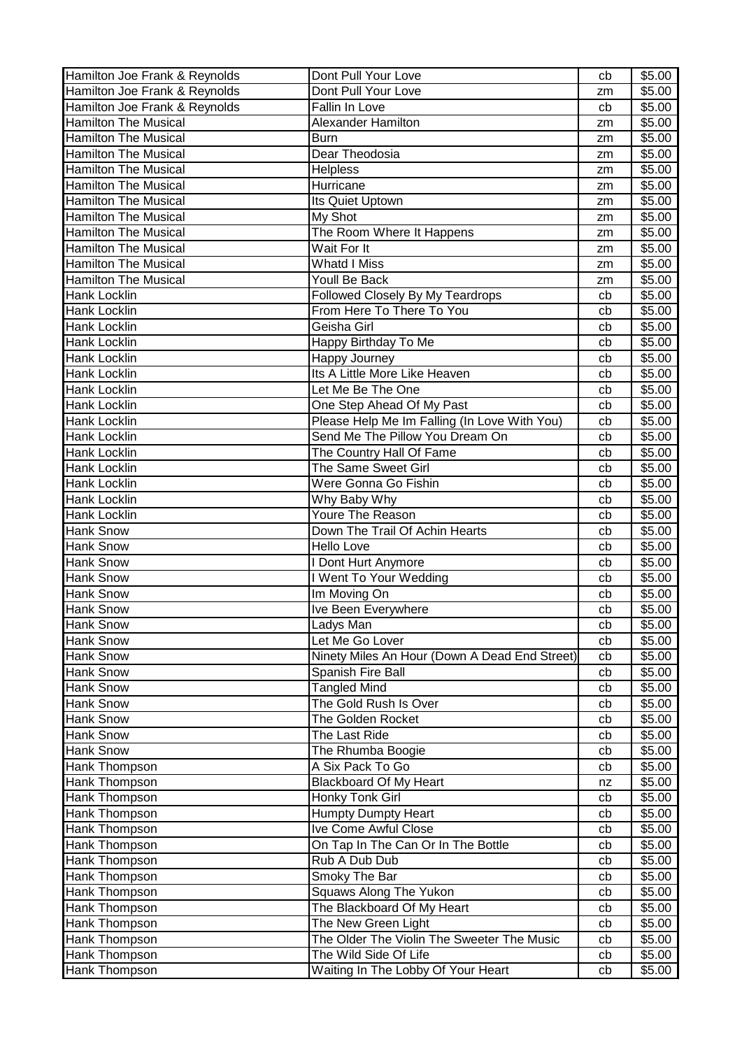| | | | |
|---|---|---|---|
| Hamilton Joe Frank & Reynolds | Dont Pull Your Love | cb | $5.00 |
| Hamilton Joe Frank & Reynolds | Dont Pull Your Love | zm | $5.00 |
| Hamilton Joe Frank & Reynolds | Fallin In Love | cb | $5.00 |
| Hamilton The Musical | Alexander Hamilton | zm | $5.00 |
| Hamilton The Musical | Burn | zm | $5.00 |
| Hamilton The Musical | Dear Theodosia | zm | $5.00 |
| Hamilton The Musical | Helpless | zm | $5.00 |
| Hamilton The Musical | Hurricane | zm | $5.00 |
| Hamilton The Musical | Its Quiet Uptown | zm | $5.00 |
| Hamilton The Musical | My Shot | zm | $5.00 |
| Hamilton The Musical | The Room Where It Happens | zm | $5.00 |
| Hamilton The Musical | Wait For It | zm | $5.00 |
| Hamilton The Musical | Whatd I Miss | zm | $5.00 |
| Hamilton The Musical | Youll Be Back | zm | $5.00 |
| Hank Locklin | Followed Closely By My Teardrops | cb | $5.00 |
| Hank Locklin | From Here To There To You | cb | $5.00 |
| Hank Locklin | Geisha Girl | cb | $5.00 |
| Hank Locklin | Happy Birthday To Me | cb | $5.00 |
| Hank Locklin | Happy Journey | cb | $5.00 |
| Hank Locklin | Its A Little More Like Heaven | cb | $5.00 |
| Hank Locklin | Let Me Be The One | cb | $5.00 |
| Hank Locklin | One Step Ahead Of My Past | cb | $5.00 |
| Hank Locklin | Please Help Me Im Falling (In Love With You) | cb | $5.00 |
| Hank Locklin | Send Me The Pillow You Dream On | cb | $5.00 |
| Hank Locklin | The Country Hall Of Fame | cb | $5.00 |
| Hank Locklin | The Same Sweet Girl | cb | $5.00 |
| Hank Locklin | Were Gonna Go Fishin | cb | $5.00 |
| Hank Locklin | Why Baby Why | cb | $5.00 |
| Hank Locklin | Youre The Reason | cb | $5.00 |
| Hank Snow | Down The Trail Of Achin Hearts | cb | $5.00 |
| Hank Snow | Hello Love | cb | $5.00 |
| Hank Snow | I Dont Hurt Anymore | cb | $5.00 |
| Hank Snow | I Went To Your Wedding | cb | $5.00 |
| Hank Snow | Im Moving On | cb | $5.00 |
| Hank Snow | Ive Been Everywhere | cb | $5.00 |
| Hank Snow | Ladys Man | cb | $5.00 |
| Hank Snow | Let Me Go Lover | cb | $5.00 |
| Hank Snow | Ninety Miles An Hour (Down A Dead End Street) | cb | $5.00 |
| Hank Snow | Spanish Fire Ball | cb | $5.00 |
| Hank Snow | Tangled Mind | cb | $5.00 |
| Hank Snow | The Gold Rush Is Over | cb | $5.00 |
| Hank Snow | The Golden Rocket | cb | $5.00 |
| Hank Snow | The Last Ride | cb | $5.00 |
| Hank Snow | The Rhumba Boogie | cb | $5.00 |
| Hank Thompson | A Six Pack To Go | cb | $5.00 |
| Hank Thompson | Blackboard Of My Heart | nz | $5.00 |
| Hank Thompson | Honky Tonk Girl | cb | $5.00 |
| Hank Thompson | Humpty Dumpty Heart | cb | $5.00 |
| Hank Thompson | Ive Come Awful Close | cb | $5.00 |
| Hank Thompson | On Tap In The Can Or In The Bottle | cb | $5.00 |
| Hank Thompson | Rub A Dub Dub | cb | $5.00 |
| Hank Thompson | Smoky The Bar | cb | $5.00 |
| Hank Thompson | Squaws Along The Yukon | cb | $5.00 |
| Hank Thompson | The Blackboard Of My Heart | cb | $5.00 |
| Hank Thompson | The New Green Light | cb | $5.00 |
| Hank Thompson | The Older The Violin The Sweeter The Music | cb | $5.00 |
| Hank Thompson | The Wild Side Of Life | cb | $5.00 |
| Hank Thompson | Waiting In The Lobby Of Your Heart | cb | $5.00 |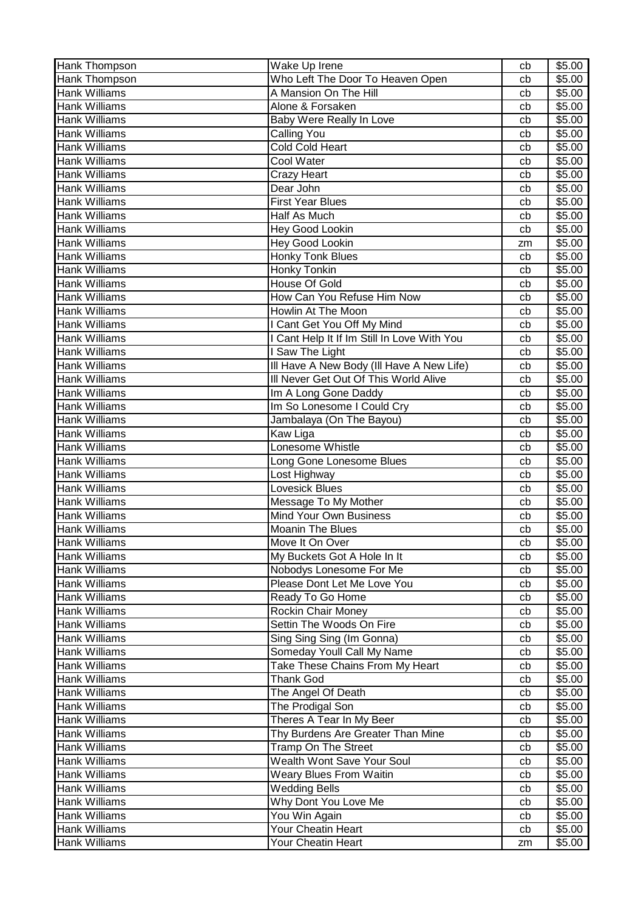| Hank Thompson | Wake Up Irene | cb | $5.00 |
|---|---|---|---|
| Hank Thompson | Who Left The Door To Heaven Open | cb | $5.00 |
| Hank Williams | A Mansion On The Hill | cb | $5.00 |
| Hank Williams | Alone & Forsaken | cb | $5.00 |
| Hank Williams | Baby Were Really In Love | cb | $5.00 |
| Hank Williams | Calling You | cb | $5.00 |
| Hank Williams | Cold Cold Heart | cb | $5.00 |
| Hank Williams | Cool Water | cb | $5.00 |
| Hank Williams | Crazy Heart | cb | $5.00 |
| Hank Williams | Dear John | cb | $5.00 |
| Hank Williams | First Year Blues | cb | $5.00 |
| Hank Williams | Half As Much | cb | $5.00 |
| Hank Williams | Hey Good Lookin | cb | $5.00 |
| Hank Williams | Hey Good Lookin | zm | $5.00 |
| Hank Williams | Honky Tonk Blues | cb | $5.00 |
| Hank Williams | Honky Tonkin | cb | $5.00 |
| Hank Williams | House Of Gold | cb | $5.00 |
| Hank Williams | How Can You Refuse Him Now | cb | $5.00 |
| Hank Williams | Howlin At The Moon | cb | $5.00 |
| Hank Williams | I Cant Get You Off My Mind | cb | $5.00 |
| Hank Williams | I Cant Help It If Im Still In Love With You | cb | $5.00 |
| Hank Williams | I Saw The Light | cb | $5.00 |
| Hank Williams | Ill Have A New Body (Ill Have A New Life) | cb | $5.00 |
| Hank Williams | Ill Never Get Out Of This World Alive | cb | $5.00 |
| Hank Williams | Im A Long Gone Daddy | cb | $5.00 |
| Hank Williams | Im So Lonesome I Could Cry | cb | $5.00 |
| Hank Williams | Jambalaya (On The Bayou) | cb | $5.00 |
| Hank Williams | Kaw Liga | cb | $5.00 |
| Hank Williams | Lonesome Whistle | cb | $5.00 |
| Hank Williams | Long Gone Lonesome Blues | cb | $5.00 |
| Hank Williams | Lost Highway | cb | $5.00 |
| Hank Williams | Lovesick Blues | cb | $5.00 |
| Hank Williams | Message To My Mother | cb | $5.00 |
| Hank Williams | Mind Your Own Business | cb | $5.00 |
| Hank Williams | Moanin The Blues | cb | $5.00 |
| Hank Williams | Move It On Over | cb | $5.00 |
| Hank Williams | My Buckets Got A Hole In It | cb | $5.00 |
| Hank Williams | Nobodys Lonesome For Me | cb | $5.00 |
| Hank Williams | Please Dont Let Me Love You | cb | $5.00 |
| Hank Williams | Ready To Go Home | cb | $5.00 |
| Hank Williams | Rockin Chair Money | cb | $5.00 |
| Hank Williams | Settin The Woods On Fire | cb | $5.00 |
| Hank Williams | Sing Sing Sing (Im Gonna) | cb | $5.00 |
| Hank Williams | Someday Youll Call My Name | cb | $5.00 |
| Hank Williams | Take These Chains From My Heart | cb | $5.00 |
| Hank Williams | Thank God | cb | $5.00 |
| Hank Williams | The Angel Of Death | cb | $5.00 |
| Hank Williams | The Prodigal Son | cb | $5.00 |
| Hank Williams | Theres A Tear In My Beer | cb | $5.00 |
| Hank Williams | Thy Burdens Are Greater Than Mine | cb | $5.00 |
| Hank Williams | Tramp On The Street | cb | $5.00 |
| Hank Williams | Wealth Wont Save Your Soul | cb | $5.00 |
| Hank Williams | Weary Blues From Waitin | cb | $5.00 |
| Hank Williams | Wedding Bells | cb | $5.00 |
| Hank Williams | Why Dont You Love Me | cb | $5.00 |
| Hank Williams | You Win Again | cb | $5.00 |
| Hank Williams | Your Cheatin Heart | cb | $5.00 |
| Hank Williams | Your Cheatin Heart | zm | $5.00 |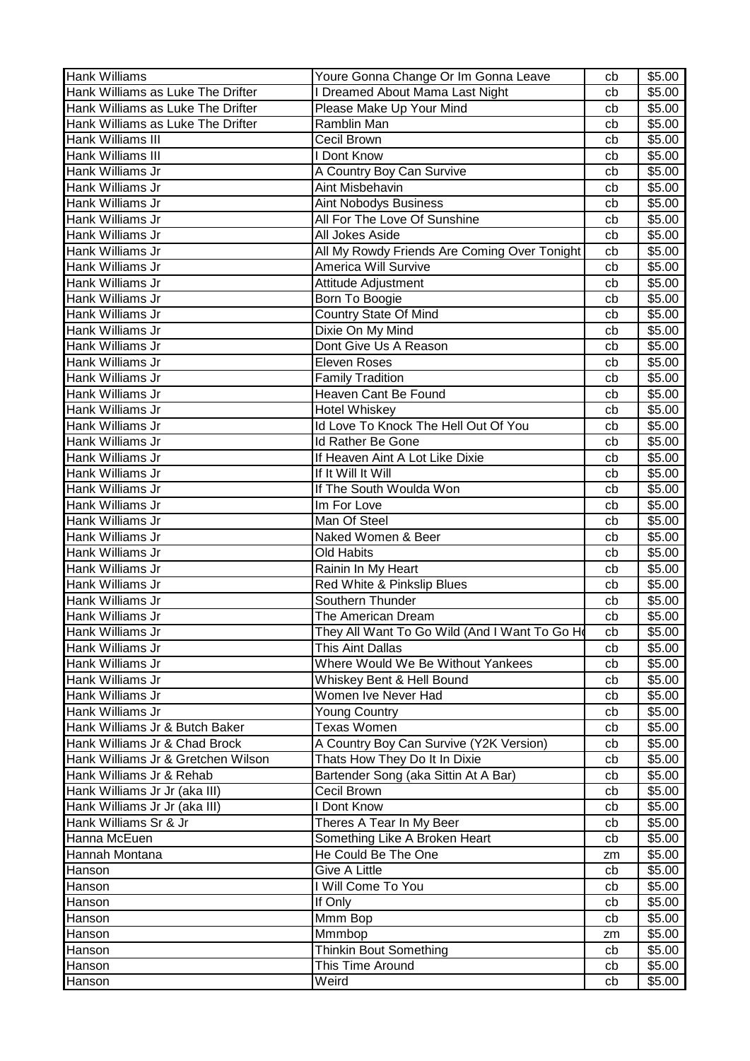| Hank Williams | Youre Gonna Change Or Im Gonna Leave | cb | $5.00 |
|---|---|---|---|
| Hank Williams as Luke The Drifter | I Dreamed About Mama Last Night | cb | $5.00 |
| Hank Williams as Luke The Drifter | Please Make Up Your Mind | cb | $5.00 |
| Hank Williams as Luke The Drifter | Ramblin Man | cb | $5.00 |
| Hank Williams III | Cecil Brown | cb | $5.00 |
| Hank Williams III | I Dont Know | cb | $5.00 |
| Hank Williams Jr | A Country Boy Can Survive | cb | $5.00 |
| Hank Williams Jr | Aint Misbehavin | cb | $5.00 |
| Hank Williams Jr | Aint Nobodys Business | cb | $5.00 |
| Hank Williams Jr | All For The Love Of Sunshine | cb | $5.00 |
| Hank Williams Jr | All Jokes Aside | cb | $5.00 |
| Hank Williams Jr | All My Rowdy Friends Are Coming Over Tonight | cb | $5.00 |
| Hank Williams Jr | America Will Survive | cb | $5.00 |
| Hank Williams Jr | Attitude Adjustment | cb | $5.00 |
| Hank Williams Jr | Born To Boogie | cb | $5.00 |
| Hank Williams Jr | Country State Of Mind | cb | $5.00 |
| Hank Williams Jr | Dixie On My Mind | cb | $5.00 |
| Hank Williams Jr | Dont Give Us A Reason | cb | $5.00 |
| Hank Williams Jr | Eleven Roses | cb | $5.00 |
| Hank Williams Jr | Family Tradition | cb | $5.00 |
| Hank Williams Jr | Heaven Cant Be Found | cb | $5.00 |
| Hank Williams Jr | Hotel Whiskey | cb | $5.00 |
| Hank Williams Jr | Id Love To Knock The Hell Out Of You | cb | $5.00 |
| Hank Williams Jr | Id Rather Be Gone | cb | $5.00 |
| Hank Williams Jr | If Heaven Aint A Lot Like Dixie | cb | $5.00 |
| Hank Williams Jr | If It Will It Will | cb | $5.00 |
| Hank Williams Jr | If The South Woulda Won | cb | $5.00 |
| Hank Williams Jr | Im For Love | cb | $5.00 |
| Hank Williams Jr | Man Of Steel | cb | $5.00 |
| Hank Williams Jr | Naked Women & Beer | cb | $5.00 |
| Hank Williams Jr | Old Habits | cb | $5.00 |
| Hank Williams Jr | Rainin In My Heart | cb | $5.00 |
| Hank Williams Jr | Red White & Pinkslip Blues | cb | $5.00 |
| Hank Williams Jr | Southern Thunder | cb | $5.00 |
| Hank Williams Jr | The American Dream | cb | $5.00 |
| Hank Williams Jr | They All Want To Go Wild (And I Want To Go Ho | cb | $5.00 |
| Hank Williams Jr | This Aint Dallas | cb | $5.00 |
| Hank Williams Jr | Where Would We Be Without Yankees | cb | $5.00 |
| Hank Williams Jr | Whiskey Bent & Hell Bound | cb | $5.00 |
| Hank Williams Jr | Women Ive Never Had | cb | $5.00 |
| Hank Williams Jr | Young Country | cb | $5.00 |
| Hank Williams Jr & Butch Baker | Texas Women | cb | $5.00 |
| Hank Williams Jr & Chad Brock | A Country Boy Can Survive (Y2K Version) | cb | $5.00 |
| Hank Williams Jr & Gretchen Wilson | Thats How They Do It In Dixie | cb | $5.00 |
| Hank Williams Jr & Rehab | Bartender Song (aka Sittin At A Bar) | cb | $5.00 |
| Hank Williams Jr Jr (aka III) | Cecil Brown | cb | $5.00 |
| Hank Williams Jr Jr (aka III) | I Dont Know | cb | $5.00 |
| Hank Williams Sr & Jr | Theres A Tear In My Beer | cb | $5.00 |
| Hanna McEuen | Something Like A Broken Heart | cb | $5.00 |
| Hannah Montana | He Could Be The One | zm | $5.00 |
| Hanson | Give A Little | cb | $5.00 |
| Hanson | I Will Come To You | cb | $5.00 |
| Hanson | If Only | cb | $5.00 |
| Hanson | Mmm Bop | cb | $5.00 |
| Hanson | Mmmbop | zm | $5.00 |
| Hanson | Thinkin Bout Something | cb | $5.00 |
| Hanson | This Time Around | cb | $5.00 |
| Hanson | Weird | cb | $5.00 |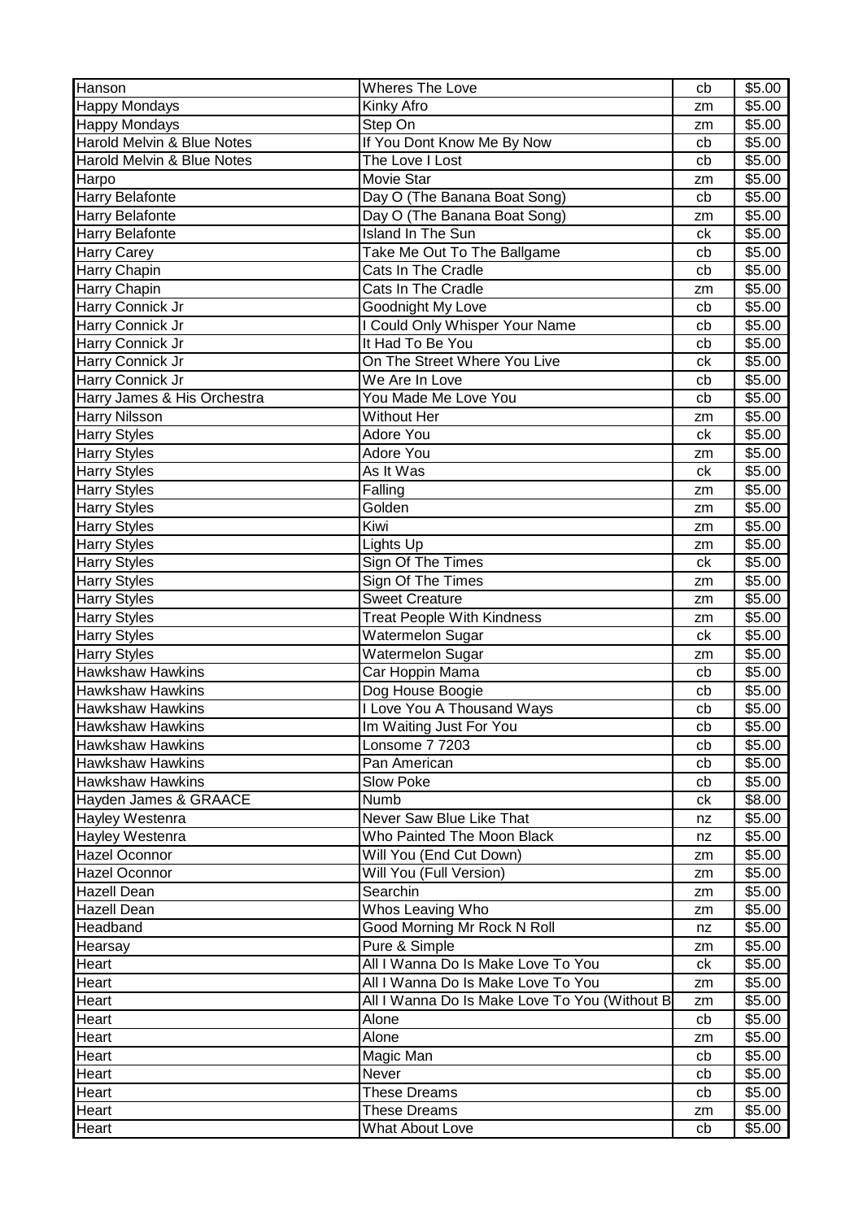| Hanson | Wheres The Love | cb | $5.00 |
|---|---|---|---|
| Happy Mondays | Kinky Afro | zm | $5.00 |
| Happy Mondays | Step On | zm | $5.00 |
| Harold Melvin & Blue Notes | If You Dont Know Me By Now | cb | $5.00 |
| Harold Melvin & Blue Notes | The Love I Lost | cb | $5.00 |
| Harpo | Movie Star | zm | $5.00 |
| Harry Belafonte | Day O (The Banana Boat Song) | cb | $5.00 |
| Harry Belafonte | Day O (The Banana Boat Song) | zm | $5.00 |
| Harry Belafonte | Island In The Sun | ck | $5.00 |
| Harry Carey | Take Me Out To The Ballgame | cb | $5.00 |
| Harry Chapin | Cats In The Cradle | cb | $5.00 |
| Harry Chapin | Cats In The Cradle | zm | $5.00 |
| Harry Connick Jr | Goodnight My Love | cb | $5.00 |
| Harry Connick Jr | I Could Only Whisper Your Name | cb | $5.00 |
| Harry Connick Jr | It Had To Be You | cb | $5.00 |
| Harry Connick Jr | On The Street Where You Live | ck | $5.00 |
| Harry Connick Jr | We Are In Love | cb | $5.00 |
| Harry James & His Orchestra | You Made Me Love You | cb | $5.00 |
| Harry Nilsson | Without Her | zm | $5.00 |
| Harry Styles | Adore You | ck | $5.00 |
| Harry Styles | Adore You | zm | $5.00 |
| Harry Styles | As It Was | ck | $5.00 |
| Harry Styles | Falling | zm | $5.00 |
| Harry Styles | Golden | zm | $5.00 |
| Harry Styles | Kiwi | zm | $5.00 |
| Harry Styles | Lights Up | zm | $5.00 |
| Harry Styles | Sign Of The Times | ck | $5.00 |
| Harry Styles | Sign Of The Times | zm | $5.00 |
| Harry Styles | Sweet Creature | zm | $5.00 |
| Harry Styles | Treat People With Kindness | zm | $5.00 |
| Harry Styles | Watermelon Sugar | ck | $5.00 |
| Harry Styles | Watermelon Sugar | zm | $5.00 |
| Hawkshaw Hawkins | Car Hoppin Mama | cb | $5.00 |
| Hawkshaw Hawkins | Dog House Boogie | cb | $5.00 |
| Hawkshaw Hawkins | I Love You A Thousand Ways | cb | $5.00 |
| Hawkshaw Hawkins | Im Waiting Just For You | cb | $5.00 |
| Hawkshaw Hawkins | Lonsome 7 7203 | cb | $5.00 |
| Hawkshaw Hawkins | Pan American | cb | $5.00 |
| Hawkshaw Hawkins | Slow Poke | cb | $5.00 |
| Hayden James & GRAACE | Numb | ck | $8.00 |
| Hayley Westenra | Never Saw Blue Like That | nz | $5.00 |
| Hayley Westenra | Who Painted The Moon Black | nz | $5.00 |
| Hazel Oconnor | Will You (End Cut Down) | zm | $5.00 |
| Hazel Oconnor | Will You (Full Version) | zm | $5.00 |
| Hazell Dean | Searchin | zm | $5.00 |
| Hazell Dean | Whos Leaving Who | zm | $5.00 |
| Headband | Good Morning Mr Rock N Roll | nz | $5.00 |
| Hearsay | Pure & Simple | zm | $5.00 |
| Heart | All I Wanna Do Is Make Love To You | ck | $5.00 |
| Heart | All I Wanna Do Is Make Love To You | zm | $5.00 |
| Heart | All I Wanna Do Is Make Love To You (Without B | zm | $5.00 |
| Heart | Alone | cb | $5.00 |
| Heart | Alone | zm | $5.00 |
| Heart | Magic Man | cb | $5.00 |
| Heart | Never | cb | $5.00 |
| Heart | These Dreams | cb | $5.00 |
| Heart | These Dreams | zm | $5.00 |
| Heart | What About Love | cb | $5.00 |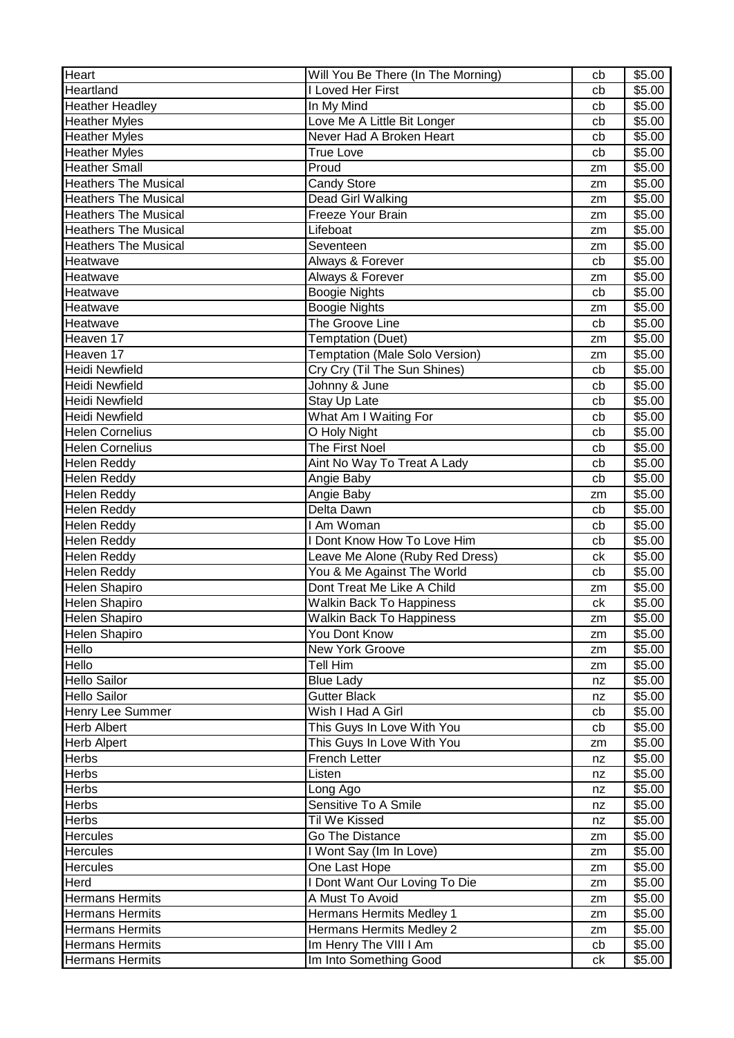| Heart | Will You Be There (In The Morning) | cb | $5.00 |
|---|---|---|---|
| Heartland | I Loved Her First | cb | $5.00 |
| Heather Headley | In My Mind | cb | $5.00 |
| Heather Myles | Love Me A Little Bit Longer | cb | $5.00 |
| Heather Myles | Never Had A Broken Heart | cb | $5.00 |
| Heather Myles | True Love | cb | $5.00 |
| Heather Small | Proud | zm | $5.00 |
| Heathers The Musical | Candy Store | zm | $5.00 |
| Heathers The Musical | Dead Girl Walking | zm | $5.00 |
| Heathers The Musical | Freeze Your Brain | zm | $5.00 |
| Heathers The Musical | Lifeboat | zm | $5.00 |
| Heathers The Musical | Seventeen | zm | $5.00 |
| Heatwave | Always & Forever | cb | $5.00 |
| Heatwave | Always & Forever | zm | $5.00 |
| Heatwave | Boogie Nights | cb | $5.00 |
| Heatwave | Boogie Nights | zm | $5.00 |
| Heatwave | The Groove Line | cb | $5.00 |
| Heaven 17 | Temptation (Duet) | zm | $5.00 |
| Heaven 17 | Temptation (Male Solo Version) | zm | $5.00 |
| Heidi Newfield | Cry Cry (Til The Sun Shines) | cb | $5.00 |
| Heidi Newfield | Johnny & June | cb | $5.00 |
| Heidi Newfield | Stay Up Late | cb | $5.00 |
| Heidi Newfield | What Am I Waiting For | cb | $5.00 |
| Helen Cornelius | O Holy Night | cb | $5.00 |
| Helen Cornelius | The First Noel | cb | $5.00 |
| Helen Reddy | Aint No Way To Treat A Lady | cb | $5.00 |
| Helen Reddy | Angie Baby | cb | $5.00 |
| Helen Reddy | Angie Baby | zm | $5.00 |
| Helen Reddy | Delta Dawn | cb | $5.00 |
| Helen Reddy | I Am Woman | cb | $5.00 |
| Helen Reddy | I Dont Know How To Love Him | cb | $5.00 |
| Helen Reddy | Leave Me Alone (Ruby Red Dress) | ck | $5.00 |
| Helen Reddy | You & Me Against The World | cb | $5.00 |
| Helen Shapiro | Dont Treat Me Like A Child | zm | $5.00 |
| Helen Shapiro | Walkin Back To Happiness | ck | $5.00 |
| Helen Shapiro | Walkin Back To Happiness | zm | $5.00 |
| Helen Shapiro | You Dont Know | zm | $5.00 |
| Hello | New York Groove | zm | $5.00 |
| Hello | Tell Him | zm | $5.00 |
| Hello Sailor | Blue Lady | nz | $5.00 |
| Hello Sailor | Gutter Black | nz | $5.00 |
| Henry Lee Summer | Wish I Had A Girl | cb | $5.00 |
| Herb Albert | This Guys In Love With You | cb | $5.00 |
| Herb Alpert | This Guys In Love With You | zm | $5.00 |
| Herbs | French Letter | nz | $5.00 |
| Herbs | Listen | nz | $5.00 |
| Herbs | Long Ago | nz | $5.00 |
| Herbs | Sensitive To A Smile | nz | $5.00 |
| Herbs | Til We Kissed | nz | $5.00 |
| Hercules | Go The Distance | zm | $5.00 |
| Hercules | I Wont Say (Im In Love) | zm | $5.00 |
| Hercules | One Last Hope | zm | $5.00 |
| Herd | I Dont Want Our Loving To Die | zm | $5.00 |
| Hermans Hermits | A Must To Avoid | zm | $5.00 |
| Hermans Hermits | Hermans Hermits Medley 1 | zm | $5.00 |
| Hermans Hermits | Hermans Hermits Medley 2 | zm | $5.00 |
| Hermans Hermits | Im Henry The VIII I Am | cb | $5.00 |
| Hermans Hermits | Im Into Something Good | ck | $5.00 |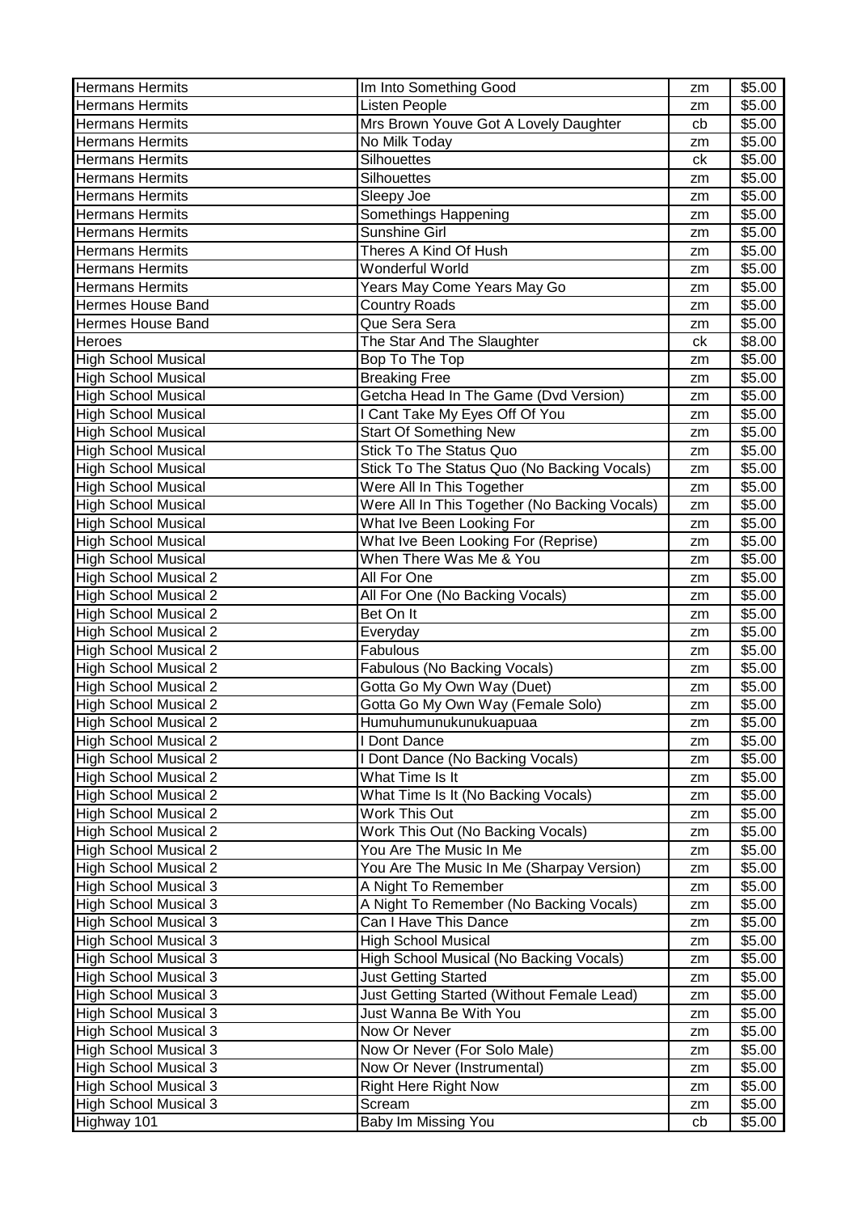| | | | |
|---|---|---|---|
| Hermans Hermits | Im Into Something Good | zm | $5.00 |
| Hermans Hermits | Listen People | zm | $5.00 |
| Hermans Hermits | Mrs Brown Youve Got A Lovely Daughter | cb | $5.00 |
| Hermans Hermits | No Milk Today | zm | $5.00 |
| Hermans Hermits | Silhouettes | ck | $5.00 |
| Hermans Hermits | Silhouettes | zm | $5.00 |
| Hermans Hermits | Sleepy Joe | zm | $5.00 |
| Hermans Hermits | Somethings Happening | zm | $5.00 |
| Hermans Hermits | Sunshine Girl | zm | $5.00 |
| Hermans Hermits | Theres A Kind Of Hush | zm | $5.00 |
| Hermans Hermits | Wonderful World | zm | $5.00 |
| Hermans Hermits | Years May Come Years May Go | zm | $5.00 |
| Hermes House Band | Country Roads | zm | $5.00 |
| Hermes House Band | Que Sera Sera | zm | $5.00 |
| Heroes | The Star And The Slaughter | ck | $8.00 |
| High School Musical | Bop To The Top | zm | $5.00 |
| High School Musical | Breaking Free | zm | $5.00 |
| High School Musical | Getcha Head In The Game (Dvd Version) | zm | $5.00 |
| High School Musical | I Cant Take My Eyes Off Of You | zm | $5.00 |
| High School Musical | Start Of Something New | zm | $5.00 |
| High School Musical | Stick To The Status Quo | zm | $5.00 |
| High School Musical | Stick To The Status Quo (No Backing Vocals) | zm | $5.00 |
| High School Musical | Were All In This Together | zm | $5.00 |
| High School Musical | Were All In This Together (No Backing Vocals) | zm | $5.00 |
| High School Musical | What Ive Been Looking For | zm | $5.00 |
| High School Musical | What Ive Been Looking For (Reprise) | zm | $5.00 |
| High School Musical | When There Was Me & You | zm | $5.00 |
| High School Musical 2 | All For One | zm | $5.00 |
| High School Musical 2 | All For One (No Backing Vocals) | zm | $5.00 |
| High School Musical 2 | Bet On It | zm | $5.00 |
| High School Musical 2 | Everyday | zm | $5.00 |
| High School Musical 2 | Fabulous | zm | $5.00 |
| High School Musical 2 | Fabulous (No Backing Vocals) | zm | $5.00 |
| High School Musical 2 | Gotta Go My Own Way (Duet) | zm | $5.00 |
| High School Musical 2 | Gotta Go My Own Way (Female Solo) | zm | $5.00 |
| High School Musical 2 | Humuhumunukunukuapuaa | zm | $5.00 |
| High School Musical 2 | I Dont Dance | zm | $5.00 |
| High School Musical 2 | I Dont Dance (No Backing Vocals) | zm | $5.00 |
| High School Musical 2 | What Time Is It | zm | $5.00 |
| High School Musical 2 | What Time Is It (No Backing Vocals) | zm | $5.00 |
| High School Musical 2 | Work This Out | zm | $5.00 |
| High School Musical 2 | Work This Out (No Backing Vocals) | zm | $5.00 |
| High School Musical 2 | You Are The Music In Me | zm | $5.00 |
| High School Musical 2 | You Are The Music In Me (Sharpay Version) | zm | $5.00 |
| High School Musical 3 | A Night To Remember | zm | $5.00 |
| High School Musical 3 | A Night To Remember (No Backing Vocals) | zm | $5.00 |
| High School Musical 3 | Can I Have This Dance | zm | $5.00 |
| High School Musical 3 | High School Musical | zm | $5.00 |
| High School Musical 3 | High School Musical (No Backing Vocals) | zm | $5.00 |
| High School Musical 3 | Just Getting Started | zm | $5.00 |
| High School Musical 3 | Just Getting Started (Without Female Lead) | zm | $5.00 |
| High School Musical 3 | Just Wanna Be With You | zm | $5.00 |
| High School Musical 3 | Now Or Never | zm | $5.00 |
| High School Musical 3 | Now Or Never (For Solo Male) | zm | $5.00 |
| High School Musical 3 | Now Or Never (Instrumental) | zm | $5.00 |
| High School Musical 3 | Right Here Right Now | zm | $5.00 |
| High School Musical 3 | Scream | zm | $5.00 |
| Highway 101 | Baby Im Missing You | cb | $5.00 |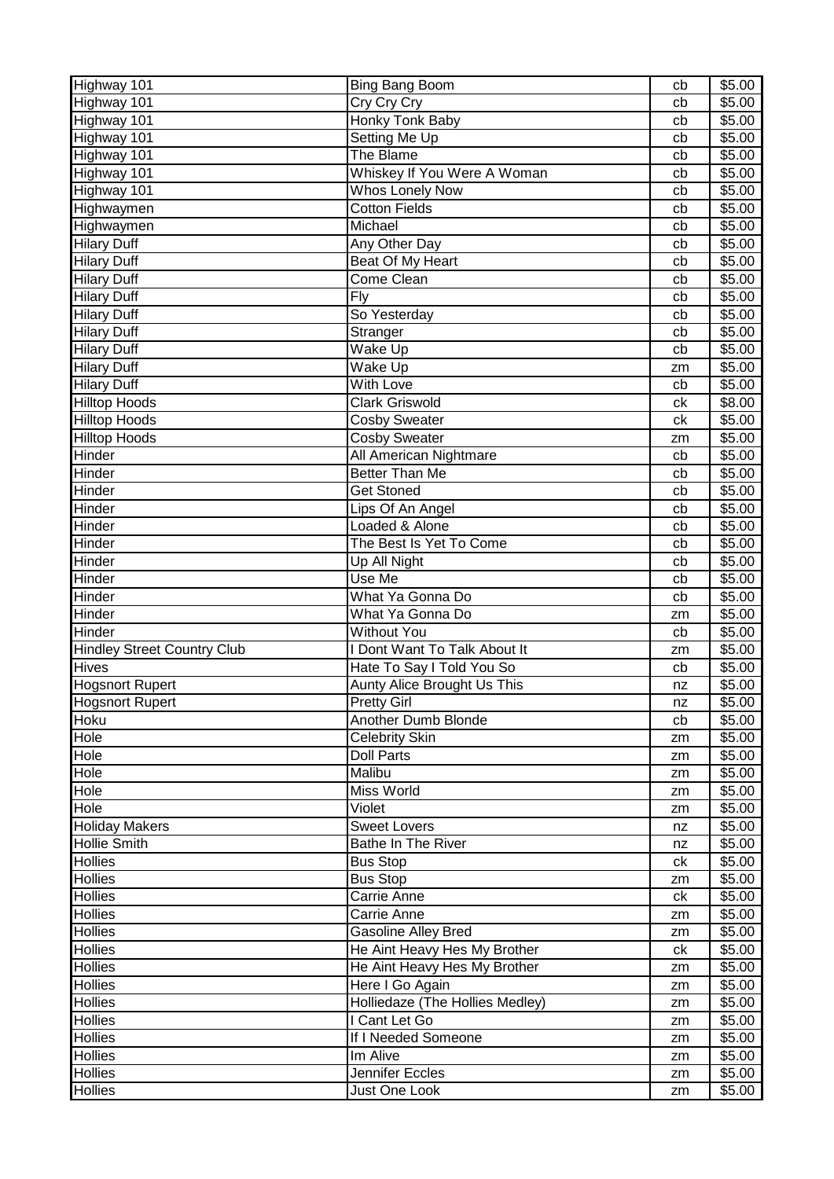| Highway 101 | Bing Bang Boom | cb | $5.00 |
|---|---|---|---|
| Highway 101 | Cry Cry Cry | cb | $5.00 |
| Highway 101 | Honky Tonk Baby | cb | $5.00 |
| Highway 101 | Setting Me Up | cb | $5.00 |
| Highway 101 | The Blame | cb | $5.00 |
| Highway 101 | Whiskey If You Were A Woman | cb | $5.00 |
| Highway 101 | Whos Lonely Now | cb | $5.00 |
| Highwaymen | Cotton Fields | cb | $5.00 |
| Highwaymen | Michael | cb | $5.00 |
| Hilary Duff | Any Other Day | cb | $5.00 |
| Hilary Duff | Beat Of My Heart | cb | $5.00 |
| Hilary Duff | Come Clean | cb | $5.00 |
| Hilary Duff | Fly | cb | $5.00 |
| Hilary Duff | So Yesterday | cb | $5.00 |
| Hilary Duff | Stranger | cb | $5.00 |
| Hilary Duff | Wake Up | cb | $5.00 |
| Hilary Duff | Wake Up | zm | $5.00 |
| Hilary Duff | With Love | cb | $5.00 |
| Hilltop Hoods | Clark Griswold | ck | $8.00 |
| Hilltop Hoods | Cosby Sweater | ck | $5.00 |
| Hilltop Hoods | Cosby Sweater | zm | $5.00 |
| Hinder | All American Nightmare | cb | $5.00 |
| Hinder | Better Than Me | cb | $5.00 |
| Hinder | Get Stoned | cb | $5.00 |
| Hinder | Lips Of An Angel | cb | $5.00 |
| Hinder | Loaded & Alone | cb | $5.00 |
| Hinder | The Best Is Yet To Come | cb | $5.00 |
| Hinder | Up All Night | cb | $5.00 |
| Hinder | Use Me | cb | $5.00 |
| Hinder | What Ya Gonna Do | cb | $5.00 |
| Hinder | What Ya Gonna Do | zm | $5.00 |
| Hinder | Without You | cb | $5.00 |
| Hindley Street Country Club | I Dont Want To Talk About It | zm | $5.00 |
| Hives | Hate To Say I Told You So | cb | $5.00 |
| Hogsnort Rupert | Aunty Alice Brought Us This | nz | $5.00 |
| Hogsnort Rupert | Pretty Girl | nz | $5.00 |
| Hoku | Another Dumb Blonde | cb | $5.00 |
| Hole | Celebrity Skin | zm | $5.00 |
| Hole | Doll Parts | zm | $5.00 |
| Hole | Malibu | zm | $5.00 |
| Hole | Miss World | zm | $5.00 |
| Hole | Violet | zm | $5.00 |
| Holiday Makers | Sweet Lovers | nz | $5.00 |
| Hollie Smith | Bathe In The River | nz | $5.00 |
| Hollies | Bus Stop | ck | $5.00 |
| Hollies | Bus Stop | zm | $5.00 |
| Hollies | Carrie Anne | ck | $5.00 |
| Hollies | Carrie Anne | zm | $5.00 |
| Hollies | Gasoline Alley Bred | zm | $5.00 |
| Hollies | He Aint Heavy Hes My Brother | ck | $5.00 |
| Hollies | He Aint Heavy Hes My Brother | zm | $5.00 |
| Hollies | Here I Go Again | zm | $5.00 |
| Hollies | Holliedaze (The Hollies Medley) | zm | $5.00 |
| Hollies | I Cant Let Go | zm | $5.00 |
| Hollies | If I Needed Someone | zm | $5.00 |
| Hollies | Im Alive | zm | $5.00 |
| Hollies | Jennifer Eccles | zm | $5.00 |
| Hollies | Just One Look | zm | $5.00 |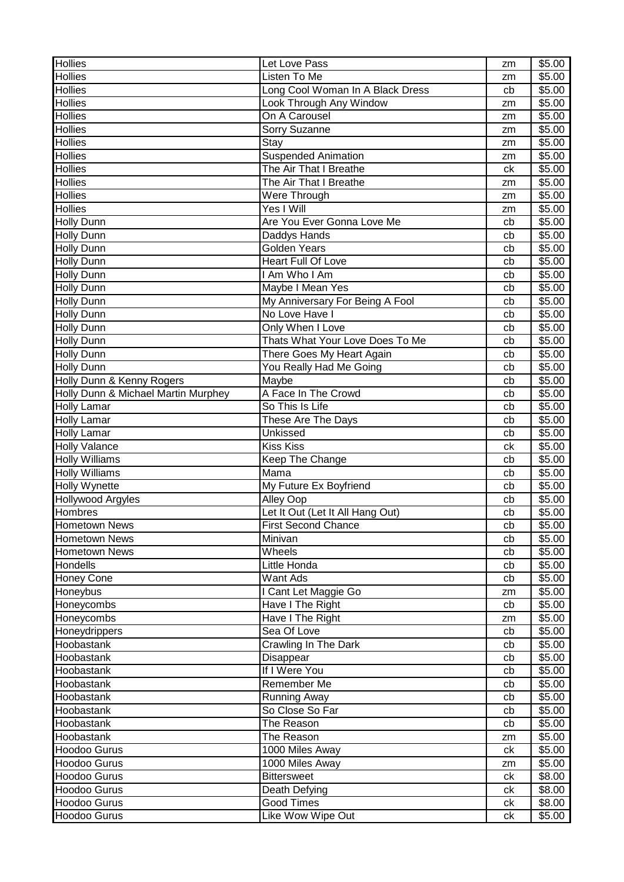| Hollies | Let Love Pass | zm | $5.00 |
|---|---|---|---|
| Hollies | Listen To Me | zm | $5.00 |
| Hollies | Long Cool Woman In A Black Dress | cb | $5.00 |
| Hollies | Look Through Any Window | zm | $5.00 |
| Hollies | On A Carousel | zm | $5.00 |
| Hollies | Sorry Suzanne | zm | $5.00 |
| Hollies | Stay | zm | $5.00 |
| Hollies | Suspended Animation | zm | $5.00 |
| Hollies | The Air That I Breathe | ck | $5.00 |
| Hollies | The Air That I Breathe | zm | $5.00 |
| Hollies | Were Through | zm | $5.00 |
| Hollies | Yes I Will | zm | $5.00 |
| Holly Dunn | Are You Ever Gonna Love Me | cb | $5.00 |
| Holly Dunn | Daddys Hands | cb | $5.00 |
| Holly Dunn | Golden Years | cb | $5.00 |
| Holly Dunn | Heart Full Of Love | cb | $5.00 |
| Holly Dunn | I Am Who I Am | cb | $5.00 |
| Holly Dunn | Maybe I Mean Yes | cb | $5.00 |
| Holly Dunn | My Anniversary For Being A Fool | cb | $5.00 |
| Holly Dunn | No Love Have I | cb | $5.00 |
| Holly Dunn | Only When I Love | cb | $5.00 |
| Holly Dunn | Thats What Your Love Does To Me | cb | $5.00 |
| Holly Dunn | There Goes My Heart Again | cb | $5.00 |
| Holly Dunn | You Really Had Me Going | cb | $5.00 |
| Holly Dunn & Kenny Rogers | Maybe | cb | $5.00 |
| Holly Dunn & Michael Martin Murphey | A Face In The Crowd | cb | $5.00 |
| Holly Lamar | So This Is Life | cb | $5.00 |
| Holly Lamar | These Are The Days | cb | $5.00 |
| Holly Lamar | Unkissed | cb | $5.00 |
| Holly Valance | Kiss Kiss | ck | $5.00 |
| Holly Williams | Keep The Change | cb | $5.00 |
| Holly Williams | Mama | cb | $5.00 |
| Holly Wynette | My Future Ex Boyfriend | cb | $5.00 |
| Hollywood Argyles | Alley Oop | cb | $5.00 |
| Hombres | Let It Out (Let It All Hang Out) | cb | $5.00 |
| Hometown News | First Second Chance | cb | $5.00 |
| Hometown News | Minivan | cb | $5.00 |
| Hometown News | Wheels | cb | $5.00 |
| Hondells | Little Honda | cb | $5.00 |
| Honey Cone | Want Ads | cb | $5.00 |
| Honeybus | I Cant Let Maggie Go | zm | $5.00 |
| Honeycombs | Have I The Right | cb | $5.00 |
| Honeycombs | Have I The Right | zm | $5.00 |
| Honeydrippers | Sea Of Love | cb | $5.00 |
| Hoobastank | Crawling In The Dark | cb | $5.00 |
| Hoobastank | Disappear | cb | $5.00 |
| Hoobastank | If I Were You | cb | $5.00 |
| Hoobastank | Remember Me | cb | $5.00 |
| Hoobastank | Running Away | cb | $5.00 |
| Hoobastank | So Close So Far | cb | $5.00 |
| Hoobastank | The Reason | cb | $5.00 |
| Hoobastank | The Reason | zm | $5.00 |
| Hoodoo Gurus | 1000 Miles Away | ck | $5.00 |
| Hoodoo Gurus | 1000 Miles Away | zm | $5.00 |
| Hoodoo Gurus | Bittersweet | ck | $8.00 |
| Hoodoo Gurus | Death Defying | ck | $8.00 |
| Hoodoo Gurus | Good Times | ck | $8.00 |
| Hoodoo Gurus | Like Wow Wipe Out | ck | $5.00 |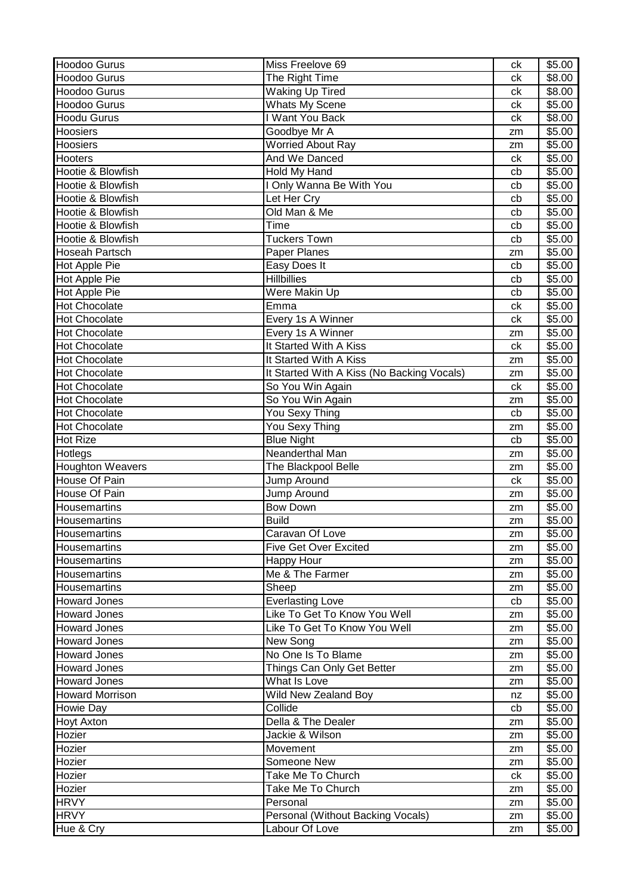| Hoodoo Gurus | Miss Freelove 69 | ck | $5.00 |
|---|---|---|---|
| Hoodoo Gurus | The Right Time | ck | $8.00 |
| Hoodoo Gurus | Waking Up Tired | ck | $8.00 |
| Hoodoo Gurus | Whats My Scene | ck | $5.00 |
| Hoodu Gurus | I Want You Back | ck | $8.00 |
| Hoosiers | Goodbye Mr A | zm | $5.00 |
| Hoosiers | Worried About Ray | zm | $5.00 |
| Hooters | And We Danced | ck | $5.00 |
| Hootie & Blowfish | Hold My Hand | cb | $5.00 |
| Hootie & Blowfish | I Only Wanna Be With You | cb | $5.00 |
| Hootie & Blowfish | Let Her Cry | cb | $5.00 |
| Hootie & Blowfish | Old Man & Me | cb | $5.00 |
| Hootie & Blowfish | Time | cb | $5.00 |
| Hootie & Blowfish | Tuckers Town | cb | $5.00 |
| Hoseah Partsch | Paper Planes | zm | $5.00 |
| Hot Apple Pie | Easy Does It | cb | $5.00 |
| Hot Apple Pie | Hillbillies | cb | $5.00 |
| Hot Apple Pie | Were Makin Up | cb | $5.00 |
| Hot Chocolate | Emma | ck | $5.00 |
| Hot Chocolate | Every 1s A Winner | ck | $5.00 |
| Hot Chocolate | Every 1s A Winner | zm | $5.00 |
| Hot Chocolate | It Started With A Kiss | ck | $5.00 |
| Hot Chocolate | It Started With A Kiss | zm | $5.00 |
| Hot Chocolate | It Started With A Kiss (No Backing Vocals) | zm | $5.00 |
| Hot Chocolate | So You Win Again | ck | $5.00 |
| Hot Chocolate | So You Win Again | zm | $5.00 |
| Hot Chocolate | You Sexy Thing | cb | $5.00 |
| Hot Chocolate | You Sexy Thing | zm | $5.00 |
| Hot Rize | Blue Night | cb | $5.00 |
| Hotlegs | Neanderthal Man | zm | $5.00 |
| Houghton Weavers | The Blackpool Belle | zm | $5.00 |
| House Of Pain | Jump Around | ck | $5.00 |
| House Of Pain | Jump Around | zm | $5.00 |
| Housemartins | Bow Down | zm | $5.00 |
| Housemartins | Build | zm | $5.00 |
| Housemartins | Caravan Of Love | zm | $5.00 |
| Housemartins | Five Get Over Excited | zm | $5.00 |
| Housemartins | Happy Hour | zm | $5.00 |
| Housemartins | Me & The Farmer | zm | $5.00 |
| Housemartins | Sheep | zm | $5.00 |
| Howard Jones | Everlasting Love | cb | $5.00 |
| Howard Jones | Like To Get To Know You Well | zm | $5.00 |
| Howard Jones | Like To Get To Know You Well | zm | $5.00 |
| Howard Jones | New Song | zm | $5.00 |
| Howard Jones | No One Is To Blame | zm | $5.00 |
| Howard Jones | Things Can Only Get Better | zm | $5.00 |
| Howard Jones | What Is Love | zm | $5.00 |
| Howard Morrison | Wild New Zealand Boy | nz | $5.00 |
| Howie Day | Collide | cb | $5.00 |
| Hoyt Axton | Della & The Dealer | zm | $5.00 |
| Hozier | Jackie & Wilson | zm | $5.00 |
| Hozier | Movement | zm | $5.00 |
| Hozier | Someone New | zm | $5.00 |
| Hozier | Take Me To Church | ck | $5.00 |
| Hozier | Take Me To Church | zm | $5.00 |
| HRVY | Personal | zm | $5.00 |
| HRVY | Personal (Without Backing Vocals) | zm | $5.00 |
| Hue & Cry | Labour Of Love | zm | $5.00 |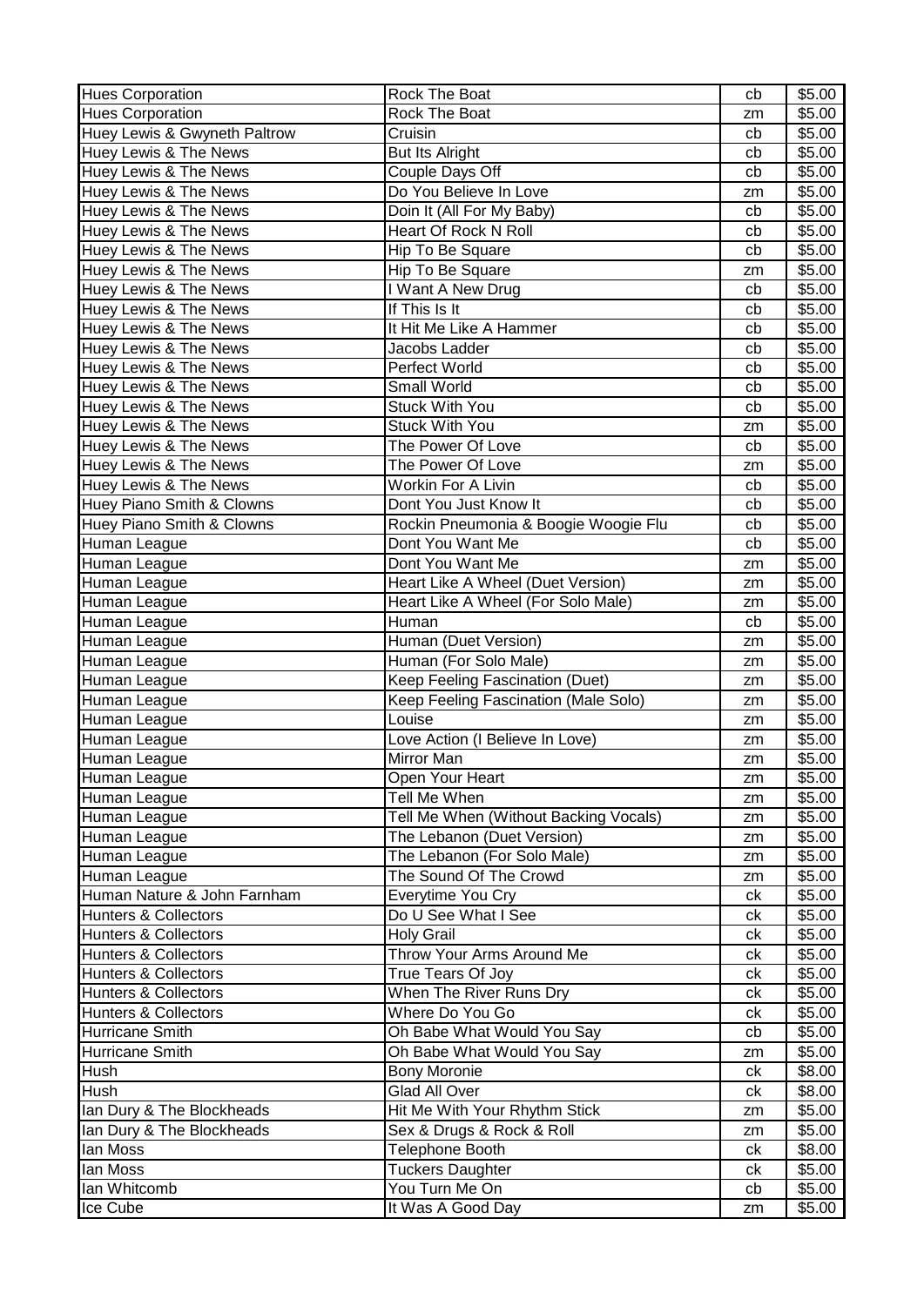| Hues Corporation | Rock The Boat | cb | $5.00 |
|---|---|---|---|
| Hues Corporation | Rock The Boat | zm | $5.00 |
| Huey Lewis & Gwyneth Paltrow | Cruisin | cb | $5.00 |
| Huey Lewis & The News | But Its Alright | cb | $5.00 |
| Huey Lewis & The News | Couple Days Off | cb | $5.00 |
| Huey Lewis & The News | Do You Believe In Love | zm | $5.00 |
| Huey Lewis & The News | Doin It (All For My Baby) | cb | $5.00 |
| Huey Lewis & The News | Heart Of Rock N Roll | cb | $5.00 |
| Huey Lewis & The News | Hip To Be Square | cb | $5.00 |
| Huey Lewis & The News | Hip To Be Square | zm | $5.00 |
| Huey Lewis & The News | I Want A New Drug | cb | $5.00 |
| Huey Lewis & The News | If This Is It | cb | $5.00 |
| Huey Lewis & The News | It Hit Me Like A Hammer | cb | $5.00 |
| Huey Lewis & The News | Jacobs Ladder | cb | $5.00 |
| Huey Lewis & The News | Perfect World | cb | $5.00 |
| Huey Lewis & The News | Small World | cb | $5.00 |
| Huey Lewis & The News | Stuck With You | cb | $5.00 |
| Huey Lewis & The News | Stuck With You | zm | $5.00 |
| Huey Lewis & The News | The Power Of Love | cb | $5.00 |
| Huey Lewis & The News | The Power Of Love | zm | $5.00 |
| Huey Lewis & The News | Workin For A Livin | cb | $5.00 |
| Huey Piano Smith & Clowns | Dont You Just Know It | cb | $5.00 |
| Huey Piano Smith & Clowns | Rockin Pneumonia & Boogie Woogie Flu | cb | $5.00 |
| Human League | Dont You Want Me | cb | $5.00 |
| Human League | Dont You Want Me | zm | $5.00 |
| Human League | Heart Like A Wheel (Duet Version) | zm | $5.00 |
| Human League | Heart Like A Wheel (For Solo Male) | zm | $5.00 |
| Human League | Human | cb | $5.00 |
| Human League | Human (Duet Version) | zm | $5.00 |
| Human League | Human (For Solo Male) | zm | $5.00 |
| Human League | Keep Feeling Fascination (Duet) | zm | $5.00 |
| Human League | Keep Feeling Fascination (Male Solo) | zm | $5.00 |
| Human League | Louise | zm | $5.00 |
| Human League | Love Action (I Believe In Love) | zm | $5.00 |
| Human League | Mirror Man | zm | $5.00 |
| Human League | Open Your Heart | zm | $5.00 |
| Human League | Tell Me When | zm | $5.00 |
| Human League | Tell Me When (Without Backing Vocals) | zm | $5.00 |
| Human League | The Lebanon (Duet Version) | zm | $5.00 |
| Human League | The Lebanon (For Solo Male) | zm | $5.00 |
| Human League | The Sound Of The Crowd | zm | $5.00 |
| Human Nature & John Farnham | Everytime You Cry | ck | $5.00 |
| Hunters & Collectors | Do U See What I See | ck | $5.00 |
| Hunters & Collectors | Holy Grail | ck | $5.00 |
| Hunters & Collectors | Throw Your Arms Around Me | ck | $5.00 |
| Hunters & Collectors | True Tears Of Joy | ck | $5.00 |
| Hunters & Collectors | When The River Runs Dry | ck | $5.00 |
| Hunters & Collectors | Where Do You Go | ck | $5.00 |
| Hurricane Smith | Oh Babe What Would You Say | cb | $5.00 |
| Hurricane Smith | Oh Babe What Would You Say | zm | $5.00 |
| Hush | Bony Moronie | ck | $8.00 |
| Hush | Glad All Over | ck | $8.00 |
| Ian Dury & The Blockheads | Hit Me With Your Rhythm Stick | zm | $5.00 |
| Ian Dury & The Blockheads | Sex & Drugs & Rock & Roll | zm | $5.00 |
| Ian Moss | Telephone Booth | ck | $8.00 |
| Ian Moss | Tuckers Daughter | ck | $5.00 |
| Ian Whitcomb | You Turn Me On | cb | $5.00 |
| Ice Cube | It Was A Good Day | zm | $5.00 |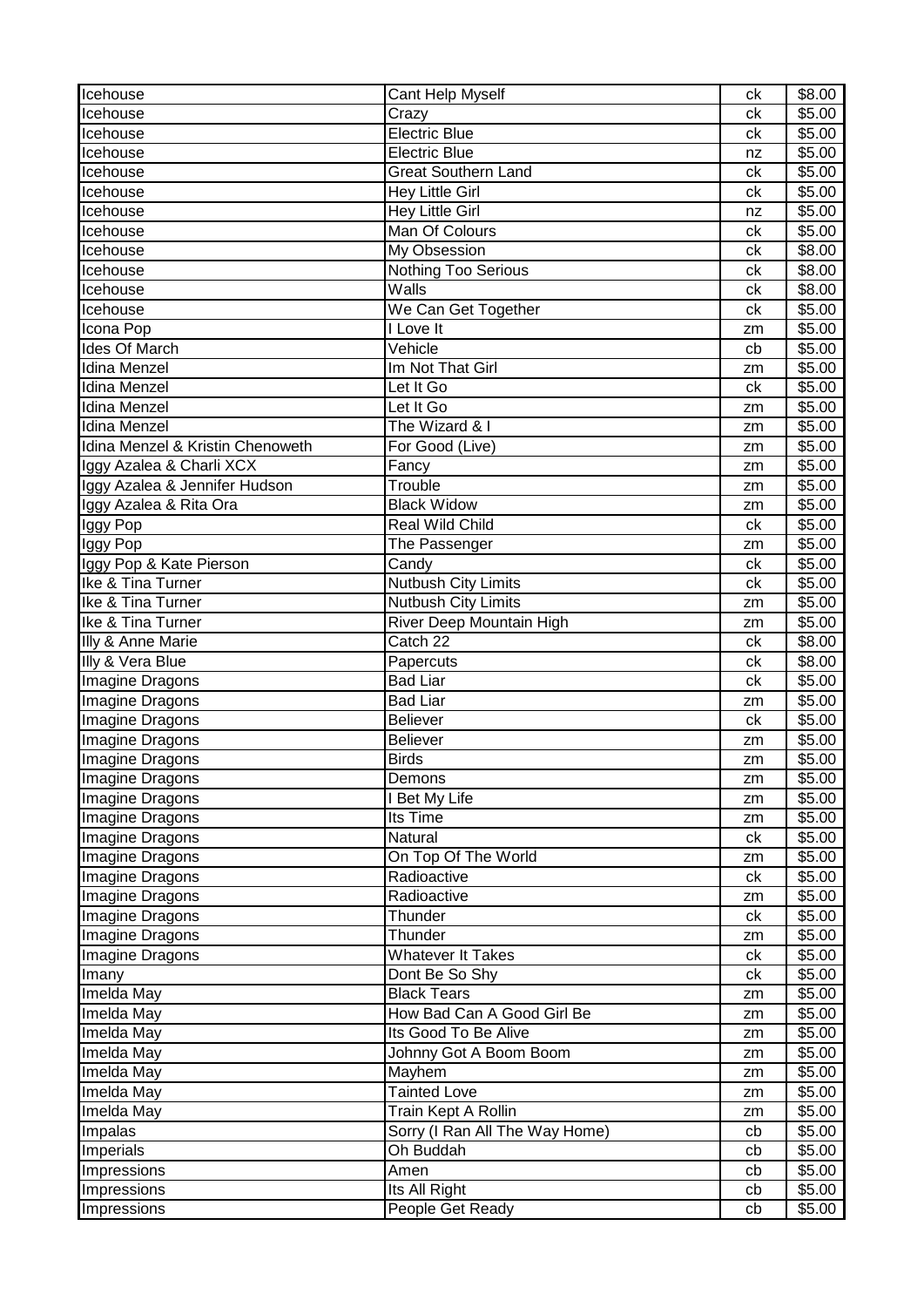| Icehouse | Cant Help Myself | ck | $8.00 |
|---|---|---|---|
| Icehouse | Crazy | ck | $5.00 |
| Icehouse | Electric Blue | ck | $5.00 |
| Icehouse | Electric Blue | nz | $5.00 |
| Icehouse | Great Southern Land | ck | $5.00 |
| Icehouse | Hey Little Girl | ck | $5.00 |
| Icehouse | Hey Little Girl | nz | $5.00 |
| Icehouse | Man Of Colours | ck | $5.00 |
| Icehouse | My Obsession | ck | $8.00 |
| Icehouse | Nothing Too Serious | ck | $8.00 |
| Icehouse | Walls | ck | $8.00 |
| Icehouse | We Can Get Together | ck | $5.00 |
| Icona Pop | I Love It | zm | $5.00 |
| Ides Of March | Vehicle | cb | $5.00 |
| Idina Menzel | Im Not That Girl | zm | $5.00 |
| Idina Menzel | Let It Go | ck | $5.00 |
| Idina Menzel | Let It Go | zm | $5.00 |
| Idina Menzel | The Wizard & I | zm | $5.00 |
| Idina Menzel & Kristin Chenoweth | For Good (Live) | zm | $5.00 |
| Iggy Azalea & Charli XCX | Fancy | zm | $5.00 |
| Iggy Azalea & Jennifer Hudson | Trouble | zm | $5.00 |
| Iggy Azalea & Rita Ora | Black Widow | zm | $5.00 |
| Iggy Pop | Real Wild Child | ck | $5.00 |
| Iggy Pop | The Passenger | zm | $5.00 |
| Iggy Pop & Kate Pierson | Candy | ck | $5.00 |
| Ike & Tina Turner | Nutbush City Limits | ck | $5.00 |
| Ike & Tina Turner | Nutbush City Limits | zm | $5.00 |
| Ike & Tina Turner | River Deep Mountain High | zm | $5.00 |
| Illy & Anne Marie | Catch 22 | ck | $8.00 |
| Illy & Vera Blue | Papercuts | ck | $8.00 |
| Imagine Dragons | Bad Liar | ck | $5.00 |
| Imagine Dragons | Bad Liar | zm | $5.00 |
| Imagine Dragons | Believer | ck | $5.00 |
| Imagine Dragons | Believer | zm | $5.00 |
| Imagine Dragons | Birds | zm | $5.00 |
| Imagine Dragons | Demons | zm | $5.00 |
| Imagine Dragons | I Bet My Life | zm | $5.00 |
| Imagine Dragons | Its Time | zm | $5.00 |
| Imagine Dragons | Natural | ck | $5.00 |
| Imagine Dragons | On Top Of The World | zm | $5.00 |
| Imagine Dragons | Radioactive | ck | $5.00 |
| Imagine Dragons | Radioactive | zm | $5.00 |
| Imagine Dragons | Thunder | ck | $5.00 |
| Imagine Dragons | Thunder | zm | $5.00 |
| Imagine Dragons | Whatever It Takes | ck | $5.00 |
| Imany | Dont Be So Shy | ck | $5.00 |
| Imelda May | Black Tears | zm | $5.00 |
| Imelda May | How Bad Can A Good Girl Be | zm | $5.00 |
| Imelda May | Its Good To Be Alive | zm | $5.00 |
| Imelda May | Johnny Got A Boom Boom | zm | $5.00 |
| Imelda May | Mayhem | zm | $5.00 |
| Imelda May | Tainted Love | zm | $5.00 |
| Imelda May | Train Kept A Rollin | zm | $5.00 |
| Impalas | Sorry (I Ran All The Way Home) | cb | $5.00 |
| Imperials | Oh Buddah | cb | $5.00 |
| Impressions | Amen | cb | $5.00 |
| Impressions | Its All Right | cb | $5.00 |
| Impressions | People Get Ready | cb | $5.00 |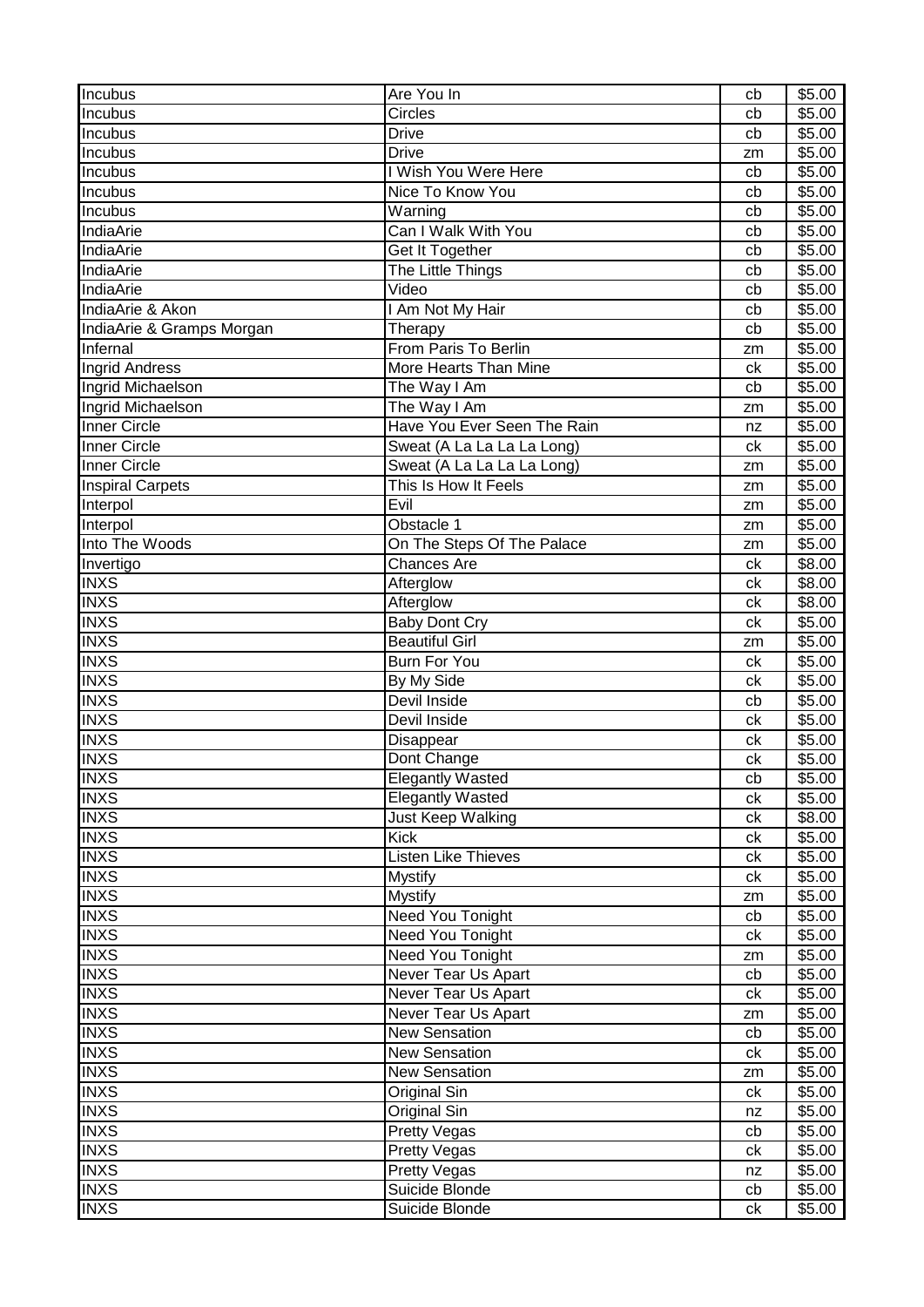| Incubus | Are You In | cb | $5.00 |
|---|---|---|---|
| Incubus | Circles | cb | $5.00 |
| Incubus | Drive | cb | $5.00 |
| Incubus | Drive | zm | $5.00 |
| Incubus | I Wish You Were Here | cb | $5.00 |
| Incubus | Nice To Know You | cb | $5.00 |
| Incubus | Warning | cb | $5.00 |
| IndiaArie | Can I Walk With You | cb | $5.00 |
| IndiaArie | Get It Together | cb | $5.00 |
| IndiaArie | The Little Things | cb | $5.00 |
| IndiaArie | Video | cb | $5.00 |
| IndiaArie & Akon | I Am Not My Hair | cb | $5.00 |
| IndiaArie & Gramps Morgan | Therapy | cb | $5.00 |
| Infernal | From Paris To Berlin | zm | $5.00 |
| Ingrid Andress | More Hearts Than Mine | ck | $5.00 |
| Ingrid Michaelson | The Way I Am | cb | $5.00 |
| Ingrid Michaelson | The Way I Am | zm | $5.00 |
| Inner Circle | Have You Ever Seen The Rain | nz | $5.00 |
| Inner Circle | Sweat (A La La La La Long) | ck | $5.00 |
| Inner Circle | Sweat (A La La La La Long) | zm | $5.00 |
| Inspiral Carpets | This Is How It Feels | zm | $5.00 |
| Interpol | Evil | zm | $5.00 |
| Interpol | Obstacle 1 | zm | $5.00 |
| Into The Woods | On The Steps Of The Palace | zm | $5.00 |
| Invertigo | Chances Are | ck | $8.00 |
| INXS | Afterglow | ck | $8.00 |
| INXS | Afterglow | ck | $8.00 |
| INXS | Baby Dont Cry | ck | $5.00 |
| INXS | Beautiful Girl | zm | $5.00 |
| INXS | Burn For You | ck | $5.00 |
| INXS | By My Side | ck | $5.00 |
| INXS | Devil Inside | cb | $5.00 |
| INXS | Devil Inside | ck | $5.00 |
| INXS | Disappear | ck | $5.00 |
| INXS | Dont Change | ck | $5.00 |
| INXS | Elegantly Wasted | cb | $5.00 |
| INXS | Elegantly Wasted | ck | $5.00 |
| INXS | Just Keep Walking | ck | $8.00 |
| INXS | Kick | ck | $5.00 |
| INXS | Listen Like Thieves | ck | $5.00 |
| INXS | Mystify | ck | $5.00 |
| INXS | Mystify | zm | $5.00 |
| INXS | Need You Tonight | cb | $5.00 |
| INXS | Need You Tonight | ck | $5.00 |
| INXS | Need You Tonight | zm | $5.00 |
| INXS | Never Tear Us Apart | cb | $5.00 |
| INXS | Never Tear Us Apart | ck | $5.00 |
| INXS | Never Tear Us Apart | zm | $5.00 |
| INXS | New Sensation | cb | $5.00 |
| INXS | New Sensation | ck | $5.00 |
| INXS | New Sensation | zm | $5.00 |
| INXS | Original Sin | ck | $5.00 |
| INXS | Original Sin | nz | $5.00 |
| INXS | Pretty Vegas | cb | $5.00 |
| INXS | Pretty Vegas | ck | $5.00 |
| INXS | Pretty Vegas | nz | $5.00 |
| INXS | Suicide Blonde | cb | $5.00 |
| INXS | Suicide Blonde | ck | $5.00 |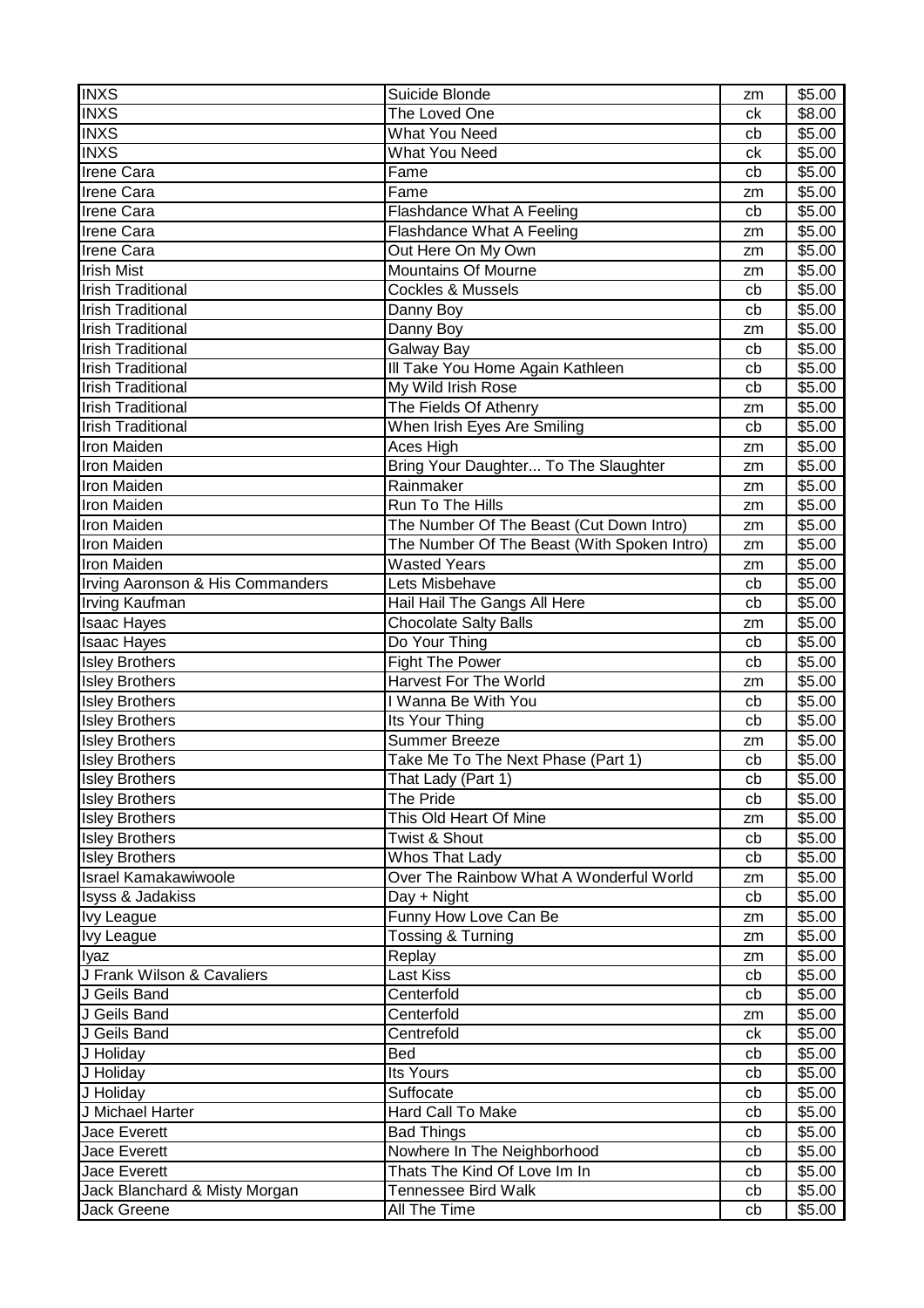| INXS | Suicide Blonde | zm | $5.00 |
|---|---|---|---|
| INXS | The Loved One | ck | $8.00 |
| INXS | What You Need | cb | $5.00 |
| INXS | What You Need | ck | $5.00 |
| Irene Cara | Fame | cb | $5.00 |
| Irene Cara | Fame | zm | $5.00 |
| Irene Cara | Flashdance What A Feeling | cb | $5.00 |
| Irene Cara | Flashdance What A Feeling | zm | $5.00 |
| Irene Cara | Out Here On My Own | zm | $5.00 |
| Irish Mist | Mountains Of Mourne | zm | $5.00 |
| Irish Traditional | Cockles & Mussels | cb | $5.00 |
| Irish Traditional | Danny Boy | cb | $5.00 |
| Irish Traditional | Danny Boy | zm | $5.00 |
| Irish Traditional | Galway Bay | cb | $5.00 |
| Irish Traditional | Ill Take You Home Again Kathleen | cb | $5.00 |
| Irish Traditional | My Wild Irish Rose | cb | $5.00 |
| Irish Traditional | The Fields Of Athenry | zm | $5.00 |
| Irish Traditional | When Irish Eyes Are Smiling | cb | $5.00 |
| Iron Maiden | Aces High | zm | $5.00 |
| Iron Maiden | Bring Your Daughter... To The Slaughter | zm | $5.00 |
| Iron Maiden | Rainmaker | zm | $5.00 |
| Iron Maiden | Run To The Hills | zm | $5.00 |
| Iron Maiden | The Number Of The Beast (Cut Down Intro) | zm | $5.00 |
| Iron Maiden | The Number Of The Beast (With Spoken Intro) | zm | $5.00 |
| Iron Maiden | Wasted Years | zm | $5.00 |
| Irving Aaronson & His Commanders | Lets Misbehave | cb | $5.00 |
| Irving Kaufman | Hail Hail The Gangs All Here | cb | $5.00 |
| Isaac Hayes | Chocolate Salty Balls | zm | $5.00 |
| Isaac Hayes | Do Your Thing | cb | $5.00 |
| Isley Brothers | Fight The Power | cb | $5.00 |
| Isley Brothers | Harvest For The World | zm | $5.00 |
| Isley Brothers | I Wanna Be With You | cb | $5.00 |
| Isley Brothers | Its Your Thing | cb | $5.00 |
| Isley Brothers | Summer Breeze | zm | $5.00 |
| Isley Brothers | Take Me To The Next Phase (Part 1) | cb | $5.00 |
| Isley Brothers | That Lady (Part 1) | cb | $5.00 |
| Isley Brothers | The Pride | cb | $5.00 |
| Isley Brothers | This Old Heart Of Mine | zm | $5.00 |
| Isley Brothers | Twist & Shout | cb | $5.00 |
| Isley Brothers | Whos That Lady | cb | $5.00 |
| Israel Kamakawiwoole | Over The Rainbow What A Wonderful World | zm | $5.00 |
| Isyss & Jadakiss | Day + Night | cb | $5.00 |
| Ivy League | Funny How Love Can Be | zm | $5.00 |
| Ivy League | Tossing & Turning | zm | $5.00 |
| Iyaz | Replay | zm | $5.00 |
| J Frank Wilson & Cavaliers | Last Kiss | cb | $5.00 |
| J Geils Band | Centerfold | cb | $5.00 |
| J Geils Band | Centerfold | zm | $5.00 |
| J Geils Band | Centrefold | ck | $5.00 |
| J Holiday | Bed | cb | $5.00 |
| J Holiday | Its Yours | cb | $5.00 |
| J Holiday | Suffocate | cb | $5.00 |
| J Michael Harter | Hard Call To Make | cb | $5.00 |
| Jace Everett | Bad Things | cb | $5.00 |
| Jace Everett | Nowhere In The Neighborhood | cb | $5.00 |
| Jace Everett | Thats The Kind Of Love Im In | cb | $5.00 |
| Jack Blanchard & Misty Morgan | Tennessee Bird Walk | cb | $5.00 |
| Jack Greene | All The Time | cb | $5.00 |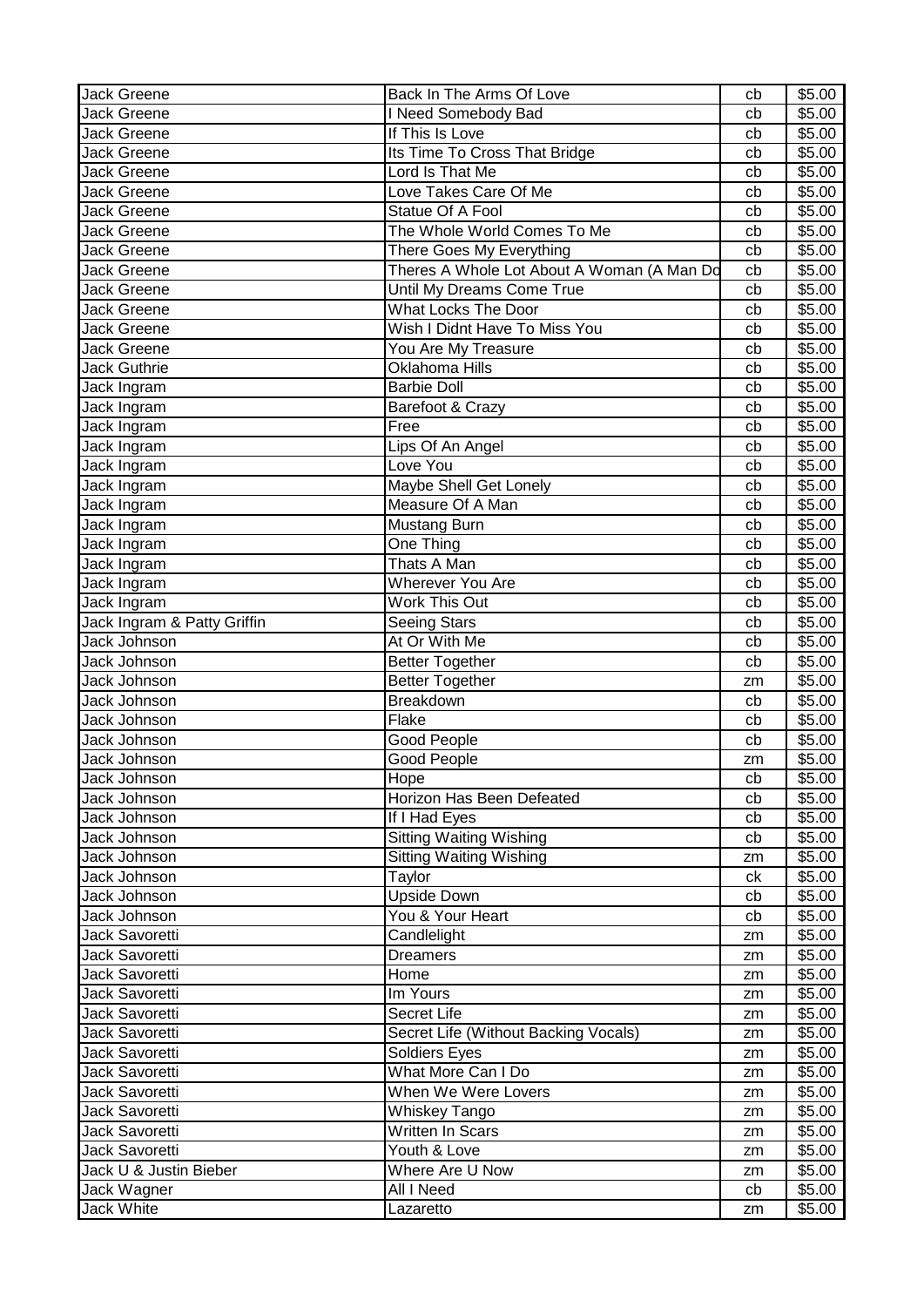| Jack Greene | Back In The Arms Of Love | cb | $5.00 |
|---|---|---|---|
| Jack Greene | I Need Somebody Bad | cb | $5.00 |
| Jack Greene | If This Is Love | cb | $5.00 |
| Jack Greene | Its Time To Cross That Bridge | cb | $5.00 |
| Jack Greene | Lord Is That Me | cb | $5.00 |
| Jack Greene | Love Takes Care Of Me | cb | $5.00 |
| Jack Greene | Statue Of A Fool | cb | $5.00 |
| Jack Greene | The Whole World Comes To Me | cb | $5.00 |
| Jack Greene | There Goes My Everything | cb | $5.00 |
| Jack Greene | Theres A Whole Lot About A Woman (A Man Do | cb | $5.00 |
| Jack Greene | Until My Dreams Come True | cb | $5.00 |
| Jack Greene | What Locks The Door | cb | $5.00 |
| Jack Greene | Wish I Didnt Have To Miss You | cb | $5.00 |
| Jack Greene | You Are My Treasure | cb | $5.00 |
| Jack Guthrie | Oklahoma Hills | cb | $5.00 |
| Jack Ingram | Barbie Doll | cb | $5.00 |
| Jack Ingram | Barefoot & Crazy | cb | $5.00 |
| Jack Ingram | Free | cb | $5.00 |
| Jack Ingram | Lips Of An Angel | cb | $5.00 |
| Jack Ingram | Love You | cb | $5.00 |
| Jack Ingram | Maybe Shell Get Lonely | cb | $5.00 |
| Jack Ingram | Measure Of A Man | cb | $5.00 |
| Jack Ingram | Mustang Burn | cb | $5.00 |
| Jack Ingram | One Thing | cb | $5.00 |
| Jack Ingram | Thats A Man | cb | $5.00 |
| Jack Ingram | Wherever You Are | cb | $5.00 |
| Jack Ingram | Work This Out | cb | $5.00 |
| Jack Ingram & Patty Griffin | Seeing Stars | cb | $5.00 |
| Jack Johnson | At Or With Me | cb | $5.00 |
| Jack Johnson | Better Together | cb | $5.00 |
| Jack Johnson | Better Together | zm | $5.00 |
| Jack Johnson | Breakdown | cb | $5.00 |
| Jack Johnson | Flake | cb | $5.00 |
| Jack Johnson | Good People | cb | $5.00 |
| Jack Johnson | Good People | zm | $5.00 |
| Jack Johnson | Hope | cb | $5.00 |
| Jack Johnson | Horizon Has Been Defeated | cb | $5.00 |
| Jack Johnson | If I Had Eyes | cb | $5.00 |
| Jack Johnson | Sitting Waiting Wishing | cb | $5.00 |
| Jack Johnson | Sitting Waiting Wishing | zm | $5.00 |
| Jack Johnson | Taylor | ck | $5.00 |
| Jack Johnson | Upside Down | cb | $5.00 |
| Jack Johnson | You & Your Heart | cb | $5.00 |
| Jack Savoretti | Candlelight | zm | $5.00 |
| Jack Savoretti | Dreamers | zm | $5.00 |
| Jack Savoretti | Home | zm | $5.00 |
| Jack Savoretti | Im Yours | zm | $5.00 |
| Jack Savoretti | Secret Life | zm | $5.00 |
| Jack Savoretti | Secret Life (Without Backing Vocals) | zm | $5.00 |
| Jack Savoretti | Soldiers Eyes | zm | $5.00 |
| Jack Savoretti | What More Can I Do | zm | $5.00 |
| Jack Savoretti | When We Were Lovers | zm | $5.00 |
| Jack Savoretti | Whiskey Tango | zm | $5.00 |
| Jack Savoretti | Written In Scars | zm | $5.00 |
| Jack Savoretti | Youth & Love | zm | $5.00 |
| Jack U & Justin Bieber | Where Are U Now | zm | $5.00 |
| Jack Wagner | All I Need | cb | $5.00 |
| Jack White | Lazaretto | zm | $5.00 |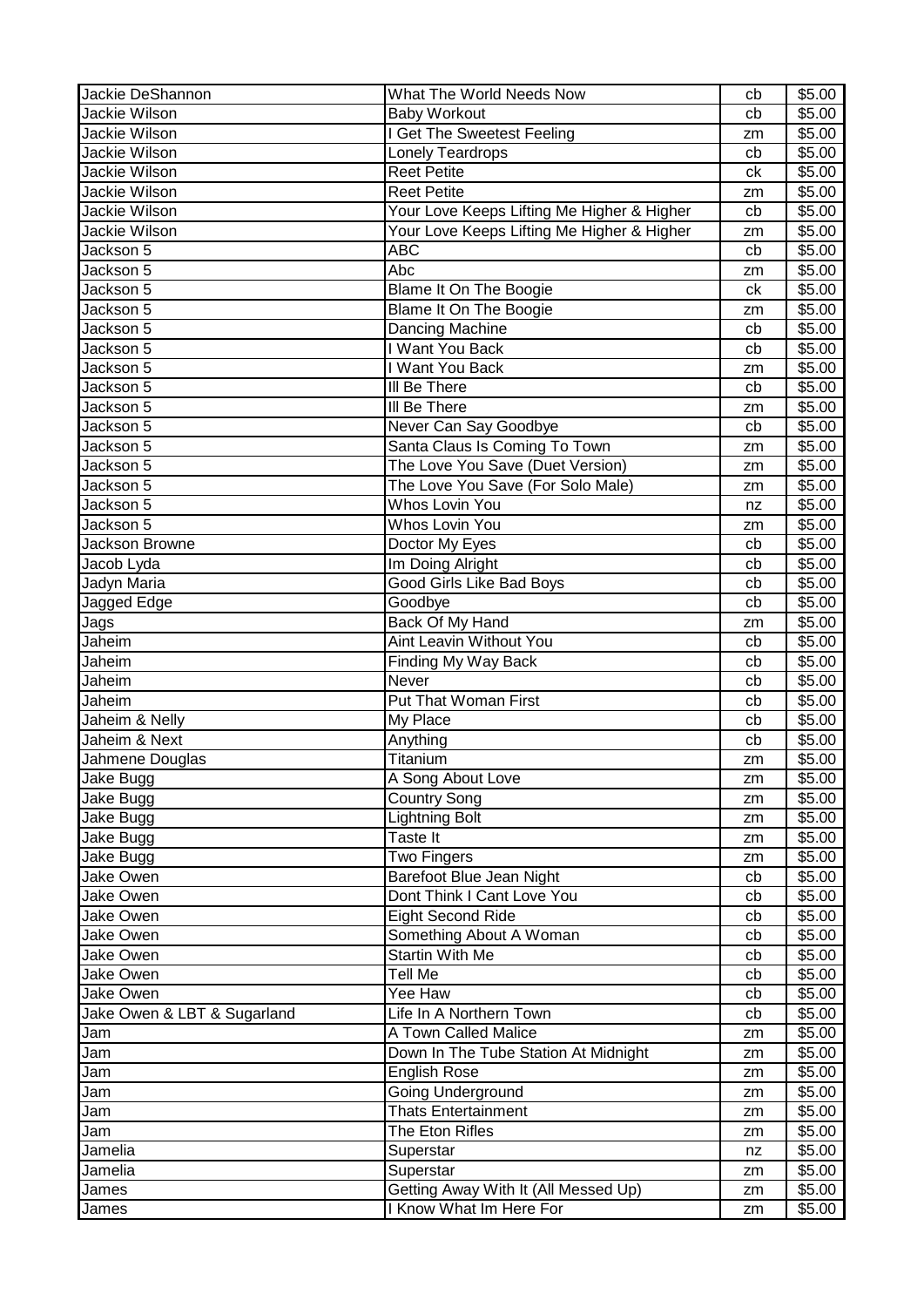| Jackie DeShannon | What The World Needs Now | cb | $5.00 |
|---|---|---|---|
| Jackie Wilson | Baby Workout | cb | $5.00 |
| Jackie Wilson | I Get The Sweetest Feeling | zm | $5.00 |
| Jackie Wilson | Lonely Teardrops | cb | $5.00 |
| Jackie Wilson | Reet Petite | ck | $5.00 |
| Jackie Wilson | Reet Petite | zm | $5.00 |
| Jackie Wilson | Your Love Keeps Lifting Me Higher & Higher | cb | $5.00 |
| Jackie Wilson | Your Love Keeps Lifting Me Higher & Higher | zm | $5.00 |
| Jackson 5 | ABC | cb | $5.00 |
| Jackson 5 | Abc | zm | $5.00 |
| Jackson 5 | Blame It On The Boogie | ck | $5.00 |
| Jackson 5 | Blame It On The Boogie | zm | $5.00 |
| Jackson 5 | Dancing Machine | cb | $5.00 |
| Jackson 5 | I Want You Back | cb | $5.00 |
| Jackson 5 | I Want You Back | zm | $5.00 |
| Jackson 5 | Ill Be There | cb | $5.00 |
| Jackson 5 | Ill Be There | zm | $5.00 |
| Jackson 5 | Never Can Say Goodbye | cb | $5.00 |
| Jackson 5 | Santa Claus Is Coming To Town | zm | $5.00 |
| Jackson 5 | The Love You Save (Duet Version) | zm | $5.00 |
| Jackson 5 | The Love You Save (For Solo Male) | zm | $5.00 |
| Jackson 5 | Whos Lovin You | nz | $5.00 |
| Jackson 5 | Whos Lovin You | zm | $5.00 |
| Jackson Browne | Doctor My Eyes | cb | $5.00 |
| Jacob Lyda | Im Doing Alright | cb | $5.00 |
| Jadyn Maria | Good Girls Like Bad Boys | cb | $5.00 |
| Jagged Edge | Goodbye | cb | $5.00 |
| Jags | Back Of My Hand | zm | $5.00 |
| Jaheim | Aint Leavin Without You | cb | $5.00 |
| Jaheim | Finding My Way Back | cb | $5.00 |
| Jaheim | Never | cb | $5.00 |
| Jaheim | Put That Woman First | cb | $5.00 |
| Jaheim & Nelly | My Place | cb | $5.00 |
| Jaheim & Next | Anything | cb | $5.00 |
| Jahmene Douglas | Titanium | zm | $5.00 |
| Jake Bugg | A Song About Love | zm | $5.00 |
| Jake Bugg | Country Song | zm | $5.00 |
| Jake Bugg | Lightning Bolt | zm | $5.00 |
| Jake Bugg | Taste It | zm | $5.00 |
| Jake Bugg | Two Fingers | zm | $5.00 |
| Jake Owen | Barefoot Blue Jean Night | cb | $5.00 |
| Jake Owen | Dont Think I Cant Love You | cb | $5.00 |
| Jake Owen | Eight Second Ride | cb | $5.00 |
| Jake Owen | Something About A Woman | cb | $5.00 |
| Jake Owen | Startin With Me | cb | $5.00 |
| Jake Owen | Tell Me | cb | $5.00 |
| Jake Owen | Yee Haw | cb | $5.00 |
| Jake Owen & LBT & Sugarland | Life In A Northern Town | cb | $5.00 |
| Jam | A Town Called Malice | zm | $5.00 |
| Jam | Down In The Tube Station At Midnight | zm | $5.00 |
| Jam | English Rose | zm | $5.00 |
| Jam | Going Underground | zm | $5.00 |
| Jam | Thats Entertainment | zm | $5.00 |
| Jam | The Eton Rifles | zm | $5.00 |
| Jamelia | Superstar | nz | $5.00 |
| Jamelia | Superstar | zm | $5.00 |
| James | Getting Away With It (All Messed Up) | zm | $5.00 |
| James | I Know What Im Here For | zm | $5.00 |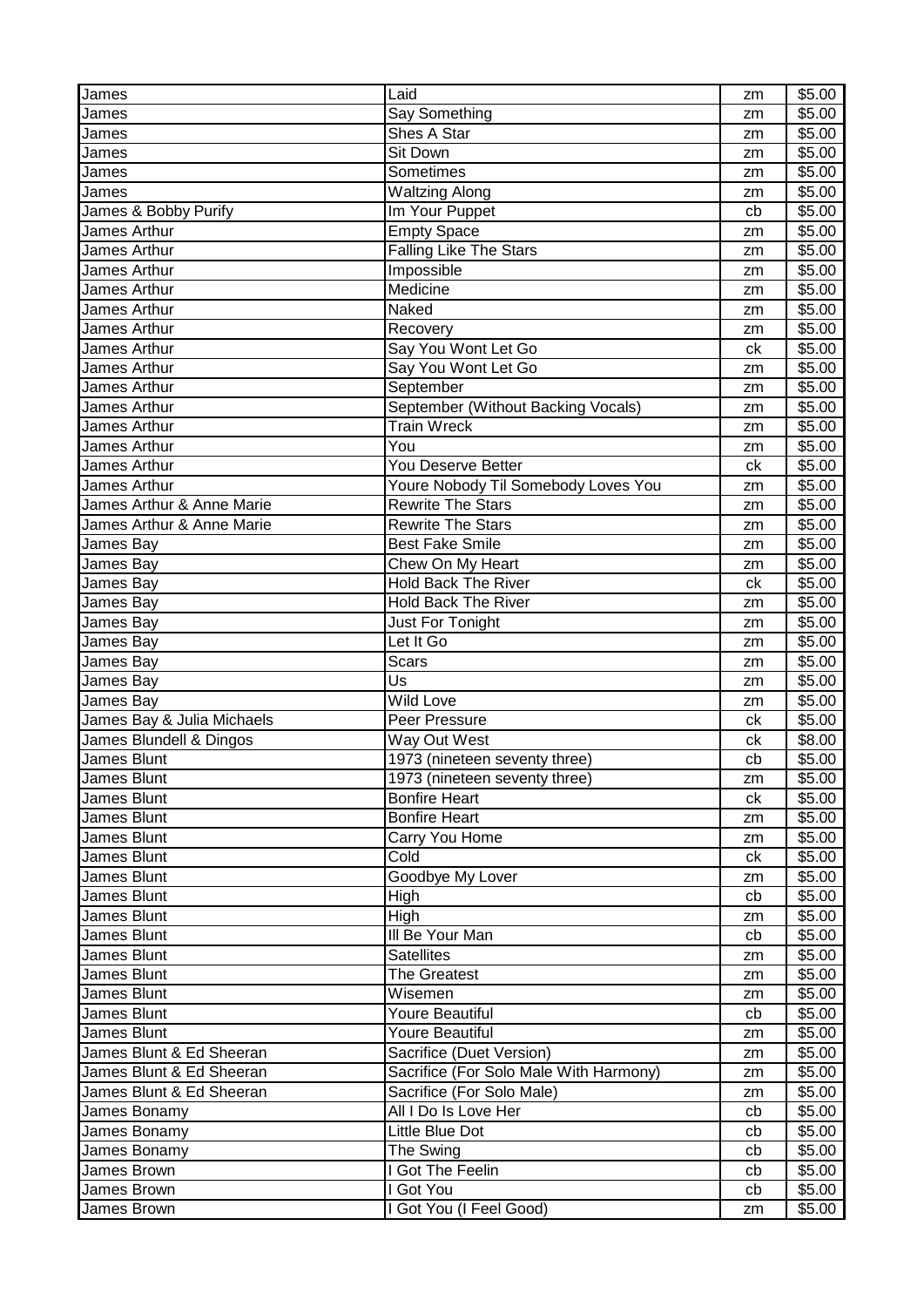| James | Laid | zm | $5.00 |
|---|---|---|---|
| James | Say Something | zm | $5.00 |
| James | Shes A Star | zm | $5.00 |
| James | Sit Down | zm | $5.00 |
| James | Sometimes | zm | $5.00 |
| James | Waltzing Along | zm | $5.00 |
| James & Bobby Purify | Im Your Puppet | cb | $5.00 |
| James Arthur | Empty Space | zm | $5.00 |
| James Arthur | Falling Like The Stars | zm | $5.00 |
| James Arthur | Impossible | zm | $5.00 |
| James Arthur | Medicine | zm | $5.00 |
| James Arthur | Naked | zm | $5.00 |
| James Arthur | Recovery | zm | $5.00 |
| James Arthur | Say You Wont Let Go | ck | $5.00 |
| James Arthur | Say You Wont Let Go | zm | $5.00 |
| James Arthur | September | zm | $5.00 |
| James Arthur | September (Without Backing Vocals) | zm | $5.00 |
| James Arthur | Train Wreck | zm | $5.00 |
| James Arthur | You | zm | $5.00 |
| James Arthur | You Deserve Better | ck | $5.00 |
| James Arthur | Youre Nobody Til Somebody Loves You | zm | $5.00 |
| James Arthur & Anne Marie | Rewrite The Stars | zm | $5.00 |
| James Arthur & Anne Marie | Rewrite The Stars | zm | $5.00 |
| James Bay | Best Fake Smile | zm | $5.00 |
| James Bay | Chew On My Heart | zm | $5.00 |
| James Bay | Hold Back The River | ck | $5.00 |
| James Bay | Hold Back The River | zm | $5.00 |
| James Bay | Just For Tonight | zm | $5.00 |
| James Bay | Let It Go | zm | $5.00 |
| James Bay | Scars | zm | $5.00 |
| James Bay | Us | zm | $5.00 |
| James Bay | Wild Love | zm | $5.00 |
| James Bay & Julia Michaels | Peer Pressure | ck | $5.00 |
| James Blundell & Dingos | Way Out West | ck | $8.00 |
| James Blunt | 1973 (nineteen seventy three) | cb | $5.00 |
| James Blunt | 1973 (nineteen seventy three) | zm | $5.00 |
| James Blunt | Bonfire Heart | ck | $5.00 |
| James Blunt | Bonfire Heart | zm | $5.00 |
| James Blunt | Carry You Home | zm | $5.00 |
| James Blunt | Cold | ck | $5.00 |
| James Blunt | Goodbye My Lover | zm | $5.00 |
| James Blunt | High | cb | $5.00 |
| James Blunt | High | zm | $5.00 |
| James Blunt | Ill Be Your Man | cb | $5.00 |
| James Blunt | Satellites | zm | $5.00 |
| James Blunt | The Greatest | zm | $5.00 |
| James Blunt | Wisemen | zm | $5.00 |
| James Blunt | Youre Beautiful | cb | $5.00 |
| James Blunt | Youre Beautiful | zm | $5.00 |
| James Blunt & Ed Sheeran | Sacrifice (Duet Version) | zm | $5.00 |
| James Blunt & Ed Sheeran | Sacrifice (For Solo Male With Harmony) | zm | $5.00 |
| James Blunt & Ed Sheeran | Sacrifice (For Solo Male) | zm | $5.00 |
| James Bonamy | All I Do Is Love Her | cb | $5.00 |
| James Bonamy | Little Blue Dot | cb | $5.00 |
| James Bonamy | The Swing | cb | $5.00 |
| James Brown | I Got The Feelin | cb | $5.00 |
| James Brown | I Got You | cb | $5.00 |
| James Brown | I Got You (I Feel Good) | zm | $5.00 |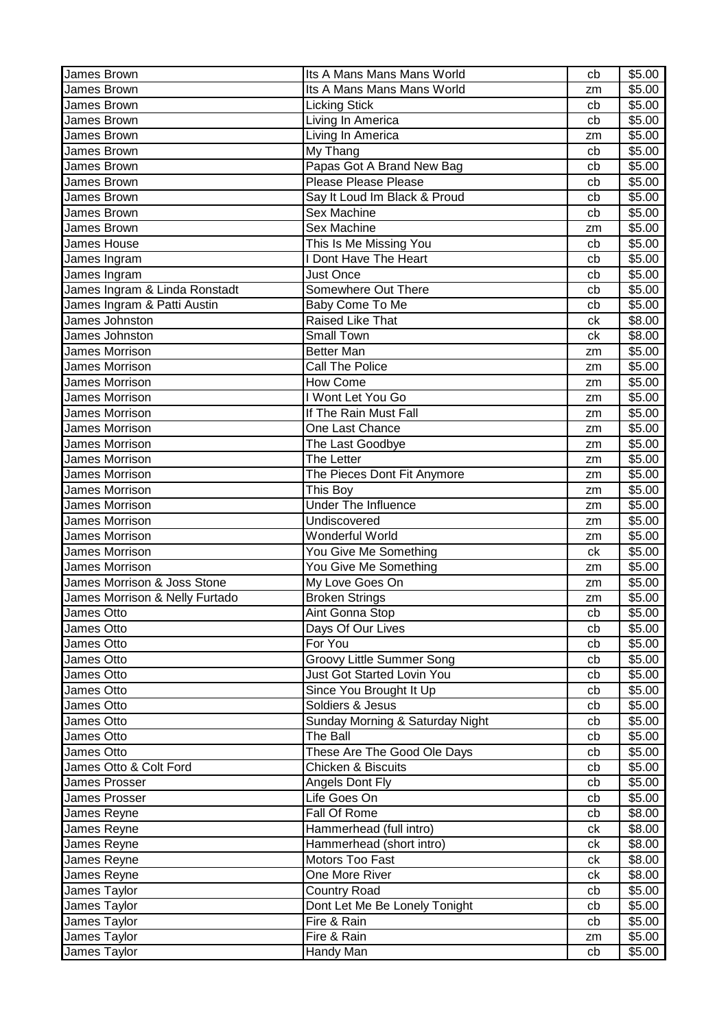| James Brown | Its A Mans Mans Mans World | cb | $5.00 |
|---|---|---|---|
| James Brown | Its A Mans Mans Mans World | zm | $5.00 |
| James Brown | Licking Stick | cb | $5.00 |
| James Brown | Living In America | cb | $5.00 |
| James Brown | Living In America | zm | $5.00 |
| James Brown | My Thang | cb | $5.00 |
| James Brown | Papas Got A Brand New Bag | cb | $5.00 |
| James Brown | Please Please Please | cb | $5.00 |
| James Brown | Say It Loud Im Black & Proud | cb | $5.00 |
| James Brown | Sex Machine | cb | $5.00 |
| James Brown | Sex Machine | zm | $5.00 |
| James House | This Is Me Missing You | cb | $5.00 |
| James Ingram | I Dont Have The Heart | cb | $5.00 |
| James Ingram | Just Once | cb | $5.00 |
| James Ingram & Linda Ronstadt | Somewhere Out There | cb | $5.00 |
| James Ingram & Patti Austin | Baby Come To Me | cb | $5.00 |
| James Johnston | Raised Like That | ck | $8.00 |
| James Johnston | Small Town | ck | $8.00 |
| James Morrison | Better Man | zm | $5.00 |
| James Morrison | Call The Police | zm | $5.00 |
| James Morrison | How Come | zm | $5.00 |
| James Morrison | I Wont Let You Go | zm | $5.00 |
| James Morrison | If The Rain Must Fall | zm | $5.00 |
| James Morrison | One Last Chance | zm | $5.00 |
| James Morrison | The Last Goodbye | zm | $5.00 |
| James Morrison | The Letter | zm | $5.00 |
| James Morrison | The Pieces Dont Fit Anymore | zm | $5.00 |
| James Morrison | This Boy | zm | $5.00 |
| James Morrison | Under The Influence | zm | $5.00 |
| James Morrison | Undiscovered | zm | $5.00 |
| James Morrison | Wonderful World | zm | $5.00 |
| James Morrison | You Give Me Something | ck | $5.00 |
| James Morrison | You Give Me Something | zm | $5.00 |
| James Morrison & Joss Stone | My Love Goes On | zm | $5.00 |
| James Morrison & Nelly Furtado | Broken Strings | zm | $5.00 |
| James Otto | Aint Gonna Stop | cb | $5.00 |
| James Otto | Days Of Our Lives | cb | $5.00 |
| James Otto | For You | cb | $5.00 |
| James Otto | Groovy Little Summer Song | cb | $5.00 |
| James Otto | Just Got Started Lovin You | cb | $5.00 |
| James Otto | Since You Brought It Up | cb | $5.00 |
| James Otto | Soldiers & Jesus | cb | $5.00 |
| James Otto | Sunday Morning & Saturday Night | cb | $5.00 |
| James Otto | The Ball | cb | $5.00 |
| James Otto | These Are The Good Ole Days | cb | $5.00 |
| James Otto & Colt Ford | Chicken & Biscuits | cb | $5.00 |
| James Prosser | Angels Dont Fly | cb | $5.00 |
| James Prosser | Life Goes On | cb | $5.00 |
| James Reyne | Fall Of Rome | cb | $8.00 |
| James Reyne | Hammerhead (full intro) | ck | $8.00 |
| James Reyne | Hammerhead (short intro) | ck | $8.00 |
| James Reyne | Motors Too Fast | ck | $8.00 |
| James Reyne | One More River | ck | $8.00 |
| James Taylor | Country Road | cb | $5.00 |
| James Taylor | Dont Let Me Be Lonely Tonight | cb | $5.00 |
| James Taylor | Fire & Rain | cb | $5.00 |
| James Taylor | Fire & Rain | zm | $5.00 |
| James Taylor | Handy Man | cb | $5.00 |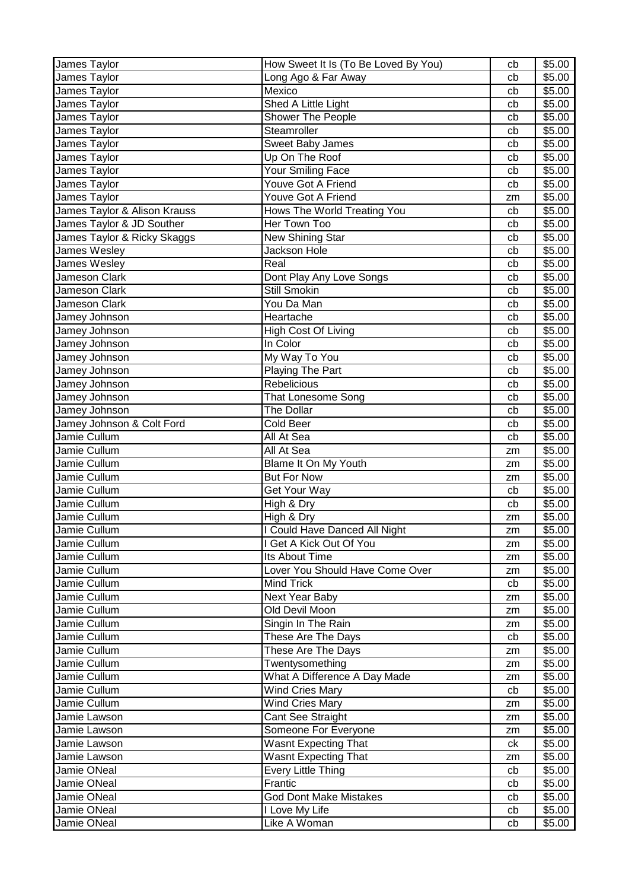| James Taylor | How Sweet It Is (To Be Loved By You) | cb | $5.00 |
|---|---|---|---|
| James Taylor | Long Ago & Far Away | cb | $5.00 |
| James Taylor | Mexico | cb | $5.00 |
| James Taylor | Shed A Little Light | cb | $5.00 |
| James Taylor | Shower The People | cb | $5.00 |
| James Taylor | Steamroller | cb | $5.00 |
| James Taylor | Sweet Baby James | cb | $5.00 |
| James Taylor | Up On The Roof | cb | $5.00 |
| James Taylor | Your Smiling Face | cb | $5.00 |
| James Taylor | Youve Got A Friend | cb | $5.00 |
| James Taylor | Youve Got A Friend | zm | $5.00 |
| James Taylor & Alison Krauss | Hows The World Treating You | cb | $5.00 |
| James Taylor & JD Souther | Her Town Too | cb | $5.00 |
| James Taylor & Ricky Skaggs | New Shining Star | cb | $5.00 |
| James Wesley | Jackson Hole | cb | $5.00 |
| James Wesley | Real | cb | $5.00 |
| Jameson Clark | Dont Play Any Love Songs | cb | $5.00 |
| Jameson Clark | Still Smokin | cb | $5.00 |
| Jameson Clark | You Da Man | cb | $5.00 |
| Jamey Johnson | Heartache | cb | $5.00 |
| Jamey Johnson | High Cost Of Living | cb | $5.00 |
| Jamey Johnson | In Color | cb | $5.00 |
| Jamey Johnson | My Way To You | cb | $5.00 |
| Jamey Johnson | Playing The Part | cb | $5.00 |
| Jamey Johnson | Rebelicious | cb | $5.00 |
| Jamey Johnson | That Lonesome Song | cb | $5.00 |
| Jamey Johnson | The Dollar | cb | $5.00 |
| Jamey Johnson & Colt Ford | Cold Beer | cb | $5.00 |
| Jamie Cullum | All At Sea | cb | $5.00 |
| Jamie Cullum | All At Sea | zm | $5.00 |
| Jamie Cullum | Blame It On My Youth | zm | $5.00 |
| Jamie Cullum | But For Now | zm | $5.00 |
| Jamie Cullum | Get Your Way | cb | $5.00 |
| Jamie Cullum | High & Dry | cb | $5.00 |
| Jamie Cullum | High & Dry | zm | $5.00 |
| Jamie Cullum | I Could Have Danced All Night | zm | $5.00 |
| Jamie Cullum | I Get A Kick Out Of You | zm | $5.00 |
| Jamie Cullum | Its About Time | zm | $5.00 |
| Jamie Cullum | Lover You Should Have Come Over | zm | $5.00 |
| Jamie Cullum | Mind Trick | cb | $5.00 |
| Jamie Cullum | Next Year Baby | zm | $5.00 |
| Jamie Cullum | Old Devil Moon | zm | $5.00 |
| Jamie Cullum | Singin In The Rain | zm | $5.00 |
| Jamie Cullum | These Are The Days | cb | $5.00 |
| Jamie Cullum | These Are The Days | zm | $5.00 |
| Jamie Cullum | Twentysomething | zm | $5.00 |
| Jamie Cullum | What A Difference A Day Made | zm | $5.00 |
| Jamie Cullum | Wind Cries Mary | cb | $5.00 |
| Jamie Cullum | Wind Cries Mary | zm | $5.00 |
| Jamie Lawson | Cant See Straight | zm | $5.00 |
| Jamie Lawson | Someone For Everyone | zm | $5.00 |
| Jamie Lawson | Wasnt Expecting That | ck | $5.00 |
| Jamie Lawson | Wasnt Expecting That | zm | $5.00 |
| Jamie ONeal | Every Little Thing | cb | $5.00 |
| Jamie ONeal | Frantic | cb | $5.00 |
| Jamie ONeal | God Dont Make Mistakes | cb | $5.00 |
| Jamie ONeal | I Love My Life | cb | $5.00 |
| Jamie ONeal | Like A Woman | cb | $5.00 |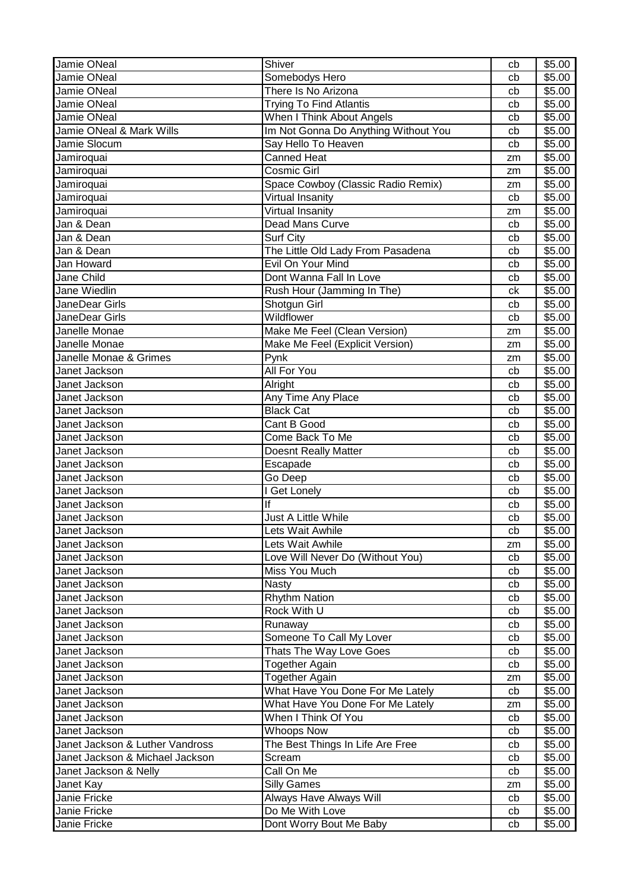| Jamie ONeal | Shiver | cb | $5.00 |
|---|---|---|---|
| Jamie ONeal | Somebodys Hero | cb | $5.00 |
| Jamie ONeal | There Is No Arizona | cb | $5.00 |
| Jamie ONeal | Trying To Find Atlantis | cb | $5.00 |
| Jamie ONeal | When I Think About Angels | cb | $5.00 |
| Jamie ONeal & Mark Wills | Im Not Gonna Do Anything Without You | cb | $5.00 |
| Jamie Slocum | Say Hello To Heaven | cb | $5.00 |
| Jamiroquai | Canned Heat | zm | $5.00 |
| Jamiroquai | Cosmic Girl | zm | $5.00 |
| Jamiroquai | Space Cowboy (Classic Radio Remix) | zm | $5.00 |
| Jamiroquai | Virtual Insanity | cb | $5.00 |
| Jamiroquai | Virtual Insanity | zm | $5.00 |
| Jan & Dean | Dead Mans Curve | cb | $5.00 |
| Jan & Dean | Surf City | cb | $5.00 |
| Jan & Dean | The Little Old Lady From Pasadena | cb | $5.00 |
| Jan Howard | Evil On Your Mind | cb | $5.00 |
| Jane Child | Dont Wanna Fall In Love | cb | $5.00 |
| Jane Wiedlin | Rush Hour (Jamming In The) | ck | $5.00 |
| JaneDear Girls | Shotgun Girl | cb | $5.00 |
| JaneDear Girls | Wildflower | cb | $5.00 |
| Janelle Monae | Make Me Feel (Clean Version) | zm | $5.00 |
| Janelle Monae | Make Me Feel (Explicit Version) | zm | $5.00 |
| Janelle Monae & Grimes | Pynk | zm | $5.00 |
| Janet Jackson | All For You | cb | $5.00 |
| Janet Jackson | Alright | cb | $5.00 |
| Janet Jackson | Any Time Any Place | cb | $5.00 |
| Janet Jackson | Black Cat | cb | $5.00 |
| Janet Jackson | Cant B Good | cb | $5.00 |
| Janet Jackson | Come Back To Me | cb | $5.00 |
| Janet Jackson | Doesnt Really Matter | cb | $5.00 |
| Janet Jackson | Escapade | cb | $5.00 |
| Janet Jackson | Go Deep | cb | $5.00 |
| Janet Jackson | I Get Lonely | cb | $5.00 |
| Janet Jackson | If | cb | $5.00 |
| Janet Jackson | Just A Little While | cb | $5.00 |
| Janet Jackson | Lets Wait Awhile | cb | $5.00 |
| Janet Jackson | Lets Wait Awhile | zm | $5.00 |
| Janet Jackson | Love Will Never Do (Without You) | cb | $5.00 |
| Janet Jackson | Miss You Much | cb | $5.00 |
| Janet Jackson | Nasty | cb | $5.00 |
| Janet Jackson | Rhythm Nation | cb | $5.00 |
| Janet Jackson | Rock With U | cb | $5.00 |
| Janet Jackson | Runaway | cb | $5.00 |
| Janet Jackson | Someone To Call My Lover | cb | $5.00 |
| Janet Jackson | Thats The Way Love Goes | cb | $5.00 |
| Janet Jackson | Together Again | cb | $5.00 |
| Janet Jackson | Together Again | zm | $5.00 |
| Janet Jackson | What Have You Done For Me Lately | cb | $5.00 |
| Janet Jackson | What Have You Done For Me Lately | zm | $5.00 |
| Janet Jackson | When I Think Of You | cb | $5.00 |
| Janet Jackson | Whoops Now | cb | $5.00 |
| Janet Jackson & Luther Vandross | The Best Things In Life Are Free | cb | $5.00 |
| Janet Jackson & Michael Jackson | Scream | cb | $5.00 |
| Janet Jackson & Nelly | Call On Me | cb | $5.00 |
| Janet Kay | Silly Games | zm | $5.00 |
| Janie Fricke | Always Have Always Will | cb | $5.00 |
| Janie Fricke | Do Me With Love | cb | $5.00 |
| Janie Fricke | Dont Worry Bout Me Baby | cb | $5.00 |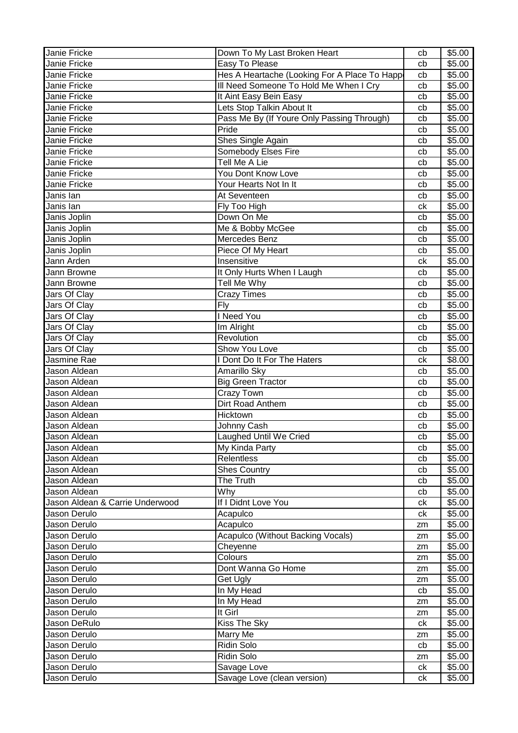| Janie Fricke | Down To My Last Broken Heart | cb | $5.00 |
|---|---|---|---|
| Janie Fricke | Easy To Please | cb | $5.00 |
| Janie Fricke | Hes A Heartache (Looking For A Place To Happ | cb | $5.00 |
| Janie Fricke | Ill Need Someone To Hold Me When I Cry | cb | $5.00 |
| Janie Fricke | It Aint Easy Bein Easy | cb | $5.00 |
| Janie Fricke | Lets Stop Talkin About It | cb | $5.00 |
| Janie Fricke | Pass Me By (If Youre Only Passing Through) | cb | $5.00 |
| Janie Fricke | Pride | cb | $5.00 |
| Janie Fricke | Shes Single Again | cb | $5.00 |
| Janie Fricke | Somebody Elses Fire | cb | $5.00 |
| Janie Fricke | Tell Me A Lie | cb | $5.00 |
| Janie Fricke | You Dont Know Love | cb | $5.00 |
| Janie Fricke | Your Hearts Not In It | cb | $5.00 |
| Janis Ian | At Seventeen | cb | $5.00 |
| Janis Ian | Fly Too High | ck | $5.00 |
| Janis Joplin | Down On Me | cb | $5.00 |
| Janis Joplin | Me & Bobby McGee | cb | $5.00 |
| Janis Joplin | Mercedes Benz | cb | $5.00 |
| Janis Joplin | Piece Of My Heart | cb | $5.00 |
| Jann Arden | Insensitive | ck | $5.00 |
| Jann Browne | It Only Hurts When I Laugh | cb | $5.00 |
| Jann Browne | Tell Me Why | cb | $5.00 |
| Jars Of Clay | Crazy Times | cb | $5.00 |
| Jars Of Clay | Fly | cb | $5.00 |
| Jars Of Clay | I Need You | cb | $5.00 |
| Jars Of Clay | Im Alright | cb | $5.00 |
| Jars Of Clay | Revolution | cb | $5.00 |
| Jars Of Clay | Show You Love | cb | $5.00 |
| Jasmine Rae | I Dont Do It For The Haters | ck | $8.00 |
| Jason Aldean | Amarillo Sky | cb | $5.00 |
| Jason Aldean | Big Green Tractor | cb | $5.00 |
| Jason Aldean | Crazy Town | cb | $5.00 |
| Jason Aldean | Dirt Road Anthem | cb | $5.00 |
| Jason Aldean | Hicktown | cb | $5.00 |
| Jason Aldean | Johnny Cash | cb | $5.00 |
| Jason Aldean | Laughed Until We Cried | cb | $5.00 |
| Jason Aldean | My Kinda Party | cb | $5.00 |
| Jason Aldean | Relentless | cb | $5.00 |
| Jason Aldean | Shes Country | cb | $5.00 |
| Jason Aldean | The Truth | cb | $5.00 |
| Jason Aldean | Why | cb | $5.00 |
| Jason Aldean & Carrie Underwood | If I Didnt Love You | ck | $5.00 |
| Jason Derulo | Acapulco | ck | $5.00 |
| Jason Derulo | Acapulco | zm | $5.00 |
| Jason Derulo | Acapulco (Without Backing Vocals) | zm | $5.00 |
| Jason Derulo | Cheyenne | zm | $5.00 |
| Jason Derulo | Colours | zm | $5.00 |
| Jason Derulo | Dont Wanna Go Home | zm | $5.00 |
| Jason Derulo | Get Ugly | zm | $5.00 |
| Jason Derulo | In My Head | cb | $5.00 |
| Jason Derulo | In My Head | zm | $5.00 |
| Jason Derulo | It Girl | zm | $5.00 |
| Jason DeRulo | Kiss The Sky | ck | $5.00 |
| Jason Derulo | Marry Me | zm | $5.00 |
| Jason Derulo | Ridin Solo | cb | $5.00 |
| Jason Derulo | Ridin Solo | zm | $5.00 |
| Jason Derulo | Savage Love | ck | $5.00 |
| Jason Derulo | Savage Love (clean version) | ck | $5.00 |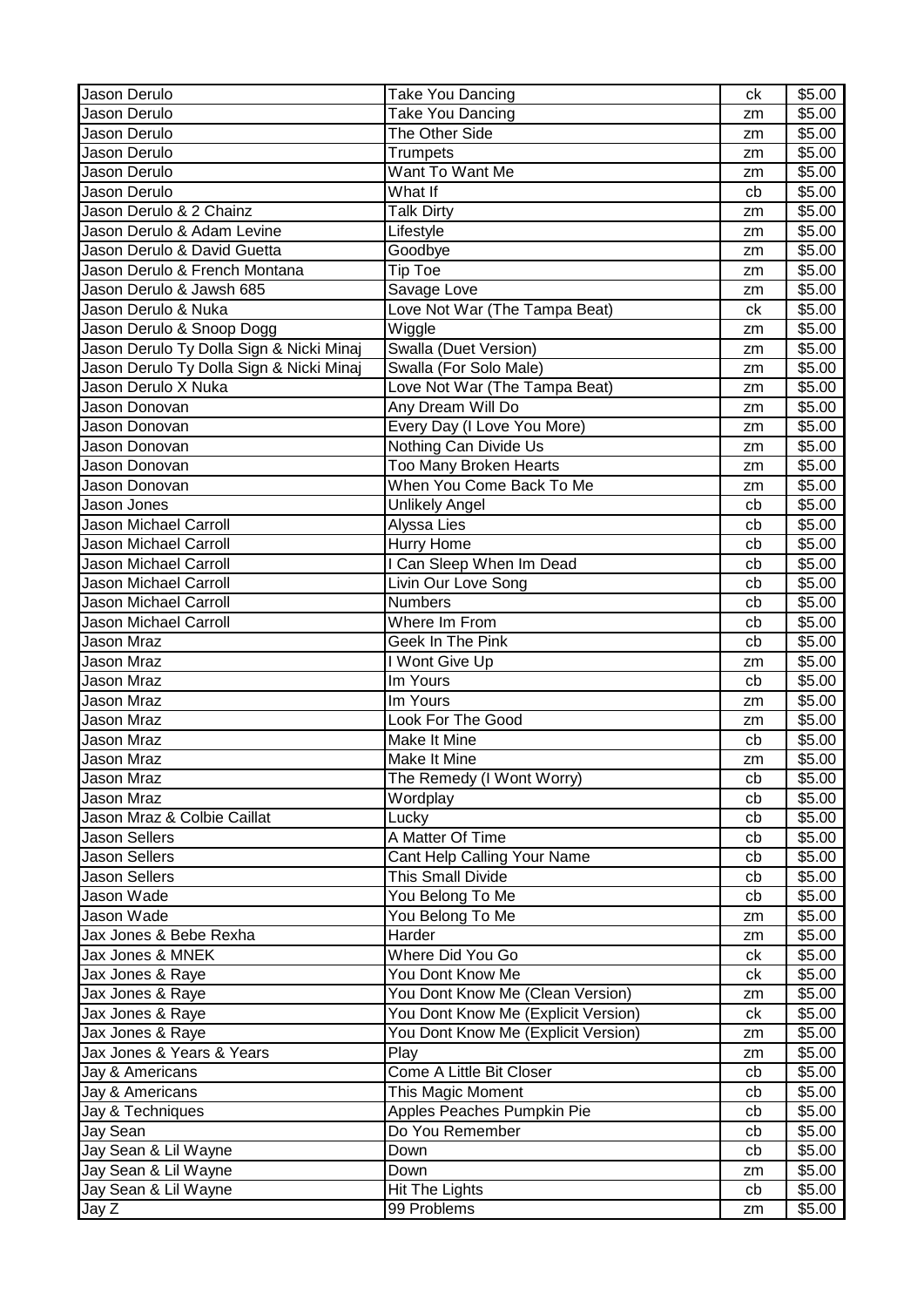| | | | |
|---|---|---|---|
| Jason Derulo | Take You Dancing | ck | $5.00 |
| Jason Derulo | Take You Dancing | zm | $5.00 |
| Jason Derulo | The Other Side | zm | $5.00 |
| Jason Derulo | Trumpets | zm | $5.00 |
| Jason Derulo | Want To Want Me | zm | $5.00 |
| Jason Derulo | What If | cb | $5.00 |
| Jason Derulo & 2 Chainz | Talk Dirty | zm | $5.00 |
| Jason Derulo & Adam Levine | Lifestyle | zm | $5.00 |
| Jason Derulo & David Guetta | Goodbye | zm | $5.00 |
| Jason Derulo & French Montana | Tip Toe | zm | $5.00 |
| Jason Derulo & Jawsh 685 | Savage Love | zm | $5.00 |
| Jason Derulo & Nuka | Love Not War (The Tampa Beat) | ck | $5.00 |
| Jason Derulo & Snoop Dogg | Wiggle | zm | $5.00 |
| Jason Derulo Ty Dolla Sign & Nicki Minaj | Swalla (Duet Version) | zm | $5.00 |
| Jason Derulo Ty Dolla Sign & Nicki Minaj | Swalla (For Solo Male) | zm | $5.00 |
| Jason Derulo X Nuka | Love Not War (The Tampa Beat) | zm | $5.00 |
| Jason Donovan | Any Dream Will Do | zm | $5.00 |
| Jason Donovan | Every Day (I Love You More) | zm | $5.00 |
| Jason Donovan | Nothing Can Divide Us | zm | $5.00 |
| Jason Donovan | Too Many Broken Hearts | zm | $5.00 |
| Jason Donovan | When You Come Back To Me | zm | $5.00 |
| Jason Jones | Unlikely Angel | cb | $5.00 |
| Jason Michael Carroll | Alyssa Lies | cb | $5.00 |
| Jason Michael Carroll | Hurry Home | cb | $5.00 |
| Jason Michael Carroll | I Can Sleep When Im Dead | cb | $5.00 |
| Jason Michael Carroll | Livin Our Love Song | cb | $5.00 |
| Jason Michael Carroll | Numbers | cb | $5.00 |
| Jason Michael Carroll | Where Im From | cb | $5.00 |
| Jason Mraz | Geek In The Pink | cb | $5.00 |
| Jason Mraz | I Wont Give Up | zm | $5.00 |
| Jason Mraz | Im Yours | cb | $5.00 |
| Jason Mraz | Im Yours | zm | $5.00 |
| Jason Mraz | Look For The Good | zm | $5.00 |
| Jason Mraz | Make It Mine | cb | $5.00 |
| Jason Mraz | Make It Mine | zm | $5.00 |
| Jason Mraz | The Remedy (I Wont Worry) | cb | $5.00 |
| Jason Mraz | Wordplay | cb | $5.00 |
| Jason Mraz & Colbie Caillat | Lucky | cb | $5.00 |
| Jason Sellers | A Matter Of Time | cb | $5.00 |
| Jason Sellers | Cant Help Calling Your Name | cb | $5.00 |
| Jason Sellers | This Small Divide | cb | $5.00 |
| Jason Wade | You Belong To Me | cb | $5.00 |
| Jason Wade | You Belong To Me | zm | $5.00 |
| Jax Jones & Bebe Rexha | Harder | zm | $5.00 |
| Jax Jones & MNEK | Where Did You Go | ck | $5.00 |
| Jax Jones & Raye | You Dont Know Me | ck | $5.00 |
| Jax Jones & Raye | You Dont Know Me (Clean Version) | zm | $5.00 |
| Jax Jones & Raye | You Dont Know Me (Explicit Version) | ck | $5.00 |
| Jax Jones & Raye | You Dont Know Me (Explicit Version) | zm | $5.00 |
| Jax Jones & Years & Years | Play | zm | $5.00 |
| Jay & Americans | Come A Little Bit Closer | cb | $5.00 |
| Jay & Americans | This Magic Moment | cb | $5.00 |
| Jay & Techniques | Apples Peaches Pumpkin Pie | cb | $5.00 |
| Jay Sean | Do You Remember | cb | $5.00 |
| Jay Sean & Lil Wayne | Down | cb | $5.00 |
| Jay Sean & Lil Wayne | Down | zm | $5.00 |
| Jay Sean & Lil Wayne | Hit The Lights | cb | $5.00 |
| Jay Z | 99 Problems | zm | $5.00 |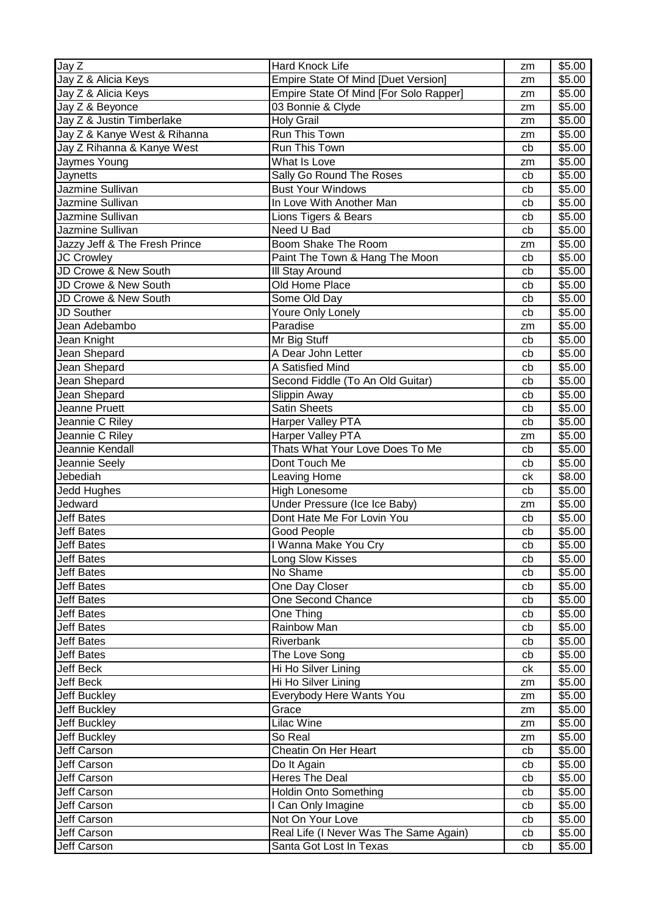| Jay Z | Hard Knock Life | zm | $5.00 |
|---|---|---|---|
| Jay Z & Alicia Keys | Empire State Of Mind [Duet Version] | zm | $5.00 |
| Jay Z & Alicia Keys | Empire State Of Mind [For Solo Rapper] | zm | $5.00 |
| Jay Z & Beyonce | 03 Bonnie & Clyde | zm | $5.00 |
| Jay Z & Justin Timberlake | Holy Grail | zm | $5.00 |
| Jay Z & Kanye West & Rihanna | Run This Town | zm | $5.00 |
| Jay Z Rihanna & Kanye West | Run This Town | cb | $5.00 |
| Jaymes Young | What Is Love | zm | $5.00 |
| Jaynetts | Sally Go Round The Roses | cb | $5.00 |
| Jazmine Sullivan | Bust Your Windows | cb | $5.00 |
| Jazmine Sullivan | In Love With Another Man | cb | $5.00 |
| Jazmine Sullivan | Lions Tigers & Bears | cb | $5.00 |
| Jazmine Sullivan | Need U Bad | cb | $5.00 |
| Jazzy Jeff & The Fresh Prince | Boom Shake The Room | zm | $5.00 |
| JC Crowley | Paint The Town & Hang The Moon | cb | $5.00 |
| JD Crowe & New South | Ill Stay Around | cb | $5.00 |
| JD Crowe & New South | Old Home Place | cb | $5.00 |
| JD Crowe & New South | Some Old Day | cb | $5.00 |
| JD Souther | Youre Only Lonely | cb | $5.00 |
| Jean Adebambo | Paradise | zm | $5.00 |
| Jean Knight | Mr Big Stuff | cb | $5.00 |
| Jean Shepard | A Dear John Letter | cb | $5.00 |
| Jean Shepard | A Satisfied Mind | cb | $5.00 |
| Jean Shepard | Second Fiddle (To An Old Guitar) | cb | $5.00 |
| Jean Shepard | Slippin Away | cb | $5.00 |
| Jeanne Pruett | Satin Sheets | cb | $5.00 |
| Jeannie C Riley | Harper Valley PTA | cb | $5.00 |
| Jeannie C Riley | Harper Valley PTA | zm | $5.00 |
| Jeannie Kendall | Thats What Your Love Does To Me | cb | $5.00 |
| Jeannie Seely | Dont Touch Me | cb | $5.00 |
| Jebediah | Leaving Home | ck | $8.00 |
| Jedd Hughes | High Lonesome | cb | $5.00 |
| Jedward | Under Pressure (Ice Ice Baby) | zm | $5.00 |
| Jeff Bates | Dont Hate Me For Lovin You | cb | $5.00 |
| Jeff Bates | Good People | cb | $5.00 |
| Jeff Bates | I Wanna Make You Cry | cb | $5.00 |
| Jeff Bates | Long Slow Kisses | cb | $5.00 |
| Jeff Bates | No Shame | cb | $5.00 |
| Jeff Bates | One Day Closer | cb | $5.00 |
| Jeff Bates | One Second Chance | cb | $5.00 |
| Jeff Bates | One Thing | cb | $5.00 |
| Jeff Bates | Rainbow Man | cb | $5.00 |
| Jeff Bates | Riverbank | cb | $5.00 |
| Jeff Bates | The Love Song | cb | $5.00 |
| Jeff Beck | Hi Ho Silver Lining | ck | $5.00 |
| Jeff Beck | Hi Ho Silver Lining | zm | $5.00 |
| Jeff Buckley | Everybody Here Wants You | zm | $5.00 |
| Jeff Buckley | Grace | zm | $5.00 |
| Jeff Buckley | Lilac Wine | zm | $5.00 |
| Jeff Buckley | So Real | zm | $5.00 |
| Jeff Carson | Cheatin On Her Heart | cb | $5.00 |
| Jeff Carson | Do It Again | cb | $5.00 |
| Jeff Carson | Heres The Deal | cb | $5.00 |
| Jeff Carson | Holdin Onto Something | cb | $5.00 |
| Jeff Carson | I Can Only Imagine | cb | $5.00 |
| Jeff Carson | Not On Your Love | cb | $5.00 |
| Jeff Carson | Real Life (I Never Was The Same Again) | cb | $5.00 |
| Jeff Carson | Santa Got Lost In Texas | cb | $5.00 |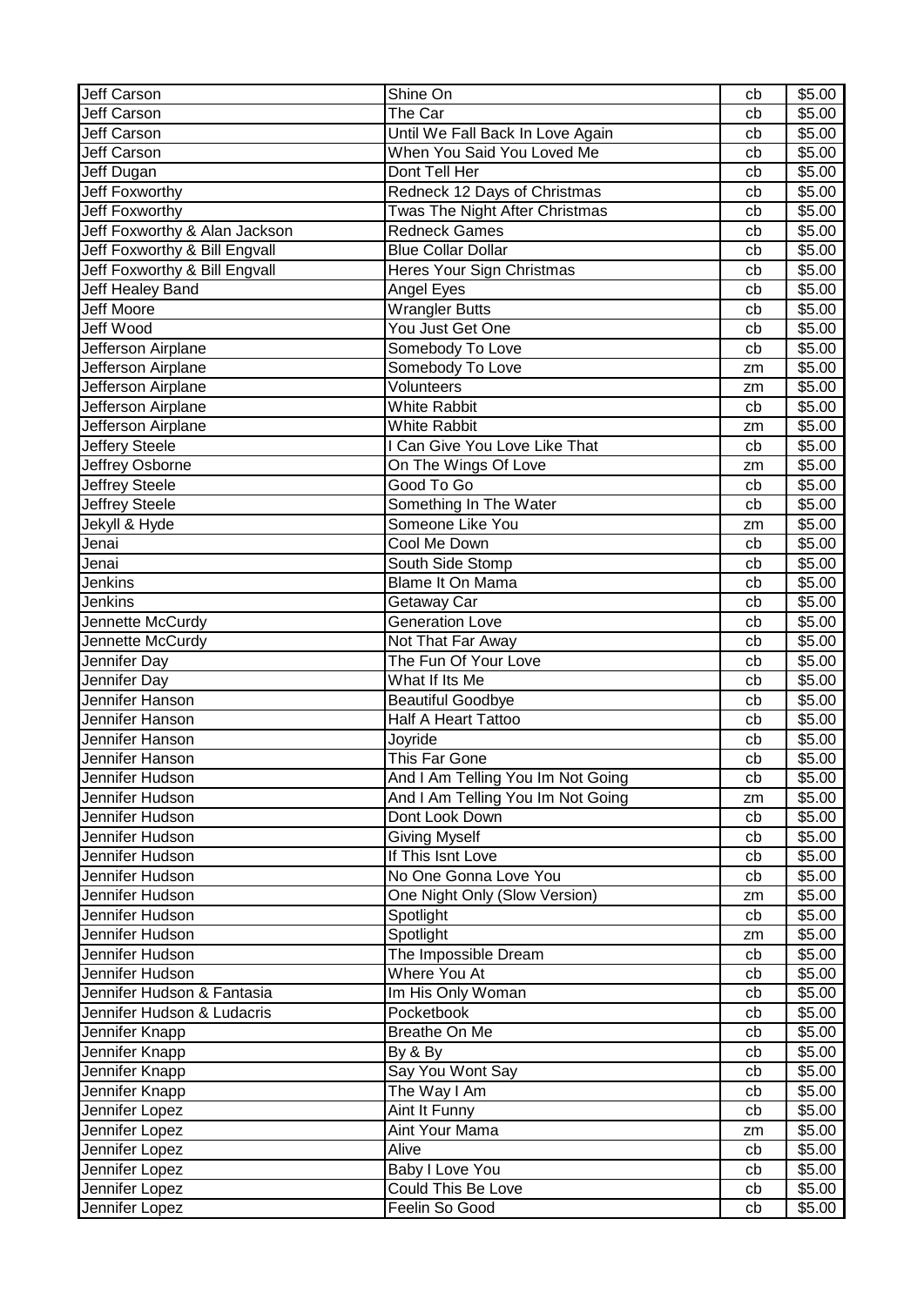| Jeff Carson | Shine On | cb | $5.00 |
|---|---|---|---|
| Jeff Carson | The Car | cb | $5.00 |
| Jeff Carson | Until We Fall Back In Love Again | cb | $5.00 |
| Jeff Carson | When You Said You Loved Me | cb | $5.00 |
| Jeff Dugan | Dont Tell Her | cb | $5.00 |
| Jeff Foxworthy | Redneck 12 Days of Christmas | cb | $5.00 |
| Jeff Foxworthy | Twas The Night After Christmas | cb | $5.00 |
| Jeff Foxworthy & Alan Jackson | Redneck Games | cb | $5.00 |
| Jeff Foxworthy & Bill Engvall | Blue Collar Dollar | cb | $5.00 |
| Jeff Foxworthy & Bill Engvall | Heres Your Sign Christmas | cb | $5.00 |
| Jeff Healey Band | Angel Eyes | cb | $5.00 |
| Jeff Moore | Wrangler Butts | cb | $5.00 |
| Jeff Wood | You Just Get One | cb | $5.00 |
| Jefferson Airplane | Somebody To Love | cb | $5.00 |
| Jefferson Airplane | Somebody To Love | zm | $5.00 |
| Jefferson Airplane | Volunteers | zm | $5.00 |
| Jefferson Airplane | White Rabbit | cb | $5.00 |
| Jefferson Airplane | White Rabbit | zm | $5.00 |
| Jeffery Steele | I Can Give You Love Like That | cb | $5.00 |
| Jeffrey Osborne | On The Wings Of Love | zm | $5.00 |
| Jeffrey Steele | Good To Go | cb | $5.00 |
| Jeffrey Steele | Something In The Water | cb | $5.00 |
| Jekyll & Hyde | Someone Like You | zm | $5.00 |
| Jenai | Cool Me Down | cb | $5.00 |
| Jenai | South Side Stomp | cb | $5.00 |
| Jenkins | Blame It On Mama | cb | $5.00 |
| Jenkins | Getaway Car | cb | $5.00 |
| Jennette McCurdy | Generation Love | cb | $5.00 |
| Jennette McCurdy | Not That Far Away | cb | $5.00 |
| Jennifer Day | The Fun Of Your Love | cb | $5.00 |
| Jennifer Day | What If Its Me | cb | $5.00 |
| Jennifer Hanson | Beautiful Goodbye | cb | $5.00 |
| Jennifer Hanson | Half A Heart Tattoo | cb | $5.00 |
| Jennifer Hanson | Joyride | cb | $5.00 |
| Jennifer Hanson | This Far Gone | cb | $5.00 |
| Jennifer Hudson | And I Am Telling You Im Not Going | cb | $5.00 |
| Jennifer Hudson | And I Am Telling You Im Not Going | zm | $5.00 |
| Jennifer Hudson | Dont Look Down | cb | $5.00 |
| Jennifer Hudson | Giving Myself | cb | $5.00 |
| Jennifer Hudson | If This Isnt Love | cb | $5.00 |
| Jennifer Hudson | No One Gonna Love You | cb | $5.00 |
| Jennifer Hudson | One Night Only (Slow Version) | zm | $5.00 |
| Jennifer Hudson | Spotlight | cb | $5.00 |
| Jennifer Hudson | Spotlight | zm | $5.00 |
| Jennifer Hudson | The Impossible Dream | cb | $5.00 |
| Jennifer Hudson | Where You At | cb | $5.00 |
| Jennifer Hudson & Fantasia | Im His Only Woman | cb | $5.00 |
| Jennifer Hudson & Ludacris | Pocketbook | cb | $5.00 |
| Jennifer Knapp | Breathe On Me | cb | $5.00 |
| Jennifer Knapp | By & By | cb | $5.00 |
| Jennifer Knapp | Say You Wont Say | cb | $5.00 |
| Jennifer Knapp | The Way I Am | cb | $5.00 |
| Jennifer Lopez | Aint It Funny | cb | $5.00 |
| Jennifer Lopez | Aint Your Mama | zm | $5.00 |
| Jennifer Lopez | Alive | cb | $5.00 |
| Jennifer Lopez | Baby I Love You | cb | $5.00 |
| Jennifer Lopez | Could This Be Love | cb | $5.00 |
| Jennifer Lopez | Feelin So Good | cb | $5.00 |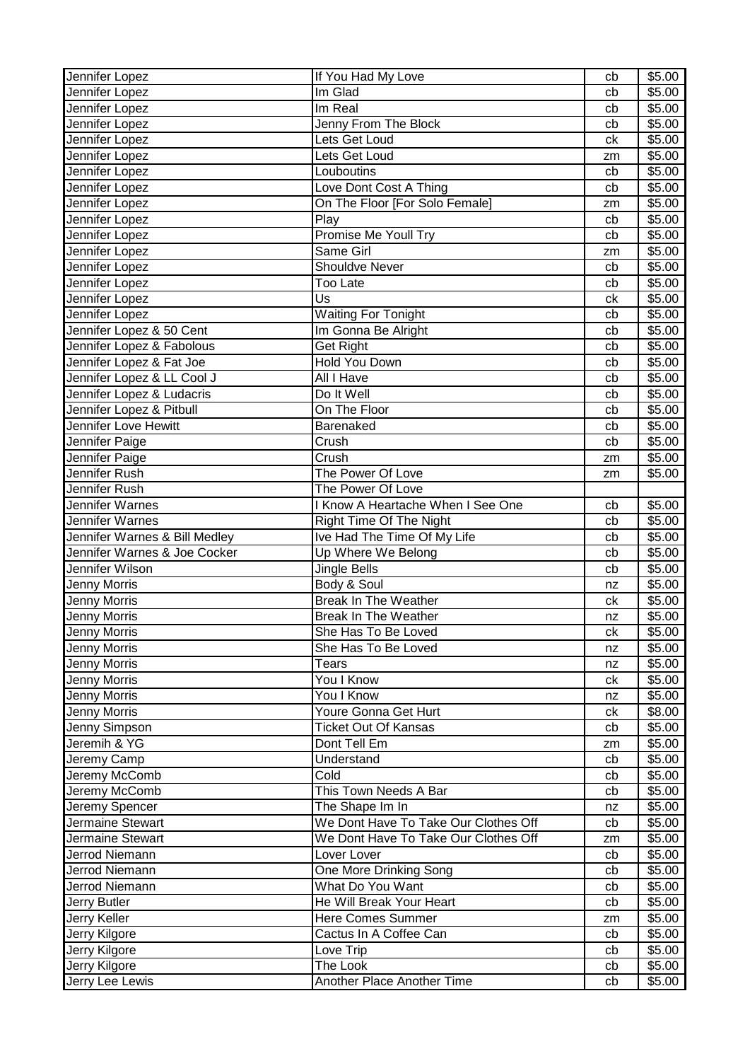| Jennifer Lopez | If You Had My Love | cb | $5.00 |
|---|---|---|---|
| Jennifer Lopez | Im Glad | cb | $5.00 |
| Jennifer Lopez | Im Real | cb | $5.00 |
| Jennifer Lopez | Jenny From The Block | cb | $5.00 |
| Jennifer Lopez | Lets Get Loud | ck | $5.00 |
| Jennifer Lopez | Lets Get Loud | zm | $5.00 |
| Jennifer Lopez | Louboutins | cb | $5.00 |
| Jennifer Lopez | Love Dont Cost A Thing | cb | $5.00 |
| Jennifer Lopez | On The Floor [For Solo Female] | zm | $5.00 |
| Jennifer Lopez | Play | cb | $5.00 |
| Jennifer Lopez | Promise Me Youll Try | cb | $5.00 |
| Jennifer Lopez | Same Girl | zm | $5.00 |
| Jennifer Lopez | Shouldve Never | cb | $5.00 |
| Jennifer Lopez | Too Late | cb | $5.00 |
| Jennifer Lopez | Us | ck | $5.00 |
| Jennifer Lopez | Waiting For Tonight | cb | $5.00 |
| Jennifer Lopez & 50 Cent | Im Gonna Be Alright | cb | $5.00 |
| Jennifer Lopez & Fabolous | Get Right | cb | $5.00 |
| Jennifer Lopez & Fat Joe | Hold You Down | cb | $5.00 |
| Jennifer Lopez & LL Cool J | All I Have | cb | $5.00 |
| Jennifer Lopez & Ludacris | Do It Well | cb | $5.00 |
| Jennifer Lopez & Pitbull | On The Floor | cb | $5.00 |
| Jennifer Love Hewitt | Barenaked | cb | $5.00 |
| Jennifer Paige | Crush | cb | $5.00 |
| Jennifer Paige | Crush | zm | $5.00 |
| Jennifer Rush | The Power Of Love | zm | $5.00 |
| Jennifer Rush | The Power Of Love | | |
| Jennifer Warnes | I Know A Heartache When I See One | cb | $5.00 |
| Jennifer Warnes | Right Time Of The Night | cb | $5.00 |
| Jennifer Warnes & Bill Medley | Ive Had The Time Of My Life | cb | $5.00 |
| Jennifer Warnes & Joe Cocker | Up Where We Belong | cb | $5.00 |
| Jennifer Wilson | Jingle Bells | cb | $5.00 |
| Jenny Morris | Body & Soul | nz | $5.00 |
| Jenny Morris | Break In The Weather | ck | $5.00 |
| Jenny Morris | Break In The Weather | nz | $5.00 |
| Jenny Morris | She Has To Be Loved | ck | $5.00 |
| Jenny Morris | She Has To Be Loved | nz | $5.00 |
| Jenny Morris | Tears | nz | $5.00 |
| Jenny Morris | You I Know | ck | $5.00 |
| Jenny Morris | You I Know | nz | $5.00 |
| Jenny Morris | Youre Gonna Get Hurt | ck | $8.00 |
| Jenny Simpson | Ticket Out Of Kansas | cb | $5.00 |
| Jeremih & YG | Dont Tell Em | zm | $5.00 |
| Jeremy Camp | Understand | cb | $5.00 |
| Jeremy McComb | Cold | cb | $5.00 |
| Jeremy McComb | This Town Needs A Bar | cb | $5.00 |
| Jeremy Spencer | The Shape Im In | nz | $5.00 |
| Jermaine Stewart | We Dont Have To Take Our Clothes Off | cb | $5.00 |
| Jermaine Stewart | We Dont Have To Take Our Clothes Off | zm | $5.00 |
| Jerrod Niemann | Lover Lover | cb | $5.00 |
| Jerrod Niemann | One More Drinking Song | cb | $5.00 |
| Jerrod Niemann | What Do You Want | cb | $5.00 |
| Jerry Butler | He Will Break Your Heart | cb | $5.00 |
| Jerry Keller | Here Comes Summer | zm | $5.00 |
| Jerry Kilgore | Cactus In A Coffee Can | cb | $5.00 |
| Jerry Kilgore | Love Trip | cb | $5.00 |
| Jerry Kilgore | The Look | cb | $5.00 |
| Jerry Lee Lewis | Another Place Another Time | cb | $5.00 |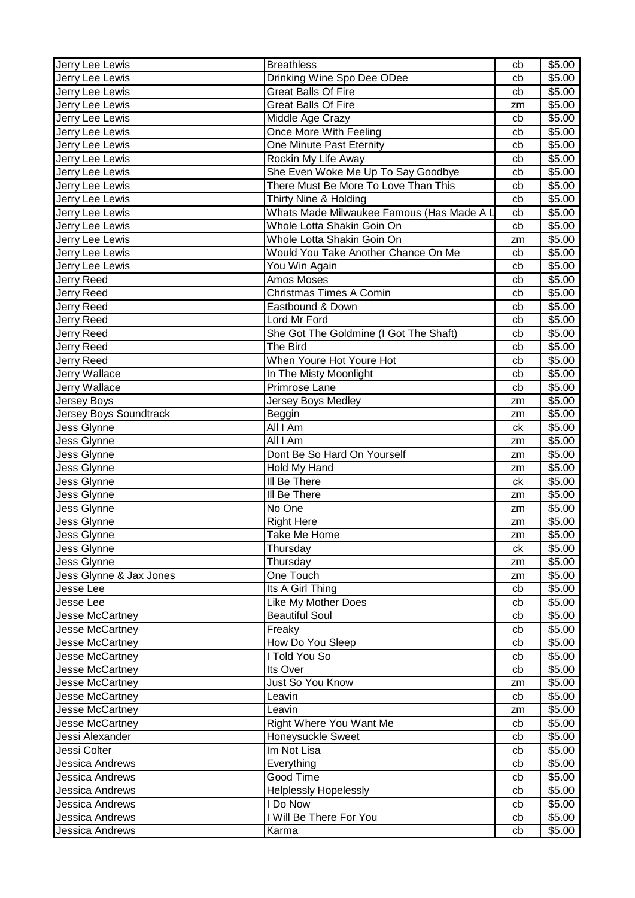| Jerry Lee Lewis | Breathless | cb | $5.00 |
|---|---|---|---|
| Jerry Lee Lewis | Drinking Wine Spo Dee ODee | cb | $5.00 |
| Jerry Lee Lewis | Great Balls Of Fire | cb | $5.00 |
| Jerry Lee Lewis | Great Balls Of Fire | zm | $5.00 |
| Jerry Lee Lewis | Middle Age Crazy | cb | $5.00 |
| Jerry Lee Lewis | Once More With Feeling | cb | $5.00 |
| Jerry Lee Lewis | One Minute Past Eternity | cb | $5.00 |
| Jerry Lee Lewis | Rockin My Life Away | cb | $5.00 |
| Jerry Lee Lewis | She Even Woke Me Up To Say Goodbye | cb | $5.00 |
| Jerry Lee Lewis | There Must Be More To Love Than This | cb | $5.00 |
| Jerry Lee Lewis | Thirty Nine & Holding | cb | $5.00 |
| Jerry Lee Lewis | Whats Made Milwaukee Famous (Has Made A L | cb | $5.00 |
| Jerry Lee Lewis | Whole Lotta Shakin Goin On | cb | $5.00 |
| Jerry Lee Lewis | Whole Lotta Shakin Goin On | zm | $5.00 |
| Jerry Lee Lewis | Would You Take Another Chance On Me | cb | $5.00 |
| Jerry Lee Lewis | You Win Again | cb | $5.00 |
| Jerry Reed | Amos Moses | cb | $5.00 |
| Jerry Reed | Christmas Times A Comin | cb | $5.00 |
| Jerry Reed | Eastbound & Down | cb | $5.00 |
| Jerry Reed | Lord Mr Ford | cb | $5.00 |
| Jerry Reed | She Got The Goldmine (I Got The Shaft) | cb | $5.00 |
| Jerry Reed | The Bird | cb | $5.00 |
| Jerry Reed | When Youre Hot Youre Hot | cb | $5.00 |
| Jerry Wallace | In The Misty Moonlight | cb | $5.00 |
| Jerry Wallace | Primrose Lane | cb | $5.00 |
| Jersey Boys | Jersey Boys Medley | zm | $5.00 |
| Jersey Boys Soundtrack | Beggin | zm | $5.00 |
| Jess Glynne | All I Am | ck | $5.00 |
| Jess Glynne | All I Am | zm | $5.00 |
| Jess Glynne | Dont Be So Hard On Yourself | zm | $5.00 |
| Jess Glynne | Hold My Hand | zm | $5.00 |
| Jess Glynne | Ill Be There | ck | $5.00 |
| Jess Glynne | Ill Be There | zm | $5.00 |
| Jess Glynne | No One | zm | $5.00 |
| Jess Glynne | Right Here | zm | $5.00 |
| Jess Glynne | Take Me Home | zm | $5.00 |
| Jess Glynne | Thursday | ck | $5.00 |
| Jess Glynne | Thursday | zm | $5.00 |
| Jess Glynne & Jax Jones | One Touch | zm | $5.00 |
| Jesse Lee | Its A Girl Thing | cb | $5.00 |
| Jesse Lee | Like My Mother Does | cb | $5.00 |
| Jesse McCartney | Beautiful Soul | cb | $5.00 |
| Jesse McCartney | Freaky | cb | $5.00 |
| Jesse McCartney | How Do You Sleep | cb | $5.00 |
| Jesse McCartney | I Told You So | cb | $5.00 |
| Jesse McCartney | Its Over | cb | $5.00 |
| Jesse McCartney | Just So You Know | zm | $5.00 |
| Jesse McCartney | Leavin | cb | $5.00 |
| Jesse McCartney | Leavin | zm | $5.00 |
| Jesse McCartney | Right Where You Want Me | cb | $5.00 |
| Jessi Alexander | Honeysuckle Sweet | cb | $5.00 |
| Jessi Colter | Im Not Lisa | cb | $5.00 |
| Jessica Andrews | Everything | cb | $5.00 |
| Jessica Andrews | Good Time | cb | $5.00 |
| Jessica Andrews | Helplessly Hopelessly | cb | $5.00 |
| Jessica Andrews | I Do Now | cb | $5.00 |
| Jessica Andrews | I Will Be There For You | cb | $5.00 |
| Jessica Andrews | Karma | cb | $5.00 |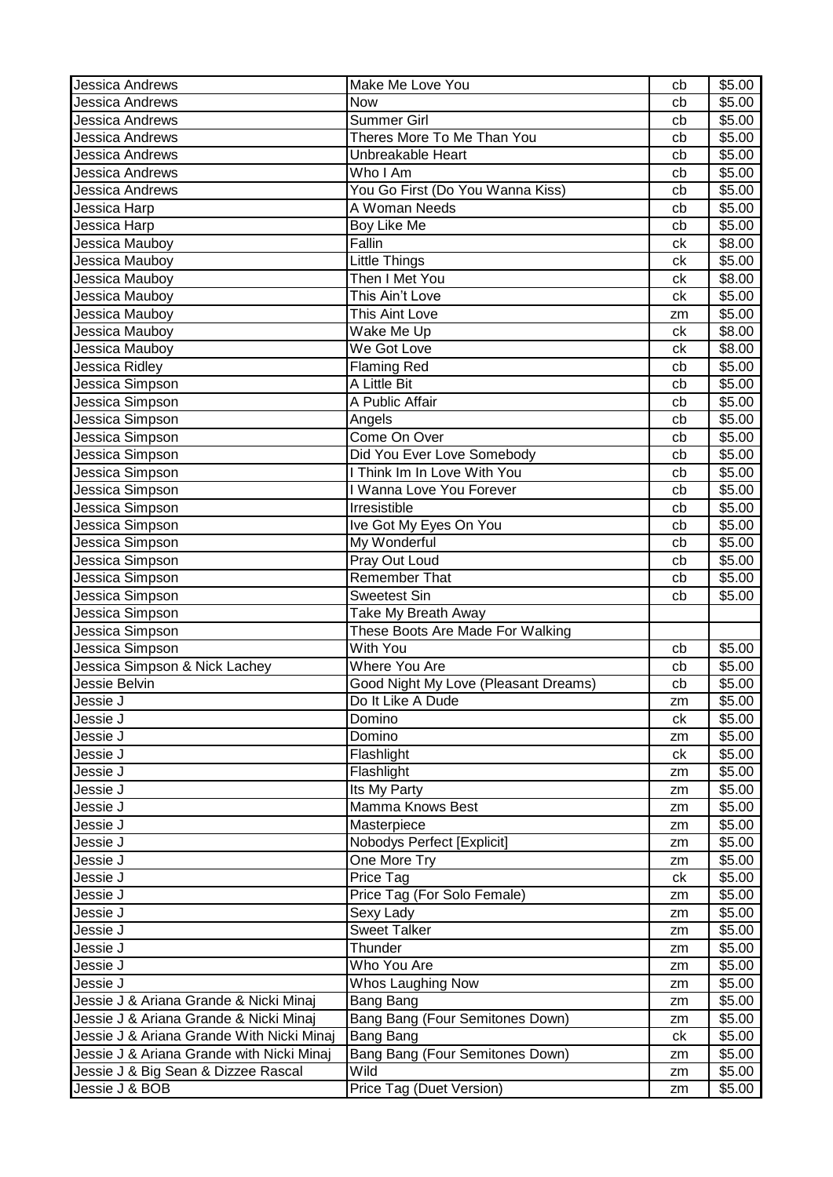| Jessica Andrews | Make Me Love You | cb | $5.00 |
|---|---|---|---|
| Jessica Andrews | Now | cb | $5.00 |
| Jessica Andrews | Summer Girl | cb | $5.00 |
| Jessica Andrews | Theres More To Me Than You | cb | $5.00 |
| Jessica Andrews | Unbreakable Heart | cb | $5.00 |
| Jessica Andrews | Who I Am | cb | $5.00 |
| Jessica Andrews | You Go First (Do You Wanna Kiss) | cb | $5.00 |
| Jessica Harp | A Woman Needs | cb | $5.00 |
| Jessica Harp | Boy Like Me | cb | $5.00 |
| Jessica Mauboy | Fallin | ck | $8.00 |
| Jessica Mauboy | Little Things | ck | $5.00 |
| Jessica Mauboy | Then I Met You | ck | $8.00 |
| Jessica Mauboy | This Ain't Love | ck | $5.00 |
| Jessica Mauboy | This Aint Love | zm | $5.00 |
| Jessica Mauboy | Wake Me Up | ck | $8.00 |
| Jessica Mauboy | We Got Love | ck | $8.00 |
| Jessica Ridley | Flaming Red | cb | $5.00 |
| Jessica Simpson | A Little Bit | cb | $5.00 |
| Jessica Simpson | A Public Affair | cb | $5.00 |
| Jessica Simpson | Angels | cb | $5.00 |
| Jessica Simpson | Come On Over | cb | $5.00 |
| Jessica Simpson | Did You Ever Love Somebody | cb | $5.00 |
| Jessica Simpson | I Think Im In Love With You | cb | $5.00 |
| Jessica Simpson | I Wanna Love You Forever | cb | $5.00 |
| Jessica Simpson | Irresistible | cb | $5.00 |
| Jessica Simpson | Ive Got My Eyes On You | cb | $5.00 |
| Jessica Simpson | My Wonderful | cb | $5.00 |
| Jessica Simpson | Pray Out Loud | cb | $5.00 |
| Jessica Simpson | Remember That | cb | $5.00 |
| Jessica Simpson | Sweetest Sin | cb | $5.00 |
| Jessica Simpson | Take My Breath Away | | |
| Jessica Simpson | These Boots Are Made For Walking | | |
| Jessica Simpson | With You | cb | $5.00 |
| Jessica Simpson & Nick Lachey | Where You Are | cb | $5.00 |
| Jessie Belvin | Good Night My Love (Pleasant Dreams) | cb | $5.00 |
| Jessie J | Do It Like A Dude | zm | $5.00 |
| Jessie J | Domino | ck | $5.00 |
| Jessie J | Domino | zm | $5.00 |
| Jessie J | Flashlight | ck | $5.00 |
| Jessie J | Flashlight | zm | $5.00 |
| Jessie J | Its My Party | zm | $5.00 |
| Jessie J | Mamma Knows Best | zm | $5.00 |
| Jessie J | Masterpiece | zm | $5.00 |
| Jessie J | Nobodys Perfect [Explicit] | zm | $5.00 |
| Jessie J | One More Try | zm | $5.00 |
| Jessie J | Price Tag | ck | $5.00 |
| Jessie J | Price Tag (For Solo Female) | zm | $5.00 |
| Jessie J | Sexy Lady | zm | $5.00 |
| Jessie J | Sweet Talker | zm | $5.00 |
| Jessie J | Thunder | zm | $5.00 |
| Jessie J | Who You Are | zm | $5.00 |
| Jessie J | Whos Laughing Now | zm | $5.00 |
| Jessie J & Ariana Grande & Nicki Minaj | Bang Bang | zm | $5.00 |
| Jessie J & Ariana Grande & Nicki Minaj | Bang Bang (Four Semitones Down) | zm | $5.00 |
| Jessie J & Ariana Grande With Nicki Minaj | Bang Bang | ck | $5.00 |
| Jessie J & Ariana Grande with Nicki Minaj | Bang Bang (Four Semitones Down) | zm | $5.00 |
| Jessie J & Big Sean & Dizzee Rascal | Wild | zm | $5.00 |
| Jessie J & BOB | Price Tag (Duet Version) | zm | $5.00 |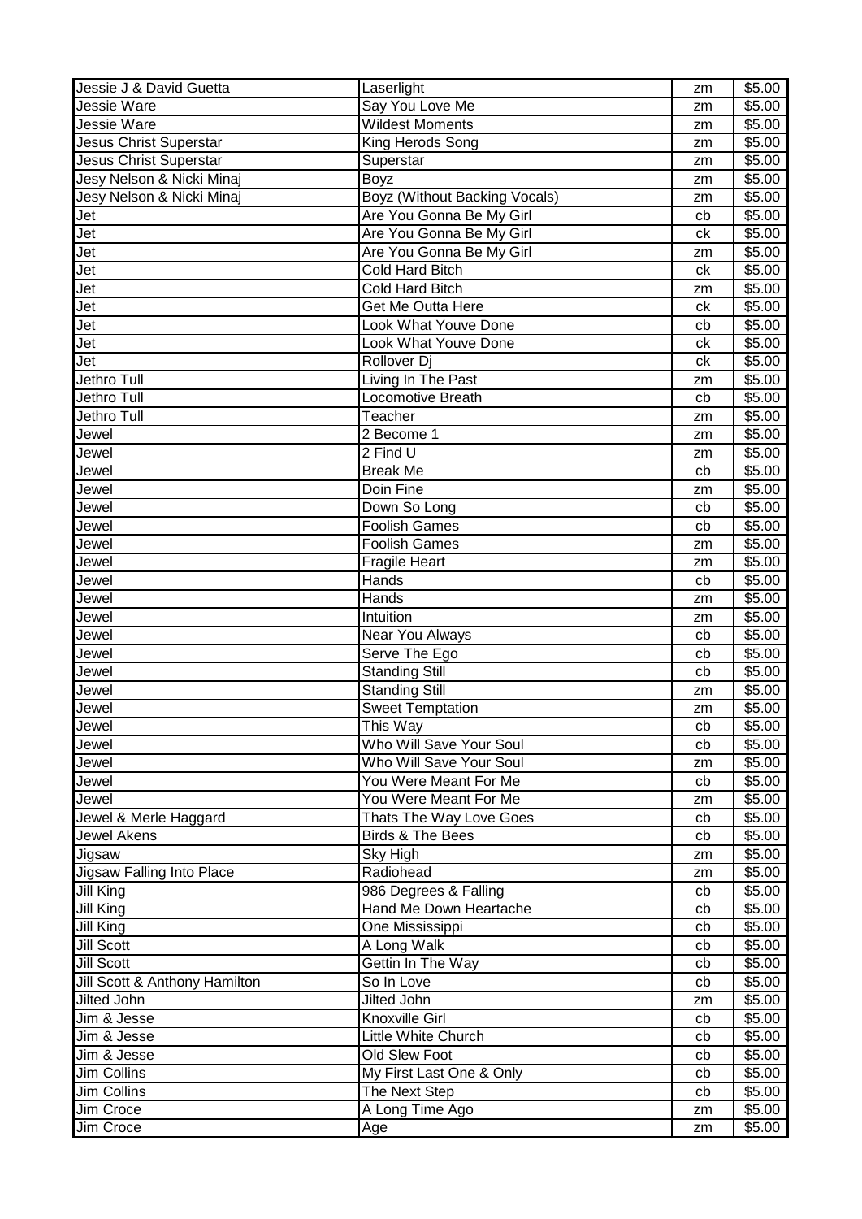| Jessie J & David Guetta | Laserlight | zm | $5.00 |
|---|---|---|---|
| Jessie Ware | Say You Love Me | zm | $5.00 |
| Jessie Ware | Wildest Moments | zm | $5.00 |
| Jesus Christ Superstar | King Herods Song | zm | $5.00 |
| Jesus Christ Superstar | Superstar | zm | $5.00 |
| Jesy Nelson & Nicki Minaj | Boyz | zm | $5.00 |
| Jesy Nelson & Nicki Minaj | Boyz (Without Backing Vocals) | zm | $5.00 |
| Jet | Are You Gonna Be My Girl | cb | $5.00 |
| Jet | Are You Gonna Be My Girl | ck | $5.00 |
| Jet | Are You Gonna Be My Girl | zm | $5.00 |
| Jet | Cold Hard Bitch | ck | $5.00 |
| Jet | Cold Hard Bitch | zm | $5.00 |
| Jet | Get Me Outta Here | ck | $5.00 |
| Jet | Look What Youve Done | cb | $5.00 |
| Jet | Look What Youve Done | ck | $5.00 |
| Jet | Rollover Dj | ck | $5.00 |
| Jethro Tull | Living In The Past | zm | $5.00 |
| Jethro Tull | Locomotive Breath | cb | $5.00 |
| Jethro Tull | Teacher | zm | $5.00 |
| Jewel | 2 Become 1 | zm | $5.00 |
| Jewel | 2 Find U | zm | $5.00 |
| Jewel | Break Me | cb | $5.00 |
| Jewel | Doin Fine | zm | $5.00 |
| Jewel | Down So Long | cb | $5.00 |
| Jewel | Foolish Games | cb | $5.00 |
| Jewel | Foolish Games | zm | $5.00 |
| Jewel | Fragile Heart | zm | $5.00 |
| Jewel | Hands | cb | $5.00 |
| Jewel | Hands | zm | $5.00 |
| Jewel | Intuition | zm | $5.00 |
| Jewel | Near You Always | cb | $5.00 |
| Jewel | Serve The Ego | cb | $5.00 |
| Jewel | Standing Still | cb | $5.00 |
| Jewel | Standing Still | zm | $5.00 |
| Jewel | Sweet Temptation | zm | $5.00 |
| Jewel | This Way | cb | $5.00 |
| Jewel | Who Will Save Your Soul | cb | $5.00 |
| Jewel | Who Will Save Your Soul | zm | $5.00 |
| Jewel | You Were Meant For Me | cb | $5.00 |
| Jewel | You Were Meant For Me | zm | $5.00 |
| Jewel & Merle Haggard | Thats The Way Love Goes | cb | $5.00 |
| Jewel Akens | Birds & The Bees | cb | $5.00 |
| Jigsaw | Sky High | zm | $5.00 |
| Jigsaw Falling Into Place | Radiohead | zm | $5.00 |
| Jill King | 986 Degrees & Falling | cb | $5.00 |
| Jill King | Hand Me Down Heartache | cb | $5.00 |
| Jill King | One Mississippi | cb | $5.00 |
| Jill Scott | A Long Walk | cb | $5.00 |
| Jill Scott | Gettin In The Way | cb | $5.00 |
| Jill Scott & Anthony Hamilton | So In Love | cb | $5.00 |
| Jilted John | Jilted John | zm | $5.00 |
| Jim & Jesse | Knoxville Girl | cb | $5.00 |
| Jim & Jesse | Little White Church | cb | $5.00 |
| Jim & Jesse | Old Slew Foot | cb | $5.00 |
| Jim Collins | My First Last One & Only | cb | $5.00 |
| Jim Collins | The Next Step | cb | $5.00 |
| Jim Croce | A Long Time Ago | zm | $5.00 |
| Jim Croce | Age | zm | $5.00 |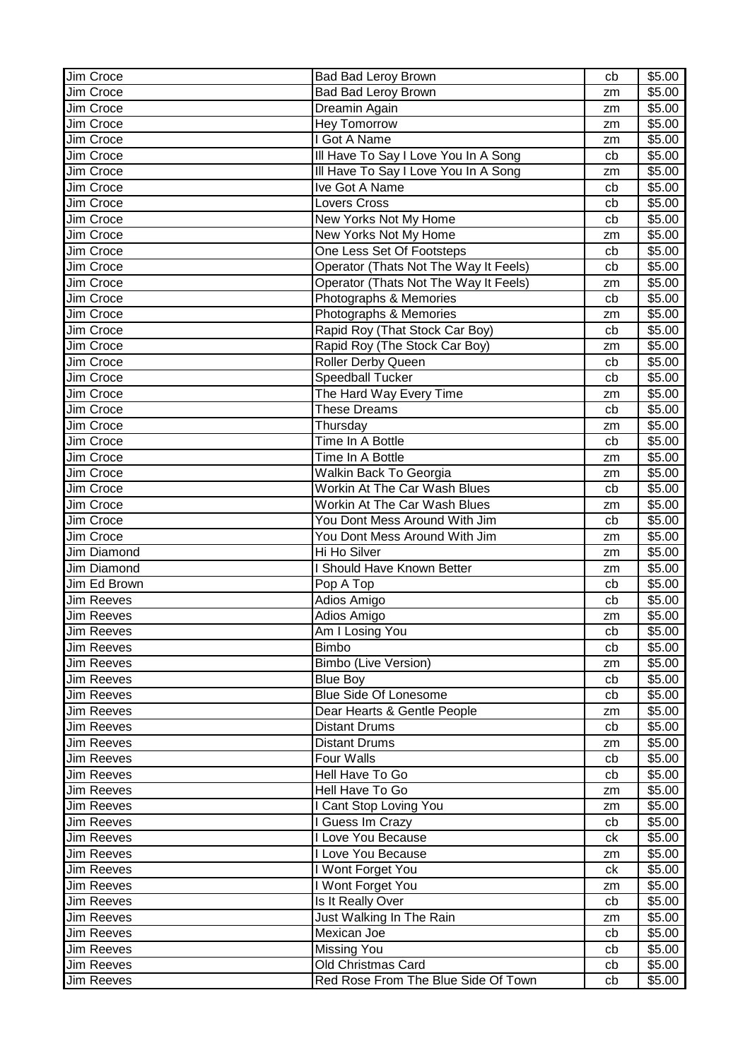| Jim Croce | Bad Bad Leroy Brown | cb | $5.00 |
|---|---|---|---|
| Jim Croce | Bad Bad Leroy Brown | zm | $5.00 |
| Jim Croce | Dreamin Again | zm | $5.00 |
| Jim Croce | Hey Tomorrow | zm | $5.00 |
| Jim Croce | I Got A Name | zm | $5.00 |
| Jim Croce | Ill Have To Say I Love You In A Song | cb | $5.00 |
| Jim Croce | Ill Have To Say I Love You In A Song | zm | $5.00 |
| Jim Croce | Ive Got A Name | cb | $5.00 |
| Jim Croce | Lovers Cross | cb | $5.00 |
| Jim Croce | New Yorks Not My Home | cb | $5.00 |
| Jim Croce | New Yorks Not My Home | zm | $5.00 |
| Jim Croce | One Less Set Of Footsteps | cb | $5.00 |
| Jim Croce | Operator (Thats Not The Way It Feels) | cb | $5.00 |
| Jim Croce | Operator (Thats Not The Way It Feels) | zm | $5.00 |
| Jim Croce | Photographs & Memories | cb | $5.00 |
| Jim Croce | Photographs & Memories | zm | $5.00 |
| Jim Croce | Rapid Roy (That Stock Car Boy) | cb | $5.00 |
| Jim Croce | Rapid Roy (The Stock Car Boy) | zm | $5.00 |
| Jim Croce | Roller Derby Queen | cb | $5.00 |
| Jim Croce | Speedball Tucker | cb | $5.00 |
| Jim Croce | The Hard Way Every Time | zm | $5.00 |
| Jim Croce | These Dreams | cb | $5.00 |
| Jim Croce | Thursday | zm | $5.00 |
| Jim Croce | Time In A Bottle | cb | $5.00 |
| Jim Croce | Time In A Bottle | zm | $5.00 |
| Jim Croce | Walkin Back To Georgia | zm | $5.00 |
| Jim Croce | Workin At The Car Wash Blues | cb | $5.00 |
| Jim Croce | Workin At The Car Wash Blues | zm | $5.00 |
| Jim Croce | You Dont Mess Around With Jim | cb | $5.00 |
| Jim Croce | You Dont Mess Around With Jim | zm | $5.00 |
| Jim Diamond | Hi Ho Silver | zm | $5.00 |
| Jim Diamond | I Should Have Known Better | zm | $5.00 |
| Jim Ed Brown | Pop A Top | cb | $5.00 |
| Jim Reeves | Adios Amigo | cb | $5.00 |
| Jim Reeves | Adios Amigo | zm | $5.00 |
| Jim Reeves | Am I Losing You | cb | $5.00 |
| Jim Reeves | Bimbo | cb | $5.00 |
| Jim Reeves | Bimbo (Live Version) | zm | $5.00 |
| Jim Reeves | Blue Boy | cb | $5.00 |
| Jim Reeves | Blue Side Of Lonesome | cb | $5.00 |
| Jim Reeves | Dear Hearts & Gentle People | zm | $5.00 |
| Jim Reeves | Distant Drums | cb | $5.00 |
| Jim Reeves | Distant Drums | zm | $5.00 |
| Jim Reeves | Four Walls | cb | $5.00 |
| Jim Reeves | Hell Have To Go | cb | $5.00 |
| Jim Reeves | Hell Have To Go | zm | $5.00 |
| Jim Reeves | I Cant Stop Loving You | zm | $5.00 |
| Jim Reeves | I Guess Im Crazy | cb | $5.00 |
| Jim Reeves | I Love You Because | ck | $5.00 |
| Jim Reeves | I Love You Because | zm | $5.00 |
| Jim Reeves | I Wont Forget You | ck | $5.00 |
| Jim Reeves | I Wont Forget You | zm | $5.00 |
| Jim Reeves | Is It Really Over | cb | $5.00 |
| Jim Reeves | Just Walking In The Rain | zm | $5.00 |
| Jim Reeves | Mexican Joe | cb | $5.00 |
| Jim Reeves | Missing You | cb | $5.00 |
| Jim Reeves | Old Christmas Card | cb | $5.00 |
| Jim Reeves | Red Rose From The Blue Side Of Town | cb | $5.00 |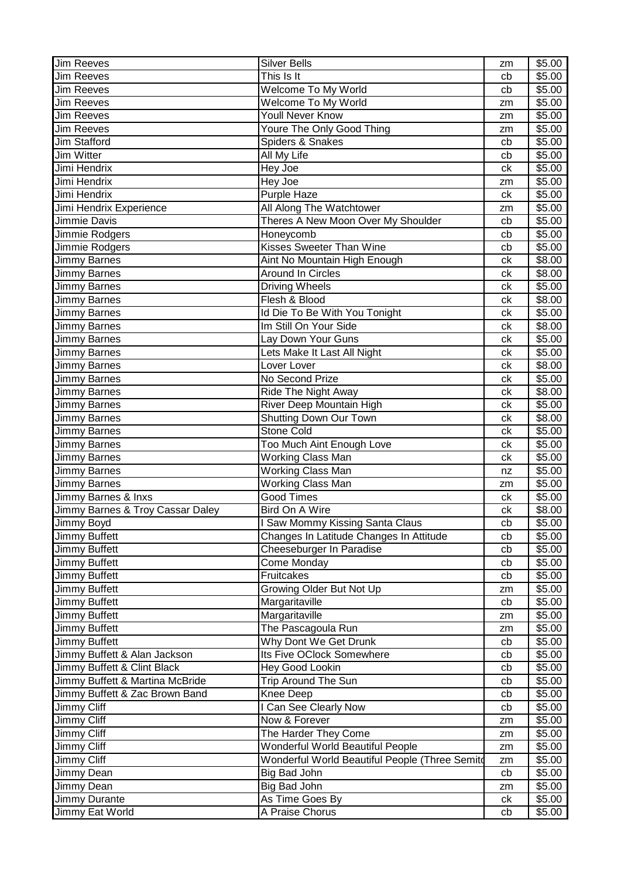| Jim Reeves | Silver Bells | zm | $5.00 |
|---|---|---|---|
| Jim Reeves | This Is It | cb | $5.00 |
| Jim Reeves | Welcome To My World | cb | $5.00 |
| Jim Reeves | Welcome To My World | zm | $5.00 |
| Jim Reeves | Youll Never Know | zm | $5.00 |
| Jim Reeves | Youre The Only Good Thing | zm | $5.00 |
| Jim Stafford | Spiders & Snakes | cb | $5.00 |
| Jim Witter | All My Life | cb | $5.00 |
| Jimi Hendrix | Hey Joe | ck | $5.00 |
| Jimi Hendrix | Hey Joe | zm | $5.00 |
| Jimi Hendrix | Purple Haze | ck | $5.00 |
| Jimi Hendrix Experience | All Along The Watchtower | zm | $5.00 |
| Jimmie Davis | Theres A New Moon Over My Shoulder | cb | $5.00 |
| Jimmie Rodgers | Honeycomb | cb | $5.00 |
| Jimmie Rodgers | Kisses Sweeter Than Wine | cb | $5.00 |
| Jimmy Barnes | Aint No Mountain High Enough | ck | $8.00 |
| Jimmy Barnes | Around In Circles | ck | $8.00 |
| Jimmy Barnes | Driving Wheels | ck | $5.00 |
| Jimmy Barnes | Flesh & Blood | ck | $8.00 |
| Jimmy Barnes | Id Die To Be With You Tonight | ck | $5.00 |
| Jimmy Barnes | Im Still On Your Side | ck | $8.00 |
| Jimmy Barnes | Lay Down Your Guns | ck | $5.00 |
| Jimmy Barnes | Lets Make It Last All Night | ck | $5.00 |
| Jimmy Barnes | Lover Lover | ck | $8.00 |
| Jimmy Barnes | No Second Prize | ck | $5.00 |
| Jimmy Barnes | Ride The Night Away | ck | $8.00 |
| Jimmy Barnes | River Deep Mountain High | ck | $5.00 |
| Jimmy Barnes | Shutting Down Our Town | ck | $8.00 |
| Jimmy Barnes | Stone Cold | ck | $5.00 |
| Jimmy Barnes | Too Much Aint Enough Love | ck | $5.00 |
| Jimmy Barnes | Working Class Man | ck | $5.00 |
| Jimmy Barnes | Working Class Man | nz | $5.00 |
| Jimmy Barnes | Working Class Man | zm | $5.00 |
| Jimmy Barnes & Inxs | Good Times | ck | $5.00 |
| Jimmy Barnes & Troy Cassar Daley | Bird On A Wire | ck | $8.00 |
| Jimmy Boyd | I Saw Mommy Kissing Santa Claus | cb | $5.00 |
| Jimmy Buffett | Changes In Latitude Changes In Attitude | cb | $5.00 |
| Jimmy Buffett | Cheeseburger In Paradise | cb | $5.00 |
| Jimmy Buffett | Come Monday | cb | $5.00 |
| Jimmy Buffett | Fruitcakes | cb | $5.00 |
| Jimmy Buffett | Growing Older But Not Up | zm | $5.00 |
| Jimmy Buffett | Margaritaville | cb | $5.00 |
| Jimmy Buffett | Margaritaville | zm | $5.00 |
| Jimmy Buffett | The Pascagoula Run | zm | $5.00 |
| Jimmy Buffett | Why Dont We Get Drunk | cb | $5.00 |
| Jimmy Buffett & Alan Jackson | Its Five OClock Somewhere | cb | $5.00 |
| Jimmy Buffett & Clint Black | Hey Good Lookin | cb | $5.00 |
| Jimmy Buffett & Martina McBride | Trip Around The Sun | cb | $5.00 |
| Jimmy Buffett & Zac Brown Band | Knee Deep | cb | $5.00 |
| Jimmy Cliff | I Can See Clearly Now | cb | $5.00 |
| Jimmy Cliff | Now & Forever | zm | $5.00 |
| Jimmy Cliff | The Harder They Come | zm | $5.00 |
| Jimmy Cliff | Wonderful World Beautiful People | zm | $5.00 |
| Jimmy Cliff | Wonderful World Beautiful People (Three Semito | zm | $5.00 |
| Jimmy Dean | Big Bad John | cb | $5.00 |
| Jimmy Dean | Big Bad John | zm | $5.00 |
| Jimmy Durante | As Time Goes By | ck | $5.00 |
| Jimmy Eat World | A Praise Chorus | cb | $5.00 |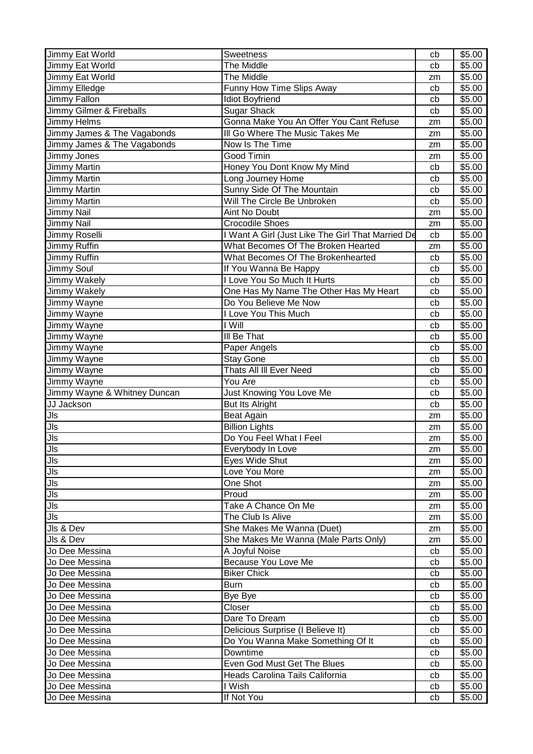| | | | |
|---|---|---|---|
| Jimmy Eat World | Sweetness | cb | $5.00 |
| Jimmy Eat World | The Middle | cb | $5.00 |
| Jimmy Eat World | The Middle | zm | $5.00 |
| Jimmy Elledge | Funny How Time Slips Away | cb | $5.00 |
| Jimmy Fallon | Idiot Boyfriend | cb | $5.00 |
| Jimmy Gilmer & Fireballs | Sugar Shack | cb | $5.00 |
| Jimmy Helms | Gonna Make You An Offer You Cant Refuse | zm | $5.00 |
| Jimmy James & The Vagabonds | Ill Go Where The Music Takes Me | zm | $5.00 |
| Jimmy James & The Vagabonds | Now Is The Time | zm | $5.00 |
| Jimmy Jones | Good Timin | zm | $5.00 |
| Jimmy Martin | Honey You Dont Know My Mind | cb | $5.00 |
| Jimmy Martin | Long Journey Home | cb | $5.00 |
| Jimmy Martin | Sunny Side Of The Mountain | cb | $5.00 |
| Jimmy Martin | Will The Circle Be Unbroken | cb | $5.00 |
| Jimmy Nail | Aint No Doubt | zm | $5.00 |
| Jimmy Nail | Crocodile Shoes | zm | $5.00 |
| Jimmy Roselli | I Want A Girl (Just Like The Girl That Married De | cb | $5.00 |
| Jimmy Ruffin | What Becomes Of The Broken Hearted | zm | $5.00 |
| Jimmy Ruffin | What Becomes Of The Brokenhearted | cb | $5.00 |
| Jimmy Soul | If You Wanna Be Happy | cb | $5.00 |
| Jimmy Wakely | I Love You So Much It Hurts | cb | $5.00 |
| Jimmy Wakely | One Has My Name The Other Has My Heart | cb | $5.00 |
| Jimmy Wayne | Do You Believe Me Now | cb | $5.00 |
| Jimmy Wayne | I Love You This Much | cb | $5.00 |
| Jimmy Wayne | I Will | cb | $5.00 |
| Jimmy Wayne | Ill Be That | cb | $5.00 |
| Jimmy Wayne | Paper Angels | cb | $5.00 |
| Jimmy Wayne | Stay Gone | cb | $5.00 |
| Jimmy Wayne | Thats All Ill Ever Need | cb | $5.00 |
| Jimmy Wayne | You Are | cb | $5.00 |
| Jimmy Wayne & Whitney Duncan | Just Knowing You Love Me | cb | $5.00 |
| JJ Jackson | But Its Alright | cb | $5.00 |
| Jls | Beat Again | zm | $5.00 |
| Jls | Billion Lights | zm | $5.00 |
| Jls | Do You Feel What I Feel | zm | $5.00 |
| Jls | Everybody In Love | zm | $5.00 |
| Jls | Eyes Wide Shut | zm | $5.00 |
| Jls | Love You More | zm | $5.00 |
| Jls | One Shot | zm | $5.00 |
| Jls | Proud | zm | $5.00 |
| Jls | Take A Chance On Me | zm | $5.00 |
| Jls | The Club Is Alive | zm | $5.00 |
| Jls & Dev | She Makes Me Wanna (Duet) | zm | $5.00 |
| Jls & Dev | She Makes Me Wanna (Male Parts Only) | zm | $5.00 |
| Jo Dee Messina | A Joyful Noise | cb | $5.00 |
| Jo Dee Messina | Because You Love Me | cb | $5.00 |
| Jo Dee Messina | Biker Chick | cb | $5.00 |
| Jo Dee Messina | Burn | cb | $5.00 |
| Jo Dee Messina | Bye Bye | cb | $5.00 |
| Jo Dee Messina | Closer | cb | $5.00 |
| Jo Dee Messina | Dare To Dream | cb | $5.00 |
| Jo Dee Messina | Delicious Surprise (I Believe It) | cb | $5.00 |
| Jo Dee Messina | Do You Wanna Make Something Of It | cb | $5.00 |
| Jo Dee Messina | Downtime | cb | $5.00 |
| Jo Dee Messina | Even God Must Get The Blues | cb | $5.00 |
| Jo Dee Messina | Heads Carolina Tails California | cb | $5.00 |
| Jo Dee Messina | I Wish | cb | $5.00 |
| Jo Dee Messina | If Not You | cb | $5.00 |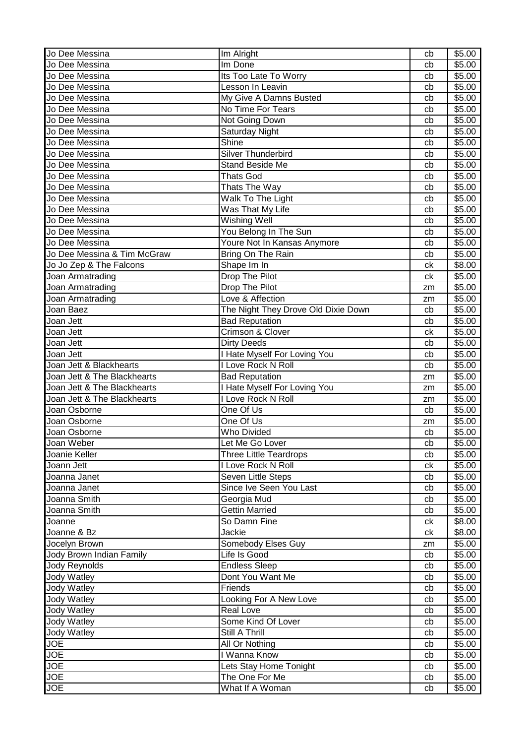| Jo Dee Messina | Im Alright | cb | $5.00 |
|---|---|---|---|
| Jo Dee Messina | Im Done | cb | $5.00 |
| Jo Dee Messina | Its Too Late To Worry | cb | $5.00 |
| Jo Dee Messina | Lesson In Leavin | cb | $5.00 |
| Jo Dee Messina | My Give A Damns Busted | cb | $5.00 |
| Jo Dee Messina | No Time For Tears | cb | $5.00 |
| Jo Dee Messina | Not Going Down | cb | $5.00 |
| Jo Dee Messina | Saturday Night | cb | $5.00 |
| Jo Dee Messina | Shine | cb | $5.00 |
| Jo Dee Messina | Silver Thunderbird | cb | $5.00 |
| Jo Dee Messina | Stand Beside Me | cb | $5.00 |
| Jo Dee Messina | Thats God | cb | $5.00 |
| Jo Dee Messina | Thats The Way | cb | $5.00 |
| Jo Dee Messina | Walk To The Light | cb | $5.00 |
| Jo Dee Messina | Was That My Life | cb | $5.00 |
| Jo Dee Messina | Wishing Well | cb | $5.00 |
| Jo Dee Messina | You Belong In The Sun | cb | $5.00 |
| Jo Dee Messina | Youre Not In Kansas Anymore | cb | $5.00 |
| Jo Dee Messina & Tim McGraw | Bring On The Rain | cb | $5.00 |
| Jo Jo Zep & The Falcons | Shape Im In | ck | $8.00 |
| Joan Armatrading | Drop The Pilot | ck | $5.00 |
| Joan Armatrading | Drop The Pilot | zm | $5.00 |
| Joan Armatrading | Love & Affection | zm | $5.00 |
| Joan Baez | The Night They Drove Old Dixie Down | cb | $5.00 |
| Joan Jett | Bad Reputation | cb | $5.00 |
| Joan Jett | Crimson & Clover | ck | $5.00 |
| Joan Jett | Dirty Deeds | cb | $5.00 |
| Joan Jett | I Hate Myself For Loving You | cb | $5.00 |
| Joan Jett & Blackhearts | I Love Rock N Roll | cb | $5.00 |
| Joan Jett & The Blackhearts | Bad Reputation | zm | $5.00 |
| Joan Jett & The Blackhearts | I Hate Myself For Loving You | zm | $5.00 |
| Joan Jett & The Blackhearts | I Love Rock N Roll | zm | $5.00 |
| Joan Osborne | One Of Us | cb | $5.00 |
| Joan Osborne | One Of Us | zm | $5.00 |
| Joan Osborne | Who Divided | cb | $5.00 |
| Joan Weber | Let Me Go Lover | cb | $5.00 |
| Joanie Keller | Three Little Teardrops | cb | $5.00 |
| Joann Jett | I Love Rock N Roll | ck | $5.00 |
| Joanna Janet | Seven Little Steps | cb | $5.00 |
| Joanna Janet | Since Ive Seen You Last | cb | $5.00 |
| Joanna Smith | Georgia Mud | cb | $5.00 |
| Joanna Smith | Gettin Married | cb | $5.00 |
| Joanne | So Damn Fine | ck | $8.00 |
| Joanne & Bz | Jackie | ck | $8.00 |
| Jocelyn Brown | Somebody Elses Guy | zm | $5.00 |
| Jody Brown Indian Family | Life Is Good | cb | $5.00 |
| Jody Reynolds | Endless Sleep | cb | $5.00 |
| Jody Watley | Dont You Want Me | cb | $5.00 |
| Jody Watley | Friends | cb | $5.00 |
| Jody Watley | Looking For A New Love | cb | $5.00 |
| Jody Watley | Real Love | cb | $5.00 |
| Jody Watley | Some Kind Of Lover | cb | $5.00 |
| Jody Watley | Still A Thrill | cb | $5.00 |
| JOE | All Or Nothing | cb | $5.00 |
| JOE | I Wanna Know | cb | $5.00 |
| JOE | Lets Stay Home Tonight | cb | $5.00 |
| JOE | The One For Me | cb | $5.00 |
| JOE | What If A Woman | cb | $5.00 |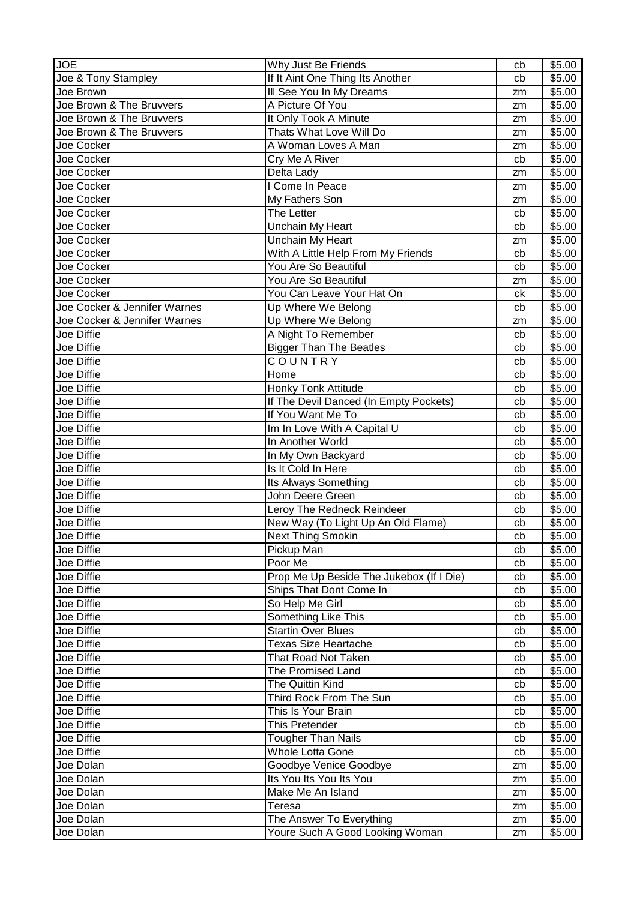| JOE | Why Just Be Friends | cb | $5.00 |
|---|---|---|---|
| Joe & Tony Stampley | If It Aint One Thing Its Another | cb | $5.00 |
| Joe Brown | Ill See You In My Dreams | zm | $5.00 |
| Joe Brown & The Bruvvers | A Picture Of You | zm | $5.00 |
| Joe Brown & The Bruvvers | It Only Took A Minute | zm | $5.00 |
| Joe Brown & The Bruvvers | Thats What Love Will Do | zm | $5.00 |
| Joe Cocker | A Woman Loves A Man | zm | $5.00 |
| Joe Cocker | Cry Me A River | cb | $5.00 |
| Joe Cocker | Delta Lady | zm | $5.00 |
| Joe Cocker | I Come In Peace | zm | $5.00 |
| Joe Cocker | My Fathers Son | zm | $5.00 |
| Joe Cocker | The Letter | cb | $5.00 |
| Joe Cocker | Unchain My Heart | cb | $5.00 |
| Joe Cocker | Unchain My Heart | zm | $5.00 |
| Joe Cocker | With A Little Help From My Friends | cb | $5.00 |
| Joe Cocker | You Are So Beautiful | cb | $5.00 |
| Joe Cocker | You Are So Beautiful | zm | $5.00 |
| Joe Cocker | You Can Leave Your Hat On | ck | $5.00 |
| Joe Cocker & Jennifer Warnes | Up Where We Belong | cb | $5.00 |
| Joe Cocker & Jennifer Warnes | Up Where We Belong | zm | $5.00 |
| Joe Diffie | A Night To Remember | cb | $5.00 |
| Joe Diffie | Bigger Than The Beatles | cb | $5.00 |
| Joe Diffie | C O U N T R Y | cb | $5.00 |
| Joe Diffie | Home | cb | $5.00 |
| Joe Diffie | Honky Tonk Attitude | cb | $5.00 |
| Joe Diffie | If The Devil Danced (In Empty Pockets) | cb | $5.00 |
| Joe Diffie | If You Want Me To | cb | $5.00 |
| Joe Diffie | Im In Love With A Capital U | cb | $5.00 |
| Joe Diffie | In Another World | cb | $5.00 |
| Joe Diffie | In My Own Backyard | cb | $5.00 |
| Joe Diffie | Is It Cold In Here | cb | $5.00 |
| Joe Diffie | Its Always Something | cb | $5.00 |
| Joe Diffie | John Deere Green | cb | $5.00 |
| Joe Diffie | Leroy The Redneck Reindeer | cb | $5.00 |
| Joe Diffie | New Way (To Light Up An Old Flame) | cb | $5.00 |
| Joe Diffie | Next Thing Smokin | cb | $5.00 |
| Joe Diffie | Pickup Man | cb | $5.00 |
| Joe Diffie | Poor Me | cb | $5.00 |
| Joe Diffie | Prop Me Up Beside The Jukebox (If I Die) | cb | $5.00 |
| Joe Diffie | Ships That Dont Come In | cb | $5.00 |
| Joe Diffie | So Help Me Girl | cb | $5.00 |
| Joe Diffie | Something Like This | cb | $5.00 |
| Joe Diffie | Startin Over Blues | cb | $5.00 |
| Joe Diffie | Texas Size Heartache | cb | $5.00 |
| Joe Diffie | That Road Not Taken | cb | $5.00 |
| Joe Diffie | The Promised Land | cb | $5.00 |
| Joe Diffie | The Quittin Kind | cb | $5.00 |
| Joe Diffie | Third Rock From The Sun | cb | $5.00 |
| Joe Diffie | This Is Your Brain | cb | $5.00 |
| Joe Diffie | This Pretender | cb | $5.00 |
| Joe Diffie | Tougher Than Nails | cb | $5.00 |
| Joe Diffie | Whole Lotta Gone | cb | $5.00 |
| Joe Dolan | Goodbye Venice Goodbye | zm | $5.00 |
| Joe Dolan | Its You Its You Its You | zm | $5.00 |
| Joe Dolan | Make Me An Island | zm | $5.00 |
| Joe Dolan | Teresa | zm | $5.00 |
| Joe Dolan | The Answer To Everything | zm | $5.00 |
| Joe Dolan | Youre Such A Good Looking Woman | zm | $5.00 |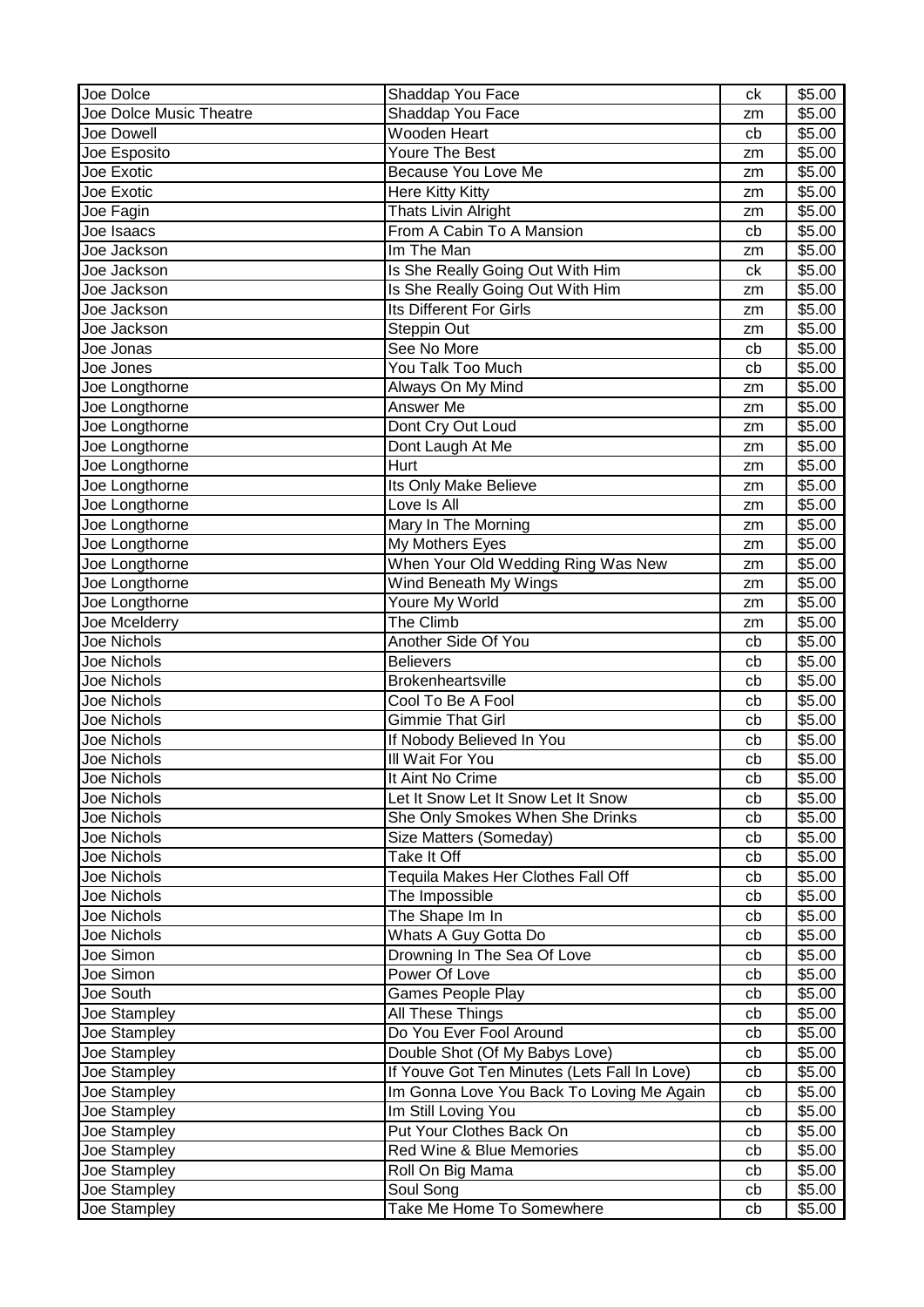| Joe Dolce | Shaddap You Face | ck | $5.00 |
|---|---|---|---|
| Joe Dolce Music Theatre | Shaddap You Face | zm | $5.00 |
| Joe Dowell | Wooden Heart | cb | $5.00 |
| Joe Esposito | Youre The Best | zm | $5.00 |
| Joe Exotic | Because You Love Me | zm | $5.00 |
| Joe Exotic | Here Kitty Kitty | zm | $5.00 |
| Joe Fagin | Thats Livin Alright | zm | $5.00 |
| Joe Isaacs | From A Cabin To A Mansion | cb | $5.00 |
| Joe Jackson | Im The Man | zm | $5.00 |
| Joe Jackson | Is She Really Going Out With Him | ck | $5.00 |
| Joe Jackson | Is She Really Going Out With Him | zm | $5.00 |
| Joe Jackson | Its Different For Girls | zm | $5.00 |
| Joe Jackson | Steppin Out | zm | $5.00 |
| Joe Jonas | See No More | cb | $5.00 |
| Joe Jones | You Talk Too Much | cb | $5.00 |
| Joe Longthorne | Always On My Mind | zm | $5.00 |
| Joe Longthorne | Answer Me | zm | $5.00 |
| Joe Longthorne | Dont Cry Out Loud | zm | $5.00 |
| Joe Longthorne | Dont Laugh At Me | zm | $5.00 |
| Joe Longthorne | Hurt | zm | $5.00 |
| Joe Longthorne | Its Only Make Believe | zm | $5.00 |
| Joe Longthorne | Love Is All | zm | $5.00 |
| Joe Longthorne | Mary In The Morning | zm | $5.00 |
| Joe Longthorne | My Mothers Eyes | zm | $5.00 |
| Joe Longthorne | When Your Old Wedding Ring Was New | zm | $5.00 |
| Joe Longthorne | Wind Beneath My Wings | zm | $5.00 |
| Joe Longthorne | Youre My World | zm | $5.00 |
| Joe Mcelderry | The Climb | zm | $5.00 |
| Joe Nichols | Another Side Of You | cb | $5.00 |
| Joe Nichols | Believers | cb | $5.00 |
| Joe Nichols | Brokenheartsville | cb | $5.00 |
| Joe Nichols | Cool To Be A Fool | cb | $5.00 |
| Joe Nichols | Gimmie That Girl | cb | $5.00 |
| Joe Nichols | If Nobody Believed In You | cb | $5.00 |
| Joe Nichols | Ill Wait For You | cb | $5.00 |
| Joe Nichols | It Aint No Crime | cb | $5.00 |
| Joe Nichols | Let It Snow Let It Snow Let It Snow | cb | $5.00 |
| Joe Nichols | She Only Smokes When She Drinks | cb | $5.00 |
| Joe Nichols | Size Matters (Someday) | cb | $5.00 |
| Joe Nichols | Take It Off | cb | $5.00 |
| Joe Nichols | Tequila Makes Her Clothes Fall Off | cb | $5.00 |
| Joe Nichols | The Impossible | cb | $5.00 |
| Joe Nichols | The Shape Im In | cb | $5.00 |
| Joe Nichols | Whats A Guy Gotta Do | cb | $5.00 |
| Joe Simon | Drowning In The Sea Of Love | cb | $5.00 |
| Joe Simon | Power Of Love | cb | $5.00 |
| Joe South | Games People Play | cb | $5.00 |
| Joe Stampley | All These Things | cb | $5.00 |
| Joe Stampley | Do You Ever Fool Around | cb | $5.00 |
| Joe Stampley | Double Shot (Of My Babys Love) | cb | $5.00 |
| Joe Stampley | If Youve Got Ten Minutes (Lets Fall In Love) | cb | $5.00 |
| Joe Stampley | Im Gonna Love You Back To Loving Me Again | cb | $5.00 |
| Joe Stampley | Im Still Loving You | cb | $5.00 |
| Joe Stampley | Put Your Clothes Back On | cb | $5.00 |
| Joe Stampley | Red Wine & Blue Memories | cb | $5.00 |
| Joe Stampley | Roll On Big Mama | cb | $5.00 |
| Joe Stampley | Soul Song | cb | $5.00 |
| Joe Stampley | Take Me Home To Somewhere | cb | $5.00 |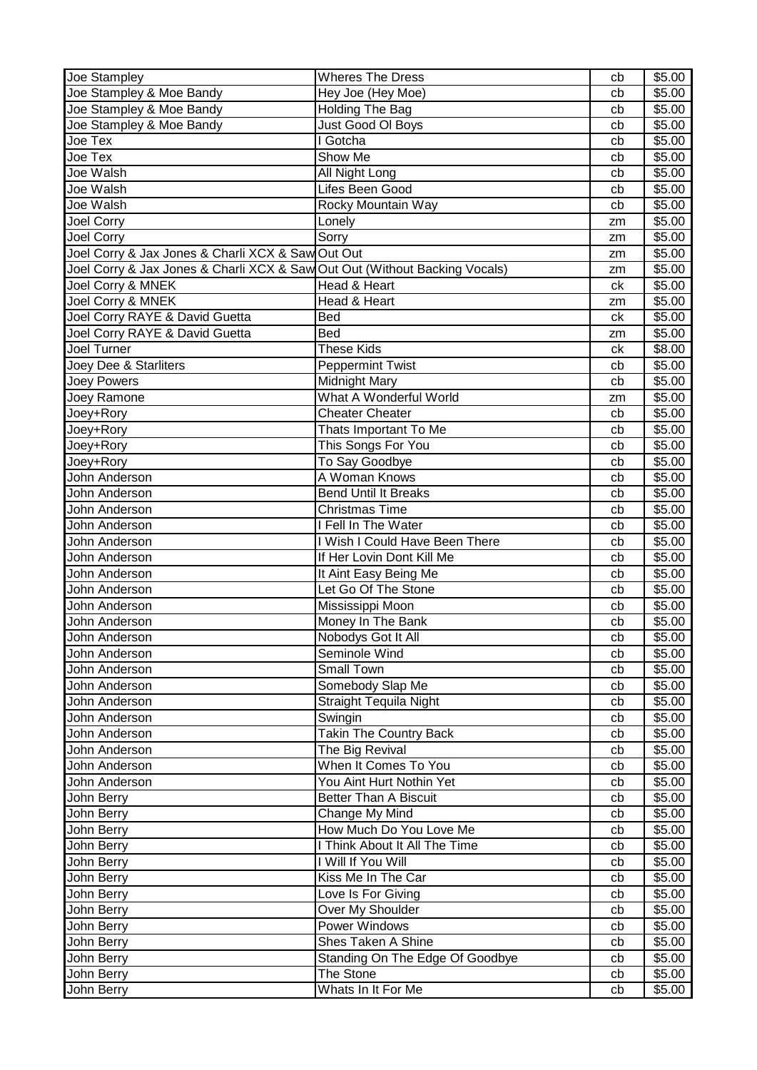| | | | |
|---|---|---|---|
| Joe Stampley | Wheres The Dress | cb | $5.00 |
| Joe Stampley & Moe Bandy | Hey Joe (Hey Moe) | cb | $5.00 |
| Joe Stampley & Moe Bandy | Holding The Bag | cb | $5.00 |
| Joe Stampley & Moe Bandy | Just Good Ol Boys | cb | $5.00 |
| Joe Tex | I Gotcha | cb | $5.00 |
| Joe Tex | Show Me | cb | $5.00 |
| Joe Walsh | All Night Long | cb | $5.00 |
| Joe Walsh | Lifes Been Good | cb | $5.00 |
| Joe Walsh | Rocky Mountain Way | cb | $5.00 |
| Joel Corry | Lonely | zm | $5.00 |
| Joel Corry | Sorry | zm | $5.00 |
| Joel Corry & Jax Jones & Charli XCX & Saw | Out Out | zm | $5.00 |
| Joel Corry & Jax Jones & Charli XCX & Saw | Out Out (Without Backing Vocals) | zm | $5.00 |
| Joel Corry & MNEK | Head & Heart | ck | $5.00 |
| Joel Corry & MNEK | Head & Heart | zm | $5.00 |
| Joel Corry RAYE & David Guetta | Bed | ck | $5.00 |
| Joel Corry RAYE & David Guetta | Bed | zm | $5.00 |
| Joel Turner | These Kids | ck | $8.00 |
| Joey Dee & Starliters | Peppermint Twist | cb | $5.00 |
| Joey Powers | Midnight Mary | cb | $5.00 |
| Joey Ramone | What A Wonderful World | zm | $5.00 |
| Joey+Rory | Cheater Cheater | cb | $5.00 |
| Joey+Rory | Thats Important To Me | cb | $5.00 |
| Joey+Rory | This Songs For You | cb | $5.00 |
| Joey+Rory | To Say Goodbye | cb | $5.00 |
| John Anderson | A Woman Knows | cb | $5.00 |
| John Anderson | Bend Until It Breaks | cb | $5.00 |
| John Anderson | Christmas Time | cb | $5.00 |
| John Anderson | I Fell In The Water | cb | $5.00 |
| John Anderson | I Wish I Could Have Been There | cb | $5.00 |
| John Anderson | If Her Lovin Dont Kill Me | cb | $5.00 |
| John Anderson | It Aint Easy Being Me | cb | $5.00 |
| John Anderson | Let Go Of The Stone | cb | $5.00 |
| John Anderson | Mississippi Moon | cb | $5.00 |
| John Anderson | Money In The Bank | cb | $5.00 |
| John Anderson | Nobodys Got It All | cb | $5.00 |
| John Anderson | Seminole Wind | cb | $5.00 |
| John Anderson | Small Town | cb | $5.00 |
| John Anderson | Somebody Slap Me | cb | $5.00 |
| John Anderson | Straight Tequila Night | cb | $5.00 |
| John Anderson | Swingin | cb | $5.00 |
| John Anderson | Takin The Country Back | cb | $5.00 |
| John Anderson | The Big Revival | cb | $5.00 |
| John Anderson | When It Comes To You | cb | $5.00 |
| John Anderson | You Aint Hurt Nothin Yet | cb | $5.00 |
| John Berry | Better Than A Biscuit | cb | $5.00 |
| John Berry | Change My Mind | cb | $5.00 |
| John Berry | How Much Do You Love Me | cb | $5.00 |
| John Berry | I Think About It All The Time | cb | $5.00 |
| John Berry | I Will If You Will | cb | $5.00 |
| John Berry | Kiss Me In The Car | cb | $5.00 |
| John Berry | Love Is For Giving | cb | $5.00 |
| John Berry | Over My Shoulder | cb | $5.00 |
| John Berry | Power Windows | cb | $5.00 |
| John Berry | Shes Taken A Shine | cb | $5.00 |
| John Berry | Standing On The Edge Of Goodbye | cb | $5.00 |
| John Berry | The Stone | cb | $5.00 |
| John Berry | Whats In It For Me | cb | $5.00 |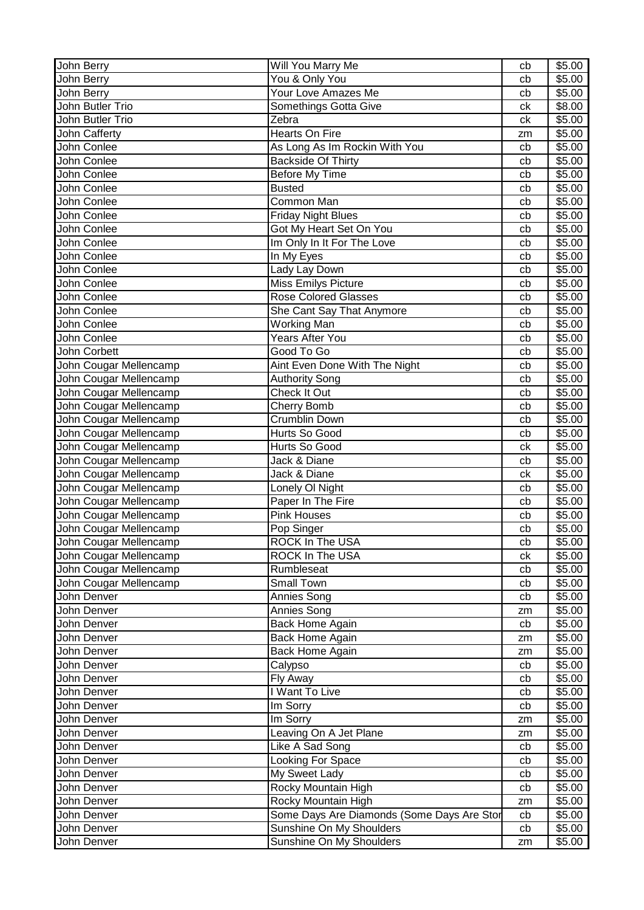| John Berry | Will You Marry Me | cb | $5.00 |
|---|---|---|---|
| John Berry | You & Only You | cb | $5.00 |
| John Berry | Your Love Amazes Me | cb | $5.00 |
| John Butler Trio | Somethings Gotta Give | ck | $8.00 |
| John Butler Trio | Zebra | ck | $5.00 |
| John Cafferty | Hearts On Fire | zm | $5.00 |
| John Conlee | As Long As Im Rockin With You | cb | $5.00 |
| John Conlee | Backside Of Thirty | cb | $5.00 |
| John Conlee | Before My Time | cb | $5.00 |
| John Conlee | Busted | cb | $5.00 |
| John Conlee | Common Man | cb | $5.00 |
| John Conlee | Friday Night Blues | cb | $5.00 |
| John Conlee | Got My Heart Set On You | cb | $5.00 |
| John Conlee | Im Only In It For The Love | cb | $5.00 |
| John Conlee | In My Eyes | cb | $5.00 |
| John Conlee | Lady Lay Down | cb | $5.00 |
| John Conlee | Miss Emilys Picture | cb | $5.00 |
| John Conlee | Rose Colored Glasses | cb | $5.00 |
| John Conlee | She Cant Say That Anymore | cb | $5.00 |
| John Conlee | Working Man | cb | $5.00 |
| John Conlee | Years After You | cb | $5.00 |
| John Corbett | Good To Go | cb | $5.00 |
| John Cougar Mellencamp | Aint Even Done With The Night | cb | $5.00 |
| John Cougar Mellencamp | Authority Song | cb | $5.00 |
| John Cougar Mellencamp | Check It Out | cb | $5.00 |
| John Cougar Mellencamp | Cherry Bomb | cb | $5.00 |
| John Cougar Mellencamp | Crumblin Down | cb | $5.00 |
| John Cougar Mellencamp | Hurts So Good | cb | $5.00 |
| John Cougar Mellencamp | Hurts So Good | ck | $5.00 |
| John Cougar Mellencamp | Jack & Diane | cb | $5.00 |
| John Cougar Mellencamp | Jack & Diane | ck | $5.00 |
| John Cougar Mellencamp | Lonely Ol Night | cb | $5.00 |
| John Cougar Mellencamp | Paper In The Fire | cb | $5.00 |
| John Cougar Mellencamp | Pink Houses | cb | $5.00 |
| John Cougar Mellencamp | Pop Singer | cb | $5.00 |
| John Cougar Mellencamp | ROCK In The USA | cb | $5.00 |
| John Cougar Mellencamp | ROCK In The USA | ck | $5.00 |
| John Cougar Mellencamp | Rumbleseat | cb | $5.00 |
| John Cougar Mellencamp | Small Town | cb | $5.00 |
| John Denver | Annies Song | cb | $5.00 |
| John Denver | Annies Song | zm | $5.00 |
| John Denver | Back Home Again | cb | $5.00 |
| John Denver | Back Home Again | zm | $5.00 |
| John Denver | Back Home Again | zm | $5.00 |
| John Denver | Calypso | cb | $5.00 |
| John Denver | Fly Away | cb | $5.00 |
| John Denver | I Want To Live | cb | $5.00 |
| John Denver | Im Sorry | cb | $5.00 |
| John Denver | Im Sorry | zm | $5.00 |
| John Denver | Leaving On A Jet Plane | zm | $5.00 |
| John Denver | Like A Sad Song | cb | $5.00 |
| John Denver | Looking For Space | cb | $5.00 |
| John Denver | My Sweet Lady | cb | $5.00 |
| John Denver | Rocky Mountain High | cb | $5.00 |
| John Denver | Rocky Mountain High | zm | $5.00 |
| John Denver | Some Days Are Diamonds (Some Days Are Stor | cb | $5.00 |
| John Denver | Sunshine On My Shoulders | cb | $5.00 |
| John Denver | Sunshine On My Shoulders | zm | $5.00 |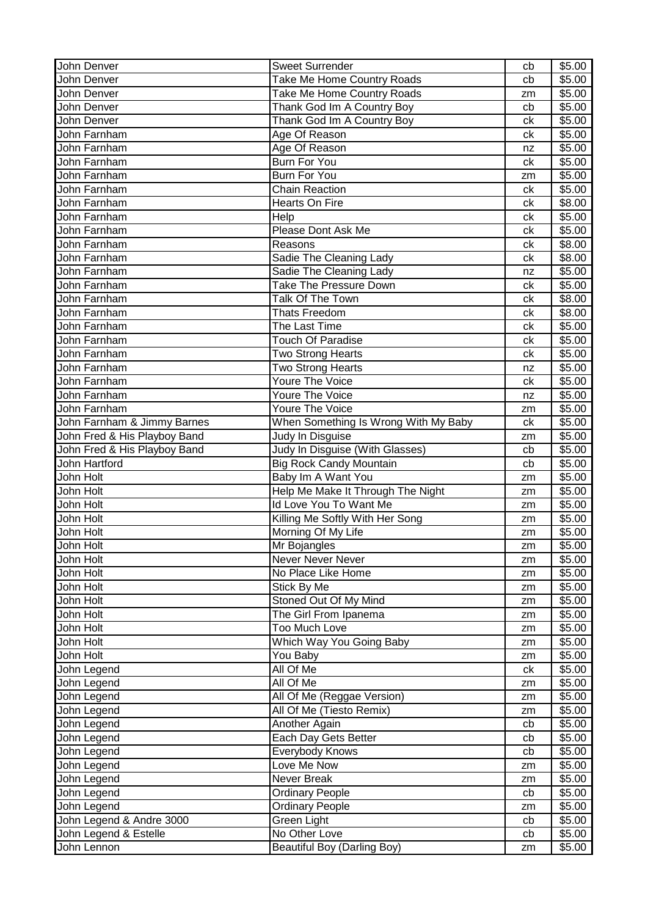| John Denver | Sweet Surrender | cb | $5.00 |
|---|---|---|---|
| John Denver | Take Me Home Country Roads | cb | $5.00 |
| John Denver | Take Me Home Country Roads | zm | $5.00 |
| John Denver | Thank God Im A Country Boy | cb | $5.00 |
| John Denver | Thank God Im A Country Boy | ck | $5.00 |
| John Farnham | Age Of Reason | ck | $5.00 |
| John Farnham | Age Of Reason | nz | $5.00 |
| John Farnham | Burn For You | ck | $5.00 |
| John Farnham | Burn For You | zm | $5.00 |
| John Farnham | Chain Reaction | ck | $5.00 |
| John Farnham | Hearts On Fire | ck | $8.00 |
| John Farnham | Help | ck | $5.00 |
| John Farnham | Please Dont Ask Me | ck | $5.00 |
| John Farnham | Reasons | ck | $8.00 |
| John Farnham | Sadie The Cleaning Lady | ck | $8.00 |
| John Farnham | Sadie The Cleaning Lady | nz | $5.00 |
| John Farnham | Take The Pressure Down | ck | $5.00 |
| John Farnham | Talk Of The Town | ck | $8.00 |
| John Farnham | Thats Freedom | ck | $8.00 |
| John Farnham | The Last Time | ck | $5.00 |
| John Farnham | Touch Of Paradise | ck | $5.00 |
| John Farnham | Two Strong Hearts | ck | $5.00 |
| John Farnham | Two Strong Hearts | nz | $5.00 |
| John Farnham | Youre The Voice | ck | $5.00 |
| John Farnham | Youre The Voice | nz | $5.00 |
| John Farnham | Youre The Voice | zm | $5.00 |
| John Farnham & Jimmy Barnes | When Something Is Wrong With My Baby | ck | $5.00 |
| John Fred & His Playboy Band | Judy In Disguise | zm | $5.00 |
| John Fred & His Playboy Band | Judy In Disguise (With Glasses) | cb | $5.00 |
| John Hartford | Big Rock Candy Mountain | cb | $5.00 |
| John Holt | Baby Im A Want You | zm | $5.00 |
| John Holt | Help Me Make It Through The Night | zm | $5.00 |
| John Holt | Id Love You To Want Me | zm | $5.00 |
| John Holt | Killing Me Softly With Her Song | zm | $5.00 |
| John Holt | Morning Of My Life | zm | $5.00 |
| John Holt | Mr Bojangles | zm | $5.00 |
| John Holt | Never Never Never | zm | $5.00 |
| John Holt | No Place Like Home | zm | $5.00 |
| John Holt | Stick By Me | zm | $5.00 |
| John Holt | Stoned Out Of My Mind | zm | $5.00 |
| John Holt | The Girl From Ipanema | zm | $5.00 |
| John Holt | Too Much Love | zm | $5.00 |
| John Holt | Which Way You Going Baby | zm | $5.00 |
| John Holt | You Baby | zm | $5.00 |
| John Legend | All Of Me | ck | $5.00 |
| John Legend | All Of Me | zm | $5.00 |
| John Legend | All Of Me (Reggae Version) | zm | $5.00 |
| John Legend | All Of Me (Tiesto Remix) | zm | $5.00 |
| John Legend | Another Again | cb | $5.00 |
| John Legend | Each Day Gets Better | cb | $5.00 |
| John Legend | Everybody Knows | cb | $5.00 |
| John Legend | Love Me Now | zm | $5.00 |
| John Legend | Never Break | zm | $5.00 |
| John Legend | Ordinary People | cb | $5.00 |
| John Legend | Ordinary People | zm | $5.00 |
| John Legend & Andre 3000 | Green Light | cb | $5.00 |
| John Legend & Estelle | No Other Love | cb | $5.00 |
| John Lennon | Beautiful Boy (Darling Boy) | zm | $5.00 |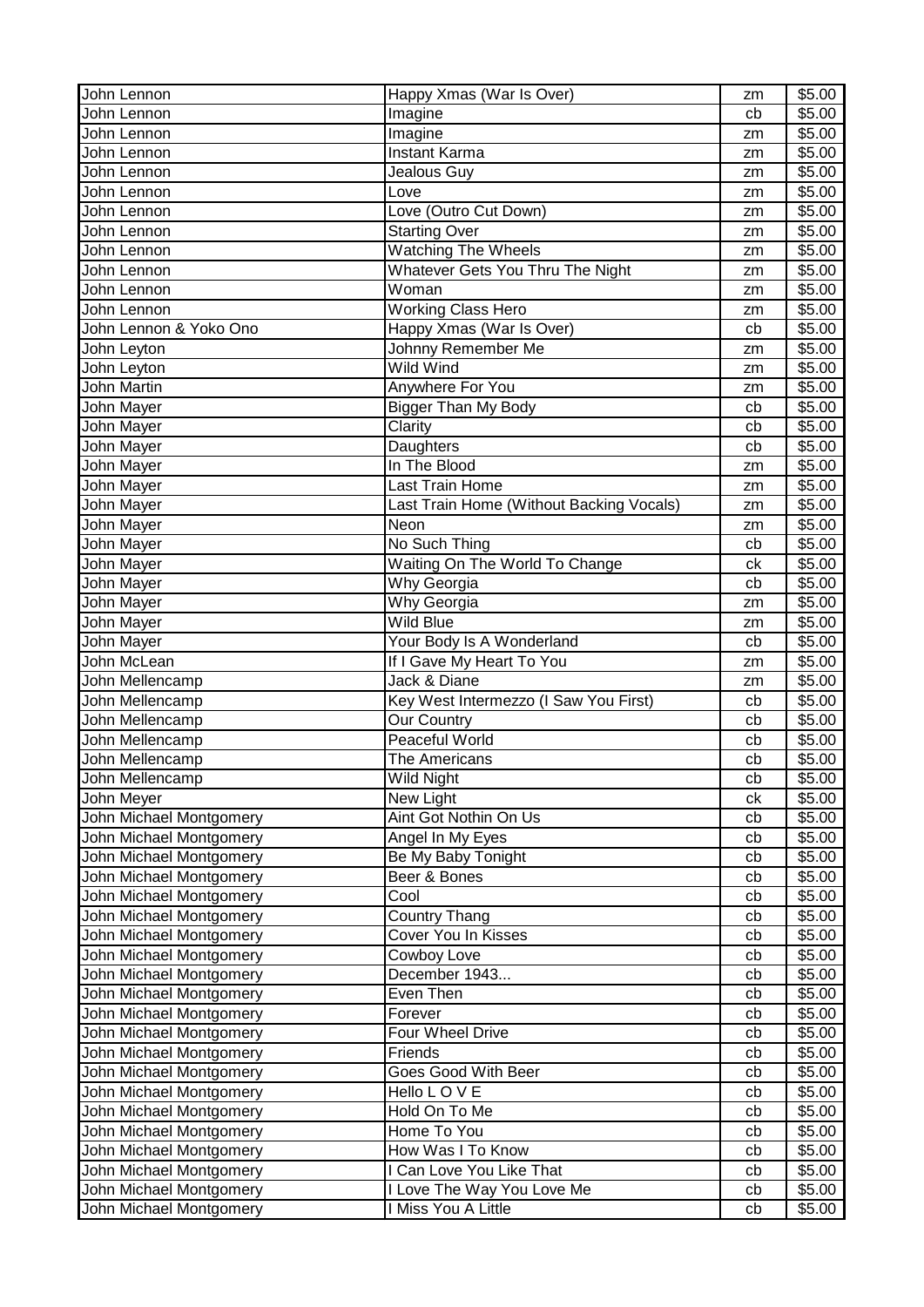| | | | |
|---|---|---|---|
| John Lennon | Happy Xmas (War Is Over) | zm | $5.00 |
| John Lennon | Imagine | cb | $5.00 |
| John Lennon | Imagine | zm | $5.00 |
| John Lennon | Instant Karma | zm | $5.00 |
| John Lennon | Jealous Guy | zm | $5.00 |
| John Lennon | Love | zm | $5.00 |
| John Lennon | Love (Outro Cut Down) | zm | $5.00 |
| John Lennon | Starting Over | zm | $5.00 |
| John Lennon | Watching The Wheels | zm | $5.00 |
| John Lennon | Whatever Gets You Thru The Night | zm | $5.00 |
| John Lennon | Woman | zm | $5.00 |
| John Lennon | Working Class Hero | zm | $5.00 |
| John Lennon & Yoko Ono | Happy Xmas (War Is Over) | cb | $5.00 |
| John Leyton | Johnny Remember Me | zm | $5.00 |
| John Leyton | Wild Wind | zm | $5.00 |
| John Martin | Anywhere For You | zm | $5.00 |
| John Mayer | Bigger Than My Body | cb | $5.00 |
| John Mayer | Clarity | cb | $5.00 |
| John Mayer | Daughters | cb | $5.00 |
| John Mayer | In The Blood | zm | $5.00 |
| John Mayer | Last Train Home | zm | $5.00 |
| John Mayer | Last Train Home (Without Backing Vocals) | zm | $5.00 |
| John Mayer | Neon | zm | $5.00 |
| John Mayer | No Such Thing | cb | $5.00 |
| John Mayer | Waiting On The World To Change | ck | $5.00 |
| John Mayer | Why Georgia | cb | $5.00 |
| John Mayer | Why Georgia | zm | $5.00 |
| John Mayer | Wild Blue | zm | $5.00 |
| John Mayer | Your Body Is A Wonderland | cb | $5.00 |
| John McLean | If I Gave My Heart To You | zm | $5.00 |
| John Mellencamp | Jack & Diane | zm | $5.00 |
| John Mellencamp | Key West Intermezzo (I Saw You First) | cb | $5.00 |
| John Mellencamp | Our Country | cb | $5.00 |
| John Mellencamp | Peaceful World | cb | $5.00 |
| John Mellencamp | The Americans | cb | $5.00 |
| John Mellencamp | Wild Night | cb | $5.00 |
| John Meyer | New Light | ck | $5.00 |
| John Michael Montgomery | Aint Got Nothin On Us | cb | $5.00 |
| John Michael Montgomery | Angel In My Eyes | cb | $5.00 |
| John Michael Montgomery | Be My Baby Tonight | cb | $5.00 |
| John Michael Montgomery | Beer & Bones | cb | $5.00 |
| John Michael Montgomery | Cool | cb | $5.00 |
| John Michael Montgomery | Country Thang | cb | $5.00 |
| John Michael Montgomery | Cover You In Kisses | cb | $5.00 |
| John Michael Montgomery | Cowboy Love | cb | $5.00 |
| John Michael Montgomery | December 1943... | cb | $5.00 |
| John Michael Montgomery | Even Then | cb | $5.00 |
| John Michael Montgomery | Forever | cb | $5.00 |
| John Michael Montgomery | Four Wheel Drive | cb | $5.00 |
| John Michael Montgomery | Friends | cb | $5.00 |
| John Michael Montgomery | Goes Good With Beer | cb | $5.00 |
| John Michael Montgomery | Hello L O V E | cb | $5.00 |
| John Michael Montgomery | Hold On To Me | cb | $5.00 |
| John Michael Montgomery | Home To You | cb | $5.00 |
| John Michael Montgomery | How Was I To Know | cb | $5.00 |
| John Michael Montgomery | I Can Love You Like That | cb | $5.00 |
| John Michael Montgomery | I Love The Way You Love Me | cb | $5.00 |
| John Michael Montgomery | I Miss You A Little | cb | $5.00 |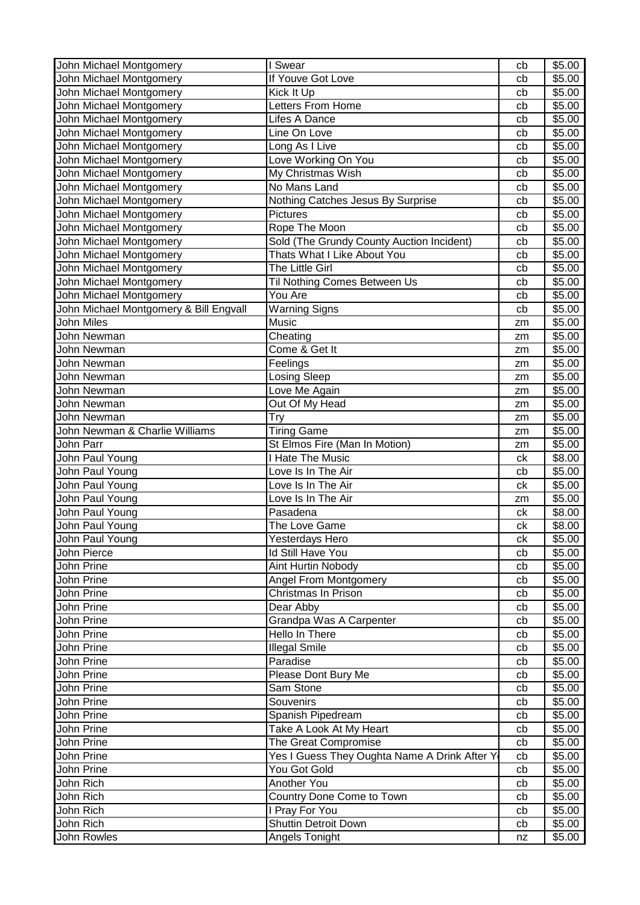| | | | |
|---|---|---|---|
| John Michael Montgomery | I Swear | cb | $5.00 |
| John Michael Montgomery | If Youve Got Love | cb | $5.00 |
| John Michael Montgomery | Kick It Up | cb | $5.00 |
| John Michael Montgomery | Letters From Home | cb | $5.00 |
| John Michael Montgomery | Lifes A Dance | cb | $5.00 |
| John Michael Montgomery | Line On Love | cb | $5.00 |
| John Michael Montgomery | Long As I Live | cb | $5.00 |
| John Michael Montgomery | Love Working On You | cb | $5.00 |
| John Michael Montgomery | My Christmas Wish | cb | $5.00 |
| John Michael Montgomery | No Mans Land | cb | $5.00 |
| John Michael Montgomery | Nothing Catches Jesus By Surprise | cb | $5.00 |
| John Michael Montgomery | Pictures | cb | $5.00 |
| John Michael Montgomery | Rope The Moon | cb | $5.00 |
| John Michael Montgomery | Sold (The Grundy County Auction Incident) | cb | $5.00 |
| John Michael Montgomery | Thats What I Like About You | cb | $5.00 |
| John Michael Montgomery | The Little Girl | cb | $5.00 |
| John Michael Montgomery | Til Nothing Comes Between Us | cb | $5.00 |
| John Michael Montgomery | You Are | cb | $5.00 |
| John Michael Montgomery & Bill Engvall | Warning Signs | cb | $5.00 |
| John Miles | Music | zm | $5.00 |
| John Newman | Cheating | zm | $5.00 |
| John Newman | Come & Get It | zm | $5.00 |
| John Newman | Feelings | zm | $5.00 |
| John Newman | Losing Sleep | zm | $5.00 |
| John Newman | Love Me Again | zm | $5.00 |
| John Newman | Out Of My Head | zm | $5.00 |
| John Newman | Try | zm | $5.00 |
| John Newman & Charlie Williams | Tiring Game | zm | $5.00 |
| John Parr | St Elmos Fire (Man In Motion) | zm | $5.00 |
| John Paul Young | I Hate The Music | ck | $8.00 |
| John Paul Young | Love Is In The Air | cb | $5.00 |
| John Paul Young | Love Is In The Air | ck | $5.00 |
| John Paul Young | Love Is In The Air | zm | $5.00 |
| John Paul Young | Pasadena | ck | $8.00 |
| John Paul Young | The Love Game | ck | $8.00 |
| John Paul Young | Yesterdays Hero | ck | $5.00 |
| John Pierce | Id Still Have You | cb | $5.00 |
| John Prine | Aint Hurtin Nobody | cb | $5.00 |
| John Prine | Angel From Montgomery | cb | $5.00 |
| John Prine | Christmas In Prison | cb | $5.00 |
| John Prine | Dear Abby | cb | $5.00 |
| John Prine | Grandpa Was A Carpenter | cb | $5.00 |
| John Prine | Hello In There | cb | $5.00 |
| John Prine | Illegal Smile | cb | $5.00 |
| John Prine | Paradise | cb | $5.00 |
| John Prine | Please Dont Bury Me | cb | $5.00 |
| John Prine | Sam Stone | cb | $5.00 |
| John Prine | Souvenirs | cb | $5.00 |
| John Prine | Spanish Pipedream | cb | $5.00 |
| John Prine | Take A Look At My Heart | cb | $5.00 |
| John Prine | The Great Compromise | cb | $5.00 |
| John Prine | Yes I Guess They Oughta Name A Drink After Y | cb | $5.00 |
| John Prine | You Got Gold | cb | $5.00 |
| John Rich | Another You | cb | $5.00 |
| John Rich | Country Done Come to Town | cb | $5.00 |
| John Rich | I Pray For You | cb | $5.00 |
| John Rich | Shuttin Detroit Down | cb | $5.00 |
| John Rowles | Angels Tonight | nz | $5.00 |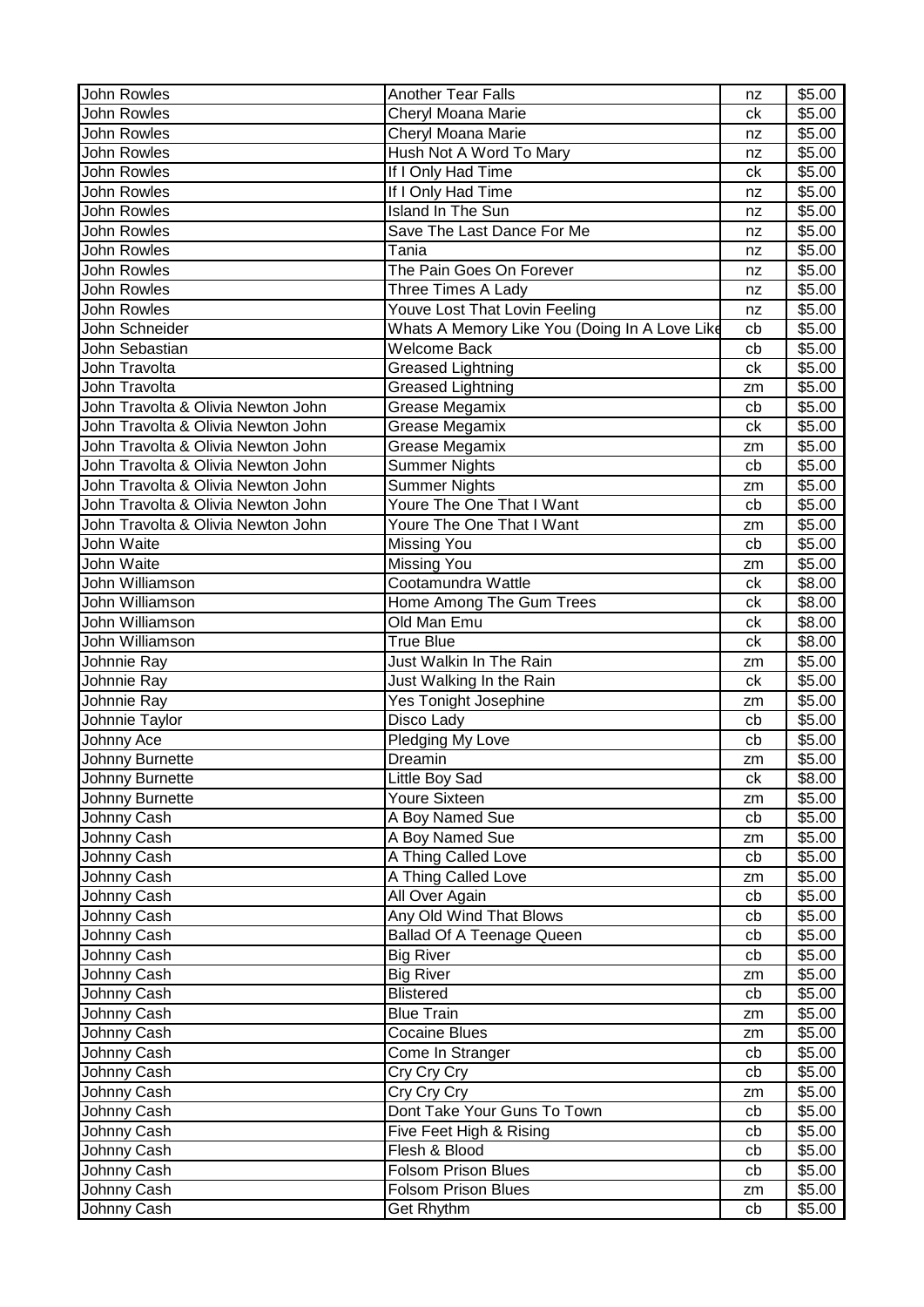| John Rowles | Another Tear Falls | nz | $5.00 |
|---|---|---|---|
| John Rowles | Cheryl Moana Marie | ck | $5.00 |
| John Rowles | Cheryl Moana Marie | nz | $5.00 |
| John Rowles | Hush Not A Word To Mary | nz | $5.00 |
| John Rowles | If I Only Had Time | ck | $5.00 |
| John Rowles | If I Only Had Time | nz | $5.00 |
| John Rowles | Island In The Sun | nz | $5.00 |
| John Rowles | Save The Last Dance For Me | nz | $5.00 |
| John Rowles | Tania | nz | $5.00 |
| John Rowles | The Pain Goes On Forever | nz | $5.00 |
| John Rowles | Three Times A Lady | nz | $5.00 |
| John Rowles | Youve Lost That Lovin Feeling | nz | $5.00 |
| John Schneider | Whats A Memory Like You (Doing In A Love Like | cb | $5.00 |
| John Sebastian | Welcome Back | cb | $5.00 |
| John Travolta | Greased Lightning | ck | $5.00 |
| John Travolta | Greased Lightning | zm | $5.00 |
| John Travolta & Olivia Newton John | Grease Megamix | cb | $5.00 |
| John Travolta & Olivia Newton John | Grease Megamix | ck | $5.00 |
| John Travolta & Olivia Newton John | Grease Megamix | zm | $5.00 |
| John Travolta & Olivia Newton John | Summer Nights | cb | $5.00 |
| John Travolta & Olivia Newton John | Summer Nights | zm | $5.00 |
| John Travolta & Olivia Newton John | Youre The One That I Want | cb | $5.00 |
| John Travolta & Olivia Newton John | Youre The One That I Want | zm | $5.00 |
| John Waite | Missing You | cb | $5.00 |
| John Waite | Missing You | zm | $5.00 |
| John Williamson | Cootamundra Wattle | ck | $8.00 |
| John Williamson | Home Among The Gum Trees | ck | $8.00 |
| John Williamson | Old Man Emu | ck | $8.00 |
| John Williamson | True Blue | ck | $8.00 |
| Johnnie Ray | Just Walkin In The Rain | zm | $5.00 |
| Johnnie Ray | Just Walking In the Rain | ck | $5.00 |
| Johnnie Ray | Yes Tonight Josephine | zm | $5.00 |
| Johnnie Taylor | Disco Lady | cb | $5.00 |
| Johnny Ace | Pledging My Love | cb | $5.00 |
| Johnny Burnette | Dreamin | zm | $5.00 |
| Johnny Burnette | Little Boy Sad | ck | $8.00 |
| Johnny Burnette | Youre Sixteen | zm | $5.00 |
| Johnny Cash | A Boy Named Sue | cb | $5.00 |
| Johnny Cash | A Boy Named Sue | zm | $5.00 |
| Johnny Cash | A Thing Called Love | cb | $5.00 |
| Johnny Cash | A Thing Called Love | zm | $5.00 |
| Johnny Cash | All Over Again | cb | $5.00 |
| Johnny Cash | Any Old Wind That Blows | cb | $5.00 |
| Johnny Cash | Ballad Of A Teenage Queen | cb | $5.00 |
| Johnny Cash | Big River | cb | $5.00 |
| Johnny Cash | Big River | zm | $5.00 |
| Johnny Cash | Blistered | cb | $5.00 |
| Johnny Cash | Blue Train | zm | $5.00 |
| Johnny Cash | Cocaine Blues | zm | $5.00 |
| Johnny Cash | Come In Stranger | cb | $5.00 |
| Johnny Cash | Cry Cry Cry | cb | $5.00 |
| Johnny Cash | Cry Cry Cry | zm | $5.00 |
| Johnny Cash | Dont Take Your Guns To Town | cb | $5.00 |
| Johnny Cash | Five Feet High & Rising | cb | $5.00 |
| Johnny Cash | Flesh & Blood | cb | $5.00 |
| Johnny Cash | Folsom Prison Blues | cb | $5.00 |
| Johnny Cash | Folsom Prison Blues | zm | $5.00 |
| Johnny Cash | Get Rhythm | cb | $5.00 |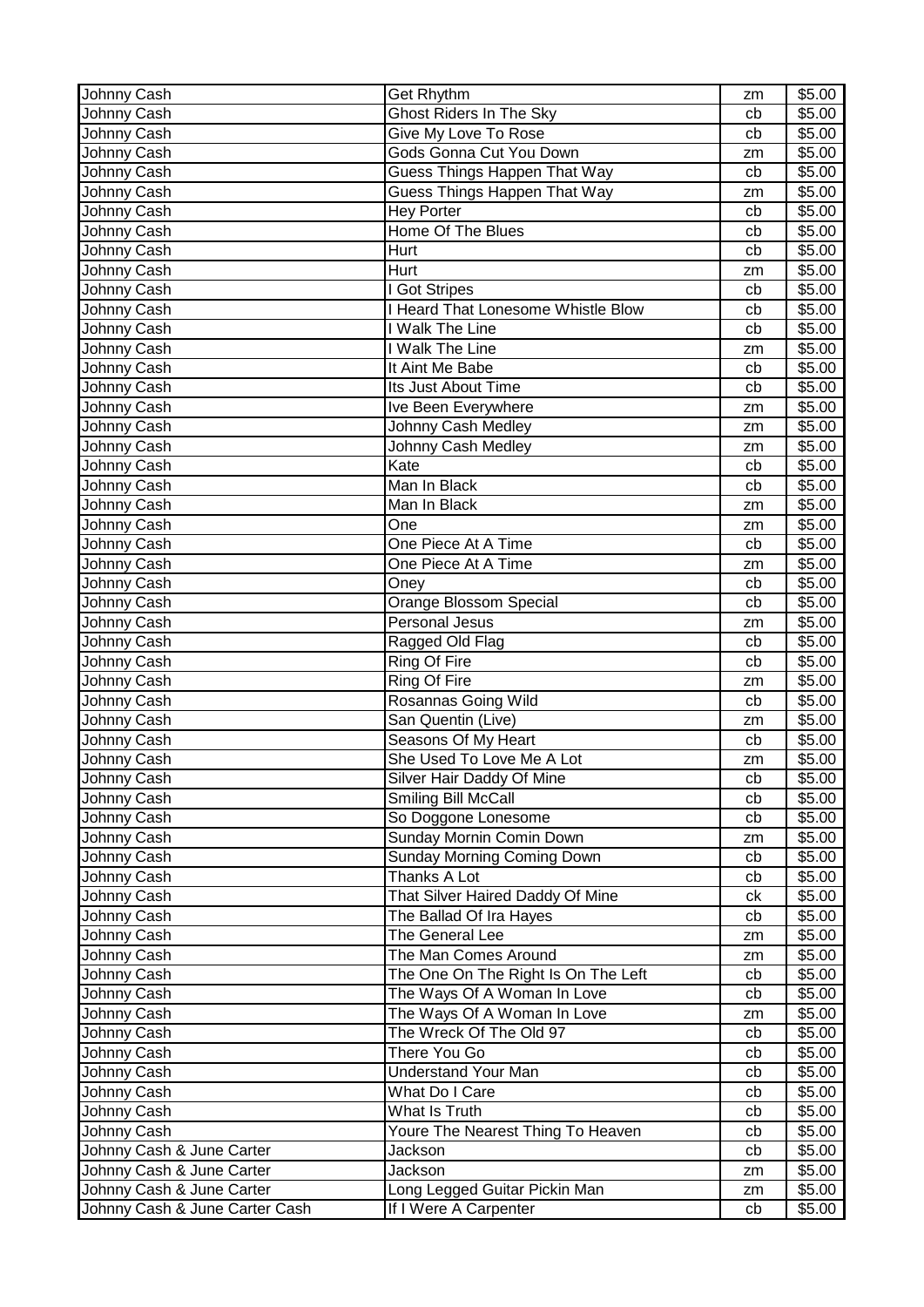| Johnny Cash | Get Rhythm | zm | $5.00 |
|---|---|---|---|
| Johnny Cash | Ghost Riders In The Sky | cb | $5.00 |
| Johnny Cash | Give My Love To Rose | cb | $5.00 |
| Johnny Cash | Gods Gonna Cut You Down | zm | $5.00 |
| Johnny Cash | Guess Things Happen That Way | cb | $5.00 |
| Johnny Cash | Guess Things Happen That Way | zm | $5.00 |
| Johnny Cash | Hey Porter | cb | $5.00 |
| Johnny Cash | Home Of The Blues | cb | $5.00 |
| Johnny Cash | Hurt | cb | $5.00 |
| Johnny Cash | Hurt | zm | $5.00 |
| Johnny Cash | I Got Stripes | cb | $5.00 |
| Johnny Cash | I Heard That Lonesome Whistle Blow | cb | $5.00 |
| Johnny Cash | I Walk The Line | cb | $5.00 |
| Johnny Cash | I Walk The Line | zm | $5.00 |
| Johnny Cash | It Aint Me Babe | cb | $5.00 |
| Johnny Cash | Its Just About Time | cb | $5.00 |
| Johnny Cash | Ive Been Everywhere | zm | $5.00 |
| Johnny Cash | Johnny Cash Medley | zm | $5.00 |
| Johnny Cash | Johnny Cash Medley | zm | $5.00 |
| Johnny Cash | Kate | cb | $5.00 |
| Johnny Cash | Man In Black | cb | $5.00 |
| Johnny Cash | Man In Black | zm | $5.00 |
| Johnny Cash | One | zm | $5.00 |
| Johnny Cash | One Piece At A Time | cb | $5.00 |
| Johnny Cash | One Piece At A Time | zm | $5.00 |
| Johnny Cash | Oney | cb | $5.00 |
| Johnny Cash | Orange Blossom Special | cb | $5.00 |
| Johnny Cash | Personal Jesus | zm | $5.00 |
| Johnny Cash | Ragged Old Flag | cb | $5.00 |
| Johnny Cash | Ring Of Fire | cb | $5.00 |
| Johnny Cash | Ring Of Fire | zm | $5.00 |
| Johnny Cash | Rosannas Going Wild | cb | $5.00 |
| Johnny Cash | San Quentin (Live) | zm | $5.00 |
| Johnny Cash | Seasons Of My Heart | cb | $5.00 |
| Johnny Cash | She Used To Love Me A Lot | zm | $5.00 |
| Johnny Cash | Silver Hair Daddy Of Mine | cb | $5.00 |
| Johnny Cash | Smiling Bill McCall | cb | $5.00 |
| Johnny Cash | So Doggone Lonesome | cb | $5.00 |
| Johnny Cash | Sunday Mornin Comin Down | zm | $5.00 |
| Johnny Cash | Sunday Morning Coming Down | cb | $5.00 |
| Johnny Cash | Thanks A Lot | cb | $5.00 |
| Johnny Cash | That Silver Haired Daddy Of Mine | ck | $5.00 |
| Johnny Cash | The Ballad Of Ira Hayes | cb | $5.00 |
| Johnny Cash | The General Lee | zm | $5.00 |
| Johnny Cash | The Man Comes Around | zm | $5.00 |
| Johnny Cash | The One On The Right Is On The Left | cb | $5.00 |
| Johnny Cash | The Ways Of A Woman In Love | cb | $5.00 |
| Johnny Cash | The Ways Of A Woman In Love | zm | $5.00 |
| Johnny Cash | The Wreck Of The Old 97 | cb | $5.00 |
| Johnny Cash | There You Go | cb | $5.00 |
| Johnny Cash | Understand Your Man | cb | $5.00 |
| Johnny Cash | What Do I Care | cb | $5.00 |
| Johnny Cash | What Is Truth | cb | $5.00 |
| Johnny Cash | Youre The Nearest Thing To Heaven | cb | $5.00 |
| Johnny Cash & June Carter | Jackson | cb | $5.00 |
| Johnny Cash & June Carter | Jackson | zm | $5.00 |
| Johnny Cash & June Carter | Long Legged Guitar Pickin Man | zm | $5.00 |
| Johnny Cash & June Carter Cash | If I Were A Carpenter | cb | $5.00 |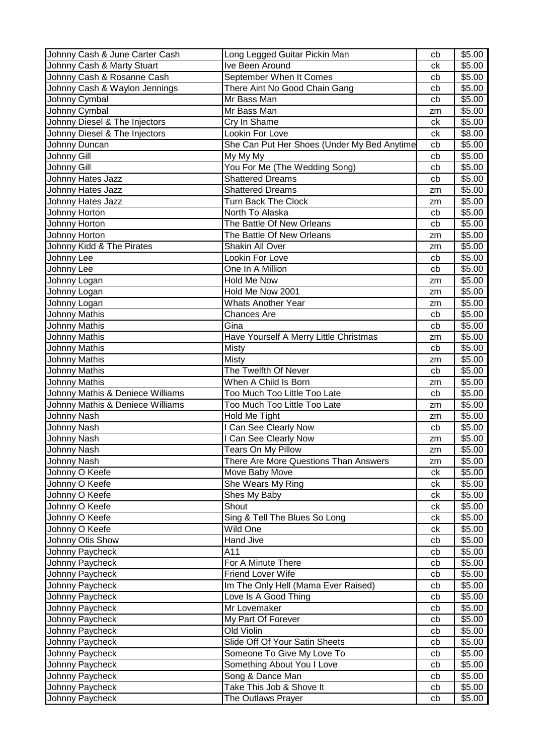| Johnny Cash & June Carter Cash | Long Legged Guitar Pickin Man | cb | $5.00 |
|---|---|---|---|
| Johnny Cash & Marty Stuart | Ive Been Around | ck | $5.00 |
| Johnny Cash & Rosanne Cash | September When It Comes | cb | $5.00 |
| Johnny Cash & Waylon Jennings | There Aint No Good Chain Gang | cb | $5.00 |
| Johnny Cymbal | Mr Bass Man | cb | $5.00 |
| Johnny Cymbal | Mr Bass Man | zm | $5.00 |
| Johnny Diesel & The Injectors | Cry In Shame | ck | $5.00 |
| Johnny Diesel & The Injectors | Lookin For Love | ck | $8.00 |
| Johnny Duncan | She Can Put Her Shoes (Under My Bed Anytime | cb | $5.00 |
| Johnny Gill | My My My | cb | $5.00 |
| Johnny Gill | You For Me (The Wedding Song) | cb | $5.00 |
| Johnny Hates Jazz | Shattered Dreams | cb | $5.00 |
| Johnny Hates Jazz | Shattered Dreams | zm | $5.00 |
| Johnny Hates Jazz | Turn Back The Clock | zm | $5.00 |
| Johnny Horton | North To Alaska | cb | $5.00 |
| Johnny Horton | The Battle Of New Orleans | cb | $5.00 |
| Johnny Horton | The Battle Of New Orleans | zm | $5.00 |
| Johnny Kidd & The Pirates | Shakin All Over | zm | $5.00 |
| Johnny Lee | Lookin For Love | cb | $5.00 |
| Johnny Lee | One In A Million | cb | $5.00 |
| Johnny Logan | Hold Me Now | zm | $5.00 |
| Johnny Logan | Hold Me Now 2001 | zm | $5.00 |
| Johnny Logan | Whats Another Year | zm | $5.00 |
| Johnny Mathis | Chances Are | cb | $5.00 |
| Johnny Mathis | Gina | cb | $5.00 |
| Johnny Mathis | Have Yourself A Merry Little Christmas | zm | $5.00 |
| Johnny Mathis | Misty | cb | $5.00 |
| Johnny Mathis | Misty | zm | $5.00 |
| Johnny Mathis | The Twelfth Of Never | cb | $5.00 |
| Johnny Mathis | When A Child Is Born | zm | $5.00 |
| Johnny Mathis & Deniece Williams | Too Much Too Little Too Late | cb | $5.00 |
| Johnny Mathis & Deniece Williams | Too Much Too Little Too Late | zm | $5.00 |
| Johnny Nash | Hold Me Tight | zm | $5.00 |
| Johnny Nash | I Can See Clearly Now | cb | $5.00 |
| Johnny Nash | I Can See Clearly Now | zm | $5.00 |
| Johnny Nash | Tears On My Pillow | zm | $5.00 |
| Johnny Nash | There Are More Questions Than Answers | zm | $5.00 |
| Johnny O Keefe | Move Baby Move | ck | $5.00 |
| Johnny O Keefe | She Wears My Ring | ck | $5.00 |
| Johnny O Keefe | Shes My Baby | ck | $5.00 |
| Johnny O Keefe | Shout | ck | $5.00 |
| Johnny O Keefe | Sing & Tell The Blues So Long | ck | $5.00 |
| Johnny O Keefe | Wild One | ck | $5.00 |
| Johnny Otis Show | Hand Jive | cb | $5.00 |
| Johnny Paycheck | A11 | cb | $5.00 |
| Johnny Paycheck | For A Minute There | cb | $5.00 |
| Johnny Paycheck | Friend Lover Wife | cb | $5.00 |
| Johnny Paycheck | Im The Only Hell (Mama Ever Raised) | cb | $5.00 |
| Johnny Paycheck | Love Is A Good Thing | cb | $5.00 |
| Johnny Paycheck | Mr Lovemaker | cb | $5.00 |
| Johnny Paycheck | My Part Of Forever | cb | $5.00 |
| Johnny Paycheck | Old Violin | cb | $5.00 |
| Johnny Paycheck | Slide Off Of Your Satin Sheets | cb | $5.00 |
| Johnny Paycheck | Someone To Give My Love To | cb | $5.00 |
| Johnny Paycheck | Something About You I Love | cb | $5.00 |
| Johnny Paycheck | Song & Dance Man | cb | $5.00 |
| Johnny Paycheck | Take This Job & Shove It | cb | $5.00 |
| Johnny Paycheck | The Outlaws Prayer | cb | $5.00 |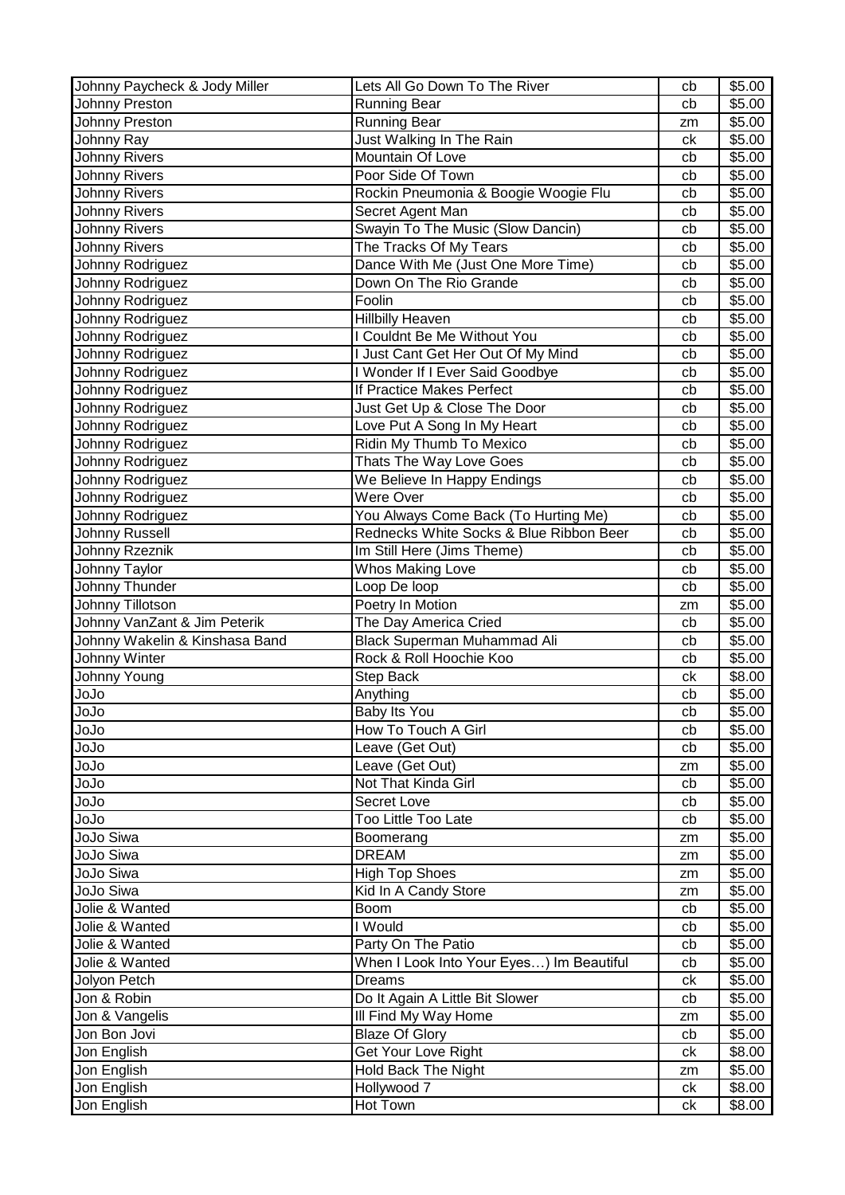| Johnny Paycheck & Jody Miller | Lets All Go Down To The River | cb | $5.00 |
|---|---|---|---|
| Johnny Preston | Running Bear | cb | $5.00 |
| Johnny Preston | Running Bear | zm | $5.00 |
| Johnny Ray | Just Walking In The Rain | ck | $5.00 |
| Johnny Rivers | Mountain Of Love | cb | $5.00 |
| Johnny Rivers | Poor Side Of Town | cb | $5.00 |
| Johnny Rivers | Rockin Pneumonia & Boogie Woogie Flu | cb | $5.00 |
| Johnny Rivers | Secret Agent Man | cb | $5.00 |
| Johnny Rivers | Swayin To The Music (Slow Dancin) | cb | $5.00 |
| Johnny Rivers | The Tracks Of My Tears | cb | $5.00 |
| Johnny Rodriguez | Dance With Me (Just One More Time) | cb | $5.00 |
| Johnny Rodriguez | Down On The Rio Grande | cb | $5.00 |
| Johnny Rodriguez | Foolin | cb | $5.00 |
| Johnny Rodriguez | Hillbilly Heaven | cb | $5.00 |
| Johnny Rodriguez | I Couldnt Be Me Without You | cb | $5.00 |
| Johnny Rodriguez | I Just Cant Get Her Out Of My Mind | cb | $5.00 |
| Johnny Rodriguez | I Wonder If I Ever Said Goodbye | cb | $5.00 |
| Johnny Rodriguez | If Practice Makes Perfect | cb | $5.00 |
| Johnny Rodriguez | Just Get Up & Close The Door | cb | $5.00 |
| Johnny Rodriguez | Love Put A Song In My Heart | cb | $5.00 |
| Johnny Rodriguez | Ridin My Thumb To Mexico | cb | $5.00 |
| Johnny Rodriguez | Thats The Way Love Goes | cb | $5.00 |
| Johnny Rodriguez | We Believe In Happy Endings | cb | $5.00 |
| Johnny Rodriguez | Were Over | cb | $5.00 |
| Johnny Rodriguez | You Always Come Back (To Hurting Me) | cb | $5.00 |
| Johnny Russell | Rednecks White Socks & Blue Ribbon Beer | cb | $5.00 |
| Johnny Rzeznik | Im Still Here (Jims Theme) | cb | $5.00 |
| Johnny Taylor | Whos Making Love | cb | $5.00 |
| Johnny Thunder | Loop De loop | cb | $5.00 |
| Johnny Tillotson | Poetry In Motion | zm | $5.00 |
| Johnny VanZant & Jim Peterik | The Day America Cried | cb | $5.00 |
| Johnny Wakelin & Kinshasa Band | Black Superman Muhammad Ali | cb | $5.00 |
| Johnny Winter | Rock & Roll Hoochie Koo | cb | $5.00 |
| Johnny Young | Step Back | ck | $8.00 |
| JoJo | Anything | cb | $5.00 |
| JoJo | Baby Its You | cb | $5.00 |
| JoJo | How To Touch A Girl | cb | $5.00 |
| JoJo | Leave (Get Out) | cb | $5.00 |
| JoJo | Leave (Get Out) | zm | $5.00 |
| JoJo | Not That Kinda Girl | cb | $5.00 |
| JoJo | Secret Love | cb | $5.00 |
| JoJo | Too Little Too Late | cb | $5.00 |
| JoJo Siwa | Boomerang | zm | $5.00 |
| JoJo Siwa | DREAM | zm | $5.00 |
| JoJo Siwa | High Top Shoes | zm | $5.00 |
| JoJo Siwa | Kid In A Candy Store | zm | $5.00 |
| Jolie & Wanted | Boom | cb | $5.00 |
| Jolie & Wanted | I Would | cb | $5.00 |
| Jolie & Wanted | Party On The Patio | cb | $5.00 |
| Jolie & Wanted | When I Look Into Your Eyes…) Im Beautiful | cb | $5.00 |
| Jolyon Petch | Dreams | ck | $5.00 |
| Jon & Robin | Do It Again A Little Bit Slower | cb | $5.00 |
| Jon & Vangelis | Ill Find My Way Home | zm | $5.00 |
| Jon Bon Jovi | Blaze Of Glory | cb | $5.00 |
| Jon English | Get Your Love Right | ck | $8.00 |
| Jon English | Hold Back The Night | zm | $5.00 |
| Jon English | Hollywood 7 | ck | $8.00 |
| Jon English | Hot Town | ck | $8.00 |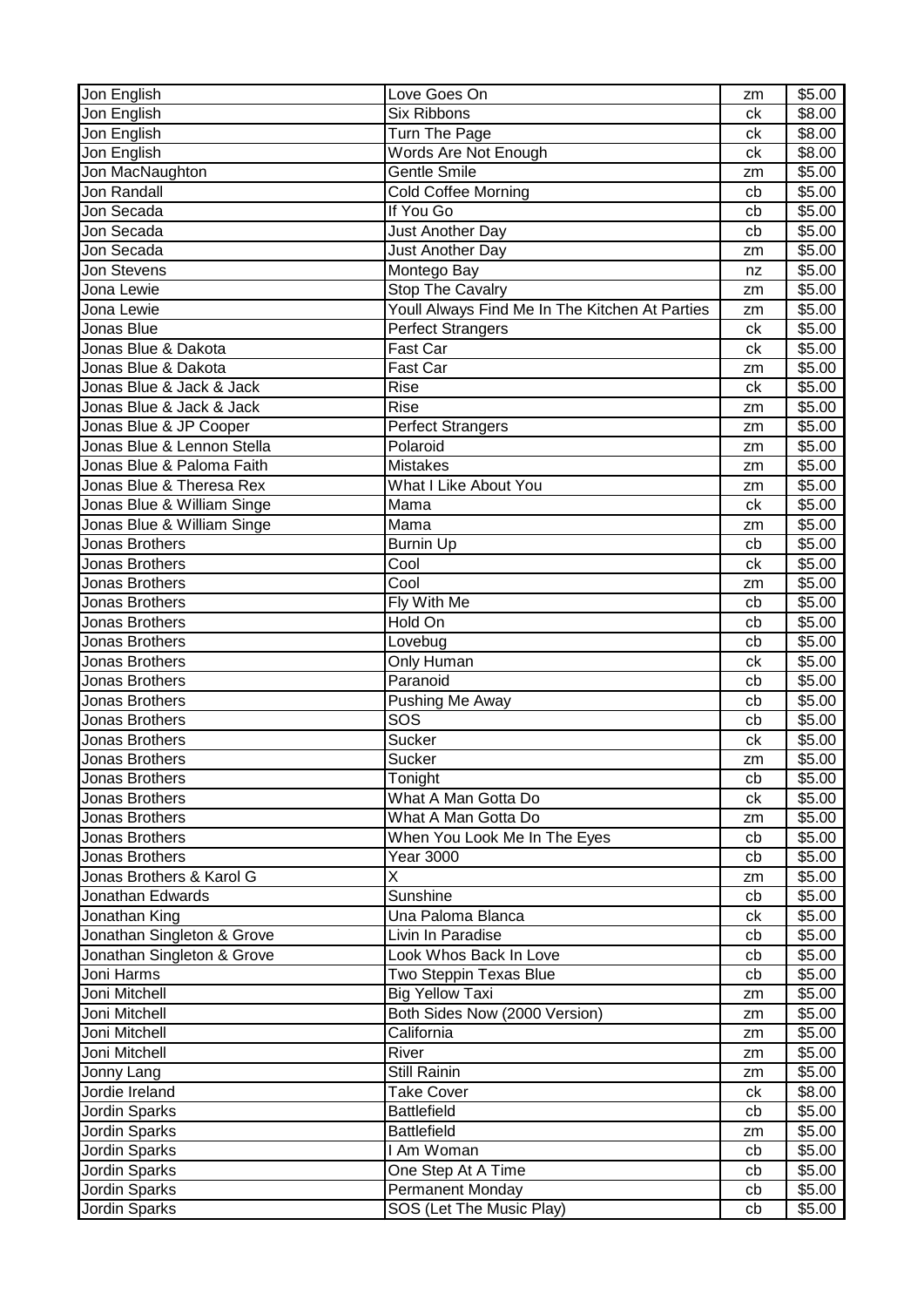| Jon English | Love Goes On | zm | $5.00 |
|---|---|---|---|
| Jon English | Six Ribbons | ck | $8.00 |
| Jon English | Turn The Page | ck | $8.00 |
| Jon English | Words Are Not Enough | ck | $8.00 |
| Jon MacNaughton | Gentle Smile | zm | $5.00 |
| Jon Randall | Cold Coffee Morning | cb | $5.00 |
| Jon Secada | If You Go | cb | $5.00 |
| Jon Secada | Just Another Day | cb | $5.00 |
| Jon Secada | Just Another Day | zm | $5.00 |
| Jon Stevens | Montego Bay | nz | $5.00 |
| Jona Lewie | Stop The Cavalry | zm | $5.00 |
| Jona Lewie | Youll Always Find Me In The Kitchen At Parties | zm | $5.00 |
| Jonas Blue | Perfect Strangers | ck | $5.00 |
| Jonas Blue & Dakota | Fast Car | ck | $5.00 |
| Jonas Blue & Dakota | Fast Car | zm | $5.00 |
| Jonas Blue & Jack & Jack | Rise | ck | $5.00 |
| Jonas Blue & Jack & Jack | Rise | zm | $5.00 |
| Jonas Blue & JP Cooper | Perfect Strangers | zm | $5.00 |
| Jonas Blue & Lennon Stella | Polaroid | zm | $5.00 |
| Jonas Blue & Paloma Faith | Mistakes | zm | $5.00 |
| Jonas Blue & Theresa Rex | What I Like About You | zm | $5.00 |
| Jonas Blue & William Singe | Mama | ck | $5.00 |
| Jonas Blue & William Singe | Mama | zm | $5.00 |
| Jonas Brothers | Burnin Up | cb | $5.00 |
| Jonas Brothers | Cool | ck | $5.00 |
| Jonas Brothers | Cool | zm | $5.00 |
| Jonas Brothers | Fly With Me | cb | $5.00 |
| Jonas Brothers | Hold On | cb | $5.00 |
| Jonas Brothers | Lovebug | cb | $5.00 |
| Jonas Brothers | Only Human | ck | $5.00 |
| Jonas Brothers | Paranoid | cb | $5.00 |
| Jonas Brothers | Pushing Me Away | cb | $5.00 |
| Jonas Brothers | SOS | cb | $5.00 |
| Jonas Brothers | Sucker | ck | $5.00 |
| Jonas Brothers | Sucker | zm | $5.00 |
| Jonas Brothers | Tonight | cb | $5.00 |
| Jonas Brothers | What A Man Gotta Do | ck | $5.00 |
| Jonas Brothers | What A Man Gotta Do | zm | $5.00 |
| Jonas Brothers | When You Look Me In The Eyes | cb | $5.00 |
| Jonas Brothers | Year 3000 | cb | $5.00 |
| Jonas Brothers & Karol G | X | zm | $5.00 |
| Jonathan Edwards | Sunshine | cb | $5.00 |
| Jonathan King | Una Paloma Blanca | ck | $5.00 |
| Jonathan Singleton & Grove | Livin In Paradise | cb | $5.00 |
| Jonathan Singleton & Grove | Look Whos Back In Love | cb | $5.00 |
| Joni Harms | Two Steppin Texas Blue | cb | $5.00 |
| Joni Mitchell | Big Yellow Taxi | zm | $5.00 |
| Joni Mitchell | Both Sides Now (2000 Version) | zm | $5.00 |
| Joni Mitchell | California | zm | $5.00 |
| Joni Mitchell | River | zm | $5.00 |
| Jonny Lang | Still Rainin | zm | $5.00 |
| Jordie Ireland | Take Cover | ck | $8.00 |
| Jordin Sparks | Battlefield | cb | $5.00 |
| Jordin Sparks | Battlefield | zm | $5.00 |
| Jordin Sparks | I Am Woman | cb | $5.00 |
| Jordin Sparks | One Step At A Time | cb | $5.00 |
| Jordin Sparks | Permanent Monday | cb | $5.00 |
| Jordin Sparks | SOS (Let The Music Play) | cb | $5.00 |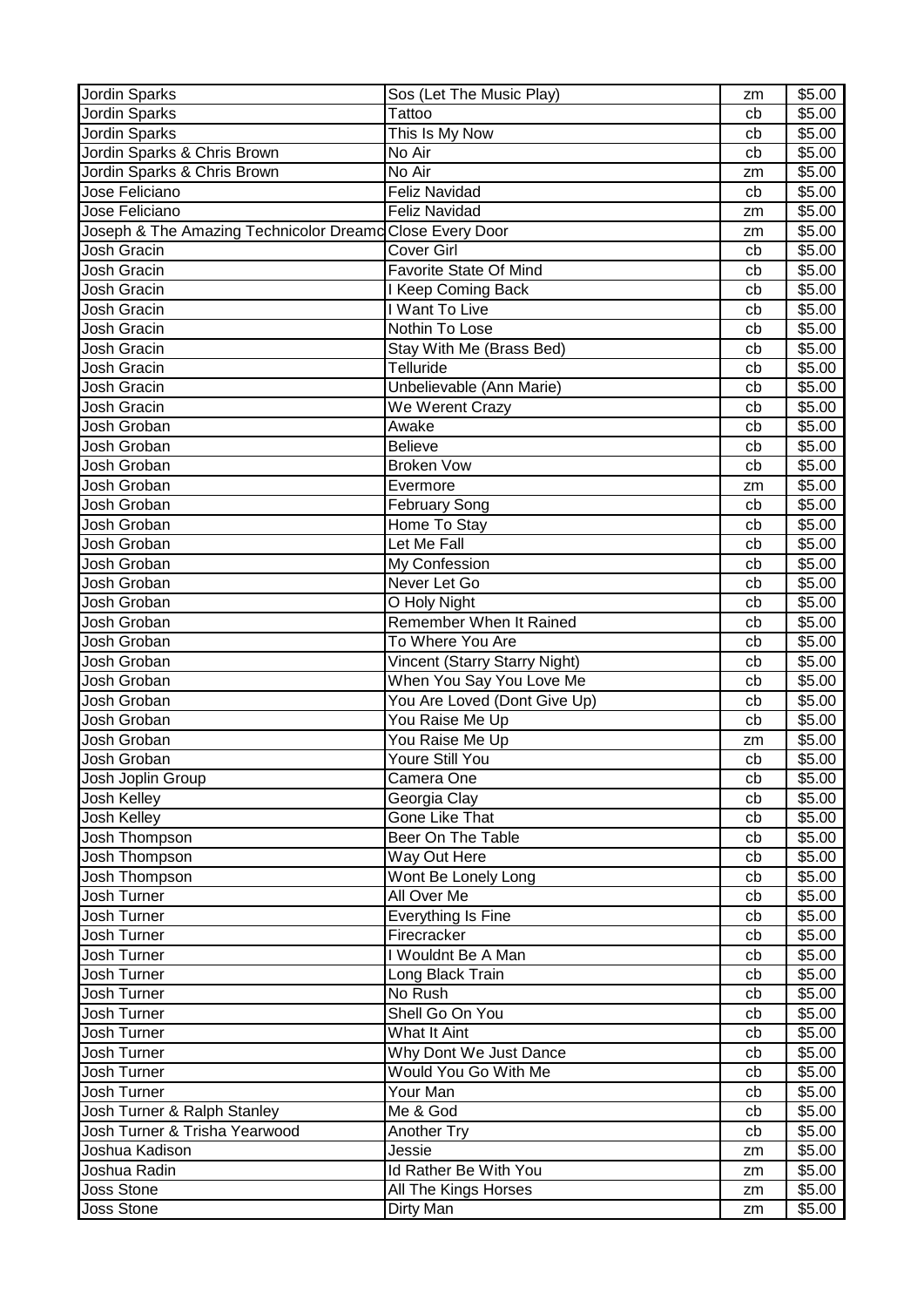| | | | |
|---|---|---|---|
| Jordin Sparks | Sos (Let The Music Play) | zm | $5.00 |
| Jordin Sparks | Tattoo | cb | $5.00 |
| Jordin Sparks | This Is My Now | cb | $5.00 |
| Jordin Sparks & Chris Brown | No Air | cb | $5.00 |
| Jordin Sparks & Chris Brown | No Air | zm | $5.00 |
| Jose Feliciano | Feliz Navidad | cb | $5.00 |
| Jose Feliciano | Feliz Navidad | zm | $5.00 |
| Joseph & The Amazing Technicolor Dreamc | Close Every Door | zm | $5.00 |
| Josh Gracin | Cover Girl | cb | $5.00 |
| Josh Gracin | Favorite State Of Mind | cb | $5.00 |
| Josh Gracin | I Keep Coming Back | cb | $5.00 |
| Josh Gracin | I Want To Live | cb | $5.00 |
| Josh Gracin | Nothin To Lose | cb | $5.00 |
| Josh Gracin | Stay With Me (Brass Bed) | cb | $5.00 |
| Josh Gracin | Telluride | cb | $5.00 |
| Josh Gracin | Unbelievable (Ann Marie) | cb | $5.00 |
| Josh Gracin | We Werent Crazy | cb | $5.00 |
| Josh Groban | Awake | cb | $5.00 |
| Josh Groban | Believe | cb | $5.00 |
| Josh Groban | Broken Vow | cb | $5.00 |
| Josh Groban | Evermore | zm | $5.00 |
| Josh Groban | February Song | cb | $5.00 |
| Josh Groban | Home To Stay | cb | $5.00 |
| Josh Groban | Let Me Fall | cb | $5.00 |
| Josh Groban | My Confession | cb | $5.00 |
| Josh Groban | Never Let Go | cb | $5.00 |
| Josh Groban | O Holy Night | cb | $5.00 |
| Josh Groban | Remember When It Rained | cb | $5.00 |
| Josh Groban | To Where You Are | cb | $5.00 |
| Josh Groban | Vincent (Starry Starry Night) | cb | $5.00 |
| Josh Groban | When You Say You Love Me | cb | $5.00 |
| Josh Groban | You Are Loved (Dont Give Up) | cb | $5.00 |
| Josh Groban | You Raise Me Up | cb | $5.00 |
| Josh Groban | You Raise Me Up | zm | $5.00 |
| Josh Groban | Youre Still You | cb | $5.00 |
| Josh Joplin Group | Camera One | cb | $5.00 |
| Josh Kelley | Georgia Clay | cb | $5.00 |
| Josh Kelley | Gone Like That | cb | $5.00 |
| Josh Thompson | Beer On The Table | cb | $5.00 |
| Josh Thompson | Way Out Here | cb | $5.00 |
| Josh Thompson | Wont Be Lonely Long | cb | $5.00 |
| Josh Turner | All Over Me | cb | $5.00 |
| Josh Turner | Everything Is Fine | cb | $5.00 |
| Josh Turner | Firecracker | cb | $5.00 |
| Josh Turner | I Wouldnt Be A Man | cb | $5.00 |
| Josh Turner | Long Black Train | cb | $5.00 |
| Josh Turner | No Rush | cb | $5.00 |
| Josh Turner | Shell Go On You | cb | $5.00 |
| Josh Turner | What It Aint | cb | $5.00 |
| Josh Turner | Why Dont We Just Dance | cb | $5.00 |
| Josh Turner | Would You Go With Me | cb | $5.00 |
| Josh Turner | Your Man | cb | $5.00 |
| Josh Turner & Ralph Stanley | Me & God | cb | $5.00 |
| Josh Turner & Trisha Yearwood | Another Try | cb | $5.00 |
| Joshua Kadison | Jessie | zm | $5.00 |
| Joshua Radin | Id Rather Be With You | zm | $5.00 |
| Joss Stone | All The Kings Horses | zm | $5.00 |
| Joss Stone | Dirty Man | zm | $5.00 |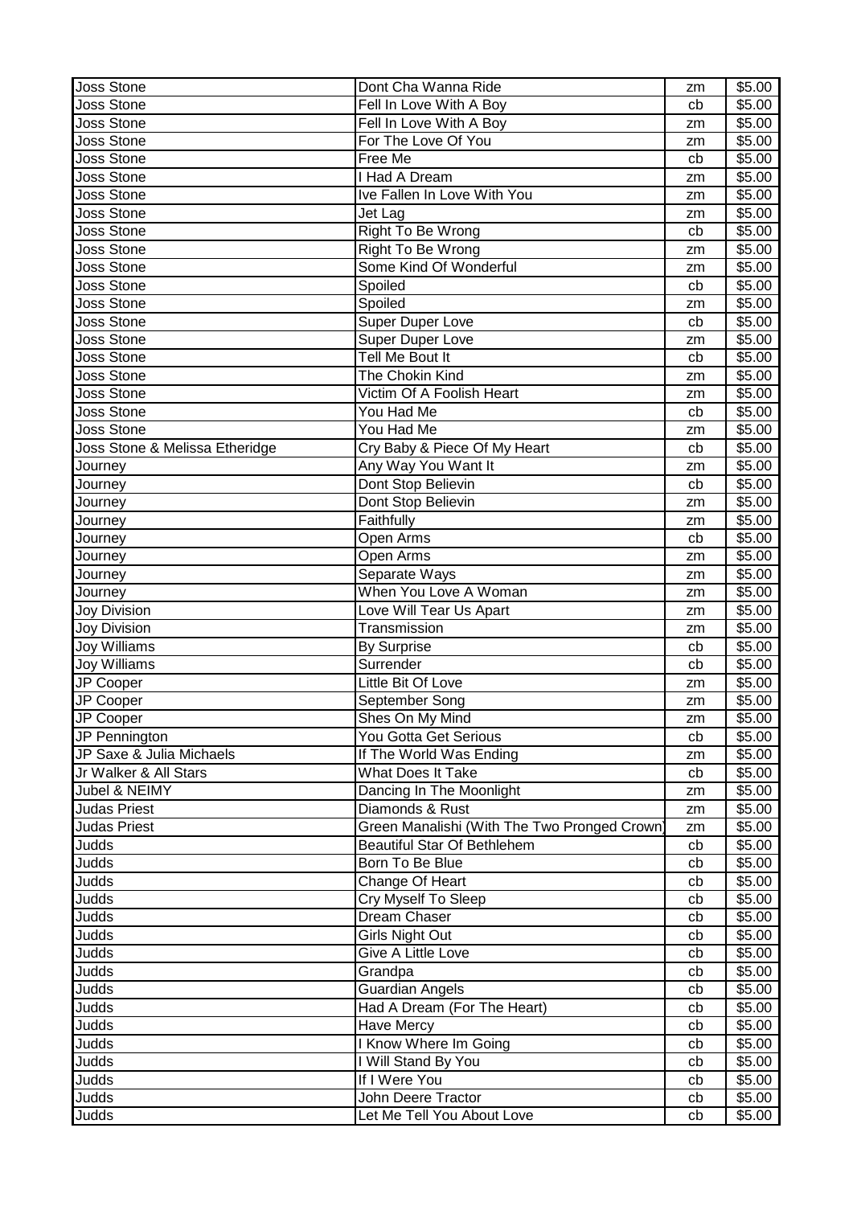| Joss Stone | Dont Cha Wanna Ride | zm | $5.00 |
|---|---|---|---|
| Joss Stone | Fell In Love With A Boy | cb | $5.00 |
| Joss Stone | Fell In Love With A Boy | zm | $5.00 |
| Joss Stone | For The Love Of You | zm | $5.00 |
| Joss Stone | Free Me | cb | $5.00 |
| Joss Stone | I Had A Dream | zm | $5.00 |
| Joss Stone | Ive Fallen In Love With You | zm | $5.00 |
| Joss Stone | Jet Lag | zm | $5.00 |
| Joss Stone | Right To Be Wrong | cb | $5.00 |
| Joss Stone | Right To Be Wrong | zm | $5.00 |
| Joss Stone | Some Kind Of Wonderful | zm | $5.00 |
| Joss Stone | Spoiled | cb | $5.00 |
| Joss Stone | Spoiled | zm | $5.00 |
| Joss Stone | Super Duper Love | cb | $5.00 |
| Joss Stone | Super Duper Love | zm | $5.00 |
| Joss Stone | Tell Me Bout It | cb | $5.00 |
| Joss Stone | The Chokin Kind | zm | $5.00 |
| Joss Stone | Victim Of A Foolish Heart | zm | $5.00 |
| Joss Stone | You Had Me | cb | $5.00 |
| Joss Stone | You Had Me | zm | $5.00 |
| Joss Stone & Melissa Etheridge | Cry Baby & Piece Of My Heart | cb | $5.00 |
| Journey | Any Way You Want It | zm | $5.00 |
| Journey | Dont Stop Believin | cb | $5.00 |
| Journey | Dont Stop Believin | zm | $5.00 |
| Journey | Faithfully | zm | $5.00 |
| Journey | Open Arms | cb | $5.00 |
| Journey | Open Arms | zm | $5.00 |
| Journey | Separate Ways | zm | $5.00 |
| Journey | When You Love A Woman | zm | $5.00 |
| Joy Division | Love Will Tear Us Apart | zm | $5.00 |
| Joy Division | Transmission | zm | $5.00 |
| Joy Williams | By Surprise | cb | $5.00 |
| Joy Williams | Surrender | cb | $5.00 |
| JP Cooper | Little Bit Of Love | zm | $5.00 |
| JP Cooper | September Song | zm | $5.00 |
| JP Cooper | Shes On My Mind | zm | $5.00 |
| JP Pennington | You Gotta Get Serious | cb | $5.00 |
| JP Saxe & Julia Michaels | If The World Was Ending | zm | $5.00 |
| Jr Walker & All Stars | What Does It Take | cb | $5.00 |
| Jubel & NEIMY | Dancing In The Moonlight | zm | $5.00 |
| Judas Priest | Diamonds & Rust | zm | $5.00 |
| Judas Priest | Green Manalishi (With The Two Pronged Crown) | zm | $5.00 |
| Judds | Beautiful Star Of Bethlehem | cb | $5.00 |
| Judds | Born To Be Blue | cb | $5.00 |
| Judds | Change Of Heart | cb | $5.00 |
| Judds | Cry Myself To Sleep | cb | $5.00 |
| Judds | Dream Chaser | cb | $5.00 |
| Judds | Girls Night Out | cb | $5.00 |
| Judds | Give A Little Love | cb | $5.00 |
| Judds | Grandpa | cb | $5.00 |
| Judds | Guardian Angels | cb | $5.00 |
| Judds | Had A Dream (For The Heart) | cb | $5.00 |
| Judds | Have Mercy | cb | $5.00 |
| Judds | I Know Where Im Going | cb | $5.00 |
| Judds | I Will Stand By You | cb | $5.00 |
| Judds | If I Were You | cb | $5.00 |
| Judds | John Deere Tractor | cb | $5.00 |
| Judds | Let Me Tell You About Love | cb | $5.00 |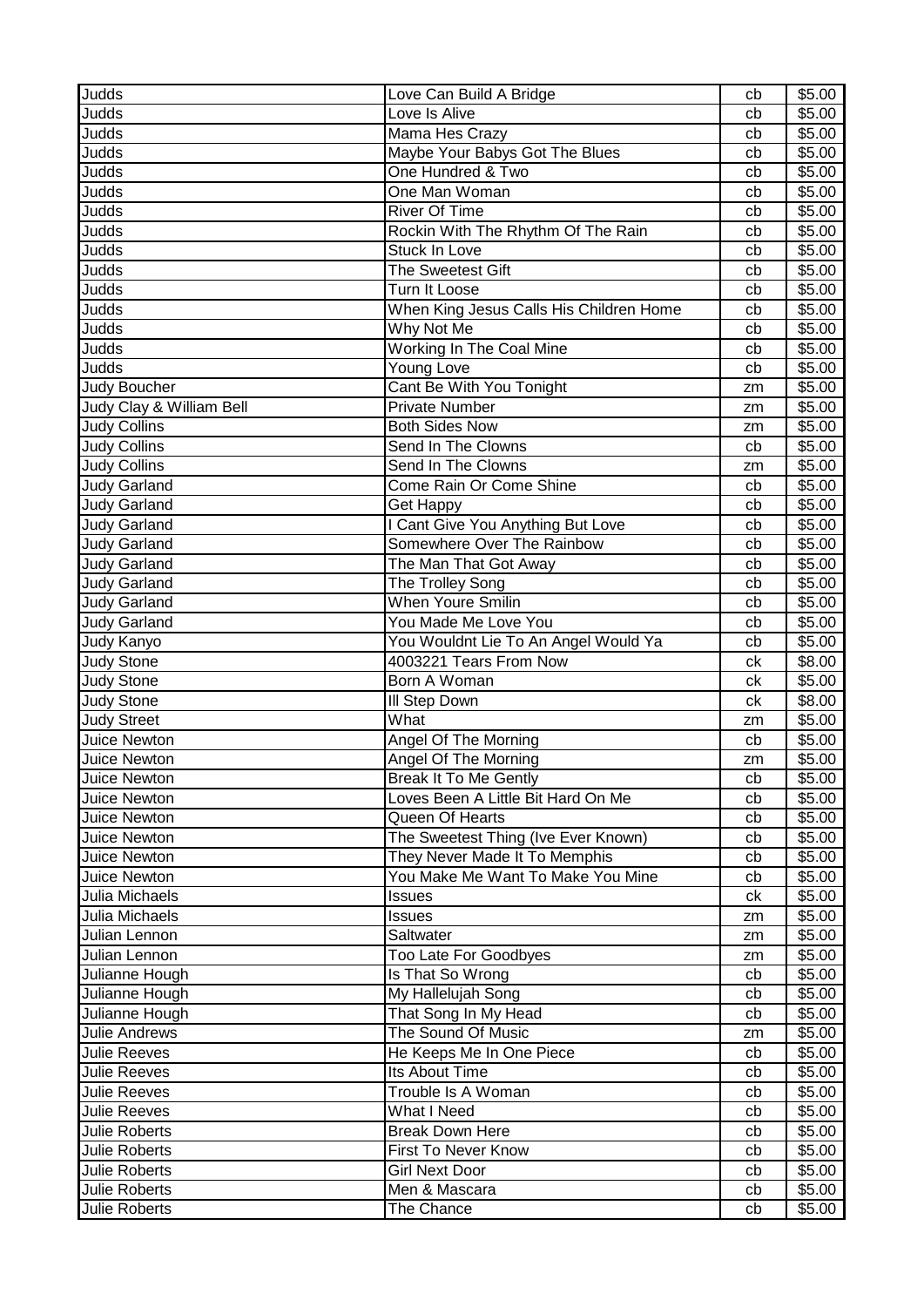| Judds | Love Can Build A Bridge | cb | $5.00 |
|---|---|---|---|
| Judds | Love Is Alive | cb | $5.00 |
| Judds | Mama Hes Crazy | cb | $5.00 |
| Judds | Maybe Your Babys Got The Blues | cb | $5.00 |
| Judds | One Hundred & Two | cb | $5.00 |
| Judds | One Man Woman | cb | $5.00 |
| Judds | River Of Time | cb | $5.00 |
| Judds | Rockin With The Rhythm Of The Rain | cb | $5.00 |
| Judds | Stuck In Love | cb | $5.00 |
| Judds | The Sweetest Gift | cb | $5.00 |
| Judds | Turn It Loose | cb | $5.00 |
| Judds | When King Jesus Calls His Children Home | cb | $5.00 |
| Judds | Why Not Me | cb | $5.00 |
| Judds | Working In The Coal Mine | cb | $5.00 |
| Judds | Young Love | cb | $5.00 |
| Judy Boucher | Cant Be With You Tonight | zm | $5.00 |
| Judy Clay & William Bell | Private Number | zm | $5.00 |
| Judy Collins | Both Sides Now | zm | $5.00 |
| Judy Collins | Send In The Clowns | cb | $5.00 |
| Judy Collins | Send In The Clowns | zm | $5.00 |
| Judy Garland | Come Rain Or Come Shine | cb | $5.00 |
| Judy Garland | Get Happy | cb | $5.00 |
| Judy Garland | I Cant Give You Anything But Love | cb | $5.00 |
| Judy Garland | Somewhere Over The Rainbow | cb | $5.00 |
| Judy Garland | The Man That Got Away | cb | $5.00 |
| Judy Garland | The Trolley Song | cb | $5.00 |
| Judy Garland | When Youre Smilin | cb | $5.00 |
| Judy Garland | You Made Me Love You | cb | $5.00 |
| Judy Kanyo | You Wouldnt Lie To An Angel Would Ya | cb | $5.00 |
| Judy Stone | 4003221 Tears From Now | ck | $8.00 |
| Judy Stone | Born A Woman | ck | $5.00 |
| Judy Stone | Ill Step Down | ck | $8.00 |
| Judy Street | What | zm | $5.00 |
| Juice Newton | Angel Of The Morning | cb | $5.00 |
| Juice Newton | Angel Of The Morning | zm | $5.00 |
| Juice Newton | Break It To Me Gently | cb | $5.00 |
| Juice Newton | Loves Been A Little Bit Hard On Me | cb | $5.00 |
| Juice Newton | Queen Of Hearts | cb | $5.00 |
| Juice Newton | The Sweetest Thing (Ive Ever Known) | cb | $5.00 |
| Juice Newton | They Never Made It To Memphis | cb | $5.00 |
| Juice Newton | You Make Me Want To Make You Mine | cb | $5.00 |
| Julia Michaels | Issues | ck | $5.00 |
| Julia Michaels | Issues | zm | $5.00 |
| Julian Lennon | Saltwater | zm | $5.00 |
| Julian Lennon | Too Late For Goodbyes | zm | $5.00 |
| Julianne Hough | Is That So Wrong | cb | $5.00 |
| Julianne Hough | My Hallelujah Song | cb | $5.00 |
| Julianne Hough | That Song In My Head | cb | $5.00 |
| Julie Andrews | The Sound Of Music | zm | $5.00 |
| Julie Reeves | He Keeps Me In One Piece | cb | $5.00 |
| Julie Reeves | Its About Time | cb | $5.00 |
| Julie Reeves | Trouble Is A Woman | cb | $5.00 |
| Julie Reeves | What I Need | cb | $5.00 |
| Julie Roberts | Break Down Here | cb | $5.00 |
| Julie Roberts | First To Never Know | cb | $5.00 |
| Julie Roberts | Girl Next Door | cb | $5.00 |
| Julie Roberts | Men & Mascara | cb | $5.00 |
| Julie Roberts | The Chance | cb | $5.00 |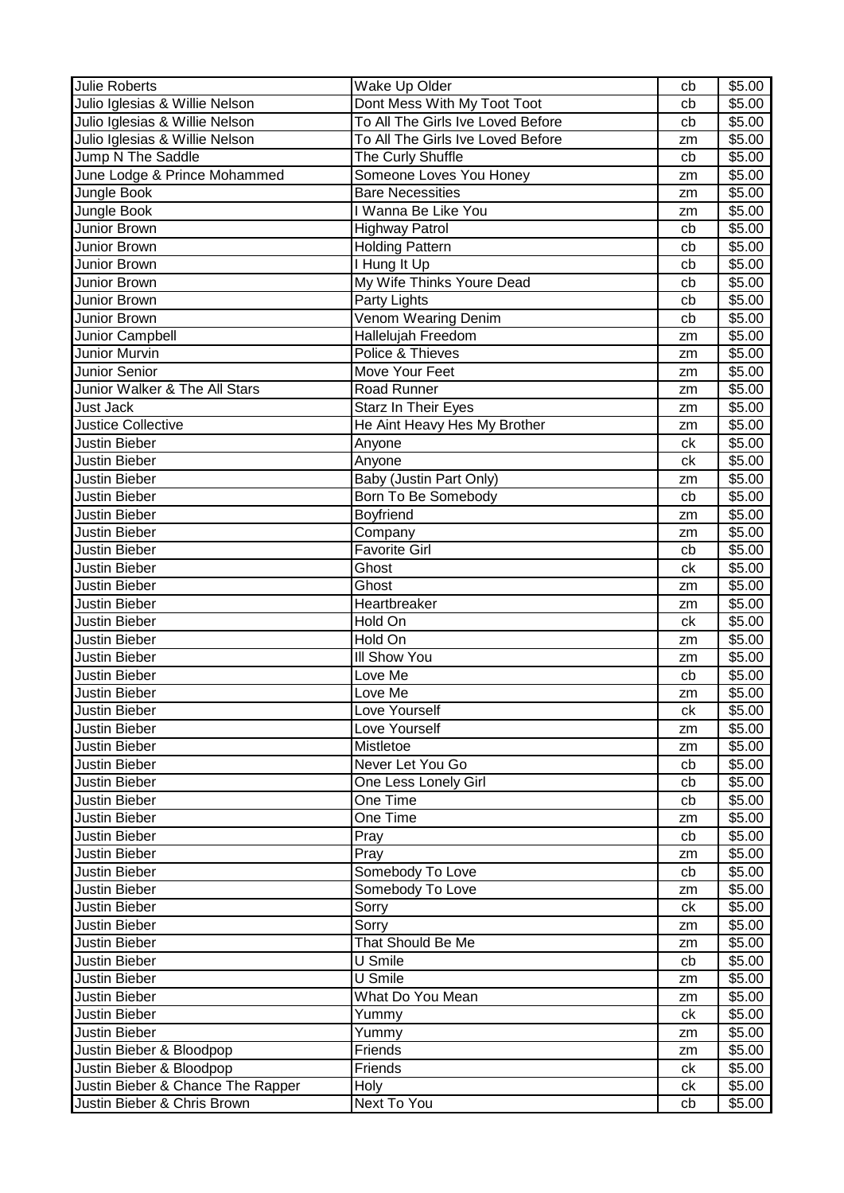| Julie Roberts | Wake Up Older | cb | $5.00 |
|---|---|---|---|
| Julio Iglesias & Willie Nelson | Dont Mess With My Toot Toot | cb | $5.00 |
| Julio Iglesias & Willie Nelson | To All The Girls Ive Loved Before | cb | $5.00 |
| Julio Iglesias & Willie Nelson | To All The Girls Ive Loved Before | zm | $5.00 |
| Jump N The Saddle | The Curly Shuffle | cb | $5.00 |
| June Lodge & Prince Mohammed | Someone Loves You Honey | zm | $5.00 |
| Jungle Book | Bare Necessities | zm | $5.00 |
| Jungle Book | I Wanna Be Like You | zm | $5.00 |
| Junior Brown | Highway Patrol | cb | $5.00 |
| Junior Brown | Holding Pattern | cb | $5.00 |
| Junior Brown | I Hung It Up | cb | $5.00 |
| Junior Brown | My Wife Thinks Youre Dead | cb | $5.00 |
| Junior Brown | Party Lights | cb | $5.00 |
| Junior Brown | Venom Wearing Denim | cb | $5.00 |
| Junior Campbell | Hallelujah Freedom | zm | $5.00 |
| Junior Murvin | Police & Thieves | zm | $5.00 |
| Junior Senior | Move Your Feet | zm | $5.00 |
| Junior Walker & The All Stars | Road Runner | zm | $5.00 |
| Just Jack | Starz In Their Eyes | zm | $5.00 |
| Justice Collective | He Aint Heavy Hes My Brother | zm | $5.00 |
| Justin Bieber | Anyone | ck | $5.00 |
| Justin Bieber | Anyone | ck | $5.00 |
| Justin Bieber | Baby (Justin Part Only) | zm | $5.00 |
| Justin Bieber | Born To Be Somebody | cb | $5.00 |
| Justin Bieber | Boyfriend | zm | $5.00 |
| Justin Bieber | Company | zm | $5.00 |
| Justin Bieber | Favorite Girl | cb | $5.00 |
| Justin Bieber | Ghost | ck | $5.00 |
| Justin Bieber | Ghost | zm | $5.00 |
| Justin Bieber | Heartbreaker | zm | $5.00 |
| Justin Bieber | Hold On | ck | $5.00 |
| Justin Bieber | Hold On | zm | $5.00 |
| Justin Bieber | Ill Show You | zm | $5.00 |
| Justin Bieber | Love Me | cb | $5.00 |
| Justin Bieber | Love Me | zm | $5.00 |
| Justin Bieber | Love Yourself | ck | $5.00 |
| Justin Bieber | Love Yourself | zm | $5.00 |
| Justin Bieber | Mistletoe | zm | $5.00 |
| Justin Bieber | Never Let You Go | cb | $5.00 |
| Justin Bieber | One Less Lonely Girl | cb | $5.00 |
| Justin Bieber | One Time | cb | $5.00 |
| Justin Bieber | One Time | zm | $5.00 |
| Justin Bieber | Pray | cb | $5.00 |
| Justin Bieber | Pray | zm | $5.00 |
| Justin Bieber | Somebody To Love | cb | $5.00 |
| Justin Bieber | Somebody To Love | zm | $5.00 |
| Justin Bieber | Sorry | ck | $5.00 |
| Justin Bieber | Sorry | zm | $5.00 |
| Justin Bieber | That Should Be Me | zm | $5.00 |
| Justin Bieber | U Smile | cb | $5.00 |
| Justin Bieber | U Smile | zm | $5.00 |
| Justin Bieber | What Do You Mean | zm | $5.00 |
| Justin Bieber | Yummy | ck | $5.00 |
| Justin Bieber | Yummy | zm | $5.00 |
| Justin Bieber & Bloodpop | Friends | zm | $5.00 |
| Justin Bieber & Bloodpop | Friends | ck | $5.00 |
| Justin Bieber & Chance The Rapper | Holy | ck | $5.00 |
| Justin Bieber & Chris Brown | Next To You | cb | $5.00 |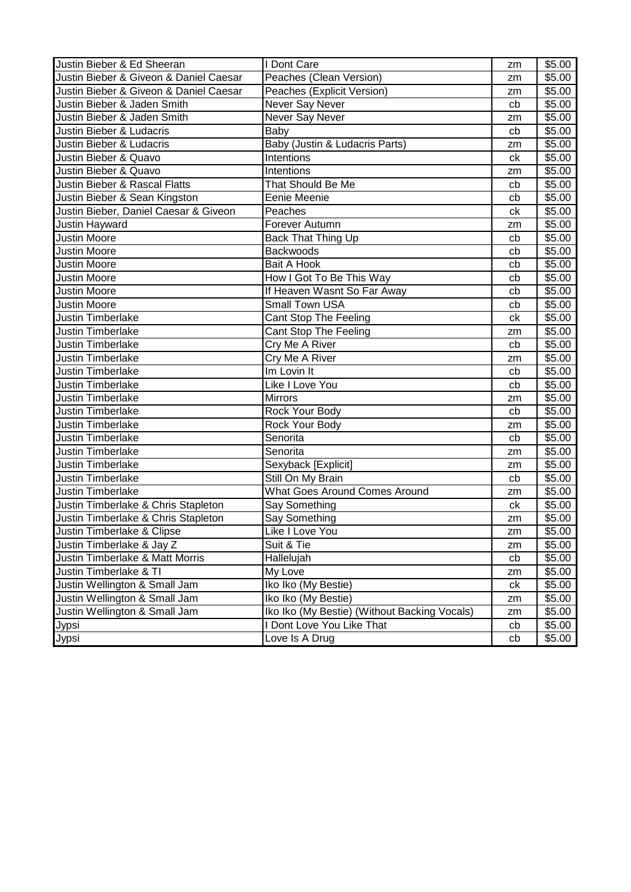| | | | |
|---|---|---|---|
| Justin Bieber & Ed Sheeran | I Dont Care | zm | $5.00 |
| Justin Bieber & Giveon & Daniel Caesar | Peaches (Clean Version) | zm | $5.00 |
| Justin Bieber & Giveon & Daniel Caesar | Peaches (Explicit Version) | zm | $5.00 |
| Justin Bieber & Jaden Smith | Never Say Never | cb | $5.00 |
| Justin Bieber & Jaden Smith | Never Say Never | zm | $5.00 |
| Justin Bieber & Ludacris | Baby | cb | $5.00 |
| Justin Bieber & Ludacris | Baby (Justin & Ludacris Parts) | zm | $5.00 |
| Justin Bieber & Quavo | Intentions | ck | $5.00 |
| Justin Bieber & Quavo | Intentions | zm | $5.00 |
| Justin Bieber & Rascal Flatts | That Should Be Me | cb | $5.00 |
| Justin Bieber & Sean Kingston | Eenie Meenie | cb | $5.00 |
| Justin Bieber, Daniel Caesar & Giveon | Peaches | ck | $5.00 |
| Justin Hayward | Forever Autumn | zm | $5.00 |
| Justin Moore | Back That Thing Up | cb | $5.00 |
| Justin Moore | Backwoods | cb | $5.00 |
| Justin Moore | Bait A Hook | cb | $5.00 |
| Justin Moore | How I Got To Be This Way | cb | $5.00 |
| Justin Moore | If Heaven Wasnt So Far Away | cb | $5.00 |
| Justin Moore | Small Town USA | cb | $5.00 |
| Justin Timberlake | Cant Stop The Feeling | ck | $5.00 |
| Justin Timberlake | Cant Stop The Feeling | zm | $5.00 |
| Justin Timberlake | Cry Me A River | cb | $5.00 |
| Justin Timberlake | Cry Me A River | zm | $5.00 |
| Justin Timberlake | Im Lovin It | cb | $5.00 |
| Justin Timberlake | Like I Love You | cb | $5.00 |
| Justin Timberlake | Mirrors | zm | $5.00 |
| Justin Timberlake | Rock Your Body | cb | $5.00 |
| Justin Timberlake | Rock Your Body | zm | $5.00 |
| Justin Timberlake | Senorita | cb | $5.00 |
| Justin Timberlake | Senorita | zm | $5.00 |
| Justin Timberlake | Sexyback [Explicit] | zm | $5.00 |
| Justin Timberlake | Still On My Brain | cb | $5.00 |
| Justin Timberlake | What Goes Around Comes Around | zm | $5.00 |
| Justin Timberlake & Chris Stapleton | Say Something | ck | $5.00 |
| Justin Timberlake & Chris Stapleton | Say Something | zm | $5.00 |
| Justin Timberlake & Clipse | Like I Love You | zm | $5.00 |
| Justin Timberlake & Jay Z | Suit & Tie | zm | $5.00 |
| Justin Timberlake & Matt Morris | Hallelujah | cb | $5.00 |
| Justin Timberlake & TI | My Love | zm | $5.00 |
| Justin Wellington & Small Jam | Iko Iko (My Bestie) | ck | $5.00 |
| Justin Wellington & Small Jam | Iko Iko (My Bestie) | zm | $5.00 |
| Justin Wellington & Small Jam | Iko Iko (My Bestie) (Without Backing Vocals) | zm | $5.00 |
| Jypsi | I Dont Love You Like That | cb | $5.00 |
| Jypsi | Love Is A Drug | cb | $5.00 |